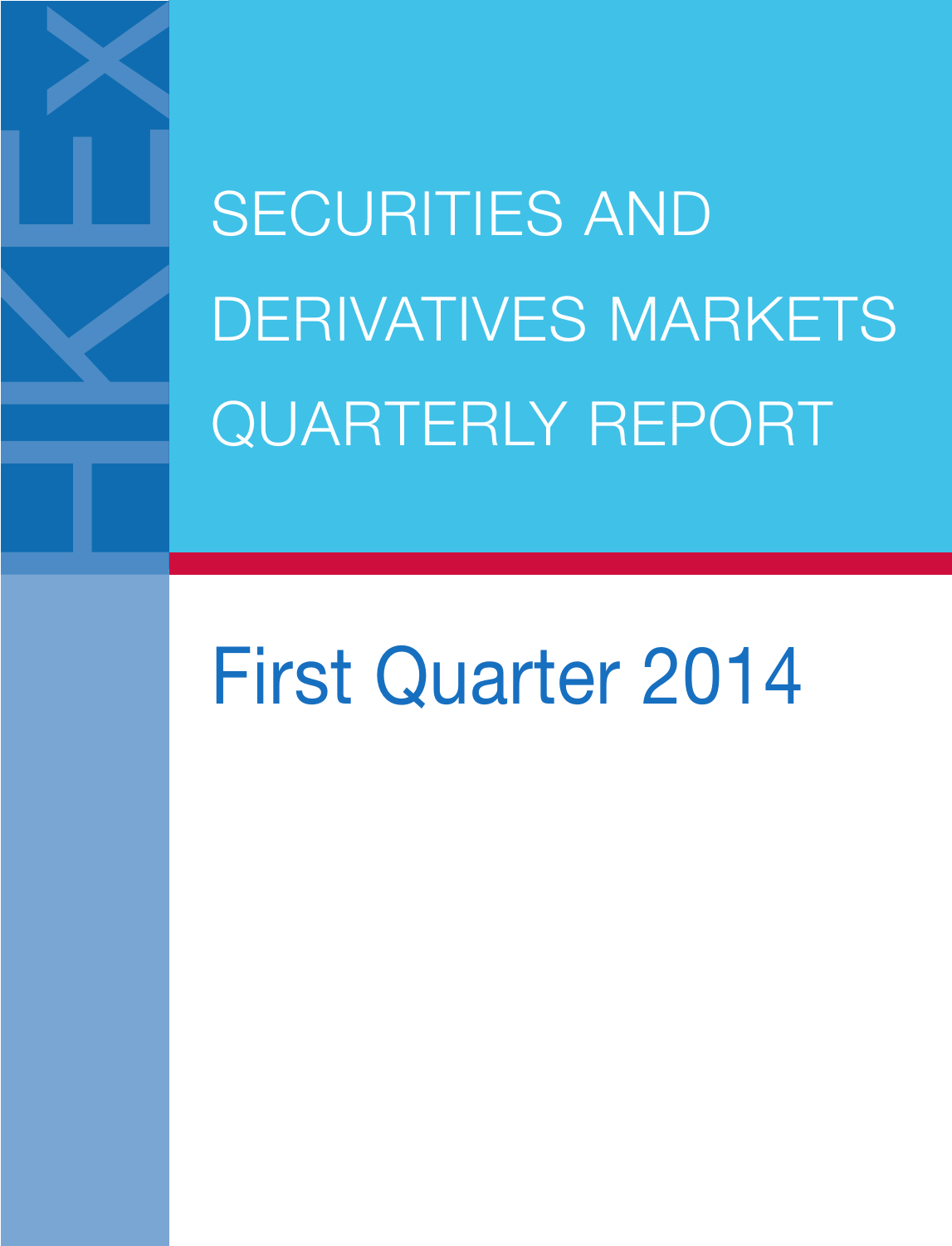# SECURITIES AND DERIVATIVES MARKETS QUARTERLY REPORT

## First Quarter 2014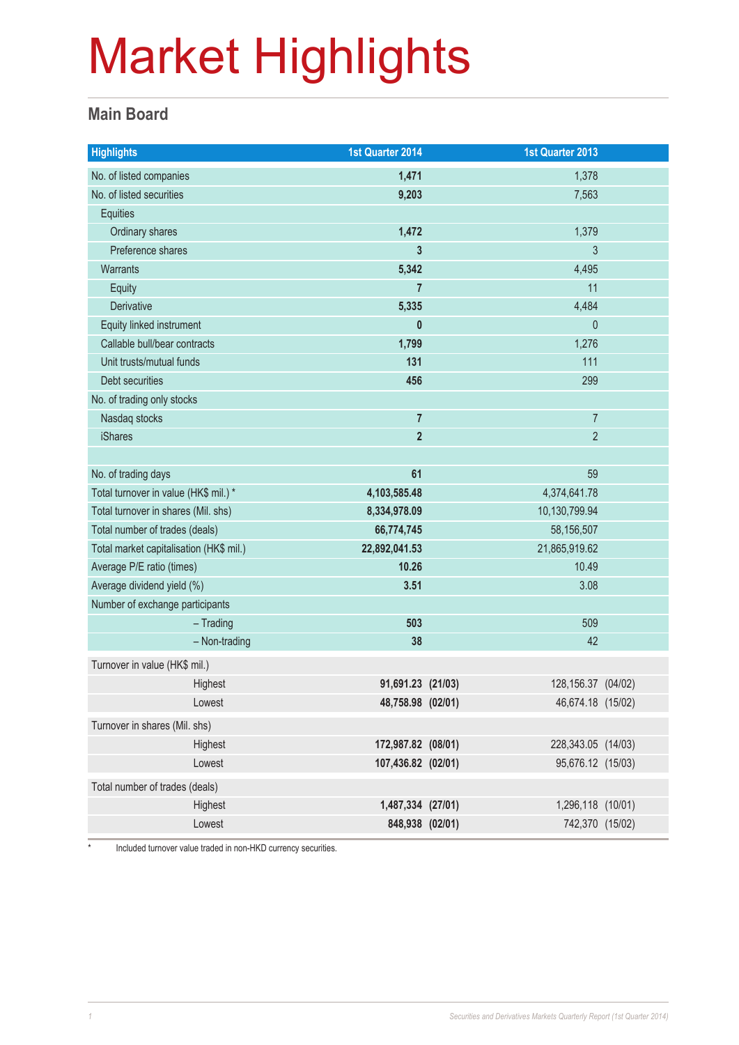# Market Highlights

## Main Board

| Highlights | 1st Quarter 2014 | | 1st Quarter 2013 | |
|---|---|---|---|---|
| No. of listed companies | **1,471** | | 1,378 | |
| No. of listed securities | **9,203** | | 7,563 | |
| Equities | | | | |
| Ordinary shares | **1,472** | | 1,379 | |
| Preference shares | **3** | | 3 | |
| Warrants | **5,342** | | 4,495 | |
| Equity | **7** | | 11 | |
| Derivative | **5,335** | | 4,484 | |
| Equity linked instrument | **0** | | 0 | |
| Callable bull/bear contracts | **1,799** | | 1,276 | |
| Unit trusts/mutual funds | **131** | | 111 | |
| Debt securities | **456** | | 299 | |
| No. of trading only stocks | | | | |
| Nasdaq stocks | **7** | | 7 | |
| iShares | **2** | | 2 | |
| | | | | |
| No. of trading days | **61** | | 59 | |
| Total turnover in value (HK$ mil.) * | **4,103,585.48** | | 4,374,641.78 | |
| Total turnover in shares (Mil. shs) | **8,334,978.09** | | 10,130,799.94 | |
| Total number of trades (deals) | **66,774,745** | | 58,156,507 | |
| Total market capitalisation (HK$ mil.) | **22,892,041.53** | | 21,865,919.62 | |
| Average P/E ratio (times) | **10.26** | | 10.49 | |
| Average dividend yield (%) | **3.51** | | 3.08 | |
| Number of exchange participants | | | | |
| – Trading | **503** | | 509 | |
| – Non-trading | **38** | | 42 | |
| Turnover in value (HK$ mil.) | | | | |
| Highest | **91,691.23** | **(21/03)** | 128,156.37 | (04/02) |
| Lowest | **48,758.98** | **(02/01)** | 46,674.18 | (15/02) |
| Turnover in shares (Mil. shs) | | | | |
| Highest | **172,987.82** | **(08/01)** | 228,343.05 | (14/03) |
| Lowest | **107,436.82** | **(02/01)** | 95,676.12 | (15/03) |
| Total number of trades (deals) | | | | |
| Highest | **1,487,334** | **(27/01)** | 1,296,118 | (10/01) |
| Lowest | **848,938** | **(02/01)** | 742,370 | (15/02) |

\* Included turnover value traded in non-HKD currency securities.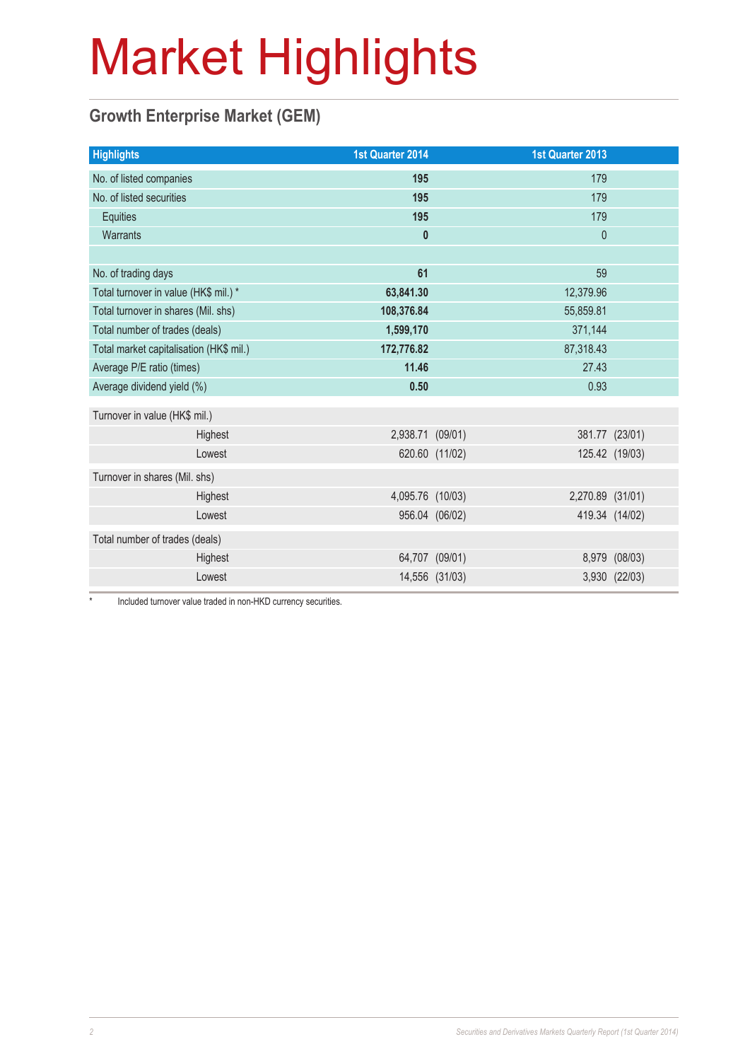# Market Highlights

## Growth Enterprise Market (GEM)

| Highlights | 1st Quarter 2014 | | 1st Quarter 2013 | |
|---|---|---|---|---|
| No. of listed companies | **195** | | 179 | |
| No. of listed securities | **195** | | 179 | |
| Equities | **195** | | 179 | |
| Warrants | **0** | | 0 | |
| | | | | |
| No. of trading days | **61** | | 59 | |
| Total turnover in value (HK$ mil.) * | **63,841.30** | | 12,379.96 | |
| Total turnover in shares (Mil. shs) | **108,376.84** | | 55,859.81 | |
| Total number of trades (deals) | **1,599,170** | | 371,144 | |
| Total market capitalisation (HK$ mil.) | **172,776.82** | | 87,318.43 | |
| Average P/E ratio (times) | **11.46** | | 27.43 | |
| Average dividend yield (%) | **0.50** | | 0.93 | |
| Turnover in value (HK$ mil.) | | | | |
| Highest | 2,938.71 | (09/01) | 381.77 | (23/01) |
| Lowest | 620.60 | (11/02) | 125.42 | (19/03) |
| Turnover in shares (Mil. shs) | | | | |
| Highest | 4,095.76 | (10/03) | 2,270.89 | (31/01) |
| Lowest | 956.04 | (06/02) | 419.34 | (14/02) |
| Total number of trades (deals) | | | | |
| Highest | 64,707 | (09/01) | 8,979 | (08/03) |
| Lowest | 14,556 | (31/03) | 3,930 | (22/03) |

* Included turnover value traded in non-HKD currency securities.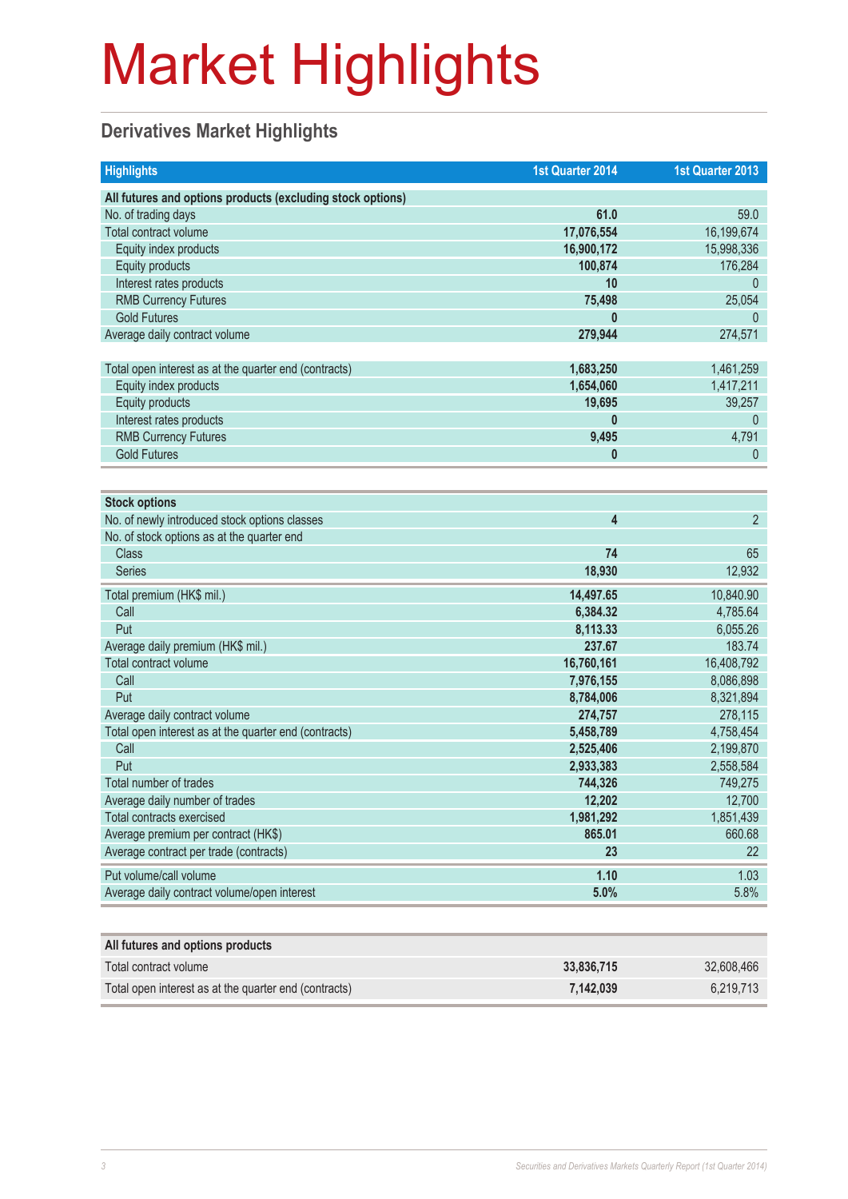# Market Highlights

## Derivatives Market Highlights

| Highlights | 1st Quarter 2014 | 1st Quarter 2013 |
|---|---|---|
| **All futures and options products (excluding stock options)** | | |
| No. of trading days | **61.0** | 59.0 |
| Total contract volume | **17,076,554** | 16,199,674 |
| Equity index products | **16,900,172** | 15,998,336 |
| Equity products | **100,874** | 176,284 |
| Interest rates products | **10** | 0 |
| RMB Currency Futures | **75,498** | 25,054 |
| Gold Futures | **0** | 0 |
| Average daily contract volume | **279,944** | 274,571 |
| | | |
| Total open interest as at the quarter end (contracts) | **1,683,250** | 1,461,259 |
| Equity index products | **1,654,060** | 1,417,211 |
| Equity products | **19,695** | 39,257 |
| Interest rates products | **0** | 0 |
| RMB Currency Futures | **9,495** | 4,791 |
| Gold Futures | **0** | 0 |

| | | |
|---|---|---|
| **Stock options** | | |
| No. of newly introduced stock options classes | **4** | 2 |
| No. of stock options as at the quarter end | | |
| Class | **74** | 65 |
| Series | **18,930** | 12,932 |
| Total premium (HK$ mil.) | **14,497.65** | 10,840.90 |
| Call | **6,384.32** | 4,785.64 |
| Put | **8,113.33** | 6,055.26 |
| Average daily premium (HK$ mil.) | **237.67** | 183.74 |
| Total contract volume | **16,760,161** | 16,408,792 |
| Call | **7,976,155** | 8,086,898 |
| Put | **8,784,006** | 8,321,894 |
| Average daily contract volume | **274,757** | 278,115 |
| Total open interest as at the quarter end (contracts) | **5,458,789** | 4,758,454 |
| Call | **2,525,406** | 2,199,870 |
| Put | **2,933,383** | 2,558,584 |
| Total number of trades | **744,326** | 749,275 |
| Average daily number of trades | **12,202** | 12,700 |
| Total contracts exercised | **1,981,292** | 1,851,439 |
| Average premium per contract (HK$) | **865.01** | 660.68 |
| Average contract per trade (contracts) | **23** | 22 |
| Put volume/call volume | **1.10** | 1.03 |
| Average daily contract volume/open interest | **5.0%** | 5.8% |

| | | |
|---|---|---|
| **All futures and options products** | | |
| Total contract volume | **33,836,715** | 32,608,466 |
| Total open interest as at the quarter end (contracts) | **7,142,039** | 6,219,713 |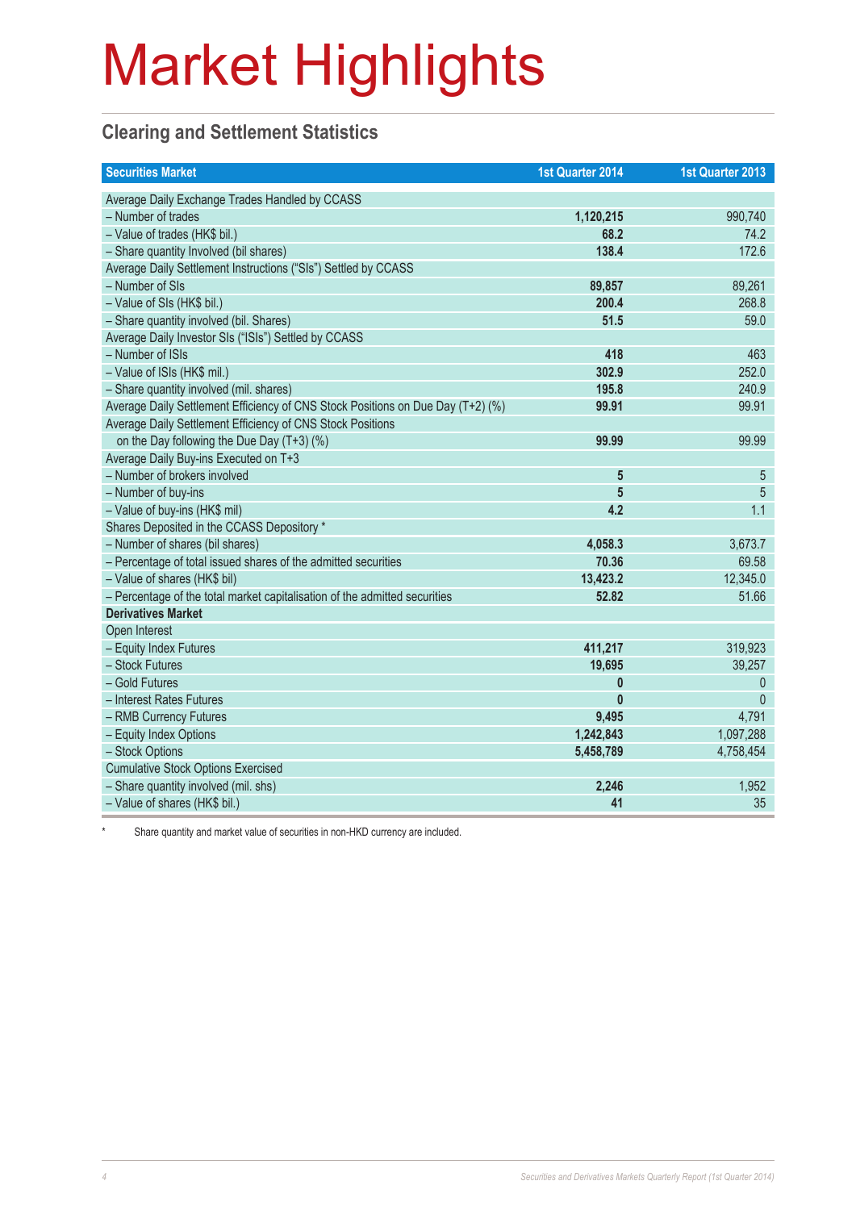# Market Highlights

## Clearing and Settlement Statistics

| Securities Market | 1st Quarter 2014 | 1st Quarter 2013 |
|---|---|---|
| Average Daily Exchange Trades Handled by CCASS | | |
| – Number of trades | **1,120,215** | 990,740 |
| – Value of trades (HK$ bil.) | **68.2** | 74.2 |
| – Share quantity Involved (bil shares) | **138.4** | 172.6 |
| Average Daily Settlement Instructions ("SIs") Settled by CCASS | | |
| – Number of SIs | **89,857** | 89,261 |
| – Value of SIs (HK$ bil.) | **200.4** | 268.8 |
| – Share quantity involved (bil. Shares) | **51.5** | 59.0 |
| Average Daily Investor SIs ("ISIs") Settled by CCASS | | |
| – Number of ISIs | **418** | 463 |
| – Value of ISIs (HK$ mil.) | **302.9** | 252.0 |
| – Share quantity involved (mil. shares) | **195.8** | 240.9 |
| Average Daily Settlement Efficiency of CNS Stock Positions on Due Day (T+2) (%) | **99.91** | 99.91 |
| Average Daily Settlement Efficiency of CNS Stock Positions on the Day following the Due Day (T+3) (%) | **99.99** | 99.99 |
| Average Daily Buy-ins Executed on T+3 | | |
| – Number of brokers involved | **5** | 5 |
| – Number of buy-ins | **5** | 5 |
| – Value of buy-ins (HK$ mil) | **4.2** | 1.1 |
| Shares Deposited in the CCASS Depository * | | |
| – Number of shares (bil shares) | **4,058.3** | 3,673.7 |
| – Percentage of total issued shares of the admitted securities | **70.36** | 69.58 |
| – Value of shares (HK$ bil) | **13,423.2** | 12,345.0 |
| – Percentage of the total market capitalisation of the admitted securities | **52.82** | 51.66 |
| **Derivatives Market** | | |
| Open Interest | | |
| – Equity Index Futures | **411,217** | 319,923 |
| – Stock Futures | **19,695** | 39,257 |
| – Gold Futures | **0** | 0 |
| – Interest Rates Futures | **0** | 0 |
| – RMB Currency Futures | **9,495** | 4,791 |
| – Equity Index Options | **1,242,843** | 1,097,288 |
| – Stock Options | **5,458,789** | 4,758,454 |
| Cumulative Stock Options Exercised | | |
| – Share quantity involved (mil. shs) | **2,246** | 1,952 |
| – Value of shares (HK$ bil.) | **41** | 35 |

\* Share quantity and market value of securities in non-HKD currency are included.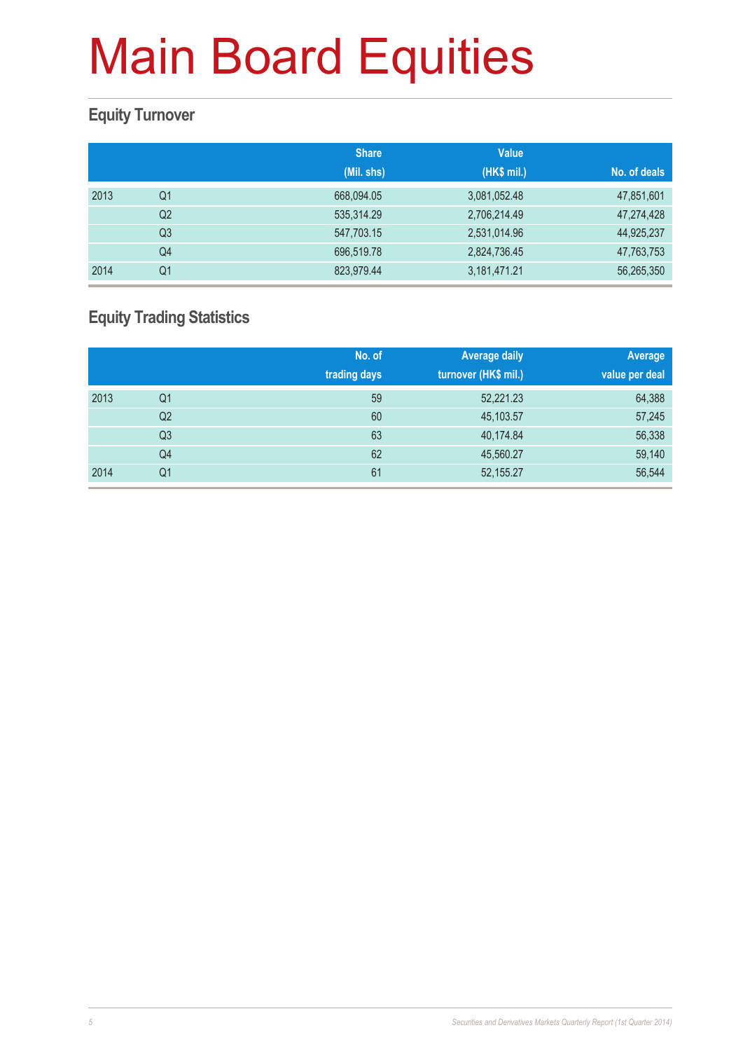# Main Board Equities

## Equity Turnover

| | | Share (Mil. shs) | Value (HK$ mil.) | No. of deals |
|---|---|---|---|---|
| 2013 | Q1 | 668,094.05 | 3,081,052.48 | 47,851,601 |
| | Q2 | 535,314.29 | 2,706,214.49 | 47,274,428 |
| | Q3 | 547,703.15 | 2,531,014.96 | 44,925,237 |
| | Q4 | 696,519.78 | 2,824,736.45 | 47,763,753 |
| 2014 | Q1 | 823,979.44 | 3,181,471.21 | 56,265,350 |

## Equity Trading Statistics

| | | No. of trading days | Average daily turnover (HK$ mil.) | Average value per deal |
|---|---|---|---|---|
| 2013 | Q1 | 59 | 52,221.23 | 64,388 |
| | Q2 | 60 | 45,103.57 | 57,245 |
| | Q3 | 63 | 40,174.84 | 56,338 |
| | Q4 | 62 | 45,560.27 | 59,140 |
| 2014 | Q1 | 61 | 52,155.27 | 56,544 |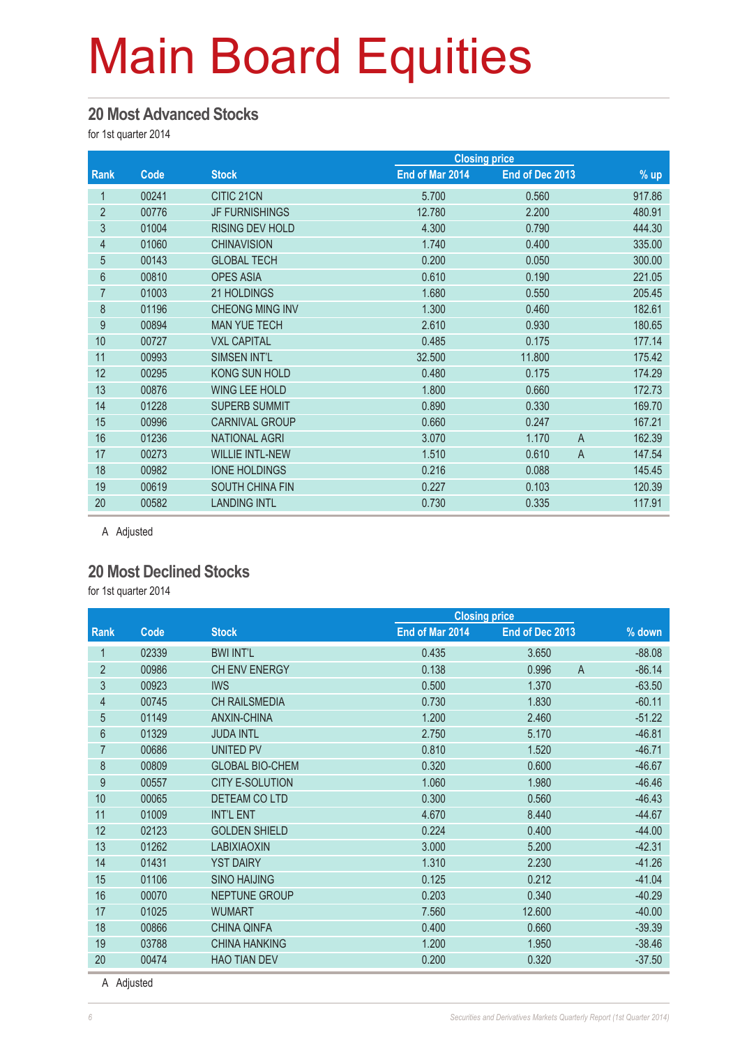# Main Board Equities

## 20 Most Advanced Stocks

for 1st quarter 2014

| Rank | Code | Stock | Closing price | | | % up |
|---|---|---|---|---|---|---|
| | | | End of Mar 2014 | End of Dec 2013 | | |
| 1 | 00241 | CITIC 21CN | 5.700 | 0.560 | | 917.86 |
| 2 | 00776 | JF FURNISHINGS | 12.780 | 2.200 | | 480.91 |
| 3 | 01004 | RISING DEV HOLD | 4.300 | 0.790 | | 444.30 |
| 4 | 01060 | CHINAVISION | 1.740 | 0.400 | | 335.00 |
| 5 | 00143 | GLOBAL TECH | 0.200 | 0.050 | | 300.00 |
| 6 | 00810 | OPES ASIA | 0.610 | 0.190 | | 221.05 |
| 7 | 01003 | 21 HOLDINGS | 1.680 | 0.550 | | 205.45 |
| 8 | 01196 | CHEONG MING INV | 1.300 | 0.460 | | 182.61 |
| 9 | 00894 | MAN YUE TECH | 2.610 | 0.930 | | 180.65 |
| 10 | 00727 | VXL CAPITAL | 0.485 | 0.175 | | 177.14 |
| 11 | 00993 | SIMSEN INT'L | 32.500 | 11.800 | | 175.42 |
| 12 | 00295 | KONG SUN HOLD | 0.480 | 0.175 | | 174.29 |
| 13 | 00876 | WING LEE HOLD | 1.800 | 0.660 | | 172.73 |
| 14 | 01228 | SUPERB SUMMIT | 0.890 | 0.330 | | 169.70 |
| 15 | 00996 | CARNIVAL GROUP | 0.660 | 0.247 | | 167.21 |
| 16 | 01236 | NATIONAL AGRI | 3.070 | 1.170 | A | 162.39 |
| 17 | 00273 | WILLIE INTL-NEW | 1.510 | 0.610 | A | 147.54 |
| 18 | 00982 | IONE HOLDINGS | 0.216 | 0.088 | | 145.45 |
| 19 | 00619 | SOUTH CHINA FIN | 0.227 | 0.103 | | 120.39 |
| 20 | 00582 | LANDING INTL | 0.730 | 0.335 | | 117.91 |

A Adjusted

## 20 Most Declined Stocks

for 1st quarter 2014

| Rank | Code | Stock | Closing price | | | % down |
|---|---|---|---|---|---|---|
| | | | End of Mar 2014 | End of Dec 2013 | | |
| 1 | 02339 | BWI INT'L | 0.435 | 3.650 | | -88.08 |
| 2 | 00986 | CH ENV ENERGY | 0.138 | 0.996 | A | -86.14 |
| 3 | 00923 | IWS | 0.500 | 1.370 | | -63.50 |
| 4 | 00745 | CH RAILSMEDIA | 0.730 | 1.830 | | -60.11 |
| 5 | 01149 | ANXIN-CHINA | 1.200 | 2.460 | | -51.22 |
| 6 | 01329 | JUDA INTL | 2.750 | 5.170 | | -46.81 |
| 7 | 00686 | UNITED PV | 0.810 | 1.520 | | -46.71 |
| 8 | 00809 | GLOBAL BIO-CHEM | 0.320 | 0.600 | | -46.67 |
| 9 | 00557 | CITY E-SOLUTION | 1.060 | 1.980 | | -46.46 |
| 10 | 00065 | DETEAM CO LTD | 0.300 | 0.560 | | -46.43 |
| 11 | 01009 | INT'L ENT | 4.670 | 8.440 | | -44.67 |
| 12 | 02123 | GOLDEN SHIELD | 0.224 | 0.400 | | -44.00 |
| 13 | 01262 | LABIXIAOXIN | 3.000 | 5.200 | | -42.31 |
| 14 | 01431 | YST DAIRY | 1.310 | 2.230 | | -41.26 |
| 15 | 01106 | SINO HAIJING | 0.125 | 0.212 | | -41.04 |
| 16 | 00070 | NEPTUNE GROUP | 0.203 | 0.340 | | -40.29 |
| 17 | 01025 | WUMART | 7.560 | 12.600 | | -40.00 |
| 18 | 00866 | CHINA QINFA | 0.400 | 0.660 | | -39.39 |
| 19 | 03788 | CHINA HANKING | 1.200 | 1.950 | | -38.46 |
| 20 | 00474 | HAO TIAN DEV | 0.200 | 0.320 | | -37.50 |

A Adjusted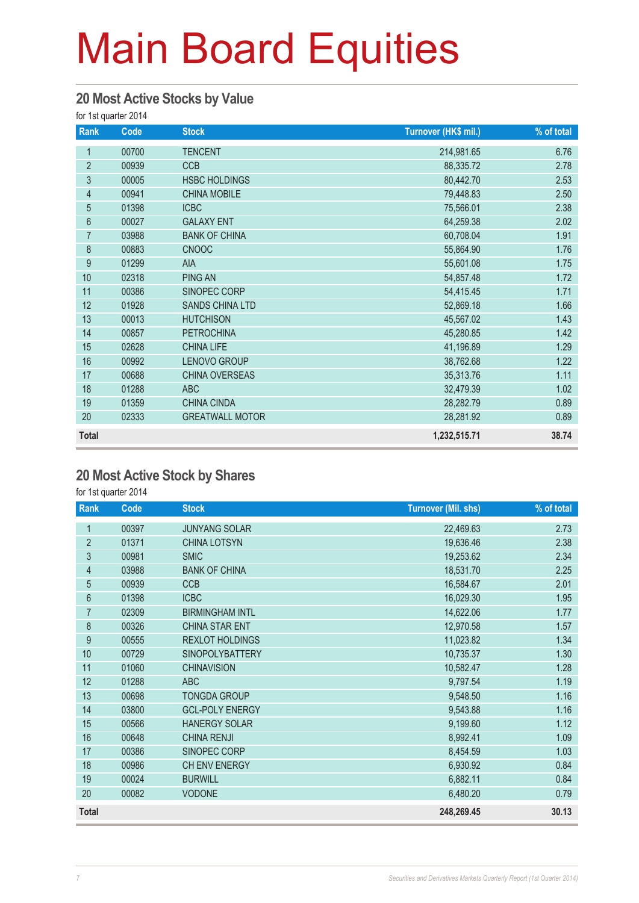# Main Board Equities

## 20 Most Active Stocks by Value

for 1st quarter 2014

| Rank | Code | Stock | Turnover (HK$ mil.) | % of total |
|---|---|---|---|---|
| 1 | 00700 | TENCENT | 214,981.65 | 6.76 |
| 2 | 00939 | CCB | 88,335.72 | 2.78 |
| 3 | 00005 | HSBC HOLDINGS | 80,442.70 | 2.53 |
| 4 | 00941 | CHINA MOBILE | 79,448.83 | 2.50 |
| 5 | 01398 | ICBC | 75,566.01 | 2.38 |
| 6 | 00027 | GALAXY ENT | 64,259.38 | 2.02 |
| 7 | 03988 | BANK OF CHINA | 60,708.04 | 1.91 |
| 8 | 00883 | CNOOC | 55,864.90 | 1.76 |
| 9 | 01299 | AIA | 55,601.08 | 1.75 |
| 10 | 02318 | PING AN | 54,857.48 | 1.72 |
| 11 | 00386 | SINOPEC CORP | 54,415.45 | 1.71 |
| 12 | 01928 | SANDS CHINA LTD | 52,869.18 | 1.66 |
| 13 | 00013 | HUTCHISON | 45,567.02 | 1.43 |
| 14 | 00857 | PETROCHINA | 45,280.85 | 1.42 |
| 15 | 02628 | CHINA LIFE | 41,196.89 | 1.29 |
| 16 | 00992 | LENOVO GROUP | 38,762.68 | 1.22 |
| 17 | 00688 | CHINA OVERSEAS | 35,313.76 | 1.11 |
| 18 | 01288 | ABC | 32,479.39 | 1.02 |
| 19 | 01359 | CHINA CINDA | 28,282.79 | 0.89 |
| 20 | 02333 | GREATWALL MOTOR | 28,281.92 | 0.89 |
| **Total** | | | **1,232,515.71** | **38.74** |

## 20 Most Active Stock by Shares

for 1st quarter 2014

| Rank | Code | Stock | Turnover (Mil. shs) | % of total |
|---|---|---|---|---|
| 1 | 00397 | JUNYANG SOLAR | 22,469.63 | 2.73 |
| 2 | 01371 | CHINA LOTSYN | 19,636.46 | 2.38 |
| 3 | 00981 | SMIC | 19,253.62 | 2.34 |
| 4 | 03988 | BANK OF CHINA | 18,531.70 | 2.25 |
| 5 | 00939 | CCB | 16,584.67 | 2.01 |
| 6 | 01398 | ICBC | 16,029.30 | 1.95 |
| 7 | 02309 | BIRMINGHAM INTL | 14,622.06 | 1.77 |
| 8 | 00326 | CHINA STAR ENT | 12,970.58 | 1.57 |
| 9 | 00555 | REXLOT HOLDINGS | 11,023.82 | 1.34 |
| 10 | 00729 | SINOPOLYBATTERY | 10,735.37 | 1.30 |
| 11 | 01060 | CHINAVISION | 10,582.47 | 1.28 |
| 12 | 01288 | ABC | 9,797.54 | 1.19 |
| 13 | 00698 | TONGDA GROUP | 9,548.50 | 1.16 |
| 14 | 03800 | GCL-POLY ENERGY | 9,543.88 | 1.16 |
| 15 | 00566 | HANERGY SOLAR | 9,199.60 | 1.12 |
| 16 | 00648 | CHINA RENJI | 8,992.41 | 1.09 |
| 17 | 00386 | SINOPEC CORP | 8,454.59 | 1.03 |
| 18 | 00986 | CH ENV ENERGY | 6,930.92 | 0.84 |
| 19 | 00024 | BURWILL | 6,882.11 | 0.84 |
| 20 | 00082 | VODONE | 6,480.20 | 0.79 |
| **Total** | | | **248,269.45** | **30.13** |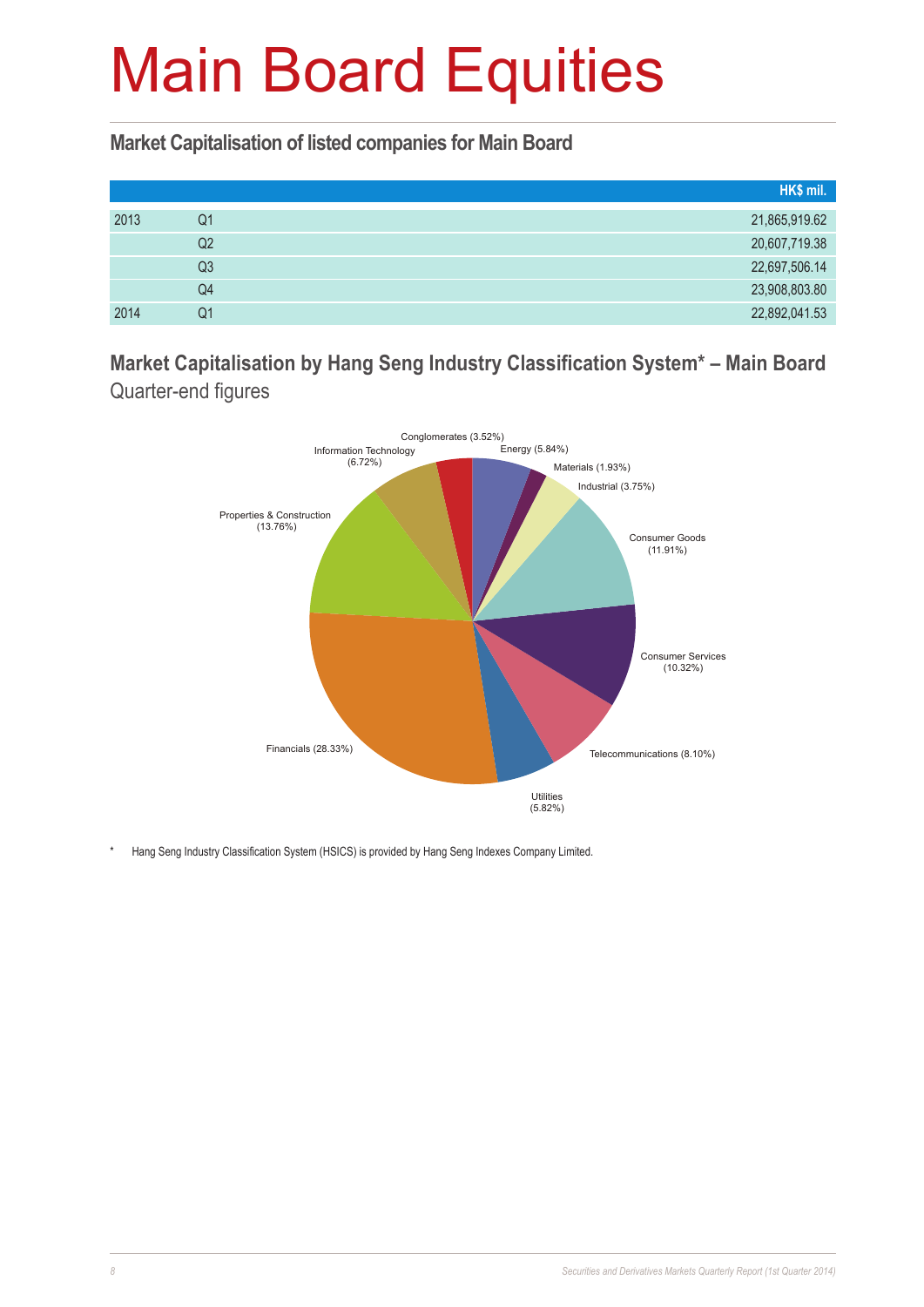# Main Board Equities

## Market Capitalisation of listed companies for Main Board

| | | HK$ mil. |
|---|---|---|
| 2013 | Q1 | 21,865,919.62 |
| | Q2 | 20,607,719.38 |
| | Q3 | 22,697,506.14 |
| | Q4 | 23,908,803.80 |
| 2014 | Q1 | 22,892,041.53 |

## Market Capitalisation by Hang Seng Industry Classification System* – Main Board

Quarter-end figures

Conglomerates (3.52%)
Energy (5.84%)
Materials (1.93%)
Industrial (3.75%)
Consumer Goods (11.91%)
Consumer Services (10.32%)
Telecommunications (8.10%)
Utilities (5.82%)
Financials (28.33%)
Properties & Construction (13.76%)
Information Technology (6.72%)

\* Hang Seng Industry Classification System (HSICS) is provided by Hang Seng Indexes Company Limited.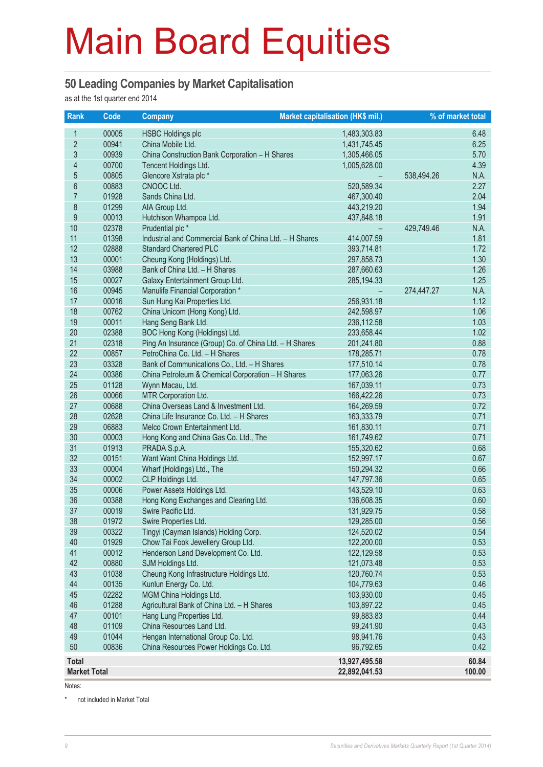# Main Board Equities

## 50 Leading Companies by Market Capitalisation

as at the 1st quarter end 2014

| Rank | Code | Company | Market capitalisation (HK$ mil.) | | % of market total |
|---|---|---|---|---|---|
| 1 | 00005 | HSBC Holdings plc | 1,483,303.83 | | 6.48 |
| 2 | 00941 | China Mobile Ltd. | 1,431,745.45 | | 6.25 |
| 3 | 00939 | China Construction Bank Corporation – H Shares | 1,305,466.05 | | 5.70 |
| 4 | 00700 | Tencent Holdings Ltd. | 1,005,628.00 | | 4.39 |
| 5 | 00805 | Glencore Xstrata plc * | – | 538,494.26 | N.A. |
| 6 | 00883 | CNOOC Ltd. | 520,589.34 | | 2.27 |
| 7 | 01928 | Sands China Ltd. | 467,300.40 | | 2.04 |
| 8 | 01299 | AIA Group Ltd. | 443,219.20 | | 1.94 |
| 9 | 00013 | Hutchison Whampoa Ltd. | 437,848.18 | | 1.91 |
| 10 | 02378 | Prudential plc * | – | 429,749.46 | N.A. |
| 11 | 01398 | Industrial and Commercial Bank of China Ltd. – H Shares | 414,007.59 | | 1.81 |
| 12 | 02888 | Standard Chartered PLC | 393,714.81 | | 1.72 |
| 13 | 00001 | Cheung Kong (Holdings) Ltd. | 297,858.73 | | 1.30 |
| 14 | 03988 | Bank of China Ltd. – H Shares | 287,660.63 | | 1.26 |
| 15 | 00027 | Galaxy Entertainment Group Ltd. | 285,194.33 | | 1.25 |
| 16 | 00945 | Manulife Financial Corporation * | – | 274,447.27 | N.A. |
| 17 | 00016 | Sun Hung Kai Properties Ltd. | 256,931.18 | | 1.12 |
| 18 | 00762 | China Unicom (Hong Kong) Ltd. | 242,598.97 | | 1.06 |
| 19 | 00011 | Hang Seng Bank Ltd. | 236,112.58 | | 1.03 |
| 20 | 02388 | BOC Hong Kong (Holdings) Ltd. | 233,658.44 | | 1.02 |
| 21 | 02318 | Ping An Insurance (Group) Co. of China Ltd. – H Shares | 201,241.80 | | 0.88 |
| 22 | 00857 | PetroChina Co. Ltd. – H Shares | 178,285.71 | | 0.78 |
| 23 | 03328 | Bank of Communications Co., Ltd. – H Shares | 177,510.14 | | 0.78 |
| 24 | 00386 | China Petroleum & Chemical Corporation – H Shares | 177,063.26 | | 0.77 |
| 25 | 01128 | Wynn Macau, Ltd. | 167,039.11 | | 0.73 |
| 26 | 00066 | MTR Corporation Ltd. | 166,422.26 | | 0.73 |
| 27 | 00688 | China Overseas Land & Investment Ltd. | 164,269.59 | | 0.72 |
| 28 | 02628 | China Life Insurance Co. Ltd. – H Shares | 163,333.79 | | 0.71 |
| 29 | 06883 | Melco Crown Entertainment Ltd. | 161,830.11 | | 0.71 |
| 30 | 00003 | Hong Kong and China Gas Co. Ltd., The | 161,749.62 | | 0.71 |
| 31 | 01913 | PRADA S.p.A. | 155,320.62 | | 0.68 |
| 32 | 00151 | Want Want China Holdings Ltd. | 152,997.17 | | 0.67 |
| 33 | 00004 | Wharf (Holdings) Ltd., The | 150,294.32 | | 0.66 |
| 34 | 00002 | CLP Holdings Ltd. | 147,797.36 | | 0.65 |
| 35 | 00006 | Power Assets Holdings Ltd. | 143,529.10 | | 0.63 |
| 36 | 00388 | Hong Kong Exchanges and Clearing Ltd. | 136,608.35 | | 0.60 |
| 37 | 00019 | Swire Pacific Ltd. | 131,929.75 | | 0.58 |
| 38 | 01972 | Swire Properties Ltd. | 129,285.00 | | 0.56 |
| 39 | 00322 | Tingyi (Cayman Islands) Holding Corp. | 124,520.02 | | 0.54 |
| 40 | 01929 | Chow Tai Fook Jewellery Group Ltd. | 122,200.00 | | 0.53 |
| 41 | 00012 | Henderson Land Development Co. Ltd. | 122,129.58 | | 0.53 |
| 42 | 00880 | SJM Holdings Ltd. | 121,073.48 | | 0.53 |
| 43 | 01038 | Cheung Kong Infrastructure Holdings Ltd. | 120,760.74 | | 0.53 |
| 44 | 00135 | Kunlun Energy Co. Ltd. | 104,779.63 | | 0.46 |
| 45 | 02282 | MGM China Holdings Ltd. | 103,930.00 | | 0.45 |
| 46 | 01288 | Agricultural Bank of China Ltd. – H Shares | 103,897.22 | | 0.45 |
| 47 | 00101 | Hang Lung Properties Ltd. | 99,883.83 | | 0.44 |
| 48 | 01109 | China Resources Land Ltd. | 99,241.90 | | 0.43 |
| 49 | 01044 | Hengan International Group Co. Ltd. | 98,941.76 | | 0.43 |
| 50 | 00836 | China Resources Power Holdings Co. Ltd. | 96,792.65 | | 0.42 |
| **Total** | | | **13,927,495.58** | | **60.84** |
| **Market Total** | | | **22,892,041.53** | | **100.00** |

Notes:

* not included in Market Total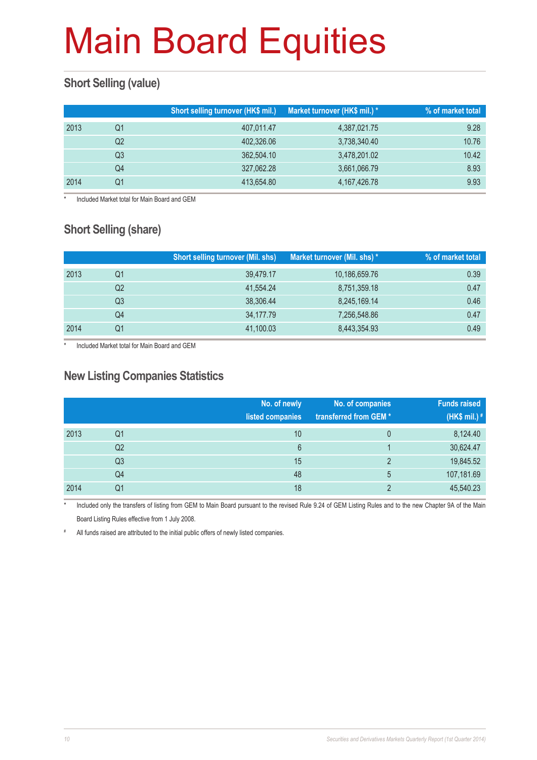# Main Board Equities

## Short Selling (value)

| | | Short selling turnover (HK$ mil.) | Market turnover (HK$ mil.) * | % of market total |
|---|---|---|---|---|
| 2013 | Q1 | 407,011.47 | 4,387,021.75 | 9.28 |
| | Q2 | 402,326.06 | 3,738,340.40 | 10.76 |
| | Q3 | 362,504.10 | 3,478,201.02 | 10.42 |
| | Q4 | 327,062.28 | 3,661,066.79 | 8.93 |
| 2014 | Q1 | 413,654.80 | 4,167,426.78 | 9.93 |

\* Included Market total for Main Board and GEM

## Short Selling (share)

| | | Short selling turnover (Mil. shs) | Market turnover (Mil. shs) * | % of market total |
|---|---|---|---|---|
| 2013 | Q1 | 39,479.17 | 10,186,659.76 | 0.39 |
| | Q2 | 41,554.24 | 8,751,359.18 | 0.47 |
| | Q3 | 38,306.44 | 8,245,169.14 | 0.46 |
| | Q4 | 34,177.79 | 7,256,548.86 | 0.47 |
| 2014 | Q1 | 41,100.03 | 8,443,354.93 | 0.49 |

\* Included Market total for Main Board and GEM

## New Listing Companies Statistics

| | | No. of newly listed companies | No. of companies transferred from GEM * | Funds raised (HK$ mil.) # |
|---|---|---|---|---|
| 2013 | Q1 | 10 | 0 | 8,124.40 |
| | Q2 | 6 | 1 | 30,624.47 |
| | Q3 | 15 | 2 | 19,845.52 |
| | Q4 | 48 | 5 | 107,181.69 |
| 2014 | Q1 | 18 | 2 | 45,540.23 |

\* Included only the transfers of listing from GEM to Main Board pursuant to the revised Rule 9.24 of GEM Listing Rules and to the new Chapter 9A of the Main Board Listing Rules effective from 1 July 2008.

\# All funds raised are attributed to the initial public offers of newly listed companies.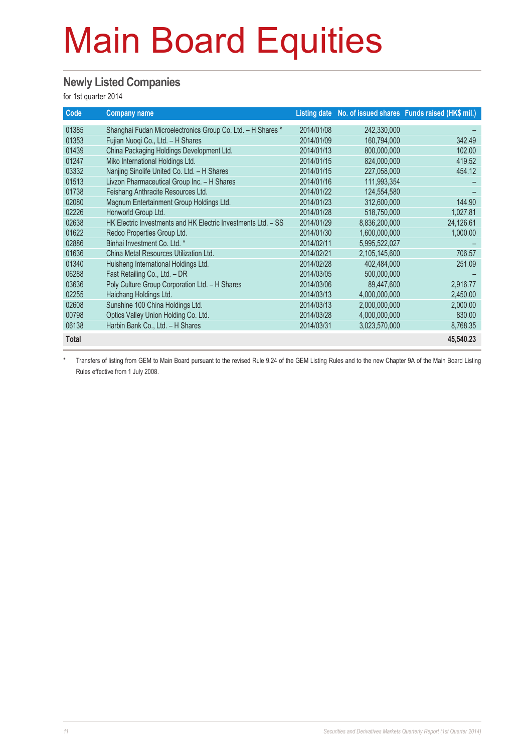# Main Board Equities

## Newly Listed Companies

for 1st quarter 2014

| Code | Company name | Listing date | No. of issued shares | Funds raised (HK$ mil.) |
|---|---|---|---|---|
| 01385 | Shanghai Fudan Microelectronics Group Co. Ltd. – H Shares * | 2014/01/08 | 242,330,000 | – |
| 01353 | Fujian Nuoqi Co., Ltd. – H Shares | 2014/01/09 | 160,794,000 | 342.49 |
| 01439 | China Packaging Holdings Development Ltd. | 2014/01/13 | 800,000,000 | 102.00 |
| 01247 | Miko International Holdings Ltd. | 2014/01/15 | 824,000,000 | 419.52 |
| 03332 | Nanjing Sinolife United Co. Ltd. – H Shares | 2014/01/15 | 227,058,000 | 454.12 |
| 01513 | Livzon Pharmaceutical Group Inc. – H Shares | 2014/01/16 | 111,993,354 | – |
| 01738 | Feishang Anthracite Resources Ltd. | 2014/01/22 | 124,554,580 | – |
| 02080 | Magnum Entertainment Group Holdings Ltd. | 2014/01/23 | 312,600,000 | 144.90 |
| 02226 | Honworld Group Ltd. | 2014/01/28 | 518,750,000 | 1,027.81 |
| 02638 | HK Electric Investments and HK Electric Investments Ltd. – SS | 2014/01/29 | 8,836,200,000 | 24,126.61 |
| 01622 | Redco Properties Group Ltd. | 2014/01/30 | 1,600,000,000 | 1,000.00 |
| 02886 | Binhai Investment Co. Ltd. * | 2014/02/11 | 5,995,522,027 | – |
| 01636 | China Metal Resources Utilization Ltd. | 2014/02/21 | 2,105,145,600 | 706.57 |
| 01340 | Huisheng International Holdings Ltd. | 2014/02/28 | 402,484,000 | 251.09 |
| 06288 | Fast Retailing Co., Ltd. – DR | 2014/03/05 | 500,000,000 | – |
| 03636 | Poly Culture Group Corporation Ltd. – H Shares | 2014/03/06 | 89,447,600 | 2,916.77 |
| 02255 | Haichang Holdings Ltd. | 2014/03/13 | 4,000,000,000 | 2,450.00 |
| 02608 | Sunshine 100 China Holdings Ltd. | 2014/03/13 | 2,000,000,000 | 2,000.00 |
| 00798 | Optics Valley Union Holding Co. Ltd. | 2014/03/28 | 4,000,000,000 | 830.00 |
| 06138 | Harbin Bank Co., Ltd. – H Shares | 2014/03/31 | 3,023,570,000 | 8,768.35 |
| **Total** | | | | **45,540.23** |

\* Transfers of listing from GEM to Main Board pursuant to the revised Rule 9.24 of the GEM Listing Rules and to the new Chapter 9A of the Main Board Listing Rules effective from 1 July 2008.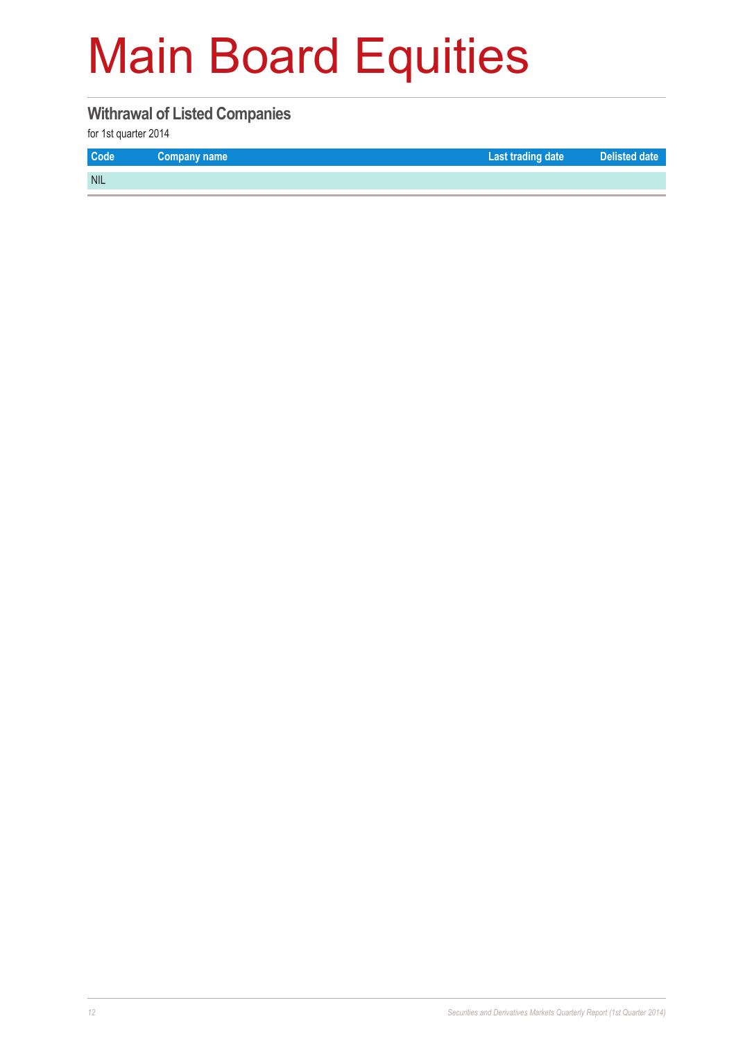# Main Board Equities

## Withrawal of Listed Companies

for 1st quarter 2014

| Code | Company name | Last trading date | Delisted date |
|---|---|---|---|
| NIL | | | |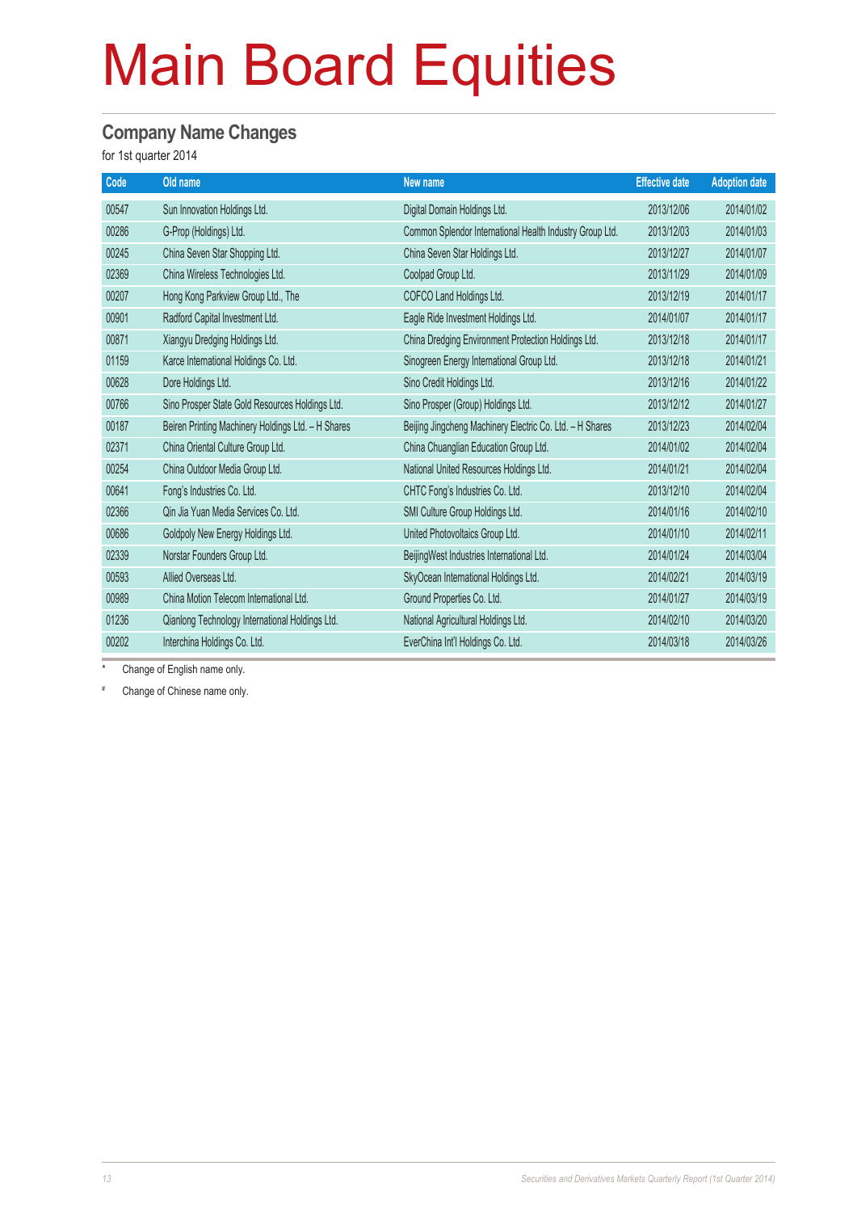# Main Board Equities

## Company Name Changes

for 1st quarter 2014

| Code | Old name | New name | Effective date | Adoption date |
|---|---|---|---|---|
| 00547 | Sun Innovation Holdings Ltd. | Digital Domain Holdings Ltd. | 2013/12/06 | 2014/01/02 |
| 00286 | G-Prop (Holdings) Ltd. | Common Splendor International Health Industry Group Ltd. | 2013/12/03 | 2014/01/03 |
| 00245 | China Seven Star Shopping Ltd. | China Seven Star Holdings Ltd. | 2013/12/27 | 2014/01/07 |
| 02369 | China Wireless Technologies Ltd. | Coolpad Group Ltd. | 2013/11/29 | 2014/01/09 |
| 00207 | Hong Kong Parkview Group Ltd., The | COFCO Land Holdings Ltd. | 2013/12/19 | 2014/01/17 |
| 00901 | Radford Capital Investment Ltd. | Eagle Ride Investment Holdings Ltd. | 2014/01/07 | 2014/01/17 |
| 00871 | Xiangyu Dredging Holdings Ltd. | China Dredging Environment Protection Holdings Ltd. | 2013/12/18 | 2014/01/17 |
| 01159 | Karce International Holdings Co. Ltd. | Sinogreen Energy International Group Ltd. | 2013/12/18 | 2014/01/21 |
| 00628 | Dore Holdings Ltd. | Sino Credit Holdings Ltd. | 2013/12/16 | 2014/01/22 |
| 00766 | Sino Prosper State Gold Resources Holdings Ltd. | Sino Prosper (Group) Holdings Ltd. | 2013/12/12 | 2014/01/27 |
| 00187 | Beiren Printing Machinery Holdings Ltd. – H Shares | Beijing Jingcheng Machinery Electric Co. Ltd. – H Shares | 2013/12/23 | 2014/02/04 |
| 02371 | China Oriental Culture Group Ltd. | China Chuanglian Education Group Ltd. | 2014/01/02 | 2014/02/04 |
| 00254 | China Outdoor Media Group Ltd. | National United Resources Holdings Ltd. | 2014/01/21 | 2014/02/04 |
| 00641 | Fong's Industries Co. Ltd. | CHTC Fong's Industries Co. Ltd. | 2013/12/10 | 2014/02/04 |
| 02366 | Qin Jia Yuan Media Services Co. Ltd. | SMI Culture Group Holdings Ltd. | 2014/01/16 | 2014/02/10 |
| 00686 | Goldpoly New Energy Holdings Ltd. | United Photovoltaics Group Ltd. | 2014/01/10 | 2014/02/11 |
| 02339 | Norstar Founders Group Ltd. | BeijingWest Industries International Ltd. | 2014/01/24 | 2014/03/04 |
| 00593 | Allied Overseas Ltd. | SkyOcean International Holdings Ltd. | 2014/02/21 | 2014/03/19 |
| 00989 | China Motion Telecom International Ltd. | Ground Properties Co. Ltd. | 2014/01/27 | 2014/03/19 |
| 01236 | Qianlong Technology International Holdings Ltd. | National Agricultural Holdings Ltd. | 2014/02/10 | 2014/03/20 |
| 00202 | Interchina Holdings Co. Ltd. | EverChina Int'l Holdings Co. Ltd. | 2014/03/18 | 2014/03/26 |

\* Change of English name only.

\# Change of Chinese name only.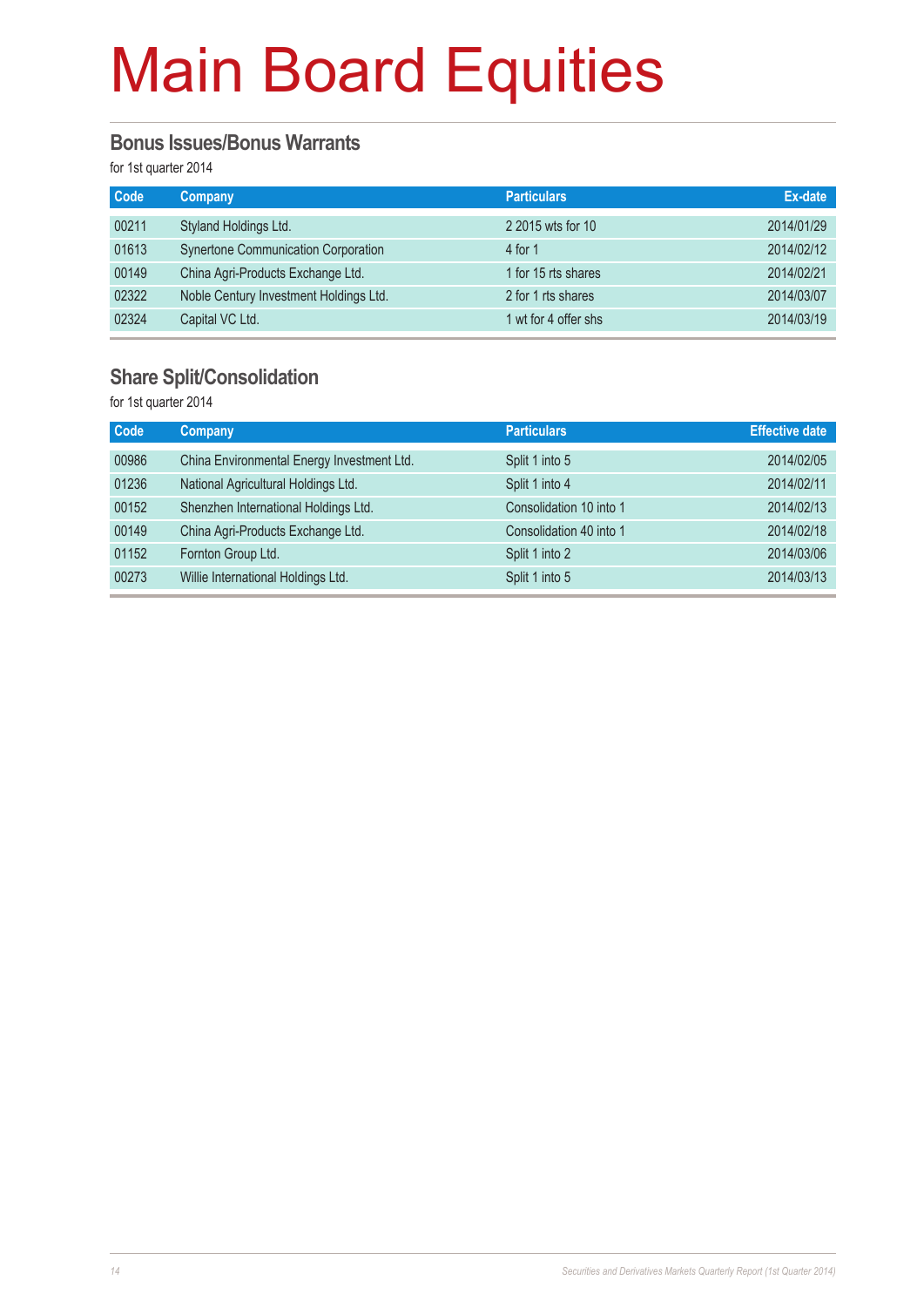# Main Board Equities

## Bonus Issues/Bonus Warrants

for 1st quarter 2014

| Code | Company | Particulars | Ex-date |
|---|---|---|---|
| 00211 | Styland Holdings Ltd. | 2 2015 wts for 10 | 2014/01/29 |
| 01613 | Synertone Communication Corporation | 4 for 1 | 2014/02/12 |
| 00149 | China Agri-Products Exchange Ltd. | 1 for 15 rts shares | 2014/02/21 |
| 02322 | Noble Century Investment Holdings Ltd. | 2 for 1 rts shares | 2014/03/07 |
| 02324 | Capital VC Ltd. | 1 wt for 4 offer shs | 2014/03/19 |

## Share Split/Consolidation

for 1st quarter 2014

| Code | Company | Particulars | Effective date |
|---|---|---|---|
| 00986 | China Environmental Energy Investment Ltd. | Split 1 into 5 | 2014/02/05 |
| 01236 | National Agricultural Holdings Ltd. | Split 1 into 4 | 2014/02/11 |
| 00152 | Shenzhen International Holdings Ltd. | Consolidation 10 into 1 | 2014/02/13 |
| 00149 | China Agri-Products Exchange Ltd. | Consolidation 40 into 1 | 2014/02/18 |
| 01152 | Fornton Group Ltd. | Split 1 into 2 | 2014/03/06 |
| 00273 | Willie International Holdings Ltd. | Split 1 into 5 | 2014/03/13 |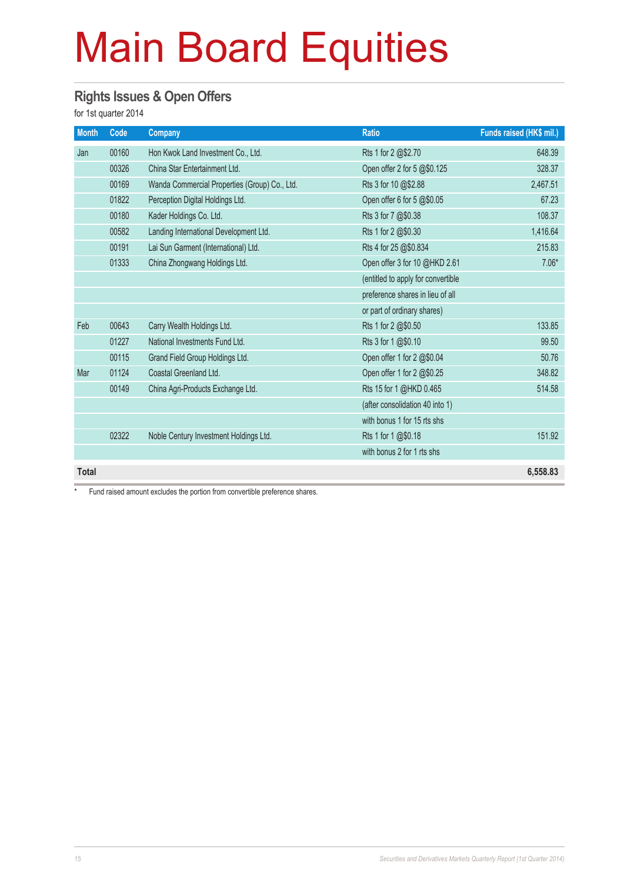# Main Board Equities

## Rights Issues & Open Offers

for 1st quarter 2014

| Month | Code | Company | Ratio | Funds raised (HK$ mil.) |
|---|---|---|---|---|
| Jan | 00160 | Hon Kwok Land Investment Co., Ltd. | Rts 1 for 2 @$2.70 | 648.39 |
| | 00326 | China Star Entertainment Ltd. | Open offer 2 for 5 @$0.125 | 328.37 |
| | 00169 | Wanda Commercial Properties (Group) Co., Ltd. | Rts 3 for 10 @$2.88 | 2,467.51 |
| | 01822 | Perception Digital Holdings Ltd. | Open offer 6 for 5 @$0.05 | 67.23 |
| | 00180 | Kader Holdings Co. Ltd. | Rts 3 for 7 @$0.38 | 108.37 |
| | 00582 | Landing International Development Ltd. | Rts 1 for 2 @$0.30 | 1,416.64 |
| | 00191 | Lai Sun Garment (International) Ltd. | Rts 4 for 25 @$0.834 | 215.83 |
| | 01333 | China Zhongwang Holdings Ltd. | Open offer 3 for 10 @HKD 2.61 | 7.06* |
| | | | (entitled to apply for convertible | |
| | | | preference shares in lieu of all | |
| | | | or part of ordinary shares) | |
| Feb | 00643 | Carry Wealth Holdings Ltd. | Rts 1 for 2 @$0.50 | 133.85 |
| | 01227 | National Investments Fund Ltd. | Rts 3 for 1 @$0.10 | 99.50 |
| | 00115 | Grand Field Group Holdings Ltd. | Open offer 1 for 2 @$0.04 | 50.76 |
| Mar | 01124 | Coastal Greenland Ltd. | Open offer 1 for 2 @$0.25 | 348.82 |
| | 00149 | China Agri-Products Exchange Ltd. | Rts 15 for 1 @HKD 0.465 | 514.58 |
| | | | (after consolidation 40 into 1) | |
| | | | with bonus 1 for 15 rts shs | |
| | 02322 | Noble Century Investment Holdings Ltd. | Rts 1 for 1 @$0.18 | 151.92 |
| | | | with bonus 2 for 1 rts shs | |
| **Total** | | | | **6,558.83** |

\* Fund raised amount excludes the portion from convertible preference shares.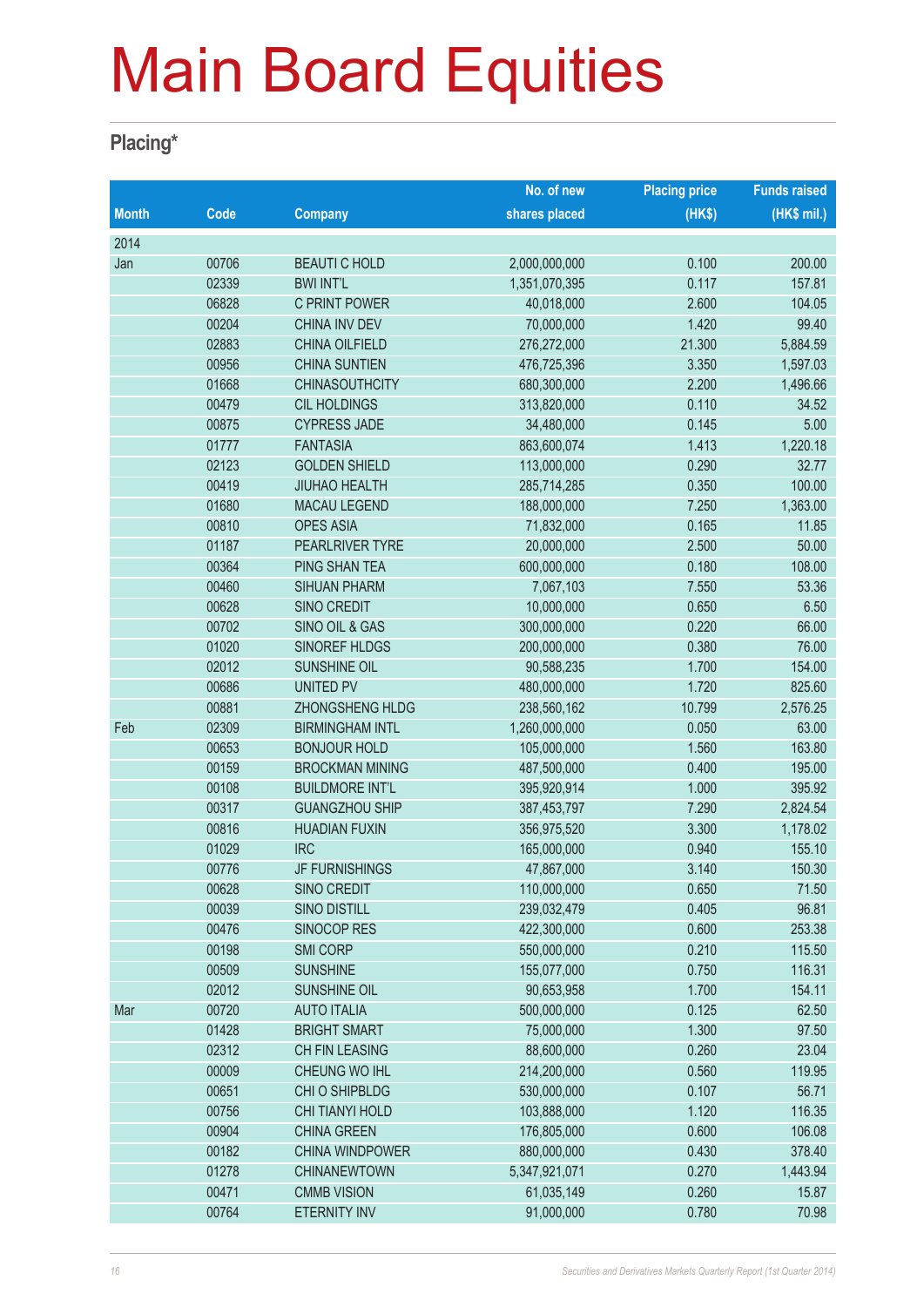# Main Board Equities

## Placing*

| Month | Code | Company | No. of new shares placed | Placing price (HK$) | Funds raised (HK$ mil.) |
|---|---|---|---|---|---|
| 2014 | | | | | |
| Jan | 00706 | BEAUTI C HOLD | 2,000,000,000 | 0.100 | 200.00 |
| | 02339 | BWI INT'L | 1,351,070,395 | 0.117 | 157.81 |
| | 06828 | C PRINT POWER | 40,018,000 | 2.600 | 104.05 |
| | 00204 | CHINA INV DEV | 70,000,000 | 1.420 | 99.40 |
| | 02883 | CHINA OILFIELD | 276,272,000 | 21.300 | 5,884.59 |
| | 00956 | CHINA SUNTIEN | 476,725,396 | 3.350 | 1,597.03 |
| | 01668 | CHINASOUTHCITY | 680,300,000 | 2.200 | 1,496.66 |
| | 00479 | CIL HOLDINGS | 313,820,000 | 0.110 | 34.52 |
| | 00875 | CYPRESS JADE | 34,480,000 | 0.145 | 5.00 |
| | 01777 | FANTASIA | 863,600,074 | 1.413 | 1,220.18 |
| | 02123 | GOLDEN SHIELD | 113,000,000 | 0.290 | 32.77 |
| | 00419 | JIUHAO HEALTH | 285,714,285 | 0.350 | 100.00 |
| | 01680 | MACAU LEGEND | 188,000,000 | 7.250 | 1,363.00 |
| | 00810 | OPES ASIA | 71,832,000 | 0.165 | 11.85 |
| | 01187 | PEARLRIVER TYRE | 20,000,000 | 2.500 | 50.00 |
| | 00364 | PING SHAN TEA | 600,000,000 | 0.180 | 108.00 |
| | 00460 | SIHUAN PHARM | 7,067,103 | 7.550 | 53.36 |
| | 00628 | SINO CREDIT | 10,000,000 | 0.650 | 6.50 |
| | 00702 | SINO OIL & GAS | 300,000,000 | 0.220 | 66.00 |
| | 01020 | SINOREF HLDGS | 200,000,000 | 0.380 | 76.00 |
| | 02012 | SUNSHINE OIL | 90,588,235 | 1.700 | 154.00 |
| | 00686 | UNITED PV | 480,000,000 | 1.720 | 825.60 |
| | 00881 | ZHONGSHENG HLDG | 238,560,162 | 10.799 | 2,576.25 |
| Feb | 02309 | BIRMINGHAM INTL | 1,260,000,000 | 0.050 | 63.00 |
| | 00653 | BONJOUR HOLD | 105,000,000 | 1.560 | 163.80 |
| | 00159 | BROCKMAN MINING | 487,500,000 | 0.400 | 195.00 |
| | 00108 | BUILDMORE INT'L | 395,920,914 | 1.000 | 395.92 |
| | 00317 | GUANGZHOU SHIP | 387,453,797 | 7.290 | 2,824.54 |
| | 00816 | HUADIAN FUXIN | 356,975,520 | 3.300 | 1,178.02 |
| | 01029 | IRC | 165,000,000 | 0.940 | 155.10 |
| | 00776 | JF FURNISHINGS | 47,867,000 | 3.140 | 150.30 |
| | 00628 | SINO CREDIT | 110,000,000 | 0.650 | 71.50 |
| | 00039 | SINO DISTILL | 239,032,479 | 0.405 | 96.81 |
| | 00476 | SINOCOP RES | 422,300,000 | 0.600 | 253.38 |
| | 00198 | SMI CORP | 550,000,000 | 0.210 | 115.50 |
| | 00509 | SUNSHINE | 155,077,000 | 0.750 | 116.31 |
| | 02012 | SUNSHINE OIL | 90,653,958 | 1.700 | 154.11 |
| Mar | 00720 | AUTO ITALIA | 500,000,000 | 0.125 | 62.50 |
| | 01428 | BRIGHT SMART | 75,000,000 | 1.300 | 97.50 |
| | 02312 | CH FIN LEASING | 88,600,000 | 0.260 | 23.04 |
| | 00009 | CHEUNG WO IHL | 214,200,000 | 0.560 | 119.95 |
| | 00651 | CHI O SHIPBLDG | 530,000,000 | 0.107 | 56.71 |
| | 00756 | CHI TIANYI HOLD | 103,888,000 | 1.120 | 116.35 |
| | 00904 | CHINA GREEN | 176,805,000 | 0.600 | 106.08 |
| | 00182 | CHINA WINDPOWER | 880,000,000 | 0.430 | 378.40 |
| | 01278 | CHINANEWTOWN | 5,347,921,071 | 0.270 | 1,443.94 |
| | 00471 | CMMB VISION | 61,035,149 | 0.260 | 15.87 |
| | 00764 | ETERNITY INV | 91,000,000 | 0.780 | 70.98 |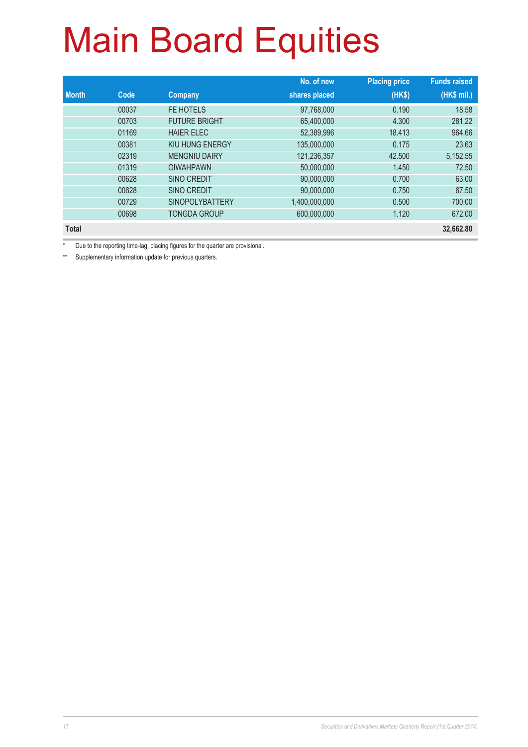# Main Board Equities

| Month | Code | Company | No. of new shares placed | Placing price (HK$) | Funds raised (HK$ mil.) |
|---|---|---|---|---|---|
| | 00037 | FE HOTELS | 97,768,000 | 0.190 | 18.58 |
| | 00703 | FUTURE BRIGHT | 65,400,000 | 4.300 | 281.22 |
| | 01169 | HAIER ELEC | 52,389,996 | 18.413 | 964.66 |
| | 00381 | KIU HUNG ENERGY | 135,000,000 | 0.175 | 23.63 |
| | 02319 | MENGNIU DAIRY | 121,236,357 | 42.500 | 5,152.55 |
| | 01319 | OIWAHPAWN | 50,000,000 | 1.450 | 72.50 |
| | 00628 | SINO CREDIT | 90,000,000 | 0.700 | 63.00 |
| | 00628 | SINO CREDIT | 90,000,000 | 0.750 | 67.50 |
| | 00729 | SINOPOLYBATTERY | 1,400,000,000 | 0.500 | 700.00 |
| | 00698 | TONGDA GROUP | 600,000,000 | 1.120 | 672.00 |
| **Total** | | | | | **32,662.80** |

\* Due to the reporting time-lag, placing figures for the quarter are provisional.

\*\* Supplementary information update for previous quarters.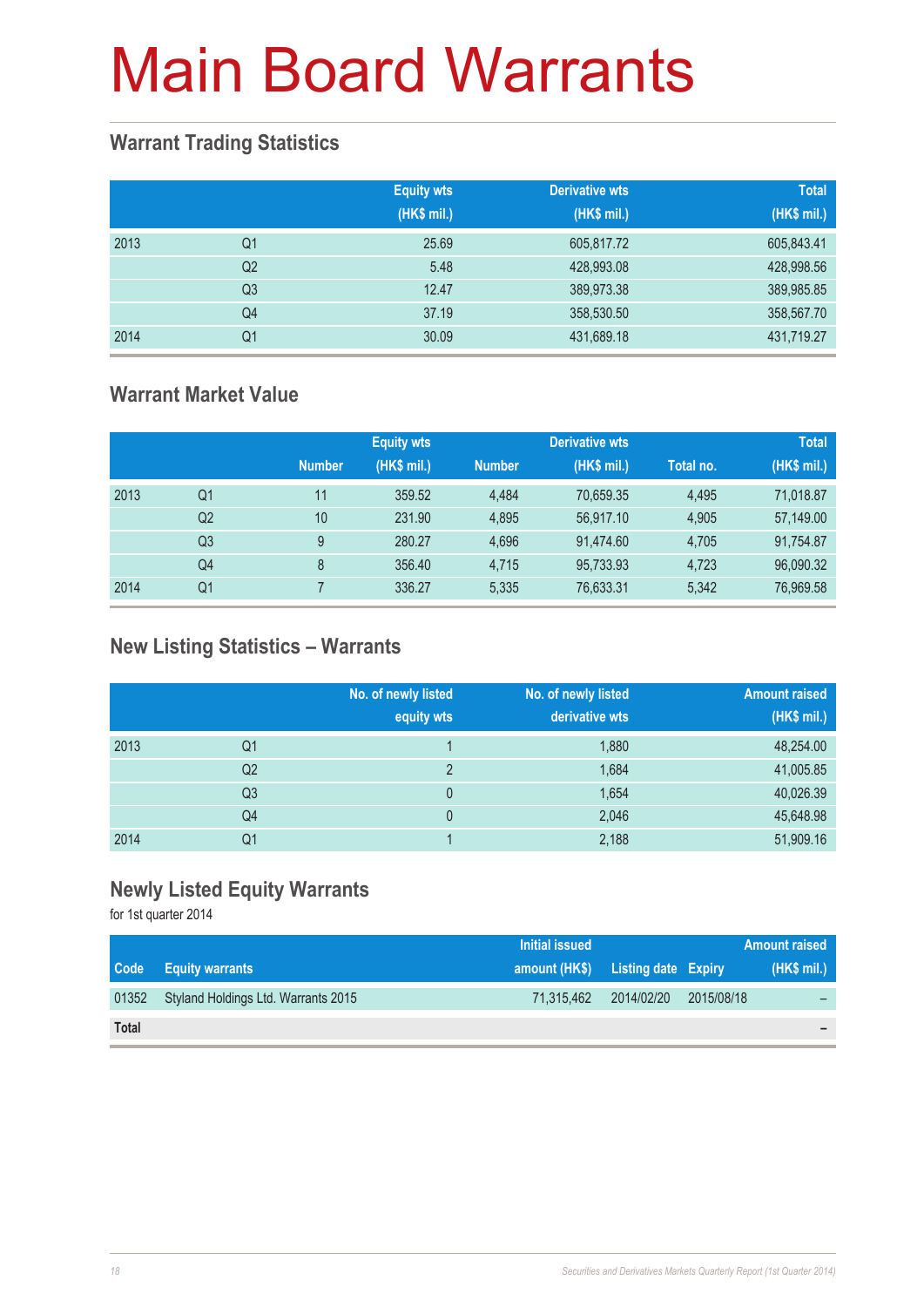# Main Board Warrants

## Warrant Trading Statistics

| | | Equity wts (HK$ mil.) | Derivative wts (HK$ mil.) | Total (HK$ mil.) |
|---|---|---|---|---|
| 2013 | Q1 | 25.69 | 605,817.72 | 605,843.41 |
| | Q2 | 5.48 | 428,993.08 | 428,998.56 |
| | Q3 | 12.47 | 389,973.38 | 389,985.85 |
| | Q4 | 37.19 | 358,530.50 | 358,567.70 |
| 2014 | Q1 | 30.09 | 431,689.18 | 431,719.27 |

## Warrant Market Value

| | | Equity wts | | Derivative wts | | | Total |
|---|---|---|---|---|---|---|---|
| | | Number | (HK$ mil.) | Number | (HK$ mil.) | Total no. | (HK$ mil.) |
| 2013 | Q1 | 11 | 359.52 | 4,484 | 70,659.35 | 4,495 | 71,018.87 |
| | Q2 | 10 | 231.90 | 4,895 | 56,917.10 | 4,905 | 57,149.00 |
| | Q3 | 9 | 280.27 | 4,696 | 91,474.60 | 4,705 | 91,754.87 |
| | Q4 | 8 | 356.40 | 4,715 | 95,733.93 | 4,723 | 96,090.32 |
| 2014 | Q1 | 7 | 336.27 | 5,335 | 76,633.31 | 5,342 | 76,969.58 |

## New Listing Statistics – Warrants

| | | No. of newly listed equity wts | No. of newly listed derivative wts | Amount raised (HK$ mil.) |
|---|---|---|---|---|
| 2013 | Q1 | 1 | 1,880 | 48,254.00 |
| | Q2 | 2 | 1,684 | 41,005.85 |
| | Q3 | 0 | 1,654 | 40,026.39 |
| | Q4 | 0 | 2,046 | 45,648.98 |
| 2014 | Q1 | 1 | 2,188 | 51,909.16 |

## Newly Listed Equity Warrants

for 1st quarter 2014

| Code | Equity warrants | Initial issued amount (HK$) | Listing date | Expiry | Amount raised (HK$ mil.) |
|---|---|---|---|---|---|
| 01352 | Styland Holdings Ltd. Warrants 2015 | 71,315,462 | 2014/02/20 | 2015/08/18 | – |
| **Total** | | | | | **–** |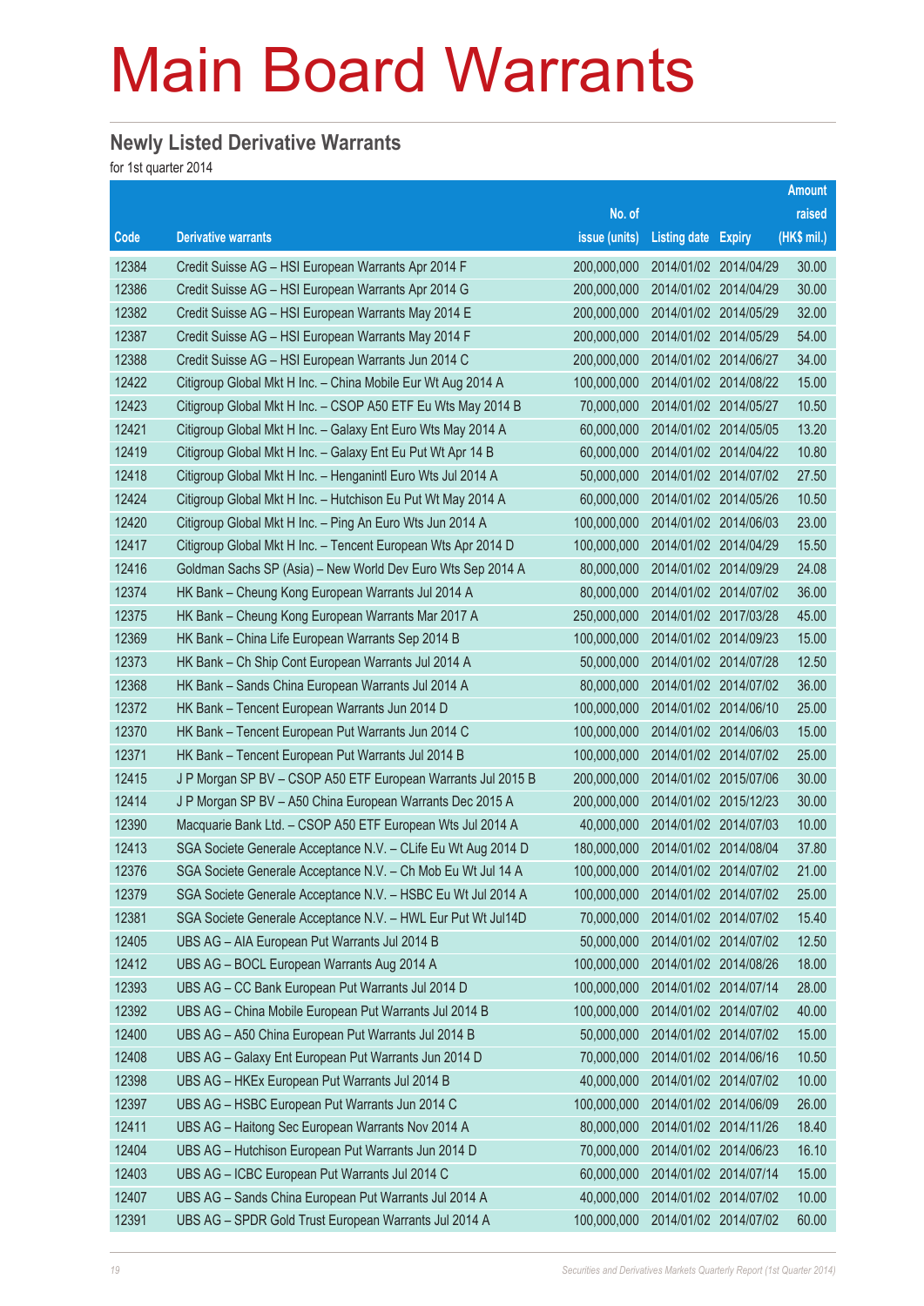# Main Board Warrants

## Newly Listed Derivative Warrants

for 1st quarter 2014

| Code | Derivative warrants | No. of issue (units) | Listing date | Expiry | Amount raised (HK$ mil.) |
|---|---|---|---|---|---|
| 12384 | Credit Suisse AG – HSI European Warrants Apr 2014 F | 200,000,000 | 2014/01/02 | 2014/04/29 | 30.00 |
| 12386 | Credit Suisse AG – HSI European Warrants Apr 2014 G | 200,000,000 | 2014/01/02 | 2014/04/29 | 30.00 |
| 12382 | Credit Suisse AG – HSI European Warrants May 2014 E | 200,000,000 | 2014/01/02 | 2014/05/29 | 32.00 |
| 12387 | Credit Suisse AG – HSI European Warrants May 2014 F | 200,000,000 | 2014/01/02 | 2014/05/29 | 54.00 |
| 12388 | Credit Suisse AG – HSI European Warrants Jun 2014 C | 200,000,000 | 2014/01/02 | 2014/06/27 | 34.00 |
| 12422 | Citigroup Global Mkt H Inc. – China Mobile Eur Wt Aug 2014 A | 100,000,000 | 2014/01/02 | 2014/08/22 | 15.00 |
| 12423 | Citigroup Global Mkt H Inc. – CSOP A50 ETF Eu Wts May 2014 B | 70,000,000 | 2014/01/02 | 2014/05/27 | 10.50 |
| 12421 | Citigroup Global Mkt H Inc. – Galaxy Ent Euro Wts May 2014 A | 60,000,000 | 2014/01/02 | 2014/05/05 | 13.20 |
| 12419 | Citigroup Global Mkt H Inc. – Galaxy Ent Eu Put Wt Apr 14 B | 60,000,000 | 2014/01/02 | 2014/04/22 | 10.80 |
| 12418 | Citigroup Global Mkt H Inc. – Henganintl Euro Wts Jul 2014 A | 50,000,000 | 2014/01/02 | 2014/07/02 | 27.50 |
| 12424 | Citigroup Global Mkt H Inc. – Hutchison Eu Put Wt May 2014 A | 60,000,000 | 2014/01/02 | 2014/05/26 | 10.50 |
| 12420 | Citigroup Global Mkt H Inc. – Ping An Euro Wts Jun 2014 A | 100,000,000 | 2014/01/02 | 2014/06/03 | 23.00 |
| 12417 | Citigroup Global Mkt H Inc. – Tencent European Wts Apr 2014 D | 100,000,000 | 2014/01/02 | 2014/04/29 | 15.50 |
| 12416 | Goldman Sachs SP (Asia) – New World Dev Euro Wts Sep 2014 A | 80,000,000 | 2014/01/02 | 2014/09/29 | 24.08 |
| 12374 | HK Bank – Cheung Kong European Warrants Jul 2014 A | 80,000,000 | 2014/01/02 | 2014/07/02 | 36.00 |
| 12375 | HK Bank – Cheung Kong European Warrants Mar 2017 A | 250,000,000 | 2014/01/02 | 2017/03/28 | 45.00 |
| 12369 | HK Bank – China Life European Warrants Sep 2014 B | 100,000,000 | 2014/01/02 | 2014/09/23 | 15.00 |
| 12373 | HK Bank – Ch Ship Cont European Warrants Jul 2014 A | 50,000,000 | 2014/01/02 | 2014/07/28 | 12.50 |
| 12368 | HK Bank – Sands China European Warrants Jul 2014 A | 80,000,000 | 2014/01/02 | 2014/07/02 | 36.00 |
| 12372 | HK Bank – Tencent European Warrants Jun 2014 D | 100,000,000 | 2014/01/02 | 2014/06/10 | 25.00 |
| 12370 | HK Bank – Tencent European Put Warrants Jun 2014 C | 100,000,000 | 2014/01/02 | 2014/06/03 | 15.00 |
| 12371 | HK Bank – Tencent European Put Warrants Jul 2014 B | 100,000,000 | 2014/01/02 | 2014/07/02 | 25.00 |
| 12415 | J P Morgan SP BV – CSOP A50 ETF European Warrants Jul 2015 B | 200,000,000 | 2014/01/02 | 2015/07/06 | 30.00 |
| 12414 | J P Morgan SP BV – A50 China European Warrants Dec 2015 A | 200,000,000 | 2014/01/02 | 2015/12/23 | 30.00 |
| 12390 | Macquarie Bank Ltd. – CSOP A50 ETF European Wts Jul 2014 A | 40,000,000 | 2014/01/02 | 2014/07/03 | 10.00 |
| 12413 | SGA Societe Generale Acceptance N.V. – CLife Eu Wt Aug 2014 D | 180,000,000 | 2014/01/02 | 2014/08/04 | 37.80 |
| 12376 | SGA Societe Generale Acceptance N.V. – Ch Mob Eu Wt Jul 14 A | 100,000,000 | 2014/01/02 | 2014/07/02 | 21.00 |
| 12379 | SGA Societe Generale Acceptance N.V. – HSBC Eu Wt Jul 2014 A | 100,000,000 | 2014/01/02 | 2014/07/02 | 25.00 |
| 12381 | SGA Societe Generale Acceptance N.V. – HWL Eur Put Wt Jul14D | 70,000,000 | 2014/01/02 | 2014/07/02 | 15.40 |
| 12405 | UBS AG – AIA European Put Warrants Jul 2014 B | 50,000,000 | 2014/01/02 | 2014/07/02 | 12.50 |
| 12412 | UBS AG – BOCL European Warrants Aug 2014 A | 100,000,000 | 2014/01/02 | 2014/08/26 | 18.00 |
| 12393 | UBS AG – CC Bank European Put Warrants Jul 2014 D | 100,000,000 | 2014/01/02 | 2014/07/14 | 28.00 |
| 12392 | UBS AG – China Mobile European Put Warrants Jul 2014 B | 100,000,000 | 2014/01/02 | 2014/07/02 | 40.00 |
| 12400 | UBS AG – A50 China European Put Warrants Jul 2014 B | 50,000,000 | 2014/01/02 | 2014/07/02 | 15.00 |
| 12408 | UBS AG – Galaxy Ent European Put Warrants Jun 2014 D | 70,000,000 | 2014/01/02 | 2014/06/16 | 10.50 |
| 12398 | UBS AG – HKEx European Put Warrants Jul 2014 B | 40,000,000 | 2014/01/02 | 2014/07/02 | 10.00 |
| 12397 | UBS AG – HSBC European Put Warrants Jun 2014 C | 100,000,000 | 2014/01/02 | 2014/06/09 | 26.00 |
| 12411 | UBS AG – Haitong Sec European Warrants Nov 2014 A | 80,000,000 | 2014/01/02 | 2014/11/26 | 18.40 |
| 12404 | UBS AG – Hutchison European Put Warrants Jun 2014 D | 70,000,000 | 2014/01/02 | 2014/06/23 | 16.10 |
| 12403 | UBS AG – ICBC European Put Warrants Jul 2014 C | 60,000,000 | 2014/01/02 | 2014/07/14 | 15.00 |
| 12407 | UBS AG – Sands China European Put Warrants Jul 2014 A | 40,000,000 | 2014/01/02 | 2014/07/02 | 10.00 |
| 12391 | UBS AG – SPDR Gold Trust European Warrants Jul 2014 A | 100,000,000 | 2014/01/02 | 2014/07/02 | 60.00 |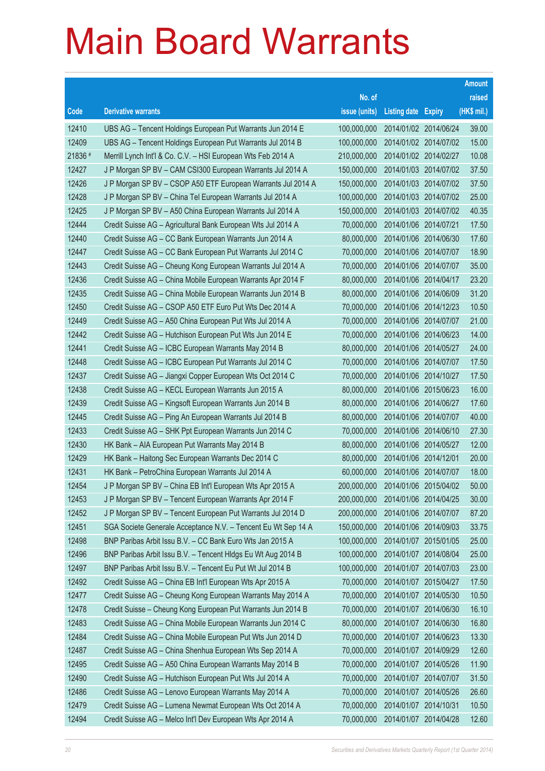# Main Board Warrants

| Code | Derivative warrants | No. of issue (units) | Listing date | Expiry | Amount raised (HK$ mil.) |
|---|---|---|---|---|---|
| 12410 | UBS AG – Tencent Holdings European Put Warrants Jun 2014 E | 100,000,000 | 2014/01/02 | 2014/06/24 | 39.00 |
| 12409 | UBS AG – Tencent Holdings European Put Warrants Jul 2014 B | 100,000,000 | 2014/01/02 | 2014/07/02 | 15.00 |
| 21836 # | Merrill Lynch Int'l & Co. C.V. – HSI European Wts Feb 2014 A | 210,000,000 | 2014/01/02 | 2014/02/27 | 10.08 |
| 12427 | J P Morgan SP BV – CAM CSI300 European Warrants Jul 2014 A | 150,000,000 | 2014/01/03 | 2014/07/02 | 37.50 |
| 12426 | J P Morgan SP BV – CSOP A50 ETF European Warrants Jul 2014 A | 150,000,000 | 2014/01/03 | 2014/07/02 | 37.50 |
| 12428 | J P Morgan SP BV – China Tel European Warrants Jul 2014 A | 100,000,000 | 2014/01/03 | 2014/07/02 | 25.00 |
| 12425 | J P Morgan SP BV – A50 China European Warrants Jul 2014 A | 150,000,000 | 2014/01/03 | 2014/07/02 | 40.35 |
| 12444 | Credit Suisse AG – Agricultural Bank European Wts Jul 2014 A | 70,000,000 | 2014/01/06 | 2014/07/21 | 17.50 |
| 12440 | Credit Suisse AG – CC Bank European Warrants Jun 2014 A | 80,000,000 | 2014/01/06 | 2014/06/30 | 17.60 |
| 12447 | Credit Suisse AG – CC Bank European Put Warrants Jul 2014 C | 70,000,000 | 2014/01/06 | 2014/07/07 | 18.90 |
| 12443 | Credit Suisse AG – Cheung Kong European Warrants Jul 2014 A | 70,000,000 | 2014/01/06 | 2014/07/07 | 35.00 |
| 12436 | Credit Suisse AG – China Mobile European Warrants Apr 2014 F | 80,000,000 | 2014/01/06 | 2014/04/17 | 23.20 |
| 12435 | Credit Suisse AG – China Mobile European Warrants Jun 2014 B | 80,000,000 | 2014/01/06 | 2014/06/09 | 31.20 |
| 12450 | Credit Suisse AG – CSOP A50 ETF Euro Put Wts Dec 2014 A | 70,000,000 | 2014/01/06 | 2014/12/23 | 10.50 |
| 12449 | Credit Suisse AG – A50 China European Put Wts Jul 2014 A | 70,000,000 | 2014/01/06 | 2014/07/07 | 21.00 |
| 12442 | Credit Suisse AG – Hutchison European Put Wts Jun 2014 E | 70,000,000 | 2014/01/06 | 2014/06/23 | 14.00 |
| 12441 | Credit Suisse AG – ICBC European Warrants May 2014 B | 80,000,000 | 2014/01/06 | 2014/05/27 | 24.00 |
| 12448 | Credit Suisse AG – ICBC European Put Warrants Jul 2014 C | 70,000,000 | 2014/01/06 | 2014/07/07 | 17.50 |
| 12437 | Credit Suisse AG – Jiangxi Copper European Wts Oct 2014 C | 70,000,000 | 2014/01/06 | 2014/10/27 | 17.50 |
| 12438 | Credit Suisse AG – KECL European Warrants Jun 2015 A | 80,000,000 | 2014/01/06 | 2015/06/23 | 16.00 |
| 12439 | Credit Suisse AG – Kingsoft European Warrants Jun 2014 B | 80,000,000 | 2014/01/06 | 2014/06/27 | 17.60 |
| 12445 | Credit Suisse AG – Ping An European Warrants Jul 2014 B | 80,000,000 | 2014/01/06 | 2014/07/07 | 40.00 |
| 12433 | Credit Suisse AG – SHK Ppt European Warrants Jun 2014 C | 70,000,000 | 2014/01/06 | 2014/06/10 | 27.30 |
| 12430 | HK Bank – AIA European Put Warrants May 2014 B | 80,000,000 | 2014/01/06 | 2014/05/27 | 12.00 |
| 12429 | HK Bank – Haitong Sec European Warrants Dec 2014 C | 80,000,000 | 2014/01/06 | 2014/12/01 | 20.00 |
| 12431 | HK Bank – PetroChina European Warrants Jul 2014 A | 60,000,000 | 2014/01/06 | 2014/07/07 | 18.00 |
| 12454 | J P Morgan SP BV – China EB Int'l European Wts Apr 2015 A | 200,000,000 | 2014/01/06 | 2015/04/02 | 50.00 |
| 12453 | J P Morgan SP BV – Tencent European Warrants Apr 2014 F | 200,000,000 | 2014/01/06 | 2014/04/25 | 30.00 |
| 12452 | J P Morgan SP BV – Tencent European Put Warrants Jul 2014 D | 200,000,000 | 2014/01/06 | 2014/07/07 | 87.20 |
| 12451 | SGA Societe Generale Acceptance N.V. – Tencent Eu Wt Sep 14 A | 150,000,000 | 2014/01/06 | 2014/09/03 | 33.75 |
| 12498 | BNP Paribas Arbit Issu B.V. – CC Bank Euro Wts Jan 2015 A | 100,000,000 | 2014/01/07 | 2015/01/05 | 25.00 |
| 12496 | BNP Paribas Arbit Issu B.V. – Tencent Hldgs Eu Wt Aug 2014 B | 100,000,000 | 2014/01/07 | 2014/08/04 | 25.00 |
| 12497 | BNP Paribas Arbit Issu B.V. – Tencent Eu Put Wt Jul 2014 B | 100,000,000 | 2014/01/07 | 2014/07/03 | 23.00 |
| 12492 | Credit Suisse AG – China EB Int'l European Wts Apr 2015 A | 70,000,000 | 2014/01/07 | 2015/04/27 | 17.50 |
| 12477 | Credit Suisse AG – Cheung Kong European Warrants May 2014 A | 70,000,000 | 2014/01/07 | 2014/05/30 | 10.50 |
| 12478 | Credit Suisse – Cheung Kong European Put Warrants Jun 2014 B | 70,000,000 | 2014/01/07 | 2014/06/30 | 16.10 |
| 12483 | Credit Suisse AG – China Mobile European Warrants Jun 2014 C | 80,000,000 | 2014/01/07 | 2014/06/30 | 16.80 |
| 12484 | Credit Suisse AG – China Mobile European Put Wts Jun 2014 D | 70,000,000 | 2014/01/07 | 2014/06/23 | 13.30 |
| 12487 | Credit Suisse AG – China Shenhua European Wts Sep 2014 A | 70,000,000 | 2014/01/07 | 2014/09/29 | 12.60 |
| 12495 | Credit Suisse AG – A50 China European Warrants May 2014 B | 70,000,000 | 2014/01/07 | 2014/05/26 | 11.90 |
| 12490 | Credit Suisse AG – Hutchison European Put Wts Jul 2014 A | 70,000,000 | 2014/01/07 | 2014/07/07 | 31.50 |
| 12486 | Credit Suisse AG – Lenovo European Warrants May 2014 A | 70,000,000 | 2014/01/07 | 2014/05/26 | 26.60 |
| 12479 | Credit Suisse AG – Lumena Newmat European Wts Oct 2014 A | 70,000,000 | 2014/01/07 | 2014/10/31 | 10.50 |
| 12494 | Credit Suisse AG – Melco Int'l Dev European Wts Apr 2014 A | 70,000,000 | 2014/01/07 | 2014/04/28 | 12.60 |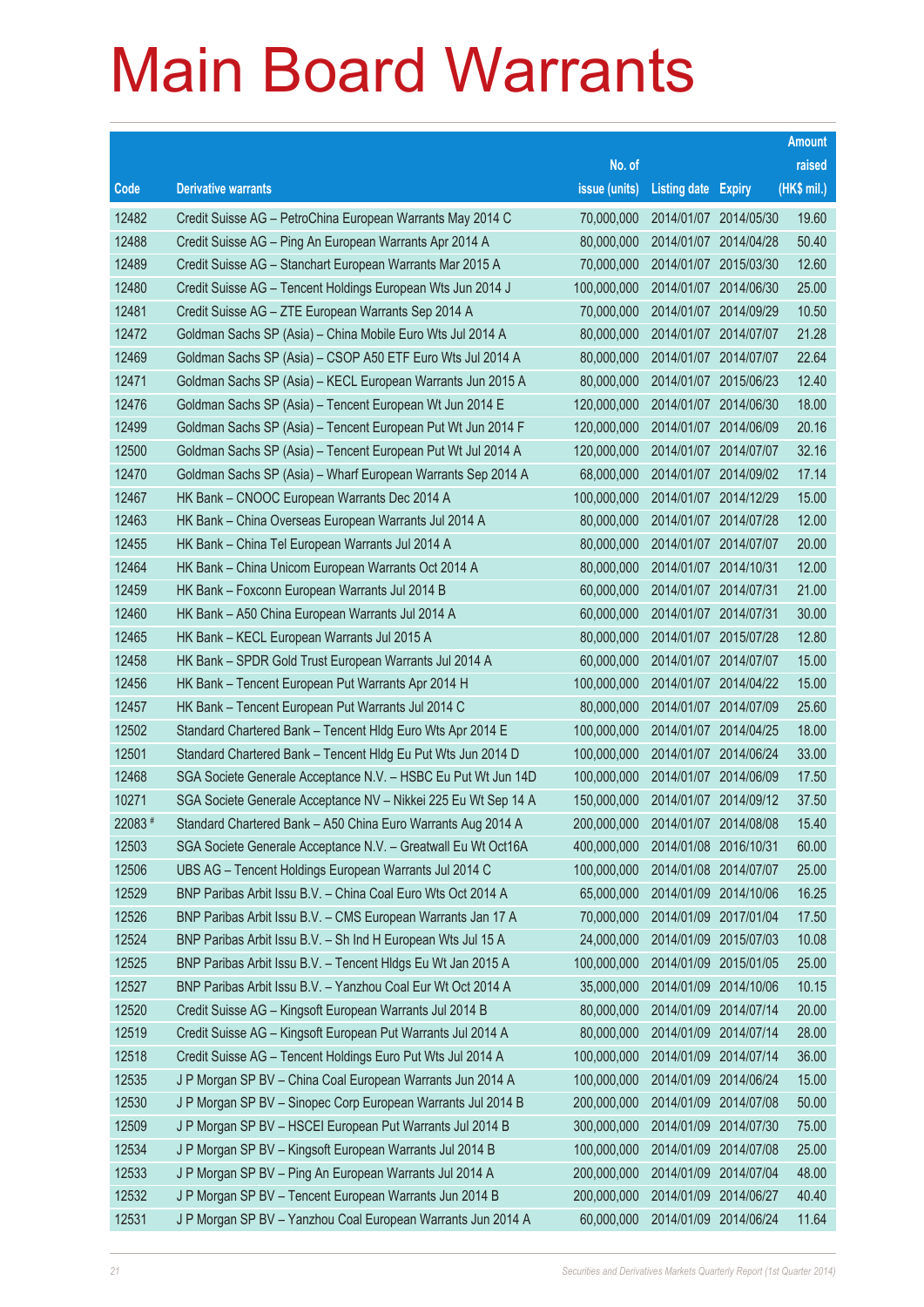# Main Board Warrants

| Code | Derivative warrants | No. of issue (units) | Listing date | Expiry | Amount raised (HK$ mil.) |
|---|---|---|---|---|---|
| 12482 | Credit Suisse AG – PetroChina European Warrants May 2014 C | 70,000,000 | 2014/01/07 | 2014/05/30 | 19.60 |
| 12488 | Credit Suisse AG – Ping An European Warrants Apr 2014 A | 80,000,000 | 2014/01/07 | 2014/04/28 | 50.40 |
| 12489 | Credit Suisse AG – Stanchart European Warrants Mar 2015 A | 70,000,000 | 2014/01/07 | 2015/03/30 | 12.60 |
| 12480 | Credit Suisse AG – Tencent Holdings European Wts Jun 2014 J | 100,000,000 | 2014/01/07 | 2014/06/30 | 25.00 |
| 12481 | Credit Suisse AG – ZTE European Warrants Sep 2014 A | 70,000,000 | 2014/01/07 | 2014/09/29 | 10.50 |
| 12472 | Goldman Sachs SP (Asia) – China Mobile Euro Wts Jul 2014 A | 80,000,000 | 2014/01/07 | 2014/07/07 | 21.28 |
| 12469 | Goldman Sachs SP (Asia) – CSOP A50 ETF Euro Wts Jul 2014 A | 80,000,000 | 2014/01/07 | 2014/07/07 | 22.64 |
| 12471 | Goldman Sachs SP (Asia) – KECL European Warrants Jun 2015 A | 80,000,000 | 2014/01/07 | 2015/06/23 | 12.40 |
| 12476 | Goldman Sachs SP (Asia) – Tencent European Wt Jun 2014 E | 120,000,000 | 2014/01/07 | 2014/06/30 | 18.00 |
| 12499 | Goldman Sachs SP (Asia) – Tencent European Put Wt Jun 2014 F | 120,000,000 | 2014/01/07 | 2014/06/09 | 20.16 |
| 12500 | Goldman Sachs SP (Asia) – Tencent European Put Wt Jul 2014 A | 120,000,000 | 2014/01/07 | 2014/07/07 | 32.16 |
| 12470 | Goldman Sachs SP (Asia) – Wharf European Warrants Sep 2014 A | 68,000,000 | 2014/01/07 | 2014/09/02 | 17.14 |
| 12467 | HK Bank – CNOOC European Warrants Dec 2014 A | 100,000,000 | 2014/01/07 | 2014/12/29 | 15.00 |
| 12463 | HK Bank – China Overseas European Warrants Jul 2014 A | 80,000,000 | 2014/01/07 | 2014/07/28 | 12.00 |
| 12455 | HK Bank – China Tel European Warrants Jul 2014 A | 80,000,000 | 2014/01/07 | 2014/07/07 | 20.00 |
| 12464 | HK Bank – China Unicom European Warrants Oct 2014 A | 80,000,000 | 2014/01/07 | 2014/10/31 | 12.00 |
| 12459 | HK Bank – Foxconn European Warrants Jul 2014 B | 60,000,000 | 2014/01/07 | 2014/07/31 | 21.00 |
| 12460 | HK Bank – A50 China European Warrants Jul 2014 A | 60,000,000 | 2014/01/07 | 2014/07/31 | 30.00 |
| 12465 | HK Bank – KECL European Warrants Jul 2015 A | 80,000,000 | 2014/01/07 | 2015/07/28 | 12.80 |
| 12458 | HK Bank – SPDR Gold Trust European Warrants Jul 2014 A | 60,000,000 | 2014/01/07 | 2014/07/07 | 15.00 |
| 12456 | HK Bank – Tencent European Put Warrants Apr 2014 H | 100,000,000 | 2014/01/07 | 2014/04/22 | 15.00 |
| 12457 | HK Bank – Tencent European Put Warrants Jul 2014 C | 80,000,000 | 2014/01/07 | 2014/07/09 | 25.60 |
| 12502 | Standard Chartered Bank – Tencent Hldg Euro Wts Apr 2014 E | 100,000,000 | 2014/01/07 | 2014/04/25 | 18.00 |
| 12501 | Standard Chartered Bank – Tencent Hldg Eu Put Wts Jun 2014 D | 100,000,000 | 2014/01/07 | 2014/06/24 | 33.00 |
| 12468 | SGA Societe Generale Acceptance N.V. – HSBC Eu Put Wt Jun 14D | 100,000,000 | 2014/01/07 | 2014/06/09 | 17.50 |
| 10271 | SGA Societe Generale Acceptance NV – Nikkei 225 Eu Wt Sep 14 A | 150,000,000 | 2014/01/07 | 2014/09/12 | 37.50 |
| 22083 # | Standard Chartered Bank – A50 China Euro Warrants Aug 2014 A | 200,000,000 | 2014/01/07 | 2014/08/08 | 15.40 |
| 12503 | SGA Societe Generale Acceptance N.V. – Greatwall Eu Wt Oct16A | 400,000,000 | 2014/01/08 | 2016/10/31 | 60.00 |
| 12506 | UBS AG – Tencent Holdings European Warrants Jul 2014 C | 100,000,000 | 2014/01/08 | 2014/07/07 | 25.00 |
| 12529 | BNP Paribas Arbit Issu B.V. – China Coal Euro Wts Oct 2014 A | 65,000,000 | 2014/01/09 | 2014/10/06 | 16.25 |
| 12526 | BNP Paribas Arbit Issu B.V. – CMS European Warrants Jan 17 A | 70,000,000 | 2014/01/09 | 2017/01/04 | 17.50 |
| 12524 | BNP Paribas Arbit Issu B.V. – Sh Ind H European Wts Jul 15 A | 24,000,000 | 2014/01/09 | 2015/07/03 | 10.08 |
| 12525 | BNP Paribas Arbit Issu B.V. – Tencent Hldgs Eu Wt Jan 2015 A | 100,000,000 | 2014/01/09 | 2015/01/05 | 25.00 |
| 12527 | BNP Paribas Arbit Issu B.V. – Yanzhou Coal Eur Wt Oct 2014 A | 35,000,000 | 2014/01/09 | 2014/10/06 | 10.15 |
| 12520 | Credit Suisse AG – Kingsoft European Warrants Jul 2014 B | 80,000,000 | 2014/01/09 | 2014/07/14 | 20.00 |
| 12519 | Credit Suisse AG – Kingsoft European Put Warrants Jul 2014 A | 80,000,000 | 2014/01/09 | 2014/07/14 | 28.00 |
| 12518 | Credit Suisse AG – Tencent Holdings Euro Put Wts Jul 2014 A | 100,000,000 | 2014/01/09 | 2014/07/14 | 36.00 |
| 12535 | J P Morgan SP BV – China Coal European Warrants Jun 2014 A | 100,000,000 | 2014/01/09 | 2014/06/24 | 15.00 |
| 12530 | J P Morgan SP BV – Sinopec Corp European Warrants Jul 2014 B | 200,000,000 | 2014/01/09 | 2014/07/08 | 50.00 |
| 12509 | J P Morgan SP BV – HSCEI European Put Warrants Jul 2014 B | 300,000,000 | 2014/01/09 | 2014/07/30 | 75.00 |
| 12534 | J P Morgan SP BV – Kingsoft European Warrants Jul 2014 B | 100,000,000 | 2014/01/09 | 2014/07/08 | 25.00 |
| 12533 | J P Morgan SP BV – Ping An European Warrants Jul 2014 A | 200,000,000 | 2014/01/09 | 2014/07/04 | 48.00 |
| 12532 | J P Morgan SP BV – Tencent European Warrants Jun 2014 B | 200,000,000 | 2014/01/09 | 2014/06/27 | 40.40 |
| 12531 | J P Morgan SP BV – Yanzhou Coal European Warrants Jun 2014 A | 60,000,000 | 2014/01/09 | 2014/06/24 | 11.64 |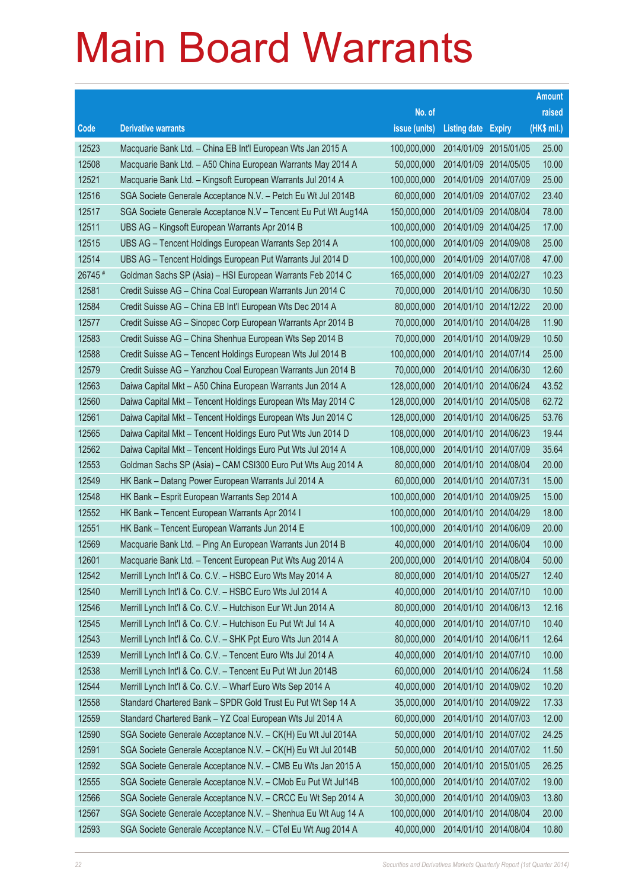# Main Board Warrants

| Code | Derivative warrants | No. of issue (units) | Listing date | Expiry | Amount raised (HK$ mil.) |
|---|---|---|---|---|---|
| 12523 | Macquarie Bank Ltd. – China EB Int'l European Wts Jan 2015 A | 100,000,000 | 2014/01/09 | 2015/01/05 | 25.00 |
| 12508 | Macquarie Bank Ltd. – A50 China European Warrants May 2014 A | 50,000,000 | 2014/01/09 | 2014/05/05 | 10.00 |
| 12521 | Macquarie Bank Ltd. – Kingsoft European Warrants Jul 2014 A | 100,000,000 | 2014/01/09 | 2014/07/09 | 25.00 |
| 12516 | SGA Societe Generale Acceptance N.V. – Petch Eu Wt Jul 2014B | 60,000,000 | 2014/01/09 | 2014/07/02 | 23.40 |
| 12517 | SGA Societe Generale Acceptance N.V – Tencent Eu Put Wt Aug14A | 150,000,000 | 2014/01/09 | 2014/08/04 | 78.00 |
| 12511 | UBS AG – Kingsoft European Warrants Apr 2014 B | 100,000,000 | 2014/01/09 | 2014/04/25 | 17.00 |
| 12515 | UBS AG – Tencent Holdings European Warrants Sep 2014 A | 100,000,000 | 2014/01/09 | 2014/09/08 | 25.00 |
| 12514 | UBS AG – Tencent Holdings European Put Warrants Jul 2014 D | 100,000,000 | 2014/01/09 | 2014/07/08 | 47.00 |
| 26745 # | Goldman Sachs SP (Asia) – HSI European Warrants Feb 2014 C | 165,000,000 | 2014/01/09 | 2014/02/27 | 10.23 |
| 12581 | Credit Suisse AG – China Coal European Warrants Jun 2014 C | 70,000,000 | 2014/01/10 | 2014/06/30 | 10.50 |
| 12584 | Credit Suisse AG – China EB Int'l European Wts Dec 2014 A | 80,000,000 | 2014/01/10 | 2014/12/22 | 20.00 |
| 12577 | Credit Suisse AG – Sinopec Corp European Warrants Apr 2014 B | 70,000,000 | 2014/01/10 | 2014/04/28 | 11.90 |
| 12583 | Credit Suisse AG – China Shenhua European Wts Sep 2014 B | 70,000,000 | 2014/01/10 | 2014/09/29 | 10.50 |
| 12588 | Credit Suisse AG – Tencent Holdings European Wts Jul 2014 B | 100,000,000 | 2014/01/10 | 2014/07/14 | 25.00 |
| 12579 | Credit Suisse AG – Yanzhou Coal European Warrants Jun 2014 B | 70,000,000 | 2014/01/10 | 2014/06/30 | 12.60 |
| 12563 | Daiwa Capital Mkt – A50 China European Warrants Jun 2014 A | 128,000,000 | 2014/01/10 | 2014/06/24 | 43.52 |
| 12560 | Daiwa Capital Mkt – Tencent Holdings European Wts May 2014 C | 128,000,000 | 2014/01/10 | 2014/05/08 | 62.72 |
| 12561 | Daiwa Capital Mkt – Tencent Holdings European Wts Jun 2014 C | 128,000,000 | 2014/01/10 | 2014/06/25 | 53.76 |
| 12565 | Daiwa Capital Mkt – Tencent Holdings Euro Put Wts Jun 2014 D | 108,000,000 | 2014/01/10 | 2014/06/23 | 19.44 |
| 12562 | Daiwa Capital Mkt – Tencent Holdings Euro Put Wts Jul 2014 A | 108,000,000 | 2014/01/10 | 2014/07/09 | 35.64 |
| 12553 | Goldman Sachs SP (Asia) – CAM CSI300 Euro Put Wts Aug 2014 A | 80,000,000 | 2014/01/10 | 2014/08/04 | 20.00 |
| 12549 | HK Bank – Datang Power European Warrants Jul 2014 A | 60,000,000 | 2014/01/10 | 2014/07/31 | 15.00 |
| 12548 | HK Bank – Esprit European Warrants Sep 2014 A | 100,000,000 | 2014/01/10 | 2014/09/25 | 15.00 |
| 12552 | HK Bank – Tencent European Warrants Apr 2014 I | 100,000,000 | 2014/01/10 | 2014/04/29 | 18.00 |
| 12551 | HK Bank – Tencent European Warrants Jun 2014 E | 100,000,000 | 2014/01/10 | 2014/06/09 | 20.00 |
| 12569 | Macquarie Bank Ltd. – Ping An European Warrants Jun 2014 B | 40,000,000 | 2014/01/10 | 2014/06/04 | 10.00 |
| 12601 | Macquarie Bank Ltd. – Tencent European Put Wts Aug 2014 A | 200,000,000 | 2014/01/10 | 2014/08/04 | 50.00 |
| 12542 | Merrill Lynch Int'l & Co. C.V. – HSBC Euro Wts May 2014 A | 80,000,000 | 2014/01/10 | 2014/05/27 | 12.40 |
| 12540 | Merrill Lynch Int'l & Co. C.V. – HSBC Euro Wts Jul 2014 A | 40,000,000 | 2014/01/10 | 2014/07/10 | 10.00 |
| 12546 | Merrill Lynch Int'l & Co. C.V. – Hutchison Eur Wt Jun 2014 A | 80,000,000 | 2014/01/10 | 2014/06/13 | 12.16 |
| 12545 | Merrill Lynch Int'l & Co. C.V. – Hutchison Eu Put Wt Jul 14 A | 40,000,000 | 2014/01/10 | 2014/07/10 | 10.40 |
| 12543 | Merrill Lynch Int'l & Co. C.V. – SHK Ppt Euro Wts Jun 2014 A | 80,000,000 | 2014/01/10 | 2014/06/11 | 12.64 |
| 12539 | Merrill Lynch Int'l & Co. C.V. – Tencent Euro Wts Jul 2014 A | 40,000,000 | 2014/01/10 | 2014/07/10 | 10.00 |
| 12538 | Merrill Lynch Int'l & Co. C.V. – Tencent Eu Put Wt Jun 2014B | 60,000,000 | 2014/01/10 | 2014/06/24 | 11.58 |
| 12544 | Merrill Lynch Int'l & Co. C.V. – Wharf Euro Wts Sep 2014 A | 40,000,000 | 2014/01/10 | 2014/09/02 | 10.20 |
| 12558 | Standard Chartered Bank – SPDR Gold Trust Eu Put Wt Sep 14 A | 35,000,000 | 2014/01/10 | 2014/09/22 | 17.33 |
| 12559 | Standard Chartered Bank – YZ Coal European Wts Jul 2014 A | 60,000,000 | 2014/01/10 | 2014/07/03 | 12.00 |
| 12590 | SGA Societe Generale Acceptance N.V. – CK(H) Eu Wt Jul 2014A | 50,000,000 | 2014/01/10 | 2014/07/02 | 24.25 |
| 12591 | SGA Societe Generale Acceptance N.V. – CK(H) Eu Wt Jul 2014B | 50,000,000 | 2014/01/10 | 2014/07/02 | 11.50 |
| 12592 | SGA Societe Generale Acceptance N.V. – CMB Eu Wts Jan 2015 A | 150,000,000 | 2014/01/10 | 2015/01/05 | 26.25 |
| 12555 | SGA Societe Generale Acceptance N.V. – CMob Eu Put Wt Jul14B | 100,000,000 | 2014/01/10 | 2014/07/02 | 19.00 |
| 12566 | SGA Societe Generale Acceptance N.V. – CRCC Eu Wt Sep 2014 A | 30,000,000 | 2014/01/10 | 2014/09/03 | 13.80 |
| 12567 | SGA Societe Generale Acceptance N.V. – Shenhua Eu Wt Aug 14 A | 100,000,000 | 2014/01/10 | 2014/08/04 | 20.00 |
| 12593 | SGA Societe Generale Acceptance N.V. – CTel Eu Wt Aug 2014 A | 40,000,000 | 2014/01/10 | 2014/08/04 | 10.80 |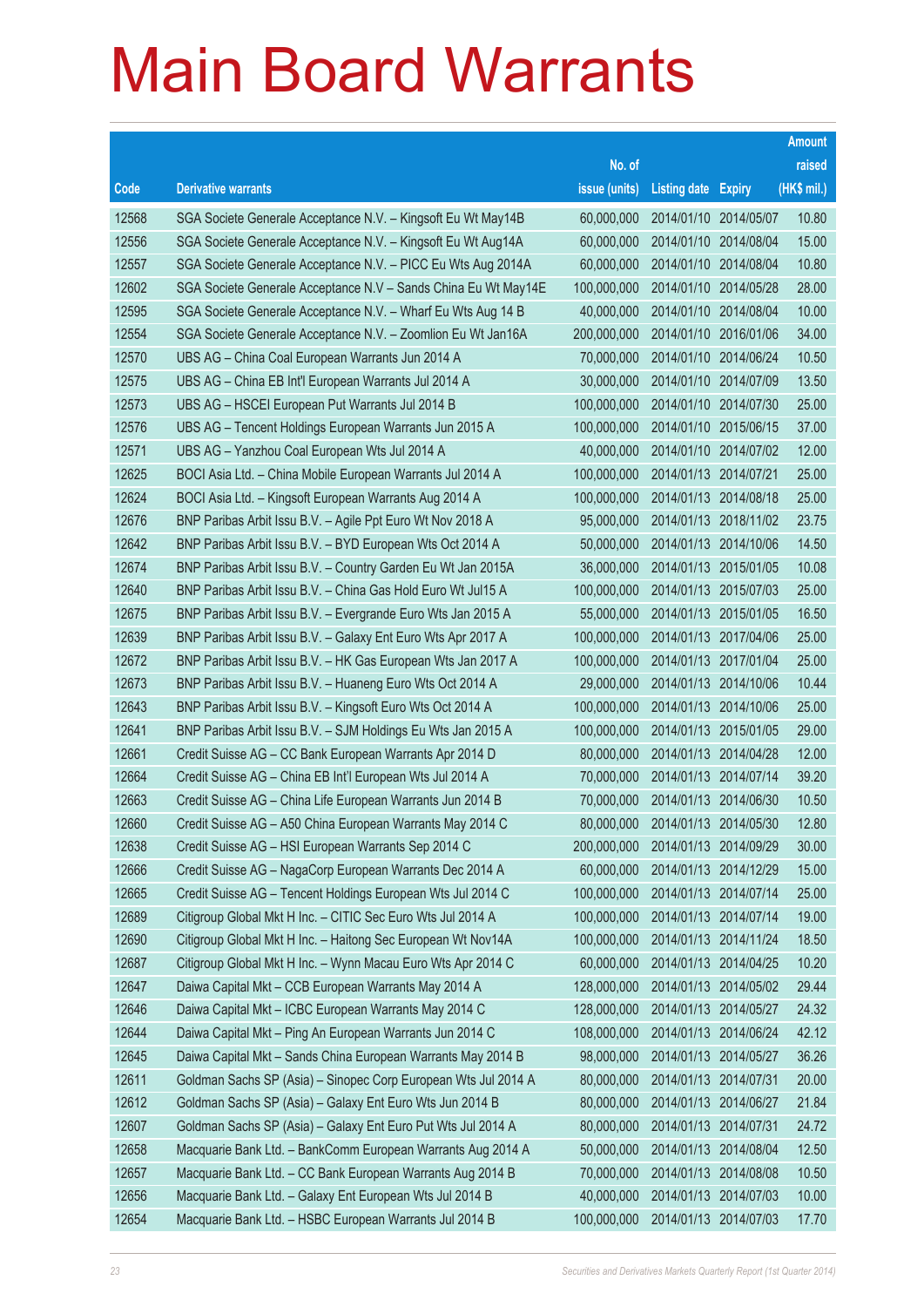# Main Board Warrants

| Code | Derivative warrants | No. of issue (units) | Listing date | Expiry | Amount raised (HK$ mil.) |
|---|---|---|---|---|---|
| 12568 | SGA Societe Generale Acceptance N.V. – Kingsoft Eu Wt May14B | 60,000,000 | 2014/01/10 | 2014/05/07 | 10.80 |
| 12556 | SGA Societe Generale Acceptance N.V. – Kingsoft Eu Wt Aug14A | 60,000,000 | 2014/01/10 | 2014/08/04 | 15.00 |
| 12557 | SGA Societe Generale Acceptance N.V. – PICC Eu Wts Aug 2014A | 60,000,000 | 2014/01/10 | 2014/08/04 | 10.80 |
| 12602 | SGA Societe Generale Acceptance N.V – Sands China Eu Wt May14E | 100,000,000 | 2014/01/10 | 2014/05/28 | 28.00 |
| 12595 | SGA Societe Generale Acceptance N.V. – Wharf Eu Wts Aug 14 B | 40,000,000 | 2014/01/10 | 2014/08/04 | 10.00 |
| 12554 | SGA Societe Generale Acceptance N.V. – Zoomlion Eu Wt Jan16A | 200,000,000 | 2014/01/10 | 2016/01/06 | 34.00 |
| 12570 | UBS AG – China Coal European Warrants Jun 2014 A | 70,000,000 | 2014/01/10 | 2014/06/24 | 10.50 |
| 12575 | UBS AG – China EB Int'l European Warrants Jul 2014 A | 30,000,000 | 2014/01/10 | 2014/07/09 | 13.50 |
| 12573 | UBS AG – HSCEI European Put Warrants Jul 2014 B | 100,000,000 | 2014/01/10 | 2014/07/30 | 25.00 |
| 12576 | UBS AG – Tencent Holdings European Warrants Jun 2015 A | 100,000,000 | 2014/01/10 | 2015/06/15 | 37.00 |
| 12571 | UBS AG – Yanzhou Coal European Wts Jul 2014 A | 40,000,000 | 2014/01/10 | 2014/07/02 | 12.00 |
| 12625 | BOCI Asia Ltd. – China Mobile European Warrants Jul 2014 A | 100,000,000 | 2014/01/13 | 2014/07/21 | 25.00 |
| 12624 | BOCI Asia Ltd. – Kingsoft European Warrants Aug 2014 A | 100,000,000 | 2014/01/13 | 2014/08/18 | 25.00 |
| 12676 | BNP Paribas Arbit Issu B.V. – Agile Ppt Euro Wt Nov 2018 A | 95,000,000 | 2014/01/13 | 2018/11/02 | 23.75 |
| 12642 | BNP Paribas Arbit Issu B.V. – BYD European Wts Oct 2014 A | 50,000,000 | 2014/01/13 | 2014/10/06 | 14.50 |
| 12674 | BNP Paribas Arbit Issu B.V. – Country Garden Eu Wt Jan 2015A | 36,000,000 | 2014/01/13 | 2015/01/05 | 10.08 |
| 12640 | BNP Paribas Arbit Issu B.V. – China Gas Hold Euro Wt Jul15 A | 100,000,000 | 2014/01/13 | 2015/07/03 | 25.00 |
| 12675 | BNP Paribas Arbit Issu B.V. – Evergrande Euro Wts Jan 2015 A | 55,000,000 | 2014/01/13 | 2015/01/05 | 16.50 |
| 12639 | BNP Paribas Arbit Issu B.V. – Galaxy Ent Euro Wts Apr 2017 A | 100,000,000 | 2014/01/13 | 2017/04/06 | 25.00 |
| 12672 | BNP Paribas Arbit Issu B.V. – HK Gas European Wts Jan 2017 A | 100,000,000 | 2014/01/13 | 2017/01/04 | 25.00 |
| 12673 | BNP Paribas Arbit Issu B.V. – Huaneng Euro Wts Oct 2014 A | 29,000,000 | 2014/01/13 | 2014/10/06 | 10.44 |
| 12643 | BNP Paribas Arbit Issu B.V. – Kingsoft Euro Wts Oct 2014 A | 100,000,000 | 2014/01/13 | 2014/10/06 | 25.00 |
| 12641 | BNP Paribas Arbit Issu B.V. – SJM Holdings Eu Wts Jan 2015 A | 100,000,000 | 2014/01/13 | 2015/01/05 | 29.00 |
| 12661 | Credit Suisse AG – CC Bank European Warrants Apr 2014 D | 80,000,000 | 2014/01/13 | 2014/04/28 | 12.00 |
| 12664 | Credit Suisse AG – China EB Int'l European Wts Jul 2014 A | 70,000,000 | 2014/01/13 | 2014/07/14 | 39.20 |
| 12663 | Credit Suisse AG – China Life European Warrants Jun 2014 B | 70,000,000 | 2014/01/13 | 2014/06/30 | 10.50 |
| 12660 | Credit Suisse AG – A50 China European Warrants May 2014 C | 80,000,000 | 2014/01/13 | 2014/05/30 | 12.80 |
| 12638 | Credit Suisse AG – HSI European Warrants Sep 2014 C | 200,000,000 | 2014/01/13 | 2014/09/29 | 30.00 |
| 12666 | Credit Suisse AG – NagaCorp European Warrants Dec 2014 A | 60,000,000 | 2014/01/13 | 2014/12/29 | 15.00 |
| 12665 | Credit Suisse AG – Tencent Holdings European Wts Jul 2014 C | 100,000,000 | 2014/01/13 | 2014/07/14 | 25.00 |
| 12689 | Citigroup Global Mkt H Inc. – CITIC Sec Euro Wts Jul 2014 A | 100,000,000 | 2014/01/13 | 2014/07/14 | 19.00 |
| 12690 | Citigroup Global Mkt H Inc. – Haitong Sec European Wt Nov14A | 100,000,000 | 2014/01/13 | 2014/11/24 | 18.50 |
| 12687 | Citigroup Global Mkt H Inc. – Wynn Macau Euro Wts Apr 2014 C | 60,000,000 | 2014/01/13 | 2014/04/25 | 10.20 |
| 12647 | Daiwa Capital Mkt – CCB European Warrants May 2014 A | 128,000,000 | 2014/01/13 | 2014/05/02 | 29.44 |
| 12646 | Daiwa Capital Mkt – ICBC European Warrants May 2014 C | 128,000,000 | 2014/01/13 | 2014/05/27 | 24.32 |
| 12644 | Daiwa Capital Mkt – Ping An European Warrants Jun 2014 C | 108,000,000 | 2014/01/13 | 2014/06/24 | 42.12 |
| 12645 | Daiwa Capital Mkt – Sands China European Warrants May 2014 B | 98,000,000 | 2014/01/13 | 2014/05/27 | 36.26 |
| 12611 | Goldman Sachs SP (Asia) – Sinopec Corp European Wts Jul 2014 A | 80,000,000 | 2014/01/13 | 2014/07/31 | 20.00 |
| 12612 | Goldman Sachs SP (Asia) – Galaxy Ent Euro Wts Jun 2014 B | 80,000,000 | 2014/01/13 | 2014/06/27 | 21.84 |
| 12607 | Goldman Sachs SP (Asia) – Galaxy Ent Euro Put Wts Jul 2014 A | 80,000,000 | 2014/01/13 | 2014/07/31 | 24.72 |
| 12658 | Macquarie Bank Ltd. – BankComm European Warrants Aug 2014 A | 50,000,000 | 2014/01/13 | 2014/08/04 | 12.50 |
| 12657 | Macquarie Bank Ltd. – CC Bank European Warrants Aug 2014 B | 70,000,000 | 2014/01/13 | 2014/08/08 | 10.50 |
| 12656 | Macquarie Bank Ltd. – Galaxy Ent European Wts Jul 2014 B | 40,000,000 | 2014/01/13 | 2014/07/03 | 10.00 |
| 12654 | Macquarie Bank Ltd. – HSBC European Warrants Jul 2014 B | 100,000,000 | 2014/01/13 | 2014/07/03 | 17.70 |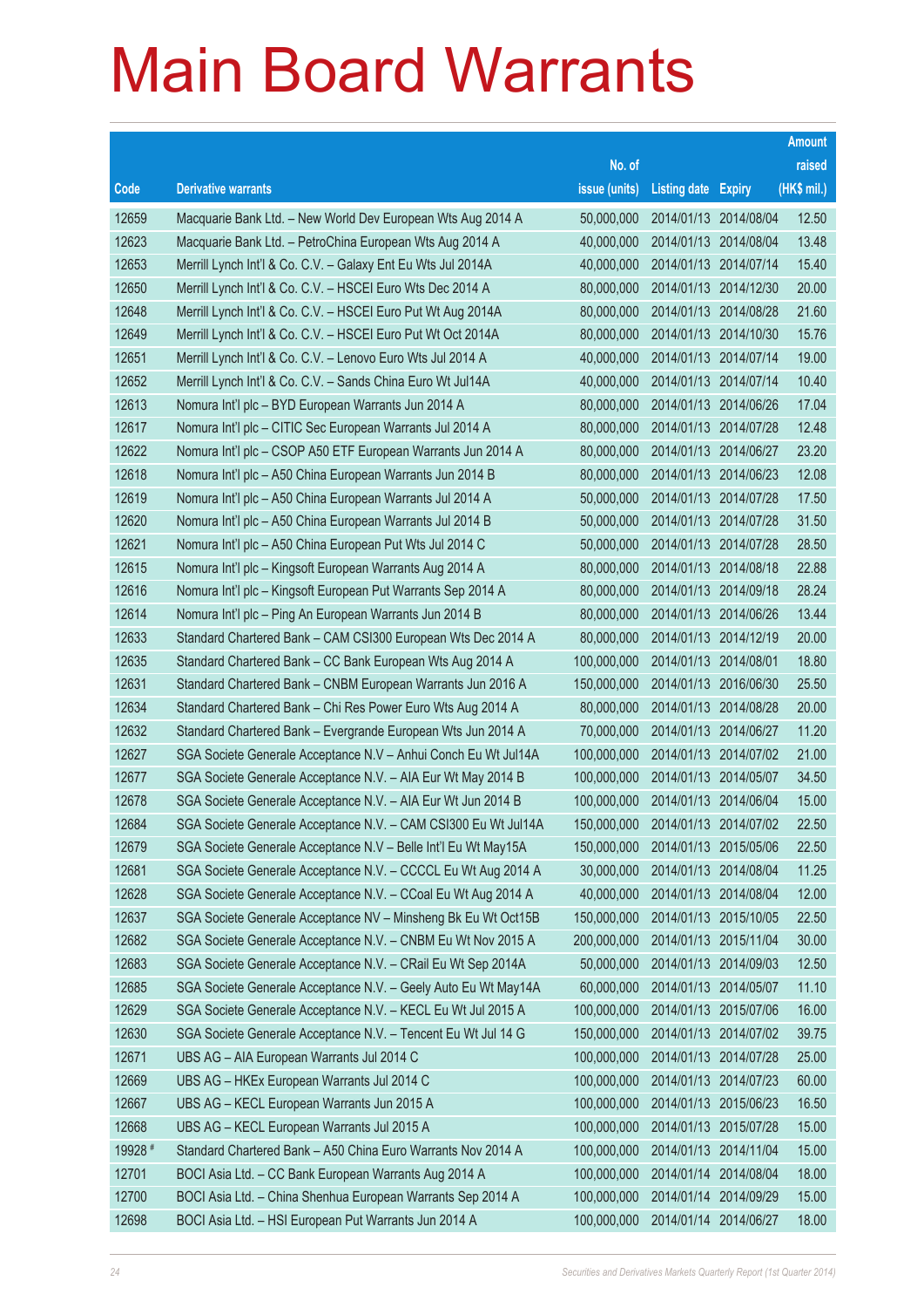# Main Board Warrants

| Code | Derivative warrants | No. of issue (units) | Listing date | Expiry | Amount raised (HK$ mil.) |
|---|---|---|---|---|---|
| 12659 | Macquarie Bank Ltd. – New World Dev European Wts Aug 2014 A | 50,000,000 | 2014/01/13 | 2014/08/04 | 12.50 |
| 12623 | Macquarie Bank Ltd. – PetroChina European Wts Aug 2014 A | 40,000,000 | 2014/01/13 | 2014/08/04 | 13.48 |
| 12653 | Merrill Lynch Int'l & Co. C.V. – Galaxy Ent Eu Wts Jul 2014A | 40,000,000 | 2014/01/13 | 2014/07/14 | 15.40 |
| 12650 | Merrill Lynch Int'l & Co. C.V. – HSCEI Euro Wts Dec 2014 A | 80,000,000 | 2014/01/13 | 2014/12/30 | 20.00 |
| 12648 | Merrill Lynch Int'l & Co. C.V. – HSCEI Euro Put Wt Aug 2014A | 80,000,000 | 2014/01/13 | 2014/08/28 | 21.60 |
| 12649 | Merrill Lynch Int'l & Co. C.V. – HSCEI Euro Put Wt Oct 2014A | 80,000,000 | 2014/01/13 | 2014/10/30 | 15.76 |
| 12651 | Merrill Lynch Int'l & Co. C.V. – Lenovo Euro Wts Jul 2014 A | 40,000,000 | 2014/01/13 | 2014/07/14 | 19.00 |
| 12652 | Merrill Lynch Int'l & Co. C.V. – Sands China Euro Wt Jul14A | 40,000,000 | 2014/01/13 | 2014/07/14 | 10.40 |
| 12613 | Nomura Int'l plc – BYD European Warrants Jun 2014 A | 80,000,000 | 2014/01/13 | 2014/06/26 | 17.04 |
| 12617 | Nomura Int'l plc – CITIC Sec European Warrants Jul 2014 A | 80,000,000 | 2014/01/13 | 2014/07/28 | 12.48 |
| 12622 | Nomura Int'l plc – CSOP A50 ETF European Warrants Jun 2014 A | 80,000,000 | 2014/01/13 | 2014/06/27 | 23.20 |
| 12618 | Nomura Int'l plc – A50 China European Warrants Jun 2014 B | 80,000,000 | 2014/01/13 | 2014/06/23 | 12.08 |
| 12619 | Nomura Int'l plc – A50 China European Warrants Jul 2014 A | 50,000,000 | 2014/01/13 | 2014/07/28 | 17.50 |
| 12620 | Nomura Int'l plc – A50 China European Warrants Jul 2014 B | 50,000,000 | 2014/01/13 | 2014/07/28 | 31.50 |
| 12621 | Nomura Int'l plc – A50 China European Put Wts Jul 2014 C | 50,000,000 | 2014/01/13 | 2014/07/28 | 28.50 |
| 12615 | Nomura Int'l plc – Kingsoft European Warrants Aug 2014 A | 80,000,000 | 2014/01/13 | 2014/08/18 | 22.88 |
| 12616 | Nomura Int'l plc – Kingsoft European Put Warrants Sep 2014 A | 80,000,000 | 2014/01/13 | 2014/09/18 | 28.24 |
| 12614 | Nomura Int'l plc – Ping An European Warrants Jun 2014 B | 80,000,000 | 2014/01/13 | 2014/06/26 | 13.44 |
| 12633 | Standard Chartered Bank – CAM CSI300 European Wts Dec 2014 A | 80,000,000 | 2014/01/13 | 2014/12/19 | 20.00 |
| 12635 | Standard Chartered Bank – CC Bank European Wts Aug 2014 A | 100,000,000 | 2014/01/13 | 2014/08/01 | 18.80 |
| 12631 | Standard Chartered Bank – CNBM European Warrants Jun 2016 A | 150,000,000 | 2014/01/13 | 2016/06/30 | 25.50 |
| 12634 | Standard Chartered Bank – Chi Res Power Euro Wts Aug 2014 A | 80,000,000 | 2014/01/13 | 2014/08/28 | 20.00 |
| 12632 | Standard Chartered Bank – Evergrande European Wts Jun 2014 A | 70,000,000 | 2014/01/13 | 2014/06/27 | 11.20 |
| 12627 | SGA Societe Generale Acceptance N.V – Anhui Conch Eu Wt Jul14A | 100,000,000 | 2014/01/13 | 2014/07/02 | 21.00 |
| 12677 | SGA Societe Generale Acceptance N.V. – AIA Eur Wt May 2014 B | 100,000,000 | 2014/01/13 | 2014/05/07 | 34.50 |
| 12678 | SGA Societe Generale Acceptance N.V. – AIA Eur Wt Jun 2014 B | 100,000,000 | 2014/01/13 | 2014/06/04 | 15.00 |
| 12684 | SGA Societe Generale Acceptance N.V. – CAM CSI300 Eu Wt Jul14A | 150,000,000 | 2014/01/13 | 2014/07/02 | 22.50 |
| 12679 | SGA Societe Generale Acceptance N.V – Belle Int'l Eu Wt May15A | 150,000,000 | 2014/01/13 | 2015/05/06 | 22.50 |
| 12681 | SGA Societe Generale Acceptance N.V. – CCCCL Eu Wt Aug 2014 A | 30,000,000 | 2014/01/13 | 2014/08/04 | 11.25 |
| 12628 | SGA Societe Generale Acceptance N.V. – CCoal Eu Wt Aug 2014 A | 40,000,000 | 2014/01/13 | 2014/08/04 | 12.00 |
| 12637 | SGA Societe Generale Acceptance NV – Minsheng Bk Eu Wt Oct15B | 150,000,000 | 2014/01/13 | 2015/10/05 | 22.50 |
| 12682 | SGA Societe Generale Acceptance N.V. – CNBM Eu Wt Nov 2015 A | 200,000,000 | 2014/01/13 | 2015/11/04 | 30.00 |
| 12683 | SGA Societe Generale Acceptance N.V. – CRail Eu Wt Sep 2014A | 50,000,000 | 2014/01/13 | 2014/09/03 | 12.50 |
| 12685 | SGA Societe Generale Acceptance N.V. – Geely Auto Eu Wt May14A | 60,000,000 | 2014/01/13 | 2014/05/07 | 11.10 |
| 12629 | SGA Societe Generale Acceptance N.V. – KECL Eu Wt Jul 2015 A | 100,000,000 | 2014/01/13 | 2015/07/06 | 16.00 |
| 12630 | SGA Societe Generale Acceptance N.V. – Tencent Eu Wt Jul 14 G | 150,000,000 | 2014/01/13 | 2014/07/02 | 39.75 |
| 12671 | UBS AG – AIA European Warrants Jul 2014 C | 100,000,000 | 2014/01/13 | 2014/07/28 | 25.00 |
| 12669 | UBS AG – HKEx European Warrants Jul 2014 C | 100,000,000 | 2014/01/13 | 2014/07/23 | 60.00 |
| 12667 | UBS AG – KECL European Warrants Jun 2015 A | 100,000,000 | 2014/01/13 | 2015/06/23 | 16.50 |
| 12668 | UBS AG – KECL European Warrants Jul 2015 A | 100,000,000 | 2014/01/13 | 2015/07/28 | 15.00 |
| 19928 # | Standard Chartered Bank – A50 China Euro Warrants Nov 2014 A | 100,000,000 | 2014/01/13 | 2014/11/04 | 15.00 |
| 12701 | BOCI Asia Ltd. – CC Bank European Warrants Aug 2014 A | 100,000,000 | 2014/01/14 | 2014/08/04 | 18.00 |
| 12700 | BOCI Asia Ltd. – China Shenhua European Warrants Sep 2014 A | 100,000,000 | 2014/01/14 | 2014/09/29 | 15.00 |
| 12698 | BOCI Asia Ltd. – HSI European Put Warrants Jun 2014 A | 100,000,000 | 2014/01/14 | 2014/06/27 | 18.00 |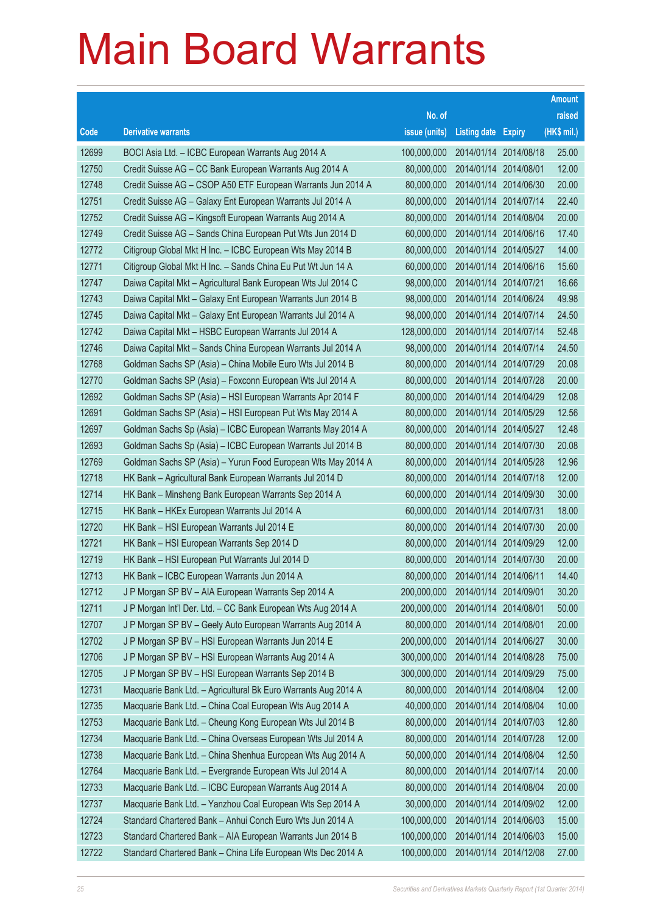# Main Board Warrants

| Code | Derivative warrants | No. of issue (units) | Listing date | Expiry | Amount raised (HK$ mil.) |
|---|---|---|---|---|---|
| 12699 | BOCI Asia Ltd. – ICBC European Warrants Aug 2014 A | 100,000,000 | 2014/01/14 | 2014/08/18 | 25.00 |
| 12750 | Credit Suisse AG – CC Bank European Warrants Aug 2014 A | 80,000,000 | 2014/01/14 | 2014/08/01 | 12.00 |
| 12748 | Credit Suisse AG – CSOP A50 ETF European Warrants Jun 2014 A | 80,000,000 | 2014/01/14 | 2014/06/30 | 20.00 |
| 12751 | Credit Suisse AG – Galaxy Ent European Warrants Jul 2014 A | 80,000,000 | 2014/01/14 | 2014/07/14 | 22.40 |
| 12752 | Credit Suisse AG – Kingsoft European Warrants Aug 2014 A | 80,000,000 | 2014/01/14 | 2014/08/04 | 20.00 |
| 12749 | Credit Suisse AG – Sands China European Put Wts Jun 2014 D | 60,000,000 | 2014/01/14 | 2014/06/16 | 17.40 |
| 12772 | Citigroup Global Mkt H Inc. – ICBC European Wts May 2014 B | 80,000,000 | 2014/01/14 | 2014/05/27 | 14.00 |
| 12771 | Citigroup Global Mkt H Inc. – Sands China Eu Put Wt Jun 14 A | 60,000,000 | 2014/01/14 | 2014/06/16 | 15.60 |
| 12747 | Daiwa Capital Mkt – Agricultural Bank European Wts Jul 2014 C | 98,000,000 | 2014/01/14 | 2014/07/21 | 16.66 |
| 12743 | Daiwa Capital Mkt – Galaxy Ent European Warrants Jun 2014 B | 98,000,000 | 2014/01/14 | 2014/06/24 | 49.98 |
| 12745 | Daiwa Capital Mkt – Galaxy Ent European Warrants Jul 2014 A | 98,000,000 | 2014/01/14 | 2014/07/14 | 24.50 |
| 12742 | Daiwa Capital Mkt – HSBC European Warrants Jul 2014 A | 128,000,000 | 2014/01/14 | 2014/07/14 | 52.48 |
| 12746 | Daiwa Capital Mkt – Sands China European Warrants Jul 2014 A | 98,000,000 | 2014/01/14 | 2014/07/14 | 24.50 |
| 12768 | Goldman Sachs SP (Asia) – China Mobile Euro Wts Jul 2014 B | 80,000,000 | 2014/01/14 | 2014/07/29 | 20.08 |
| 12770 | Goldman Sachs SP (Asia) – Foxconn European Wts Jul 2014 A | 80,000,000 | 2014/01/14 | 2014/07/28 | 20.00 |
| 12692 | Goldman Sachs SP (Asia) – HSI European Warrants Apr 2014 F | 80,000,000 | 2014/01/14 | 2014/04/29 | 12.08 |
| 12691 | Goldman Sachs SP (Asia) – HSI European Put Wts May 2014 A | 80,000,000 | 2014/01/14 | 2014/05/29 | 12.56 |
| 12697 | Goldman Sachs Sp (Asia) – ICBC European Warrants May 2014 A | 80,000,000 | 2014/01/14 | 2014/05/27 | 12.48 |
| 12693 | Goldman Sachs Sp (Asia) – ICBC European Warrants Jul 2014 B | 80,000,000 | 2014/01/14 | 2014/07/30 | 20.08 |
| 12769 | Goldman Sachs SP (Asia) – Yurun Food European Wts May 2014 A | 80,000,000 | 2014/01/14 | 2014/05/28 | 12.96 |
| 12718 | HK Bank – Agricultural Bank European Warrants Jul 2014 D | 80,000,000 | 2014/01/14 | 2014/07/18 | 12.00 |
| 12714 | HK Bank – Minsheng Bank European Warrants Sep 2014 A | 60,000,000 | 2014/01/14 | 2014/09/30 | 30.00 |
| 12715 | HK Bank – HKEx European Warrants Jul 2014 A | 60,000,000 | 2014/01/14 | 2014/07/31 | 18.00 |
| 12720 | HK Bank – HSI European Warrants Jul 2014 E | 80,000,000 | 2014/01/14 | 2014/07/30 | 20.00 |
| 12721 | HK Bank – HSI European Warrants Sep 2014 D | 80,000,000 | 2014/01/14 | 2014/09/29 | 12.00 |
| 12719 | HK Bank – HSI European Put Warrants Jul 2014 D | 80,000,000 | 2014/01/14 | 2014/07/30 | 20.00 |
| 12713 | HK Bank – ICBC European Warrants Jun 2014 A | 80,000,000 | 2014/01/14 | 2014/06/11 | 14.40 |
| 12712 | J P Morgan SP BV – AIA European Warrants Sep 2014 A | 200,000,000 | 2014/01/14 | 2014/09/01 | 30.20 |
| 12711 | J P Morgan Int'l Der. Ltd. – CC Bank European Wts Aug 2014 A | 200,000,000 | 2014/01/14 | 2014/08/01 | 50.00 |
| 12707 | J P Morgan SP BV – Geely Auto European Warrants Aug 2014 A | 80,000,000 | 2014/01/14 | 2014/08/01 | 20.00 |
| 12702 | J P Morgan SP BV – HSI European Warrants Jun 2014 E | 200,000,000 | 2014/01/14 | 2014/06/27 | 30.00 |
| 12706 | J P Morgan SP BV – HSI European Warrants Aug 2014 A | 300,000,000 | 2014/01/14 | 2014/08/28 | 75.00 |
| 12705 | J P Morgan SP BV – HSI European Warrants Sep 2014 B | 300,000,000 | 2014/01/14 | 2014/09/29 | 75.00 |
| 12731 | Macquarie Bank Ltd. – Agricultural Bk Euro Warrants Aug 2014 A | 80,000,000 | 2014/01/14 | 2014/08/04 | 12.00 |
| 12735 | Macquarie Bank Ltd. – China Coal European Wts Aug 2014 A | 40,000,000 | 2014/01/14 | 2014/08/04 | 10.00 |
| 12753 | Macquarie Bank Ltd. – Cheung Kong European Wts Jul 2014 B | 80,000,000 | 2014/01/14 | 2014/07/03 | 12.80 |
| 12734 | Macquarie Bank Ltd. – China Overseas European Wts Jul 2014 A | 80,000,000 | 2014/01/14 | 2014/07/28 | 12.00 |
| 12738 | Macquarie Bank Ltd. – China Shenhua European Wts Aug 2014 A | 50,000,000 | 2014/01/14 | 2014/08/04 | 12.50 |
| 12764 | Macquarie Bank Ltd. – Evergrande European Wts Jul 2014 A | 80,000,000 | 2014/01/14 | 2014/07/14 | 20.00 |
| 12733 | Macquarie Bank Ltd. – ICBC European Warrants Aug 2014 A | 80,000,000 | 2014/01/14 | 2014/08/04 | 20.00 |
| 12737 | Macquarie Bank Ltd. – Yanzhou Coal European Wts Sep 2014 A | 30,000,000 | 2014/01/14 | 2014/09/02 | 12.00 |
| 12724 | Standard Chartered Bank – Anhui Conch Euro Wts Jun 2014 A | 100,000,000 | 2014/01/14 | 2014/06/03 | 15.00 |
| 12723 | Standard Chartered Bank – AIA European Warrants Jun 2014 B | 100,000,000 | 2014/01/14 | 2014/06/03 | 15.00 |
| 12722 | Standard Chartered Bank – China Life European Wts Dec 2014 A | 100,000,000 | 2014/01/14 | 2014/12/08 | 27.00 |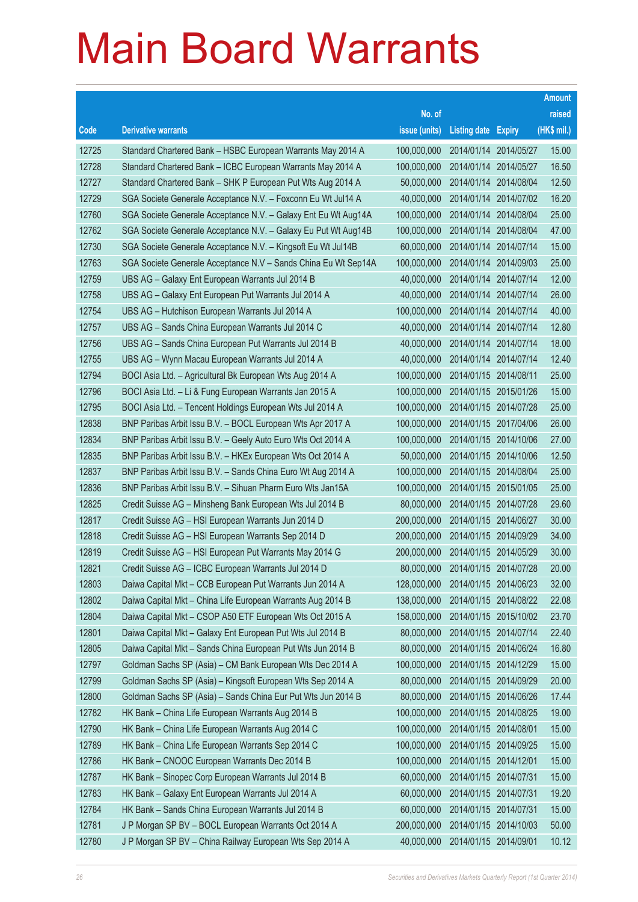# Main Board Warrants

| Code | Derivative warrants | No. of issue (units) | Listing date | Expiry | Amount raised (HK$ mil.) |
|---|---|---|---|---|---|
| 12725 | Standard Chartered Bank – HSBC European Warrants May 2014 A | 100,000,000 | 2014/01/14 | 2014/05/27 | 15.00 |
| 12728 | Standard Chartered Bank – ICBC European Warrants May 2014 A | 100,000,000 | 2014/01/14 | 2014/05/27 | 16.50 |
| 12727 | Standard Chartered Bank – SHK P European Put Wts Aug 2014 A | 50,000,000 | 2014/01/14 | 2014/08/04 | 12.50 |
| 12729 | SGA Societe Generale Acceptance N.V. – Foxconn Eu Wt Jul14 A | 40,000,000 | 2014/01/14 | 2014/07/02 | 16.20 |
| 12760 | SGA Societe Generale Acceptance N.V. – Galaxy Ent Eu Wt Aug14A | 100,000,000 | 2014/01/14 | 2014/08/04 | 25.00 |
| 12762 | SGA Societe Generale Acceptance N.V. – Galaxy Eu Put Wt Aug14B | 100,000,000 | 2014/01/14 | 2014/08/04 | 47.00 |
| 12730 | SGA Societe Generale Acceptance N.V. – Kingsoft Eu Wt Jul14B | 60,000,000 | 2014/01/14 | 2014/07/14 | 15.00 |
| 12763 | SGA Societe Generale Acceptance N.V – Sands China Eu Wt Sep14A | 100,000,000 | 2014/01/14 | 2014/09/03 | 25.00 |
| 12759 | UBS AG – Galaxy Ent European Warrants Jul 2014 B | 40,000,000 | 2014/01/14 | 2014/07/14 | 12.00 |
| 12758 | UBS AG – Galaxy Ent European Put Warrants Jul 2014 A | 40,000,000 | 2014/01/14 | 2014/07/14 | 26.00 |
| 12754 | UBS AG – Hutchison European Warrants Jul 2014 A | 100,000,000 | 2014/01/14 | 2014/07/14 | 40.00 |
| 12757 | UBS AG – Sands China European Warrants Jul 2014 C | 40,000,000 | 2014/01/14 | 2014/07/14 | 12.80 |
| 12756 | UBS AG – Sands China European Put Warrants Jul 2014 B | 40,000,000 | 2014/01/14 | 2014/07/14 | 18.00 |
| 12755 | UBS AG – Wynn Macau European Warrants Jul 2014 A | 40,000,000 | 2014/01/14 | 2014/07/14 | 12.40 |
| 12794 | BOCI Asia Ltd. – Agricultural Bk European Wts Aug 2014 A | 100,000,000 | 2014/01/15 | 2014/08/11 | 25.00 |
| 12796 | BOCI Asia Ltd. – Li & Fung European Warrants Jan 2015 A | 100,000,000 | 2014/01/15 | 2015/01/26 | 15.00 |
| 12795 | BOCI Asia Ltd. – Tencent Holdings European Wts Jul 2014 A | 100,000,000 | 2014/01/15 | 2014/07/28 | 25.00 |
| 12838 | BNP Paribas Arbit Issu B.V. – BOCL European Wts Apr 2017 A | 100,000,000 | 2014/01/15 | 2017/04/06 | 26.00 |
| 12834 | BNP Paribas Arbit Issu B.V. – Geely Auto Euro Wts Oct 2014 A | 100,000,000 | 2014/01/15 | 2014/10/06 | 27.00 |
| 12835 | BNP Paribas Arbit Issu B.V. – HKEx European Wts Oct 2014 A | 50,000,000 | 2014/01/15 | 2014/10/06 | 12.50 |
| 12837 | BNP Paribas Arbit Issu B.V. – Sands China Euro Wt Aug 2014 A | 100,000,000 | 2014/01/15 | 2014/08/04 | 25.00 |
| 12836 | BNP Paribas Arbit Issu B.V. – Sihuan Pharm Euro Wts Jan15A | 100,000,000 | 2014/01/15 | 2015/01/05 | 25.00 |
| 12825 | Credit Suisse AG – Minsheng Bank European Wts Jul 2014 B | 80,000,000 | 2014/01/15 | 2014/07/28 | 29.60 |
| 12817 | Credit Suisse AG – HSI European Warrants Jun 2014 D | 200,000,000 | 2014/01/15 | 2014/06/27 | 30.00 |
| 12818 | Credit Suisse AG – HSI European Warrants Sep 2014 D | 200,000,000 | 2014/01/15 | 2014/09/29 | 34.00 |
| 12819 | Credit Suisse AG – HSI European Put Warrants May 2014 G | 200,000,000 | 2014/01/15 | 2014/05/29 | 30.00 |
| 12821 | Credit Suisse AG – ICBC European Warrants Jul 2014 D | 80,000,000 | 2014/01/15 | 2014/07/28 | 20.00 |
| 12803 | Daiwa Capital Mkt – CCB European Put Warrants Jun 2014 A | 128,000,000 | 2014/01/15 | 2014/06/23 | 32.00 |
| 12802 | Daiwa Capital Mkt – China Life European Warrants Aug 2014 B | 138,000,000 | 2014/01/15 | 2014/08/22 | 22.08 |
| 12804 | Daiwa Capital Mkt – CSOP A50 ETF European Wts Oct 2015 A | 158,000,000 | 2014/01/15 | 2015/10/02 | 23.70 |
| 12801 | Daiwa Capital Mkt – Galaxy Ent European Put Wts Jul 2014 B | 80,000,000 | 2014/01/15 | 2014/07/14 | 22.40 |
| 12805 | Daiwa Capital Mkt – Sands China European Put Wts Jun 2014 B | 80,000,000 | 2014/01/15 | 2014/06/24 | 16.80 |
| 12797 | Goldman Sachs SP (Asia) – CM Bank European Wts Dec 2014 A | 100,000,000 | 2014/01/15 | 2014/12/29 | 15.00 |
| 12799 | Goldman Sachs SP (Asia) – Kingsoft European Wts Sep 2014 A | 80,000,000 | 2014/01/15 | 2014/09/29 | 20.00 |
| 12800 | Goldman Sachs SP (Asia) – Sands China Eur Put Wts Jun 2014 B | 80,000,000 | 2014/01/15 | 2014/06/26 | 17.44 |
| 12782 | HK Bank – China Life European Warrants Aug 2014 B | 100,000,000 | 2014/01/15 | 2014/08/25 | 19.00 |
| 12790 | HK Bank – China Life European Warrants Aug 2014 C | 100,000,000 | 2014/01/15 | 2014/08/01 | 15.00 |
| 12789 | HK Bank – China Life European Warrants Sep 2014 C | 100,000,000 | 2014/01/15 | 2014/09/25 | 15.00 |
| 12786 | HK Bank – CNOOC European Warrants Dec 2014 B | 100,000,000 | 2014/01/15 | 2014/12/01 | 15.00 |
| 12787 | HK Bank – Sinopec Corp European Warrants Jul 2014 B | 60,000,000 | 2014/01/15 | 2014/07/31 | 15.00 |
| 12783 | HK Bank – Galaxy Ent European Warrants Jul 2014 A | 60,000,000 | 2014/01/15 | 2014/07/31 | 19.20 |
| 12784 | HK Bank – Sands China European Warrants Jul 2014 B | 60,000,000 | 2014/01/15 | 2014/07/31 | 15.00 |
| 12781 | J P Morgan SP BV – BOCL European Warrants Oct 2014 A | 200,000,000 | 2014/01/15 | 2014/10/03 | 50.00 |
| 12780 | J P Morgan SP BV – China Railway European Wts Sep 2014 A | 40,000,000 | 2014/01/15 | 2014/09/01 | 10.12 |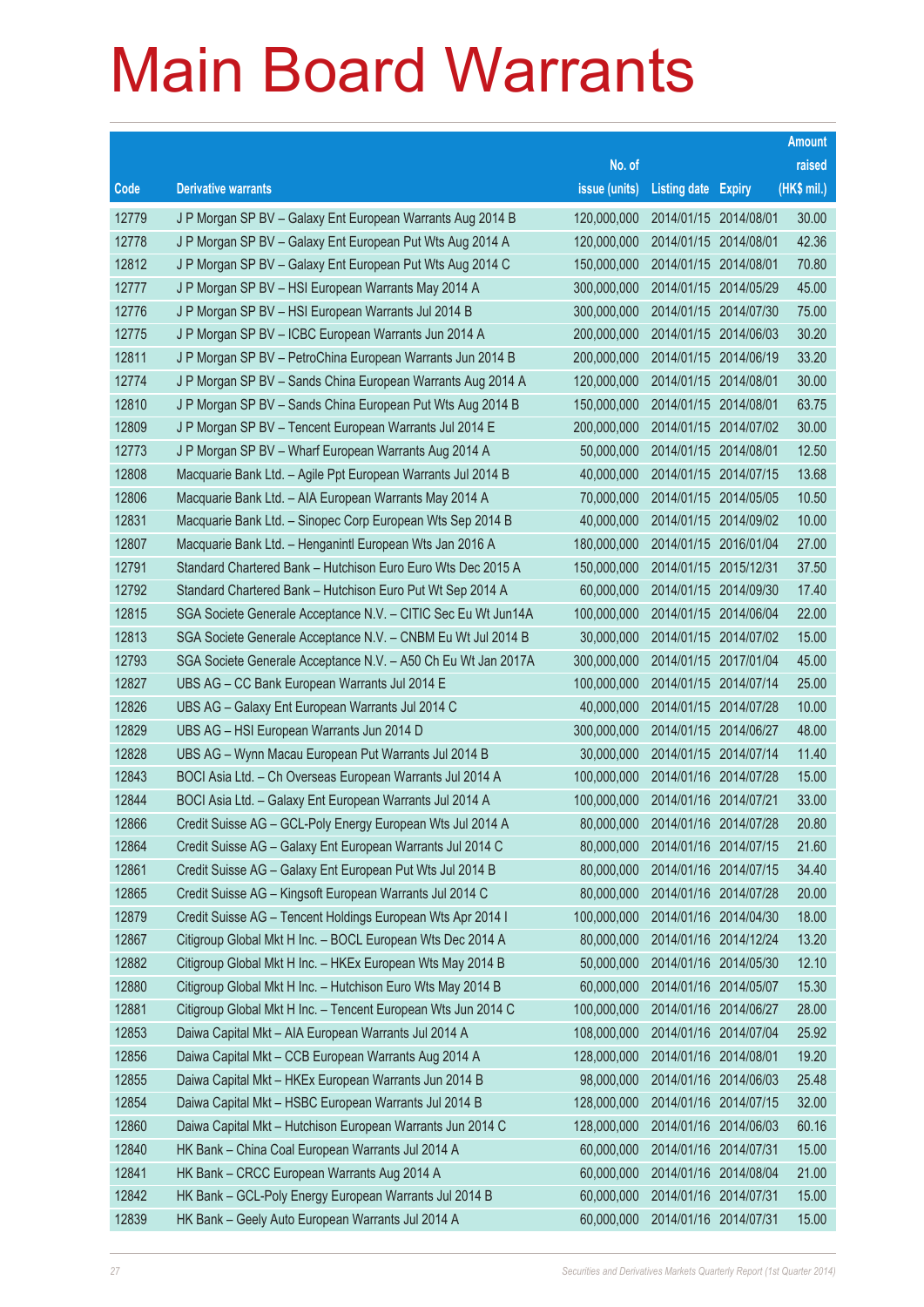# Main Board Warrants

| Code | Derivative warrants | No. of issue (units) | Listing date | Expiry | Amount raised (HK$ mil.) |
|---|---|---|---|---|---|
| 12779 | J P Morgan SP BV – Galaxy Ent European Warrants Aug 2014 B | 120,000,000 | 2014/01/15 | 2014/08/01 | 30.00 |
| 12778 | J P Morgan SP BV – Galaxy Ent European Put Wts Aug 2014 A | 120,000,000 | 2014/01/15 | 2014/08/01 | 42.36 |
| 12812 | J P Morgan SP BV – Galaxy Ent European Put Wts Aug 2014 C | 150,000,000 | 2014/01/15 | 2014/08/01 | 70.80 |
| 12777 | J P Morgan SP BV – HSI European Warrants May 2014 A | 300,000,000 | 2014/01/15 | 2014/05/29 | 45.00 |
| 12776 | J P Morgan SP BV – HSI European Warrants Jul 2014 B | 300,000,000 | 2014/01/15 | 2014/07/30 | 75.00 |
| 12775 | J P Morgan SP BV – ICBC European Warrants Jun 2014 A | 200,000,000 | 2014/01/15 | 2014/06/03 | 30.20 |
| 12811 | J P Morgan SP BV – PetroChina European Warrants Jun 2014 B | 200,000,000 | 2014/01/15 | 2014/06/19 | 33.20 |
| 12774 | J P Morgan SP BV – Sands China European Warrants Aug 2014 A | 120,000,000 | 2014/01/15 | 2014/08/01 | 30.00 |
| 12810 | J P Morgan SP BV – Sands China European Put Wts Aug 2014 B | 150,000,000 | 2014/01/15 | 2014/08/01 | 63.75 |
| 12809 | J P Morgan SP BV – Tencent European Warrants Jul 2014 E | 200,000,000 | 2014/01/15 | 2014/07/02 | 30.00 |
| 12773 | J P Morgan SP BV – Wharf European Warrants Aug 2014 A | 50,000,000 | 2014/01/15 | 2014/08/01 | 12.50 |
| 12808 | Macquarie Bank Ltd. – Agile Ppt European Warrants Jul 2014 B | 40,000,000 | 2014/01/15 | 2014/07/15 | 13.68 |
| 12806 | Macquarie Bank Ltd. – AIA European Warrants May 2014 A | 70,000,000 | 2014/01/15 | 2014/05/05 | 10.50 |
| 12831 | Macquarie Bank Ltd. – Sinopec Corp European Wts Sep 2014 B | 40,000,000 | 2014/01/15 | 2014/09/02 | 10.00 |
| 12807 | Macquarie Bank Ltd. – Henganintl European Wts Jan 2016 A | 180,000,000 | 2014/01/15 | 2016/01/04 | 27.00 |
| 12791 | Standard Chartered Bank – Hutchison Euro Euro Wts Dec 2015 A | 150,000,000 | 2014/01/15 | 2015/12/31 | 37.50 |
| 12792 | Standard Chartered Bank – Hutchison Euro Put Wt Sep 2014 A | 60,000,000 | 2014/01/15 | 2014/09/30 | 17.40 |
| 12815 | SGA Societe Generale Acceptance N.V. – CITIC Sec Eu Wt Jun14A | 100,000,000 | 2014/01/15 | 2014/06/04 | 22.00 |
| 12813 | SGA Societe Generale Acceptance N.V. – CNBM Eu Wt Jul 2014 B | 30,000,000 | 2014/01/15 | 2014/07/02 | 15.00 |
| 12793 | SGA Societe Generale Acceptance N.V. – A50 Ch Eu Wt Jan 2017A | 300,000,000 | 2014/01/15 | 2017/01/04 | 45.00 |
| 12827 | UBS AG – CC Bank European Warrants Jul 2014 E | 100,000,000 | 2014/01/15 | 2014/07/14 | 25.00 |
| 12826 | UBS AG – Galaxy Ent European Warrants Jul 2014 C | 40,000,000 | 2014/01/15 | 2014/07/28 | 10.00 |
| 12829 | UBS AG – HSI European Warrants Jun 2014 D | 300,000,000 | 2014/01/15 | 2014/06/27 | 48.00 |
| 12828 | UBS AG – Wynn Macau European Put Warrants Jul 2014 B | 30,000,000 | 2014/01/15 | 2014/07/14 | 11.40 |
| 12843 | BOCI Asia Ltd. – Ch Overseas European Warrants Jul 2014 A | 100,000,000 | 2014/01/16 | 2014/07/28 | 15.00 |
| 12844 | BOCI Asia Ltd. – Galaxy Ent European Warrants Jul 2014 A | 100,000,000 | 2014/01/16 | 2014/07/21 | 33.00 |
| 12866 | Credit Suisse AG – GCL-Poly Energy European Wts Jul 2014 A | 80,000,000 | 2014/01/16 | 2014/07/28 | 20.80 |
| 12864 | Credit Suisse AG – Galaxy Ent European Warrants Jul 2014 C | 80,000,000 | 2014/01/16 | 2014/07/15 | 21.60 |
| 12861 | Credit Suisse AG – Galaxy Ent European Put Wts Jul 2014 B | 80,000,000 | 2014/01/16 | 2014/07/15 | 34.40 |
| 12865 | Credit Suisse AG – Kingsoft European Warrants Jul 2014 C | 80,000,000 | 2014/01/16 | 2014/07/28 | 20.00 |
| 12879 | Credit Suisse AG – Tencent Holdings European Wts Apr 2014 I | 100,000,000 | 2014/01/16 | 2014/04/30 | 18.00 |
| 12867 | Citigroup Global Mkt H Inc. – BOCL European Wts Dec 2014 A | 80,000,000 | 2014/01/16 | 2014/12/24 | 13.20 |
| 12882 | Citigroup Global Mkt H Inc. – HKEx European Wts May 2014 B | 50,000,000 | 2014/01/16 | 2014/05/30 | 12.10 |
| 12880 | Citigroup Global Mkt H Inc. – Hutchison Euro Wts May 2014 B | 60,000,000 | 2014/01/16 | 2014/05/07 | 15.30 |
| 12881 | Citigroup Global Mkt H Inc. – Tencent European Wts Jun 2014 C | 100,000,000 | 2014/01/16 | 2014/06/27 | 28.00 |
| 12853 | Daiwa Capital Mkt – AIA European Warrants Jul 2014 A | 108,000,000 | 2014/01/16 | 2014/07/04 | 25.92 |
| 12856 | Daiwa Capital Mkt – CCB European Warrants Aug 2014 A | 128,000,000 | 2014/01/16 | 2014/08/01 | 19.20 |
| 12855 | Daiwa Capital Mkt – HKEx European Warrants Jun 2014 B | 98,000,000 | 2014/01/16 | 2014/06/03 | 25.48 |
| 12854 | Daiwa Capital Mkt – HSBC European Warrants Jul 2014 B | 128,000,000 | 2014/01/16 | 2014/07/15 | 32.00 |
| 12860 | Daiwa Capital Mkt – Hutchison European Warrants Jun 2014 C | 128,000,000 | 2014/01/16 | 2014/06/03 | 60.16 |
| 12840 | HK Bank – China Coal European Warrants Jul 2014 A | 60,000,000 | 2014/01/16 | 2014/07/31 | 15.00 |
| 12841 | HK Bank – CRCC European Warrants Aug 2014 A | 60,000,000 | 2014/01/16 | 2014/08/04 | 21.00 |
| 12842 | HK Bank – GCL-Poly Energy European Warrants Jul 2014 B | 60,000,000 | 2014/01/16 | 2014/07/31 | 15.00 |
| 12839 | HK Bank – Geely Auto European Warrants Jul 2014 A | 60,000,000 | 2014/01/16 | 2014/07/31 | 15.00 |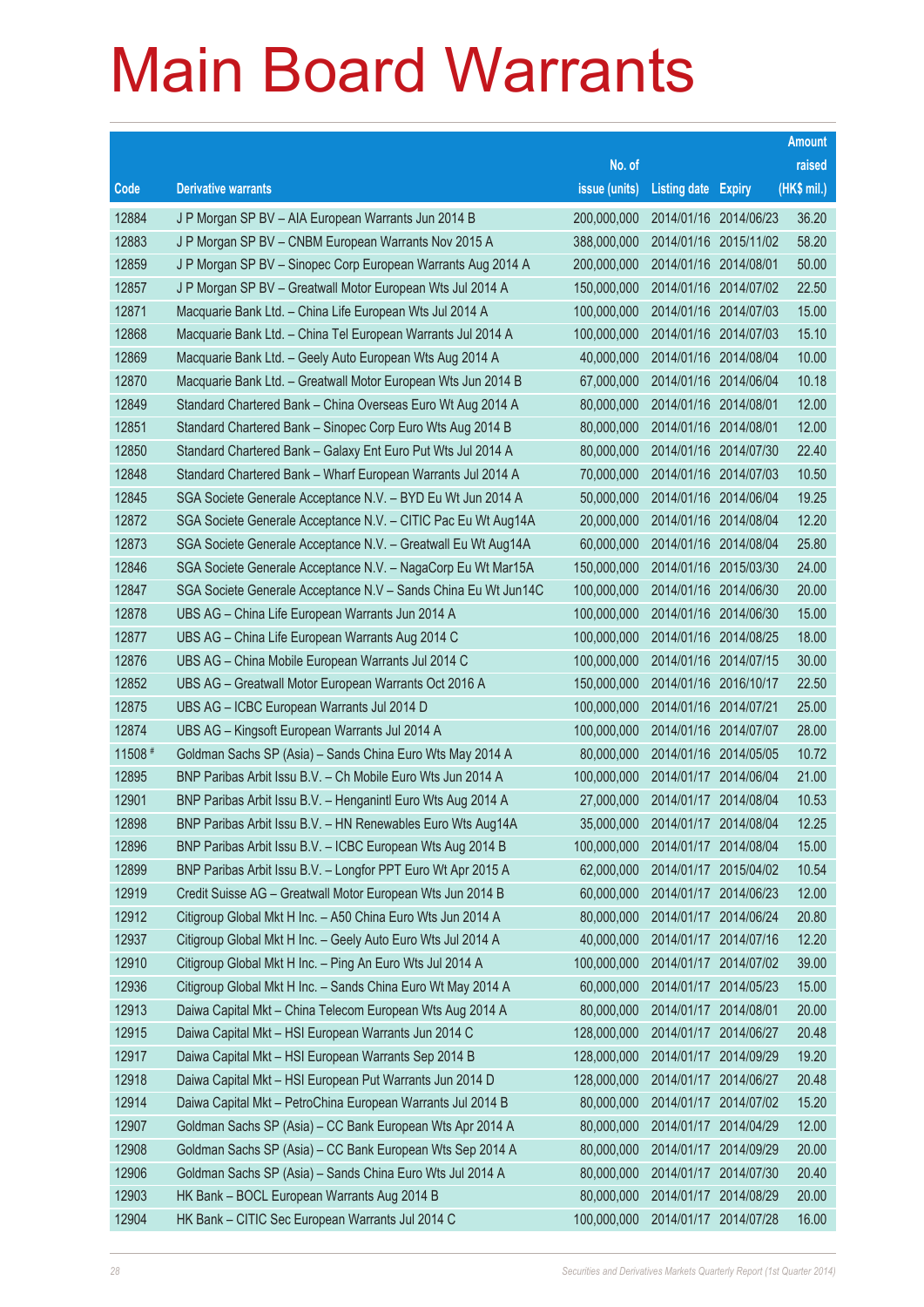# Main Board Warrants

| Code | Derivative warrants | No. of issue (units) | Listing date | Expiry | Amount raised (HK$ mil.) |
|---|---|---|---|---|---|
| 12884 | J P Morgan SP BV – AIA European Warrants Jun 2014 B | 200,000,000 | 2014/01/16 | 2014/06/23 | 36.20 |
| 12883 | J P Morgan SP BV – CNBM European Warrants Nov 2015 A | 388,000,000 | 2014/01/16 | 2015/11/02 | 58.20 |
| 12859 | J P Morgan SP BV – Sinopec Corp European Warrants Aug 2014 A | 200,000,000 | 2014/01/16 | 2014/08/01 | 50.00 |
| 12857 | J P Morgan SP BV – Greatwall Motor European Wts Jul 2014 A | 150,000,000 | 2014/01/16 | 2014/07/02 | 22.50 |
| 12871 | Macquarie Bank Ltd. – China Life European Wts Jul 2014 A | 100,000,000 | 2014/01/16 | 2014/07/03 | 15.00 |
| 12868 | Macquarie Bank Ltd. – China Tel European Warrants Jul 2014 A | 100,000,000 | 2014/01/16 | 2014/07/03 | 15.10 |
| 12869 | Macquarie Bank Ltd. – Geely Auto European Wts Aug 2014 A | 40,000,000 | 2014/01/16 | 2014/08/04 | 10.00 |
| 12870 | Macquarie Bank Ltd. – Greatwall Motor European Wts Jun 2014 B | 67,000,000 | 2014/01/16 | 2014/06/04 | 10.18 |
| 12849 | Standard Chartered Bank – China Overseas Euro Wt Aug 2014 A | 80,000,000 | 2014/01/16 | 2014/08/01 | 12.00 |
| 12851 | Standard Chartered Bank – Sinopec Corp Euro Wts Aug 2014 B | 80,000,000 | 2014/01/16 | 2014/08/01 | 12.00 |
| 12850 | Standard Chartered Bank – Galaxy Ent Euro Put Wts Jul 2014 A | 80,000,000 | 2014/01/16 | 2014/07/30 | 22.40 |
| 12848 | Standard Chartered Bank – Wharf European Warrants Jul 2014 A | 70,000,000 | 2014/01/16 | 2014/07/03 | 10.50 |
| 12845 | SGA Societe Generale Acceptance N.V. – BYD Eu Wt Jun 2014 A | 50,000,000 | 2014/01/16 | 2014/06/04 | 19.25 |
| 12872 | SGA Societe Generale Acceptance N.V. – CITIC Pac Eu Wt Aug14A | 20,000,000 | 2014/01/16 | 2014/08/04 | 12.20 |
| 12873 | SGA Societe Generale Acceptance N.V. – Greatwall Eu Wt Aug14A | 60,000,000 | 2014/01/16 | 2014/08/04 | 25.80 |
| 12846 | SGA Societe Generale Acceptance N.V. – NagaCorp Eu Wt Mar15A | 150,000,000 | 2014/01/16 | 2015/03/30 | 24.00 |
| 12847 | SGA Societe Generale Acceptance N.V – Sands China Eu Wt Jun14C | 100,000,000 | 2014/01/16 | 2014/06/30 | 20.00 |
| 12878 | UBS AG – China Life European Warrants Jun 2014 A | 100,000,000 | 2014/01/16 | 2014/06/30 | 15.00 |
| 12877 | UBS AG – China Life European Warrants Aug 2014 C | 100,000,000 | 2014/01/16 | 2014/08/25 | 18.00 |
| 12876 | UBS AG – China Mobile European Warrants Jul 2014 C | 100,000,000 | 2014/01/16 | 2014/07/15 | 30.00 |
| 12852 | UBS AG – Greatwall Motor European Warrants Oct 2016 A | 150,000,000 | 2014/01/16 | 2016/10/17 | 22.50 |
| 12875 | UBS AG – ICBC European Warrants Jul 2014 D | 100,000,000 | 2014/01/16 | 2014/07/21 | 25.00 |
| 12874 | UBS AG – Kingsoft European Warrants Jul 2014 A | 100,000,000 | 2014/01/16 | 2014/07/07 | 28.00 |
| 11508 # | Goldman Sachs SP (Asia) – Sands China Euro Wts May 2014 A | 80,000,000 | 2014/01/16 | 2014/05/05 | 10.72 |
| 12895 | BNP Paribas Arbit Issu B.V. – Ch Mobile Euro Wts Jun 2014 A | 100,000,000 | 2014/01/17 | 2014/06/04 | 21.00 |
| 12901 | BNP Paribas Arbit Issu B.V. – Henganintl Euro Wts Aug 2014 A | 27,000,000 | 2014/01/17 | 2014/08/04 | 10.53 |
| 12898 | BNP Paribas Arbit Issu B.V. – HN Renewables Euro Wts Aug14A | 35,000,000 | 2014/01/17 | 2014/08/04 | 12.25 |
| 12896 | BNP Paribas Arbit Issu B.V. – ICBC European Wts Aug 2014 B | 100,000,000 | 2014/01/17 | 2014/08/04 | 15.00 |
| 12899 | BNP Paribas Arbit Issu B.V. – Longfor PPT Euro Wt Apr 2015 A | 62,000,000 | 2014/01/17 | 2015/04/02 | 10.54 |
| 12919 | Credit Suisse AG – Greatwall Motor European Wts Jun 2014 B | 60,000,000 | 2014/01/17 | 2014/06/23 | 12.00 |
| 12912 | Citigroup Global Mkt H Inc. – A50 China Euro Wts Jun 2014 A | 80,000,000 | 2014/01/17 | 2014/06/24 | 20.80 |
| 12937 | Citigroup Global Mkt H Inc. – Geely Auto Euro Wts Jul 2014 A | 40,000,000 | 2014/01/17 | 2014/07/16 | 12.20 |
| 12910 | Citigroup Global Mkt H Inc. – Ping An Euro Wts Jul 2014 A | 100,000,000 | 2014/01/17 | 2014/07/02 | 39.00 |
| 12936 | Citigroup Global Mkt H Inc. – Sands China Euro Wt May 2014 A | 60,000,000 | 2014/01/17 | 2014/05/23 | 15.00 |
| 12913 | Daiwa Capital Mkt – China Telecom European Wts Aug 2014 A | 80,000,000 | 2014/01/17 | 2014/08/01 | 20.00 |
| 12915 | Daiwa Capital Mkt – HSI European Warrants Jun 2014 C | 128,000,000 | 2014/01/17 | 2014/06/27 | 20.48 |
| 12917 | Daiwa Capital Mkt – HSI European Warrants Sep 2014 B | 128,000,000 | 2014/01/17 | 2014/09/29 | 19.20 |
| 12918 | Daiwa Capital Mkt – HSI European Put Warrants Jun 2014 D | 128,000,000 | 2014/01/17 | 2014/06/27 | 20.48 |
| 12914 | Daiwa Capital Mkt – PetroChina European Warrants Jul 2014 B | 80,000,000 | 2014/01/17 | 2014/07/02 | 15.20 |
| 12907 | Goldman Sachs SP (Asia) – CC Bank European Wts Apr 2014 A | 80,000,000 | 2014/01/17 | 2014/04/29 | 12.00 |
| 12908 | Goldman Sachs SP (Asia) – CC Bank European Wts Sep 2014 A | 80,000,000 | 2014/01/17 | 2014/09/29 | 20.00 |
| 12906 | Goldman Sachs SP (Asia) – Sands China Euro Wts Jul 2014 A | 80,000,000 | 2014/01/17 | 2014/07/30 | 20.40 |
| 12903 | HK Bank – BOCL European Warrants Aug 2014 B | 80,000,000 | 2014/01/17 | 2014/08/29 | 20.00 |
| 12904 | HK Bank – CITIC Sec European Warrants Jul 2014 C | 100,000,000 | 2014/01/17 | 2014/07/28 | 16.00 |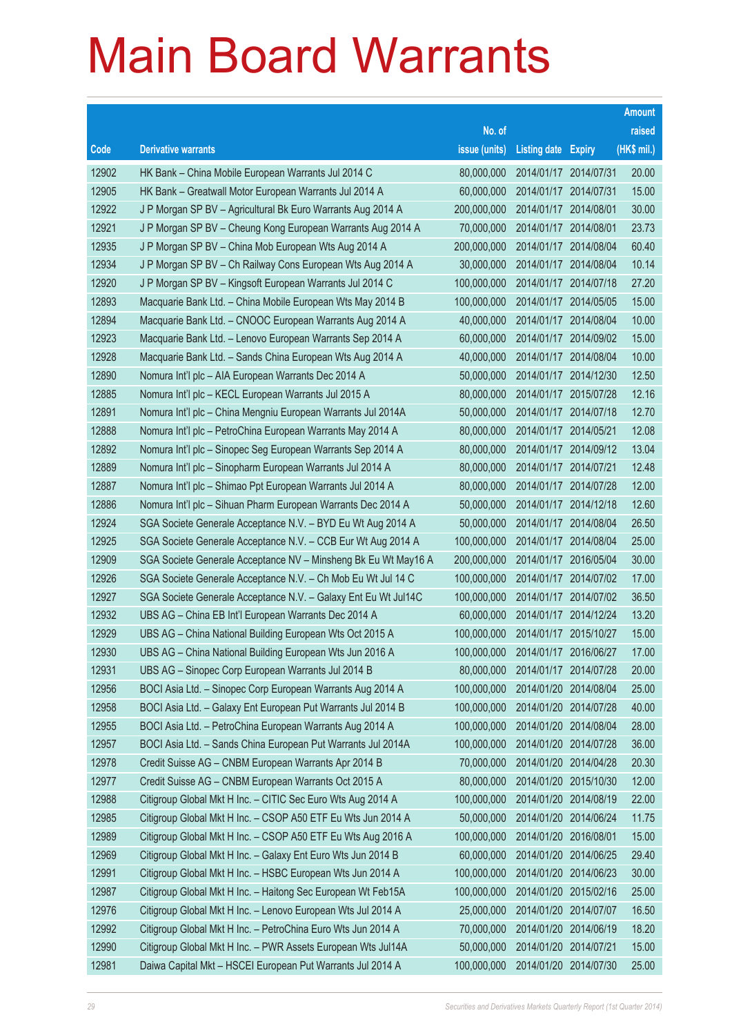# Main Board Warrants

| Code | Derivative warrants | No. of issue (units) | Listing date | Expiry | Amount raised (HK$ mil.) |
|---|---|---|---|---|---|
| 12902 | HK Bank – China Mobile European Warrants Jul 2014 C | 80,000,000 | 2014/01/17 | 2014/07/31 | 20.00 |
| 12905 | HK Bank – Greatwall Motor European Warrants Jul 2014 A | 60,000,000 | 2014/01/17 | 2014/07/31 | 15.00 |
| 12922 | J P Morgan SP BV – Agricultural Bk Euro Warrants Aug 2014 A | 200,000,000 | 2014/01/17 | 2014/08/01 | 30.00 |
| 12921 | J P Morgan SP BV – Cheung Kong European Warrants Aug 2014 A | 70,000,000 | 2014/01/17 | 2014/08/01 | 23.73 |
| 12935 | J P Morgan SP BV – China Mob European Wts Aug 2014 A | 200,000,000 | 2014/01/17 | 2014/08/04 | 60.40 |
| 12934 | J P Morgan SP BV – Ch Railway Cons European Wts Aug 2014 A | 30,000,000 | 2014/01/17 | 2014/08/04 | 10.14 |
| 12920 | J P Morgan SP BV – Kingsoft European Warrants Jul 2014 C | 100,000,000 | 2014/01/17 | 2014/07/18 | 27.20 |
| 12893 | Macquarie Bank Ltd. – China Mobile European Wts May 2014 B | 100,000,000 | 2014/01/17 | 2014/05/05 | 15.00 |
| 12894 | Macquarie Bank Ltd. – CNOOC European Warrants Aug 2014 A | 40,000,000 | 2014/01/17 | 2014/08/04 | 10.00 |
| 12923 | Macquarie Bank Ltd. – Lenovo European Warrants Sep 2014 A | 60,000,000 | 2014/01/17 | 2014/09/02 | 15.00 |
| 12928 | Macquarie Bank Ltd. – Sands China European Wts Aug 2014 A | 40,000,000 | 2014/01/17 | 2014/08/04 | 10.00 |
| 12890 | Nomura Int'l plc – AIA European Warrants Dec 2014 A | 50,000,000 | 2014/01/17 | 2014/12/30 | 12.50 |
| 12885 | Nomura Int'l plc – KECL European Warrants Jul 2015 A | 80,000,000 | 2014/01/17 | 2015/07/28 | 12.16 |
| 12891 | Nomura Int'l plc – China Mengniu European Warrants Jul 2014A | 50,000,000 | 2014/01/17 | 2014/07/18 | 12.70 |
| 12888 | Nomura Int'l plc – PetroChina European Warrants May 2014 A | 80,000,000 | 2014/01/17 | 2014/05/21 | 12.08 |
| 12892 | Nomura Int'l plc – Sinopec Seg European Warrants Sep 2014 A | 80,000,000 | 2014/01/17 | 2014/09/12 | 13.04 |
| 12889 | Nomura Int'l plc – Sinopharm European Warrants Jul 2014 A | 80,000,000 | 2014/01/17 | 2014/07/21 | 12.48 |
| 12887 | Nomura Int'l plc – Shimao Ppt European Warrants Jul 2014 A | 80,000,000 | 2014/01/17 | 2014/07/28 | 12.00 |
| 12886 | Nomura Int'l plc – Sihuan Pharm European Warrants Dec 2014 A | 50,000,000 | 2014/01/17 | 2014/12/18 | 12.60 |
| 12924 | SGA Societe Generale Acceptance N.V. – BYD Eu Wt Aug 2014 A | 50,000,000 | 2014/01/17 | 2014/08/04 | 26.50 |
| 12925 | SGA Societe Generale Acceptance N.V. – CCB Eur Wt Aug 2014 A | 100,000,000 | 2014/01/17 | 2014/08/04 | 25.00 |
| 12909 | SGA Societe Generale Acceptance NV – Minsheng Bk Eu Wt May16 A | 200,000,000 | 2014/01/17 | 2016/05/04 | 30.00 |
| 12926 | SGA Societe Generale Acceptance N.V. – Ch Mob Eu Wt Jul 14 C | 100,000,000 | 2014/01/17 | 2014/07/02 | 17.00 |
| 12927 | SGA Societe Generale Acceptance N.V. – Galaxy Ent Eu Wt Jul14C | 100,000,000 | 2014/01/17 | 2014/07/02 | 36.50 |
| 12932 | UBS AG – China EB Int'l European Warrants Dec 2014 A | 60,000,000 | 2014/01/17 | 2014/12/24 | 13.20 |
| 12929 | UBS AG – China National Building European Wts Oct 2015 A | 100,000,000 | 2014/01/17 | 2015/10/27 | 15.00 |
| 12930 | UBS AG – China National Building European Wts Jun 2016 A | 100,000,000 | 2014/01/17 | 2016/06/27 | 17.00 |
| 12931 | UBS AG – Sinopec Corp European Warrants Jul 2014 B | 80,000,000 | 2014/01/17 | 2014/07/28 | 20.00 |
| 12956 | BOCI Asia Ltd. – Sinopec Corp European Warrants Aug 2014 A | 100,000,000 | 2014/01/20 | 2014/08/04 | 25.00 |
| 12958 | BOCI Asia Ltd. – Galaxy Ent European Put Warrants Jul 2014 B | 100,000,000 | 2014/01/20 | 2014/07/28 | 40.00 |
| 12955 | BOCI Asia Ltd. – PetroChina European Warrants Aug 2014 A | 100,000,000 | 2014/01/20 | 2014/08/04 | 28.00 |
| 12957 | BOCI Asia Ltd. – Sands China European Put Warrants Jul 2014A | 100,000,000 | 2014/01/20 | 2014/07/28 | 36.00 |
| 12978 | Credit Suisse AG – CNBM European Warrants Apr 2014 B | 70,000,000 | 2014/01/20 | 2014/04/28 | 20.30 |
| 12977 | Credit Suisse AG – CNBM European Warrants Oct 2015 A | 80,000,000 | 2014/01/20 | 2015/10/30 | 12.00 |
| 12988 | Citigroup Global Mkt H Inc. – CITIC Sec Euro Wts Aug 2014 A | 100,000,000 | 2014/01/20 | 2014/08/19 | 22.00 |
| 12985 | Citigroup Global Mkt H Inc. – CSOP A50 ETF Eu Wts Jun 2014 A | 50,000,000 | 2014/01/20 | 2014/06/24 | 11.75 |
| 12989 | Citigroup Global Mkt H Inc. – CSOP A50 ETF Eu Wts Aug 2016 A | 100,000,000 | 2014/01/20 | 2016/08/01 | 15.00 |
| 12969 | Citigroup Global Mkt H Inc. – Galaxy Ent Euro Wts Jun 2014 B | 60,000,000 | 2014/01/20 | 2014/06/25 | 29.40 |
| 12991 | Citigroup Global Mkt H Inc. – HSBC European Wts Jun 2014 A | 100,000,000 | 2014/01/20 | 2014/06/23 | 30.00 |
| 12987 | Citigroup Global Mkt H Inc. – Haitong Sec European Wt Feb15A | 100,000,000 | 2014/01/20 | 2015/02/16 | 25.00 |
| 12976 | Citigroup Global Mkt H Inc. – Lenovo European Wts Jul 2014 A | 25,000,000 | 2014/01/20 | 2014/07/07 | 16.50 |
| 12992 | Citigroup Global Mkt H Inc. – PetroChina Euro Wts Jun 2014 A | 70,000,000 | 2014/01/20 | 2014/06/19 | 18.20 |
| 12990 | Citigroup Global Mkt H Inc. – PWR Assets European Wts Jul14A | 50,000,000 | 2014/01/20 | 2014/07/21 | 15.00 |
| 12981 | Daiwa Capital Mkt – HSCEI European Put Warrants Jul 2014 A | 100,000,000 | 2014/01/20 | 2014/07/30 | 25.00 |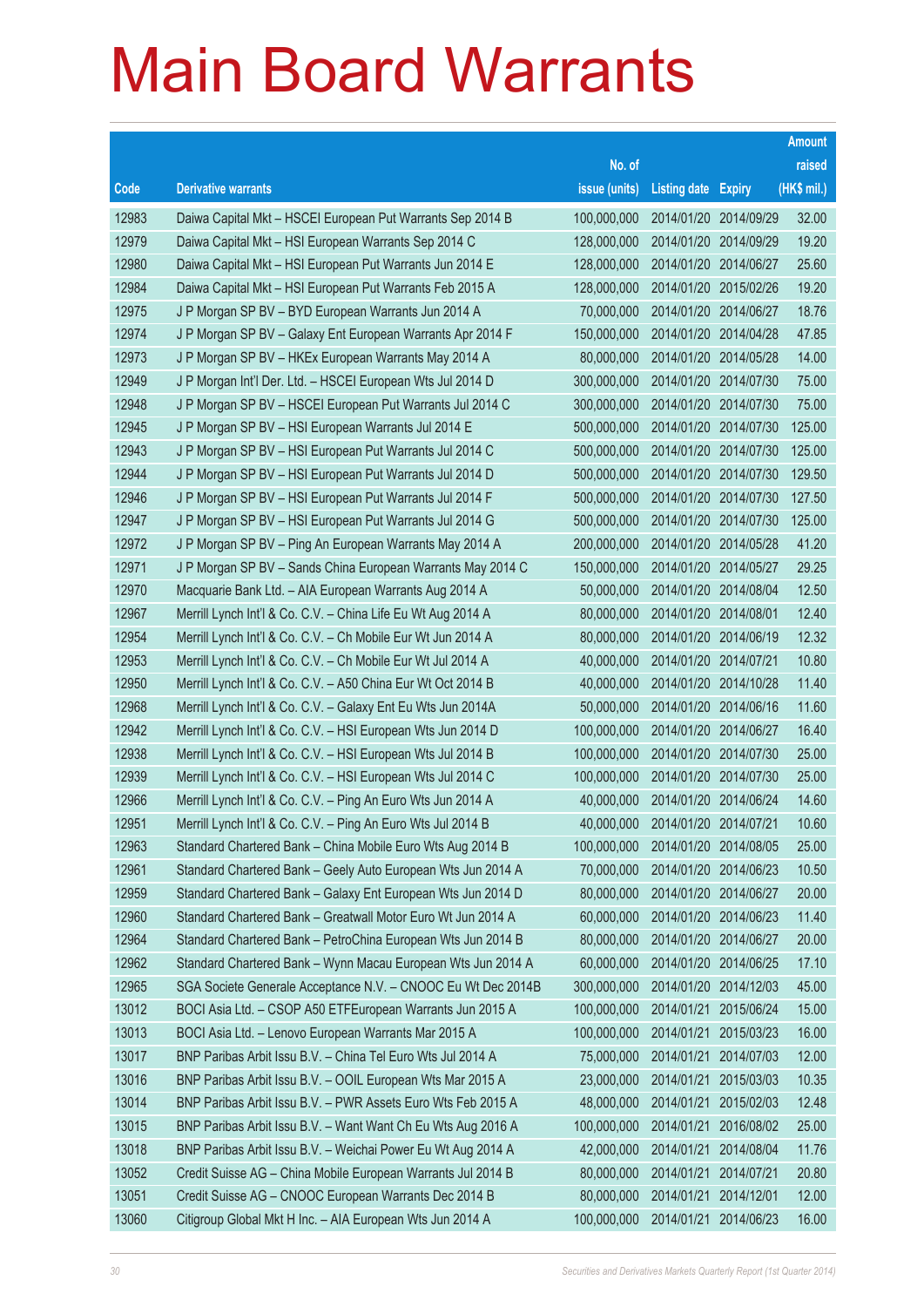# Main Board Warrants

| Code | Derivative warrants | No. of issue (units) | Listing date | Expiry | Amount raised (HK$ mil.) |
|---|---|---|---|---|---|
| 12983 | Daiwa Capital Mkt – HSCEI European Put Warrants Sep 2014 B | 100,000,000 | 2014/01/20 | 2014/09/29 | 32.00 |
| 12979 | Daiwa Capital Mkt – HSI European Warrants Sep 2014 C | 128,000,000 | 2014/01/20 | 2014/09/29 | 19.20 |
| 12980 | Daiwa Capital Mkt – HSI European Put Warrants Jun 2014 E | 128,000,000 | 2014/01/20 | 2014/06/27 | 25.60 |
| 12984 | Daiwa Capital Mkt – HSI European Put Warrants Feb 2015 A | 128,000,000 | 2014/01/20 | 2015/02/26 | 19.20 |
| 12975 | J P Morgan SP BV – BYD European Warrants Jun 2014 A | 70,000,000 | 2014/01/20 | 2014/06/27 | 18.76 |
| 12974 | J P Morgan SP BV – Galaxy Ent European Warrants Apr 2014 F | 150,000,000 | 2014/01/20 | 2014/04/28 | 47.85 |
| 12973 | J P Morgan SP BV – HKEx European Warrants May 2014 A | 80,000,000 | 2014/01/20 | 2014/05/28 | 14.00 |
| 12949 | J P Morgan Int'l Der. Ltd. – HSCEI European Wts Jul 2014 D | 300,000,000 | 2014/01/20 | 2014/07/30 | 75.00 |
| 12948 | J P Morgan SP BV – HSCEI European Put Warrants Jul 2014 C | 300,000,000 | 2014/01/20 | 2014/07/30 | 75.00 |
| 12945 | J P Morgan SP BV – HSI European Warrants Jul 2014 E | 500,000,000 | 2014/01/20 | 2014/07/30 | 125.00 |
| 12943 | J P Morgan SP BV – HSI European Put Warrants Jul 2014 C | 500,000,000 | 2014/01/20 | 2014/07/30 | 125.00 |
| 12944 | J P Morgan SP BV – HSI European Put Warrants Jul 2014 D | 500,000,000 | 2014/01/20 | 2014/07/30 | 129.50 |
| 12946 | J P Morgan SP BV – HSI European Put Warrants Jul 2014 F | 500,000,000 | 2014/01/20 | 2014/07/30 | 127.50 |
| 12947 | J P Morgan SP BV – HSI European Put Warrants Jul 2014 G | 500,000,000 | 2014/01/20 | 2014/07/30 | 125.00 |
| 12972 | J P Morgan SP BV – Ping An European Warrants May 2014 A | 200,000,000 | 2014/01/20 | 2014/05/28 | 41.20 |
| 12971 | J P Morgan SP BV – Sands China European Warrants May 2014 C | 150,000,000 | 2014/01/20 | 2014/05/27 | 29.25 |
| 12970 | Macquarie Bank Ltd. – AIA European Warrants Aug 2014 A | 50,000,000 | 2014/01/20 | 2014/08/04 | 12.50 |
| 12967 | Merrill Lynch Int'l & Co. C.V. – China Life Eu Wt Aug 2014 A | 80,000,000 | 2014/01/20 | 2014/08/01 | 12.40 |
| 12954 | Merrill Lynch Int'l & Co. C.V. – Ch Mobile Eur Wt Jun 2014 A | 80,000,000 | 2014/01/20 | 2014/06/19 | 12.32 |
| 12953 | Merrill Lynch Int'l & Co. C.V. – Ch Mobile Eur Wt Jul 2014 A | 40,000,000 | 2014/01/20 | 2014/07/21 | 10.80 |
| 12950 | Merrill Lynch Int'l & Co. C.V. – A50 China Eur Wt Oct 2014 B | 40,000,000 | 2014/01/20 | 2014/10/28 | 11.40 |
| 12968 | Merrill Lynch Int'l & Co. C.V. – Galaxy Ent Eu Wts Jun 2014A | 50,000,000 | 2014/01/20 | 2014/06/16 | 11.60 |
| 12942 | Merrill Lynch Int'l & Co. C.V. – HSI European Wts Jun 2014 D | 100,000,000 | 2014/01/20 | 2014/06/27 | 16.40 |
| 12938 | Merrill Lynch Int'l & Co. C.V. – HSI European Wts Jul 2014 B | 100,000,000 | 2014/01/20 | 2014/07/30 | 25.00 |
| 12939 | Merrill Lynch Int'l & Co. C.V. – HSI European Wts Jul 2014 C | 100,000,000 | 2014/01/20 | 2014/07/30 | 25.00 |
| 12966 | Merrill Lynch Int'l & Co. C.V. – Ping An Euro Wts Jun 2014 A | 40,000,000 | 2014/01/20 | 2014/06/24 | 14.60 |
| 12951 | Merrill Lynch Int'l & Co. C.V. – Ping An Euro Wts Jul 2014 B | 40,000,000 | 2014/01/20 | 2014/07/21 | 10.60 |
| 12963 | Standard Chartered Bank – China Mobile Euro Wts Aug 2014 B | 100,000,000 | 2014/01/20 | 2014/08/05 | 25.00 |
| 12961 | Standard Chartered Bank – Geely Auto European Wts Jun 2014 A | 70,000,000 | 2014/01/20 | 2014/06/23 | 10.50 |
| 12959 | Standard Chartered Bank – Galaxy Ent European Wts Jun 2014 D | 80,000,000 | 2014/01/20 | 2014/06/27 | 20.00 |
| 12960 | Standard Chartered Bank – Greatwall Motor Euro Wt Jun 2014 A | 60,000,000 | 2014/01/20 | 2014/06/23 | 11.40 |
| 12964 | Standard Chartered Bank – PetroChina European Wts Jun 2014 B | 80,000,000 | 2014/01/20 | 2014/06/27 | 20.00 |
| 12962 | Standard Chartered Bank – Wynn Macau European Wts Jun 2014 A | 60,000,000 | 2014/01/20 | 2014/06/25 | 17.10 |
| 12965 | SGA Societe Generale Acceptance N.V. – CNOOC Eu Wt Dec 2014B | 300,000,000 | 2014/01/20 | 2014/12/03 | 45.00 |
| 13012 | BOCI Asia Ltd. – CSOP A50 ETFEuropean Warrants Jun 2015 A | 100,000,000 | 2014/01/21 | 2015/06/24 | 15.00 |
| 13013 | BOCI Asia Ltd. – Lenovo European Warrants Mar 2015 A | 100,000,000 | 2014/01/21 | 2015/03/23 | 16.00 |
| 13017 | BNP Paribas Arbit Issu B.V. – China Tel Euro Wts Jul 2014 A | 75,000,000 | 2014/01/21 | 2014/07/03 | 12.00 |
| 13016 | BNP Paribas Arbit Issu B.V. – OOIL European Wts Mar 2015 A | 23,000,000 | 2014/01/21 | 2015/03/03 | 10.35 |
| 13014 | BNP Paribas Arbit Issu B.V. – PWR Assets Euro Wts Feb 2015 A | 48,000,000 | 2014/01/21 | 2015/02/03 | 12.48 |
| 13015 | BNP Paribas Arbit Issu B.V. – Want Want Ch Eu Wts Aug 2016 A | 100,000,000 | 2014/01/21 | 2016/08/02 | 25.00 |
| 13018 | BNP Paribas Arbit Issu B.V. – Weichai Power Eu Wt Aug 2014 A | 42,000,000 | 2014/01/21 | 2014/08/04 | 11.76 |
| 13052 | Credit Suisse AG – China Mobile European Warrants Jul 2014 B | 80,000,000 | 2014/01/21 | 2014/07/21 | 20.80 |
| 13051 | Credit Suisse AG – CNOOC European Warrants Dec 2014 B | 80,000,000 | 2014/01/21 | 2014/12/01 | 12.00 |
| 13060 | Citigroup Global Mkt H Inc. – AIA European Wts Jun 2014 A | 100,000,000 | 2014/01/21 | 2014/06/23 | 16.00 |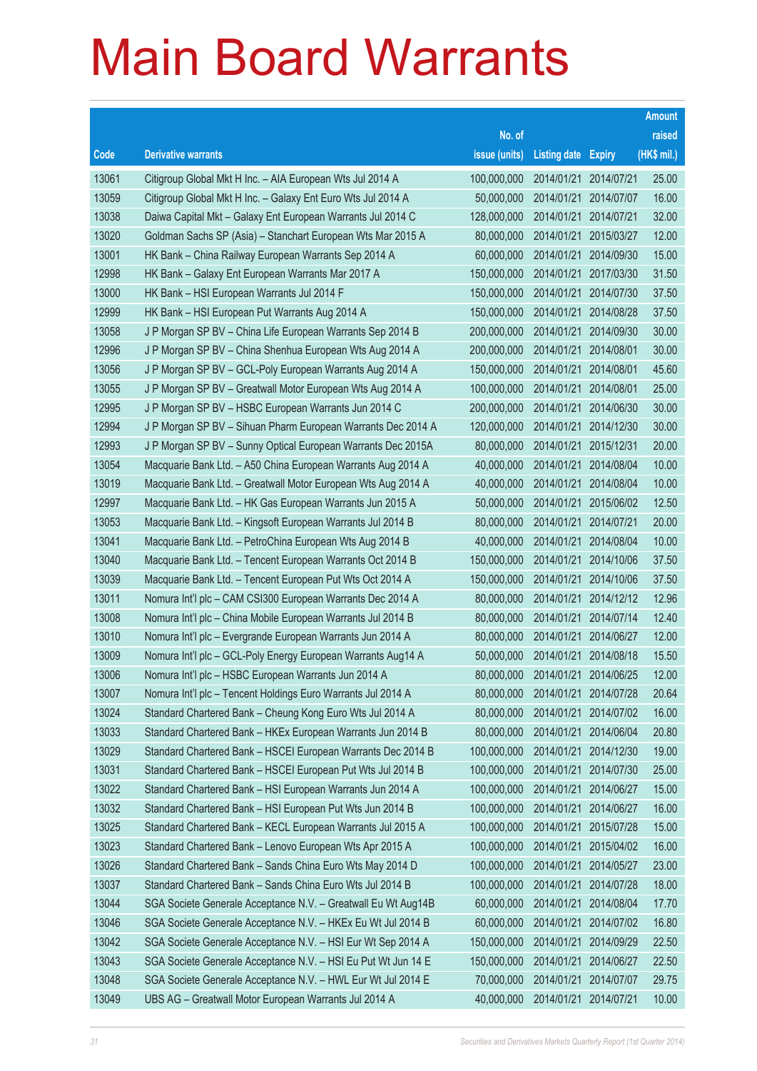# Main Board Warrants

| Code | Derivative warrants | No. of issue (units) | Listing date | Expiry | Amount raised (HK$ mil.) |
|---|---|---|---|---|---|
| 13061 | Citigroup Global Mkt H Inc. – AIA European Wts Jul 2014 A | 100,000,000 | 2014/01/21 | 2014/07/21 | 25.00 |
| 13059 | Citigroup Global Mkt H Inc. – Galaxy Ent Euro Wts Jul 2014 A | 50,000,000 | 2014/01/21 | 2014/07/07 | 16.00 |
| 13038 | Daiwa Capital Mkt – Galaxy Ent European Warrants Jul 2014 C | 128,000,000 | 2014/01/21 | 2014/07/21 | 32.00 |
| 13020 | Goldman Sachs SP (Asia) – Stanchart European Wts Mar 2015 A | 80,000,000 | 2014/01/21 | 2015/03/27 | 12.00 |
| 13001 | HK Bank – China Railway European Warrants Sep 2014 A | 60,000,000 | 2014/01/21 | 2014/09/30 | 15.00 |
| 12998 | HK Bank – Galaxy Ent European Warrants Mar 2017 A | 150,000,000 | 2014/01/21 | 2017/03/30 | 31.50 |
| 13000 | HK Bank – HSI European Warrants Jul 2014 F | 150,000,000 | 2014/01/21 | 2014/07/30 | 37.50 |
| 12999 | HK Bank – HSI European Put Warrants Aug 2014 A | 150,000,000 | 2014/01/21 | 2014/08/28 | 37.50 |
| 13058 | J P Morgan SP BV – China Life European Warrants Sep 2014 B | 200,000,000 | 2014/01/21 | 2014/09/30 | 30.00 |
| 12996 | J P Morgan SP BV – China Shenhua European Wts Aug 2014 A | 200,000,000 | 2014/01/21 | 2014/08/01 | 30.00 |
| 13056 | J P Morgan SP BV – GCL-Poly European Warrants Aug 2014 A | 150,000,000 | 2014/01/21 | 2014/08/01 | 45.60 |
| 13055 | J P Morgan SP BV – Greatwall Motor European Wts Aug 2014 A | 100,000,000 | 2014/01/21 | 2014/08/01 | 25.00 |
| 12995 | J P Morgan SP BV – HSBC European Warrants Jun 2014 C | 200,000,000 | 2014/01/21 | 2014/06/30 | 30.00 |
| 12994 | J P Morgan SP BV – Sihuan Pharm European Warrants Dec 2014 A | 120,000,000 | 2014/01/21 | 2014/12/30 | 30.00 |
| 12993 | J P Morgan SP BV – Sunny Optical European Warrants Dec 2015A | 80,000,000 | 2014/01/21 | 2015/12/31 | 20.00 |
| 13054 | Macquarie Bank Ltd. – A50 China European Warrants Aug 2014 A | 40,000,000 | 2014/01/21 | 2014/08/04 | 10.00 |
| 13019 | Macquarie Bank Ltd. – Greatwall Motor European Wts Aug 2014 A | 40,000,000 | 2014/01/21 | 2014/08/04 | 10.00 |
| 12997 | Macquarie Bank Ltd. – HK Gas European Warrants Jun 2015 A | 50,000,000 | 2014/01/21 | 2015/06/02 | 12.50 |
| 13053 | Macquarie Bank Ltd. – Kingsoft European Warrants Jul 2014 B | 80,000,000 | 2014/01/21 | 2014/07/21 | 20.00 |
| 13041 | Macquarie Bank Ltd. – PetroChina European Wts Aug 2014 B | 40,000,000 | 2014/01/21 | 2014/08/04 | 10.00 |
| 13040 | Macquarie Bank Ltd. – Tencent European Warrants Oct 2014 B | 150,000,000 | 2014/01/21 | 2014/10/06 | 37.50 |
| 13039 | Macquarie Bank Ltd. – Tencent European Put Wts Oct 2014 A | 150,000,000 | 2014/01/21 | 2014/10/06 | 37.50 |
| 13011 | Nomura Int'l plc – CAM CSI300 European Warrants Dec 2014 A | 80,000,000 | 2014/01/21 | 2014/12/12 | 12.96 |
| 13008 | Nomura Int'l plc – China Mobile European Warrants Jul 2014 B | 80,000,000 | 2014/01/21 | 2014/07/14 | 12.40 |
| 13010 | Nomura Int'l plc – Evergrande European Warrants Jun 2014 A | 80,000,000 | 2014/01/21 | 2014/06/27 | 12.00 |
| 13009 | Nomura Int'l plc – GCL-Poly Energy European Warrants Aug14 A | 50,000,000 | 2014/01/21 | 2014/08/18 | 15.50 |
| 13006 | Nomura Int'l plc – HSBC European Warrants Jun 2014 A | 80,000,000 | 2014/01/21 | 2014/06/25 | 12.00 |
| 13007 | Nomura Int'l plc – Tencent Holdings Euro Warrants Jul 2014 A | 80,000,000 | 2014/01/21 | 2014/07/28 | 20.64 |
| 13024 | Standard Chartered Bank – Cheung Kong Euro Wts Jul 2014 A | 80,000,000 | 2014/01/21 | 2014/07/02 | 16.00 |
| 13033 | Standard Chartered Bank – HKEx European Warrants Jun 2014 B | 80,000,000 | 2014/01/21 | 2014/06/04 | 20.80 |
| 13029 | Standard Chartered Bank – HSCEI European Warrants Dec 2014 B | 100,000,000 | 2014/01/21 | 2014/12/30 | 19.00 |
| 13031 | Standard Chartered Bank – HSCEI European Put Wts Jul 2014 B | 100,000,000 | 2014/01/21 | 2014/07/30 | 25.00 |
| 13022 | Standard Chartered Bank – HSI European Warrants Jun 2014 A | 100,000,000 | 2014/01/21 | 2014/06/27 | 15.00 |
| 13032 | Standard Chartered Bank – HSI European Put Wts Jun 2014 B | 100,000,000 | 2014/01/21 | 2014/06/27 | 16.00 |
| 13025 | Standard Chartered Bank – KECL European Warrants Jul 2015 A | 100,000,000 | 2014/01/21 | 2015/07/28 | 15.00 |
| 13023 | Standard Chartered Bank – Lenovo European Wts Apr 2015 A | 100,000,000 | 2014/01/21 | 2015/04/02 | 16.00 |
| 13026 | Standard Chartered Bank – Sands China Euro Wts May 2014 D | 100,000,000 | 2014/01/21 | 2014/05/27 | 23.00 |
| 13037 | Standard Chartered Bank – Sands China Euro Wts Jul 2014 B | 100,000,000 | 2014/01/21 | 2014/07/28 | 18.00 |
| 13044 | SGA Societe Generale Acceptance N.V. – Greatwall Eu Wt Aug14B | 60,000,000 | 2014/01/21 | 2014/08/04 | 17.70 |
| 13046 | SGA Societe Generale Acceptance N.V. – HKEx Eu Wt Jul 2014 B | 60,000,000 | 2014/01/21 | 2014/07/02 | 16.80 |
| 13042 | SGA Societe Generale Acceptance N.V. – HSI Eur Wt Sep 2014 A | 150,000,000 | 2014/01/21 | 2014/09/29 | 22.50 |
| 13043 | SGA Societe Generale Acceptance N.V. – HSI Eu Put Wt Jun 14 E | 150,000,000 | 2014/01/21 | 2014/06/27 | 22.50 |
| 13048 | SGA Societe Generale Acceptance N.V. – HWL Eur Wt Jul 2014 E | 70,000,000 | 2014/01/21 | 2014/07/07 | 29.75 |
| 13049 | UBS AG – Greatwall Motor European Warrants Jul 2014 A | 40,000,000 | 2014/01/21 | 2014/07/21 | 10.00 |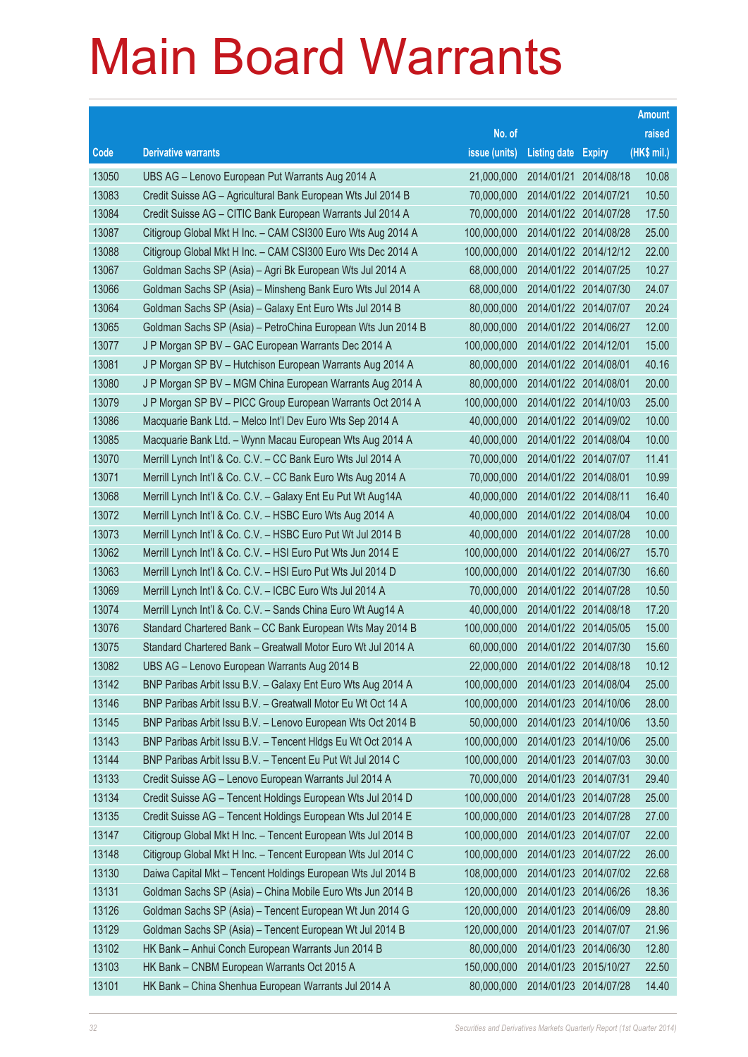# Main Board Warrants

| Code | Derivative warrants | No. of issue (units) | Listing date | Expiry | Amount raised (HK$ mil.) |
|---|---|---|---|---|---|
| 13050 | UBS AG – Lenovo European Put Warrants Aug 2014 A | 21,000,000 | 2014/01/21 | 2014/08/18 | 10.08 |
| 13083 | Credit Suisse AG – Agricultural Bank European Wts Jul 2014 B | 70,000,000 | 2014/01/22 | 2014/07/21 | 10.50 |
| 13084 | Credit Suisse AG – CITIC Bank European Warrants Jul 2014 A | 70,000,000 | 2014/01/22 | 2014/07/28 | 17.50 |
| 13087 | Citigroup Global Mkt H Inc. – CAM CSI300 Euro Wts Aug 2014 A | 100,000,000 | 2014/01/22 | 2014/08/28 | 25.00 |
| 13088 | Citigroup Global Mkt H Inc. – CAM CSI300 Euro Wts Dec 2014 A | 100,000,000 | 2014/01/22 | 2014/12/12 | 22.00 |
| 13067 | Goldman Sachs SP (Asia) – Agri Bk European Wts Jul 2014 A | 68,000,000 | 2014/01/22 | 2014/07/25 | 10.27 |
| 13066 | Goldman Sachs SP (Asia) – Minsheng Bank Euro Wts Jul 2014 A | 68,000,000 | 2014/01/22 | 2014/07/30 | 24.07 |
| 13064 | Goldman Sachs SP (Asia) – Galaxy Ent Euro Wts Jul 2014 B | 80,000,000 | 2014/01/22 | 2014/07/07 | 20.24 |
| 13065 | Goldman Sachs SP (Asia) – PetroChina European Wts Jun 2014 B | 80,000,000 | 2014/01/22 | 2014/06/27 | 12.00 |
| 13077 | J P Morgan SP BV – GAC European Warrants Dec 2014 A | 100,000,000 | 2014/01/22 | 2014/12/01 | 15.00 |
| 13081 | J P Morgan SP BV – Hutchison European Warrants Aug 2014 A | 80,000,000 | 2014/01/22 | 2014/08/01 | 40.16 |
| 13080 | J P Morgan SP BV – MGM China European Warrants Aug 2014 A | 80,000,000 | 2014/01/22 | 2014/08/01 | 20.00 |
| 13079 | J P Morgan SP BV – PICC Group European Warrants Oct 2014 A | 100,000,000 | 2014/01/22 | 2014/10/03 | 25.00 |
| 13086 | Macquarie Bank Ltd. – Melco Int'l Dev Euro Wts Sep 2014 A | 40,000,000 | 2014/01/22 | 2014/09/02 | 10.00 |
| 13085 | Macquarie Bank Ltd. – Wynn Macau European Wts Aug 2014 A | 40,000,000 | 2014/01/22 | 2014/08/04 | 10.00 |
| 13070 | Merrill Lynch Int'l & Co. C.V. – CC Bank Euro Wts Jul 2014 A | 70,000,000 | 2014/01/22 | 2014/07/07 | 11.41 |
| 13071 | Merrill Lynch Int'l & Co. C.V. – CC Bank Euro Wts Aug 2014 A | 70,000,000 | 2014/01/22 | 2014/08/01 | 10.99 |
| 13068 | Merrill Lynch Int'l & Co. C.V. – Galaxy Ent Eu Put Wt Aug14A | 40,000,000 | 2014/01/22 | 2014/08/11 | 16.40 |
| 13072 | Merrill Lynch Int'l & Co. C.V. – HSBC Euro Wts Aug 2014 A | 40,000,000 | 2014/01/22 | 2014/08/04 | 10.00 |
| 13073 | Merrill Lynch Int'l & Co. C.V. – HSBC Euro Put Wt Jul 2014 B | 40,000,000 | 2014/01/22 | 2014/07/28 | 10.00 |
| 13062 | Merrill Lynch Int'l & Co. C.V. – HSI Euro Put Wts Jun 2014 E | 100,000,000 | 2014/01/22 | 2014/06/27 | 15.70 |
| 13063 | Merrill Lynch Int'l & Co. C.V. – HSI Euro Put Wts Jul 2014 D | 100,000,000 | 2014/01/22 | 2014/07/30 | 16.60 |
| 13069 | Merrill Lynch Int'l & Co. C.V. – ICBC Euro Wts Jul 2014 A | 70,000,000 | 2014/01/22 | 2014/07/28 | 10.50 |
| 13074 | Merrill Lynch Int'l & Co. C.V. – Sands China Euro Wt Aug14 A | 40,000,000 | 2014/01/22 | 2014/08/18 | 17.20 |
| 13076 | Standard Chartered Bank – CC Bank European Wts May 2014 B | 100,000,000 | 2014/01/22 | 2014/05/05 | 15.00 |
| 13075 | Standard Chartered Bank – Greatwall Motor Euro Wt Jul 2014 A | 60,000,000 | 2014/01/22 | 2014/07/30 | 15.60 |
| 13082 | UBS AG – Lenovo European Warrants Aug 2014 B | 22,000,000 | 2014/01/22 | 2014/08/18 | 10.12 |
| 13142 | BNP Paribas Arbit Issu B.V. – Galaxy Ent Euro Wts Aug 2014 A | 100,000,000 | 2014/01/23 | 2014/08/04 | 25.00 |
| 13146 | BNP Paribas Arbit Issu B.V. – Greatwall Motor Eu Wt Oct 14 A | 100,000,000 | 2014/01/23 | 2014/10/06 | 28.00 |
| 13145 | BNP Paribas Arbit Issu B.V. – Lenovo European Wts Oct 2014 B | 50,000,000 | 2014/01/23 | 2014/10/06 | 13.50 |
| 13143 | BNP Paribas Arbit Issu B.V. – Tencent Hldgs Eu Wt Oct 2014 A | 100,000,000 | 2014/01/23 | 2014/10/06 | 25.00 |
| 13144 | BNP Paribas Arbit Issu B.V. – Tencent Eu Put Wt Jul 2014 C | 100,000,000 | 2014/01/23 | 2014/07/03 | 30.00 |
| 13133 | Credit Suisse AG – Lenovo European Warrants Jul 2014 A | 70,000,000 | 2014/01/23 | 2014/07/31 | 29.40 |
| 13134 | Credit Suisse AG – Tencent Holdings European Wts Jul 2014 D | 100,000,000 | 2014/01/23 | 2014/07/28 | 25.00 |
| 13135 | Credit Suisse AG – Tencent Holdings European Wts Jul 2014 E | 100,000,000 | 2014/01/23 | 2014/07/28 | 27.00 |
| 13147 | Citigroup Global Mkt H Inc. – Tencent European Wts Jul 2014 B | 100,000,000 | 2014/01/23 | 2014/07/07 | 22.00 |
| 13148 | Citigroup Global Mkt H Inc. – Tencent European Wts Jul 2014 C | 100,000,000 | 2014/01/23 | 2014/07/22 | 26.00 |
| 13130 | Daiwa Capital Mkt – Tencent Holdings European Wts Jul 2014 B | 108,000,000 | 2014/01/23 | 2014/07/02 | 22.68 |
| 13131 | Goldman Sachs SP (Asia) – China Mobile Euro Wts Jun 2014 B | 120,000,000 | 2014/01/23 | 2014/06/26 | 18.36 |
| 13126 | Goldman Sachs SP (Asia) – Tencent European Wt Jun 2014 G | 120,000,000 | 2014/01/23 | 2014/06/09 | 28.80 |
| 13129 | Goldman Sachs SP (Asia) – Tencent European Wt Jul 2014 B | 120,000,000 | 2014/01/23 | 2014/07/07 | 21.96 |
| 13102 | HK Bank – Anhui Conch European Warrants Jun 2014 B | 80,000,000 | 2014/01/23 | 2014/06/30 | 12.80 |
| 13103 | HK Bank – CNBM European Warrants Oct 2015 A | 150,000,000 | 2014/01/23 | 2015/10/27 | 22.50 |
| 13101 | HK Bank – China Shenhua European Warrants Jul 2014 A | 80,000,000 | 2014/01/23 | 2014/07/28 | 14.40 |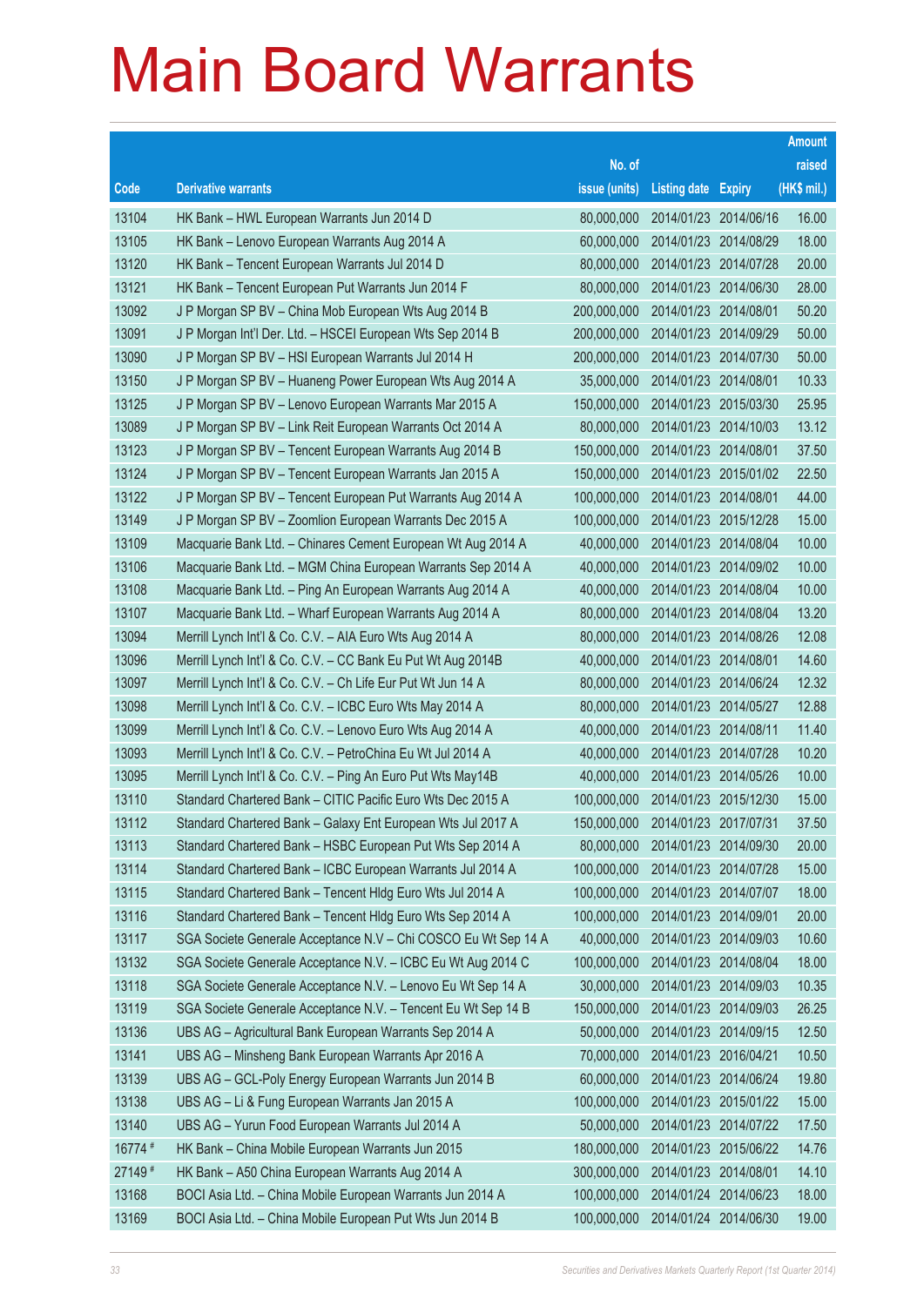# Main Board Warrants

| Code | Derivative warrants | No. of issue (units) | Listing date | Expiry | Amount raised (HK$ mil.) |
|---|---|---|---|---|---|
| 13104 | HK Bank – HWL European Warrants Jun 2014 D | 80,000,000 | 2014/01/23 | 2014/06/16 | 16.00 |
| 13105 | HK Bank – Lenovo European Warrants Aug 2014 A | 60,000,000 | 2014/01/23 | 2014/08/29 | 18.00 |
| 13120 | HK Bank – Tencent European Warrants Jul 2014 D | 80,000,000 | 2014/01/23 | 2014/07/28 | 20.00 |
| 13121 | HK Bank – Tencent European Put Warrants Jun 2014 F | 80,000,000 | 2014/01/23 | 2014/06/30 | 28.00 |
| 13092 | J P Morgan SP BV – China Mob European Wts Aug 2014 B | 200,000,000 | 2014/01/23 | 2014/08/01 | 50.20 |
| 13091 | J P Morgan Int'l Der. Ltd. – HSCEI European Wts Sep 2014 B | 200,000,000 | 2014/01/23 | 2014/09/29 | 50.00 |
| 13090 | J P Morgan SP BV – HSI European Warrants Jul 2014 H | 200,000,000 | 2014/01/23 | 2014/07/30 | 50.00 |
| 13150 | J P Morgan SP BV – Huaneng Power European Wts Aug 2014 A | 35,000,000 | 2014/01/23 | 2014/08/01 | 10.33 |
| 13125 | J P Morgan SP BV – Lenovo European Warrants Mar 2015 A | 150,000,000 | 2014/01/23 | 2015/03/30 | 25.95 |
| 13089 | J P Morgan SP BV – Link Reit European Warrants Oct 2014 A | 80,000,000 | 2014/01/23 | 2014/10/03 | 13.12 |
| 13123 | J P Morgan SP BV – Tencent European Warrants Aug 2014 B | 150,000,000 | 2014/01/23 | 2014/08/01 | 37.50 |
| 13124 | J P Morgan SP BV – Tencent European Warrants Jan 2015 A | 150,000,000 | 2014/01/23 | 2015/01/02 | 22.50 |
| 13122 | J P Morgan SP BV – Tencent European Put Warrants Aug 2014 A | 100,000,000 | 2014/01/23 | 2014/08/01 | 44.00 |
| 13149 | J P Morgan SP BV – Zoomlion European Warrants Dec 2015 A | 100,000,000 | 2014/01/23 | 2015/12/28 | 15.00 |
| 13109 | Macquarie Bank Ltd. – Chinares Cement European Wt Aug 2014 A | 40,000,000 | 2014/01/23 | 2014/08/04 | 10.00 |
| 13106 | Macquarie Bank Ltd. – MGM China European Warrants Sep 2014 A | 40,000,000 | 2014/01/23 | 2014/09/02 | 10.00 |
| 13108 | Macquarie Bank Ltd. – Ping An European Warrants Aug 2014 A | 40,000,000 | 2014/01/23 | 2014/08/04 | 10.00 |
| 13107 | Macquarie Bank Ltd. – Wharf European Warrants Aug 2014 A | 80,000,000 | 2014/01/23 | 2014/08/04 | 13.20 |
| 13094 | Merrill Lynch Int'l & Co. C.V. – AIA Euro Wts Aug 2014 A | 80,000,000 | 2014/01/23 | 2014/08/26 | 12.08 |
| 13096 | Merrill Lynch Int'l & Co. C.V. – CC Bank Eu Put Wt Aug 2014B | 40,000,000 | 2014/01/23 | 2014/08/01 | 14.60 |
| 13097 | Merrill Lynch Int'l & Co. C.V. – Ch Life Eur Put Wt Jun 14 A | 80,000,000 | 2014/01/23 | 2014/06/24 | 12.32 |
| 13098 | Merrill Lynch Int'l & Co. C.V. – ICBC Euro Wts May 2014 A | 80,000,000 | 2014/01/23 | 2014/05/27 | 12.88 |
| 13099 | Merrill Lynch Int'l & Co. C.V. – Lenovo Euro Wts Aug 2014 A | 40,000,000 | 2014/01/23 | 2014/08/11 | 11.40 |
| 13093 | Merrill Lynch Int'l & Co. C.V. – PetroChina Eu Wt Jul 2014 A | 40,000,000 | 2014/01/23 | 2014/07/28 | 10.20 |
| 13095 | Merrill Lynch Int'l & Co. C.V. – Ping An Euro Put Wts May14B | 40,000,000 | 2014/01/23 | 2014/05/26 | 10.00 |
| 13110 | Standard Chartered Bank – CITIC Pacific Euro Wts Dec 2015 A | 100,000,000 | 2014/01/23 | 2015/12/30 | 15.00 |
| 13112 | Standard Chartered Bank – Galaxy Ent European Wts Jul 2017 A | 150,000,000 | 2014/01/23 | 2017/07/31 | 37.50 |
| 13113 | Standard Chartered Bank – HSBC European Put Wts Sep 2014 A | 80,000,000 | 2014/01/23 | 2014/09/30 | 20.00 |
| 13114 | Standard Chartered Bank – ICBC European Warrants Jul 2014 A | 100,000,000 | 2014/01/23 | 2014/07/28 | 15.00 |
| 13115 | Standard Chartered Bank – Tencent Hldg Euro Wts Jul 2014 A | 100,000,000 | 2014/01/23 | 2014/07/07 | 18.00 |
| 13116 | Standard Chartered Bank – Tencent Hldg Euro Wts Sep 2014 A | 100,000,000 | 2014/01/23 | 2014/09/01 | 20.00 |
| 13117 | SGA Societe Generale Acceptance N.V – Chi COSCO Eu Wt Sep 14 A | 40,000,000 | 2014/01/23 | 2014/09/03 | 10.60 |
| 13132 | SGA Societe Generale Acceptance N.V. – ICBC Eu Wt Aug 2014 C | 100,000,000 | 2014/01/23 | 2014/08/04 | 18.00 |
| 13118 | SGA Societe Generale Acceptance N.V. – Lenovo Eu Wt Sep 14 A | 30,000,000 | 2014/01/23 | 2014/09/03 | 10.35 |
| 13119 | SGA Societe Generale Acceptance N.V. – Tencent Eu Wt Sep 14 B | 150,000,000 | 2014/01/23 | 2014/09/03 | 26.25 |
| 13136 | UBS AG – Agricultural Bank European Warrants Sep 2014 A | 50,000,000 | 2014/01/23 | 2014/09/15 | 12.50 |
| 13141 | UBS AG – Minsheng Bank European Warrants Apr 2016 A | 70,000,000 | 2014/01/23 | 2016/04/21 | 10.50 |
| 13139 | UBS AG – GCL-Poly Energy European Warrants Jun 2014 B | 60,000,000 | 2014/01/23 | 2014/06/24 | 19.80 |
| 13138 | UBS AG – Li & Fung European Warrants Jan 2015 A | 100,000,000 | 2014/01/23 | 2015/01/22 | 15.00 |
| 13140 | UBS AG – Yurun Food European Warrants Jul 2014 A | 50,000,000 | 2014/01/23 | 2014/07/22 | 17.50 |
| 16774 # | HK Bank – China Mobile European Warrants Jun 2015 | 180,000,000 | 2014/01/23 | 2015/06/22 | 14.76 |
| 27149 # | HK Bank – A50 China European Warrants Aug 2014 A | 300,000,000 | 2014/01/23 | 2014/08/01 | 14.10 |
| 13168 | BOCI Asia Ltd. – China Mobile European Warrants Jun 2014 A | 100,000,000 | 2014/01/24 | 2014/06/23 | 18.00 |
| 13169 | BOCI Asia Ltd. – China Mobile European Put Wts Jun 2014 B | 100,000,000 | 2014/01/24 | 2014/06/30 | 19.00 |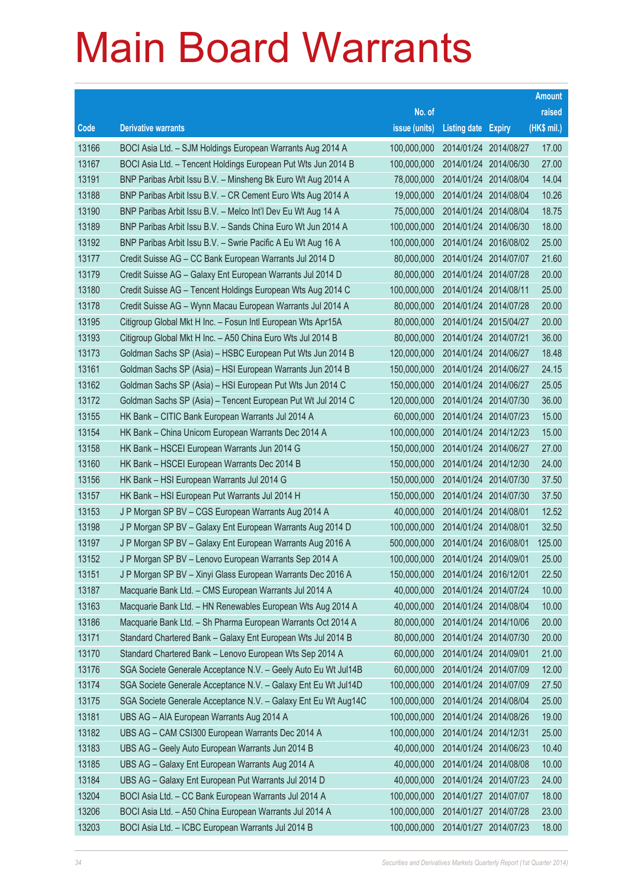# Main Board Warrants

| Code | Derivative warrants | No. of issue (units) | Listing date | Expiry | Amount raised (HK$ mil.) |
|---|---|---|---|---|---|
| 13166 | BOCI Asia Ltd. – SJM Holdings European Warrants Aug 2014 A | 100,000,000 | 2014/01/24 | 2014/08/27 | 17.00 |
| 13167 | BOCI Asia Ltd. – Tencent Holdings European Put Wts Jun 2014 B | 100,000,000 | 2014/01/24 | 2014/06/30 | 27.00 |
| 13191 | BNP Paribas Arbit Issu B.V. – Minsheng Bk Euro Wt Aug 2014 A | 78,000,000 | 2014/01/24 | 2014/08/04 | 14.04 |
| 13188 | BNP Paribas Arbit Issu B.V. – CR Cement Euro Wts Aug 2014 A | 19,000,000 | 2014/01/24 | 2014/08/04 | 10.26 |
| 13190 | BNP Paribas Arbit Issu B.V. – Melco Int'l Dev Eu Wt Aug 14 A | 75,000,000 | 2014/01/24 | 2014/08/04 | 18.75 |
| 13189 | BNP Paribas Arbit Issu B.V. – Sands China Euro Wt Jun 2014 A | 100,000,000 | 2014/01/24 | 2014/06/30 | 18.00 |
| 13192 | BNP Paribas Arbit Issu B.V. – Swrie Pacific A Eu Wt Aug 16 A | 100,000,000 | 2014/01/24 | 2016/08/02 | 25.00 |
| 13177 | Credit Suisse AG – CC Bank European Warrants Jul 2014 D | 80,000,000 | 2014/01/24 | 2014/07/07 | 21.60 |
| 13179 | Credit Suisse AG – Galaxy Ent European Warrants Jul 2014 D | 80,000,000 | 2014/01/24 | 2014/07/28 | 20.00 |
| 13180 | Credit Suisse AG – Tencent Holdings European Wts Aug 2014 C | 100,000,000 | 2014/01/24 | 2014/08/11 | 25.00 |
| 13178 | Credit Suisse AG – Wynn Macau European Warrants Jul 2014 A | 80,000,000 | 2014/01/24 | 2014/07/28 | 20.00 |
| 13195 | Citigroup Global Mkt H Inc. – Fosun Intl European Wts Apr15A | 80,000,000 | 2014/01/24 | 2015/04/27 | 20.00 |
| 13193 | Citigroup Global Mkt H Inc. – A50 China Euro Wts Jul 2014 B | 80,000,000 | 2014/01/24 | 2014/07/21 | 36.00 |
| 13173 | Goldman Sachs SP (Asia) – HSBC European Put Wts Jun 2014 B | 120,000,000 | 2014/01/24 | 2014/06/27 | 18.48 |
| 13161 | Goldman Sachs SP (Asia) – HSI European Warrants Jun 2014 B | 150,000,000 | 2014/01/24 | 2014/06/27 | 24.15 |
| 13162 | Goldman Sachs SP (Asia) – HSI European Put Wts Jun 2014 C | 150,000,000 | 2014/01/24 | 2014/06/27 | 25.05 |
| 13172 | Goldman Sachs SP (Asia) – Tencent European Put Wt Jul 2014 C | 120,000,000 | 2014/01/24 | 2014/07/30 | 36.00 |
| 13155 | HK Bank – CITIC Bank European Warrants Jul 2014 A | 60,000,000 | 2014/01/24 | 2014/07/23 | 15.00 |
| 13154 | HK Bank – China Unicom European Warrants Dec 2014 A | 100,000,000 | 2014/01/24 | 2014/12/23 | 15.00 |
| 13158 | HK Bank – HSCEI European Warrants Jun 2014 G | 150,000,000 | 2014/01/24 | 2014/06/27 | 27.00 |
| 13160 | HK Bank – HSCEI European Warrants Dec 2014 B | 150,000,000 | 2014/01/24 | 2014/12/30 | 24.00 |
| 13156 | HK Bank – HSI European Warrants Jul 2014 G | 150,000,000 | 2014/01/24 | 2014/07/30 | 37.50 |
| 13157 | HK Bank – HSI European Put Warrants Jul 2014 H | 150,000,000 | 2014/01/24 | 2014/07/30 | 37.50 |
| 13153 | J P Morgan SP BV – CGS European Warrants Aug 2014 A | 40,000,000 | 2014/01/24 | 2014/08/01 | 12.52 |
| 13198 | J P Morgan SP BV – Galaxy Ent European Warrants Aug 2014 D | 100,000,000 | 2014/01/24 | 2014/08/01 | 32.50 |
| 13197 | J P Morgan SP BV – Galaxy Ent European Warrants Aug 2016 A | 500,000,000 | 2014/01/24 | 2016/08/01 | 125.00 |
| 13152 | J P Morgan SP BV – Lenovo European Warrants Sep 2014 A | 100,000,000 | 2014/01/24 | 2014/09/01 | 25.00 |
| 13151 | J P Morgan SP BV – Xinyi Glass European Warrants Dec 2016 A | 150,000,000 | 2014/01/24 | 2016/12/01 | 22.50 |
| 13187 | Macquarie Bank Ltd. – CMS European Warrants Jul 2014 A | 40,000,000 | 2014/01/24 | 2014/07/24 | 10.00 |
| 13163 | Macquarie Bank Ltd. – HN Renewables European Wts Aug 2014 A | 40,000,000 | 2014/01/24 | 2014/08/04 | 10.00 |
| 13186 | Macquarie Bank Ltd. – Sh Pharma European Warrants Oct 2014 A | 80,000,000 | 2014/01/24 | 2014/10/06 | 20.00 |
| 13171 | Standard Chartered Bank – Galaxy Ent European Wts Jul 2014 B | 80,000,000 | 2014/01/24 | 2014/07/30 | 20.00 |
| 13170 | Standard Chartered Bank – Lenovo European Wts Sep 2014 A | 60,000,000 | 2014/01/24 | 2014/09/01 | 21.00 |
| 13176 | SGA Societe Generale Acceptance N.V. – Geely Auto Eu Wt Jul14B | 60,000,000 | 2014/01/24 | 2014/07/09 | 12.00 |
| 13174 | SGA Societe Generale Acceptance N.V. – Galaxy Ent Eu Wt Jul14D | 100,000,000 | 2014/01/24 | 2014/07/09 | 27.50 |
| 13175 | SGA Societe Generale Acceptance N.V. – Galaxy Ent Eu Wt Aug14C | 100,000,000 | 2014/01/24 | 2014/08/04 | 25.00 |
| 13181 | UBS AG – AIA European Warrants Aug 2014 A | 100,000,000 | 2014/01/24 | 2014/08/26 | 19.00 |
| 13182 | UBS AG – CAM CSI300 European Warrants Dec 2014 A | 100,000,000 | 2014/01/24 | 2014/12/31 | 25.00 |
| 13183 | UBS AG – Geely Auto European Warrants Jun 2014 B | 40,000,000 | 2014/01/24 | 2014/06/23 | 10.40 |
| 13185 | UBS AG – Galaxy Ent European Warrants Aug 2014 A | 40,000,000 | 2014/01/24 | 2014/08/08 | 10.00 |
| 13184 | UBS AG – Galaxy Ent European Put Warrants Jul 2014 D | 40,000,000 | 2014/01/24 | 2014/07/23 | 24.00 |
| 13204 | BOCI Asia Ltd. – CC Bank European Warrants Jul 2014 A | 100,000,000 | 2014/01/27 | 2014/07/07 | 18.00 |
| 13206 | BOCI Asia Ltd. – A50 China European Warrants Jul 2014 A | 100,000,000 | 2014/01/27 | 2014/07/28 | 23.00 |
| 13203 | BOCI Asia Ltd. – ICBC European Warrants Jul 2014 B | 100,000,000 | 2014/01/27 | 2014/07/23 | 18.00 |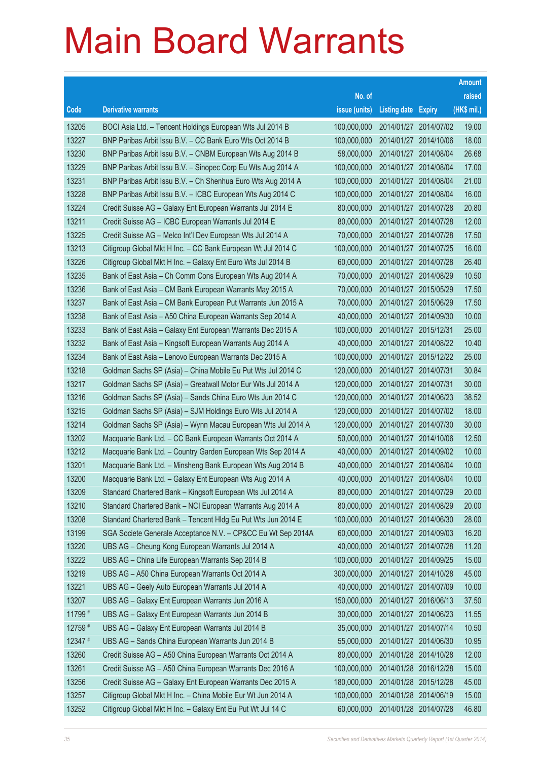# Main Board Warrants

| Code | Derivative warrants | No. of issue (units) | Listing date | Expiry | Amount raised (HK$ mil.) |
|---|---|---|---|---|---|
| 13205 | BOCI Asia Ltd. – Tencent Holdings European Wts Jul 2014 B | 100,000,000 | 2014/01/27 | 2014/07/02 | 19.00 |
| 13227 | BNP Paribas Arbit Issu B.V. – CC Bank Euro Wts Oct 2014 B | 100,000,000 | 2014/01/27 | 2014/10/06 | 18.00 |
| 13230 | BNP Paribas Arbit Issu B.V. – CNBM European Wts Aug 2014 B | 58,000,000 | 2014/01/27 | 2014/08/04 | 26.68 |
| 13229 | BNP Paribas Arbit Issu B.V. – Sinopec Corp Eu Wts Aug 2014 A | 100,000,000 | 2014/01/27 | 2014/08/04 | 17.00 |
| 13231 | BNP Paribas Arbit Issu B.V. – Ch Shenhua Euro Wts Aug 2014 A | 100,000,000 | 2014/01/27 | 2014/08/04 | 21.00 |
| 13228 | BNP Paribas Arbit Issu B.V. – ICBC European Wts Aug 2014 C | 100,000,000 | 2014/01/27 | 2014/08/04 | 16.00 |
| 13224 | Credit Suisse AG – Galaxy Ent European Warrants Jul 2014 E | 80,000,000 | 2014/01/27 | 2014/07/28 | 20.80 |
| 13211 | Credit Suisse AG – ICBC European Warrants Jul 2014 E | 80,000,000 | 2014/01/27 | 2014/07/28 | 12.00 |
| 13225 | Credit Suisse AG – Melco Int'l Dev European Wts Jul 2014 A | 70,000,000 | 2014/01/27 | 2014/07/28 | 17.50 |
| 13213 | Citigroup Global Mkt H Inc. – CC Bank European Wt Jul 2014 C | 100,000,000 | 2014/01/27 | 2014/07/25 | 16.00 |
| 13226 | Citigroup Global Mkt H Inc. – Galaxy Ent Euro Wts Jul 2014 B | 60,000,000 | 2014/01/27 | 2014/07/28 | 26.40 |
| 13235 | Bank of East Asia – Ch Comm Cons European Wts Aug 2014 A | 70,000,000 | 2014/01/27 | 2014/08/29 | 10.50 |
| 13236 | Bank of East Asia – CM Bank European Warrants May 2015 A | 70,000,000 | 2014/01/27 | 2015/05/29 | 17.50 |
| 13237 | Bank of East Asia – CM Bank European Put Warrants Jun 2015 A | 70,000,000 | 2014/01/27 | 2015/06/29 | 17.50 |
| 13238 | Bank of East Asia – A50 China European Warrants Sep 2014 A | 40,000,000 | 2014/01/27 | 2014/09/30 | 10.00 |
| 13233 | Bank of East Asia – Galaxy Ent European Warrants Dec 2015 A | 100,000,000 | 2014/01/27 | 2015/12/31 | 25.00 |
| 13232 | Bank of East Asia – Kingsoft European Warrants Aug 2014 A | 40,000,000 | 2014/01/27 | 2014/08/22 | 10.40 |
| 13234 | Bank of East Asia – Lenovo European Warrants Dec 2015 A | 100,000,000 | 2014/01/27 | 2015/12/22 | 25.00 |
| 13218 | Goldman Sachs SP (Asia) – China Mobile Eu Put Wts Jul 2014 C | 120,000,000 | 2014/01/27 | 2014/07/31 | 30.84 |
| 13217 | Goldman Sachs SP (Asia) – Greatwall Motor Eur Wts Jul 2014 A | 120,000,000 | 2014/01/27 | 2014/07/31 | 30.00 |
| 13216 | Goldman Sachs SP (Asia) – Sands China Euro Wts Jun 2014 C | 120,000,000 | 2014/01/27 | 2014/06/23 | 38.52 |
| 13215 | Goldman Sachs SP (Asia) – SJM Holdings Euro Wts Jul 2014 A | 120,000,000 | 2014/01/27 | 2014/07/02 | 18.00 |
| 13214 | Goldman Sachs SP (Asia) – Wynn Macau European Wts Jul 2014 A | 120,000,000 | 2014/01/27 | 2014/07/30 | 30.00 |
| 13202 | Macquarie Bank Ltd. – CC Bank European Warrants Oct 2014 A | 50,000,000 | 2014/01/27 | 2014/10/06 | 12.50 |
| 13212 | Macquarie Bank Ltd. – Country Garden European Wts Sep 2014 A | 40,000,000 | 2014/01/27 | 2014/09/02 | 10.00 |
| 13201 | Macquarie Bank Ltd. – Minsheng Bank European Wts Aug 2014 B | 40,000,000 | 2014/01/27 | 2014/08/04 | 10.00 |
| 13200 | Macquarie Bank Ltd. – Galaxy Ent European Wts Aug 2014 A | 40,000,000 | 2014/01/27 | 2014/08/04 | 10.00 |
| 13209 | Standard Chartered Bank – Kingsoft European Wts Jul 2014 A | 80,000,000 | 2014/01/27 | 2014/07/29 | 20.00 |
| 13210 | Standard Chartered Bank – NCI European Warrants Aug 2014 A | 80,000,000 | 2014/01/27 | 2014/08/29 | 20.00 |
| 13208 | Standard Chartered Bank – Tencent Hldg Eu Put Wts Jun 2014 E | 100,000,000 | 2014/01/27 | 2014/06/30 | 28.00 |
| 13199 | SGA Societe Generale Acceptance N.V. – CP&CC Eu Wt Sep 2014A | 60,000,000 | 2014/01/27 | 2014/09/03 | 16.20 |
| 13220 | UBS AG – Cheung Kong European Warrants Jul 2014 A | 40,000,000 | 2014/01/27 | 2014/07/28 | 11.20 |
| 13222 | UBS AG – China Life European Warrants Sep 2014 B | 100,000,000 | 2014/01/27 | 2014/09/25 | 15.00 |
| 13219 | UBS AG – A50 China European Warrants Oct 2014 A | 300,000,000 | 2014/01/27 | 2014/10/28 | 45.00 |
| 13221 | UBS AG – Geely Auto European Warrants Jul 2014 A | 40,000,000 | 2014/01/27 | 2014/07/09 | 10.00 |
| 13207 | UBS AG – Galaxy Ent European Warrants Jun 2016 A | 150,000,000 | 2014/01/27 | 2016/06/13 | 37.50 |
| 11799 # | UBS AG – Galaxy Ent European Warrants Jun 2014 B | 30,000,000 | 2014/01/27 | 2014/06/23 | 11.55 |
| 12759 # | UBS AG – Galaxy Ent European Warrants Jul 2014 B | 35,000,000 | 2014/01/27 | 2014/07/14 | 10.50 |
| 12347 # | UBS AG – Sands China European Warrants Jun 2014 B | 55,000,000 | 2014/01/27 | 2014/06/30 | 10.95 |
| 13260 | Credit Suisse AG – A50 China European Warrants Oct 2014 A | 80,000,000 | 2014/01/28 | 2014/10/28 | 12.00 |
| 13261 | Credit Suisse AG – A50 China European Warrants Dec 2016 A | 100,000,000 | 2014/01/28 | 2016/12/28 | 15.00 |
| 13256 | Credit Suisse AG – Galaxy Ent European Warrants Dec 2015 A | 180,000,000 | 2014/01/28 | 2015/12/28 | 45.00 |
| 13257 | Citigroup Global Mkt H Inc. – China Mobile Eur Wt Jun 2014 A | 100,000,000 | 2014/01/28 | 2014/06/19 | 15.00 |
| 13252 | Citigroup Global Mkt H Inc. – Galaxy Ent Eu Put Wt Jul 14 C | 60,000,000 | 2014/01/28 | 2014/07/28 | 46.80 |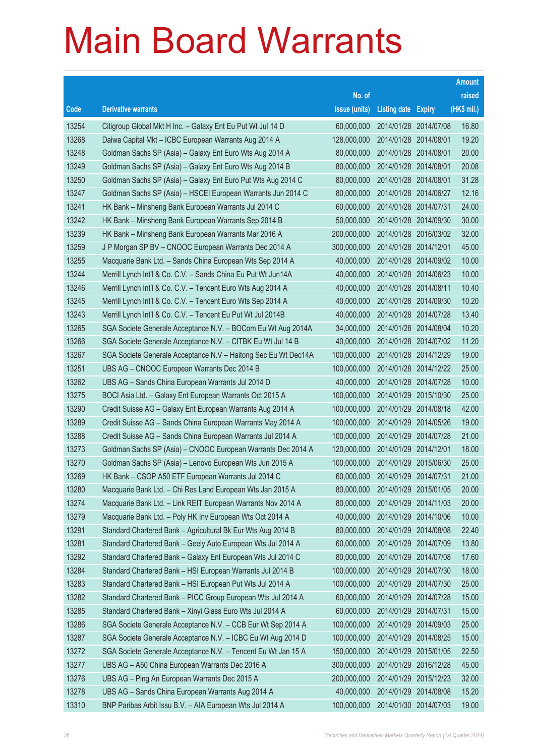# Main Board Warrants

| Code | Derivative warrants | No. of issue (units) | Listing date | Expiry | Amount raised (HK$ mil.) |
|---|---|---|---|---|---|
| 13254 | Citigroup Global Mkt H Inc. – Galaxy Ent Eu Put Wt Jul 14 D | 60,000,000 | 2014/01/28 | 2014/07/08 | 16.80 |
| 13268 | Daiwa Capital Mkt – ICBC European Warrants Aug 2014 A | 128,000,000 | 2014/01/28 | 2014/08/01 | 19.20 |
| 13248 | Goldman Sachs SP (Asia) – Galaxy Ent Euro Wts Aug 2014 A | 80,000,000 | 2014/01/28 | 2014/08/01 | 20.00 |
| 13249 | Goldman Sachs SP (Asia) – Galaxy Ent Euro Wts Aug 2014 B | 80,000,000 | 2014/01/28 | 2014/08/01 | 20.08 |
| 13250 | Goldman Sachs SP (Asia) – Galaxy Ent Euro Put Wts Aug 2014 C | 80,000,000 | 2014/01/28 | 2014/08/01 | 31.28 |
| 13247 | Goldman Sachs SP (Asia) – HSCEI European Warrants Jun 2014 C | 80,000,000 | 2014/01/28 | 2014/06/27 | 12.16 |
| 13241 | HK Bank – Minsheng Bank European Warrants Jul 2014 C | 60,000,000 | 2014/01/28 | 2014/07/31 | 24.00 |
| 13242 | HK Bank – Minsheng Bank European Warrants Sep 2014 B | 50,000,000 | 2014/01/28 | 2014/09/30 | 30.00 |
| 13239 | HK Bank – Minsheng Bank European Warrants Mar 2016 A | 200,000,000 | 2014/01/28 | 2016/03/02 | 32.00 |
| 13259 | J P Morgan SP BV – CNOOC European Warrants Dec 2014 A | 300,000,000 | 2014/01/28 | 2014/12/01 | 45.00 |
| 13255 | Macquarie Bank Ltd. – Sands China European Wts Sep 2014 A | 40,000,000 | 2014/01/28 | 2014/09/02 | 10.00 |
| 13244 | Merrill Lynch Int'l & Co. C.V. – Sands China Eu Put Wt Jun14A | 40,000,000 | 2014/01/28 | 2014/06/23 | 10.00 |
| 13246 | Merrill Lynch Int'l & Co. C.V. – Tencent Euro Wts Aug 2014 A | 40,000,000 | 2014/01/28 | 2014/08/11 | 10.40 |
| 13245 | Merrill Lynch Int'l & Co. C.V. – Tencent Euro Wts Sep 2014 A | 40,000,000 | 2014/01/28 | 2014/09/30 | 10.20 |
| 13243 | Merrill Lynch Int'l & Co. C.V. – Tencent Eu Put Wt Jul 2014B | 40,000,000 | 2014/01/28 | 2014/07/28 | 13.40 |
| 13265 | SGA Societe Generale Acceptance N.V. – BOCom Eu Wt Aug 2014A | 34,000,000 | 2014/01/28 | 2014/08/04 | 10.20 |
| 13266 | SGA Societe Generale Acceptance N.V. – CITBK Eu Wt Jul 14 B | 40,000,000 | 2014/01/28 | 2014/07/02 | 11.20 |
| 13267 | SGA Societe Generale Acceptance N.V – Haitong Sec Eu Wt Dec14A | 100,000,000 | 2014/01/28 | 2014/12/29 | 19.00 |
| 13251 | UBS AG – CNOOC European Warrants Dec 2014 B | 100,000,000 | 2014/01/28 | 2014/12/22 | 25.00 |
| 13262 | UBS AG – Sands China European Warrants Jul 2014 D | 40,000,000 | 2014/01/28 | 2014/07/28 | 10.00 |
| 13275 | BOCI Asia Ltd. – Galaxy Ent European Warrants Oct 2015 A | 100,000,000 | 2014/01/29 | 2015/10/30 | 25.00 |
| 13290 | Credit Suisse AG – Galaxy Ent European Warrants Aug 2014 A | 100,000,000 | 2014/01/29 | 2014/08/18 | 42.00 |
| 13289 | Credit Suisse AG – Sands China European Warrants May 2014 A | 100,000,000 | 2014/01/29 | 2014/05/26 | 19.00 |
| 13288 | Credit Suisse AG – Sands China European Warrants Jul 2014 A | 100,000,000 | 2014/01/29 | 2014/07/28 | 21.00 |
| 13273 | Goldman Sachs SP (Asia) – CNOOC European Warrants Dec 2014 A | 120,000,000 | 2014/01/29 | 2014/12/01 | 18.00 |
| 13270 | Goldman Sachs SP (Asia) – Lenovo European Wts Jun 2015 A | 100,000,000 | 2014/01/29 | 2015/06/30 | 25.00 |
| 13269 | HK Bank – CSOP A50 ETF European Warrants Jul 2014 C | 60,000,000 | 2014/01/29 | 2014/07/31 | 21.00 |
| 13280 | Macquarie Bank Ltd. – Chi Res Land European Wts Jan 2015 A | 80,000,000 | 2014/01/29 | 2015/01/05 | 20.00 |
| 13274 | Macquarie Bank Ltd. – Link REIT European Warrants Nov 2014 A | 80,000,000 | 2014/01/29 | 2014/11/03 | 20.00 |
| 13279 | Macquarie Bank Ltd. – Poly HK Inv European Wts Oct 2014 A | 40,000,000 | 2014/01/29 | 2014/10/06 | 10.00 |
| 13291 | Standard Chartered Bank – Agricultural Bk Eur Wts Aug 2014 B | 80,000,000 | 2014/01/29 | 2014/08/08 | 22.40 |
| 13281 | Standard Chartered Bank – Geely Auto European Wts Jul 2014 A | 60,000,000 | 2014/01/29 | 2014/07/09 | 13.80 |
| 13292 | Standard Chartered Bank – Galaxy Ent European Wts Jul 2014 C | 80,000,000 | 2014/01/29 | 2014/07/08 | 17.60 |
| 13284 | Standard Chartered Bank – HSI European Warrants Jul 2014 B | 100,000,000 | 2014/01/29 | 2014/07/30 | 18.00 |
| 13283 | Standard Chartered Bank – HSI European Put Wts Jul 2014 A | 100,000,000 | 2014/01/29 | 2014/07/30 | 25.00 |
| 13282 | Standard Chartered Bank – PICC Group European Wts Jul 2014 A | 60,000,000 | 2014/01/29 | 2014/07/28 | 15.00 |
| 13285 | Standard Chartered Bank – Xinyi Glass Euro Wts Jul 2014 A | 60,000,000 | 2014/01/29 | 2014/07/31 | 15.00 |
| 13286 | SGA Societe Generale Acceptance N.V. – CCB Eur Wt Sep 2014 A | 100,000,000 | 2014/01/29 | 2014/09/03 | 25.00 |
| 13287 | SGA Societe Generale Acceptance N.V. – ICBC Eu Wt Aug 2014 D | 100,000,000 | 2014/01/29 | 2014/08/25 | 15.00 |
| 13272 | SGA Societe Generale Acceptance N.V. – Tencent Eu Wt Jan 15 A | 150,000,000 | 2014/01/29 | 2015/01/05 | 22.50 |
| 13277 | UBS AG – A50 China European Warrants Dec 2016 A | 300,000,000 | 2014/01/29 | 2016/12/28 | 45.00 |
| 13276 | UBS AG – Ping An European Warrants Dec 2015 A | 200,000,000 | 2014/01/29 | 2015/12/23 | 32.00 |
| 13278 | UBS AG – Sands China European Warrants Aug 2014 A | 40,000,000 | 2014/01/29 | 2014/08/08 | 15.20 |
| 13310 | BNP Paribas Arbit Issu B.V. – AIA European Wts Jul 2014 A | 100,000,000 | 2014/01/30 | 2014/07/03 | 19.00 |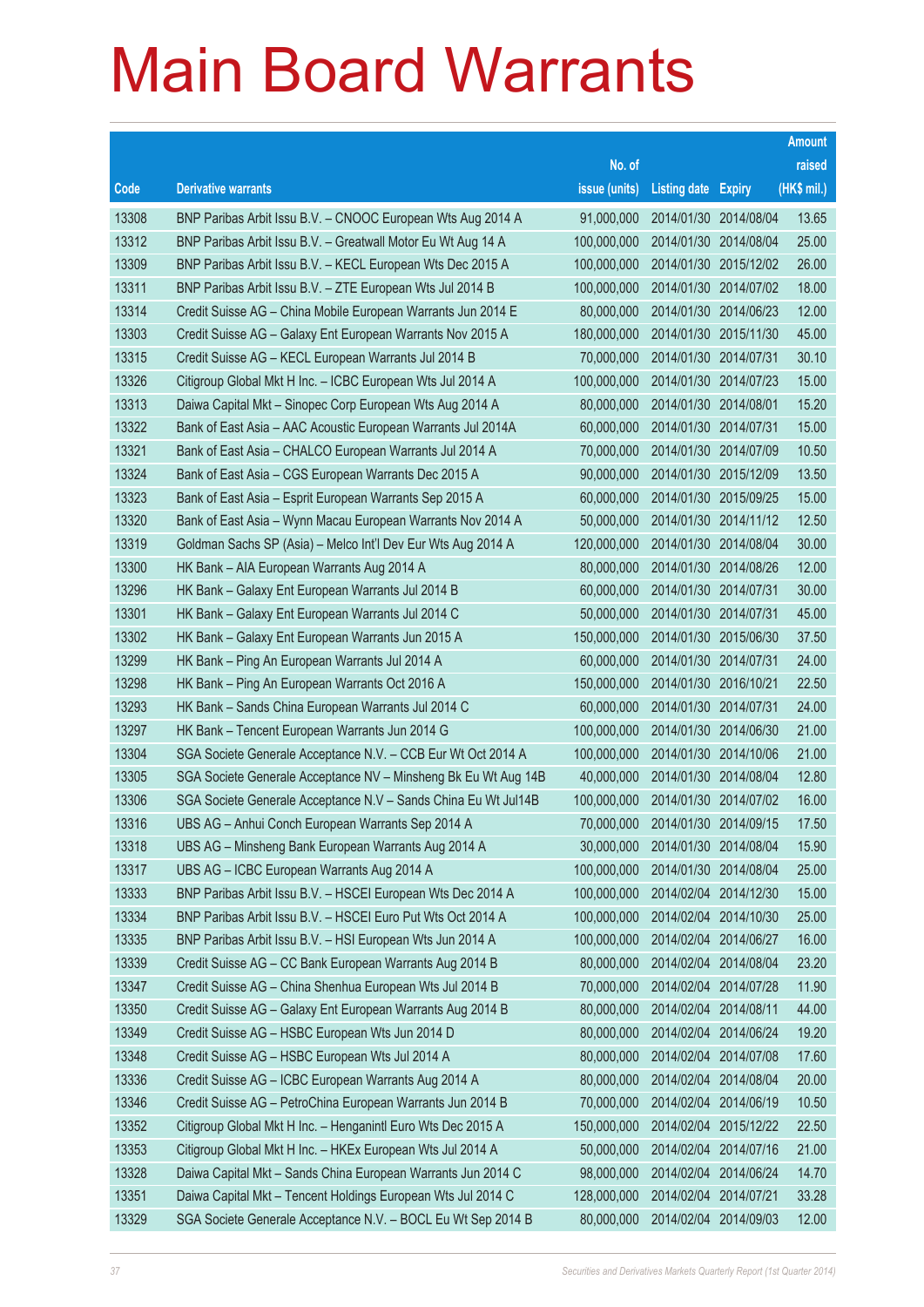# Main Board Warrants

| Code | Derivative warrants | No. of issue (units) | Listing date | Expiry | Amount raised (HK$ mil.) |
|---|---|---|---|---|---|
| 13308 | BNP Paribas Arbit Issu B.V. – CNOOC European Wts Aug 2014 A | 91,000,000 | 2014/01/30 | 2014/08/04 | 13.65 |
| 13312 | BNP Paribas Arbit Issu B.V. – Greatwall Motor Eu Wt Aug 14 A | 100,000,000 | 2014/01/30 | 2014/08/04 | 25.00 |
| 13309 | BNP Paribas Arbit Issu B.V. – KECL European Wts Dec 2015 A | 100,000,000 | 2014/01/30 | 2015/12/02 | 26.00 |
| 13311 | BNP Paribas Arbit Issu B.V. – ZTE European Wts Jul 2014 B | 100,000,000 | 2014/01/30 | 2014/07/02 | 18.00 |
| 13314 | Credit Suisse AG – China Mobile European Warrants Jun 2014 E | 80,000,000 | 2014/01/30 | 2014/06/23 | 12.00 |
| 13303 | Credit Suisse AG – Galaxy Ent European Warrants Nov 2015 A | 180,000,000 | 2014/01/30 | 2015/11/30 | 45.00 |
| 13315 | Credit Suisse AG – KECL European Warrants Jul 2014 B | 70,000,000 | 2014/01/30 | 2014/07/31 | 30.10 |
| 13326 | Citigroup Global Mkt H Inc. – ICBC European Wts Jul 2014 A | 100,000,000 | 2014/01/30 | 2014/07/23 | 15.00 |
| 13313 | Daiwa Capital Mkt – Sinopec Corp European Wts Aug 2014 A | 80,000,000 | 2014/01/30 | 2014/08/01 | 15.20 |
| 13322 | Bank of East Asia – AAC Acoustic European Warrants Jul 2014A | 60,000,000 | 2014/01/30 | 2014/07/31 | 15.00 |
| 13321 | Bank of East Asia – CHALCO European Warrants Jul 2014 A | 70,000,000 | 2014/01/30 | 2014/07/09 | 10.50 |
| 13324 | Bank of East Asia – CGS European Warrants Dec 2015 A | 90,000,000 | 2014/01/30 | 2015/12/09 | 13.50 |
| 13323 | Bank of East Asia – Esprit European Warrants Sep 2015 A | 60,000,000 | 2014/01/30 | 2015/09/25 | 15.00 |
| 13320 | Bank of East Asia – Wynn Macau European Warrants Nov 2014 A | 50,000,000 | 2014/01/30 | 2014/11/12 | 12.50 |
| 13319 | Goldman Sachs SP (Asia) – Melco Int'l Dev Eur Wts Aug 2014 A | 120,000,000 | 2014/01/30 | 2014/08/04 | 30.00 |
| 13300 | HK Bank – AIA European Warrants Aug 2014 A | 80,000,000 | 2014/01/30 | 2014/08/26 | 12.00 |
| 13296 | HK Bank – Galaxy Ent European Warrants Jul 2014 B | 60,000,000 | 2014/01/30 | 2014/07/31 | 30.00 |
| 13301 | HK Bank – Galaxy Ent European Warrants Jul 2014 C | 50,000,000 | 2014/01/30 | 2014/07/31 | 45.00 |
| 13302 | HK Bank – Galaxy Ent European Warrants Jun 2015 A | 150,000,000 | 2014/01/30 | 2015/06/30 | 37.50 |
| 13299 | HK Bank – Ping An European Warrants Jul 2014 A | 60,000,000 | 2014/01/30 | 2014/07/31 | 24.00 |
| 13298 | HK Bank – Ping An European Warrants Oct 2016 A | 150,000,000 | 2014/01/30 | 2016/10/21 | 22.50 |
| 13293 | HK Bank – Sands China European Warrants Jul 2014 C | 60,000,000 | 2014/01/30 | 2014/07/31 | 24.00 |
| 13297 | HK Bank – Tencent European Warrants Jun 2014 G | 100,000,000 | 2014/01/30 | 2014/06/30 | 21.00 |
| 13304 | SGA Societe Generale Acceptance N.V. – CCB Eur Wt Oct 2014 A | 100,000,000 | 2014/01/30 | 2014/10/06 | 21.00 |
| 13305 | SGA Societe Generale Acceptance NV – Minsheng Bk Eu Wt Aug 14B | 40,000,000 | 2014/01/30 | 2014/08/04 | 12.80 |
| 13306 | SGA Societe Generale Acceptance N.V – Sands China Eu Wt Jul14B | 100,000,000 | 2014/01/30 | 2014/07/02 | 16.00 |
| 13316 | UBS AG – Anhui Conch European Warrants Sep 2014 A | 70,000,000 | 2014/01/30 | 2014/09/15 | 17.50 |
| 13318 | UBS AG – Minsheng Bank European Warrants Aug 2014 A | 30,000,000 | 2014/01/30 | 2014/08/04 | 15.90 |
| 13317 | UBS AG – ICBC European Warrants Aug 2014 A | 100,000,000 | 2014/01/30 | 2014/08/04 | 25.00 |
| 13333 | BNP Paribas Arbit Issu B.V. – HSCEI European Wts Dec 2014 A | 100,000,000 | 2014/02/04 | 2014/12/30 | 15.00 |
| 13334 | BNP Paribas Arbit Issu B.V. – HSCEI Euro Put Wts Oct 2014 A | 100,000,000 | 2014/02/04 | 2014/10/30 | 25.00 |
| 13335 | BNP Paribas Arbit Issu B.V. – HSI European Wts Jun 2014 A | 100,000,000 | 2014/02/04 | 2014/06/27 | 16.00 |
| 13339 | Credit Suisse AG – CC Bank European Warrants Aug 2014 B | 80,000,000 | 2014/02/04 | 2014/08/04 | 23.20 |
| 13347 | Credit Suisse AG – China Shenhua European Wts Jul 2014 B | 70,000,000 | 2014/02/04 | 2014/07/28 | 11.90 |
| 13350 | Credit Suisse AG – Galaxy Ent European Warrants Aug 2014 B | 80,000,000 | 2014/02/04 | 2014/08/11 | 44.00 |
| 13349 | Credit Suisse AG – HSBC European Wts Jun 2014 D | 80,000,000 | 2014/02/04 | 2014/06/24 | 19.20 |
| 13348 | Credit Suisse AG – HSBC European Wts Jul 2014 A | 80,000,000 | 2014/02/04 | 2014/07/08 | 17.60 |
| 13336 | Credit Suisse AG – ICBC European Warrants Aug 2014 A | 80,000,000 | 2014/02/04 | 2014/08/04 | 20.00 |
| 13346 | Credit Suisse AG – PetroChina European Warrants Jun 2014 B | 70,000,000 | 2014/02/04 | 2014/06/19 | 10.50 |
| 13352 | Citigroup Global Mkt H Inc. – Henganintl Euro Wts Dec 2015 A | 150,000,000 | 2014/02/04 | 2015/12/22 | 22.50 |
| 13353 | Citigroup Global Mkt H Inc. – HKEx European Wts Jul 2014 A | 50,000,000 | 2014/02/04 | 2014/07/16 | 21.00 |
| 13328 | Daiwa Capital Mkt – Sands China European Warrants Jun 2014 C | 98,000,000 | 2014/02/04 | 2014/06/24 | 14.70 |
| 13351 | Daiwa Capital Mkt – Tencent Holdings European Wts Jul 2014 C | 128,000,000 | 2014/02/04 | 2014/07/21 | 33.28 |
| 13329 | SGA Societe Generale Acceptance N.V. – BOCL Eu Wt Sep 2014 B | 80,000,000 | 2014/02/04 | 2014/09/03 | 12.00 |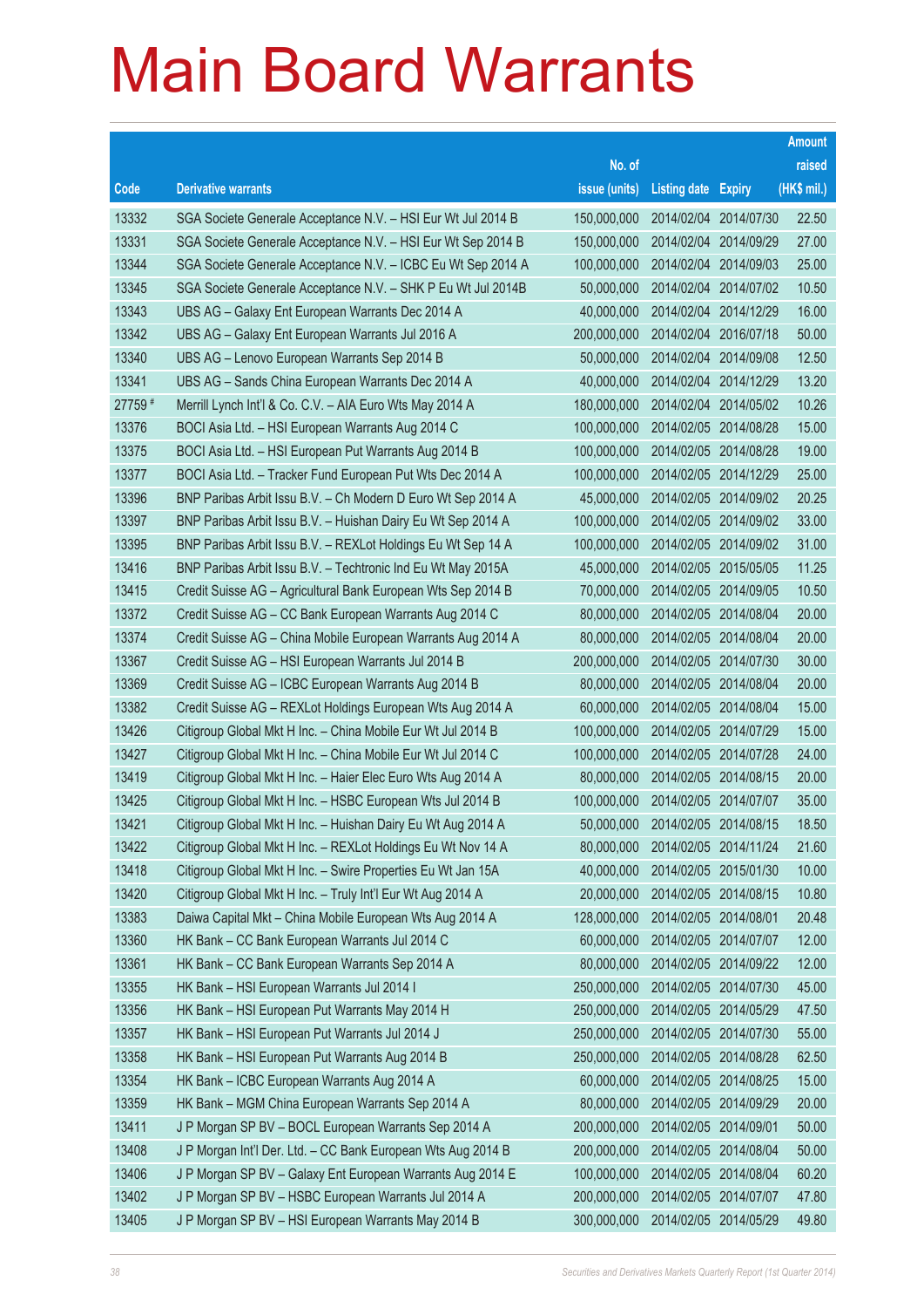# Main Board Warrants

| Code | Derivative warrants | No. of issue (units) | Listing date | Expiry | Amount raised (HK$ mil.) |
|---|---|---|---|---|---|
| 13332 | SGA Societe Generale Acceptance N.V. – HSI Eur Wt Jul 2014 B | 150,000,000 | 2014/02/04 | 2014/07/30 | 22.50 |
| 13331 | SGA Societe Generale Acceptance N.V. – HSI Eur Wt Sep 2014 B | 150,000,000 | 2014/02/04 | 2014/09/29 | 27.00 |
| 13344 | SGA Societe Generale Acceptance N.V. – ICBC Eu Wt Sep 2014 A | 100,000,000 | 2014/02/04 | 2014/09/03 | 25.00 |
| 13345 | SGA Societe Generale Acceptance N.V. – SHK P Eu Wt Jul 2014B | 50,000,000 | 2014/02/04 | 2014/07/02 | 10.50 |
| 13343 | UBS AG – Galaxy Ent European Warrants Dec 2014 A | 40,000,000 | 2014/02/04 | 2014/12/29 | 16.00 |
| 13342 | UBS AG – Galaxy Ent European Warrants Jul 2016 A | 200,000,000 | 2014/02/04 | 2016/07/18 | 50.00 |
| 13340 | UBS AG – Lenovo European Warrants Sep 2014 B | 50,000,000 | 2014/02/04 | 2014/09/08 | 12.50 |
| 13341 | UBS AG – Sands China European Warrants Dec 2014 A | 40,000,000 | 2014/02/04 | 2014/12/29 | 13.20 |
| 27759 # | Merrill Lynch Int'l & Co. C.V. – AIA Euro Wts May 2014 A | 180,000,000 | 2014/02/04 | 2014/05/02 | 10.26 |
| 13376 | BOCI Asia Ltd. – HSI European Warrants Aug 2014 C | 100,000,000 | 2014/02/05 | 2014/08/28 | 15.00 |
| 13375 | BOCI Asia Ltd. – HSI European Put Warrants Aug 2014 B | 100,000,000 | 2014/02/05 | 2014/08/28 | 19.00 |
| 13377 | BOCI Asia Ltd. – Tracker Fund European Put Wts Dec 2014 A | 100,000,000 | 2014/02/05 | 2014/12/29 | 25.00 |
| 13396 | BNP Paribas Arbit Issu B.V. – Ch Modern D Euro Wt Sep 2014 A | 45,000,000 | 2014/02/05 | 2014/09/02 | 20.25 |
| 13397 | BNP Paribas Arbit Issu B.V. – Huishan Dairy Eu Wt Sep 2014 A | 100,000,000 | 2014/02/05 | 2014/09/02 | 33.00 |
| 13395 | BNP Paribas Arbit Issu B.V. – REXLot Holdings Eu Wt Sep 14 A | 100,000,000 | 2014/02/05 | 2014/09/02 | 31.00 |
| 13416 | BNP Paribas Arbit Issu B.V. – Techtronic Ind Eu Wt May 2015A | 45,000,000 | 2014/02/05 | 2015/05/05 | 11.25 |
| 13415 | Credit Suisse AG – Agricultural Bank European Wts Sep 2014 B | 70,000,000 | 2014/02/05 | 2014/09/05 | 10.50 |
| 13372 | Credit Suisse AG – CC Bank European Warrants Aug 2014 C | 80,000,000 | 2014/02/05 | 2014/08/04 | 20.00 |
| 13374 | Credit Suisse AG – China Mobile European Warrants Aug 2014 A | 80,000,000 | 2014/02/05 | 2014/08/04 | 20.00 |
| 13367 | Credit Suisse AG – HSI European Warrants Jul 2014 B | 200,000,000 | 2014/02/05 | 2014/07/30 | 30.00 |
| 13369 | Credit Suisse AG – ICBC European Warrants Aug 2014 B | 80,000,000 | 2014/02/05 | 2014/08/04 | 20.00 |
| 13382 | Credit Suisse AG – REXLot Holdings European Wts Aug 2014 A | 60,000,000 | 2014/02/05 | 2014/08/04 | 15.00 |
| 13426 | Citigroup Global Mkt H Inc. – China Mobile Eur Wt Jul 2014 B | 100,000,000 | 2014/02/05 | 2014/07/29 | 15.00 |
| 13427 | Citigroup Global Mkt H Inc. – China Mobile Eur Wt Jul 2014 C | 100,000,000 | 2014/02/05 | 2014/07/28 | 24.00 |
| 13419 | Citigroup Global Mkt H Inc. – Haier Elec Euro Wts Aug 2014 A | 80,000,000 | 2014/02/05 | 2014/08/15 | 20.00 |
| 13425 | Citigroup Global Mkt H Inc. – HSBC European Wts Jul 2014 B | 100,000,000 | 2014/02/05 | 2014/07/07 | 35.00 |
| 13421 | Citigroup Global Mkt H Inc. – Huishan Dairy Eu Wt Aug 2014 A | 50,000,000 | 2014/02/05 | 2014/08/15 | 18.50 |
| 13422 | Citigroup Global Mkt H Inc. – REXLot Holdings Eu Wt Nov 14 A | 80,000,000 | 2014/02/05 | 2014/11/24 | 21.60 |
| 13418 | Citigroup Global Mkt H Inc. – Swire Properties Eu Wt Jan 15A | 40,000,000 | 2014/02/05 | 2015/01/30 | 10.00 |
| 13420 | Citigroup Global Mkt H Inc. – Truly Int'l Eur Wt Aug 2014 A | 20,000,000 | 2014/02/05 | 2014/08/15 | 10.80 |
| 13383 | Daiwa Capital Mkt – China Mobile European Wts Aug 2014 A | 128,000,000 | 2014/02/05 | 2014/08/01 | 20.48 |
| 13360 | HK Bank – CC Bank European Warrants Jul 2014 C | 60,000,000 | 2014/02/05 | 2014/07/07 | 12.00 |
| 13361 | HK Bank – CC Bank European Warrants Sep 2014 A | 80,000,000 | 2014/02/05 | 2014/09/22 | 12.00 |
| 13355 | HK Bank – HSI European Warrants Jul 2014 I | 250,000,000 | 2014/02/05 | 2014/07/30 | 45.00 |
| 13356 | HK Bank – HSI European Put Warrants May 2014 H | 250,000,000 | 2014/02/05 | 2014/05/29 | 47.50 |
| 13357 | HK Bank – HSI European Put Warrants Jul 2014 J | 250,000,000 | 2014/02/05 | 2014/07/30 | 55.00 |
| 13358 | HK Bank – HSI European Put Warrants Aug 2014 B | 250,000,000 | 2014/02/05 | 2014/08/28 | 62.50 |
| 13354 | HK Bank – ICBC European Warrants Aug 2014 A | 60,000,000 | 2014/02/05 | 2014/08/25 | 15.00 |
| 13359 | HK Bank – MGM China European Warrants Sep 2014 A | 80,000,000 | 2014/02/05 | 2014/09/29 | 20.00 |
| 13411 | J P Morgan SP BV – BOCL European Warrants Sep 2014 A | 200,000,000 | 2014/02/05 | 2014/09/01 | 50.00 |
| 13408 | J P Morgan Int'l Der. Ltd. – CC Bank European Wts Aug 2014 B | 200,000,000 | 2014/02/05 | 2014/08/04 | 50.00 |
| 13406 | J P Morgan SP BV – Galaxy Ent European Warrants Aug 2014 E | 100,000,000 | 2014/02/05 | 2014/08/04 | 60.20 |
| 13402 | J P Morgan SP BV – HSBC European Warrants Jul 2014 A | 200,000,000 | 2014/02/05 | 2014/07/07 | 47.80 |
| 13405 | J P Morgan SP BV – HSI European Warrants May 2014 B | 300,000,000 | 2014/02/05 | 2014/05/29 | 49.80 |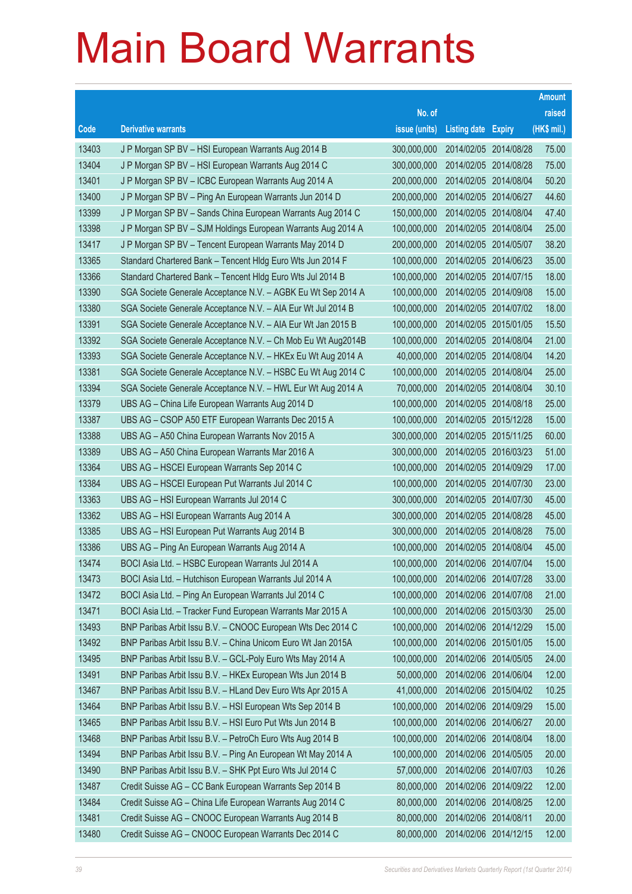# Main Board Warrants

| Code | Derivative warrants | No. of issue (units) | Listing date | Expiry | Amount raised (HK$ mil.) |
|---|---|---|---|---|---|
| 13403 | J P Morgan SP BV – HSI European Warrants Aug 2014 B | 300,000,000 | 2014/02/05 | 2014/08/28 | 75.00 |
| 13404 | J P Morgan SP BV – HSI European Warrants Aug 2014 C | 300,000,000 | 2014/02/05 | 2014/08/28 | 75.00 |
| 13401 | J P Morgan SP BV – ICBC European Warrants Aug 2014 A | 200,000,000 | 2014/02/05 | 2014/08/04 | 50.20 |
| 13400 | J P Morgan SP BV – Ping An European Warrants Jun 2014 D | 200,000,000 | 2014/02/05 | 2014/06/27 | 44.60 |
| 13399 | J P Morgan SP BV – Sands China European Warrants Aug 2014 C | 150,000,000 | 2014/02/05 | 2014/08/04 | 47.40 |
| 13398 | J P Morgan SP BV – SJM Holdings European Warrants Aug 2014 A | 100,000,000 | 2014/02/05 | 2014/08/04 | 25.00 |
| 13417 | J P Morgan SP BV – Tencent European Warrants May 2014 D | 200,000,000 | 2014/02/05 | 2014/05/07 | 38.20 |
| 13365 | Standard Chartered Bank – Tencent Hldg Euro Wts Jun 2014 F | 100,000,000 | 2014/02/05 | 2014/06/23 | 35.00 |
| 13366 | Standard Chartered Bank – Tencent Hldg Euro Wts Jul 2014 B | 100,000,000 | 2014/02/05 | 2014/07/15 | 18.00 |
| 13390 | SGA Societe Generale Acceptance N.V. – AGBK Eu Wt Sep 2014 A | 100,000,000 | 2014/02/05 | 2014/09/08 | 15.00 |
| 13380 | SGA Societe Generale Acceptance N.V. – AIA Eur Wt Jul 2014 B | 100,000,000 | 2014/02/05 | 2014/07/02 | 18.00 |
| 13391 | SGA Societe Generale Acceptance N.V. – AIA Eur Wt Jan 2015 B | 100,000,000 | 2014/02/05 | 2015/01/05 | 15.50 |
| 13392 | SGA Societe Generale Acceptance N.V. – Ch Mob Eu Wt Aug2014B | 100,000,000 | 2014/02/05 | 2014/08/04 | 21.00 |
| 13393 | SGA Societe Generale Acceptance N.V. – HKEx Eu Wt Aug 2014 A | 40,000,000 | 2014/02/05 | 2014/08/04 | 14.20 |
| 13381 | SGA Societe Generale Acceptance N.V. – HSBC Eu Wt Aug 2014 C | 100,000,000 | 2014/02/05 | 2014/08/04 | 25.00 |
| 13394 | SGA Societe Generale Acceptance N.V. – HWL Eur Wt Aug 2014 A | 70,000,000 | 2014/02/05 | 2014/08/04 | 30.10 |
| 13379 | UBS AG – China Life European Warrants Aug 2014 D | 100,000,000 | 2014/02/05 | 2014/08/18 | 25.00 |
| 13387 | UBS AG – CSOP A50 ETF European Warrants Dec 2015 A | 100,000,000 | 2014/02/05 | 2015/12/28 | 15.00 |
| 13388 | UBS AG – A50 China European Warrants Nov 2015 A | 300,000,000 | 2014/02/05 | 2015/11/25 | 60.00 |
| 13389 | UBS AG – A50 China European Warrants Mar 2016 A | 300,000,000 | 2014/02/05 | 2016/03/23 | 51.00 |
| 13364 | UBS AG – HSCEI European Warrants Sep 2014 C | 100,000,000 | 2014/02/05 | 2014/09/29 | 17.00 |
| 13384 | UBS AG – HSCEI European Put Warrants Jul 2014 C | 100,000,000 | 2014/02/05 | 2014/07/30 | 23.00 |
| 13363 | UBS AG – HSI European Warrants Jul 2014 C | 300,000,000 | 2014/02/05 | 2014/07/30 | 45.00 |
| 13362 | UBS AG – HSI European Warrants Aug 2014 A | 300,000,000 | 2014/02/05 | 2014/08/28 | 45.00 |
| 13385 | UBS AG – HSI European Put Warrants Aug 2014 B | 300,000,000 | 2014/02/05 | 2014/08/28 | 75.00 |
| 13386 | UBS AG – Ping An European Warrants Aug 2014 A | 100,000,000 | 2014/02/05 | 2014/08/04 | 45.00 |
| 13474 | BOCI Asia Ltd. – HSBC European Warrants Jul 2014 A | 100,000,000 | 2014/02/06 | 2014/07/04 | 15.00 |
| 13473 | BOCI Asia Ltd. – Hutchison European Warrants Jul 2014 A | 100,000,000 | 2014/02/06 | 2014/07/28 | 33.00 |
| 13472 | BOCI Asia Ltd. – Ping An European Warrants Jul 2014 C | 100,000,000 | 2014/02/06 | 2014/07/08 | 21.00 |
| 13471 | BOCI Asia Ltd. – Tracker Fund European Warrants Mar 2015 A | 100,000,000 | 2014/02/06 | 2015/03/30 | 25.00 |
| 13493 | BNP Paribas Arbit Issu B.V. – CNOOC European Wts Dec 2014 C | 100,000,000 | 2014/02/06 | 2014/12/29 | 15.00 |
| 13492 | BNP Paribas Arbit Issu B.V. – China Unicom Euro Wt Jan 2015A | 100,000,000 | 2014/02/06 | 2015/01/05 | 15.00 |
| 13495 | BNP Paribas Arbit Issu B.V. – GCL-Poly Euro Wts May 2014 A | 100,000,000 | 2014/02/06 | 2014/05/05 | 24.00 |
| 13491 | BNP Paribas Arbit Issu B.V. – HKEx European Wts Jun 2014 B | 50,000,000 | 2014/02/06 | 2014/06/04 | 12.00 |
| 13467 | BNP Paribas Arbit Issu B.V. – HLand Dev Euro Wts Apr 2015 A | 41,000,000 | 2014/02/06 | 2015/04/02 | 10.25 |
| 13464 | BNP Paribas Arbit Issu B.V. – HSI European Wts Sep 2014 B | 100,000,000 | 2014/02/06 | 2014/09/29 | 15.00 |
| 13465 | BNP Paribas Arbit Issu B.V. – HSI Euro Put Wts Jun 2014 B | 100,000,000 | 2014/02/06 | 2014/06/27 | 20.00 |
| 13468 | BNP Paribas Arbit Issu B.V. – PetroCh Euro Wts Aug 2014 B | 100,000,000 | 2014/02/06 | 2014/08/04 | 18.00 |
| 13494 | BNP Paribas Arbit Issu B.V. – Ping An European Wt May 2014 A | 100,000,000 | 2014/02/06 | 2014/05/05 | 20.00 |
| 13490 | BNP Paribas Arbit Issu B.V. – SHK Ppt Euro Wts Jul 2014 C | 57,000,000 | 2014/02/06 | 2014/07/03 | 10.26 |
| 13487 | Credit Suisse AG – CC Bank European Warrants Sep 2014 B | 80,000,000 | 2014/02/06 | 2014/09/22 | 12.00 |
| 13484 | Credit Suisse AG – China Life European Warrants Aug 2014 C | 80,000,000 | 2014/02/06 | 2014/08/25 | 12.00 |
| 13481 | Credit Suisse AG – CNOOC European Warrants Aug 2014 B | 80,000,000 | 2014/02/06 | 2014/08/11 | 20.00 |
| 13480 | Credit Suisse AG – CNOOC European Warrants Dec 2014 C | 80,000,000 | 2014/02/06 | 2014/12/15 | 12.00 |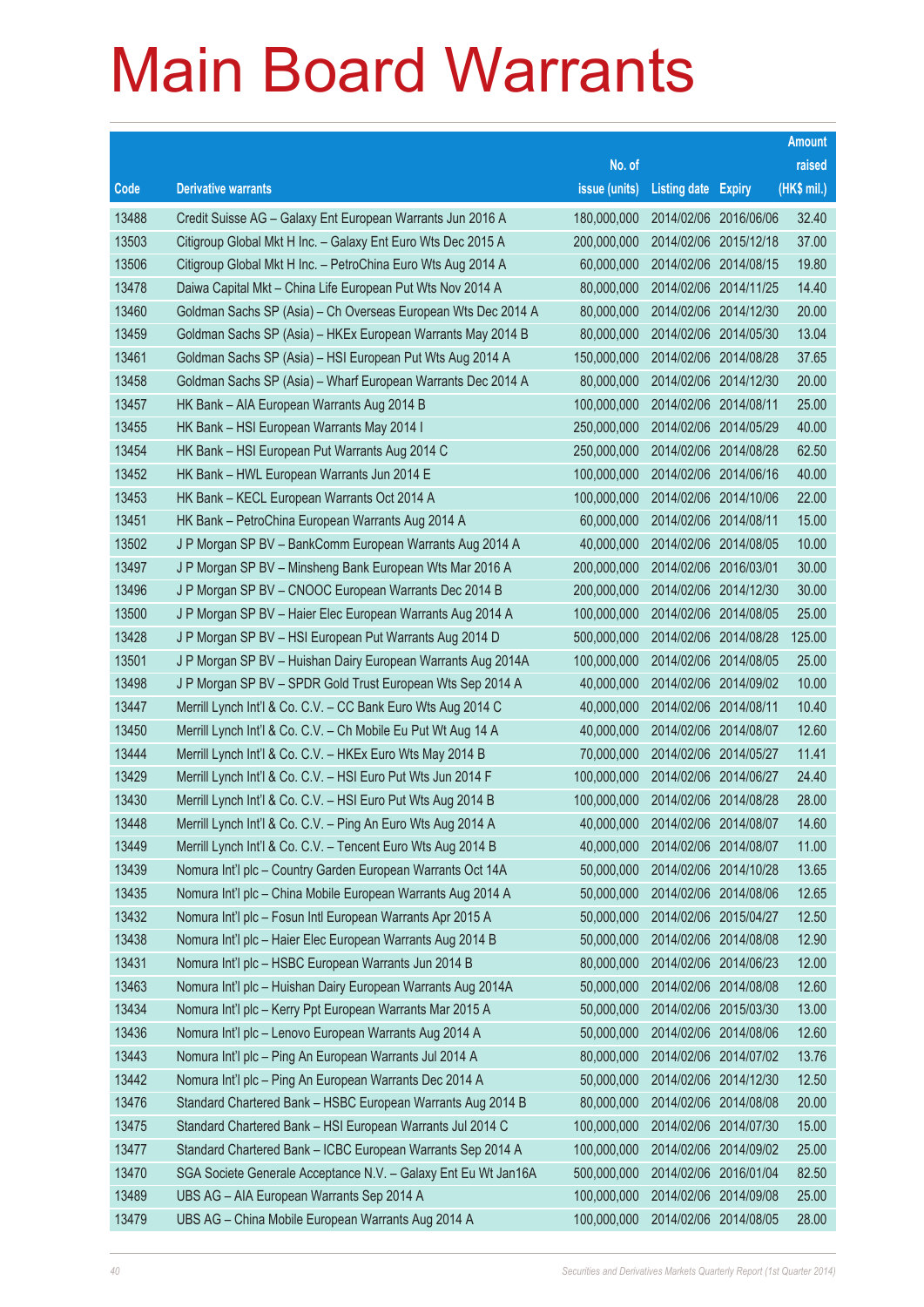# Main Board Warrants

| Code | Derivative warrants | No. of issue (units) | Listing date | Expiry | Amount raised (HK$ mil.) |
|---|---|---|---|---|---|
| 13488 | Credit Suisse AG – Galaxy Ent European Warrants Jun 2016 A | 180,000,000 | 2014/02/06 | 2016/06/06 | 32.40 |
| 13503 | Citigroup Global Mkt H Inc. – Galaxy Ent Euro Wts Dec 2015 A | 200,000,000 | 2014/02/06 | 2015/12/18 | 37.00 |
| 13506 | Citigroup Global Mkt H Inc. – PetroChina Euro Wts Aug 2014 A | 60,000,000 | 2014/02/06 | 2014/08/15 | 19.80 |
| 13478 | Daiwa Capital Mkt – China Life European Put Wts Nov 2014 A | 80,000,000 | 2014/02/06 | 2014/11/25 | 14.40 |
| 13460 | Goldman Sachs SP (Asia) – Ch Overseas European Wts Dec 2014 A | 80,000,000 | 2014/02/06 | 2014/12/30 | 20.00 |
| 13459 | Goldman Sachs SP (Asia) – HKEx European Warrants May 2014 B | 80,000,000 | 2014/02/06 | 2014/05/30 | 13.04 |
| 13461 | Goldman Sachs SP (Asia) – HSI European Put Wts Aug 2014 A | 150,000,000 | 2014/02/06 | 2014/08/28 | 37.65 |
| 13458 | Goldman Sachs SP (Asia) – Wharf European Warrants Dec 2014 A | 80,000,000 | 2014/02/06 | 2014/12/30 | 20.00 |
| 13457 | HK Bank – AIA European Warrants Aug 2014 B | 100,000,000 | 2014/02/06 | 2014/08/11 | 25.00 |
| 13455 | HK Bank – HSI European Warrants May 2014 I | 250,000,000 | 2014/02/06 | 2014/05/29 | 40.00 |
| 13454 | HK Bank – HSI European Put Warrants Aug 2014 C | 250,000,000 | 2014/02/06 | 2014/08/28 | 62.50 |
| 13452 | HK Bank – HWL European Warrants Jun 2014 E | 100,000,000 | 2014/02/06 | 2014/06/16 | 40.00 |
| 13453 | HK Bank – KECL European Warrants Oct 2014 A | 100,000,000 | 2014/02/06 | 2014/10/06 | 22.00 |
| 13451 | HK Bank – PetroChina European Warrants Aug 2014 A | 60,000,000 | 2014/02/06 | 2014/08/11 | 15.00 |
| 13502 | J P Morgan SP BV – BankComm European Warrants Aug 2014 A | 40,000,000 | 2014/02/06 | 2014/08/05 | 10.00 |
| 13497 | J P Morgan SP BV – Minsheng Bank European Wts Mar 2016 A | 200,000,000 | 2014/02/06 | 2016/03/01 | 30.00 |
| 13496 | J P Morgan SP BV – CNOOC European Warrants Dec 2014 B | 200,000,000 | 2014/02/06 | 2014/12/30 | 30.00 |
| 13500 | J P Morgan SP BV – Haier Elec European Warrants Aug 2014 A | 100,000,000 | 2014/02/06 | 2014/08/05 | 25.00 |
| 13428 | J P Morgan SP BV – HSI European Put Warrants Aug 2014 D | 500,000,000 | 2014/02/06 | 2014/08/28 | 125.00 |
| 13501 | J P Morgan SP BV – Huishan Dairy European Warrants Aug 2014A | 100,000,000 | 2014/02/06 | 2014/08/05 | 25.00 |
| 13498 | J P Morgan SP BV – SPDR Gold Trust European Wts Sep 2014 A | 40,000,000 | 2014/02/06 | 2014/09/02 | 10.00 |
| 13447 | Merrill Lynch Int'l & Co. C.V. – CC Bank Euro Wts Aug 2014 C | 40,000,000 | 2014/02/06 | 2014/08/11 | 10.40 |
| 13450 | Merrill Lynch Int'l & Co. C.V. – Ch Mobile Eu Put Wt Aug 14 A | 40,000,000 | 2014/02/06 | 2014/08/07 | 12.60 |
| 13444 | Merrill Lynch Int'l & Co. C.V. – HKEx Euro Wts May 2014 B | 70,000,000 | 2014/02/06 | 2014/05/27 | 11.41 |
| 13429 | Merrill Lynch Int'l & Co. C.V. – HSI Euro Put Wts Jun 2014 F | 100,000,000 | 2014/02/06 | 2014/06/27 | 24.40 |
| 13430 | Merrill Lynch Int'l & Co. C.V. – HSI Euro Put Wts Aug 2014 B | 100,000,000 | 2014/02/06 | 2014/08/28 | 28.00 |
| 13448 | Merrill Lynch Int'l & Co. C.V. – Ping An Euro Wts Aug 2014 A | 40,000,000 | 2014/02/06 | 2014/08/07 | 14.60 |
| 13449 | Merrill Lynch Int'l & Co. C.V. – Tencent Euro Wts Aug 2014 B | 40,000,000 | 2014/02/06 | 2014/08/07 | 11.00 |
| 13439 | Nomura Int'l plc – Country Garden European Warrants Oct 14A | 50,000,000 | 2014/02/06 | 2014/10/28 | 13.65 |
| 13435 | Nomura Int'l plc – China Mobile European Warrants Aug 2014 A | 50,000,000 | 2014/02/06 | 2014/08/06 | 12.65 |
| 13432 | Nomura Int'l plc – Fosun Intl European Warrants Apr 2015 A | 50,000,000 | 2014/02/06 | 2015/04/27 | 12.50 |
| 13438 | Nomura Int'l plc – Haier Elec European Warrants Aug 2014 B | 50,000,000 | 2014/02/06 | 2014/08/08 | 12.90 |
| 13431 | Nomura Int'l plc – HSBC European Warrants Jun 2014 B | 80,000,000 | 2014/02/06 | 2014/06/23 | 12.00 |
| 13463 | Nomura Int'l plc – Huishan Dairy European Warrants Aug 2014A | 50,000,000 | 2014/02/06 | 2014/08/08 | 12.60 |
| 13434 | Nomura Int'l plc – Kerry Ppt European Warrants Mar 2015 A | 50,000,000 | 2014/02/06 | 2015/03/30 | 13.00 |
| 13436 | Nomura Int'l plc – Lenovo European Warrants Aug 2014 A | 50,000,000 | 2014/02/06 | 2014/08/06 | 12.60 |
| 13443 | Nomura Int'l plc – Ping An European Warrants Jul 2014 A | 80,000,000 | 2014/02/06 | 2014/07/02 | 13.76 |
| 13442 | Nomura Int'l plc – Ping An European Warrants Dec 2014 A | 50,000,000 | 2014/02/06 | 2014/12/30 | 12.50 |
| 13476 | Standard Chartered Bank – HSBC European Warrants Aug 2014 B | 80,000,000 | 2014/02/06 | 2014/08/08 | 20.00 |
| 13475 | Standard Chartered Bank – HSI European Warrants Jul 2014 C | 100,000,000 | 2014/02/06 | 2014/07/30 | 15.00 |
| 13477 | Standard Chartered Bank – ICBC European Warrants Sep 2014 A | 100,000,000 | 2014/02/06 | 2014/09/02 | 25.00 |
| 13470 | SGA Societe Generale Acceptance N.V. – Galaxy Ent Eu Wt Jan16A | 500,000,000 | 2014/02/06 | 2016/01/04 | 82.50 |
| 13489 | UBS AG – AIA European Warrants Sep 2014 A | 100,000,000 | 2014/02/06 | 2014/09/08 | 25.00 |
| 13479 | UBS AG – China Mobile European Warrants Aug 2014 A | 100,000,000 | 2014/02/06 | 2014/08/05 | 28.00 |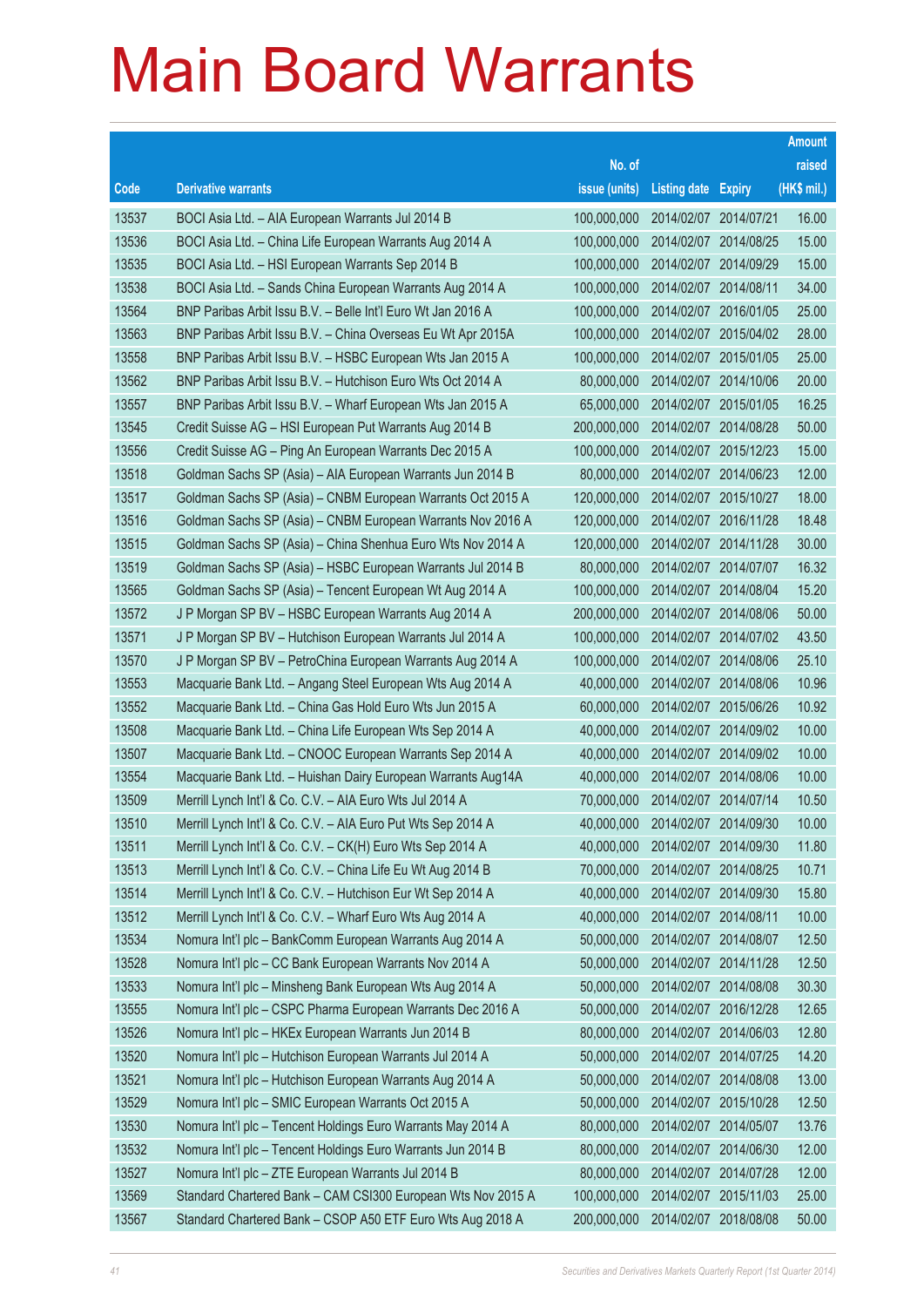# Main Board Warrants

| Code | Derivative warrants | No. of issue (units) | Listing date | Expiry | Amount raised (HK$ mil.) |
|---|---|---|---|---|---|
| 13537 | BOCI Asia Ltd. – AIA European Warrants Jul 2014 B | 100,000,000 | 2014/02/07 | 2014/07/21 | 16.00 |
| 13536 | BOCI Asia Ltd. – China Life European Warrants Aug 2014 A | 100,000,000 | 2014/02/07 | 2014/08/25 | 15.00 |
| 13535 | BOCI Asia Ltd. – HSI European Warrants Sep 2014 B | 100,000,000 | 2014/02/07 | 2014/09/29 | 15.00 |
| 13538 | BOCI Asia Ltd. – Sands China European Warrants Aug 2014 A | 100,000,000 | 2014/02/07 | 2014/08/11 | 34.00 |
| 13564 | BNP Paribas Arbit Issu B.V. – Belle Int'l Euro Wt Jan 2016 A | 100,000,000 | 2014/02/07 | 2016/01/05 | 25.00 |
| 13563 | BNP Paribas Arbit Issu B.V. – China Overseas Eu Wt Apr 2015A | 100,000,000 | 2014/02/07 | 2015/04/02 | 28.00 |
| 13558 | BNP Paribas Arbit Issu B.V. – HSBC European Wts Jan 2015 A | 100,000,000 | 2014/02/07 | 2015/01/05 | 25.00 |
| 13562 | BNP Paribas Arbit Issu B.V. – Hutchison Euro Wts Oct 2014 A | 80,000,000 | 2014/02/07 | 2014/10/06 | 20.00 |
| 13557 | BNP Paribas Arbit Issu B.V. – Wharf European Wts Jan 2015 A | 65,000,000 | 2014/02/07 | 2015/01/05 | 16.25 |
| 13545 | Credit Suisse AG – HSI European Put Warrants Aug 2014 B | 200,000,000 | 2014/02/07 | 2014/08/28 | 50.00 |
| 13556 | Credit Suisse AG – Ping An European Warrants Dec 2015 A | 100,000,000 | 2014/02/07 | 2015/12/23 | 15.00 |
| 13518 | Goldman Sachs SP (Asia) – AIA European Warrants Jun 2014 B | 80,000,000 | 2014/02/07 | 2014/06/23 | 12.00 |
| 13517 | Goldman Sachs SP (Asia) – CNBM European Warrants Oct 2015 A | 120,000,000 | 2014/02/07 | 2015/10/27 | 18.00 |
| 13516 | Goldman Sachs SP (Asia) – CNBM European Warrants Nov 2016 A | 120,000,000 | 2014/02/07 | 2016/11/28 | 18.48 |
| 13515 | Goldman Sachs SP (Asia) – China Shenhua Euro Wts Nov 2014 A | 120,000,000 | 2014/02/07 | 2014/11/28 | 30.00 |
| 13519 | Goldman Sachs SP (Asia) – HSBC European Warrants Jul 2014 B | 80,000,000 | 2014/02/07 | 2014/07/07 | 16.32 |
| 13565 | Goldman Sachs SP (Asia) – Tencent European Wt Aug 2014 A | 100,000,000 | 2014/02/07 | 2014/08/04 | 15.20 |
| 13572 | J P Morgan SP BV – HSBC European Warrants Aug 2014 A | 200,000,000 | 2014/02/07 | 2014/08/06 | 50.00 |
| 13571 | J P Morgan SP BV – Hutchison European Warrants Jul 2014 A | 100,000,000 | 2014/02/07 | 2014/07/02 | 43.50 |
| 13570 | J P Morgan SP BV – PetroChina European Warrants Aug 2014 A | 100,000,000 | 2014/02/07 | 2014/08/06 | 25.10 |
| 13553 | Macquarie Bank Ltd. – Angang Steel European Wts Aug 2014 A | 40,000,000 | 2014/02/07 | 2014/08/06 | 10.96 |
| 13552 | Macquarie Bank Ltd. – China Gas Hold Euro Wts Jun 2015 A | 60,000,000 | 2014/02/07 | 2015/06/26 | 10.92 |
| 13508 | Macquarie Bank Ltd. – China Life European Wts Sep 2014 A | 40,000,000 | 2014/02/07 | 2014/09/02 | 10.00 |
| 13507 | Macquarie Bank Ltd. – CNOOC European Warrants Sep 2014 A | 40,000,000 | 2014/02/07 | 2014/09/02 | 10.00 |
| 13554 | Macquarie Bank Ltd. – Huishan Dairy European Warrants Aug14A | 40,000,000 | 2014/02/07 | 2014/08/06 | 10.00 |
| 13509 | Merrill Lynch Int'l & Co. C.V. – AIA Euro Wts Jul 2014 A | 70,000,000 | 2014/02/07 | 2014/07/14 | 10.50 |
| 13510 | Merrill Lynch Int'l & Co. C.V. – AIA Euro Put Wts Sep 2014 A | 40,000,000 | 2014/02/07 | 2014/09/30 | 10.00 |
| 13511 | Merrill Lynch Int'l & Co. C.V. – CK(H) Euro Wts Sep 2014 A | 40,000,000 | 2014/02/07 | 2014/09/30 | 11.80 |
| 13513 | Merrill Lynch Int'l & Co. C.V. – China Life Eu Wt Aug 2014 B | 70,000,000 | 2014/02/07 | 2014/08/25 | 10.71 |
| 13514 | Merrill Lynch Int'l & Co. C.V. – Hutchison Eur Wt Sep 2014 A | 40,000,000 | 2014/02/07 | 2014/09/30 | 15.80 |
| 13512 | Merrill Lynch Int'l & Co. C.V. – Wharf Euro Wts Aug 2014 A | 40,000,000 | 2014/02/07 | 2014/08/11 | 10.00 |
| 13534 | Nomura Int'l plc – BankComm European Warrants Aug 2014 A | 50,000,000 | 2014/02/07 | 2014/08/07 | 12.50 |
| 13528 | Nomura Int'l plc – CC Bank European Warrants Nov 2014 A | 50,000,000 | 2014/02/07 | 2014/11/28 | 12.50 |
| 13533 | Nomura Int'l plc – Minsheng Bank European Wts Aug 2014 A | 50,000,000 | 2014/02/07 | 2014/08/08 | 30.30 |
| 13555 | Nomura Int'l plc – CSPC Pharma European Warrants Dec 2016 A | 50,000,000 | 2014/02/07 | 2016/12/28 | 12.65 |
| 13526 | Nomura Int'l plc – HKEx European Warrants Jun 2014 B | 80,000,000 | 2014/02/07 | 2014/06/03 | 12.80 |
| 13520 | Nomura Int'l plc – Hutchison European Warrants Jul 2014 A | 50,000,000 | 2014/02/07 | 2014/07/25 | 14.20 |
| 13521 | Nomura Int'l plc – Hutchison European Warrants Aug 2014 A | 50,000,000 | 2014/02/07 | 2014/08/08 | 13.00 |
| 13529 | Nomura Int'l plc – SMIC European Warrants Oct 2015 A | 50,000,000 | 2014/02/07 | 2015/10/28 | 12.50 |
| 13530 | Nomura Int'l plc – Tencent Holdings Euro Warrants May 2014 A | 80,000,000 | 2014/02/07 | 2014/05/07 | 13.76 |
| 13532 | Nomura Int'l plc – Tencent Holdings Euro Warrants Jun 2014 B | 80,000,000 | 2014/02/07 | 2014/06/30 | 12.00 |
| 13527 | Nomura Int'l plc – ZTE European Warrants Jul 2014 B | 80,000,000 | 2014/02/07 | 2014/07/28 | 12.00 |
| 13569 | Standard Chartered Bank – CAM CSI300 European Wts Nov 2015 A | 100,000,000 | 2014/02/07 | 2015/11/03 | 25.00 |
| 13567 | Standard Chartered Bank – CSOP A50 ETF Euro Wts Aug 2018 A | 200,000,000 | 2014/02/07 | 2018/08/08 | 50.00 |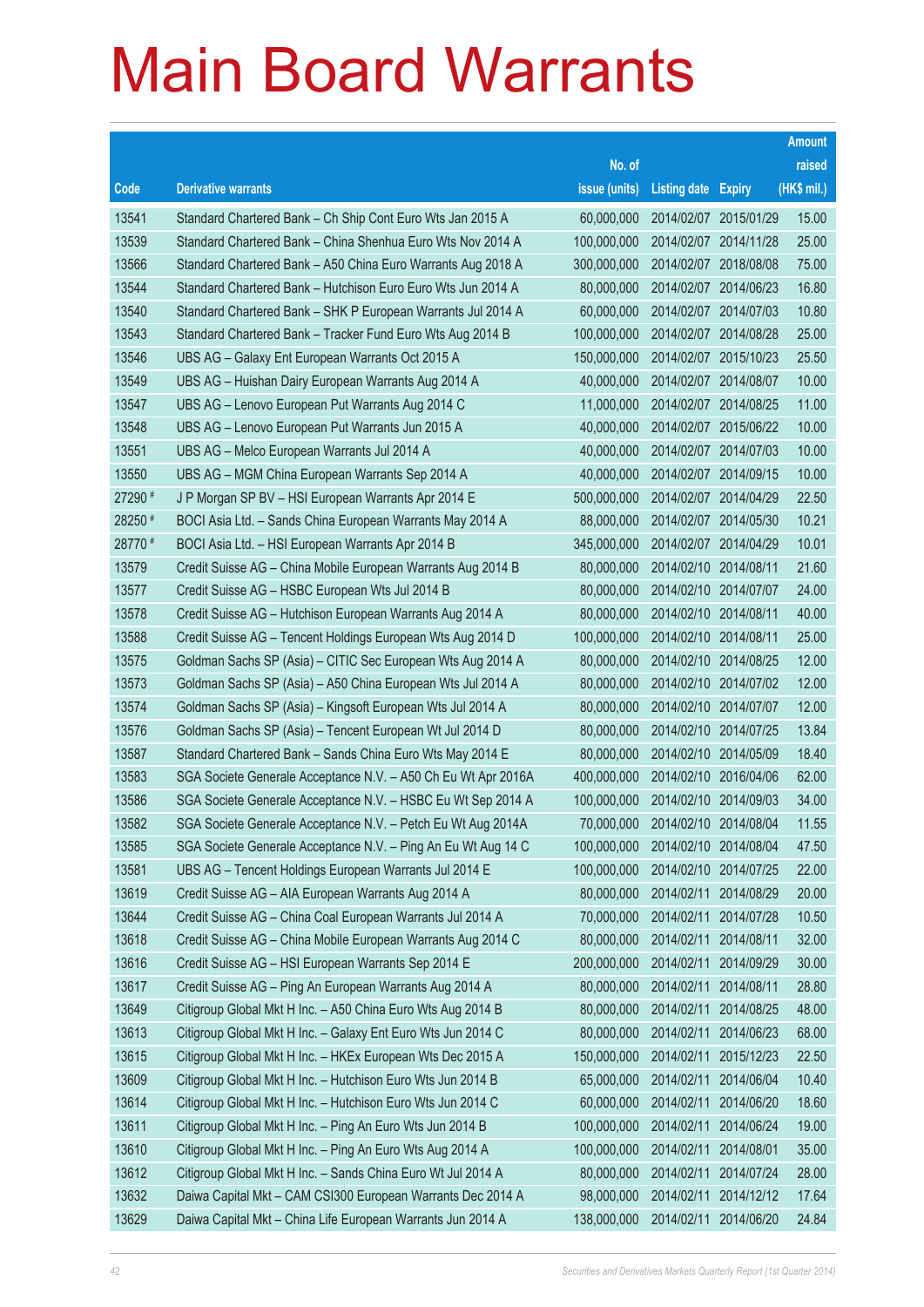# Main Board Warrants

| Code | Derivative warrants | No. of issue (units) | Listing date | Expiry | Amount raised (HK$ mil.) |
|---|---|---|---|---|---|
| 13541 | Standard Chartered Bank – Ch Ship Cont Euro Wts Jan 2015 A | 60,000,000 | 2014/02/07 | 2015/01/29 | 15.00 |
| 13539 | Standard Chartered Bank – China Shenhua Euro Wts Nov 2014 A | 100,000,000 | 2014/02/07 | 2014/11/28 | 25.00 |
| 13566 | Standard Chartered Bank – A50 China Euro Warrants Aug 2018 A | 300,000,000 | 2014/02/07 | 2018/08/08 | 75.00 |
| 13544 | Standard Chartered Bank – Hutchison Euro Euro Wts Jun 2014 A | 80,000,000 | 2014/02/07 | 2014/06/23 | 16.80 |
| 13540 | Standard Chartered Bank – SHK P European Warrants Jul 2014 A | 60,000,000 | 2014/02/07 | 2014/07/03 | 10.80 |
| 13543 | Standard Chartered Bank – Tracker Fund Euro Wts Aug 2014 B | 100,000,000 | 2014/02/07 | 2014/08/28 | 25.00 |
| 13546 | UBS AG – Galaxy Ent European Warrants Oct 2015 A | 150,000,000 | 2014/02/07 | 2015/10/23 | 25.50 |
| 13549 | UBS AG – Huishan Dairy European Warrants Aug 2014 A | 40,000,000 | 2014/02/07 | 2014/08/07 | 10.00 |
| 13547 | UBS AG – Lenovo European Put Warrants Aug 2014 C | 11,000,000 | 2014/02/07 | 2014/08/25 | 11.00 |
| 13548 | UBS AG – Lenovo European Put Warrants Jun 2015 A | 40,000,000 | 2014/02/07 | 2015/06/22 | 10.00 |
| 13551 | UBS AG – Melco European Warrants Jul 2014 A | 40,000,000 | 2014/02/07 | 2014/07/03 | 10.00 |
| 13550 | UBS AG – MGM China European Warrants Sep 2014 A | 40,000,000 | 2014/02/07 | 2014/09/15 | 10.00 |
| 27290 # | J P Morgan SP BV – HSI European Warrants Apr 2014 E | 500,000,000 | 2014/02/07 | 2014/04/29 | 22.50 |
| 28250 # | BOCI Asia Ltd. – Sands China European Warrants May 2014 A | 88,000,000 | 2014/02/07 | 2014/05/30 | 10.21 |
| 28770 # | BOCI Asia Ltd. – HSI European Warrants Apr 2014 B | 345,000,000 | 2014/02/07 | 2014/04/29 | 10.01 |
| 13579 | Credit Suisse AG – China Mobile European Warrants Aug 2014 B | 80,000,000 | 2014/02/10 | 2014/08/11 | 21.60 |
| 13577 | Credit Suisse AG – HSBC European Wts Jul 2014 B | 80,000,000 | 2014/02/10 | 2014/07/07 | 24.00 |
| 13578 | Credit Suisse AG – Hutchison European Warrants Aug 2014 A | 80,000,000 | 2014/02/10 | 2014/08/11 | 40.00 |
| 13588 | Credit Suisse AG – Tencent Holdings European Wts Aug 2014 D | 100,000,000 | 2014/02/10 | 2014/08/11 | 25.00 |
| 13575 | Goldman Sachs SP (Asia) – CITIC Sec European Wts Aug 2014 A | 80,000,000 | 2014/02/10 | 2014/08/25 | 12.00 |
| 13573 | Goldman Sachs SP (Asia) – A50 China European Wts Jul 2014 A | 80,000,000 | 2014/02/10 | 2014/07/02 | 12.00 |
| 13574 | Goldman Sachs SP (Asia) – Kingsoft European Wts Jul 2014 A | 80,000,000 | 2014/02/10 | 2014/07/07 | 12.00 |
| 13576 | Goldman Sachs SP (Asia) – Tencent European Wt Jul 2014 D | 80,000,000 | 2014/02/10 | 2014/07/25 | 13.84 |
| 13587 | Standard Chartered Bank – Sands China Euro Wts May 2014 E | 80,000,000 | 2014/02/10 | 2014/05/09 | 18.40 |
| 13583 | SGA Societe Generale Acceptance N.V. – A50 Ch Eu Wt Apr 2016A | 400,000,000 | 2014/02/10 | 2016/04/06 | 62.00 |
| 13586 | SGA Societe Generale Acceptance N.V. – HSBC Eu Wt Sep 2014 A | 100,000,000 | 2014/02/10 | 2014/09/03 | 34.00 |
| 13582 | SGA Societe Generale Acceptance N.V. – Petch Eu Wt Aug 2014A | 70,000,000 | 2014/02/10 | 2014/08/04 | 11.55 |
| 13585 | SGA Societe Generale Acceptance N.V. – Ping An Eu Wt Aug 14 C | 100,000,000 | 2014/02/10 | 2014/08/04 | 47.50 |
| 13581 | UBS AG – Tencent Holdings European Warrants Jul 2014 E | 100,000,000 | 2014/02/10 | 2014/07/25 | 22.00 |
| 13619 | Credit Suisse AG – AIA European Warrants Aug 2014 A | 80,000,000 | 2014/02/11 | 2014/08/29 | 20.00 |
| 13644 | Credit Suisse AG – China Coal European Warrants Jul 2014 A | 70,000,000 | 2014/02/11 | 2014/07/28 | 10.50 |
| 13618 | Credit Suisse AG – China Mobile European Warrants Aug 2014 C | 80,000,000 | 2014/02/11 | 2014/08/11 | 32.00 |
| 13616 | Credit Suisse AG – HSI European Warrants Sep 2014 E | 200,000,000 | 2014/02/11 | 2014/09/29 | 30.00 |
| 13617 | Credit Suisse AG – Ping An European Warrants Aug 2014 A | 80,000,000 | 2014/02/11 | 2014/08/11 | 28.80 |
| 13649 | Citigroup Global Mkt H Inc. – A50 China Euro Wts Aug 2014 B | 80,000,000 | 2014/02/11 | 2014/08/25 | 48.00 |
| 13613 | Citigroup Global Mkt H Inc. – Galaxy Ent Euro Wts Jun 2014 C | 80,000,000 | 2014/02/11 | 2014/06/23 | 68.00 |
| 13615 | Citigroup Global Mkt H Inc. – HKEx European Wts Dec 2015 A | 150,000,000 | 2014/02/11 | 2015/12/23 | 22.50 |
| 13609 | Citigroup Global Mkt H Inc. – Hutchison Euro Wts Jun 2014 B | 65,000,000 | 2014/02/11 | 2014/06/04 | 10.40 |
| 13614 | Citigroup Global Mkt H Inc. – Hutchison Euro Wts Jun 2014 C | 60,000,000 | 2014/02/11 | 2014/06/20 | 18.60 |
| 13611 | Citigroup Global Mkt H Inc. – Ping An Euro Wts Jun 2014 B | 100,000,000 | 2014/02/11 | 2014/06/24 | 19.00 |
| 13610 | Citigroup Global Mkt H Inc. – Ping An Euro Wts Aug 2014 A | 100,000,000 | 2014/02/11 | 2014/08/01 | 35.00 |
| 13612 | Citigroup Global Mkt H Inc. – Sands China Euro Wt Jul 2014 A | 80,000,000 | 2014/02/11 | 2014/07/24 | 28.00 |
| 13632 | Daiwa Capital Mkt – CAM CSI300 European Warrants Dec 2014 A | 98,000,000 | 2014/02/11 | 2014/12/12 | 17.64 |
| 13629 | Daiwa Capital Mkt – China Life European Warrants Jun 2014 A | 138,000,000 | 2014/02/11 | 2014/06/20 | 24.84 |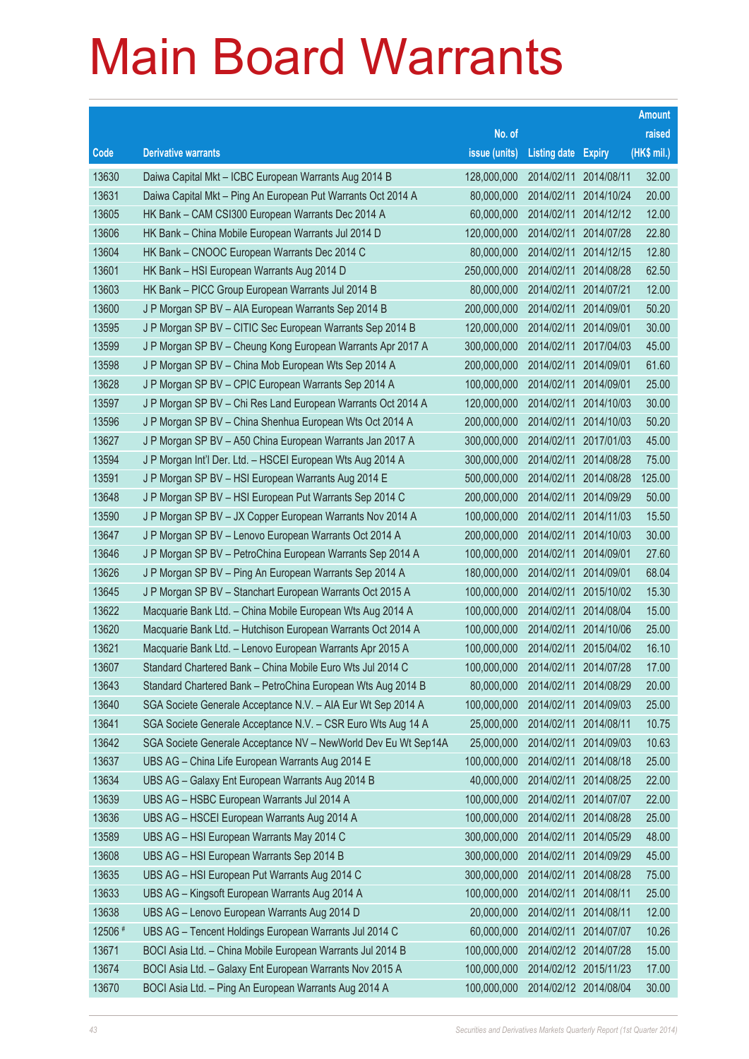# Main Board Warrants

| Code | Derivative warrants | No. of issue (units) | Listing date | Expiry | Amount raised (HK$ mil.) |
|---|---|---|---|---|---|
| 13630 | Daiwa Capital Mkt – ICBC European Warrants Aug 2014 B | 128,000,000 | 2014/02/11 | 2014/08/11 | 32.00 |
| 13631 | Daiwa Capital Mkt – Ping An European Put Warrants Oct 2014 A | 80,000,000 | 2014/02/11 | 2014/10/24 | 20.00 |
| 13605 | HK Bank – CAM CSI300 European Warrants Dec 2014 A | 60,000,000 | 2014/02/11 | 2014/12/12 | 12.00 |
| 13606 | HK Bank – China Mobile European Warrants Jul 2014 D | 120,000,000 | 2014/02/11 | 2014/07/28 | 22.80 |
| 13604 | HK Bank – CNOOC European Warrants Dec 2014 C | 80,000,000 | 2014/02/11 | 2014/12/15 | 12.80 |
| 13601 | HK Bank – HSI European Warrants Aug 2014 D | 250,000,000 | 2014/02/11 | 2014/08/28 | 62.50 |
| 13603 | HK Bank – PICC Group European Warrants Jul 2014 B | 80,000,000 | 2014/02/11 | 2014/07/21 | 12.00 |
| 13600 | J P Morgan SP BV – AIA European Warrants Sep 2014 B | 200,000,000 | 2014/02/11 | 2014/09/01 | 50.20 |
| 13595 | J P Morgan SP BV – CITIC Sec European Warrants Sep 2014 B | 120,000,000 | 2014/02/11 | 2014/09/01 | 30.00 |
| 13599 | J P Morgan SP BV – Cheung Kong European Warrants Apr 2017 A | 300,000,000 | 2014/02/11 | 2017/04/03 | 45.00 |
| 13598 | J P Morgan SP BV – China Mob European Wts Sep 2014 A | 200,000,000 | 2014/02/11 | 2014/09/01 | 61.60 |
| 13628 | J P Morgan SP BV – CPIC European Warrants Sep 2014 A | 100,000,000 | 2014/02/11 | 2014/09/01 | 25.00 |
| 13597 | J P Morgan SP BV – Chi Res Land European Warrants Oct 2014 A | 120,000,000 | 2014/02/11 | 2014/10/03 | 30.00 |
| 13596 | J P Morgan SP BV – China Shenhua European Wts Oct 2014 A | 200,000,000 | 2014/02/11 | 2014/10/03 | 50.20 |
| 13627 | J P Morgan SP BV – A50 China European Warrants Jan 2017 A | 300,000,000 | 2014/02/11 | 2017/01/03 | 45.00 |
| 13594 | J P Morgan Int'l Der. Ltd. – HSCEI European Wts Aug 2014 A | 300,000,000 | 2014/02/11 | 2014/08/28 | 75.00 |
| 13591 | J P Morgan SP BV – HSI European Warrants Aug 2014 E | 500,000,000 | 2014/02/11 | 2014/08/28 | 125.00 |
| 13648 | J P Morgan SP BV – HSI European Put Warrants Sep 2014 C | 200,000,000 | 2014/02/11 | 2014/09/29 | 50.00 |
| 13590 | J P Morgan SP BV – JX Copper European Warrants Nov 2014 A | 100,000,000 | 2014/02/11 | 2014/11/03 | 15.50 |
| 13647 | J P Morgan SP BV – Lenovo European Warrants Oct 2014 A | 200,000,000 | 2014/02/11 | 2014/10/03 | 30.00 |
| 13646 | J P Morgan SP BV – PetroChina European Warrants Sep 2014 A | 100,000,000 | 2014/02/11 | 2014/09/01 | 27.60 |
| 13626 | J P Morgan SP BV – Ping An European Warrants Sep 2014 A | 180,000,000 | 2014/02/11 | 2014/09/01 | 68.04 |
| 13645 | J P Morgan SP BV – Stanchart European Warrants Oct 2015 A | 100,000,000 | 2014/02/11 | 2015/10/02 | 15.30 |
| 13622 | Macquarie Bank Ltd. – China Mobile European Wts Aug 2014 A | 100,000,000 | 2014/02/11 | 2014/08/04 | 15.00 |
| 13620 | Macquarie Bank Ltd. – Hutchison European Warrants Oct 2014 A | 100,000,000 | 2014/02/11 | 2014/10/06 | 25.00 |
| 13621 | Macquarie Bank Ltd. – Lenovo European Warrants Apr 2015 A | 100,000,000 | 2014/02/11 | 2015/04/02 | 16.10 |
| 13607 | Standard Chartered Bank – China Mobile Euro Wts Jul 2014 C | 100,000,000 | 2014/02/11 | 2014/07/28 | 17.00 |
| 13643 | Standard Chartered Bank – PetroChina European Wts Aug 2014 B | 80,000,000 | 2014/02/11 | 2014/08/29 | 20.00 |
| 13640 | SGA Societe Generale Acceptance N.V. – AIA Eur Wt Sep 2014 A | 100,000,000 | 2014/02/11 | 2014/09/03 | 25.00 |
| 13641 | SGA Societe Generale Acceptance N.V. – CSR Euro Wts Aug 14 A | 25,000,000 | 2014/02/11 | 2014/08/11 | 10.75 |
| 13642 | SGA Societe Generale Acceptance NV – NewWorld Dev Eu Wt Sep14A | 25,000,000 | 2014/02/11 | 2014/09/03 | 10.63 |
| 13637 | UBS AG – China Life European Warrants Aug 2014 E | 100,000,000 | 2014/02/11 | 2014/08/18 | 25.00 |
| 13634 | UBS AG – Galaxy Ent European Warrants Aug 2014 B | 40,000,000 | 2014/02/11 | 2014/08/25 | 22.00 |
| 13639 | UBS AG – HSBC European Warrants Jul 2014 A | 100,000,000 | 2014/02/11 | 2014/07/07 | 22.00 |
| 13636 | UBS AG – HSCEI European Warrants Aug 2014 A | 100,000,000 | 2014/02/11 | 2014/08/28 | 25.00 |
| 13589 | UBS AG – HSI European Warrants May 2014 C | 300,000,000 | 2014/02/11 | 2014/05/29 | 48.00 |
| 13608 | UBS AG – HSI European Warrants Sep 2014 B | 300,000,000 | 2014/02/11 | 2014/09/29 | 45.00 |
| 13635 | UBS AG – HSI European Put Warrants Aug 2014 C | 300,000,000 | 2014/02/11 | 2014/08/28 | 75.00 |
| 13633 | UBS AG – Kingsoft European Warrants Aug 2014 A | 100,000,000 | 2014/02/11 | 2014/08/11 | 25.00 |
| 13638 | UBS AG – Lenovo European Warrants Aug 2014 D | 20,000,000 | 2014/02/11 | 2014/08/11 | 12.00 |
| 12506 # | UBS AG – Tencent Holdings European Warrants Jul 2014 C | 60,000,000 | 2014/02/11 | 2014/07/07 | 10.26 |
| 13671 | BOCI Asia Ltd. – China Mobile European Warrants Jul 2014 B | 100,000,000 | 2014/02/12 | 2014/07/28 | 15.00 |
| 13674 | BOCI Asia Ltd. – Galaxy Ent European Warrants Nov 2015 A | 100,000,000 | 2014/02/12 | 2015/11/23 | 17.00 |
| 13670 | BOCI Asia Ltd. – Ping An European Warrants Aug 2014 A | 100,000,000 | 2014/02/12 | 2014/08/04 | 30.00 |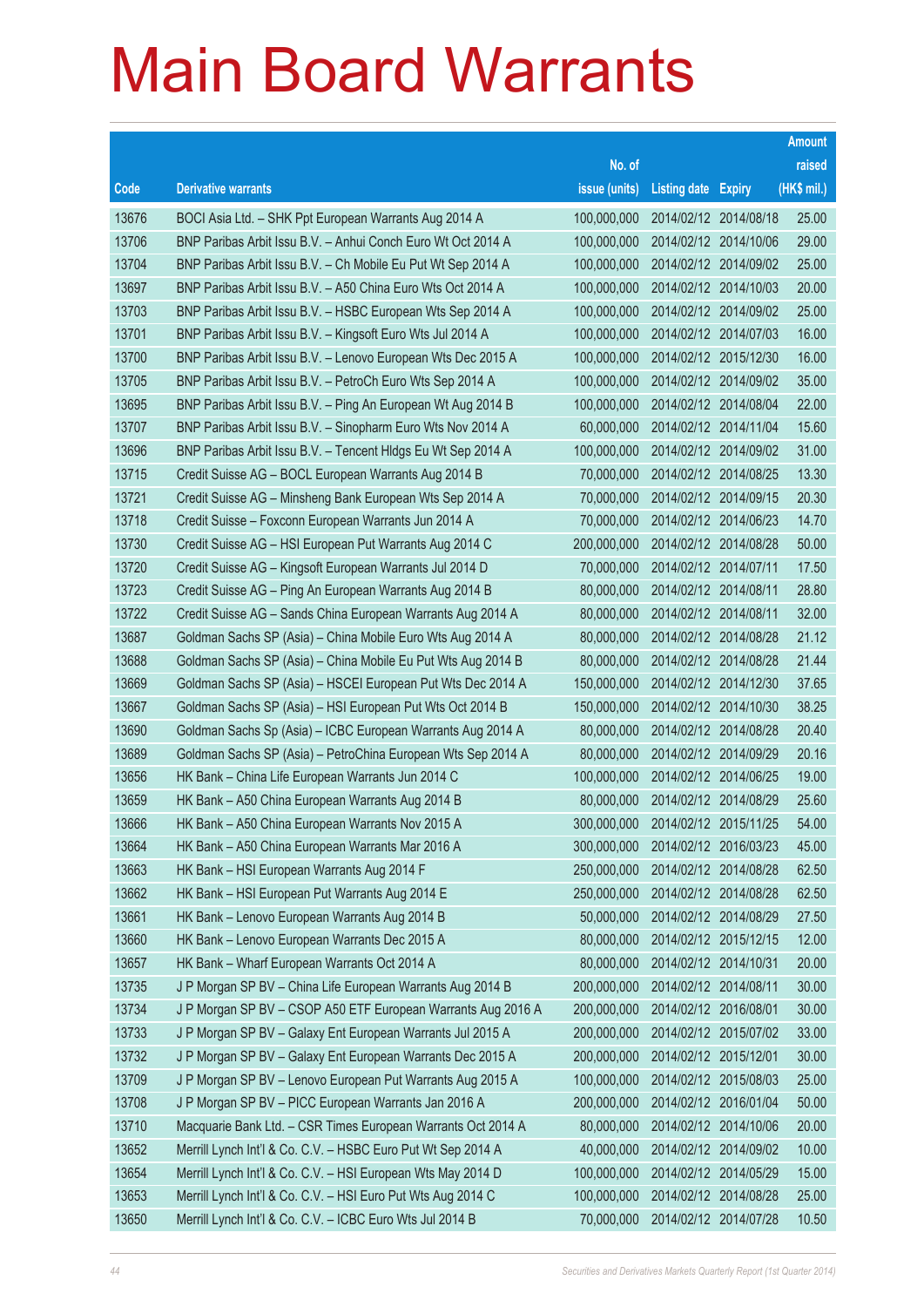# Main Board Warrants

| Code | Derivative warrants | No. of issue (units) | Listing date | Expiry | Amount raised (HK$ mil.) |
|---|---|---|---|---|---|
| 13676 | BOCI Asia Ltd. – SHK Ppt European Warrants Aug 2014 A | 100,000,000 | 2014/02/12 | 2014/08/18 | 25.00 |
| 13706 | BNP Paribas Arbit Issu B.V. – Anhui Conch Euro Wt Oct 2014 A | 100,000,000 | 2014/02/12 | 2014/10/06 | 29.00 |
| 13704 | BNP Paribas Arbit Issu B.V. – Ch Mobile Eu Put Wt Sep 2014 A | 100,000,000 | 2014/02/12 | 2014/09/02 | 25.00 |
| 13697 | BNP Paribas Arbit Issu B.V. – A50 China Euro Wts Oct 2014 A | 100,000,000 | 2014/02/12 | 2014/10/03 | 20.00 |
| 13703 | BNP Paribas Arbit Issu B.V. – HSBC European Wts Sep 2014 A | 100,000,000 | 2014/02/12 | 2014/09/02 | 25.00 |
| 13701 | BNP Paribas Arbit Issu B.V. – Kingsoft Euro Wts Jul 2014 A | 100,000,000 | 2014/02/12 | 2014/07/03 | 16.00 |
| 13700 | BNP Paribas Arbit Issu B.V. – Lenovo European Wts Dec 2015 A | 100,000,000 | 2014/02/12 | 2015/12/30 | 16.00 |
| 13705 | BNP Paribas Arbit Issu B.V. – PetroCh Euro Wts Sep 2014 A | 100,000,000 | 2014/02/12 | 2014/09/02 | 35.00 |
| 13695 | BNP Paribas Arbit Issu B.V. – Ping An European Wt Aug 2014 B | 100,000,000 | 2014/02/12 | 2014/08/04 | 22.00 |
| 13707 | BNP Paribas Arbit Issu B.V. – Sinopharm Euro Wts Nov 2014 A | 60,000,000 | 2014/02/12 | 2014/11/04 | 15.60 |
| 13696 | BNP Paribas Arbit Issu B.V. – Tencent Hldgs Eu Wt Sep 2014 A | 100,000,000 | 2014/02/12 | 2014/09/02 | 31.00 |
| 13715 | Credit Suisse AG – BOCL European Warrants Aug 2014 B | 70,000,000 | 2014/02/12 | 2014/08/25 | 13.30 |
| 13721 | Credit Suisse AG – Minsheng Bank European Wts Sep 2014 A | 70,000,000 | 2014/02/12 | 2014/09/15 | 20.30 |
| 13718 | Credit Suisse – Foxconn European Warrants Jun 2014 A | 70,000,000 | 2014/02/12 | 2014/06/23 | 14.70 |
| 13730 | Credit Suisse AG – HSI European Put Warrants Aug 2014 C | 200,000,000 | 2014/02/12 | 2014/08/28 | 50.00 |
| 13720 | Credit Suisse AG – Kingsoft European Warrants Jul 2014 D | 70,000,000 | 2014/02/12 | 2014/07/11 | 17.50 |
| 13723 | Credit Suisse AG – Ping An European Warrants Aug 2014 B | 80,000,000 | 2014/02/12 | 2014/08/11 | 28.80 |
| 13722 | Credit Suisse AG – Sands China European Warrants Aug 2014 A | 80,000,000 | 2014/02/12 | 2014/08/11 | 32.00 |
| 13687 | Goldman Sachs SP (Asia) – China Mobile Euro Wts Aug 2014 A | 80,000,000 | 2014/02/12 | 2014/08/28 | 21.12 |
| 13688 | Goldman Sachs SP (Asia) – China Mobile Eu Put Wts Aug 2014 B | 80,000,000 | 2014/02/12 | 2014/08/28 | 21.44 |
| 13669 | Goldman Sachs SP (Asia) – HSCEI European Put Wts Dec 2014 A | 150,000,000 | 2014/02/12 | 2014/12/30 | 37.65 |
| 13667 | Goldman Sachs SP (Asia) – HSI European Put Wts Oct 2014 B | 150,000,000 | 2014/02/12 | 2014/10/30 | 38.25 |
| 13690 | Goldman Sachs Sp (Asia) – ICBC European Warrants Aug 2014 A | 80,000,000 | 2014/02/12 | 2014/08/28 | 20.40 |
| 13689 | Goldman Sachs SP (Asia) – PetroChina European Wts Sep 2014 A | 80,000,000 | 2014/02/12 | 2014/09/29 | 20.16 |
| 13656 | HK Bank – China Life European Warrants Jun 2014 C | 100,000,000 | 2014/02/12 | 2014/06/25 | 19.00 |
| 13659 | HK Bank – A50 China European Warrants Aug 2014 B | 80,000,000 | 2014/02/12 | 2014/08/29 | 25.60 |
| 13666 | HK Bank – A50 China European Warrants Nov 2015 A | 300,000,000 | 2014/02/12 | 2015/11/25 | 54.00 |
| 13664 | HK Bank – A50 China European Warrants Mar 2016 A | 300,000,000 | 2014/02/12 | 2016/03/23 | 45.00 |
| 13663 | HK Bank – HSI European Warrants Aug 2014 F | 250,000,000 | 2014/02/12 | 2014/08/28 | 62.50 |
| 13662 | HK Bank – HSI European Put Warrants Aug 2014 E | 250,000,000 | 2014/02/12 | 2014/08/28 | 62.50 |
| 13661 | HK Bank – Lenovo European Warrants Aug 2014 B | 50,000,000 | 2014/02/12 | 2014/08/29 | 27.50 |
| 13660 | HK Bank – Lenovo European Warrants Dec 2015 A | 80,000,000 | 2014/02/12 | 2015/12/15 | 12.00 |
| 13657 | HK Bank – Wharf European Warrants Oct 2014 A | 80,000,000 | 2014/02/12 | 2014/10/31 | 20.00 |
| 13735 | J P Morgan SP BV – China Life European Warrants Aug 2014 B | 200,000,000 | 2014/02/12 | 2014/08/11 | 30.00 |
| 13734 | J P Morgan SP BV – CSOP A50 ETF European Warrants Aug 2016 A | 200,000,000 | 2014/02/12 | 2016/08/01 | 30.00 |
| 13733 | J P Morgan SP BV – Galaxy Ent European Warrants Jul 2015 A | 200,000,000 | 2014/02/12 | 2015/07/02 | 33.00 |
| 13732 | J P Morgan SP BV – Galaxy Ent European Warrants Dec 2015 A | 200,000,000 | 2014/02/12 | 2015/12/01 | 30.00 |
| 13709 | J P Morgan SP BV – Lenovo European Put Warrants Aug 2015 A | 100,000,000 | 2014/02/12 | 2015/08/03 | 25.00 |
| 13708 | J P Morgan SP BV – PICC European Warrants Jan 2016 A | 200,000,000 | 2014/02/12 | 2016/01/04 | 50.00 |
| 13710 | Macquarie Bank Ltd. – CSR Times European Warrants Oct 2014 A | 80,000,000 | 2014/02/12 | 2014/10/06 | 20.00 |
| 13652 | Merrill Lynch Int'l & Co. C.V. – HSBC Euro Put Wt Sep 2014 A | 40,000,000 | 2014/02/12 | 2014/09/02 | 10.00 |
| 13654 | Merrill Lynch Int'l & Co. C.V. – HSI European Wts May 2014 D | 100,000,000 | 2014/02/12 | 2014/05/29 | 15.00 |
| 13653 | Merrill Lynch Int'l & Co. C.V. – HSI Euro Put Wts Aug 2014 C | 100,000,000 | 2014/02/12 | 2014/08/28 | 25.00 |
| 13650 | Merrill Lynch Int'l & Co. C.V. – ICBC Euro Wts Jul 2014 B | 70,000,000 | 2014/02/12 | 2014/07/28 | 10.50 |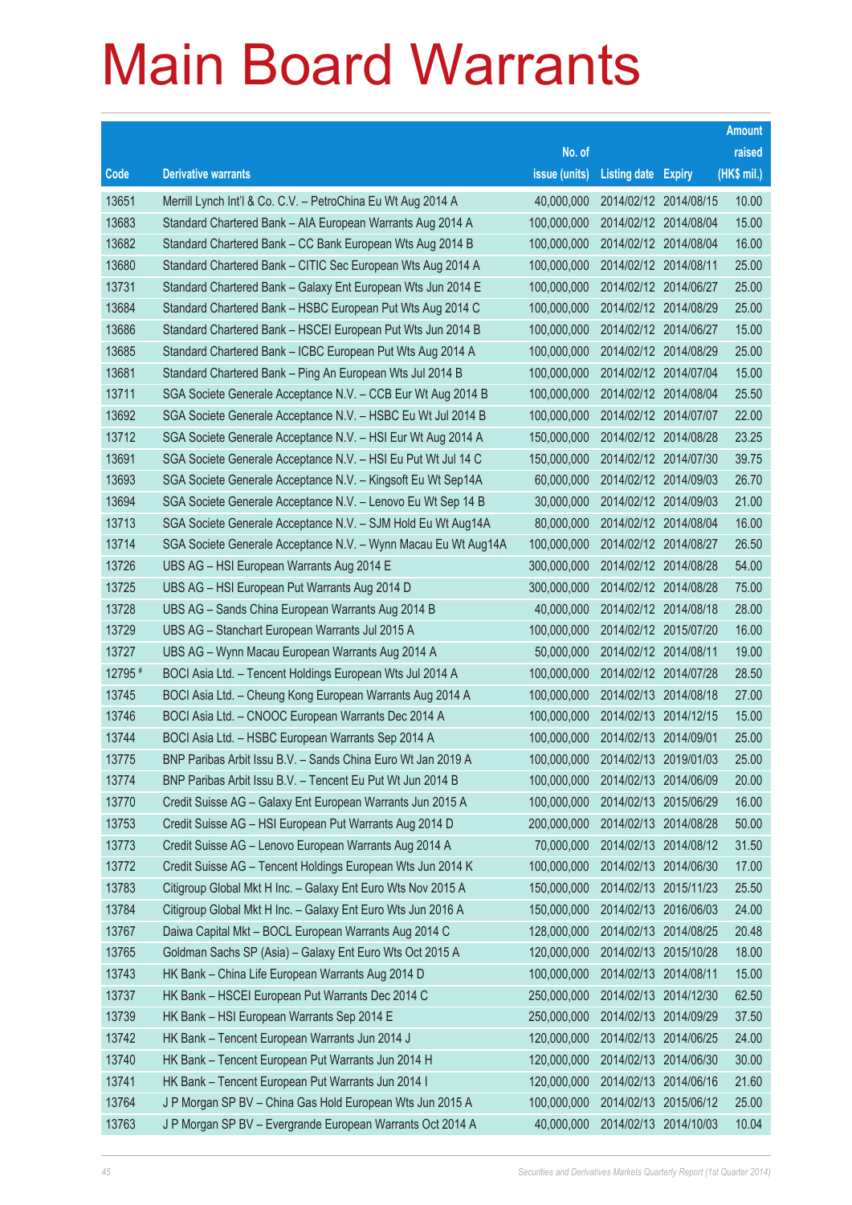# Main Board Warrants

| Code | Derivative warrants | No. of issue (units) | Listing date | Expiry | Amount raised (HK$ mil.) |
|---|---|---|---|---|---|
| 13651 | Merrill Lynch Int'l & Co. C.V. – PetroChina Eu Wt Aug 2014 A | 40,000,000 | 2014/02/12 | 2014/08/15 | 10.00 |
| 13683 | Standard Chartered Bank – AIA European Warrants Aug 2014 A | 100,000,000 | 2014/02/12 | 2014/08/04 | 15.00 |
| 13682 | Standard Chartered Bank – CC Bank European Wts Aug 2014 B | 100,000,000 | 2014/02/12 | 2014/08/04 | 16.00 |
| 13680 | Standard Chartered Bank – CITIC Sec European Wts Aug 2014 A | 100,000,000 | 2014/02/12 | 2014/08/11 | 25.00 |
| 13731 | Standard Chartered Bank – Galaxy Ent European Wts Jun 2014 E | 100,000,000 | 2014/02/12 | 2014/06/27 | 25.00 |
| 13684 | Standard Chartered Bank – HSBC European Put Wts Aug 2014 C | 100,000,000 | 2014/02/12 | 2014/08/29 | 25.00 |
| 13686 | Standard Chartered Bank – HSCEI European Put Wts Jun 2014 B | 100,000,000 | 2014/02/12 | 2014/06/27 | 15.00 |
| 13685 | Standard Chartered Bank – ICBC European Put Wts Aug 2014 A | 100,000,000 | 2014/02/12 | 2014/08/29 | 25.00 |
| 13681 | Standard Chartered Bank – Ping An European Wts Jul 2014 B | 100,000,000 | 2014/02/12 | 2014/07/04 | 15.00 |
| 13711 | SGA Societe Generale Acceptance N.V. – CCB Eur Wt Aug 2014 B | 100,000,000 | 2014/02/12 | 2014/08/04 | 25.50 |
| 13692 | SGA Societe Generale Acceptance N.V. – HSBC Eu Wt Jul 2014 B | 100,000,000 | 2014/02/12 | 2014/07/07 | 22.00 |
| 13712 | SGA Societe Generale Acceptance N.V. – HSI Eur Wt Aug 2014 A | 150,000,000 | 2014/02/12 | 2014/08/28 | 23.25 |
| 13691 | SGA Societe Generale Acceptance N.V. – HSI Eu Put Wt Jul 14 C | 150,000,000 | 2014/02/12 | 2014/07/30 | 39.75 |
| 13693 | SGA Societe Generale Acceptance N.V. – Kingsoft Eu Wt Sep14A | 60,000,000 | 2014/02/12 | 2014/09/03 | 26.70 |
| 13694 | SGA Societe Generale Acceptance N.V. – Lenovo Eu Wt Sep 14 B | 30,000,000 | 2014/02/12 | 2014/09/03 | 21.00 |
| 13713 | SGA Societe Generale Acceptance N.V. – SJM Hold Eu Wt Aug14A | 80,000,000 | 2014/02/12 | 2014/08/04 | 16.00 |
| 13714 | SGA Societe Generale Acceptance N.V. – Wynn Macau Eu Wt Aug14A | 100,000,000 | 2014/02/12 | 2014/08/27 | 26.50 |
| 13726 | UBS AG – HSI European Warrants Aug 2014 E | 300,000,000 | 2014/02/12 | 2014/08/28 | 54.00 |
| 13725 | UBS AG – HSI European Put Warrants Aug 2014 D | 300,000,000 | 2014/02/12 | 2014/08/28 | 75.00 |
| 13728 | UBS AG – Sands China European Warrants Aug 2014 B | 40,000,000 | 2014/02/12 | 2014/08/18 | 28.00 |
| 13729 | UBS AG – Stanchart European Warrants Jul 2015 A | 100,000,000 | 2014/02/12 | 2015/07/20 | 16.00 |
| 13727 | UBS AG – Wynn Macau European Warrants Aug 2014 A | 50,000,000 | 2014/02/12 | 2014/08/11 | 19.00 |
| 12795 # | BOCI Asia Ltd. – Tencent Holdings European Wts Jul 2014 A | 100,000,000 | 2014/02/12 | 2014/07/28 | 28.50 |
| 13745 | BOCI Asia Ltd. – Cheung Kong European Warrants Aug 2014 A | 100,000,000 | 2014/02/13 | 2014/08/18 | 27.00 |
| 13746 | BOCI Asia Ltd. – CNOOC European Warrants Dec 2014 A | 100,000,000 | 2014/02/13 | 2014/12/15 | 15.00 |
| 13744 | BOCI Asia Ltd. – HSBC European Warrants Sep 2014 A | 100,000,000 | 2014/02/13 | 2014/09/01 | 25.00 |
| 13775 | BNP Paribas Arbit Issu B.V. – Sands China Euro Wt Jan 2019 A | 100,000,000 | 2014/02/13 | 2019/01/03 | 25.00 |
| 13774 | BNP Paribas Arbit Issu B.V. – Tencent Eu Put Wt Jun 2014 B | 100,000,000 | 2014/02/13 | 2014/06/09 | 20.00 |
| 13770 | Credit Suisse AG – Galaxy Ent European Warrants Jun 2015 A | 100,000,000 | 2014/02/13 | 2015/06/29 | 16.00 |
| 13753 | Credit Suisse AG – HSI European Put Warrants Aug 2014 D | 200,000,000 | 2014/02/13 | 2014/08/28 | 50.00 |
| 13773 | Credit Suisse AG – Lenovo European Warrants Aug 2014 A | 70,000,000 | 2014/02/13 | 2014/08/12 | 31.50 |
| 13772 | Credit Suisse AG – Tencent Holdings European Wts Jun 2014 K | 100,000,000 | 2014/02/13 | 2014/06/30 | 17.00 |
| 13783 | Citigroup Global Mkt H Inc. – Galaxy Ent Euro Wts Nov 2015 A | 150,000,000 | 2014/02/13 | 2015/11/23 | 25.50 |
| 13784 | Citigroup Global Mkt H Inc. – Galaxy Ent Euro Wts Jun 2016 A | 150,000,000 | 2014/02/13 | 2016/06/03 | 24.00 |
| 13767 | Daiwa Capital Mkt – BOCL European Warrants Aug 2014 C | 128,000,000 | 2014/02/13 | 2014/08/25 | 20.48 |
| 13765 | Goldman Sachs SP (Asia) – Galaxy Ent Euro Wts Oct 2015 A | 120,000,000 | 2014/02/13 | 2015/10/28 | 18.00 |
| 13743 | HK Bank – China Life European Warrants Aug 2014 D | 100,000,000 | 2014/02/13 | 2014/08/11 | 15.00 |
| 13737 | HK Bank – HSCEI European Put Warrants Dec 2014 C | 250,000,000 | 2014/02/13 | 2014/12/30 | 62.50 |
| 13739 | HK Bank – HSI European Warrants Sep 2014 E | 250,000,000 | 2014/02/13 | 2014/09/29 | 37.50 |
| 13742 | HK Bank – Tencent European Warrants Jun 2014 J | 120,000,000 | 2014/02/13 | 2014/06/25 | 24.00 |
| 13740 | HK Bank – Tencent European Put Warrants Jun 2014 H | 120,000,000 | 2014/02/13 | 2014/06/30 | 30.00 |
| 13741 | HK Bank – Tencent European Put Warrants Jun 2014 I | 120,000,000 | 2014/02/13 | 2014/06/16 | 21.60 |
| 13764 | J P Morgan SP BV – China Gas Hold European Wts Jun 2015 A | 100,000,000 | 2014/02/13 | 2015/06/12 | 25.00 |
| 13763 | J P Morgan SP BV – Evergrande European Warrants Oct 2014 A | 40,000,000 | 2014/02/13 | 2014/10/03 | 10.04 |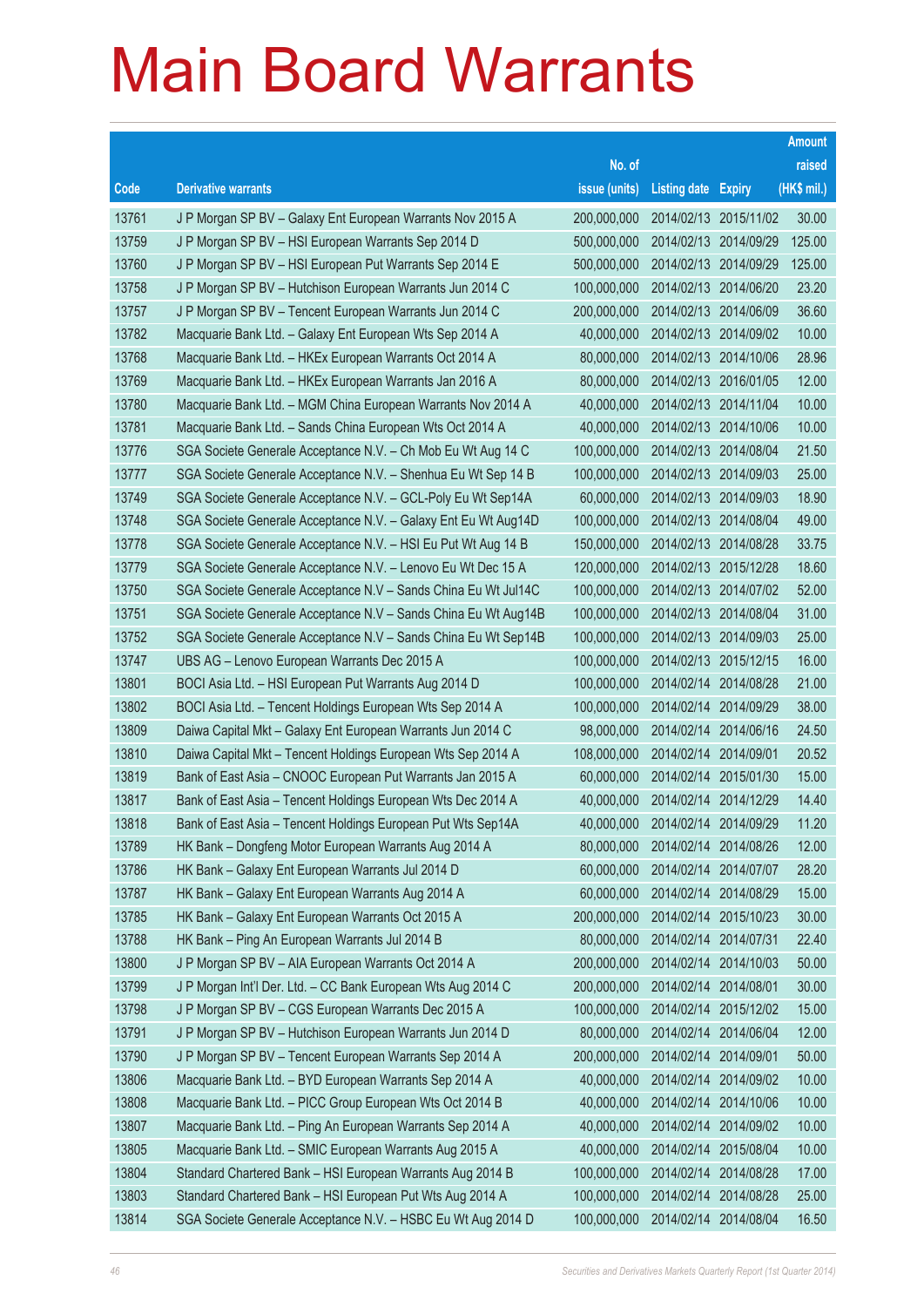# Main Board Warrants

| Code | Derivative warrants | No. of issue (units) | Listing date | Expiry | Amount raised (HK$ mil.) |
|---|---|---|---|---|---|
| 13761 | J P Morgan SP BV – Galaxy Ent European Warrants Nov 2015 A | 200,000,000 | 2014/02/13 | 2015/11/02 | 30.00 |
| 13759 | J P Morgan SP BV – HSI European Warrants Sep 2014 D | 500,000,000 | 2014/02/13 | 2014/09/29 | 125.00 |
| 13760 | J P Morgan SP BV – HSI European Put Warrants Sep 2014 E | 500,000,000 | 2014/02/13 | 2014/09/29 | 125.00 |
| 13758 | J P Morgan SP BV – Hutchison European Warrants Jun 2014 C | 100,000,000 | 2014/02/13 | 2014/06/20 | 23.20 |
| 13757 | J P Morgan SP BV – Tencent European Warrants Jun 2014 C | 200,000,000 | 2014/02/13 | 2014/06/09 | 36.60 |
| 13782 | Macquarie Bank Ltd. – Galaxy Ent European Wts Sep 2014 A | 40,000,000 | 2014/02/13 | 2014/09/02 | 10.00 |
| 13768 | Macquarie Bank Ltd. – HKEx European Warrants Oct 2014 A | 80,000,000 | 2014/02/13 | 2014/10/06 | 28.96 |
| 13769 | Macquarie Bank Ltd. – HKEx European Warrants Jan 2016 A | 80,000,000 | 2014/02/13 | 2016/01/05 | 12.00 |
| 13780 | Macquarie Bank Ltd. – MGM China European Warrants Nov 2014 A | 40,000,000 | 2014/02/13 | 2014/11/04 | 10.00 |
| 13781 | Macquarie Bank Ltd. – Sands China European Wts Oct 2014 A | 40,000,000 | 2014/02/13 | 2014/10/06 | 10.00 |
| 13776 | SGA Societe Generale Acceptance N.V. – Ch Mob Eu Wt Aug 14 C | 100,000,000 | 2014/02/13 | 2014/08/04 | 21.50 |
| 13777 | SGA Societe Generale Acceptance N.V. – Shenhua Eu Wt Sep 14 B | 100,000,000 | 2014/02/13 | 2014/09/03 | 25.00 |
| 13749 | SGA Societe Generale Acceptance N.V. – GCL-Poly Eu Wt Sep14A | 60,000,000 | 2014/02/13 | 2014/09/03 | 18.90 |
| 13748 | SGA Societe Generale Acceptance N.V. – Galaxy Ent Eu Wt Aug14D | 100,000,000 | 2014/02/13 | 2014/08/04 | 49.00 |
| 13778 | SGA Societe Generale Acceptance N.V. – HSI Eu Put Wt Aug 14 B | 150,000,000 | 2014/02/13 | 2014/08/28 | 33.75 |
| 13779 | SGA Societe Generale Acceptance N.V. – Lenovo Eu Wt Dec 15 A | 120,000,000 | 2014/02/13 | 2015/12/28 | 18.60 |
| 13750 | SGA Societe Generale Acceptance N.V – Sands China Eu Wt Jul14C | 100,000,000 | 2014/02/13 | 2014/07/02 | 52.00 |
| 13751 | SGA Societe Generale Acceptance N.V – Sands China Eu Wt Aug14B | 100,000,000 | 2014/02/13 | 2014/08/04 | 31.00 |
| 13752 | SGA Societe Generale Acceptance N.V – Sands China Eu Wt Sep14B | 100,000,000 | 2014/02/13 | 2014/09/03 | 25.00 |
| 13747 | UBS AG – Lenovo European Warrants Dec 2015 A | 100,000,000 | 2014/02/13 | 2015/12/15 | 16.00 |
| 13801 | BOCI Asia Ltd. – HSI European Put Warrants Aug 2014 D | 100,000,000 | 2014/02/14 | 2014/08/28 | 21.00 |
| 13802 | BOCI Asia Ltd. – Tencent Holdings European Wts Sep 2014 A | 100,000,000 | 2014/02/14 | 2014/09/29 | 38.00 |
| 13809 | Daiwa Capital Mkt – Galaxy Ent European Warrants Jun 2014 C | 98,000,000 | 2014/02/14 | 2014/06/16 | 24.50 |
| 13810 | Daiwa Capital Mkt – Tencent Holdings European Wts Sep 2014 A | 108,000,000 | 2014/02/14 | 2014/09/01 | 20.52 |
| 13819 | Bank of East Asia – CNOOC European Put Warrants Jan 2015 A | 60,000,000 | 2014/02/14 | 2015/01/30 | 15.00 |
| 13817 | Bank of East Asia – Tencent Holdings European Wts Dec 2014 A | 40,000,000 | 2014/02/14 | 2014/12/29 | 14.40 |
| 13818 | Bank of East Asia – Tencent Holdings European Put Wts Sep14A | 40,000,000 | 2014/02/14 | 2014/09/29 | 11.20 |
| 13789 | HK Bank – Dongfeng Motor European Warrants Aug 2014 A | 80,000,000 | 2014/02/14 | 2014/08/26 | 12.00 |
| 13786 | HK Bank – Galaxy Ent European Warrants Jul 2014 D | 60,000,000 | 2014/02/14 | 2014/07/07 | 28.20 |
| 13787 | HK Bank – Galaxy Ent European Warrants Aug 2014 A | 60,000,000 | 2014/02/14 | 2014/08/29 | 15.00 |
| 13785 | HK Bank – Galaxy Ent European Warrants Oct 2015 A | 200,000,000 | 2014/02/14 | 2015/10/23 | 30.00 |
| 13788 | HK Bank – Ping An European Warrants Jul 2014 B | 80,000,000 | 2014/02/14 | 2014/07/31 | 22.40 |
| 13800 | J P Morgan SP BV – AIA European Warrants Oct 2014 A | 200,000,000 | 2014/02/14 | 2014/10/03 | 50.00 |
| 13799 | J P Morgan Int'l Der. Ltd. – CC Bank European Wts Aug 2014 C | 200,000,000 | 2014/02/14 | 2014/08/01 | 30.00 |
| 13798 | J P Morgan SP BV – CGS European Warrants Dec 2015 A | 100,000,000 | 2014/02/14 | 2015/12/02 | 15.00 |
| 13791 | J P Morgan SP BV – Hutchison European Warrants Jun 2014 D | 80,000,000 | 2014/02/14 | 2014/06/04 | 12.00 |
| 13790 | J P Morgan SP BV – Tencent European Warrants Sep 2014 A | 200,000,000 | 2014/02/14 | 2014/09/01 | 50.00 |
| 13806 | Macquarie Bank Ltd. – BYD European Warrants Sep 2014 A | 40,000,000 | 2014/02/14 | 2014/09/02 | 10.00 |
| 13808 | Macquarie Bank Ltd. – PICC Group European Wts Oct 2014 B | 40,000,000 | 2014/02/14 | 2014/10/06 | 10.00 |
| 13807 | Macquarie Bank Ltd. – Ping An European Warrants Sep 2014 A | 40,000,000 | 2014/02/14 | 2014/09/02 | 10.00 |
| 13805 | Macquarie Bank Ltd. – SMIC European Warrants Aug 2015 A | 40,000,000 | 2014/02/14 | 2015/08/04 | 10.00 |
| 13804 | Standard Chartered Bank – HSI European Warrants Aug 2014 B | 100,000,000 | 2014/02/14 | 2014/08/28 | 17.00 |
| 13803 | Standard Chartered Bank – HSI European Put Wts Aug 2014 A | 100,000,000 | 2014/02/14 | 2014/08/28 | 25.00 |
| 13814 | SGA Societe Generale Acceptance N.V. – HSBC Eu Wt Aug 2014 D | 100,000,000 | 2014/02/14 | 2014/08/04 | 16.50 |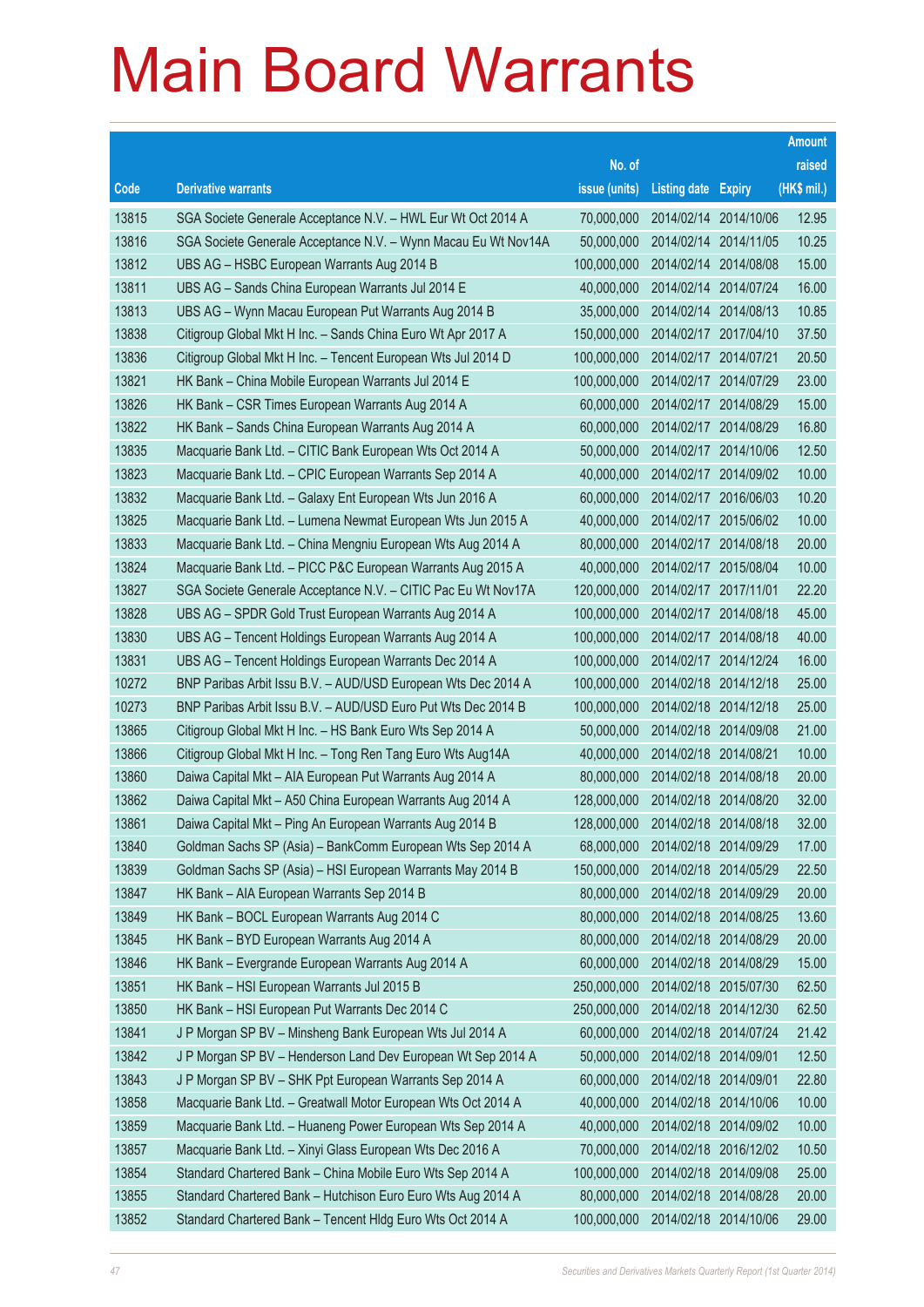# Main Board Warrants

| Code | Derivative warrants | No. of issue (units) | Listing date | Expiry | Amount raised (HK$ mil.) |
|---|---|---|---|---|---|
| 13815 | SGA Societe Generale Acceptance N.V. – HWL Eur Wt Oct 2014 A | 70,000,000 | 2014/02/14 | 2014/10/06 | 12.95 |
| 13816 | SGA Societe Generale Acceptance N.V. – Wynn Macau Eu Wt Nov14A | 50,000,000 | 2014/02/14 | 2014/11/05 | 10.25 |
| 13812 | UBS AG – HSBC European Warrants Aug 2014 B | 100,000,000 | 2014/02/14 | 2014/08/08 | 15.00 |
| 13811 | UBS AG – Sands China European Warrants Jul 2014 E | 40,000,000 | 2014/02/14 | 2014/07/24 | 16.00 |
| 13813 | UBS AG – Wynn Macau European Put Warrants Aug 2014 B | 35,000,000 | 2014/02/14 | 2014/08/13 | 10.85 |
| 13838 | Citigroup Global Mkt H Inc. – Sands China Euro Wt Apr 2017 A | 150,000,000 | 2014/02/17 | 2017/04/10 | 37.50 |
| 13836 | Citigroup Global Mkt H Inc. – Tencent European Wts Jul 2014 D | 100,000,000 | 2014/02/17 | 2014/07/21 | 20.50 |
| 13821 | HK Bank – China Mobile European Warrants Jul 2014 E | 100,000,000 | 2014/02/17 | 2014/07/29 | 23.00 |
| 13826 | HK Bank – CSR Times European Warrants Aug 2014 A | 60,000,000 | 2014/02/17 | 2014/08/29 | 15.00 |
| 13822 | HK Bank – Sands China European Warrants Aug 2014 A | 60,000,000 | 2014/02/17 | 2014/08/29 | 16.80 |
| 13835 | Macquarie Bank Ltd. – CITIC Bank European Wts Oct 2014 A | 50,000,000 | 2014/02/17 | 2014/10/06 | 12.50 |
| 13823 | Macquarie Bank Ltd. – CPIC European Warrants Sep 2014 A | 40,000,000 | 2014/02/17 | 2014/09/02 | 10.00 |
| 13832 | Macquarie Bank Ltd. – Galaxy Ent European Wts Jun 2016 A | 60,000,000 | 2014/02/17 | 2016/06/03 | 10.20 |
| 13825 | Macquarie Bank Ltd. – Lumena Newmat European Wts Jun 2015 A | 40,000,000 | 2014/02/17 | 2015/06/02 | 10.00 |
| 13833 | Macquarie Bank Ltd. – China Mengniu European Wts Aug 2014 A | 80,000,000 | 2014/02/17 | 2014/08/18 | 20.00 |
| 13824 | Macquarie Bank Ltd. – PICC P&C European Warrants Aug 2015 A | 40,000,000 | 2014/02/17 | 2015/08/04 | 10.00 |
| 13827 | SGA Societe Generale Acceptance N.V. – CITIC Pac Eu Wt Nov17A | 120,000,000 | 2014/02/17 | 2017/11/01 | 22.20 |
| 13828 | UBS AG – SPDR Gold Trust European Warrants Aug 2014 A | 100,000,000 | 2014/02/17 | 2014/08/18 | 45.00 |
| 13830 | UBS AG – Tencent Holdings European Warrants Aug 2014 A | 100,000,000 | 2014/02/17 | 2014/08/18 | 40.00 |
| 13831 | UBS AG – Tencent Holdings European Warrants Dec 2014 A | 100,000,000 | 2014/02/17 | 2014/12/24 | 16.00 |
| 10272 | BNP Paribas Arbit Issu B.V. – AUD/USD European Wts Dec 2014 A | 100,000,000 | 2014/02/18 | 2014/12/18 | 25.00 |
| 10273 | BNP Paribas Arbit Issu B.V. – AUD/USD Euro Put Wts Dec 2014 B | 100,000,000 | 2014/02/18 | 2014/12/18 | 25.00 |
| 13865 | Citigroup Global Mkt H Inc. – HS Bank Euro Wts Sep 2014 A | 50,000,000 | 2014/02/18 | 2014/09/08 | 21.00 |
| 13866 | Citigroup Global Mkt H Inc. – Tong Ren Tang Euro Wts Aug14A | 40,000,000 | 2014/02/18 | 2014/08/21 | 10.00 |
| 13860 | Daiwa Capital Mkt – AIA European Put Warrants Aug 2014 A | 80,000,000 | 2014/02/18 | 2014/08/18 | 20.00 |
| 13862 | Daiwa Capital Mkt – A50 China European Warrants Aug 2014 A | 128,000,000 | 2014/02/18 | 2014/08/20 | 32.00 |
| 13861 | Daiwa Capital Mkt – Ping An European Warrants Aug 2014 B | 128,000,000 | 2014/02/18 | 2014/08/18 | 32.00 |
| 13840 | Goldman Sachs SP (Asia) – BankComm European Wts Sep 2014 A | 68,000,000 | 2014/02/18 | 2014/09/29 | 17.00 |
| 13839 | Goldman Sachs SP (Asia) – HSI European Warrants May 2014 B | 150,000,000 | 2014/02/18 | 2014/05/29 | 22.50 |
| 13847 | HK Bank – AIA European Warrants Sep 2014 B | 80,000,000 | 2014/02/18 | 2014/09/29 | 20.00 |
| 13849 | HK Bank – BOCL European Warrants Aug 2014 C | 80,000,000 | 2014/02/18 | 2014/08/25 | 13.60 |
| 13845 | HK Bank – BYD European Warrants Aug 2014 A | 80,000,000 | 2014/02/18 | 2014/08/29 | 20.00 |
| 13846 | HK Bank – Evergrande European Warrants Aug 2014 A | 60,000,000 | 2014/02/18 | 2014/08/29 | 15.00 |
| 13851 | HK Bank – HSI European Warrants Jul 2015 B | 250,000,000 | 2014/02/18 | 2015/07/30 | 62.50 |
| 13850 | HK Bank – HSI European Put Warrants Dec 2014 C | 250,000,000 | 2014/02/18 | 2014/12/30 | 62.50 |
| 13841 | J P Morgan SP BV – Minsheng Bank European Wts Jul 2014 A | 60,000,000 | 2014/02/18 | 2014/07/24 | 21.42 |
| 13842 | J P Morgan SP BV – Henderson Land Dev European Wt Sep 2014 A | 50,000,000 | 2014/02/18 | 2014/09/01 | 12.50 |
| 13843 | J P Morgan SP BV – SHK Ppt European Warrants Sep 2014 A | 60,000,000 | 2014/02/18 | 2014/09/01 | 22.80 |
| 13858 | Macquarie Bank Ltd. – Greatwall Motor European Wts Oct 2014 A | 40,000,000 | 2014/02/18 | 2014/10/06 | 10.00 |
| 13859 | Macquarie Bank Ltd. – Huaneng Power European Wts Sep 2014 A | 40,000,000 | 2014/02/18 | 2014/09/02 | 10.00 |
| 13857 | Macquarie Bank Ltd. – Xinyi Glass European Wts Dec 2016 A | 70,000,000 | 2014/02/18 | 2016/12/02 | 10.50 |
| 13854 | Standard Chartered Bank – China Mobile Euro Wts Sep 2014 A | 100,000,000 | 2014/02/18 | 2014/09/08 | 25.00 |
| 13855 | Standard Chartered Bank – Hutchison Euro Euro Wts Aug 2014 A | 80,000,000 | 2014/02/18 | 2014/08/28 | 20.00 |
| 13852 | Standard Chartered Bank – Tencent Hldg Euro Wts Oct 2014 A | 100,000,000 | 2014/02/18 | 2014/10/06 | 29.00 |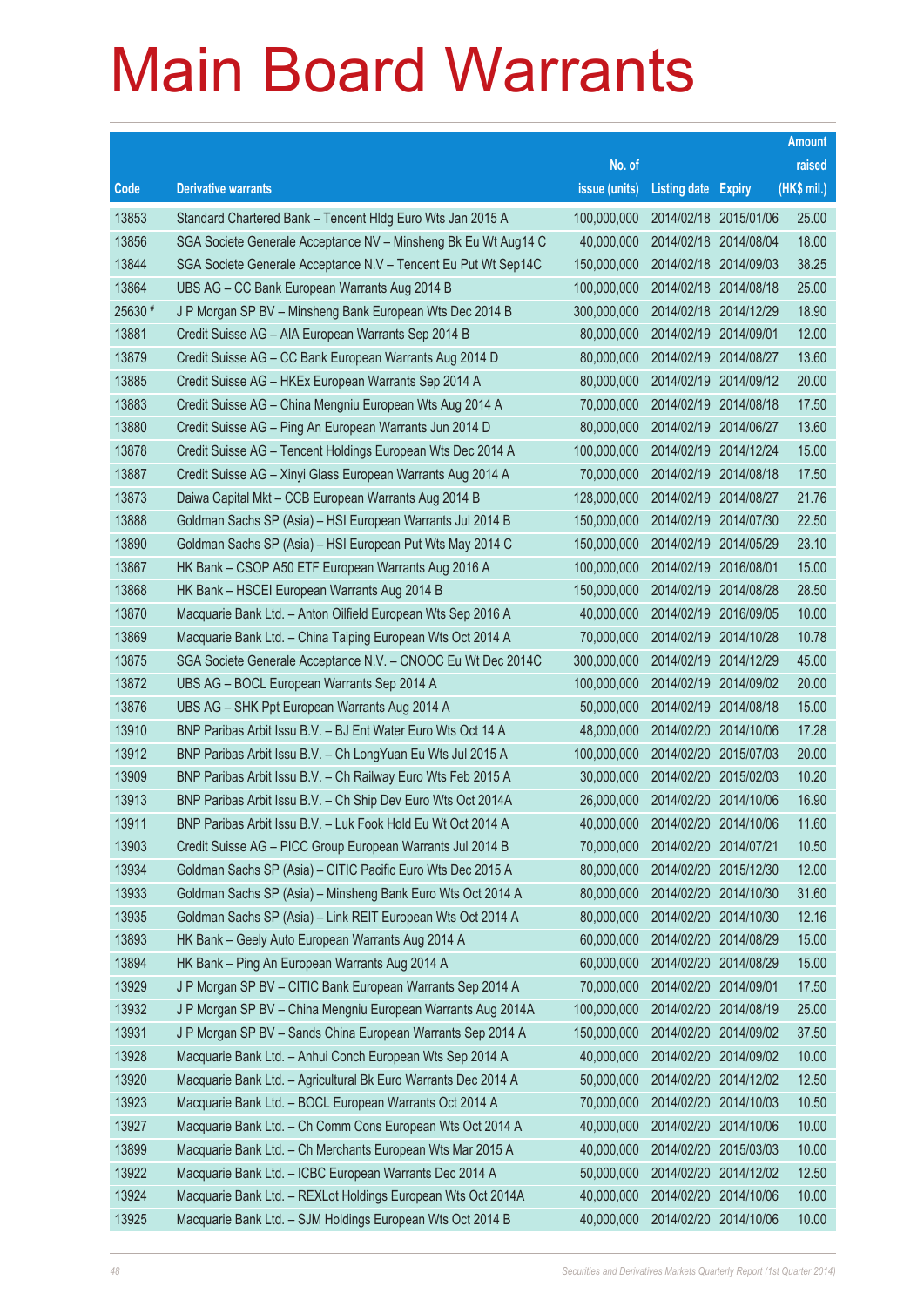# Main Board Warrants

| Code | Derivative warrants | No. of issue (units) | Listing date | Expiry | Amount raised (HK$ mil.) |
|---|---|---|---|---|---|
| 13853 | Standard Chartered Bank – Tencent Hldg Euro Wts Jan 2015 A | 100,000,000 | 2014/02/18 | 2015/01/06 | 25.00 |
| 13856 | SGA Societe Generale Acceptance NV – Minsheng Bk Eu Wt Aug14 C | 40,000,000 | 2014/02/18 | 2014/08/04 | 18.00 |
| 13844 | SGA Societe Generale Acceptance N.V – Tencent Eu Put Wt Sep14C | 150,000,000 | 2014/02/18 | 2014/09/03 | 38.25 |
| 13864 | UBS AG – CC Bank European Warrants Aug 2014 B | 100,000,000 | 2014/02/18 | 2014/08/18 | 25.00 |
| 25630 # | J P Morgan SP BV – Minsheng Bank European Wts Dec 2014 B | 300,000,000 | 2014/02/18 | 2014/12/29 | 18.90 |
| 13881 | Credit Suisse AG – AIA European Warrants Sep 2014 B | 80,000,000 | 2014/02/19 | 2014/09/01 | 12.00 |
| 13879 | Credit Suisse AG – CC Bank European Warrants Aug 2014 D | 80,000,000 | 2014/02/19 | 2014/08/27 | 13.60 |
| 13885 | Credit Suisse AG – HKEx European Warrants Sep 2014 A | 80,000,000 | 2014/02/19 | 2014/09/12 | 20.00 |
| 13883 | Credit Suisse AG – China Mengniu European Wts Aug 2014 A | 70,000,000 | 2014/02/19 | 2014/08/18 | 17.50 |
| 13880 | Credit Suisse AG – Ping An European Warrants Jun 2014 D | 80,000,000 | 2014/02/19 | 2014/06/27 | 13.60 |
| 13878 | Credit Suisse AG – Tencent Holdings European Wts Dec 2014 A | 100,000,000 | 2014/02/19 | 2014/12/24 | 15.00 |
| 13887 | Credit Suisse AG – Xinyi Glass European Warrants Aug 2014 A | 70,000,000 | 2014/02/19 | 2014/08/18 | 17.50 |
| 13873 | Daiwa Capital Mkt – CCB European Warrants Aug 2014 B | 128,000,000 | 2014/02/19 | 2014/08/27 | 21.76 |
| 13888 | Goldman Sachs SP (Asia) – HSI European Warrants Jul 2014 B | 150,000,000 | 2014/02/19 | 2014/07/30 | 22.50 |
| 13890 | Goldman Sachs SP (Asia) – HSI European Put Wts May 2014 C | 150,000,000 | 2014/02/19 | 2014/05/29 | 23.10 |
| 13867 | HK Bank – CSOP A50 ETF European Warrants Aug 2016 A | 100,000,000 | 2014/02/19 | 2016/08/01 | 15.00 |
| 13868 | HK Bank – HSCEI European Warrants Aug 2014 B | 150,000,000 | 2014/02/19 | 2014/08/28 | 28.50 |
| 13870 | Macquarie Bank Ltd. – Anton Oilfield European Wts Sep 2016 A | 40,000,000 | 2014/02/19 | 2016/09/05 | 10.00 |
| 13869 | Macquarie Bank Ltd. – China Taiping European Wts Oct 2014 A | 70,000,000 | 2014/02/19 | 2014/10/28 | 10.78 |
| 13875 | SGA Societe Generale Acceptance N.V. – CNOOC Eu Wt Dec 2014C | 300,000,000 | 2014/02/19 | 2014/12/29 | 45.00 |
| 13872 | UBS AG – BOCL European Warrants Sep 2014 A | 100,000,000 | 2014/02/19 | 2014/09/02 | 20.00 |
| 13876 | UBS AG – SHK Ppt European Warrants Aug 2014 A | 50,000,000 | 2014/02/19 | 2014/08/18 | 15.00 |
| 13910 | BNP Paribas Arbit Issu B.V. – BJ Ent Water Euro Wts Oct 14 A | 48,000,000 | 2014/02/20 | 2014/10/06 | 17.28 |
| 13912 | BNP Paribas Arbit Issu B.V. – Ch LongYuan Eu Wts Jul 2015 A | 100,000,000 | 2014/02/20 | 2015/07/03 | 20.00 |
| 13909 | BNP Paribas Arbit Issu B.V. – Ch Railway Euro Wts Feb 2015 A | 30,000,000 | 2014/02/20 | 2015/02/03 | 10.20 |
| 13913 | BNP Paribas Arbit Issu B.V. – Ch Ship Dev Euro Wts Oct 2014A | 26,000,000 | 2014/02/20 | 2014/10/06 | 16.90 |
| 13911 | BNP Paribas Arbit Issu B.V. – Luk Fook Hold Eu Wt Oct 2014 A | 40,000,000 | 2014/02/20 | 2014/10/06 | 11.60 |
| 13903 | Credit Suisse AG – PICC Group European Warrants Jul 2014 B | 70,000,000 | 2014/02/20 | 2014/07/21 | 10.50 |
| 13934 | Goldman Sachs SP (Asia) – CITIC Pacific Euro Wts Dec 2015 A | 80,000,000 | 2014/02/20 | 2015/12/30 | 12.00 |
| 13933 | Goldman Sachs SP (Asia) – Minsheng Bank Euro Wts Oct 2014 A | 80,000,000 | 2014/02/20 | 2014/10/30 | 31.60 |
| 13935 | Goldman Sachs SP (Asia) – Link REIT European Wts Oct 2014 A | 80,000,000 | 2014/02/20 | 2014/10/30 | 12.16 |
| 13893 | HK Bank – Geely Auto European Warrants Aug 2014 A | 60,000,000 | 2014/02/20 | 2014/08/29 | 15.00 |
| 13894 | HK Bank – Ping An European Warrants Aug 2014 A | 60,000,000 | 2014/02/20 | 2014/08/29 | 15.00 |
| 13929 | J P Morgan SP BV – CITIC Bank European Warrants Sep 2014 A | 70,000,000 | 2014/02/20 | 2014/09/01 | 17.50 |
| 13932 | J P Morgan SP BV – China Mengniu European Warrants Aug 2014A | 100,000,000 | 2014/02/20 | 2014/08/19 | 25.00 |
| 13931 | J P Morgan SP BV – Sands China European Warrants Sep 2014 A | 150,000,000 | 2014/02/20 | 2014/09/02 | 37.50 |
| 13928 | Macquarie Bank Ltd. – Anhui Conch European Wts Sep 2014 A | 40,000,000 | 2014/02/20 | 2014/09/02 | 10.00 |
| 13920 | Macquarie Bank Ltd. – Agricultural Bk Euro Warrants Dec 2014 A | 50,000,000 | 2014/02/20 | 2014/12/02 | 12.50 |
| 13923 | Macquarie Bank Ltd. – BOCL European Warrants Oct 2014 A | 70,000,000 | 2014/02/20 | 2014/10/03 | 10.50 |
| 13927 | Macquarie Bank Ltd. – Ch Comm Cons European Wts Oct 2014 A | 40,000,000 | 2014/02/20 | 2014/10/06 | 10.00 |
| 13899 | Macquarie Bank Ltd. – Ch Merchants European Wts Mar 2015 A | 40,000,000 | 2014/02/20 | 2015/03/03 | 10.00 |
| 13922 | Macquarie Bank Ltd. – ICBC European Warrants Dec 2014 A | 50,000,000 | 2014/02/20 | 2014/12/02 | 12.50 |
| 13924 | Macquarie Bank Ltd. – REXLot Holdings European Wts Oct 2014A | 40,000,000 | 2014/02/20 | 2014/10/06 | 10.00 |
| 13925 | Macquarie Bank Ltd. – SJM Holdings European Wts Oct 2014 B | 40,000,000 | 2014/02/20 | 2014/10/06 | 10.00 |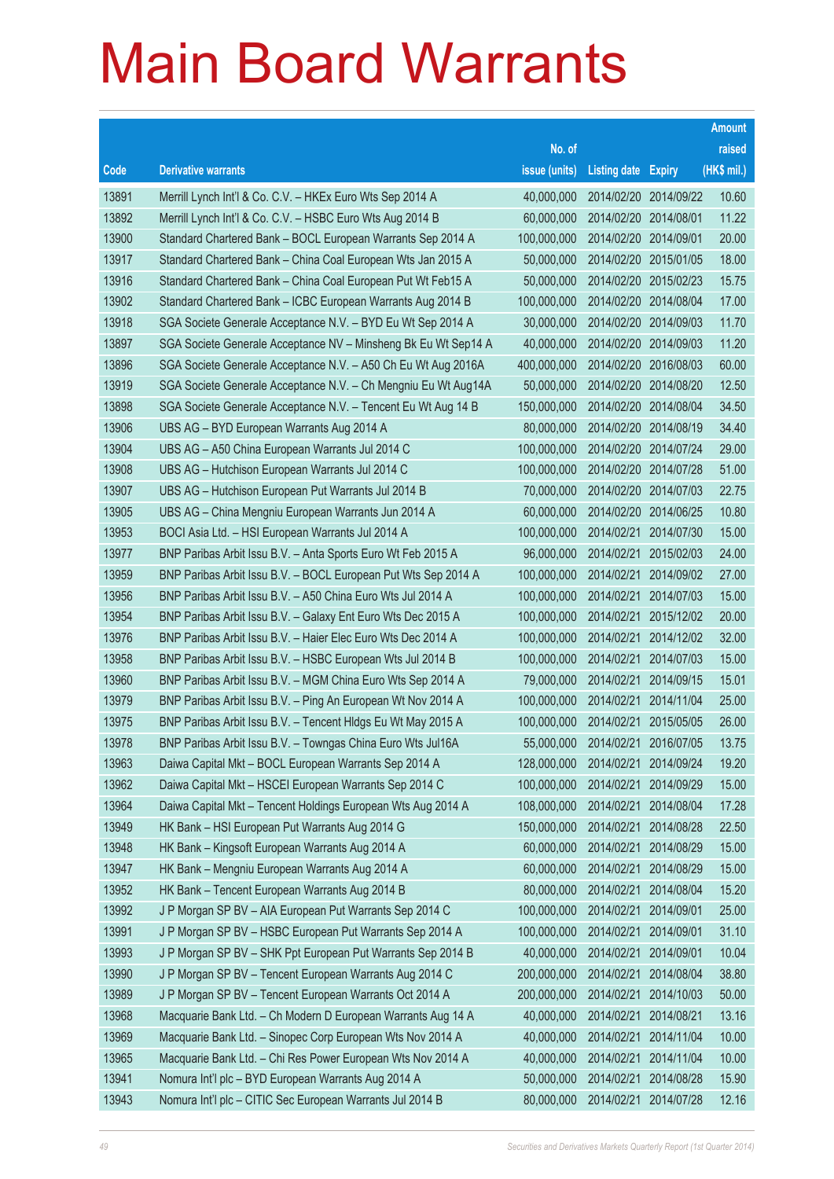# Main Board Warrants

| Code | Derivative warrants | No. of issue (units) | Listing date | Expiry | Amount raised (HK$ mil.) |
|---|---|---|---|---|---|
| 13891 | Merrill Lynch Int'l & Co. C.V. – HKEx Euro Wts Sep 2014 A | 40,000,000 | 2014/02/20 | 2014/09/22 | 10.60 |
| 13892 | Merrill Lynch Int'l & Co. C.V. – HSBC Euro Wts Aug 2014 B | 60,000,000 | 2014/02/20 | 2014/08/01 | 11.22 |
| 13900 | Standard Chartered Bank – BOCL European Warrants Sep 2014 A | 100,000,000 | 2014/02/20 | 2014/09/01 | 20.00 |
| 13917 | Standard Chartered Bank – China Coal European Wts Jan 2015 A | 50,000,000 | 2014/02/20 | 2015/01/05 | 18.00 |
| 13916 | Standard Chartered Bank – China Coal European Put Wt Feb15 A | 50,000,000 | 2014/02/20 | 2015/02/23 | 15.75 |
| 13902 | Standard Chartered Bank – ICBC European Warrants Aug 2014 B | 100,000,000 | 2014/02/20 | 2014/08/04 | 17.00 |
| 13918 | SGA Societe Generale Acceptance N.V. – BYD Eu Wt Sep 2014 A | 30,000,000 | 2014/02/20 | 2014/09/03 | 11.70 |
| 13897 | SGA Societe Generale Acceptance NV – Minsheng Bk Eu Wt Sep14 A | 40,000,000 | 2014/02/20 | 2014/09/03 | 11.20 |
| 13896 | SGA Societe Generale Acceptance N.V. – A50 Ch Eu Wt Aug 2016A | 400,000,000 | 2014/02/20 | 2016/08/03 | 60.00 |
| 13919 | SGA Societe Generale Acceptance N.V. – Ch Mengniu Eu Wt Aug14A | 50,000,000 | 2014/02/20 | 2014/08/20 | 12.50 |
| 13898 | SGA Societe Generale Acceptance N.V. – Tencent Eu Wt Aug 14 B | 150,000,000 | 2014/02/20 | 2014/08/04 | 34.50 |
| 13906 | UBS AG – BYD European Warrants Aug 2014 A | 80,000,000 | 2014/02/20 | 2014/08/19 | 34.40 |
| 13904 | UBS AG – A50 China European Warrants Jul 2014 C | 100,000,000 | 2014/02/20 | 2014/07/24 | 29.00 |
| 13908 | UBS AG – Hutchison European Warrants Jul 2014 C | 100,000,000 | 2014/02/20 | 2014/07/28 | 51.00 |
| 13907 | UBS AG – Hutchison European Put Warrants Jul 2014 B | 70,000,000 | 2014/02/20 | 2014/07/03 | 22.75 |
| 13905 | UBS AG – China Mengniu European Warrants Jun 2014 A | 60,000,000 | 2014/02/20 | 2014/06/25 | 10.80 |
| 13953 | BOCI Asia Ltd. – HSI European Warrants Jul 2014 A | 100,000,000 | 2014/02/21 | 2014/07/30 | 15.00 |
| 13977 | BNP Paribas Arbit Issu B.V. – Anta Sports Euro Wt Feb 2015 A | 96,000,000 | 2014/02/21 | 2015/02/03 | 24.00 |
| 13959 | BNP Paribas Arbit Issu B.V. – BOCL European Put Wts Sep 2014 A | 100,000,000 | 2014/02/21 | 2014/09/02 | 27.00 |
| 13956 | BNP Paribas Arbit Issu B.V. – A50 China Euro Wts Jul 2014 A | 100,000,000 | 2014/02/21 | 2014/07/03 | 15.00 |
| 13954 | BNP Paribas Arbit Issu B.V. – Galaxy Ent Euro Wts Dec 2015 A | 100,000,000 | 2014/02/21 | 2015/12/02 | 20.00 |
| 13976 | BNP Paribas Arbit Issu B.V. – Haier Elec Euro Wts Dec 2014 A | 100,000,000 | 2014/02/21 | 2014/12/02 | 32.00 |
| 13958 | BNP Paribas Arbit Issu B.V. – HSBC European Wts Jul 2014 B | 100,000,000 | 2014/02/21 | 2014/07/03 | 15.00 |
| 13960 | BNP Paribas Arbit Issu B.V. – MGM China Euro Wts Sep 2014 A | 79,000,000 | 2014/02/21 | 2014/09/15 | 15.01 |
| 13979 | BNP Paribas Arbit Issu B.V. – Ping An European Wt Nov 2014 A | 100,000,000 | 2014/02/21 | 2014/11/04 | 25.00 |
| 13975 | BNP Paribas Arbit Issu B.V. – Tencent Hldgs Eu Wt May 2015 A | 100,000,000 | 2014/02/21 | 2015/05/05 | 26.00 |
| 13978 | BNP Paribas Arbit Issu B.V. – Towngas China Euro Wts Jul16A | 55,000,000 | 2014/02/21 | 2016/07/05 | 13.75 |
| 13963 | Daiwa Capital Mkt – BOCL European Warrants Sep 2014 A | 128,000,000 | 2014/02/21 | 2014/09/24 | 19.20 |
| 13962 | Daiwa Capital Mkt – HSCEI European Warrants Sep 2014 C | 100,000,000 | 2014/02/21 | 2014/09/29 | 15.00 |
| 13964 | Daiwa Capital Mkt – Tencent Holdings European Wts Aug 2014 A | 108,000,000 | 2014/02/21 | 2014/08/04 | 17.28 |
| 13949 | HK Bank – HSI European Put Warrants Aug 2014 G | 150,000,000 | 2014/02/21 | 2014/08/28 | 22.50 |
| 13948 | HK Bank – Kingsoft European Warrants Aug 2014 A | 60,000,000 | 2014/02/21 | 2014/08/29 | 15.00 |
| 13947 | HK Bank – Mengniu European Warrants Aug 2014 A | 60,000,000 | 2014/02/21 | 2014/08/29 | 15.00 |
| 13952 | HK Bank – Tencent European Warrants Aug 2014 B | 80,000,000 | 2014/02/21 | 2014/08/04 | 15.20 |
| 13992 | J P Morgan SP BV – AIA European Put Warrants Sep 2014 C | 100,000,000 | 2014/02/21 | 2014/09/01 | 25.00 |
| 13991 | J P Morgan SP BV – HSBC European Put Warrants Sep 2014 A | 100,000,000 | 2014/02/21 | 2014/09/01 | 31.10 |
| 13993 | J P Morgan SP BV – SHK Ppt European Put Warrants Sep 2014 B | 40,000,000 | 2014/02/21 | 2014/09/01 | 10.04 |
| 13990 | J P Morgan SP BV – Tencent European Warrants Aug 2014 C | 200,000,000 | 2014/02/21 | 2014/08/04 | 38.80 |
| 13989 | J P Morgan SP BV – Tencent European Warrants Oct 2014 A | 200,000,000 | 2014/02/21 | 2014/10/03 | 50.00 |
| 13968 | Macquarie Bank Ltd. – Ch Modern D European Warrants Aug 14 A | 40,000,000 | 2014/02/21 | 2014/08/21 | 13.16 |
| 13969 | Macquarie Bank Ltd. – Sinopec Corp European Wts Nov 2014 A | 40,000,000 | 2014/02/21 | 2014/11/04 | 10.00 |
| 13965 | Macquarie Bank Ltd. – Chi Res Power European Wts Nov 2014 A | 40,000,000 | 2014/02/21 | 2014/11/04 | 10.00 |
| 13941 | Nomura Int'l plc – BYD European Warrants Aug 2014 A | 50,000,000 | 2014/02/21 | 2014/08/28 | 15.90 |
| 13943 | Nomura Int'l plc – CITIC Sec European Warrants Jul 2014 B | 80,000,000 | 2014/02/21 | 2014/07/28 | 12.16 |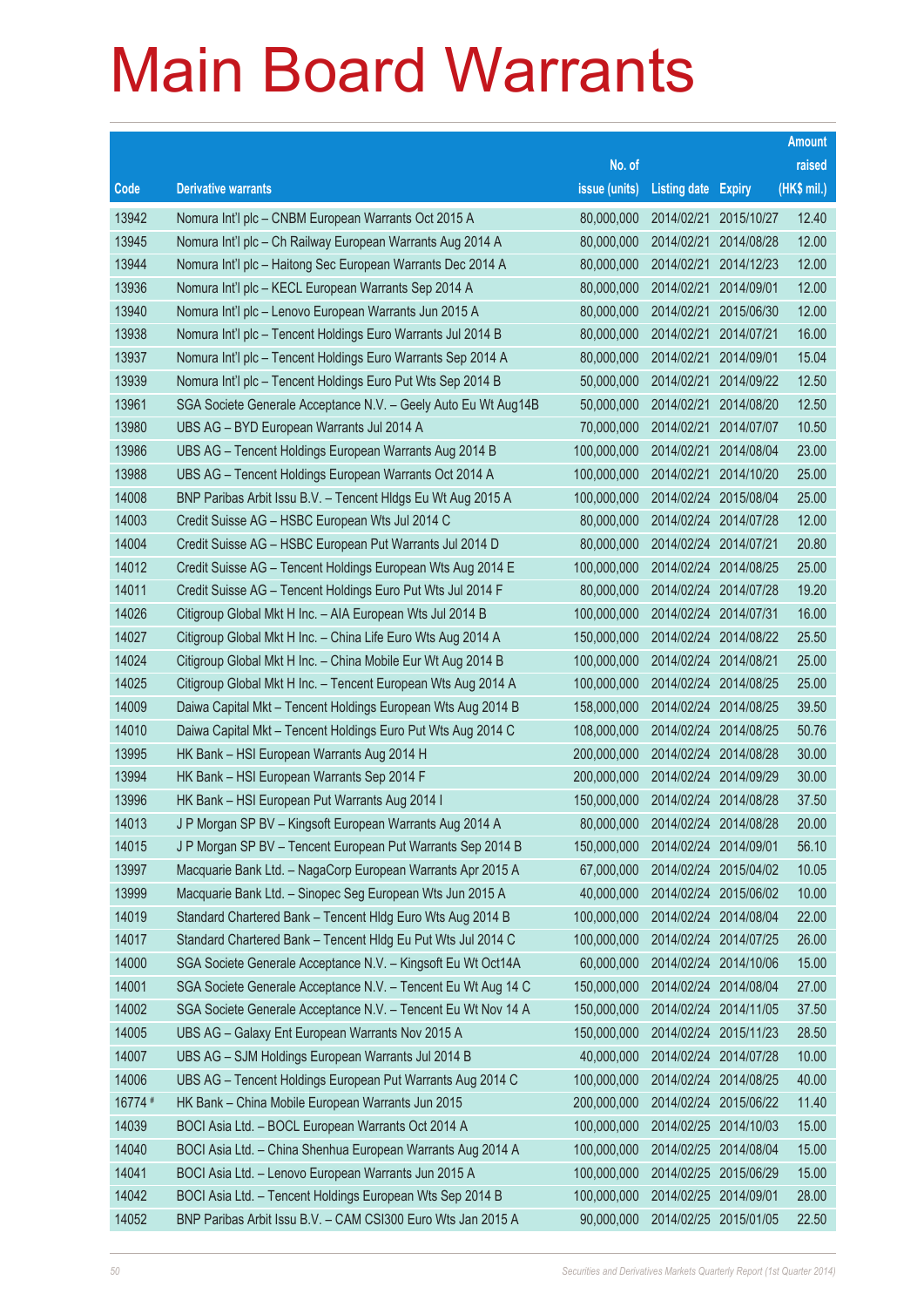# Main Board Warrants

| Code | Derivative warrants | No. of issue (units) | Listing date | Expiry | Amount raised (HK$ mil.) |
|---|---|---|---|---|---|
| 13942 | Nomura Int'l plc – CNBM European Warrants Oct 2015 A | 80,000,000 | 2014/02/21 | 2015/10/27 | 12.40 |
| 13945 | Nomura Int'l plc – Ch Railway European Warrants Aug 2014 A | 80,000,000 | 2014/02/21 | 2014/08/28 | 12.00 |
| 13944 | Nomura Int'l plc – Haitong Sec European Warrants Dec 2014 A | 80,000,000 | 2014/02/21 | 2014/12/23 | 12.00 |
| 13936 | Nomura Int'l plc – KECL European Warrants Sep 2014 A | 80,000,000 | 2014/02/21 | 2014/09/01 | 12.00 |
| 13940 | Nomura Int'l plc – Lenovo European Warrants Jun 2015 A | 80,000,000 | 2014/02/21 | 2015/06/30 | 12.00 |
| 13938 | Nomura Int'l plc – Tencent Holdings Euro Warrants Jul 2014 B | 80,000,000 | 2014/02/21 | 2014/07/21 | 16.00 |
| 13937 | Nomura Int'l plc – Tencent Holdings Euro Warrants Sep 2014 A | 80,000,000 | 2014/02/21 | 2014/09/01 | 15.04 |
| 13939 | Nomura Int'l plc – Tencent Holdings Euro Put Wts Sep 2014 B | 50,000,000 | 2014/02/21 | 2014/09/22 | 12.50 |
| 13961 | SGA Societe Generale Acceptance N.V. – Geely Auto Eu Wt Aug14B | 50,000,000 | 2014/02/21 | 2014/08/20 | 12.50 |
| 13980 | UBS AG – BYD European Warrants Jul 2014 A | 70,000,000 | 2014/02/21 | 2014/07/07 | 10.50 |
| 13986 | UBS AG – Tencent Holdings European Warrants Aug 2014 B | 100,000,000 | 2014/02/21 | 2014/08/04 | 23.00 |
| 13988 | UBS AG – Tencent Holdings European Warrants Oct 2014 A | 100,000,000 | 2014/02/21 | 2014/10/20 | 25.00 |
| 14008 | BNP Paribas Arbit Issu B.V. – Tencent Hldgs Eu Wt Aug 2015 A | 100,000,000 | 2014/02/24 | 2015/08/04 | 25.00 |
| 14003 | Credit Suisse AG – HSBC European Wts Jul 2014 C | 80,000,000 | 2014/02/24 | 2014/07/28 | 12.00 |
| 14004 | Credit Suisse AG – HSBC European Put Warrants Jul 2014 D | 80,000,000 | 2014/02/24 | 2014/07/21 | 20.80 |
| 14012 | Credit Suisse AG – Tencent Holdings European Wts Aug 2014 E | 100,000,000 | 2014/02/24 | 2014/08/25 | 25.00 |
| 14011 | Credit Suisse AG – Tencent Holdings Euro Put Wts Jul 2014 F | 80,000,000 | 2014/02/24 | 2014/07/28 | 19.20 |
| 14026 | Citigroup Global Mkt H Inc. – AIA European Wts Jul 2014 B | 100,000,000 | 2014/02/24 | 2014/07/31 | 16.00 |
| 14027 | Citigroup Global Mkt H Inc. – China Life Euro Wts Aug 2014 A | 150,000,000 | 2014/02/24 | 2014/08/22 | 25.50 |
| 14024 | Citigroup Global Mkt H Inc. – China Mobile Eur Wt Aug 2014 B | 100,000,000 | 2014/02/24 | 2014/08/21 | 25.00 |
| 14025 | Citigroup Global Mkt H Inc. – Tencent European Wts Aug 2014 A | 100,000,000 | 2014/02/24 | 2014/08/25 | 25.00 |
| 14009 | Daiwa Capital Mkt – Tencent Holdings European Wts Aug 2014 B | 158,000,000 | 2014/02/24 | 2014/08/25 | 39.50 |
| 14010 | Daiwa Capital Mkt – Tencent Holdings Euro Put Wts Aug 2014 C | 108,000,000 | 2014/02/24 | 2014/08/25 | 50.76 |
| 13995 | HK Bank – HSI European Warrants Aug 2014 H | 200,000,000 | 2014/02/24 | 2014/08/28 | 30.00 |
| 13994 | HK Bank – HSI European Warrants Sep 2014 F | 200,000,000 | 2014/02/24 | 2014/09/29 | 30.00 |
| 13996 | HK Bank – HSI European Put Warrants Aug 2014 I | 150,000,000 | 2014/02/24 | 2014/08/28 | 37.50 |
| 14013 | J P Morgan SP BV – Kingsoft European Warrants Aug 2014 A | 80,000,000 | 2014/02/24 | 2014/08/28 | 20.00 |
| 14015 | J P Morgan SP BV – Tencent European Put Warrants Sep 2014 B | 150,000,000 | 2014/02/24 | 2014/09/01 | 56.10 |
| 13997 | Macquarie Bank Ltd. – NagaCorp European Warrants Apr 2015 A | 67,000,000 | 2014/02/24 | 2015/04/02 | 10.05 |
| 13999 | Macquarie Bank Ltd. – Sinopec Seg European Wts Jun 2015 A | 40,000,000 | 2014/02/24 | 2015/06/02 | 10.00 |
| 14019 | Standard Chartered Bank – Tencent Hldg Euro Wts Aug 2014 B | 100,000,000 | 2014/02/24 | 2014/08/04 | 22.00 |
| 14017 | Standard Chartered Bank – Tencent Hldg Eu Put Wts Jul 2014 C | 100,000,000 | 2014/02/24 | 2014/07/25 | 26.00 |
| 14000 | SGA Societe Generale Acceptance N.V. – Kingsoft Eu Wt Oct14A | 60,000,000 | 2014/02/24 | 2014/10/06 | 15.00 |
| 14001 | SGA Societe Generale Acceptance N.V. – Tencent Eu Wt Aug 14 C | 150,000,000 | 2014/02/24 | 2014/08/04 | 27.00 |
| 14002 | SGA Societe Generale Acceptance N.V. – Tencent Eu Wt Nov 14 A | 150,000,000 | 2014/02/24 | 2014/11/05 | 37.50 |
| 14005 | UBS AG – Galaxy Ent European Warrants Nov 2015 A | 150,000,000 | 2014/02/24 | 2015/11/23 | 28.50 |
| 14007 | UBS AG – SJM Holdings European Warrants Jul 2014 B | 40,000,000 | 2014/02/24 | 2014/07/28 | 10.00 |
| 14006 | UBS AG – Tencent Holdings European Put Warrants Aug 2014 C | 100,000,000 | 2014/02/24 | 2014/08/25 | 40.00 |
| 16774 # | HK Bank – China Mobile European Warrants Jun 2015 | 200,000,000 | 2014/02/24 | 2015/06/22 | 11.40 |
| 14039 | BOCI Asia Ltd. – BOCL European Warrants Oct 2014 A | 100,000,000 | 2014/02/25 | 2014/10/03 | 15.00 |
| 14040 | BOCI Asia Ltd. – China Shenhua European Warrants Aug 2014 A | 100,000,000 | 2014/02/25 | 2014/08/04 | 15.00 |
| 14041 | BOCI Asia Ltd. – Lenovo European Warrants Jun 2015 A | 100,000,000 | 2014/02/25 | 2015/06/29 | 15.00 |
| 14042 | BOCI Asia Ltd. – Tencent Holdings European Wts Sep 2014 B | 100,000,000 | 2014/02/25 | 2014/09/01 | 28.00 |
| 14052 | BNP Paribas Arbit Issu B.V. – CAM CSI300 Euro Wts Jan 2015 A | 90,000,000 | 2014/02/25 | 2015/01/05 | 22.50 |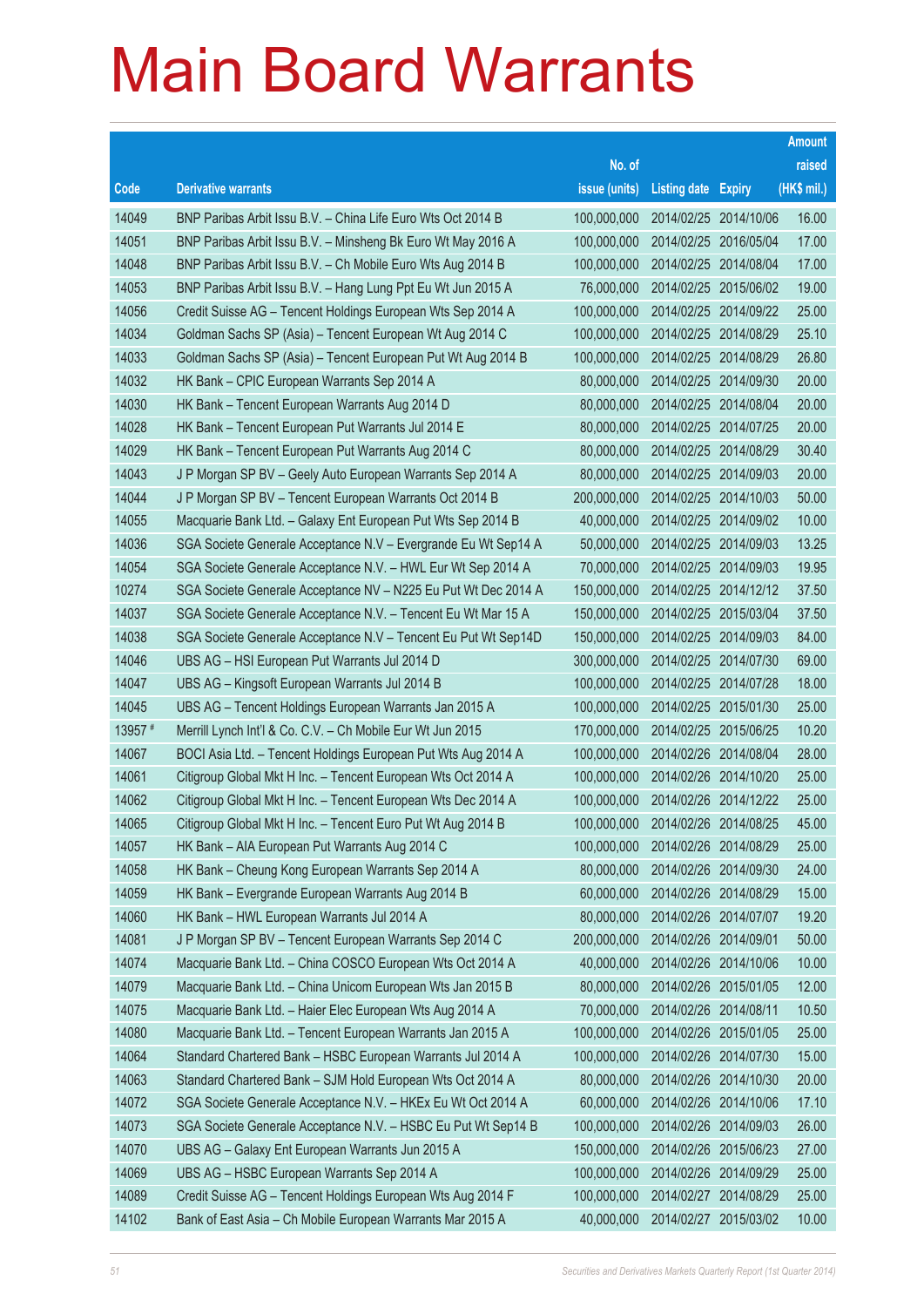# Main Board Warrants

| Code | Derivative warrants | No. of issue (units) | Listing date | Expiry | Amount raised (HK$ mil.) |
|---|---|---|---|---|---|
| 14049 | BNP Paribas Arbit Issu B.V. – China Life Euro Wts Oct 2014 B | 100,000,000 | 2014/02/25 | 2014/10/06 | 16.00 |
| 14051 | BNP Paribas Arbit Issu B.V. – Minsheng Bk Euro Wt May 2016 A | 100,000,000 | 2014/02/25 | 2016/05/04 | 17.00 |
| 14048 | BNP Paribas Arbit Issu B.V. – Ch Mobile Euro Wts Aug 2014 B | 100,000,000 | 2014/02/25 | 2014/08/04 | 17.00 |
| 14053 | BNP Paribas Arbit Issu B.V. – Hang Lung Ppt Eu Wt Jun 2015 A | 76,000,000 | 2014/02/25 | 2015/06/02 | 19.00 |
| 14056 | Credit Suisse AG – Tencent Holdings European Wts Sep 2014 A | 100,000,000 | 2014/02/25 | 2014/09/22 | 25.00 |
| 14034 | Goldman Sachs SP (Asia) – Tencent European Wt Aug 2014 C | 100,000,000 | 2014/02/25 | 2014/08/29 | 25.10 |
| 14033 | Goldman Sachs SP (Asia) – Tencent European Put Wt Aug 2014 B | 100,000,000 | 2014/02/25 | 2014/08/29 | 26.80 |
| 14032 | HK Bank – CPIC European Warrants Sep 2014 A | 80,000,000 | 2014/02/25 | 2014/09/30 | 20.00 |
| 14030 | HK Bank – Tencent European Warrants Aug 2014 D | 80,000,000 | 2014/02/25 | 2014/08/04 | 20.00 |
| 14028 | HK Bank – Tencent European Put Warrants Jul 2014 E | 80,000,000 | 2014/02/25 | 2014/07/25 | 20.00 |
| 14029 | HK Bank – Tencent European Put Warrants Aug 2014 C | 80,000,000 | 2014/02/25 | 2014/08/29 | 30.40 |
| 14043 | J P Morgan SP BV – Geely Auto European Warrants Sep 2014 A | 80,000,000 | 2014/02/25 | 2014/09/03 | 20.00 |
| 14044 | J P Morgan SP BV – Tencent European Warrants Oct 2014 B | 200,000,000 | 2014/02/25 | 2014/10/03 | 50.00 |
| 14055 | Macquarie Bank Ltd. – Galaxy Ent European Put Wts Sep 2014 B | 40,000,000 | 2014/02/25 | 2014/09/02 | 10.00 |
| 14036 | SGA Societe Generale Acceptance N.V – Evergrande Eu Wt Sep14 A | 50,000,000 | 2014/02/25 | 2014/09/03 | 13.25 |
| 14054 | SGA Societe Generale Acceptance N.V. – HWL Eur Wt Sep 2014 A | 70,000,000 | 2014/02/25 | 2014/09/03 | 19.95 |
| 10274 | SGA Societe Generale Acceptance NV – N225 Eu Put Wt Dec 2014 A | 150,000,000 | 2014/02/25 | 2014/12/12 | 37.50 |
| 14037 | SGA Societe Generale Acceptance N.V. – Tencent Eu Wt Mar 15 A | 150,000,000 | 2014/02/25 | 2015/03/04 | 37.50 |
| 14038 | SGA Societe Generale Acceptance N.V – Tencent Eu Put Wt Sep14D | 150,000,000 | 2014/02/25 | 2014/09/03 | 84.00 |
| 14046 | UBS AG – HSI European Put Warrants Jul 2014 D | 300,000,000 | 2014/02/25 | 2014/07/30 | 69.00 |
| 14047 | UBS AG – Kingsoft European Warrants Jul 2014 B | 100,000,000 | 2014/02/25 | 2014/07/28 | 18.00 |
| 14045 | UBS AG – Tencent Holdings European Warrants Jan 2015 A | 100,000,000 | 2014/02/25 | 2015/01/30 | 25.00 |
| 13957 # | Merrill Lynch Int'l & Co. C.V. – Ch Mobile Eur Wt Jun 2015 | 170,000,000 | 2014/02/25 | 2015/06/25 | 10.20 |
| 14067 | BOCI Asia Ltd. – Tencent Holdings European Put Wts Aug 2014 A | 100,000,000 | 2014/02/26 | 2014/08/04 | 28.00 |
| 14061 | Citigroup Global Mkt H Inc. – Tencent European Wts Oct 2014 A | 100,000,000 | 2014/02/26 | 2014/10/20 | 25.00 |
| 14062 | Citigroup Global Mkt H Inc. – Tencent European Wts Dec 2014 A | 100,000,000 | 2014/02/26 | 2014/12/22 | 25.00 |
| 14065 | Citigroup Global Mkt H Inc. – Tencent Euro Put Wt Aug 2014 B | 100,000,000 | 2014/02/26 | 2014/08/25 | 45.00 |
| 14057 | HK Bank – AIA European Put Warrants Aug 2014 C | 100,000,000 | 2014/02/26 | 2014/08/29 | 25.00 |
| 14058 | HK Bank – Cheung Kong European Warrants Sep 2014 A | 80,000,000 | 2014/02/26 | 2014/09/30 | 24.00 |
| 14059 | HK Bank – Evergrande European Warrants Aug 2014 B | 60,000,000 | 2014/02/26 | 2014/08/29 | 15.00 |
| 14060 | HK Bank – HWL European Warrants Jul 2014 A | 80,000,000 | 2014/02/26 | 2014/07/07 | 19.20 |
| 14081 | J P Morgan SP BV – Tencent European Warrants Sep 2014 C | 200,000,000 | 2014/02/26 | 2014/09/01 | 50.00 |
| 14074 | Macquarie Bank Ltd. – China COSCO European Wts Oct 2014 A | 40,000,000 | 2014/02/26 | 2014/10/06 | 10.00 |
| 14079 | Macquarie Bank Ltd. – China Unicom European Wts Jan 2015 B | 80,000,000 | 2014/02/26 | 2015/01/05 | 12.00 |
| 14075 | Macquarie Bank Ltd. – Haier Elec European Wts Aug 2014 A | 70,000,000 | 2014/02/26 | 2014/08/11 | 10.50 |
| 14080 | Macquarie Bank Ltd. – Tencent European Warrants Jan 2015 A | 100,000,000 | 2014/02/26 | 2015/01/05 | 25.00 |
| 14064 | Standard Chartered Bank – HSBC European Warrants Jul 2014 A | 100,000,000 | 2014/02/26 | 2014/07/30 | 15.00 |
| 14063 | Standard Chartered Bank – SJM Hold European Wts Oct 2014 A | 80,000,000 | 2014/02/26 | 2014/10/30 | 20.00 |
| 14072 | SGA Societe Generale Acceptance N.V. – HKEx Eu Wt Oct 2014 A | 60,000,000 | 2014/02/26 | 2014/10/06 | 17.10 |
| 14073 | SGA Societe Generale Acceptance N.V. – HSBC Eu Put Wt Sep14 B | 100,000,000 | 2014/02/26 | 2014/09/03 | 26.00 |
| 14070 | UBS AG – Galaxy Ent European Warrants Jun 2015 A | 150,000,000 | 2014/02/26 | 2015/06/23 | 27.00 |
| 14069 | UBS AG – HSBC European Warrants Sep 2014 A | 100,000,000 | 2014/02/26 | 2014/09/29 | 25.00 |
| 14089 | Credit Suisse AG – Tencent Holdings European Wts Aug 2014 F | 100,000,000 | 2014/02/27 | 2014/08/29 | 25.00 |
| 14102 | Bank of East Asia – Ch Mobile European Warrants Mar 2015 A | 40,000,000 | 2014/02/27 | 2015/03/02 | 10.00 |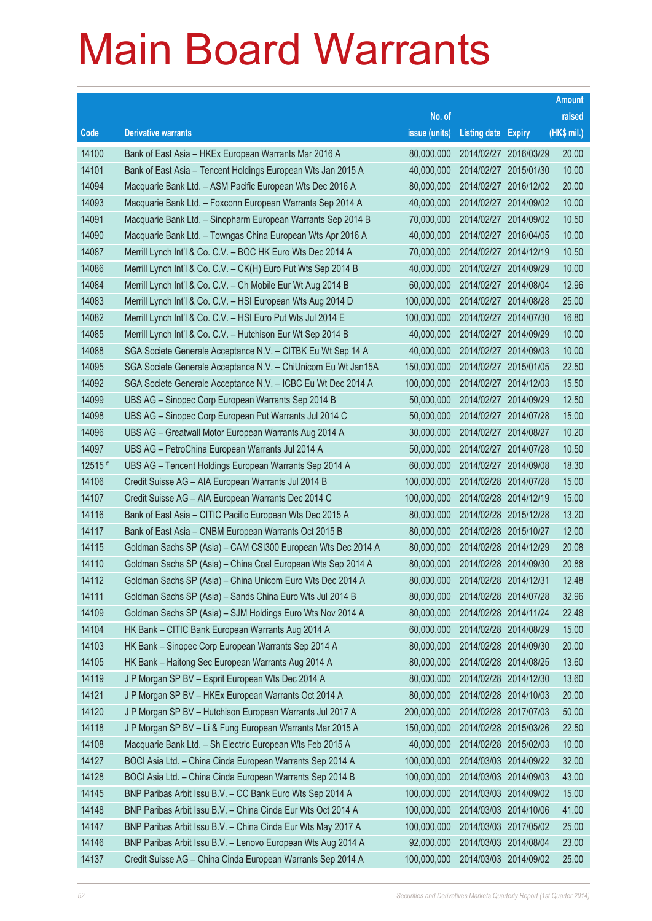# Main Board Warrants

| Code | Derivative warrants | No. of issue (units) | Listing date | Expiry | Amount raised (HK$ mil.) |
|---|---|---|---|---|---|
| 14100 | Bank of East Asia – HKEx European Warrants Mar 2016 A | 80,000,000 | 2014/02/27 | 2016/03/29 | 20.00 |
| 14101 | Bank of East Asia – Tencent Holdings European Wts Jan 2015 A | 40,000,000 | 2014/02/27 | 2015/01/30 | 10.00 |
| 14094 | Macquarie Bank Ltd. – ASM Pacific European Wts Dec 2016 A | 80,000,000 | 2014/02/27 | 2016/12/02 | 20.00 |
| 14093 | Macquarie Bank Ltd. – Foxconn European Warrants Sep 2014 A | 40,000,000 | 2014/02/27 | 2014/09/02 | 10.00 |
| 14091 | Macquarie Bank Ltd. – Sinopharm European Warrants Sep 2014 B | 70,000,000 | 2014/02/27 | 2014/09/02 | 10.50 |
| 14090 | Macquarie Bank Ltd. – Towngas China European Wts Apr 2016 A | 40,000,000 | 2014/02/27 | 2016/04/05 | 10.00 |
| 14087 | Merrill Lynch Int'l & Co. C.V. – BOC HK Euro Wts Dec 2014 A | 70,000,000 | 2014/02/27 | 2014/12/19 | 10.50 |
| 14086 | Merrill Lynch Int'l & Co. C.V. – CK(H) Euro Put Wts Sep 2014 B | 40,000,000 | 2014/02/27 | 2014/09/29 | 10.00 |
| 14084 | Merrill Lynch Int'l & Co. C.V. – Ch Mobile Eur Wt Aug 2014 B | 60,000,000 | 2014/02/27 | 2014/08/04 | 12.96 |
| 14083 | Merrill Lynch Int'l & Co. C.V. – HSI European Wts Aug 2014 D | 100,000,000 | 2014/02/27 | 2014/08/28 | 25.00 |
| 14082 | Merrill Lynch Int'l & Co. C.V. – HSI Euro Put Wts Jul 2014 E | 100,000,000 | 2014/02/27 | 2014/07/30 | 16.80 |
| 14085 | Merrill Lynch Int'l & Co. C.V. – Hutchison Eur Wt Sep 2014 B | 40,000,000 | 2014/02/27 | 2014/09/29 | 10.00 |
| 14088 | SGA Societe Generale Acceptance N.V. – CITBK Eu Wt Sep 14 A | 40,000,000 | 2014/02/27 | 2014/09/03 | 10.00 |
| 14095 | SGA Societe Generale Acceptance N.V. – ChiUnicom Eu Wt Jan15A | 150,000,000 | 2014/02/27 | 2015/01/05 | 22.50 |
| 14092 | SGA Societe Generale Acceptance N.V. – ICBC Eu Wt Dec 2014 A | 100,000,000 | 2014/02/27 | 2014/12/03 | 15.50 |
| 14099 | UBS AG – Sinopec Corp European Warrants Sep 2014 B | 50,000,000 | 2014/02/27 | 2014/09/29 | 12.50 |
| 14098 | UBS AG – Sinopec Corp European Put Warrants Jul 2014 C | 50,000,000 | 2014/02/27 | 2014/07/28 | 15.00 |
| 14096 | UBS AG – Greatwall Motor European Warrants Aug 2014 A | 30,000,000 | 2014/02/27 | 2014/08/27 | 10.20 |
| 14097 | UBS AG – PetroChina European Warrants Jul 2014 A | 50,000,000 | 2014/02/27 | 2014/07/28 | 10.50 |
| 12515 # | UBS AG – Tencent Holdings European Warrants Sep 2014 A | 60,000,000 | 2014/02/27 | 2014/09/08 | 18.30 |
| 14106 | Credit Suisse AG – AIA European Warrants Jul 2014 B | 100,000,000 | 2014/02/28 | 2014/07/28 | 15.00 |
| 14107 | Credit Suisse AG – AIA European Warrants Dec 2014 C | 100,000,000 | 2014/02/28 | 2014/12/19 | 15.00 |
| 14116 | Bank of East Asia – CITIC Pacific European Wts Dec 2015 A | 80,000,000 | 2014/02/28 | 2015/12/28 | 13.20 |
| 14117 | Bank of East Asia – CNBM European Warrants Oct 2015 B | 80,000,000 | 2014/02/28 | 2015/10/27 | 12.00 |
| 14115 | Goldman Sachs SP (Asia) – CAM CSI300 European Wts Dec 2014 A | 80,000,000 | 2014/02/28 | 2014/12/29 | 20.08 |
| 14110 | Goldman Sachs SP (Asia) – China Coal European Wts Sep 2014 A | 80,000,000 | 2014/02/28 | 2014/09/30 | 20.88 |
| 14112 | Goldman Sachs SP (Asia) – China Unicom Euro Wts Dec 2014 A | 80,000,000 | 2014/02/28 | 2014/12/31 | 12.48 |
| 14111 | Goldman Sachs SP (Asia) – Sands China Euro Wts Jul 2014 B | 80,000,000 | 2014/02/28 | 2014/07/28 | 32.96 |
| 14109 | Goldman Sachs SP (Asia) – SJM Holdings Euro Wts Nov 2014 A | 80,000,000 | 2014/02/28 | 2014/11/24 | 22.48 |
| 14104 | HK Bank – CITIC Bank European Warrants Aug 2014 A | 60,000,000 | 2014/02/28 | 2014/08/29 | 15.00 |
| 14103 | HK Bank – Sinopec Corp European Warrants Sep 2014 A | 80,000,000 | 2014/02/28 | 2014/09/30 | 20.00 |
| 14105 | HK Bank – Haitong Sec European Warrants Aug 2014 A | 80,000,000 | 2014/02/28 | 2014/08/25 | 13.60 |
| 14119 | J P Morgan SP BV – Esprit European Wts Dec 2014 A | 80,000,000 | 2014/02/28 | 2014/12/30 | 13.60 |
| 14121 | J P Morgan SP BV – HKEx European Warrants Oct 2014 A | 80,000,000 | 2014/02/28 | 2014/10/03 | 20.00 |
| 14120 | J P Morgan SP BV – Hutchison European Warrants Jul 2017 A | 200,000,000 | 2014/02/28 | 2017/07/03 | 50.00 |
| 14118 | J P Morgan SP BV – Li & Fung European Warrants Mar 2015 A | 150,000,000 | 2014/02/28 | 2015/03/26 | 22.50 |
| 14108 | Macquarie Bank Ltd. – Sh Electric European Wts Feb 2015 A | 40,000,000 | 2014/02/28 | 2015/02/03 | 10.00 |
| 14127 | BOCI Asia Ltd. – China Cinda European Warrants Sep 2014 A | 100,000,000 | 2014/03/03 | 2014/09/22 | 32.00 |
| 14128 | BOCI Asia Ltd. – China Cinda European Warrants Sep 2014 B | 100,000,000 | 2014/03/03 | 2014/09/03 | 43.00 |
| 14145 | BNP Paribas Arbit Issu B.V. – CC Bank Euro Wts Sep 2014 A | 100,000,000 | 2014/03/03 | 2014/09/02 | 15.00 |
| 14148 | BNP Paribas Arbit Issu B.V. – China Cinda Eur Wts Oct 2014 A | 100,000,000 | 2014/03/03 | 2014/10/06 | 41.00 |
| 14147 | BNP Paribas Arbit Issu B.V. – China Cinda Eur Wts May 2017 A | 100,000,000 | 2014/03/03 | 2017/05/02 | 25.00 |
| 14146 | BNP Paribas Arbit Issu B.V. – Lenovo European Wts Aug 2014 A | 92,000,000 | 2014/03/03 | 2014/08/04 | 23.00 |
| 14137 | Credit Suisse AG – China Cinda European Warrants Sep 2014 A | 100,000,000 | 2014/03/03 | 2014/09/02 | 25.00 |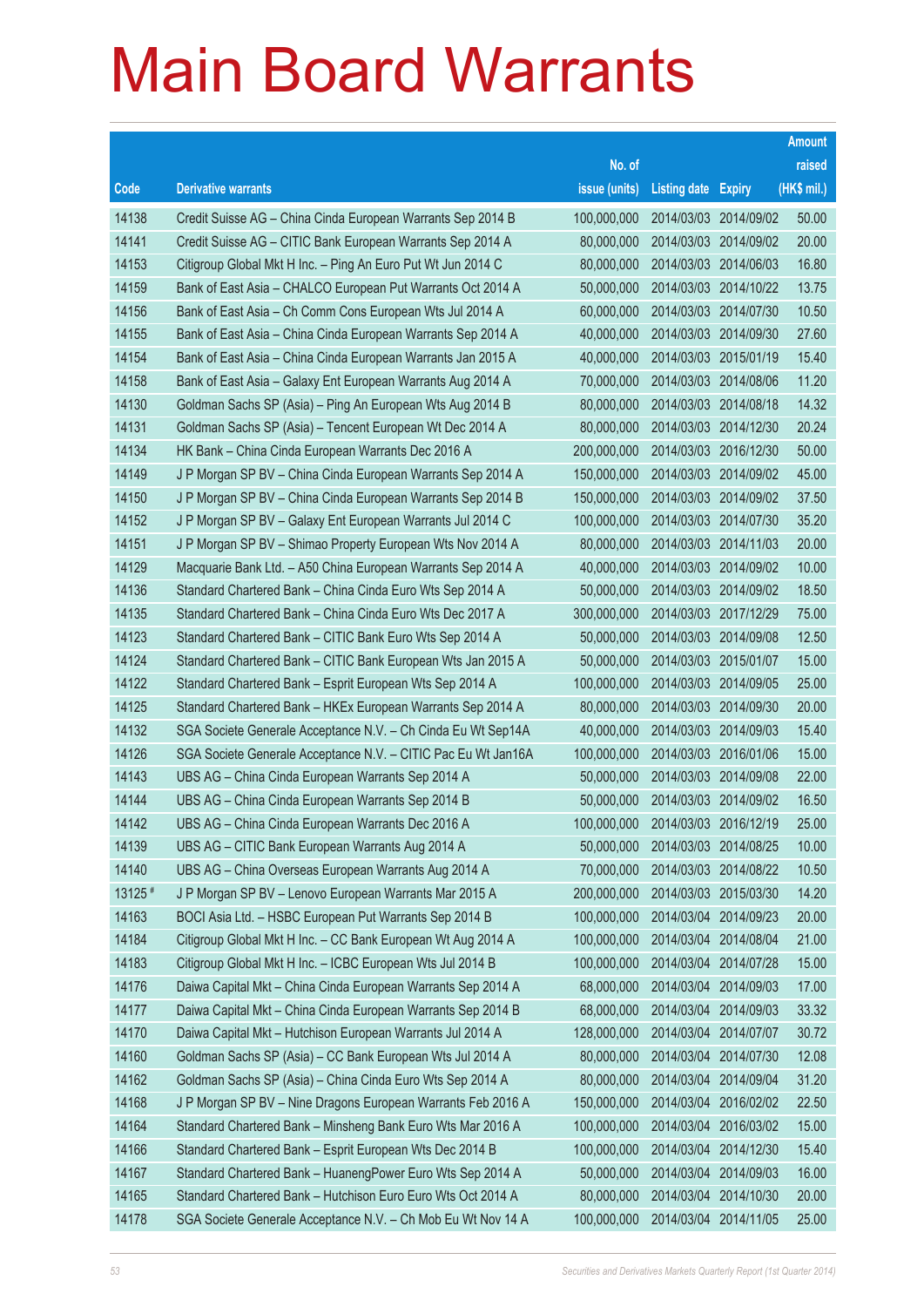# Main Board Warrants

| Code | Derivative warrants | No. of issue (units) | Listing date | Expiry | Amount raised (HK$ mil.) |
|---|---|---|---|---|---|
| 14138 | Credit Suisse AG – China Cinda European Warrants Sep 2014 B | 100,000,000 | 2014/03/03 | 2014/09/02 | 50.00 |
| 14141 | Credit Suisse AG – CITIC Bank European Warrants Sep 2014 A | 80,000,000 | 2014/03/03 | 2014/09/02 | 20.00 |
| 14153 | Citigroup Global Mkt H Inc. – Ping An Euro Put Wt Jun 2014 C | 80,000,000 | 2014/03/03 | 2014/06/03 | 16.80 |
| 14159 | Bank of East Asia – CHALCO European Put Warrants Oct 2014 A | 50,000,000 | 2014/03/03 | 2014/10/22 | 13.75 |
| 14156 | Bank of East Asia – Ch Comm Cons European Wts Jul 2014 A | 60,000,000 | 2014/03/03 | 2014/07/30 | 10.50 |
| 14155 | Bank of East Asia – China Cinda European Warrants Sep 2014 A | 40,000,000 | 2014/03/03 | 2014/09/30 | 27.60 |
| 14154 | Bank of East Asia – China Cinda European Warrants Jan 2015 A | 40,000,000 | 2014/03/03 | 2015/01/19 | 15.40 |
| 14158 | Bank of East Asia – Galaxy Ent European Warrants Aug 2014 A | 70,000,000 | 2014/03/03 | 2014/08/06 | 11.20 |
| 14130 | Goldman Sachs SP (Asia) – Ping An European Wts Aug 2014 B | 80,000,000 | 2014/03/03 | 2014/08/18 | 14.32 |
| 14131 | Goldman Sachs SP (Asia) – Tencent European Wt Dec 2014 A | 80,000,000 | 2014/03/03 | 2014/12/30 | 20.24 |
| 14134 | HK Bank – China Cinda European Warrants Dec 2016 A | 200,000,000 | 2014/03/03 | 2016/12/30 | 50.00 |
| 14149 | J P Morgan SP BV – China Cinda European Warrants Sep 2014 A | 150,000,000 | 2014/03/03 | 2014/09/02 | 45.00 |
| 14150 | J P Morgan SP BV – China Cinda European Warrants Sep 2014 B | 150,000,000 | 2014/03/03 | 2014/09/02 | 37.50 |
| 14152 | J P Morgan SP BV – Galaxy Ent European Warrants Jul 2014 C | 100,000,000 | 2014/03/03 | 2014/07/30 | 35.20 |
| 14151 | J P Morgan SP BV – Shimao Property European Wts Nov 2014 A | 80,000,000 | 2014/03/03 | 2014/11/03 | 20.00 |
| 14129 | Macquarie Bank Ltd. – A50 China European Wts Sep 2014 A | 40,000,000 | 2014/03/03 | 2014/09/02 | 10.00 |
| 14136 | Standard Chartered Bank – China Cinda Euro Wts Sep 2014 A | 50,000,000 | 2014/03/03 | 2014/09/02 | 18.50 |
| 14135 | Standard Chartered Bank – China Cinda Euro Wts Dec 2017 A | 300,000,000 | 2014/03/03 | 2017/12/29 | 75.00 |
| 14123 | Standard Chartered Bank – CITIC Bank Euro Wts Sep 2014 A | 50,000,000 | 2014/03/03 | 2014/09/08 | 12.50 |
| 14124 | Standard Chartered Bank – CITIC Bank European Wts Jan 2015 A | 50,000,000 | 2014/03/03 | 2015/01/07 | 15.00 |
| 14122 | Standard Chartered Bank – Esprit European Wts Sep 2014 A | 100,000,000 | 2014/03/03 | 2014/09/05 | 25.00 |
| 14125 | Standard Chartered Bank – HKEx European Warrants Sep 2014 A | 80,000,000 | 2014/03/03 | 2014/09/30 | 20.00 |
| 14132 | SGA Societe Generale Acceptance N.V. – Ch Cinda Eu Wt Sep14A | 40,000,000 | 2014/03/03 | 2014/09/03 | 15.40 |
| 14126 | SGA Societe Generale Acceptance N.V. – CITIC Pac Eu Wt Jan16A | 100,000,000 | 2014/03/03 | 2016/01/06 | 15.00 |
| 14143 | UBS AG – China Cinda European Warrants Sep 2014 A | 50,000,000 | 2014/03/03 | 2014/09/08 | 22.00 |
| 14144 | UBS AG – China Cinda European Warrants Sep 2014 B | 50,000,000 | 2014/03/03 | 2014/09/02 | 16.50 |
| 14142 | UBS AG – China Cinda European Warrants Dec 2016 A | 100,000,000 | 2014/03/03 | 2016/12/19 | 25.00 |
| 14139 | UBS AG – CITIC Bank European Warrants Aug 2014 A | 50,000,000 | 2014/03/03 | 2014/08/25 | 10.00 |
| 14140 | UBS AG – China Overseas European Warrants Aug 2014 A | 70,000,000 | 2014/03/03 | 2014/08/22 | 10.50 |
| 13125 # | J P Morgan SP BV – Lenovo European Warrants Mar 2015 A | 200,000,000 | 2014/03/03 | 2015/03/30 | 14.20 |
| 14163 | BOCI Asia Ltd. – HSBC European Put Warrants Sep 2014 B | 100,000,000 | 2014/03/04 | 2014/09/23 | 20.00 |
| 14184 | Citigroup Global Mkt H Inc. – CC Bank European Wt Aug 2014 A | 100,000,000 | 2014/03/04 | 2014/08/04 | 21.00 |
| 14183 | Citigroup Global Mkt H Inc. – ICBC European Wts Jul 2014 B | 100,000,000 | 2014/03/04 | 2014/07/28 | 15.00 |
| 14176 | Daiwa Capital Mkt – China Cinda European Warrants Sep 2014 A | 68,000,000 | 2014/03/04 | 2014/09/03 | 17.00 |
| 14177 | Daiwa Capital Mkt – China Cinda European Warrants Sep 2014 B | 68,000,000 | 2014/03/04 | 2014/09/03 | 33.32 |
| 14170 | Daiwa Capital Mkt – Hutchison European Warrants Jul 2014 A | 128,000,000 | 2014/03/04 | 2014/07/07 | 30.72 |
| 14160 | Goldman Sachs SP (Asia) – CC Bank European Wts Jul 2014 A | 80,000,000 | 2014/03/04 | 2014/07/30 | 12.08 |
| 14162 | Goldman Sachs SP (Asia) – China Cinda Euro Wts Sep 2014 A | 80,000,000 | 2014/03/04 | 2014/09/04 | 31.20 |
| 14168 | J P Morgan SP BV – Nine Dragons European Warrants Feb 2016 A | 150,000,000 | 2014/03/04 | 2016/02/02 | 22.50 |
| 14164 | Standard Chartered Bank – Minsheng Bank Euro Wts Mar 2016 A | 100,000,000 | 2014/03/04 | 2016/03/02 | 15.00 |
| 14166 | Standard Chartered Bank – Esprit European Wts Dec 2014 B | 100,000,000 | 2014/03/04 | 2014/12/30 | 15.40 |
| 14167 | Standard Chartered Bank – HuanengPower Euro Wts Sep 2014 A | 50,000,000 | 2014/03/04 | 2014/09/03 | 16.00 |
| 14165 | Standard Chartered Bank – Hutchison Euro Euro Wts Oct 2014 A | 80,000,000 | 2014/03/04 | 2014/10/30 | 20.00 |
| 14178 | SGA Societe Generale Acceptance N.V. – Ch Mob Eu Wt Nov 14 A | 100,000,000 | 2014/03/04 | 2014/11/05 | 25.00 |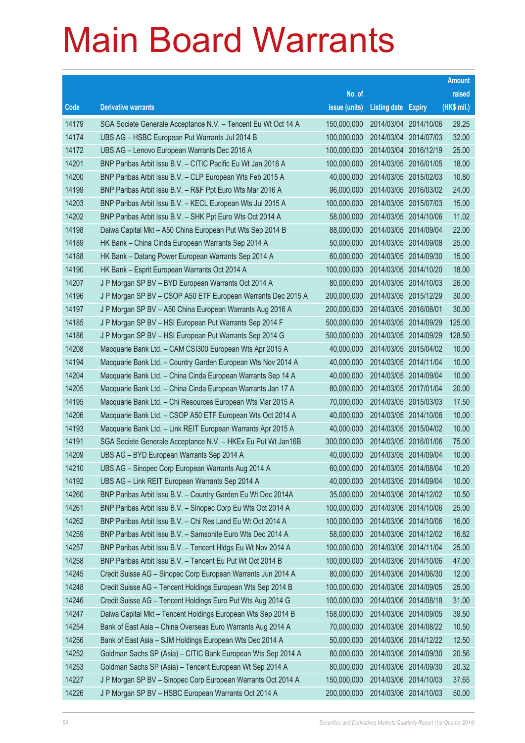# Main Board Warrants

| Code | Derivative warrants | No. of issue (units) | Listing date | Expiry | Amount raised (HK$ mil.) |
|---|---|---|---|---|---|
| 14179 | SGA Societe Generale Acceptance N.V. – Tencent Eu Wt Oct 14 A | 150,000,000 | 2014/03/04 | 2014/10/06 | 29.25 |
| 14174 | UBS AG – HSBC European Put Warrants Jul 2014 B | 100,000,000 | 2014/03/04 | 2014/07/03 | 32.00 |
| 14172 | UBS AG – Lenovo European Warrants Dec 2016 A | 100,000,000 | 2014/03/04 | 2016/12/19 | 25.00 |
| 14201 | BNP Paribas Arbit Issu B.V. – CITIC Pacific Eu Wt Jan 2016 A | 100,000,000 | 2014/03/05 | 2016/01/05 | 18.00 |
| 14200 | BNP Paribas Arbit Issu B.V. – CLP European Wts Feb 2015 A | 40,000,000 | 2014/03/05 | 2015/02/03 | 10.80 |
| 14199 | BNP Paribas Arbit Issu B.V. – R&F Ppt Euro Wts Mar 2016 A | 96,000,000 | 2014/03/05 | 2016/03/02 | 24.00 |
| 14203 | BNP Paribas Arbit Issu B.V. – KECL European Wts Jul 2015 A | 100,000,000 | 2014/03/05 | 2015/07/03 | 15.00 |
| 14202 | BNP Paribas Arbit Issu B.V. – SHK Ppt Euro Wts Oct 2014 A | 58,000,000 | 2014/03/05 | 2014/10/06 | 11.02 |
| 14198 | Daiwa Capital Mkt – A50 China European Put Wts Sep 2014 B | 88,000,000 | 2014/03/05 | 2014/09/04 | 22.00 |
| 14189 | HK Bank – China Cinda European Warrants Sep 2014 A | 50,000,000 | 2014/03/05 | 2014/09/08 | 25.00 |
| 14188 | HK Bank – Datang Power European Warrants Sep 2014 A | 60,000,000 | 2014/03/05 | 2014/09/30 | 15.00 |
| 14190 | HK Bank – Esprit European Warrants Oct 2014 A | 100,000,000 | 2014/03/05 | 2014/10/20 | 18.00 |
| 14207 | J P Morgan SP BV – BYD European Warrants Oct 2014 A | 80,000,000 | 2014/03/05 | 2014/10/03 | 26.00 |
| 14196 | J P Morgan SP BV – CSOP A50 ETF European Warrants Dec 2015 A | 200,000,000 | 2014/03/05 | 2015/12/29 | 30.00 |
| 14197 | J P Morgan SP BV – A50 China European Warrants Aug 2016 A | 200,000,000 | 2014/03/05 | 2016/08/01 | 30.00 |
| 14185 | J P Morgan SP BV – HSI European Put Warrants Sep 2014 F | 500,000,000 | 2014/03/05 | 2014/09/29 | 125.00 |
| 14186 | J P Morgan SP BV – HSI European Put Warrants Sep 2014 G | 500,000,000 | 2014/03/05 | 2014/09/29 | 128.50 |
| 14208 | Macquarie Bank Ltd. – CAM CSI300 European Wts Apr 2015 A | 40,000,000 | 2014/03/05 | 2015/04/02 | 10.00 |
| 14194 | Macquarie Bank Ltd. – Country Garden European Wts Nov 2014 A | 40,000,000 | 2014/03/05 | 2014/11/04 | 10.00 |
| 14204 | Macquarie Bank Ltd. – China Cinda European Warrants Sep 14 A | 40,000,000 | 2014/03/05 | 2014/09/04 | 10.00 |
| 14205 | Macquarie Bank Ltd. – China Cinda European Warrants Jan 17 A | 80,000,000 | 2014/03/05 | 2017/01/04 | 20.00 |
| 14195 | Macquarie Bank Ltd. – Chi Resources European Wts Mar 2015 A | 70,000,000 | 2014/03/05 | 2015/03/03 | 17.50 |
| 14206 | Macquarie Bank Ltd. – CSOP A50 ETF European Wts Oct 2014 A | 40,000,000 | 2014/03/05 | 2014/10/06 | 10.00 |
| 14193 | Macquarie Bank Ltd. – Link REIT European Warrants Apr 2015 A | 40,000,000 | 2014/03/05 | 2015/04/02 | 10.00 |
| 14191 | SGA Societe Generale Acceptance N.V. – HKEx Eu Put Wt Jan16B | 300,000,000 | 2014/03/05 | 2016/01/06 | 75.00 |
| 14209 | UBS AG – BYD European Warrants Sep 2014 A | 40,000,000 | 2014/03/05 | 2014/09/04 | 10.00 |
| 14210 | UBS AG – Sinopec Corp European Warrants Aug 2014 A | 60,000,000 | 2014/03/05 | 2014/08/04 | 10.20 |
| 14192 | UBS AG – Link REIT European Warrants Sep 2014 A | 40,000,000 | 2014/03/05 | 2014/09/04 | 10.00 |
| 14260 | BNP Paribas Arbit Issu B.V. – Country Garden Eu Wt Dec 2014A | 35,000,000 | 2014/03/06 | 2014/12/02 | 10.50 |
| 14261 | BNP Paribas Arbit Issu B.V. – Sinopec Corp Eu Wts Oct 2014 A | 100,000,000 | 2014/03/06 | 2014/10/06 | 25.00 |
| 14262 | BNP Paribas Arbit Issu B.V. – Chi Res Land Eu Wt Oct 2014 A | 100,000,000 | 2014/03/06 | 2014/10/06 | 16.00 |
| 14259 | BNP Paribas Arbit Issu B.V. – Samsonite Euro Wts Dec 2014 A | 58,000,000 | 2014/03/06 | 2014/12/02 | 16.82 |
| 14257 | BNP Paribas Arbit Issu B.V. – Tencent Hldgs Eu Wt Nov 2014 A | 100,000,000 | 2014/03/06 | 2014/11/04 | 25.00 |
| 14258 | BNP Paribas Arbit Issu B.V. – Tencent Eu Put Wt Oct 2014 B | 100,000,000 | 2014/03/06 | 2014/10/06 | 47.00 |
| 14245 | Credit Suisse AG – Sinopec Corp European Warrants Jun 2014 A | 80,000,000 | 2014/03/06 | 2014/06/30 | 12.00 |
| 14248 | Credit Suisse AG – Tencent Holdings European Wts Sep 2014 B | 100,000,000 | 2014/03/06 | 2014/09/05 | 25.00 |
| 14246 | Credit Suisse AG – Tencent Holdings Euro Put Wts Aug 2014 G | 100,000,000 | 2014/03/06 | 2014/08/18 | 31.00 |
| 14247 | Daiwa Capital Mkt – Tencent Holdings European Wts Sep 2014 B | 158,000,000 | 2014/03/06 | 2014/09/05 | 39.50 |
| 14254 | Bank of East Asia – China Overseas Euro Warrants Aug 2014 A | 70,000,000 | 2014/03/06 | 2014/08/22 | 10.50 |
| 14256 | Bank of East Asia – SJM Holdings European Wts Dec 2014 A | 50,000,000 | 2014/03/06 | 2014/12/22 | 12.50 |
| 14252 | Goldman Sachs SP (Asia) – CITIC Bank European Wts Sep 2014 A | 80,000,000 | 2014/03/06 | 2014/09/30 | 20.56 |
| 14253 | Goldman Sachs SP (Asia) – Tencent European Wt Sep 2014 A | 80,000,000 | 2014/03/06 | 2014/09/30 | 20.32 |
| 14227 | J P Morgan SP BV – Sinopec Corp European Warrants Oct 2014 A | 150,000,000 | 2014/03/06 | 2014/10/03 | 37.65 |
| 14226 | J P Morgan SP BV – HSBC European Warrants Oct 2014 A | 200,000,000 | 2014/03/06 | 2014/10/03 | 50.00 |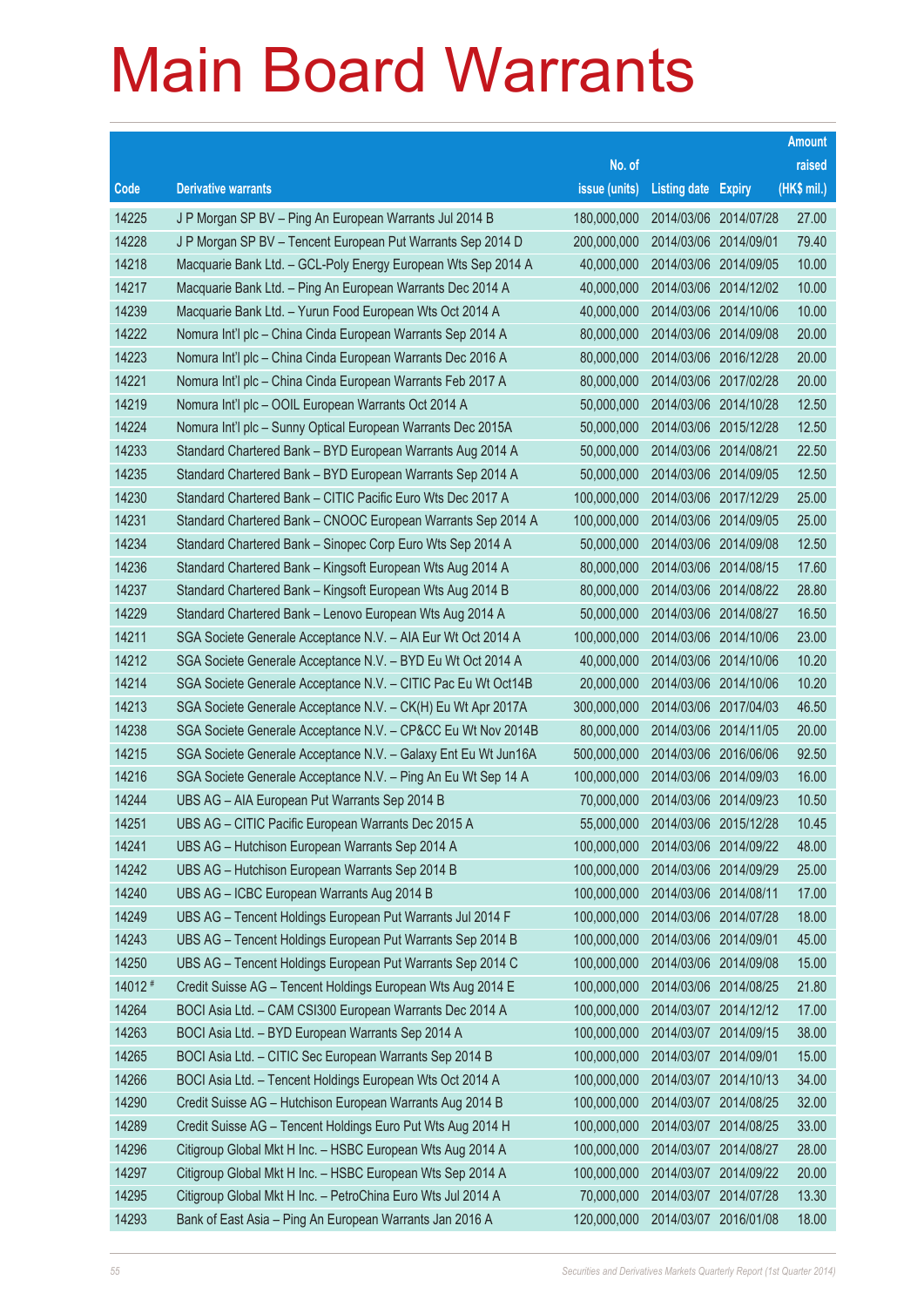# Main Board Warrants

| Code | Derivative warrants | No. of issue (units) | Listing date | Expiry | Amount raised (HK$ mil.) |
|---|---|---|---|---|---|
| 14225 | J P Morgan SP BV – Ping An European Warrants Jul 2014 B | 180,000,000 | 2014/03/06 | 2014/07/28 | 27.00 |
| 14228 | J P Morgan SP BV – Tencent European Put Warrants Sep 2014 D | 200,000,000 | 2014/03/06 | 2014/09/01 | 79.40 |
| 14218 | Macquarie Bank Ltd. – GCL-Poly Energy European Wts Sep 2014 A | 40,000,000 | 2014/03/06 | 2014/09/05 | 10.00 |
| 14217 | Macquarie Bank Ltd. – Ping An European Warrants Dec 2014 A | 40,000,000 | 2014/03/06 | 2014/12/02 | 10.00 |
| 14239 | Macquarie Bank Ltd. – Yurun Food European Wts Oct 2014 A | 40,000,000 | 2014/03/06 | 2014/10/06 | 10.00 |
| 14222 | Nomura Int'l plc – China Cinda European Warrants Sep 2014 A | 80,000,000 | 2014/03/06 | 2014/09/08 | 20.00 |
| 14223 | Nomura Int'l plc – China Cinda European Warrants Dec 2016 A | 80,000,000 | 2014/03/06 | 2016/12/28 | 20.00 |
| 14221 | Nomura Int'l plc – China Cinda European Warrants Feb 2017 A | 80,000,000 | 2014/03/06 | 2017/02/28 | 20.00 |
| 14219 | Nomura Int'l plc – OOIL European Warrants Oct 2014 A | 50,000,000 | 2014/03/06 | 2014/10/28 | 12.50 |
| 14224 | Nomura Int'l plc – Sunny Optical European Warrants Dec 2015A | 50,000,000 | 2014/03/06 | 2015/12/28 | 12.50 |
| 14233 | Standard Chartered Bank – BYD European Warrants Aug 2014 A | 50,000,000 | 2014/03/06 | 2014/08/21 | 22.50 |
| 14235 | Standard Chartered Bank – BYD European Warrants Sep 2014 A | 50,000,000 | 2014/03/06 | 2014/09/05 | 12.50 |
| 14230 | Standard Chartered Bank – CITIC Pacific Euro Wts Dec 2017 A | 100,000,000 | 2014/03/06 | 2017/12/29 | 25.00 |
| 14231 | Standard Chartered Bank – CNOOC European Warrants Sep 2014 A | 100,000,000 | 2014/03/06 | 2014/09/05 | 25.00 |
| 14234 | Standard Chartered Bank – Sinopec Corp Euro Wts Sep 2014 A | 50,000,000 | 2014/03/06 | 2014/09/08 | 12.50 |
| 14236 | Standard Chartered Bank – Kingsoft European Wts Aug 2014 A | 80,000,000 | 2014/03/06 | 2014/08/15 | 17.60 |
| 14237 | Standard Chartered Bank – Kingsoft European Wts Aug 2014 B | 80,000,000 | 2014/03/06 | 2014/08/22 | 28.80 |
| 14229 | Standard Chartered Bank – Lenovo European Wts Aug 2014 A | 50,000,000 | 2014/03/06 | 2014/08/27 | 16.50 |
| 14211 | SGA Societe Generale Acceptance N.V. – AIA Eur Wt Oct 2014 A | 100,000,000 | 2014/03/06 | 2014/10/06 | 23.00 |
| 14212 | SGA Societe Generale Acceptance N.V. – BYD Eu Wt Oct 2014 A | 40,000,000 | 2014/03/06 | 2014/10/06 | 10.20 |
| 14214 | SGA Societe Generale Acceptance N.V. – CITIC Pac Eu Wt Oct14B | 20,000,000 | 2014/03/06 | 2014/10/06 | 10.20 |
| 14213 | SGA Societe Generale Acceptance N.V. – CK(H) Eu Wt Apr 2017A | 300,000,000 | 2014/03/06 | 2017/04/03 | 46.50 |
| 14238 | SGA Societe Generale Acceptance N.V. – CP&CC Eu Wt Nov 2014B | 80,000,000 | 2014/03/06 | 2014/11/05 | 20.00 |
| 14215 | SGA Societe Generale Acceptance N.V. – Galaxy Ent Eu Wt Jun16A | 500,000,000 | 2014/03/06 | 2016/06/06 | 92.50 |
| 14216 | SGA Societe Generale Acceptance N.V. – Ping An Eu Wt Sep 14 A | 100,000,000 | 2014/03/06 | 2014/09/03 | 16.00 |
| 14244 | UBS AG – AIA European Put Warrants Sep 2014 B | 70,000,000 | 2014/03/06 | 2014/09/23 | 10.50 |
| 14251 | UBS AG – CITIC Pacific European Warrants Dec 2015 A | 55,000,000 | 2014/03/06 | 2015/12/28 | 10.45 |
| 14241 | UBS AG – Hutchison European Warrants Sep 2014 A | 100,000,000 | 2014/03/06 | 2014/09/22 | 48.00 |
| 14242 | UBS AG – Hutchison European Warrants Sep 2014 B | 100,000,000 | 2014/03/06 | 2014/09/29 | 25.00 |
| 14240 | UBS AG – ICBC European Warrants Aug 2014 B | 100,000,000 | 2014/03/06 | 2014/08/11 | 17.00 |
| 14249 | UBS AG – Tencent Holdings European Put Warrants Jul 2014 F | 100,000,000 | 2014/03/06 | 2014/07/28 | 18.00 |
| 14243 | UBS AG – Tencent Holdings European Put Warrants Sep 2014 B | 100,000,000 | 2014/03/06 | 2014/09/01 | 45.00 |
| 14250 | UBS AG – Tencent Holdings European Put Warrants Sep 2014 C | 100,000,000 | 2014/03/06 | 2014/09/08 | 15.00 |
| 14012 # | Credit Suisse AG – Tencent Holdings European Wts Aug 2014 E | 100,000,000 | 2014/03/06 | 2014/08/25 | 21.80 |
| 14264 | BOCI Asia Ltd. – CAM CSI300 European Warrants Dec 2014 A | 100,000,000 | 2014/03/07 | 2014/12/12 | 17.00 |
| 14263 | BOCI Asia Ltd. – BYD European Warrants Sep 2014 A | 100,000,000 | 2014/03/07 | 2014/09/15 | 38.00 |
| 14265 | BOCI Asia Ltd. – CITIC Sec European Warrants Sep 2014 B | 100,000,000 | 2014/03/07 | 2014/09/01 | 15.00 |
| 14266 | BOCI Asia Ltd. – Tencent Holdings European Wts Oct 2014 A | 100,000,000 | 2014/03/07 | 2014/10/13 | 34.00 |
| 14290 | Credit Suisse AG – Hutchison European Warrants Aug 2014 B | 100,000,000 | 2014/03/07 | 2014/08/25 | 32.00 |
| 14289 | Credit Suisse AG – Tencent Holdings Euro Put Wts Aug 2014 H | 100,000,000 | 2014/03/07 | 2014/08/25 | 33.00 |
| 14296 | Citigroup Global Mkt H Inc. – HSBC European Wts Aug 2014 A | 100,000,000 | 2014/03/07 | 2014/08/27 | 28.00 |
| 14297 | Citigroup Global Mkt H Inc. – HSBC European Wts Sep 2014 A | 100,000,000 | 2014/03/07 | 2014/09/22 | 20.00 |
| 14295 | Citigroup Global Mkt H Inc. – PetroChina Euro Wts Jul 2014 A | 70,000,000 | 2014/03/07 | 2014/07/28 | 13.30 |
| 14293 | Bank of East Asia – Ping An European Warrants Jan 2016 A | 120,000,000 | 2014/03/07 | 2016/01/08 | 18.00 |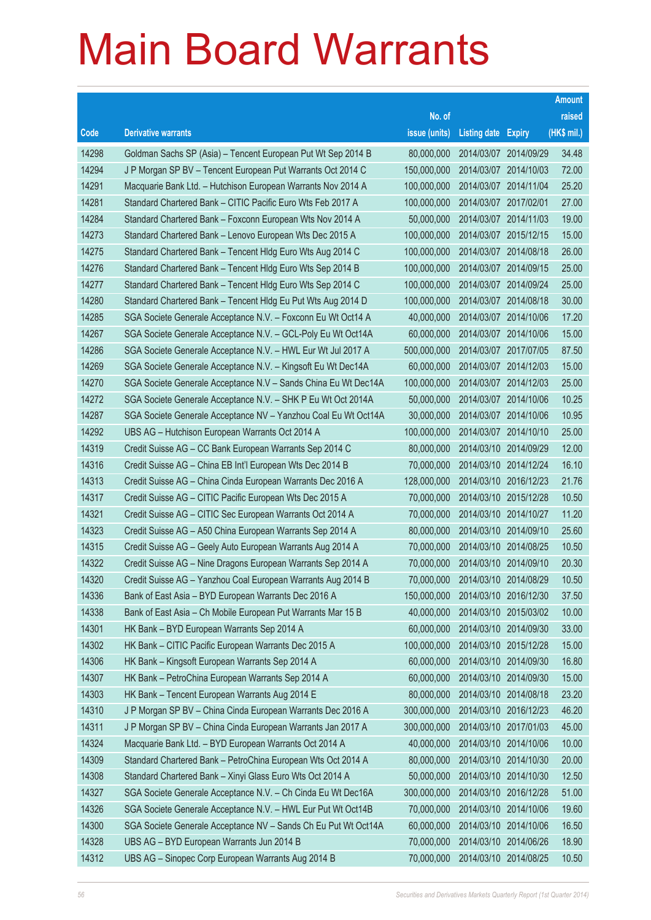# Main Board Warrants

| Code | Derivative warrants | No. of issue (units) | Listing date | Expiry | Amount raised (HK$ mil.) |
|---|---|---|---|---|---|
| 14298 | Goldman Sachs SP (Asia) – Tencent European Put Wt Sep 2014 B | 80,000,000 | 2014/03/07 | 2014/09/29 | 34.48 |
| 14294 | J P Morgan SP BV – Tencent European Put Warrants Oct 2014 C | 150,000,000 | 2014/03/07 | 2014/10/03 | 72.00 |
| 14291 | Macquarie Bank Ltd. – Hutchison European Warrants Nov 2014 A | 100,000,000 | 2014/03/07 | 2014/11/04 | 25.20 |
| 14281 | Standard Chartered Bank – CITIC Pacific Euro Wts Feb 2017 A | 100,000,000 | 2014/03/07 | 2017/02/01 | 27.00 |
| 14284 | Standard Chartered Bank – Foxconn European Wts Nov 2014 A | 50,000,000 | 2014/03/07 | 2014/11/03 | 19.00 |
| 14273 | Standard Chartered Bank – Lenovo European Wts Dec 2015 A | 100,000,000 | 2014/03/07 | 2015/12/15 | 15.00 |
| 14275 | Standard Chartered Bank – Tencent Hldg Euro Wts Aug 2014 C | 100,000,000 | 2014/03/07 | 2014/08/18 | 26.00 |
| 14276 | Standard Chartered Bank – Tencent Hldg Euro Wts Sep 2014 B | 100,000,000 | 2014/03/07 | 2014/09/15 | 25.00 |
| 14277 | Standard Chartered Bank – Tencent Hldg Euro Wts Sep 2014 C | 100,000,000 | 2014/03/07 | 2014/09/24 | 25.00 |
| 14280 | Standard Chartered Bank – Tencent Hldg Eu Put Wts Aug 2014 D | 100,000,000 | 2014/03/07 | 2014/08/18 | 30.00 |
| 14285 | SGA Societe Generale Acceptance N.V. – Foxconn Eu Wt Oct14 A | 40,000,000 | 2014/03/07 | 2014/10/06 | 17.20 |
| 14267 | SGA Societe Generale Acceptance N.V. – GCL-Poly Eu Wt Oct14A | 60,000,000 | 2014/03/07 | 2014/10/06 | 15.00 |
| 14286 | SGA Societe Generale Acceptance N.V. – HWL Eur Wt Jul 2017 A | 500,000,000 | 2014/03/07 | 2017/07/05 | 87.50 |
| 14269 | SGA Societe Generale Acceptance N.V. – Kingsoft Eu Wt Dec14A | 60,000,000 | 2014/03/07 | 2014/12/03 | 15.00 |
| 14270 | SGA Societe Generale Acceptance N.V – Sands China Eu Wt Dec14A | 100,000,000 | 2014/03/07 | 2014/12/03 | 25.00 |
| 14272 | SGA Societe Generale Acceptance N.V. – SHK P Eu Wt Oct 2014A | 50,000,000 | 2014/03/07 | 2014/10/06 | 10.25 |
| 14287 | SGA Societe Generale Acceptance NV – Yanzhou Coal Eu Wt Oct14A | 30,000,000 | 2014/03/07 | 2014/10/06 | 10.95 |
| 14292 | UBS AG – Hutchison European Warrants Oct 2014 A | 100,000,000 | 2014/03/07 | 2014/10/10 | 25.00 |
| 14319 | Credit Suisse AG – CC Bank European Warrants Sep 2014 C | 80,000,000 | 2014/03/10 | 2014/09/29 | 12.00 |
| 14316 | Credit Suisse AG – China EB Int'l European Wts Dec 2014 B | 70,000,000 | 2014/03/10 | 2014/12/24 | 16.10 |
| 14313 | Credit Suisse AG – China Cinda European Warrants Dec 2016 A | 128,000,000 | 2014/03/10 | 2016/12/23 | 21.76 |
| 14317 | Credit Suisse AG – CITIC Pacific European Wts Dec 2015 A | 70,000,000 | 2014/03/10 | 2015/12/28 | 10.50 |
| 14321 | Credit Suisse AG – CITIC Sec European Warrants Oct 2014 A | 70,000,000 | 2014/03/10 | 2014/10/27 | 11.20 |
| 14323 | Credit Suisse AG – A50 China European Warrants Sep 2014 A | 80,000,000 | 2014/03/10 | 2014/09/10 | 25.60 |
| 14315 | Credit Suisse AG – Geely Auto European Warrants Aug 2014 A | 70,000,000 | 2014/03/10 | 2014/08/25 | 10.50 |
| 14322 | Credit Suisse AG – Nine Dragons European Warrants Sep 2014 A | 70,000,000 | 2014/03/10 | 2014/09/10 | 20.30 |
| 14320 | Credit Suisse AG – Yanzhou Coal European Warrants Aug 2014 B | 70,000,000 | 2014/03/10 | 2014/08/29 | 10.50 |
| 14336 | Bank of East Asia – BYD European Warrants Dec 2016 A | 150,000,000 | 2014/03/10 | 2016/12/30 | 37.50 |
| 14338 | Bank of East Asia – Ch Mobile European Put Warrants Mar 15 B | 40,000,000 | 2014/03/10 | 2015/03/02 | 10.00 |
| 14301 | HK Bank – BYD European Warrants Sep 2014 A | 60,000,000 | 2014/03/10 | 2014/09/30 | 33.00 |
| 14302 | HK Bank – CITIC Pacific European Warrants Dec 2015 A | 100,000,000 | 2014/03/10 | 2015/12/28 | 15.00 |
| 14306 | HK Bank – Kingsoft European Warrants Sep 2014 A | 60,000,000 | 2014/03/10 | 2014/09/30 | 16.80 |
| 14307 | HK Bank – PetroChina European Warrants Sep 2014 A | 60,000,000 | 2014/03/10 | 2014/09/30 | 15.00 |
| 14303 | HK Bank – Tencent European Warrants Aug 2014 E | 80,000,000 | 2014/03/10 | 2014/08/18 | 23.20 |
| 14310 | J P Morgan SP BV – China Cinda European Warrants Dec 2016 A | 300,000,000 | 2014/03/10 | 2016/12/23 | 46.20 |
| 14311 | J P Morgan SP BV – China Cinda European Warrants Jan 2017 A | 300,000,000 | 2014/03/10 | 2017/01/03 | 45.00 |
| 14324 | Macquarie Bank Ltd. – BYD European Warrants Oct 2014 A | 40,000,000 | 2014/03/10 | 2014/10/06 | 10.00 |
| 14309 | Standard Chartered Bank – PetroChina European Wts Oct 2014 A | 80,000,000 | 2014/03/10 | 2014/10/30 | 20.00 |
| 14308 | Standard Chartered Bank – Xinyi Glass Euro Wts Oct 2014 A | 50,000,000 | 2014/03/10 | 2014/10/30 | 12.50 |
| 14327 | SGA Societe Generale Acceptance N.V. – Ch Cinda Eu Wt Dec16A | 300,000,000 | 2014/03/10 | 2016/12/28 | 51.00 |
| 14326 | SGA Societe Generale Acceptance N.V. – HWL Eur Put Wt Oct14B | 70,000,000 | 2014/03/10 | 2014/10/06 | 19.60 |
| 14300 | SGA Societe Generale Acceptance NV – Sands Ch Eu Put Wt Oct14A | 60,000,000 | 2014/03/10 | 2014/10/06 | 16.50 |
| 14328 | UBS AG – BYD European Warrants Jun 2014 B | 70,000,000 | 2014/03/10 | 2014/06/26 | 18.90 |
| 14312 | UBS AG – Sinopec Corp European Warrants Aug 2014 B | 70,000,000 | 2014/03/10 | 2014/08/25 | 10.50 |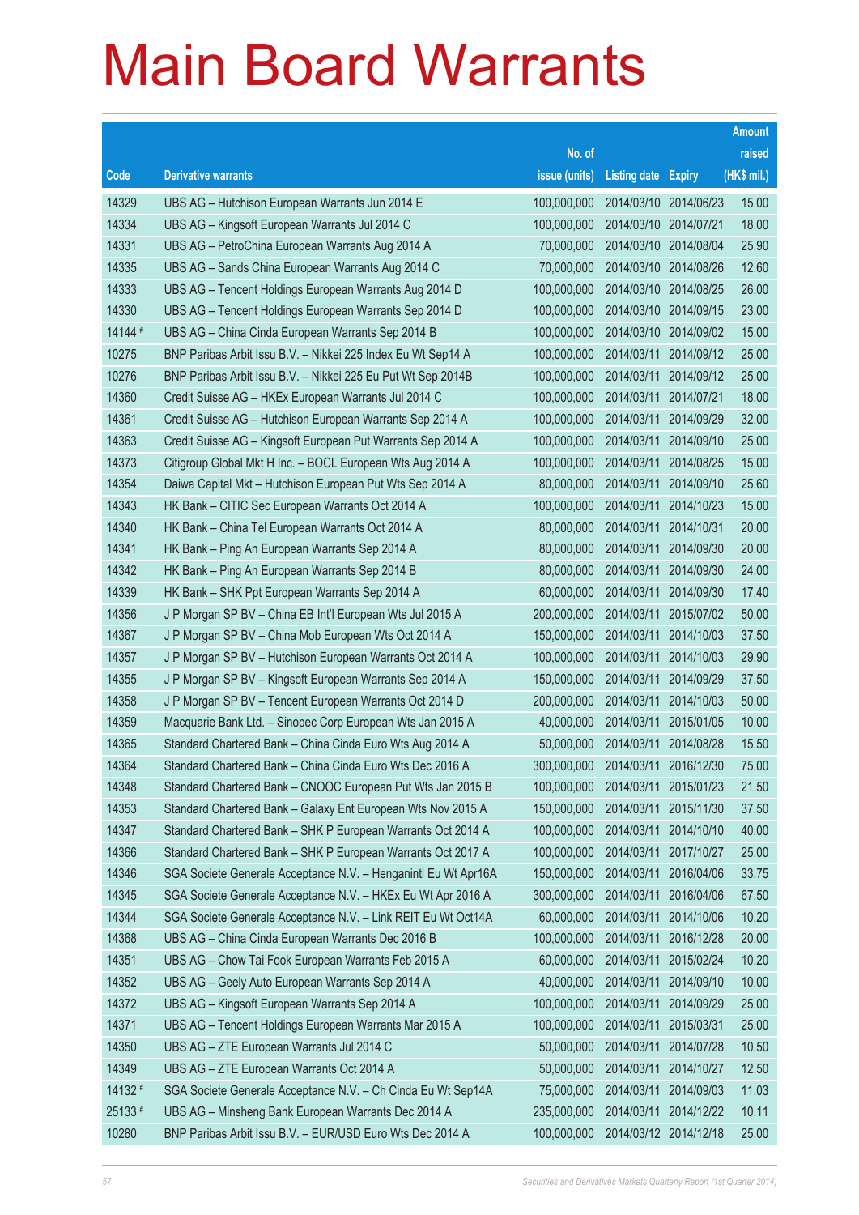# Main Board Warrants

| Code | Derivative warrants | No. of issue (units) | Listing date | Expiry | Amount raised (HK$ mil.) |
|---|---|---|---|---|---|
| 14329 | UBS AG – Hutchison European Warrants Jun 2014 E | 100,000,000 | 2014/03/10 | 2014/06/23 | 15.00 |
| 14334 | UBS AG – Kingsoft European Warrants Jul 2014 C | 100,000,000 | 2014/03/10 | 2014/07/21 | 18.00 |
| 14331 | UBS AG – PetroChina European Warrants Aug 2014 A | 70,000,000 | 2014/03/10 | 2014/08/04 | 25.90 |
| 14335 | UBS AG – Sands China European Warrants Aug 2014 C | 70,000,000 | 2014/03/10 | 2014/08/26 | 12.60 |
| 14333 | UBS AG – Tencent Holdings European Warrants Aug 2014 D | 100,000,000 | 2014/03/10 | 2014/08/25 | 26.00 |
| 14330 | UBS AG – Tencent Holdings European Warrants Sep 2014 D | 100,000,000 | 2014/03/10 | 2014/09/15 | 23.00 |
| 14144 # | UBS AG – China Cinda European Warrants Sep 2014 B | 100,000,000 | 2014/03/10 | 2014/09/02 | 15.00 |
| 10275 | BNP Paribas Arbit Issu B.V. – Nikkei 225 Index Eu Wt Sep14 A | 100,000,000 | 2014/03/11 | 2014/09/12 | 25.00 |
| 10276 | BNP Paribas Arbit Issu B.V. – Nikkei 225 Eu Put Wt Sep 2014B | 100,000,000 | 2014/03/11 | 2014/09/12 | 25.00 |
| 14360 | Credit Suisse AG – HKEx European Warrants Jul 2014 C | 100,000,000 | 2014/03/11 | 2014/07/21 | 18.00 |
| 14361 | Credit Suisse AG – Hutchison European Warrants Sep 2014 A | 100,000,000 | 2014/03/11 | 2014/09/29 | 32.00 |
| 14363 | Credit Suisse AG – Kingsoft European Put Warrants Sep 2014 A | 100,000,000 | 2014/03/11 | 2014/09/10 | 25.00 |
| 14373 | Citigroup Global Mkt H Inc. – BOCL European Wts Aug 2014 A | 100,000,000 | 2014/03/11 | 2014/08/25 | 15.00 |
| 14354 | Daiwa Capital Mkt – Hutchison European Put Wts Sep 2014 A | 80,000,000 | 2014/03/11 | 2014/09/10 | 25.60 |
| 14343 | HK Bank – CITIC Sec European Warrants Oct 2014 A | 100,000,000 | 2014/03/11 | 2014/10/23 | 15.00 |
| 14340 | HK Bank – China Tel European Warrants Oct 2014 A | 80,000,000 | 2014/03/11 | 2014/10/31 | 20.00 |
| 14341 | HK Bank – Ping An European Warrants Sep 2014 A | 80,000,000 | 2014/03/11 | 2014/09/30 | 20.00 |
| 14342 | HK Bank – Ping An European Warrants Sep 2014 B | 80,000,000 | 2014/03/11 | 2014/09/30 | 24.00 |
| 14339 | HK Bank – SHK Ppt European Warrants Sep 2014 A | 60,000,000 | 2014/03/11 | 2014/09/30 | 17.40 |
| 14356 | J P Morgan SP BV – China EB Int'l European Wts Jul 2015 A | 200,000,000 | 2014/03/11 | 2015/07/02 | 50.00 |
| 14367 | J P Morgan SP BV – China Mob European Wts Oct 2014 A | 150,000,000 | 2014/03/11 | 2014/10/03 | 37.50 |
| 14357 | J P Morgan SP BV – Hutchison European Warrants Oct 2014 A | 100,000,000 | 2014/03/11 | 2014/10/03 | 29.90 |
| 14355 | J P Morgan SP BV – Kingsoft European Warrants Sep 2014 A | 150,000,000 | 2014/03/11 | 2014/09/29 | 37.50 |
| 14358 | J P Morgan SP BV – Tencent European Warrants Oct 2014 D | 200,000,000 | 2014/03/11 | 2014/10/03 | 50.00 |
| 14359 | Macquarie Bank Ltd. – Sinopec Corp European Wts Jan 2015 A | 40,000,000 | 2014/03/11 | 2015/01/05 | 10.00 |
| 14365 | Standard Chartered Bank – China Cinda Euro Wts Aug 2014 A | 50,000,000 | 2014/03/11 | 2014/08/28 | 15.50 |
| 14364 | Standard Chartered Bank – China Cinda Euro Wts Dec 2016 A | 300,000,000 | 2014/03/11 | 2016/12/30 | 75.00 |
| 14348 | Standard Chartered Bank – CNOOC European Put Wts Jan 2015 B | 100,000,000 | 2014/03/11 | 2015/01/23 | 21.50 |
| 14353 | Standard Chartered Bank – Galaxy Ent European Wts Nov 2015 A | 150,000,000 | 2014/03/11 | 2015/11/30 | 37.50 |
| 14347 | Standard Chartered Bank – SHK P European Warrants Oct 2014 A | 100,000,000 | 2014/03/11 | 2014/10/10 | 40.00 |
| 14366 | Standard Chartered Bank – SHK P European Warrants Oct 2017 A | 100,000,000 | 2014/03/11 | 2017/10/27 | 25.00 |
| 14346 | SGA Societe Generale Acceptance N.V. – Henganintl Eu Wt Apr16A | 150,000,000 | 2014/03/11 | 2016/04/06 | 33.75 |
| 14345 | SGA Societe Generale Acceptance N.V. – HKEx Eu Wt Apr 2016 A | 300,000,000 | 2014/03/11 | 2016/04/06 | 67.50 |
| 14344 | SGA Societe Generale Acceptance N.V. – Link REIT Eu Wt Oct14A | 60,000,000 | 2014/03/11 | 2014/10/06 | 10.20 |
| 14368 | UBS AG – China Cinda European Warrants Dec 2016 B | 100,000,000 | 2014/03/11 | 2016/12/28 | 20.00 |
| 14351 | UBS AG – Chow Tai Fook European Warrants Feb 2015 A | 60,000,000 | 2014/03/11 | 2015/02/24 | 10.20 |
| 14352 | UBS AG – Geely Auto European Warrants Sep 2014 A | 40,000,000 | 2014/03/11 | 2014/09/10 | 10.00 |
| 14372 | UBS AG – Kingsoft European Warrants Sep 2014 A | 100,000,000 | 2014/03/11 | 2014/09/29 | 25.00 |
| 14371 | UBS AG – Tencent Holdings European Warrants Mar 2015 A | 100,000,000 | 2014/03/11 | 2015/03/31 | 25.00 |
| 14350 | UBS AG – ZTE European Warrants Jul 2014 C | 50,000,000 | 2014/03/11 | 2014/07/28 | 10.50 |
| 14349 | UBS AG – ZTE European Warrants Oct 2014 A | 50,000,000 | 2014/03/11 | 2014/10/27 | 12.50 |
| 14132 # | SGA Societe Generale Acceptance N.V. – Ch Cinda Eu Wt Sep14A | 75,000,000 | 2014/03/11 | 2014/09/03 | 11.03 |
| 25133 # | UBS AG – Minsheng Bank European Warrants Dec 2014 A | 235,000,000 | 2014/03/11 | 2014/12/22 | 10.11 |
| 10280 | BNP Paribas Arbit Issu B.V. – EUR/USD Euro Wts Dec 2014 A | 100,000,000 | 2014/03/12 | 2014/12/18 | 25.00 |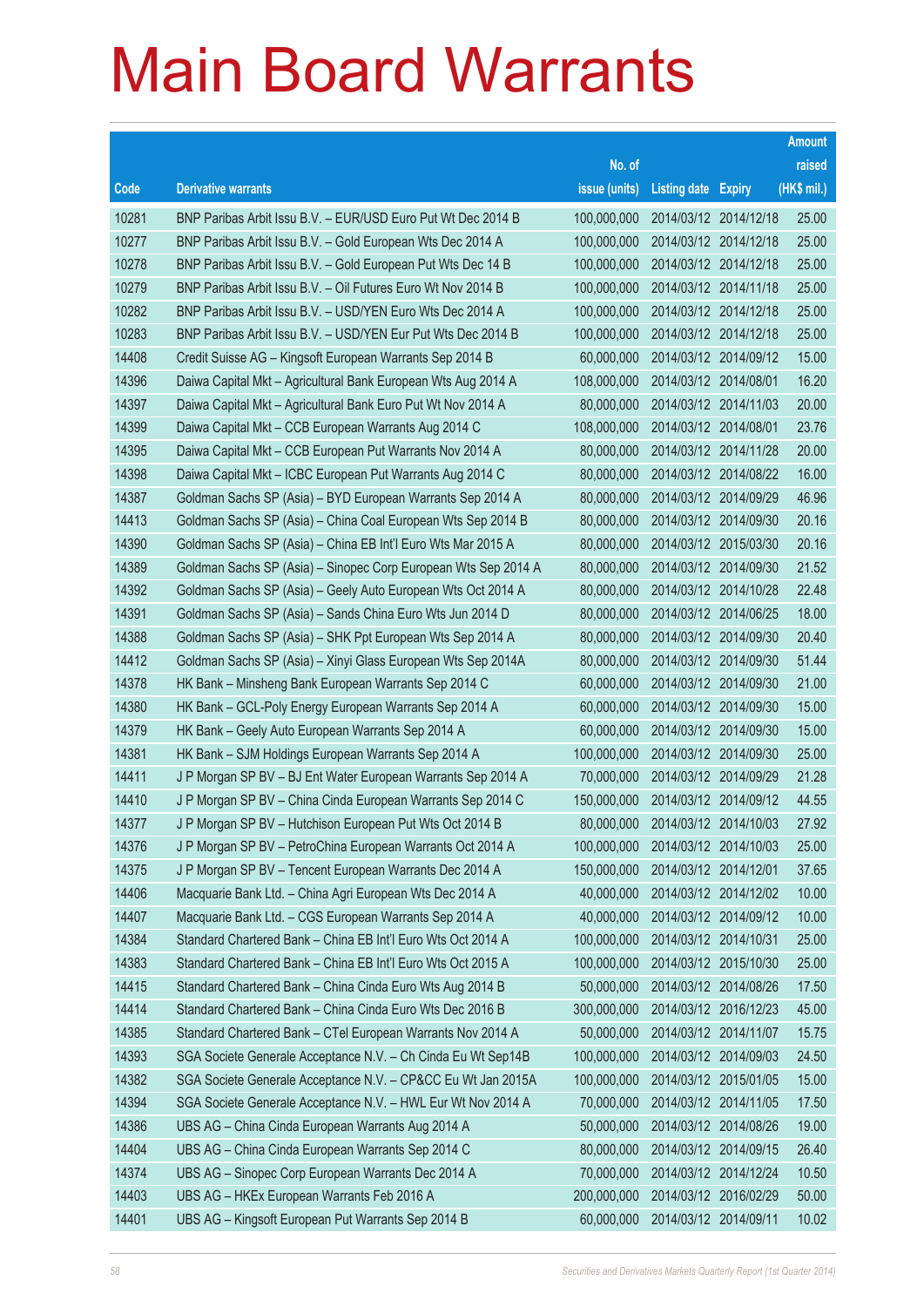# Main Board Warrants

| Code | Derivative warrants | No. of issue (units) | Listing date | Expiry | Amount raised (HK$ mil.) |
|---|---|---|---|---|---|
| 10281 | BNP Paribas Arbit Issu B.V. – EUR/USD Euro Put Wt Dec 2014 B | 100,000,000 | 2014/03/12 | 2014/12/18 | 25.00 |
| 10277 | BNP Paribas Arbit Issu B.V. – Gold European Wts Dec 2014 A | 100,000,000 | 2014/03/12 | 2014/12/18 | 25.00 |
| 10278 | BNP Paribas Arbit Issu B.V. – Gold European Put Wts Dec 14 B | 100,000,000 | 2014/03/12 | 2014/12/18 | 25.00 |
| 10279 | BNP Paribas Arbit Issu B.V. – Oil Futures Euro Wt Nov 2014 B | 100,000,000 | 2014/03/12 | 2014/11/18 | 25.00 |
| 10282 | BNP Paribas Arbit Issu B.V. – USD/YEN Euro Wts Dec 2014 A | 100,000,000 | 2014/03/12 | 2014/12/18 | 25.00 |
| 10283 | BNP Paribas Arbit Issu B.V. – USD/YEN Eur Put Wts Dec 2014 B | 100,000,000 | 2014/03/12 | 2014/12/18 | 25.00 |
| 14408 | Credit Suisse AG – Kingsoft European Warrants Sep 2014 B | 60,000,000 | 2014/03/12 | 2014/09/12 | 15.00 |
| 14396 | Daiwa Capital Mkt – Agricultural Bank European Wts Aug 2014 A | 108,000,000 | 2014/03/12 | 2014/08/01 | 16.20 |
| 14397 | Daiwa Capital Mkt – Agricultural Bank Euro Put Wt Nov 2014 A | 80,000,000 | 2014/03/12 | 2014/11/03 | 20.00 |
| 14399 | Daiwa Capital Mkt – CCB European Warrants Aug 2014 C | 108,000,000 | 2014/03/12 | 2014/08/01 | 23.76 |
| 14395 | Daiwa Capital Mkt – CCB European Put Warrants Nov 2014 A | 80,000,000 | 2014/03/12 | 2014/11/28 | 20.00 |
| 14398 | Daiwa Capital Mkt – ICBC European Put Warrants Aug 2014 C | 80,000,000 | 2014/03/12 | 2014/08/22 | 16.00 |
| 14387 | Goldman Sachs SP (Asia) – BYD European Warrants Sep 2014 A | 80,000,000 | 2014/03/12 | 2014/09/29 | 46.96 |
| 14413 | Goldman Sachs SP (Asia) – China Coal European Wts Sep 2014 B | 80,000,000 | 2014/03/12 | 2014/09/30 | 20.16 |
| 14390 | Goldman Sachs SP (Asia) – China EB Int'l Euro Wts Mar 2015 A | 80,000,000 | 2014/03/12 | 2015/03/30 | 20.16 |
| 14389 | Goldman Sachs SP (Asia) – Sinopec Corp European Wts Sep 2014 A | 80,000,000 | 2014/03/12 | 2014/09/30 | 21.52 |
| 14392 | Goldman Sachs SP (Asia) – Geely Auto European Wts Oct 2014 A | 80,000,000 | 2014/03/12 | 2014/10/28 | 22.48 |
| 14391 | Goldman Sachs SP (Asia) – Sands China Euro Wts Jun 2014 D | 80,000,000 | 2014/03/12 | 2014/06/25 | 18.00 |
| 14388 | Goldman Sachs SP (Asia) – SHK Ppt European Wts Sep 2014 A | 80,000,000 | 2014/03/12 | 2014/09/30 | 20.40 |
| 14412 | Goldman Sachs SP (Asia) – Xinyi Glass European Wts Sep 2014A | 80,000,000 | 2014/03/12 | 2014/09/30 | 51.44 |
| 14378 | HK Bank – Minsheng Bank European Warrants Sep 2014 C | 60,000,000 | 2014/03/12 | 2014/09/30 | 21.00 |
| 14380 | HK Bank – GCL-Poly Energy European Warrants Sep 2014 A | 60,000,000 | 2014/03/12 | 2014/09/30 | 15.00 |
| 14379 | HK Bank – Geely Auto European Warrants Sep 2014 A | 60,000,000 | 2014/03/12 | 2014/09/30 | 15.00 |
| 14381 | HK Bank – SJM Holdings European Warrants Sep 2014 A | 100,000,000 | 2014/03/12 | 2014/09/30 | 25.00 |
| 14411 | J P Morgan SP BV – BJ Ent Water European Warrants Sep 2014 A | 70,000,000 | 2014/03/12 | 2014/09/29 | 21.28 |
| 14410 | J P Morgan SP BV – China Cinda European Warrants Sep 2014 C | 150,000,000 | 2014/03/12 | 2014/09/12 | 44.55 |
| 14377 | J P Morgan SP BV – Hutchison European Put Wts Oct 2014 B | 80,000,000 | 2014/03/12 | 2014/10/03 | 27.92 |
| 14376 | J P Morgan SP BV – PetroChina European Warrants Oct 2014 A | 100,000,000 | 2014/03/12 | 2014/10/03 | 25.00 |
| 14375 | J P Morgan SP BV – Tencent European Warrants Dec 2014 A | 150,000,000 | 2014/03/12 | 2014/12/01 | 37.65 |
| 14406 | Macquarie Bank Ltd. – China Agri European Wts Dec 2014 A | 40,000,000 | 2014/03/12 | 2014/12/02 | 10.00 |
| 14407 | Macquarie Bank Ltd. – CGS European Warrants Sep 2014 A | 40,000,000 | 2014/03/12 | 2014/09/12 | 10.00 |
| 14384 | Standard Chartered Bank – China EB Int'l Euro Wts Oct 2014 A | 100,000,000 | 2014/03/12 | 2014/10/31 | 25.00 |
| 14383 | Standard Chartered Bank – China EB Int'l Euro Wts Oct 2015 A | 100,000,000 | 2014/03/12 | 2015/10/30 | 25.00 |
| 14415 | Standard Chartered Bank – China Cinda Euro Wts Aug 2014 B | 50,000,000 | 2014/03/12 | 2014/08/26 | 17.50 |
| 14414 | Standard Chartered Bank – China Cinda Euro Wts Dec 2016 B | 300,000,000 | 2014/03/12 | 2016/12/23 | 45.00 |
| 14385 | Standard Chartered Bank – CTel European Warrants Nov 2014 A | 50,000,000 | 2014/03/12 | 2014/11/07 | 15.75 |
| 14393 | SGA Societe Generale Acceptance N.V. – Ch Cinda Eu Wt Sep14B | 100,000,000 | 2014/03/12 | 2014/09/03 | 24.50 |
| 14382 | SGA Societe Generale Acceptance N.V. – CP&CC Eu Wt Jan 2015A | 100,000,000 | 2014/03/12 | 2015/01/05 | 15.00 |
| 14394 | SGA Societe Generale Acceptance N.V. – HWL Eur Wt Nov 2014 A | 70,000,000 | 2014/03/12 | 2014/11/05 | 17.50 |
| 14386 | UBS AG – China Cinda European Warrants Aug 2014 A | 50,000,000 | 2014/03/12 | 2014/08/26 | 19.00 |
| 14404 | UBS AG – China Cinda European Warrants Sep 2014 C | 80,000,000 | 2014/03/12 | 2014/09/15 | 26.40 |
| 14374 | UBS AG – Sinopec Corp European Warrants Dec 2014 A | 70,000,000 | 2014/03/12 | 2014/12/24 | 10.50 |
| 14403 | UBS AG – HKEx European Warrants Feb 2016 A | 200,000,000 | 2014/03/12 | 2016/02/29 | 50.00 |
| 14401 | UBS AG – Kingsoft European Put Warrants Sep 2014 B | 60,000,000 | 2014/03/12 | 2014/09/11 | 10.02 |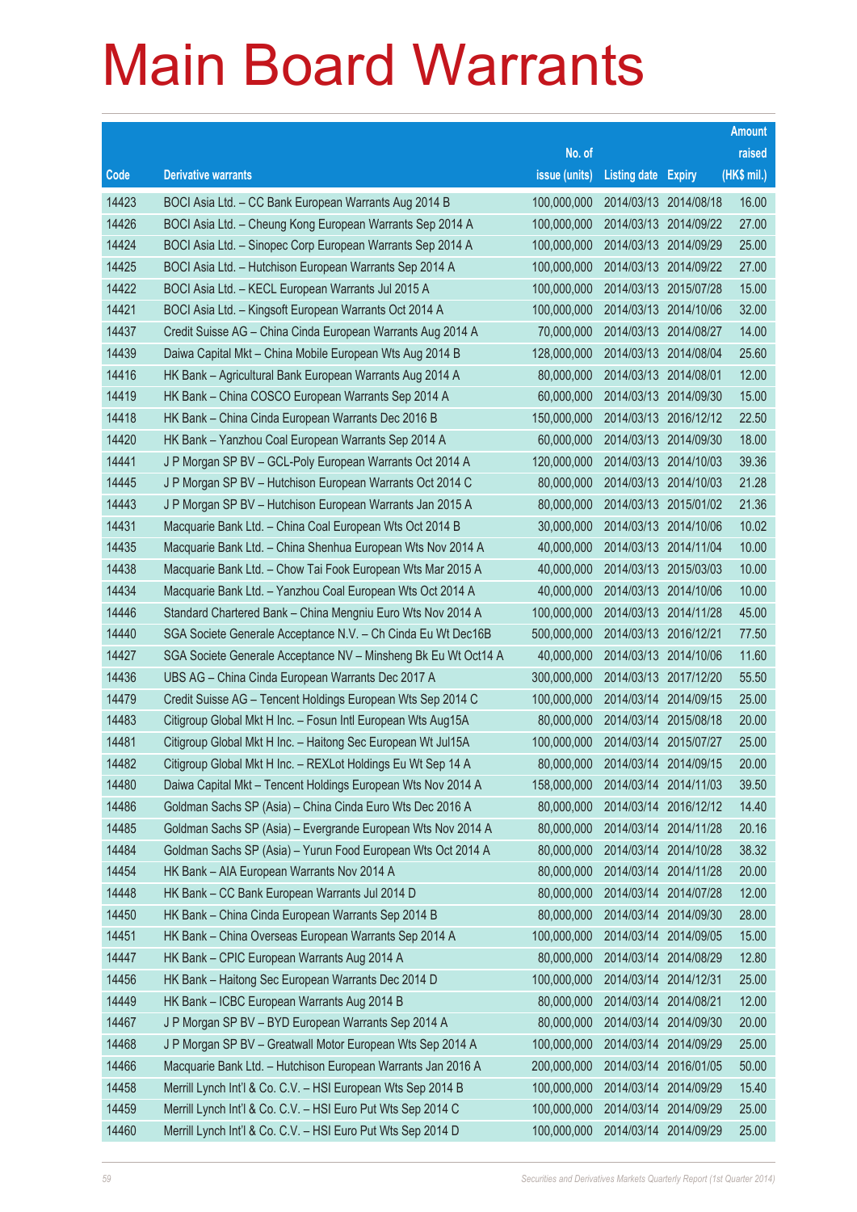# Main Board Warrants

| Code | Derivative warrants | No. of issue (units) | Listing date | Expiry | Amount raised (HK$ mil.) |
|---|---|---|---|---|---|
| 14423 | BOCI Asia Ltd. – CC Bank European Warrants Aug 2014 B | 100,000,000 | 2014/03/13 | 2014/08/18 | 16.00 |
| 14426 | BOCI Asia Ltd. – Cheung Kong European Warrants Sep 2014 A | 100,000,000 | 2014/03/13 | 2014/09/22 | 27.00 |
| 14424 | BOCI Asia Ltd. – Sinopec Corp European Warrants Sep 2014 A | 100,000,000 | 2014/03/13 | 2014/09/29 | 25.00 |
| 14425 | BOCI Asia Ltd. – Hutchison European Warrants Sep 2014 A | 100,000,000 | 2014/03/13 | 2014/09/22 | 27.00 |
| 14422 | BOCI Asia Ltd. – KECL European Warrants Jul 2015 A | 100,000,000 | 2014/03/13 | 2015/07/28 | 15.00 |
| 14421 | BOCI Asia Ltd. – Kingsoft European Warrants Oct 2014 A | 100,000,000 | 2014/03/13 | 2014/10/06 | 32.00 |
| 14437 | Credit Suisse AG – China Cinda European Warrants Aug 2014 A | 70,000,000 | 2014/03/13 | 2014/08/27 | 14.00 |
| 14439 | Daiwa Capital Mkt – China Mobile European Wts Aug 2014 B | 128,000,000 | 2014/03/13 | 2014/08/04 | 25.60 |
| 14416 | HK Bank – Agricultural Bank European Warrants Aug 2014 A | 80,000,000 | 2014/03/13 | 2014/08/01 | 12.00 |
| 14419 | HK Bank – China COSCO European Warrants Sep 2014 A | 60,000,000 | 2014/03/13 | 2014/09/30 | 15.00 |
| 14418 | HK Bank – China Cinda European Warrants Dec 2016 B | 150,000,000 | 2014/03/13 | 2016/12/12 | 22.50 |
| 14420 | HK Bank – Yanzhou Coal European Warrants Sep 2014 A | 60,000,000 | 2014/03/13 | 2014/09/30 | 18.00 |
| 14441 | J P Morgan SP BV – GCL-Poly European Warrants Oct 2014 A | 120,000,000 | 2014/03/13 | 2014/10/03 | 39.36 |
| 14445 | J P Morgan SP BV – Hutchison European Warrants Oct 2014 C | 80,000,000 | 2014/03/13 | 2014/10/03 | 21.28 |
| 14443 | J P Morgan SP BV – Hutchison European Warrants Jan 2015 A | 80,000,000 | 2014/03/13 | 2015/01/02 | 21.36 |
| 14431 | Macquarie Bank Ltd. – China Coal European Wts Oct 2014 B | 30,000,000 | 2014/03/13 | 2014/10/06 | 10.02 |
| 14435 | Macquarie Bank Ltd. – China Shenhua European Wts Nov 2014 A | 40,000,000 | 2014/03/13 | 2014/11/04 | 10.00 |
| 14438 | Macquarie Bank Ltd. – Chow Tai Fook European Wts Mar 2015 A | 40,000,000 | 2014/03/13 | 2015/03/03 | 10.00 |
| 14434 | Macquarie Bank Ltd. – Yanzhou Coal European Wts Oct 2014 A | 40,000,000 | 2014/03/13 | 2014/10/06 | 10.00 |
| 14446 | Standard Chartered Bank – China Mengniu Euro Wts Nov 2014 A | 100,000,000 | 2014/03/13 | 2014/11/28 | 45.00 |
| 14440 | SGA Societe Generale Acceptance N.V. – Ch Cinda Eu Wt Dec16B | 500,000,000 | 2014/03/13 | 2016/12/21 | 77.50 |
| 14427 | SGA Societe Generale Acceptance NV – Minsheng Bk Eu Wt Oct14 A | 40,000,000 | 2014/03/13 | 2014/10/06 | 11.60 |
| 14436 | UBS AG – China Cinda European Warrants Dec 2017 A | 300,000,000 | 2014/03/13 | 2017/12/20 | 55.50 |
| 14479 | Credit Suisse AG – Tencent Holdings European Wts Sep 2014 C | 100,000,000 | 2014/03/14 | 2014/09/15 | 25.00 |
| 14483 | Citigroup Global Mkt H Inc. – Fosun Intl European Wts Aug15A | 80,000,000 | 2014/03/14 | 2015/08/18 | 20.00 |
| 14481 | Citigroup Global Mkt H Inc. – Haitong Sec European Wt Jul15A | 100,000,000 | 2014/03/14 | 2015/07/27 | 25.00 |
| 14482 | Citigroup Global Mkt H Inc. – REXLot Holdings Eu Wt Sep 14 A | 80,000,000 | 2014/03/14 | 2014/09/15 | 20.00 |
| 14480 | Daiwa Capital Mkt – Tencent Holdings European Wts Nov 2014 A | 158,000,000 | 2014/03/14 | 2014/11/03 | 39.50 |
| 14486 | Goldman Sachs SP (Asia) – China Cinda Euro Wts Dec 2016 A | 80,000,000 | 2014/03/14 | 2016/12/12 | 14.40 |
| 14485 | Goldman Sachs SP (Asia) – Evergrande European Wts Nov 2014 A | 80,000,000 | 2014/03/14 | 2014/11/28 | 20.16 |
| 14484 | Goldman Sachs SP (Asia) – Yurun Food European Wts Oct 2014 A | 80,000,000 | 2014/03/14 | 2014/10/28 | 38.32 |
| 14454 | HK Bank – AIA European Warrants Nov 2014 A | 80,000,000 | 2014/03/14 | 2014/11/28 | 20.00 |
| 14448 | HK Bank – CC Bank European Warrants Jul 2014 D | 80,000,000 | 2014/03/14 | 2014/07/28 | 12.00 |
| 14450 | HK Bank – China Cinda European Warrants Sep 2014 B | 80,000,000 | 2014/03/14 | 2014/09/30 | 28.00 |
| 14451 | HK Bank – China Overseas European Warrants Sep 2014 A | 100,000,000 | 2014/03/14 | 2014/09/05 | 15.00 |
| 14447 | HK Bank – CPIC European Warrants Aug 2014 A | 80,000,000 | 2014/03/14 | 2014/08/29 | 12.80 |
| 14456 | HK Bank – Haitong Sec European Warrants Dec 2014 D | 100,000,000 | 2014/03/14 | 2014/12/31 | 25.00 |
| 14449 | HK Bank – ICBC European Warrants Aug 2014 B | 80,000,000 | 2014/03/14 | 2014/08/21 | 12.00 |
| 14467 | J P Morgan SP BV – BYD European Warrants Sep 2014 A | 80,000,000 | 2014/03/14 | 2014/09/30 | 20.00 |
| 14468 | J P Morgan SP BV – Greatwall Motor European Wts Sep 2014 A | 100,000,000 | 2014/03/14 | 2014/09/29 | 25.00 |
| 14466 | Macquarie Bank Ltd. – Hutchison European Warrants Jan 2016 A | 200,000,000 | 2014/03/14 | 2016/01/05 | 50.00 |
| 14458 | Merrill Lynch Int'l & Co. C.V. – HSI European Wts Sep 2014 B | 100,000,000 | 2014/03/14 | 2014/09/29 | 15.40 |
| 14459 | Merrill Lynch Int'l & Co. C.V. – HSI Euro Put Wts Sep 2014 C | 100,000,000 | 2014/03/14 | 2014/09/29 | 25.00 |
| 14460 | Merrill Lynch Int'l & Co. C.V. – HSI Euro Put Wts Sep 2014 D | 100,000,000 | 2014/03/14 | 2014/09/29 | 25.00 |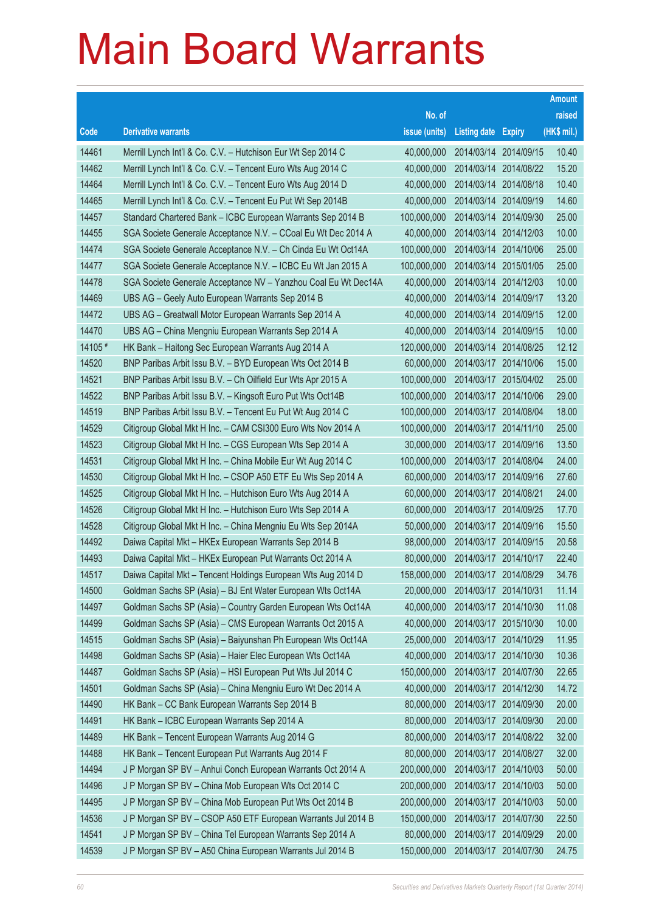# Main Board Warrants

| Code | Derivative warrants | No. of issue (units) | Listing date | Expiry | Amount raised (HK$ mil.) |
|---|---|---|---|---|---|
| 14461 | Merrill Lynch Int'l & Co. C.V. – Hutchison Eur Wt Sep 2014 C | 40,000,000 | 2014/03/14 | 2014/09/15 | 10.40 |
| 14462 | Merrill Lynch Int'l & Co. C.V. – Tencent Euro Wts Aug 2014 C | 40,000,000 | 2014/03/14 | 2014/08/22 | 15.20 |
| 14464 | Merrill Lynch Int'l & Co. C.V. – Tencent Euro Wts Aug 2014 D | 40,000,000 | 2014/03/14 | 2014/08/18 | 10.40 |
| 14465 | Merrill Lynch Int'l & Co. C.V. – Tencent Eu Put Wt Sep 2014B | 40,000,000 | 2014/03/14 | 2014/09/19 | 14.60 |
| 14457 | Standard Chartered Bank – ICBC European Warrants Sep 2014 B | 100,000,000 | 2014/03/14 | 2014/09/30 | 25.00 |
| 14455 | SGA Societe Generale Acceptance N.V. – CCoal Eu Wt Dec 2014 A | 40,000,000 | 2014/03/14 | 2014/12/03 | 10.00 |
| 14474 | SGA Societe Generale Acceptance N.V. – Ch Cinda Eu Wt Oct14A | 100,000,000 | 2014/03/14 | 2014/10/06 | 25.00 |
| 14477 | SGA Societe Generale Acceptance N.V. – ICBC Eu Wt Jan 2015 A | 100,000,000 | 2014/03/14 | 2015/01/05 | 25.00 |
| 14478 | SGA Societe Generale Acceptance NV – Yanzhou Coal Eu Wt Dec14A | 40,000,000 | 2014/03/14 | 2014/12/03 | 10.00 |
| 14469 | UBS AG – Geely Auto European Warrants Sep 2014 B | 40,000,000 | 2014/03/14 | 2014/09/17 | 13.20 |
| 14472 | UBS AG – Greatwall Motor European Warrants Sep 2014 A | 40,000,000 | 2014/03/14 | 2014/09/15 | 12.00 |
| 14470 | UBS AG – China Mengniu European Warrants Sep 2014 A | 40,000,000 | 2014/03/14 | 2014/09/15 | 10.00 |
| 14105 # | HK Bank – Haitong Sec European Warrants Aug 2014 A | 120,000,000 | 2014/03/14 | 2014/08/25 | 12.12 |
| 14520 | BNP Paribas Arbit Issu B.V. – BYD European Wts Oct 2014 B | 60,000,000 | 2014/03/17 | 2014/10/06 | 15.00 |
| 14521 | BNP Paribas Arbit Issu B.V. – Ch Oilfield Eur Wts Apr 2015 A | 100,000,000 | 2014/03/17 | 2015/04/02 | 25.00 |
| 14522 | BNP Paribas Arbit Issu B.V. – Kingsoft Euro Put Wts Oct14B | 100,000,000 | 2014/03/17 | 2014/10/06 | 29.00 |
| 14519 | BNP Paribas Arbit Issu B.V. – Tencent Eu Put Wt Aug 2014 C | 100,000,000 | 2014/03/17 | 2014/08/04 | 18.00 |
| 14529 | Citigroup Global Mkt H Inc. – CAM CSI300 Euro Wts Nov 2014 A | 100,000,000 | 2014/03/17 | 2014/11/10 | 25.00 |
| 14523 | Citigroup Global Mkt H Inc. – CGS European Wts Sep 2014 A | 30,000,000 | 2014/03/17 | 2014/09/16 | 13.50 |
| 14531 | Citigroup Global Mkt H Inc. – China Mobile Eur Wt Aug 2014 C | 100,000,000 | 2014/03/17 | 2014/08/04 | 24.00 |
| 14530 | Citigroup Global Mkt H Inc. – CSOP A50 ETF Eu Wts Sep 2014 A | 60,000,000 | 2014/03/17 | 2014/09/16 | 27.60 |
| 14525 | Citigroup Global Mkt H Inc. – Hutchison Euro Wts Aug 2014 A | 60,000,000 | 2014/03/17 | 2014/08/21 | 24.00 |
| 14526 | Citigroup Global Mkt H Inc. – Hutchison Euro Wts Sep 2014 A | 60,000,000 | 2014/03/17 | 2014/09/25 | 17.70 |
| 14528 | Citigroup Global Mkt H Inc. – China Mengniu Eu Wts Sep 2014A | 50,000,000 | 2014/03/17 | 2014/09/16 | 15.50 |
| 14492 | Daiwa Capital Mkt – HKEx European Warrants Sep 2014 B | 98,000,000 | 2014/03/17 | 2014/09/15 | 20.58 |
| 14493 | Daiwa Capital Mkt – HKEx European Put Warrants Oct 2014 A | 80,000,000 | 2014/03/17 | 2014/10/17 | 22.40 |
| 14517 | Daiwa Capital Mkt – Tencent Holdings European Wts Aug 2014 D | 158,000,000 | 2014/03/17 | 2014/08/29 | 34.76 |
| 14500 | Goldman Sachs SP (Asia) – BJ Ent Water European Wts Oct14A | 20,000,000 | 2014/03/17 | 2014/10/31 | 11.14 |
| 14497 | Goldman Sachs SP (Asia) – Country Garden European Wts Oct14A | 40,000,000 | 2014/03/17 | 2014/10/30 | 11.08 |
| 14499 | Goldman Sachs SP (Asia) – CMS European Warrants Oct 2015 A | 40,000,000 | 2014/03/17 | 2015/10/30 | 10.00 |
| 14515 | Goldman Sachs SP (Asia) – Baiyunshan Ph European Wts Oct14A | 25,000,000 | 2014/03/17 | 2014/10/29 | 11.95 |
| 14498 | Goldman Sachs SP (Asia) – Haier Elec European Wts Oct14A | 40,000,000 | 2014/03/17 | 2014/10/30 | 10.36 |
| 14487 | Goldman Sachs SP (Asia) – HSI European Put Wts Jul 2014 C | 150,000,000 | 2014/03/17 | 2014/07/30 | 22.65 |
| 14501 | Goldman Sachs SP (Asia) – China Mengniu Euro Wt Dec 2014 A | 40,000,000 | 2014/03/17 | 2014/12/30 | 14.72 |
| 14490 | HK Bank – CC Bank European Warrants Sep 2014 B | 80,000,000 | 2014/03/17 | 2014/09/30 | 20.00 |
| 14491 | HK Bank – ICBC European Warrants Sep 2014 A | 80,000,000 | 2014/03/17 | 2014/09/30 | 20.00 |
| 14489 | HK Bank – Tencent European Warrants Aug 2014 G | 80,000,000 | 2014/03/17 | 2014/08/22 | 32.00 |
| 14488 | HK Bank – Tencent European Put Warrants Aug 2014 F | 80,000,000 | 2014/03/17 | 2014/08/27 | 32.00 |
| 14494 | J P Morgan SP BV – Anhui Conch European Warrants Oct 2014 A | 200,000,000 | 2014/03/17 | 2014/10/03 | 50.00 |
| 14496 | J P Morgan SP BV – China Mob European Wts Oct 2014 C | 200,000,000 | 2014/03/17 | 2014/10/03 | 50.00 |
| 14495 | J P Morgan SP BV – China Mob European Put Wts Oct 2014 B | 200,000,000 | 2014/03/17 | 2014/10/03 | 50.00 |
| 14536 | J P Morgan SP BV – CSOP A50 ETF European Warrants Jul 2014 B | 150,000,000 | 2014/03/17 | 2014/07/30 | 22.50 |
| 14541 | J P Morgan SP BV – China Tel European Warrants Sep 2014 A | 80,000,000 | 2014/03/17 | 2014/09/29 | 20.00 |
| 14539 | J P Morgan SP BV – A50 China European Warrants Jul 2014 B | 150,000,000 | 2014/03/17 | 2014/07/30 | 24.75 |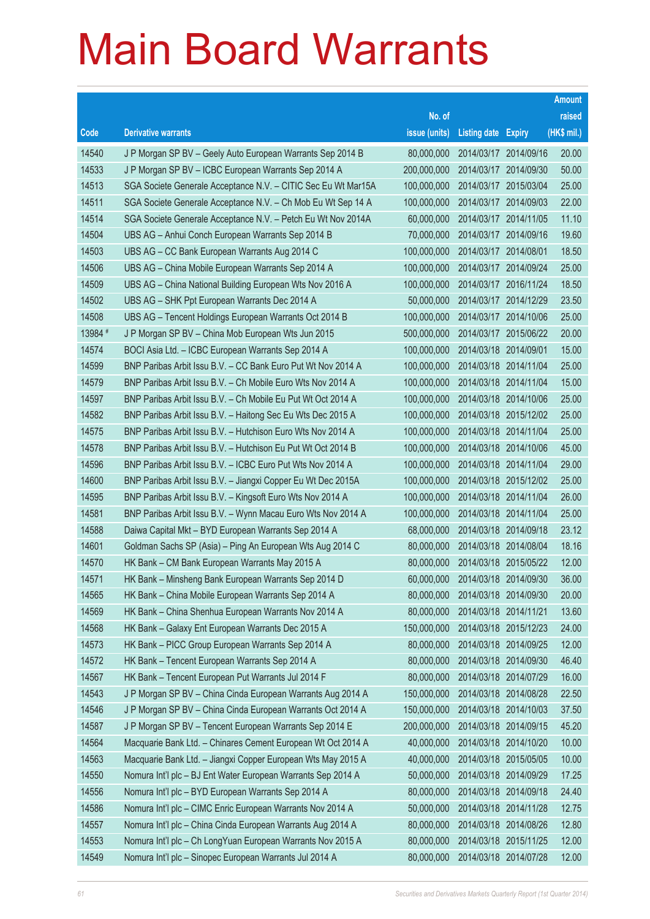# Main Board Warrants

| Code | Derivative warrants | No. of issue (units) | Listing date | Expiry | Amount raised (HK$ mil.) |
|---|---|---|---|---|---|
| 14540 | J P Morgan SP BV – Geely Auto European Warrants Sep 2014 B | 80,000,000 | 2014/03/17 | 2014/09/16 | 20.00 |
| 14533 | J P Morgan SP BV – ICBC European Warrants Sep 2014 A | 200,000,000 | 2014/03/17 | 2014/09/30 | 50.00 |
| 14513 | SGA Societe Generale Acceptance N.V. – CITIC Sec Eu Wt Mar15A | 100,000,000 | 2014/03/17 | 2015/03/04 | 25.00 |
| 14511 | SGA Societe Generale Acceptance N.V. – Ch Mob Eu Wt Sep 14 A | 100,000,000 | 2014/03/17 | 2014/09/03 | 22.00 |
| 14514 | SGA Societe Generale Acceptance N.V. – Petch Eu Wt Nov 2014A | 60,000,000 | 2014/03/17 | 2014/11/05 | 11.10 |
| 14504 | UBS AG – Anhui Conch European Warrants Sep 2014 B | 70,000,000 | 2014/03/17 | 2014/09/16 | 19.60 |
| 14503 | UBS AG – CC Bank European Warrants Aug 2014 C | 100,000,000 | 2014/03/17 | 2014/08/01 | 18.50 |
| 14506 | UBS AG – China Mobile European Warrants Sep 2014 A | 100,000,000 | 2014/03/17 | 2014/09/24 | 25.00 |
| 14509 | UBS AG – China National Building European Wts Nov 2016 A | 100,000,000 | 2014/03/17 | 2016/11/24 | 18.50 |
| 14502 | UBS AG – SHK Ppt European Warrants Dec 2014 A | 50,000,000 | 2014/03/17 | 2014/12/29 | 23.50 |
| 14508 | UBS AG – Tencent Holdings European Warrants Oct 2014 B | 100,000,000 | 2014/03/17 | 2014/10/06 | 25.00 |
| 13984 # | J P Morgan SP BV – China Mob European Wts Jun 2015 | 500,000,000 | 2014/03/17 | 2015/06/22 | 20.00 |
| 14574 | BOCI Asia Ltd. – ICBC European Warrants Sep 2014 A | 100,000,000 | 2014/03/18 | 2014/09/01 | 15.00 |
| 14599 | BNP Paribas Arbit Issu B.V. – CC Bank Euro Put Wt Nov 2014 A | 100,000,000 | 2014/03/18 | 2014/11/04 | 25.00 |
| 14579 | BNP Paribas Arbit Issu B.V. – Ch Mobile Euro Wts Nov 2014 A | 100,000,000 | 2014/03/18 | 2014/11/04 | 15.00 |
| 14597 | BNP Paribas Arbit Issu B.V. – Ch Mobile Eu Put Wt Oct 2014 A | 100,000,000 | 2014/03/18 | 2014/10/06 | 25.00 |
| 14582 | BNP Paribas Arbit Issu B.V. – Haitong Sec Eu Wts Dec 2015 A | 100,000,000 | 2014/03/18 | 2015/12/02 | 25.00 |
| 14575 | BNP Paribas Arbit Issu B.V. – Hutchison Euro Wts Nov 2014 A | 100,000,000 | 2014/03/18 | 2014/11/04 | 25.00 |
| 14578 | BNP Paribas Arbit Issu B.V. – Hutchison Eu Put Wt Oct 2014 B | 100,000,000 | 2014/03/18 | 2014/10/06 | 45.00 |
| 14596 | BNP Paribas Arbit Issu B.V. – ICBC Euro Put Wts Nov 2014 A | 100,000,000 | 2014/03/18 | 2014/11/04 | 29.00 |
| 14600 | BNP Paribas Arbit Issu B.V. – Jiangxi Copper Eu Wt Dec 2015A | 100,000,000 | 2014/03/18 | 2015/12/02 | 25.00 |
| 14595 | BNP Paribas Arbit Issu B.V. – Kingsoft Euro Wts Nov 2014 A | 100,000,000 | 2014/03/18 | 2014/11/04 | 26.00 |
| 14581 | BNP Paribas Arbit Issu B.V. – Wynn Macau Euro Wts Nov 2014 A | 100,000,000 | 2014/03/18 | 2014/11/04 | 25.00 |
| 14588 | Daiwa Capital Mkt – BYD European Warrants Sep 2014 A | 68,000,000 | 2014/03/18 | 2014/09/18 | 23.12 |
| 14601 | Goldman Sachs SP (Asia) – Ping An European Wts Aug 2014 C | 80,000,000 | 2014/03/18 | 2014/08/04 | 18.16 |
| 14570 | HK Bank – CM Bank European Warrants May 2015 A | 80,000,000 | 2014/03/18 | 2015/05/22 | 12.00 |
| 14571 | HK Bank – Minsheng Bank European Warrants Sep 2014 D | 60,000,000 | 2014/03/18 | 2014/09/30 | 36.00 |
| 14565 | HK Bank – China Mobile European Warrants Sep 2014 A | 80,000,000 | 2014/03/18 | 2014/09/30 | 20.00 |
| 14569 | HK Bank – China Shenhua European Warrants Nov 2014 A | 80,000,000 | 2014/03/18 | 2014/11/21 | 13.60 |
| 14568 | HK Bank – Galaxy Ent European Warrants Dec 2015 A | 150,000,000 | 2014/03/18 | 2015/12/23 | 24.00 |
| 14573 | HK Bank – PICC Group European Warrants Sep 2014 A | 80,000,000 | 2014/03/18 | 2014/09/25 | 12.00 |
| 14572 | HK Bank – Tencent European Warrants Sep 2014 A | 80,000,000 | 2014/03/18 | 2014/09/30 | 46.40 |
| 14567 | HK Bank – Tencent European Put Warrants Jul 2014 F | 80,000,000 | 2014/03/18 | 2014/07/29 | 16.00 |
| 14543 | J P Morgan SP BV – China Cinda European Warrants Aug 2014 A | 150,000,000 | 2014/03/18 | 2014/08/28 | 22.50 |
| 14546 | J P Morgan SP BV – China Cinda European Warrants Oct 2014 A | 150,000,000 | 2014/03/18 | 2014/10/03 | 37.50 |
| 14587 | J P Morgan SP BV – Tencent European Warrants Sep 2014 E | 200,000,000 | 2014/03/18 | 2014/09/15 | 45.20 |
| 14564 | Macquarie Bank Ltd. – Chinares Cement European Wt Oct 2014 A | 40,000,000 | 2014/03/18 | 2014/10/20 | 10.00 |
| 14563 | Macquarie Bank Ltd. – Jiangxi Copper European Wts May 2015 A | 40,000,000 | 2014/03/18 | 2015/05/05 | 10.00 |
| 14550 | Nomura Int'l plc – BJ Ent Water European Warrants Sep 2014 A | 50,000,000 | 2014/03/18 | 2014/09/29 | 17.25 |
| 14556 | Nomura Int'l plc – BYD European Warrants Sep 2014 A | 80,000,000 | 2014/03/18 | 2014/09/18 | 24.40 |
| 14586 | Nomura Int'l plc – CIMC Enric European Warrants Nov 2014 A | 50,000,000 | 2014/03/18 | 2014/11/28 | 12.75 |
| 14557 | Nomura Int'l plc – China Cinda European Warrants Aug 2014 A | 80,000,000 | 2014/03/18 | 2014/08/26 | 12.80 |
| 14553 | Nomura Int'l plc – Ch LongYuan European Warrants Nov 2015 A | 80,000,000 | 2014/03/18 | 2015/11/25 | 12.00 |
| 14549 | Nomura Int'l plc – Sinopec European Warrants Jul 2014 A | 80,000,000 | 2014/03/18 | 2014/07/28 | 12.00 |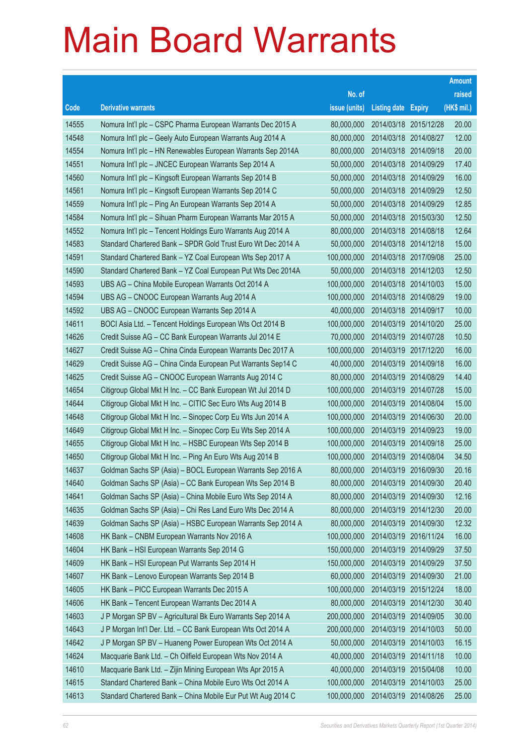# Main Board Warrants

| Code | Derivative warrants | No. of issue (units) | Listing date | Expiry | Amount raised (HK$ mil.) |
|---|---|---|---|---|---|
| 14555 | Nomura Int'l plc – CSPC Pharma European Warrants Dec 2015 A | 80,000,000 | 2014/03/18 | 2015/12/28 | 20.00 |
| 14548 | Nomura Int'l plc – Geely Auto European Warrants Aug 2014 A | 80,000,000 | 2014/03/18 | 2014/08/27 | 12.00 |
| 14554 | Nomura Int'l plc – HN Renewables European Warrants Sep 2014A | 80,000,000 | 2014/03/18 | 2014/09/18 | 20.00 |
| 14551 | Nomura Int'l plc – JNCEC European Warrants Sep 2014 A | 50,000,000 | 2014/03/18 | 2014/09/29 | 17.40 |
| 14560 | Nomura Int'l plc – Kingsoft European Warrants Sep 2014 B | 50,000,000 | 2014/03/18 | 2014/09/29 | 16.00 |
| 14561 | Nomura Int'l plc – Kingsoft European Warrants Sep 2014 C | 50,000,000 | 2014/03/18 | 2014/09/29 | 12.50 |
| 14559 | Nomura Int'l plc – Ping An European Warrants Sep 2014 A | 50,000,000 | 2014/03/18 | 2014/09/29 | 12.85 |
| 14584 | Nomura Int'l plc – Sihuan Pharm European Warrants Mar 2015 A | 50,000,000 | 2014/03/18 | 2015/03/30 | 12.50 |
| 14552 | Nomura Int'l plc – Tencent Holdings Euro Warrants Aug 2014 A | 80,000,000 | 2014/03/18 | 2014/08/18 | 12.64 |
| 14583 | Standard Chartered Bank – SPDR Gold Trust Euro Wt Dec 2014 A | 50,000,000 | 2014/03/18 | 2014/12/18 | 15.00 |
| 14591 | Standard Chartered Bank – YZ Coal European Wts Sep 2017 A | 100,000,000 | 2014/03/18 | 2017/09/08 | 25.00 |
| 14590 | Standard Chartered Bank – YZ Coal European Put Wts Dec 2014A | 50,000,000 | 2014/03/18 | 2014/12/03 | 12.50 |
| 14593 | UBS AG – China Mobile European Warrants Oct 2014 A | 100,000,000 | 2014/03/18 | 2014/10/03 | 15.00 |
| 14594 | UBS AG – CNOOC European Warrants Aug 2014 A | 100,000,000 | 2014/03/18 | 2014/08/29 | 19.00 |
| 14592 | UBS AG – CNOOC European Warrants Sep 2014 A | 40,000,000 | 2014/03/18 | 2014/09/17 | 10.00 |
| 14611 | BOCI Asia Ltd. – Tencent Holdings European Wts Oct 2014 B | 100,000,000 | 2014/03/19 | 2014/10/20 | 25.00 |
| 14626 | Credit Suisse AG – CC Bank European Warrants Jul 2014 E | 70,000,000 | 2014/03/19 | 2014/07/28 | 10.50 |
| 14627 | Credit Suisse AG – China Cinda European Warrants Dec 2017 A | 100,000,000 | 2014/03/19 | 2017/12/20 | 16.00 |
| 14629 | Credit Suisse AG – China Cinda European Put Warrants Sep14 C | 40,000,000 | 2014/03/19 | 2014/09/18 | 16.00 |
| 14625 | Credit Suisse AG – CNOOC European Warrants Aug 2014 C | 80,000,000 | 2014/03/19 | 2014/08/29 | 14.40 |
| 14654 | Citigroup Global Mkt H Inc. – CC Bank European Wt Jul 2014 D | 100,000,000 | 2014/03/19 | 2014/07/28 | 15.00 |
| 14644 | Citigroup Global Mkt H Inc. – CITIC Sec Euro Wts Aug 2014 B | 100,000,000 | 2014/03/19 | 2014/08/04 | 15.00 |
| 14648 | Citigroup Global Mkt H Inc. – Sinopec Corp Eu Wts Jun 2014 A | 100,000,000 | 2014/03/19 | 2014/06/30 | 20.00 |
| 14649 | Citigroup Global Mkt H Inc. – Sinopec Corp Eu Wts Sep 2014 A | 100,000,000 | 2014/03/19 | 2014/09/23 | 19.00 |
| 14655 | Citigroup Global Mkt H Inc. – HSBC European Wts Sep 2014 B | 100,000,000 | 2014/03/19 | 2014/09/18 | 25.00 |
| 14650 | Citigroup Global Mkt H Inc. – Ping An Euro Wts Aug 2014 B | 100,000,000 | 2014/03/19 | 2014/08/04 | 34.50 |
| 14637 | Goldman Sachs SP (Asia) – BOCL European Warrants Sep 2016 A | 80,000,000 | 2014/03/19 | 2016/09/30 | 20.16 |
| 14640 | Goldman Sachs SP (Asia) – CC Bank European Wts Sep 2014 B | 80,000,000 | 2014/03/19 | 2014/09/30 | 20.40 |
| 14641 | Goldman Sachs SP (Asia) – China Mobile Euro Wts Sep 2014 A | 80,000,000 | 2014/03/19 | 2014/09/30 | 12.16 |
| 14635 | Goldman Sachs SP (Asia) – Chi Res Land Euro Wts Dec 2014 A | 80,000,000 | 2014/03/19 | 2014/12/30 | 20.00 |
| 14639 | Goldman Sachs SP (Asia) – HSBC European Warrants Sep 2014 A | 80,000,000 | 2014/03/19 | 2014/09/30 | 12.32 |
| 14608 | HK Bank – CNBM European Warrants Nov 2016 A | 100,000,000 | 2014/03/19 | 2016/11/24 | 16.00 |
| 14604 | HK Bank – HSI European Warrants Sep 2014 G | 150,000,000 | 2014/03/19 | 2014/09/29 | 37.50 |
| 14609 | HK Bank – HSI European Put Warrants Sep 2014 H | 150,000,000 | 2014/03/19 | 2014/09/29 | 37.50 |
| 14607 | HK Bank – Lenovo European Warrants Sep 2014 B | 60,000,000 | 2014/03/19 | 2014/09/30 | 21.00 |
| 14605 | HK Bank – PICC European Warrants Dec 2015 A | 100,000,000 | 2014/03/19 | 2015/12/24 | 18.00 |
| 14606 | HK Bank – Tencent European Warrants Dec 2014 A | 80,000,000 | 2014/03/19 | 2014/12/30 | 30.40 |
| 14603 | J P Morgan SP BV – Agricultural Bk Euro Warrants Sep 2014 A | 200,000,000 | 2014/03/19 | 2014/09/05 | 30.00 |
| 14643 | J P Morgan Int'l Der. Ltd. – CC Bank European Wts Oct 2014 A | 200,000,000 | 2014/03/19 | 2014/10/03 | 50.00 |
| 14642 | J P Morgan SP BV – Huaneng Power European Wts Oct 2014 A | 50,000,000 | 2014/03/19 | 2014/10/03 | 16.15 |
| 14624 | Macquarie Bank Ltd. – Ch Oilfield European Wts Nov 2014 A | 40,000,000 | 2014/03/19 | 2014/11/18 | 10.00 |
| 14610 | Macquarie Bank Ltd. – Zijin Mining European Wts Apr 2015 A | 40,000,000 | 2014/03/19 | 2015/04/08 | 10.00 |
| 14615 | Standard Chartered Bank – China Mobile Euro Wts Oct 2014 A | 100,000,000 | 2014/03/19 | 2014/10/03 | 25.00 |
| 14613 | Standard Chartered Bank – China Mobile Eur Put Wt Aug 2014 C | 100,000,000 | 2014/03/19 | 2014/08/26 | 25.00 |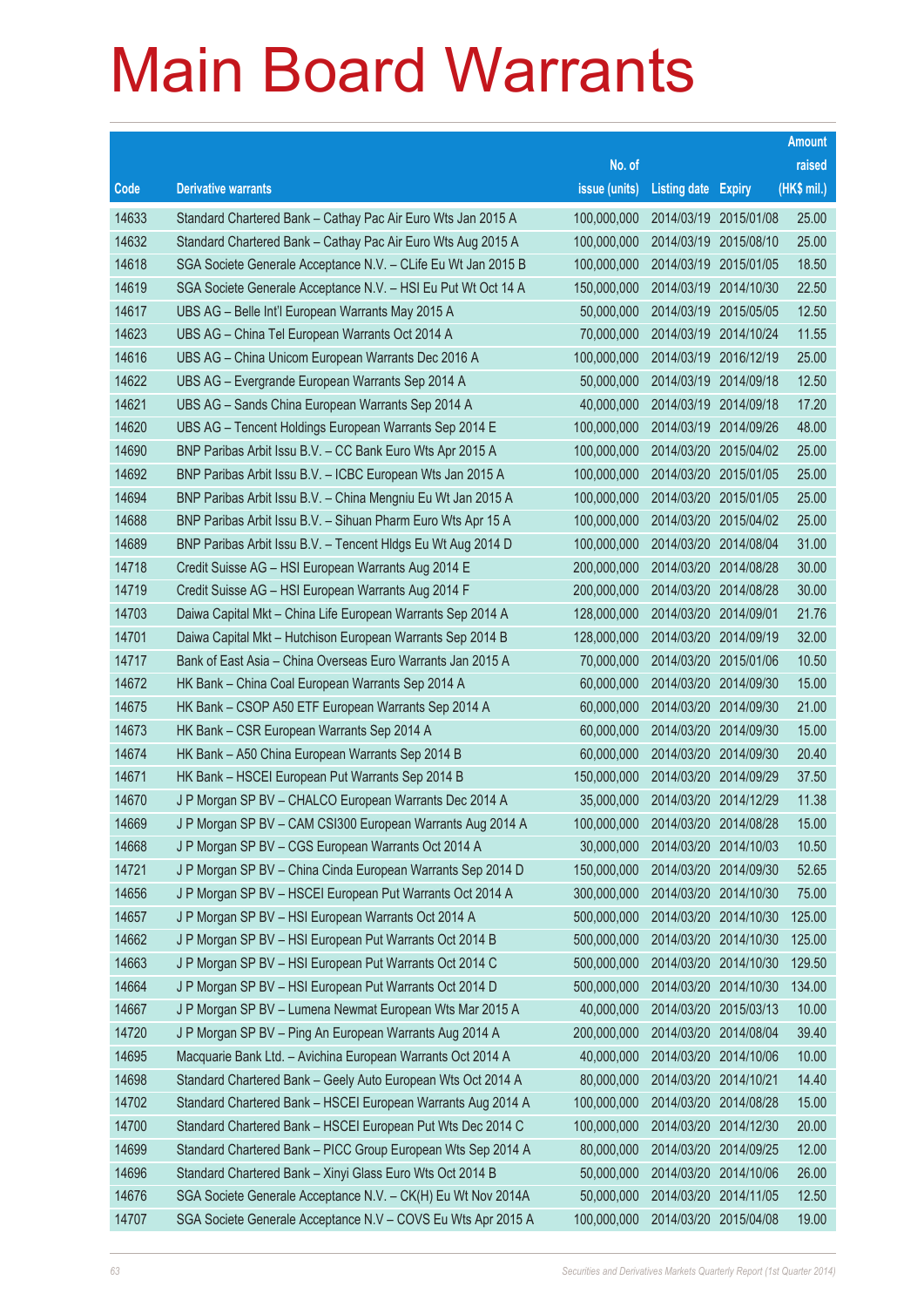# Main Board Warrants

| Code | Derivative warrants | No. of issue (units) | Listing date | Expiry | Amount raised (HK$ mil.) |
|---|---|---|---|---|---|
| 14633 | Standard Chartered Bank – Cathay Pac Air Euro Wts Jan 2015 A | 100,000,000 | 2014/03/19 | 2015/01/08 | 25.00 |
| 14632 | Standard Chartered Bank – Cathay Pac Air Euro Wts Aug 2015 A | 100,000,000 | 2014/03/19 | 2015/08/10 | 25.00 |
| 14618 | SGA Societe Generale Acceptance N.V. – CLife Eu Wt Jan 2015 B | 100,000,000 | 2014/03/19 | 2015/01/05 | 18.50 |
| 14619 | SGA Societe Generale Acceptance N.V. – HSI Eu Put Wt Oct 14 A | 150,000,000 | 2014/03/19 | 2014/10/30 | 22.50 |
| 14617 | UBS AG – Belle Int'l European Warrants May 2015 A | 50,000,000 | 2014/03/19 | 2015/05/05 | 12.50 |
| 14623 | UBS AG – China Tel European Warrants Oct 2014 A | 70,000,000 | 2014/03/19 | 2014/10/24 | 11.55 |
| 14616 | UBS AG – China Unicom European Warrants Dec 2016 A | 100,000,000 | 2014/03/19 | 2016/12/19 | 25.00 |
| 14622 | UBS AG – Evergrande European Warrants Sep 2014 A | 50,000,000 | 2014/03/19 | 2014/09/18 | 12.50 |
| 14621 | UBS AG – Sands China European Warrants Sep 2014 A | 40,000,000 | 2014/03/19 | 2014/09/18 | 17.20 |
| 14620 | UBS AG – Tencent Holdings European Warrants Sep 2014 E | 100,000,000 | 2014/03/19 | 2014/09/26 | 48.00 |
| 14690 | BNP Paribas Arbit Issu B.V. – CC Bank Euro Wts Apr 2015 A | 100,000,000 | 2014/03/20 | 2015/04/02 | 25.00 |
| 14692 | BNP Paribas Arbit Issu B.V. – ICBC European Wts Jan 2015 A | 100,000,000 | 2014/03/20 | 2015/01/05 | 25.00 |
| 14694 | BNP Paribas Arbit Issu B.V. – China Mengniu Eu Wt Jan 2015 A | 100,000,000 | 2014/03/20 | 2015/01/05 | 25.00 |
| 14688 | BNP Paribas Arbit Issu B.V. – Sihuan Pharm Euro Wts Apr 15 A | 100,000,000 | 2014/03/20 | 2015/04/02 | 25.00 |
| 14689 | BNP Paribas Arbit Issu B.V. – Tencent Hldgs Eu Wt Aug 2014 D | 100,000,000 | 2014/03/20 | 2014/08/04 | 31.00 |
| 14718 | Credit Suisse AG – HSI European Warrants Aug 2014 E | 200,000,000 | 2014/03/20 | 2014/08/28 | 30.00 |
| 14719 | Credit Suisse AG – HSI European Warrants Aug 2014 F | 200,000,000 | 2014/03/20 | 2014/08/28 | 30.00 |
| 14703 | Daiwa Capital Mkt – China Life European Warrants Sep 2014 A | 128,000,000 | 2014/03/20 | 2014/09/01 | 21.76 |
| 14701 | Daiwa Capital Mkt – Hutchison European Warrants Sep 2014 B | 128,000,000 | 2014/03/20 | 2014/09/19 | 32.00 |
| 14717 | Bank of East Asia – China Overseas Euro Warrants Jan 2015 A | 70,000,000 | 2014/03/20 | 2015/01/06 | 10.50 |
| 14672 | HK Bank – China Coal European Warrants Sep 2014 A | 60,000,000 | 2014/03/20 | 2014/09/30 | 15.00 |
| 14675 | HK Bank – CSOP A50 ETF European Warrants Sep 2014 A | 60,000,000 | 2014/03/20 | 2014/09/30 | 21.00 |
| 14673 | HK Bank – CSR European Warrants Sep 2014 A | 60,000,000 | 2014/03/20 | 2014/09/30 | 15.00 |
| 14674 | HK Bank – A50 China European Warrants Sep 2014 B | 60,000,000 | 2014/03/20 | 2014/09/30 | 20.40 |
| 14671 | HK Bank – HSCEI European Put Warrants Sep 2014 B | 150,000,000 | 2014/03/20 | 2014/09/29 | 37.50 |
| 14670 | J P Morgan SP BV – CHALCO European Warrants Dec 2014 A | 35,000,000 | 2014/03/20 | 2014/12/29 | 11.38 |
| 14669 | J P Morgan SP BV – CAM CSI300 European Warrants Aug 2014 A | 100,000,000 | 2014/03/20 | 2014/08/28 | 15.00 |
| 14668 | J P Morgan SP BV – CGS European Warrants Oct 2014 A | 30,000,000 | 2014/03/20 | 2014/10/03 | 10.50 |
| 14721 | J P Morgan SP BV – China Cinda European Warrants Sep 2014 D | 150,000,000 | 2014/03/20 | 2014/09/30 | 52.65 |
| 14656 | J P Morgan SP BV – HSCEI European Put Warrants Oct 2014 A | 300,000,000 | 2014/03/20 | 2014/10/30 | 75.00 |
| 14657 | J P Morgan SP BV – HSI European Warrants Oct 2014 A | 500,000,000 | 2014/03/20 | 2014/10/30 | 125.00 |
| 14662 | J P Morgan SP BV – HSI European Put Warrants Oct 2014 B | 500,000,000 | 2014/03/20 | 2014/10/30 | 125.00 |
| 14663 | J P Morgan SP BV – HSI European Put Warrants Oct 2014 C | 500,000,000 | 2014/03/20 | 2014/10/30 | 129.50 |
| 14664 | J P Morgan SP BV – HSI European Put Warrants Oct 2014 D | 500,000,000 | 2014/03/20 | 2014/10/30 | 134.00 |
| 14667 | J P Morgan SP BV – Lumena Newmat European Wts Mar 2015 A | 40,000,000 | 2014/03/20 | 2015/03/13 | 10.00 |
| 14720 | J P Morgan SP BV – Ping An European Warrants Aug 2014 A | 200,000,000 | 2014/03/20 | 2014/08/04 | 39.40 |
| 14695 | Macquarie Bank Ltd. – Avichina European Warrants Oct 2014 A | 40,000,000 | 2014/03/20 | 2014/10/06 | 10.00 |
| 14698 | Standard Chartered Bank – Geely Auto European Wts Oct 2014 A | 80,000,000 | 2014/03/20 | 2014/10/21 | 14.40 |
| 14702 | Standard Chartered Bank – HSCEI European Warrants Aug 2014 A | 100,000,000 | 2014/03/20 | 2014/08/28 | 15.00 |
| 14700 | Standard Chartered Bank – HSCEI European Put Wts Dec 2014 C | 100,000,000 | 2014/03/20 | 2014/12/30 | 20.00 |
| 14699 | Standard Chartered Bank – PICC Group European Wts Sep 2014 A | 80,000,000 | 2014/03/20 | 2014/09/25 | 12.00 |
| 14696 | Standard Chartered Bank – Xinyi Glass Euro Wts Oct 2014 B | 50,000,000 | 2014/03/20 | 2014/10/06 | 26.00 |
| 14676 | SGA Societe Generale Acceptance N.V. – CK(H) Eu Wt Nov 2014A | 50,000,000 | 2014/03/20 | 2014/11/05 | 12.50 |
| 14707 | SGA Societe Generale Acceptance N.V – COVS Eu Wts Apr 2015 A | 100,000,000 | 2014/03/20 | 2015/04/08 | 19.00 |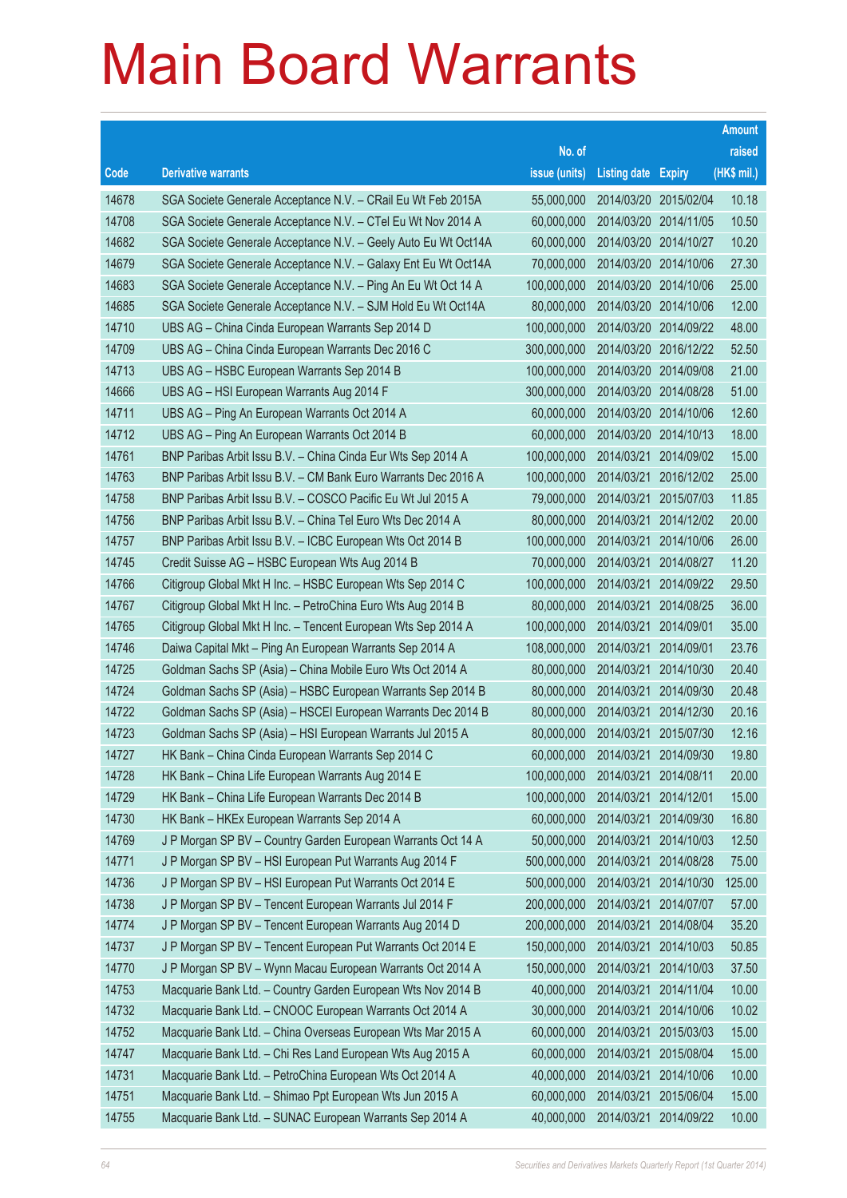# Main Board Warrants

| Code | Derivative warrants | No. of issue (units) | Listing date | Expiry | Amount raised (HK$ mil.) |
|---|---|---|---|---|---|
| 14678 | SGA Societe Generale Acceptance N.V. – CRail Eu Wt Feb 2015A | 55,000,000 | 2014/03/20 | 2015/02/04 | 10.18 |
| 14708 | SGA Societe Generale Acceptance N.V. – CTel Eu Wt Nov 2014 A | 60,000,000 | 2014/03/20 | 2014/11/05 | 10.50 |
| 14682 | SGA Societe Generale Acceptance N.V. – Geely Auto Eu Wt Oct14A | 60,000,000 | 2014/03/20 | 2014/10/27 | 10.20 |
| 14679 | SGA Societe Generale Acceptance N.V. – Galaxy Ent Eu Wt Oct14A | 70,000,000 | 2014/03/20 | 2014/10/06 | 27.30 |
| 14683 | SGA Societe Generale Acceptance N.V. – Ping An Eu Wt Oct 14 A | 100,000,000 | 2014/03/20 | 2014/10/06 | 25.00 |
| 14685 | SGA Societe Generale Acceptance N.V. – SJM Hold Eu Wt Oct14A | 80,000,000 | 2014/03/20 | 2014/10/06 | 12.00 |
| 14710 | UBS AG – China Cinda European Warrants Sep 2014 D | 100,000,000 | 2014/03/20 | 2014/09/22 | 48.00 |
| 14709 | UBS AG – China Cinda European Warrants Dec 2016 C | 300,000,000 | 2014/03/20 | 2016/12/22 | 52.50 |
| 14713 | UBS AG – HSBC European Warrants Sep 2014 B | 100,000,000 | 2014/03/20 | 2014/09/08 | 21.00 |
| 14666 | UBS AG – HSI European Warrants Aug 2014 F | 300,000,000 | 2014/03/20 | 2014/08/28 | 51.00 |
| 14711 | UBS AG – Ping An European Warrants Oct 2014 A | 60,000,000 | 2014/03/20 | 2014/10/06 | 12.60 |
| 14712 | UBS AG – Ping An European Warrants Oct 2014 B | 60,000,000 | 2014/03/20 | 2014/10/13 | 18.00 |
| 14761 | BNP Paribas Arbit Issu B.V. – China Cinda Eur Wts Sep 2014 A | 100,000,000 | 2014/03/21 | 2014/09/02 | 15.00 |
| 14763 | BNP Paribas Arbit Issu B.V. – CM Bank Euro Warrants Dec 2016 A | 100,000,000 | 2014/03/21 | 2016/12/02 | 25.00 |
| 14758 | BNP Paribas Arbit Issu B.V. – COSCO Pacific Eu Wt Jul 2015 A | 79,000,000 | 2014/03/21 | 2015/07/03 | 11.85 |
| 14756 | BNP Paribas Arbit Issu B.V. – China Tel Euro Wts Dec 2014 A | 80,000,000 | 2014/03/21 | 2014/12/02 | 20.00 |
| 14757 | BNP Paribas Arbit Issu B.V. – ICBC European Wts Oct 2014 B | 100,000,000 | 2014/03/21 | 2014/10/06 | 26.00 |
| 14745 | Credit Suisse AG – HSBC European Wts Aug 2014 B | 70,000,000 | 2014/03/21 | 2014/08/27 | 11.20 |
| 14766 | Citigroup Global Mkt H Inc. – HSBC European Wts Sep 2014 C | 100,000,000 | 2014/03/21 | 2014/09/22 | 29.50 |
| 14767 | Citigroup Global Mkt H Inc. – PetroChina Euro Wts Aug 2014 B | 80,000,000 | 2014/03/21 | 2014/08/25 | 36.00 |
| 14765 | Citigroup Global Mkt H Inc. – Tencent European Wts Sep 2014 A | 100,000,000 | 2014/03/21 | 2014/09/01 | 35.00 |
| 14746 | Daiwa Capital Mkt – Ping An European Warrants Sep 2014 A | 108,000,000 | 2014/03/21 | 2014/09/01 | 23.76 |
| 14725 | Goldman Sachs SP (Asia) – China Mobile Euro Wts Oct 2014 A | 80,000,000 | 2014/03/21 | 2014/10/30 | 20.40 |
| 14724 | Goldman Sachs SP (Asia) – HSBC European Warrants Sep 2014 B | 80,000,000 | 2014/03/21 | 2014/09/30 | 20.48 |
| 14722 | Goldman Sachs SP (Asia) – HSCEI European Warrants Dec 2014 B | 80,000,000 | 2014/03/21 | 2014/12/30 | 20.16 |
| 14723 | Goldman Sachs SP (Asia) – HSI European Warrants Jul 2015 A | 80,000,000 | 2014/03/21 | 2015/07/30 | 12.16 |
| 14727 | HK Bank – China Cinda European Warrants Sep 2014 C | 60,000,000 | 2014/03/21 | 2014/09/30 | 19.80 |
| 14728 | HK Bank – China Life European Warrants Aug 2014 E | 100,000,000 | 2014/03/21 | 2014/08/11 | 20.00 |
| 14729 | HK Bank – China Life European Warrants Dec 2014 B | 100,000,000 | 2014/03/21 | 2014/12/01 | 15.00 |
| 14730 | HK Bank – HKEx European Warrants Sep 2014 A | 60,000,000 | 2014/03/21 | 2014/09/30 | 16.80 |
| 14769 | J P Morgan SP BV – Country Garden European Warrants Oct 14 A | 50,000,000 | 2014/03/21 | 2014/10/03 | 12.50 |
| 14771 | J P Morgan SP BV – HSI European Put Warrants Aug 2014 F | 500,000,000 | 2014/03/21 | 2014/08/28 | 75.00 |
| 14736 | J P Morgan SP BV – HSI European Put Warrants Oct 2014 E | 500,000,000 | 2014/03/21 | 2014/10/30 | 125.00 |
| 14738 | J P Morgan SP BV – Tencent European Warrants Jul 2014 F | 200,000,000 | 2014/03/21 | 2014/07/07 | 57.00 |
| 14774 | J P Morgan SP BV – Tencent European Warrants Aug 2014 D | 200,000,000 | 2014/03/21 | 2014/08/04 | 35.20 |
| 14737 | J P Morgan SP BV – Tencent European Put Warrants Oct 2014 E | 150,000,000 | 2014/03/21 | 2014/10/03 | 50.85 |
| 14770 | J P Morgan SP BV – Wynn Macau European Warrants Oct 2014 A | 150,000,000 | 2014/03/21 | 2014/10/03 | 37.50 |
| 14753 | Macquarie Bank Ltd. – Country Garden European Wts Nov 2014 B | 40,000,000 | 2014/03/21 | 2014/11/04 | 10.00 |
| 14732 | Macquarie Bank Ltd. – CNOOC European Warrants Oct 2014 A | 30,000,000 | 2014/03/21 | 2014/10/06 | 10.02 |
| 14752 | Macquarie Bank Ltd. – China Overseas European Wts Mar 2015 A | 60,000,000 | 2014/03/21 | 2015/03/03 | 15.00 |
| 14747 | Macquarie Bank Ltd. – Chi Res Land European Wts Aug 2015 A | 60,000,000 | 2014/03/21 | 2015/08/04 | 15.00 |
| 14731 | Macquarie Bank Ltd. – PetroChina European Wts Oct 2014 A | 40,000,000 | 2014/03/21 | 2014/10/06 | 10.00 |
| 14751 | Macquarie Bank Ltd. – Shimao Ppt European Wts Jun 2015 A | 60,000,000 | 2014/03/21 | 2015/06/04 | 15.00 |
| 14755 | Macquarie Bank Ltd. – SUNAC European Warrants Sep 2014 A | 40,000,000 | 2014/03/21 | 2014/09/22 | 10.00 |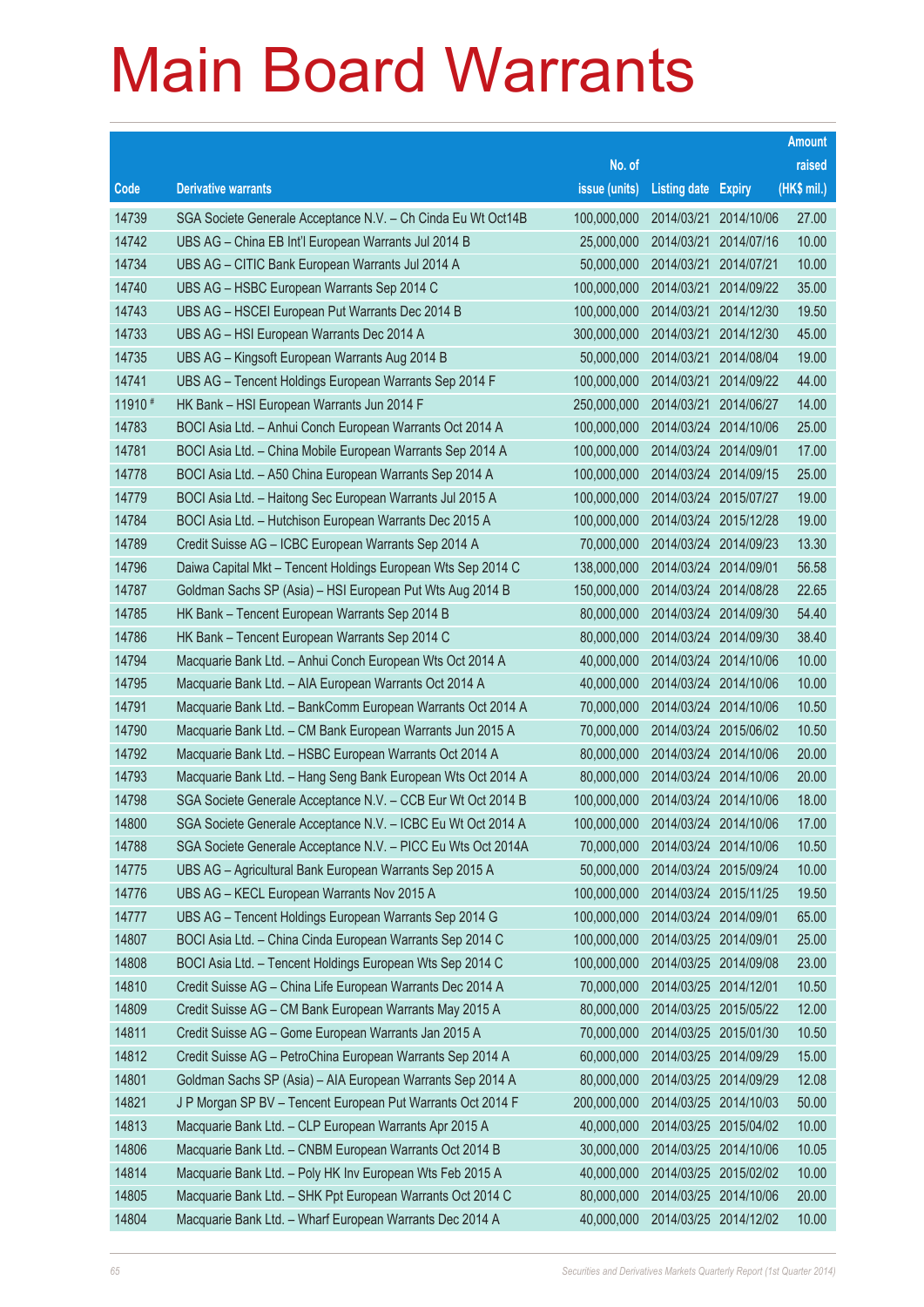# Main Board Warrants

| Code | Derivative warrants | No. of issue (units) | Listing date | Expiry | Amount raised (HK$ mil.) |
|---|---|---|---|---|---|
| 14739 | SGA Societe Generale Acceptance N.V. – Ch Cinda Eu Wt Oct14B | 100,000,000 | 2014/03/21 | 2014/10/06 | 27.00 |
| 14742 | UBS AG – China EB Int'l European Warrants Jul 2014 B | 25,000,000 | 2014/03/21 | 2014/07/16 | 10.00 |
| 14734 | UBS AG – CITIC Bank European Warrants Jul 2014 A | 50,000,000 | 2014/03/21 | 2014/07/21 | 10.00 |
| 14740 | UBS AG – HSBC European Warrants Sep 2014 C | 100,000,000 | 2014/03/21 | 2014/09/22 | 35.00 |
| 14743 | UBS AG – HSCEI European Put Warrants Dec 2014 B | 100,000,000 | 2014/03/21 | 2014/12/30 | 19.50 |
| 14733 | UBS AG – HSI European Warrants Dec 2014 A | 300,000,000 | 2014/03/21 | 2014/12/30 | 45.00 |
| 14735 | UBS AG – Kingsoft European Warrants Aug 2014 B | 50,000,000 | 2014/03/21 | 2014/08/04 | 19.00 |
| 14741 | UBS AG – Tencent Holdings European Warrants Sep 2014 F | 100,000,000 | 2014/03/21 | 2014/09/22 | 44.00 |
| 11910 # | HK Bank – HSI European Warrants Jun 2014 F | 250,000,000 | 2014/03/21 | 2014/06/27 | 14.00 |
| 14783 | BOCI Asia Ltd. – Anhui Conch European Warrants Oct 2014 A | 100,000,000 | 2014/03/24 | 2014/10/06 | 25.00 |
| 14781 | BOCI Asia Ltd. – China Mobile European Warrants Sep 2014 A | 100,000,000 | 2014/03/24 | 2014/09/01 | 17.00 |
| 14778 | BOCI Asia Ltd. – A50 China European Warrants Sep 2014 A | 100,000,000 | 2014/03/24 | 2014/09/15 | 25.00 |
| 14779 | BOCI Asia Ltd. – Haitong Sec European Warrants Jul 2015 A | 100,000,000 | 2014/03/24 | 2015/07/27 | 19.00 |
| 14784 | BOCI Asia Ltd. – Hutchison European Warrants Dec 2015 A | 100,000,000 | 2014/03/24 | 2015/12/28 | 19.00 |
| 14789 | Credit Suisse AG – ICBC European Warrants Sep 2014 A | 70,000,000 | 2014/03/24 | 2014/09/23 | 13.30 |
| 14796 | Daiwa Capital Mkt – Tencent Holdings European Wts Sep 2014 C | 138,000,000 | 2014/03/24 | 2014/09/01 | 56.58 |
| 14787 | Goldman Sachs SP (Asia) – HSI European Put Wts Aug 2014 B | 150,000,000 | 2014/03/24 | 2014/08/28 | 22.65 |
| 14785 | HK Bank – Tencent European Warrants Sep 2014 B | 80,000,000 | 2014/03/24 | 2014/09/30 | 54.40 |
| 14786 | HK Bank – Tencent European Warrants Sep 2014 C | 80,000,000 | 2014/03/24 | 2014/09/30 | 38.40 |
| 14794 | Macquarie Bank Ltd. – Anhui Conch European Wts Oct 2014 A | 40,000,000 | 2014/03/24 | 2014/10/06 | 10.00 |
| 14795 | Macquarie Bank Ltd. – AIA European Warrants Oct 2014 A | 40,000,000 | 2014/03/24 | 2014/10/06 | 10.00 |
| 14791 | Macquarie Bank Ltd. – BankComm European Warrants Oct 2014 A | 70,000,000 | 2014/03/24 | 2014/10/06 | 10.50 |
| 14790 | Macquarie Bank Ltd. – CM Bank European Warrants Jun 2015 A | 70,000,000 | 2014/03/24 | 2015/06/02 | 10.50 |
| 14792 | Macquarie Bank Ltd. – HSBC European Warrants Oct 2014 A | 80,000,000 | 2014/03/24 | 2014/10/06 | 20.00 |
| 14793 | Macquarie Bank Ltd. – Hang Seng Bank European Wts Oct 2014 A | 80,000,000 | 2014/03/24 | 2014/10/06 | 20.00 |
| 14798 | SGA Societe Generale Acceptance N.V. – CCB Eur Wt Oct 2014 B | 100,000,000 | 2014/03/24 | 2014/10/06 | 18.00 |
| 14800 | SGA Societe Generale Acceptance N.V. – ICBC Eu Wt Oct 2014 A | 100,000,000 | 2014/03/24 | 2014/10/06 | 17.00 |
| 14788 | SGA Societe Generale Acceptance N.V. – PICC Eu Wts Oct 2014A | 70,000,000 | 2014/03/24 | 2014/10/06 | 10.50 |
| 14775 | UBS AG – Agricultural Bank European Warrants Sep 2015 A | 50,000,000 | 2014/03/24 | 2015/09/24 | 10.00 |
| 14776 | UBS AG – KECL European Warrants Nov 2015 A | 100,000,000 | 2014/03/24 | 2015/11/25 | 19.50 |
| 14777 | UBS AG – Tencent Holdings European Warrants Sep 2014 G | 100,000,000 | 2014/03/24 | 2014/09/01 | 65.00 |
| 14807 | BOCI Asia Ltd. – China Cinda European Warrants Sep 2014 C | 100,000,000 | 2014/03/25 | 2014/09/01 | 25.00 |
| 14808 | BOCI Asia Ltd. – Tencent Holdings European Wts Sep 2014 C | 100,000,000 | 2014/03/25 | 2014/09/08 | 23.00 |
| 14810 | Credit Suisse AG – China Life European Warrants Dec 2014 A | 70,000,000 | 2014/03/25 | 2014/12/01 | 10.50 |
| 14809 | Credit Suisse AG – CM Bank European Warrants May 2015 A | 80,000,000 | 2014/03/25 | 2015/05/22 | 12.00 |
| 14811 | Credit Suisse AG – Gome European Warrants Jan 2015 A | 70,000,000 | 2014/03/25 | 2015/01/30 | 10.50 |
| 14812 | Credit Suisse AG – PetroChina European Warrants Sep 2014 A | 60,000,000 | 2014/03/25 | 2014/09/29 | 15.00 |
| 14801 | Goldman Sachs SP (Asia) – AIA European Warrants Sep 2014 A | 80,000,000 | 2014/03/25 | 2014/09/29 | 12.08 |
| 14821 | J P Morgan SP BV – Tencent European Put Warrants Oct 2014 F | 200,000,000 | 2014/03/25 | 2014/10/03 | 50.00 |
| 14813 | Macquarie Bank Ltd. – CLP European Warrants Apr 2015 A | 40,000,000 | 2014/03/25 | 2015/04/02 | 10.00 |
| 14806 | Macquarie Bank Ltd. – CNBM European Warrants Oct 2014 B | 30,000,000 | 2014/03/25 | 2014/10/06 | 10.05 |
| 14814 | Macquarie Bank Ltd. – Poly HK Inv European Wts Feb 2015 A | 40,000,000 | 2014/03/25 | 2015/02/02 | 10.00 |
| 14805 | Macquarie Bank Ltd. – SHK Ppt European Warrants Oct 2014 C | 80,000,000 | 2014/03/25 | 2014/10/06 | 20.00 |
| 14804 | Macquarie Bank Ltd. – Wharf European Warrants Dec 2014 A | 40,000,000 | 2014/03/25 | 2014/12/02 | 10.00 |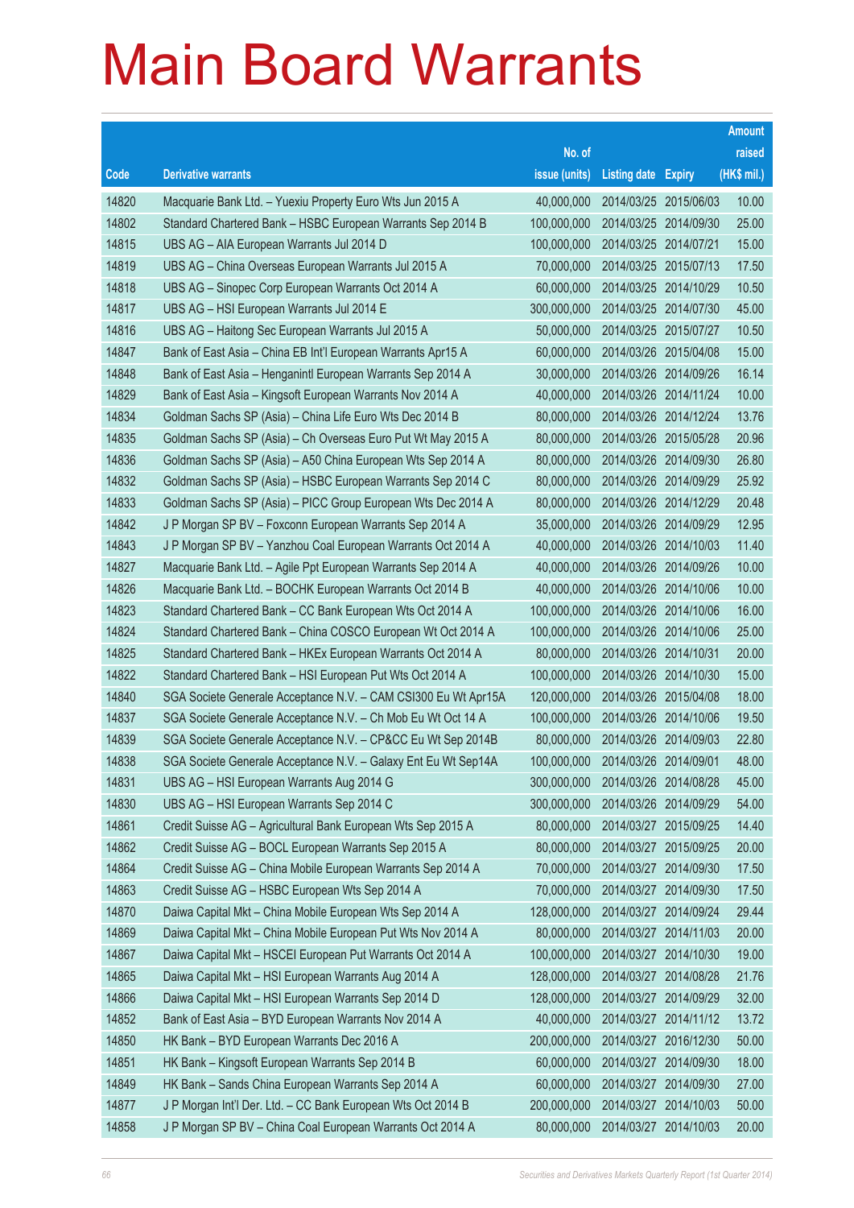# Main Board Warrants

| Code | Derivative warrants | No. of issue (units) | Listing date | Expiry | Amount raised (HK$ mil.) |
|---|---|---|---|---|---|
| 14820 | Macquarie Bank Ltd. – Yuexiu Property Euro Wts Jun 2015 A | 40,000,000 | 2014/03/25 | 2015/06/03 | 10.00 |
| 14802 | Standard Chartered Bank – HSBC European Warrants Sep 2014 B | 100,000,000 | 2014/03/25 | 2014/09/30 | 25.00 |
| 14815 | UBS AG – AIA European Warrants Jul 2014 D | 100,000,000 | 2014/03/25 | 2014/07/21 | 15.00 |
| 14819 | UBS AG – China Overseas European Warrants Jul 2015 A | 70,000,000 | 2014/03/25 | 2015/07/13 | 17.50 |
| 14818 | UBS AG – Sinopec Corp European Warrants Oct 2014 A | 60,000,000 | 2014/03/25 | 2014/10/29 | 10.50 |
| 14817 | UBS AG – HSI European Warrants Jul 2014 E | 300,000,000 | 2014/03/25 | 2014/07/30 | 45.00 |
| 14816 | UBS AG – Haitong Sec European Warrants Jul 2015 A | 50,000,000 | 2014/03/25 | 2015/07/27 | 10.50 |
| 14847 | Bank of East Asia – China EB Int'l European Warrants Apr15 A | 60,000,000 | 2014/03/26 | 2015/04/08 | 15.00 |
| 14848 | Bank of East Asia – Henganintl European Warrants Sep 2014 A | 30,000,000 | 2014/03/26 | 2014/09/26 | 16.14 |
| 14829 | Bank of East Asia – Kingsoft European Warrants Nov 2014 A | 40,000,000 | 2014/03/26 | 2014/11/24 | 10.00 |
| 14834 | Goldman Sachs SP (Asia) – China Life Euro Wts Dec 2014 B | 80,000,000 | 2014/03/26 | 2014/12/24 | 13.76 |
| 14835 | Goldman Sachs SP (Asia) – Ch Overseas Euro Put Wt May 2015 A | 80,000,000 | 2014/03/26 | 2015/05/28 | 20.96 |
| 14836 | Goldman Sachs SP (Asia) – A50 China European Wts Sep 2014 A | 80,000,000 | 2014/03/26 | 2014/09/30 | 26.80 |
| 14832 | Goldman Sachs SP (Asia) – HSBC European Warrants Sep 2014 C | 80,000,000 | 2014/03/26 | 2014/09/29 | 25.92 |
| 14833 | Goldman Sachs SP (Asia) – PICC Group European Wts Dec 2014 A | 80,000,000 | 2014/03/26 | 2014/12/29 | 20.48 |
| 14842 | J P Morgan SP BV – Foxconn European Warrants Sep 2014 A | 35,000,000 | 2014/03/26 | 2014/09/29 | 12.95 |
| 14843 | J P Morgan SP BV – Yanzhou Coal European Warrants Oct 2014 A | 40,000,000 | 2014/03/26 | 2014/10/03 | 11.40 |
| 14827 | Macquarie Bank Ltd. – Agile Ppt European Warrants Sep 2014 A | 40,000,000 | 2014/03/26 | 2014/09/26 | 10.00 |
| 14826 | Macquarie Bank Ltd. – BOCHK European Warrants Oct 2014 B | 40,000,000 | 2014/03/26 | 2014/10/06 | 10.00 |
| 14823 | Standard Chartered Bank – CC Bank European Wts Oct 2014 A | 100,000,000 | 2014/03/26 | 2014/10/06 | 16.00 |
| 14824 | Standard Chartered Bank – China COSCO European Wt Oct 2014 A | 100,000,000 | 2014/03/26 | 2014/10/06 | 25.00 |
| 14825 | Standard Chartered Bank – HKEx European Warrants Oct 2014 A | 80,000,000 | 2014/03/26 | 2014/10/31 | 20.00 |
| 14822 | Standard Chartered Bank – HSI European Put Wts Oct 2014 A | 100,000,000 | 2014/03/26 | 2014/10/30 | 15.00 |
| 14840 | SGA Societe Generale Acceptance N.V. – CAM CSI300 Eu Wt Apr15A | 120,000,000 | 2014/03/26 | 2015/04/08 | 18.00 |
| 14837 | SGA Societe Generale Acceptance N.V. – Ch Mob Eu Wt Oct 14 A | 100,000,000 | 2014/03/26 | 2014/10/06 | 19.50 |
| 14839 | SGA Societe Generale Acceptance N.V. – CP&CC Eu Wt Sep 2014B | 80,000,000 | 2014/03/26 | 2014/09/03 | 22.80 |
| 14838 | SGA Societe Generale Acceptance N.V. – Galaxy Ent Eu Wt Sep14A | 100,000,000 | 2014/03/26 | 2014/09/01 | 48.00 |
| 14831 | UBS AG – HSI European Warrants Aug 2014 G | 300,000,000 | 2014/03/26 | 2014/08/28 | 45.00 |
| 14830 | UBS AG – HSI European Warrants Sep 2014 C | 300,000,000 | 2014/03/26 | 2014/09/29 | 54.00 |
| 14861 | Credit Suisse AG – Agricultural Bank European Wts Sep 2015 A | 80,000,000 | 2014/03/27 | 2015/09/25 | 14.40 |
| 14862 | Credit Suisse AG – BOCL European Warrants Sep 2015 A | 80,000,000 | 2014/03/27 | 2015/09/25 | 20.00 |
| 14864 | Credit Suisse AG – China Mobile European Warrants Sep 2014 A | 70,000,000 | 2014/03/27 | 2014/09/30 | 17.50 |
| 14863 | Credit Suisse AG – HSBC European Wts Sep 2014 A | 70,000,000 | 2014/03/27 | 2014/09/30 | 17.50 |
| 14870 | Daiwa Capital Mkt – China Mobile European Wts Sep 2014 A | 128,000,000 | 2014/03/27 | 2014/09/24 | 29.44 |
| 14869 | Daiwa Capital Mkt – China Mobile European Put Wts Nov 2014 A | 80,000,000 | 2014/03/27 | 2014/11/03 | 20.00 |
| 14867 | Daiwa Capital Mkt – HSCEI European Put Warrants Oct 2014 A | 100,000,000 | 2014/03/27 | 2014/10/30 | 19.00 |
| 14865 | Daiwa Capital Mkt – HSI European Warrants Aug 2014 A | 128,000,000 | 2014/03/27 | 2014/08/28 | 21.76 |
| 14866 | Daiwa Capital Mkt – HSI European Warrants Sep 2014 D | 128,000,000 | 2014/03/27 | 2014/09/29 | 32.00 |
| 14852 | Bank of East Asia – BYD European Warrants Nov 2014 A | 40,000,000 | 2014/03/27 | 2014/11/12 | 13.72 |
| 14850 | HK Bank – BYD European Warrants Dec 2016 A | 200,000,000 | 2014/03/27 | 2016/12/30 | 50.00 |
| 14851 | HK Bank – Kingsoft European Warrants Sep 2014 B | 60,000,000 | 2014/03/27 | 2014/09/30 | 18.00 |
| 14849 | HK Bank – Sands China European Warrants Sep 2014 A | 60,000,000 | 2014/03/27 | 2014/09/30 | 27.00 |
| 14877 | J P Morgan Int'l Der. Ltd. – CC Bank European Wts Oct 2014 B | 200,000,000 | 2014/03/27 | 2014/10/03 | 50.00 |
| 14858 | J P Morgan SP BV – China Coal European Warrants Oct 2014 A | 80,000,000 | 2014/03/27 | 2014/10/03 | 20.00 |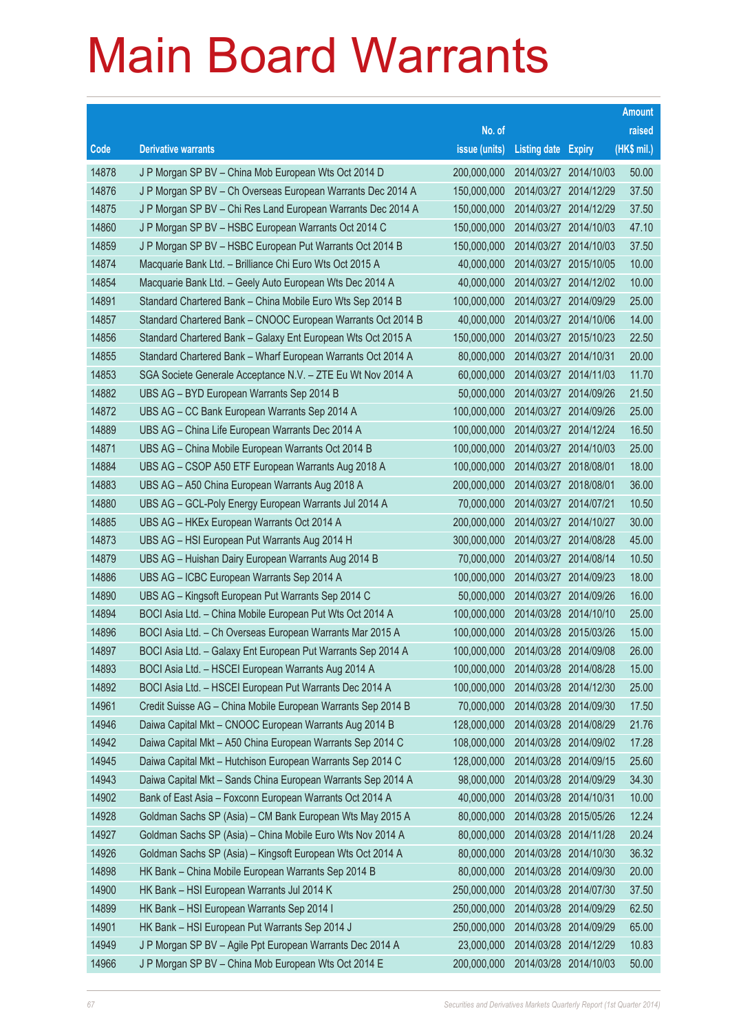# Main Board Warrants

| Code | Derivative warrants | No. of issue (units) | Listing date | Expiry | Amount raised (HK$ mil.) |
|---|---|---|---|---|---|
| 14878 | J P Morgan SP BV – China Mob European Wts Oct 2014 D | 200,000,000 | 2014/03/27 | 2014/10/03 | 50.00 |
| 14876 | J P Morgan SP BV – Ch Overseas European Warrants Dec 2014 A | 150,000,000 | 2014/03/27 | 2014/12/29 | 37.50 |
| 14875 | J P Morgan SP BV – Chi Res Land European Warrants Dec 2014 A | 150,000,000 | 2014/03/27 | 2014/12/29 | 37.50 |
| 14860 | J P Morgan SP BV – HSBC European Warrants Oct 2014 C | 150,000,000 | 2014/03/27 | 2014/10/03 | 47.10 |
| 14859 | J P Morgan SP BV – HSBC European Put Warrants Oct 2014 B | 150,000,000 | 2014/03/27 | 2014/10/03 | 37.50 |
| 14874 | Macquarie Bank Ltd. – Brilliance Chi Euro Wts Oct 2015 A | 40,000,000 | 2014/03/27 | 2015/10/05 | 10.00 |
| 14854 | Macquarie Bank Ltd. – Geely Auto European Wts Dec 2014 A | 40,000,000 | 2014/03/27 | 2014/12/02 | 10.00 |
| 14891 | Standard Chartered Bank – China Mobile Euro Wts Sep 2014 B | 100,000,000 | 2014/03/27 | 2014/09/29 | 25.00 |
| 14857 | Standard Chartered Bank – CNOOC European Warrants Oct 2014 B | 40,000,000 | 2014/03/27 | 2014/10/06 | 14.00 |
| 14856 | Standard Chartered Bank – Galaxy Ent European Wts Oct 2015 A | 150,000,000 | 2014/03/27 | 2015/10/23 | 22.50 |
| 14855 | Standard Chartered Bank – Wharf European Warrants Oct 2014 A | 80,000,000 | 2014/03/27 | 2014/10/31 | 20.00 |
| 14853 | SGA Societe Generale Acceptance N.V. – ZTE Eu Wt Nov 2014 A | 60,000,000 | 2014/03/27 | 2014/11/03 | 11.70 |
| 14882 | UBS AG – BYD European Warrants Sep 2014 B | 50,000,000 | 2014/03/27 | 2014/09/26 | 21.50 |
| 14872 | UBS AG – CC Bank European Warrants Sep 2014 A | 100,000,000 | 2014/03/27 | 2014/09/26 | 25.00 |
| 14889 | UBS AG – China Life European Warrants Dec 2014 A | 100,000,000 | 2014/03/27 | 2014/12/24 | 16.50 |
| 14871 | UBS AG – China Mobile European Warrants Oct 2014 B | 100,000,000 | 2014/03/27 | 2014/10/03 | 25.00 |
| 14884 | UBS AG – CSOP A50 ETF European Warrants Aug 2018 A | 100,000,000 | 2014/03/27 | 2018/08/01 | 18.00 |
| 14883 | UBS AG – A50 China European Warrants Aug 2018 A | 200,000,000 | 2014/03/27 | 2018/08/01 | 36.00 |
| 14880 | UBS AG – GCL-Poly Energy European Warrants Jul 2014 A | 70,000,000 | 2014/03/27 | 2014/07/21 | 10.50 |
| 14885 | UBS AG – HKEx European Warrants Oct 2014 A | 200,000,000 | 2014/03/27 | 2014/10/27 | 30.00 |
| 14873 | UBS AG – HSI European Put Warrants Aug 2014 H | 300,000,000 | 2014/03/27 | 2014/08/28 | 45.00 |
| 14879 | UBS AG – Huishan Dairy European Warrants Aug 2014 B | 70,000,000 | 2014/03/27 | 2014/08/14 | 10.50 |
| 14886 | UBS AG – ICBC European Warrants Sep 2014 A | 100,000,000 | 2014/03/27 | 2014/09/23 | 18.00 |
| 14890 | UBS AG – Kingsoft European Put Warrants Sep 2014 C | 50,000,000 | 2014/03/27 | 2014/09/26 | 16.00 |
| 14894 | BOCI Asia Ltd. – China Mobile European Put Wts Oct 2014 A | 100,000,000 | 2014/03/28 | 2014/10/10 | 25.00 |
| 14896 | BOCI Asia Ltd. – Ch Overseas European Warrants Mar 2015 A | 100,000,000 | 2014/03/28 | 2015/03/26 | 15.00 |
| 14897 | BOCI Asia Ltd. – Galaxy Ent European Put Warrants Sep 2014 A | 100,000,000 | 2014/03/28 | 2014/09/08 | 26.00 |
| 14893 | BOCI Asia Ltd. – HSCEI European Warrants Aug 2014 A | 100,000,000 | 2014/03/28 | 2014/08/28 | 15.00 |
| 14892 | BOCI Asia Ltd. – HSCEI European Put Warrants Dec 2014 A | 100,000,000 | 2014/03/28 | 2014/12/30 | 25.00 |
| 14961 | Credit Suisse AG – China Mobile European Warrants Sep 2014 B | 70,000,000 | 2014/03/28 | 2014/09/30 | 17.50 |
| 14946 | Daiwa Capital Mkt – CNOOC European Warrants Aug 2014 B | 128,000,000 | 2014/03/28 | 2014/08/29 | 21.76 |
| 14942 | Daiwa Capital Mkt – A50 China European Warrants Sep 2014 C | 108,000,000 | 2014/03/28 | 2014/09/02 | 17.28 |
| 14945 | Daiwa Capital Mkt – Hutchison European Warrants Sep 2014 C | 128,000,000 | 2014/03/28 | 2014/09/15 | 25.60 |
| 14943 | Daiwa Capital Mkt – Sands China European Warrants Sep 2014 A | 98,000,000 | 2014/03/28 | 2014/09/29 | 34.30 |
| 14902 | Bank of East Asia – Foxconn European Warrants Oct 2014 A | 40,000,000 | 2014/03/28 | 2014/10/31 | 10.00 |
| 14928 | Goldman Sachs SP (Asia) – CM Bank European Wts May 2015 A | 80,000,000 | 2014/03/28 | 2015/05/26 | 12.24 |
| 14927 | Goldman Sachs SP (Asia) – China Mobile Euro Wts Nov 2014 A | 80,000,000 | 2014/03/28 | 2014/11/28 | 20.24 |
| 14926 | Goldman Sachs SP (Asia) – Kingsoft European Wts Oct 2014 A | 80,000,000 | 2014/03/28 | 2014/10/30 | 36.32 |
| 14898 | HK Bank – China Mobile European Warrants Sep 2014 B | 80,000,000 | 2014/03/28 | 2014/09/30 | 20.00 |
| 14900 | HK Bank – HSI European Warrants Jul 2014 K | 250,000,000 | 2014/03/28 | 2014/07/30 | 37.50 |
| 14899 | HK Bank – HSI European Warrants Sep 2014 I | 250,000,000 | 2014/03/28 | 2014/09/29 | 62.50 |
| 14901 | HK Bank – HSI European Put Warrants Sep 2014 J | 250,000,000 | 2014/03/28 | 2014/09/29 | 65.00 |
| 14949 | J P Morgan SP BV – Agile Ppt European Warrants Dec 2014 A | 23,000,000 | 2014/03/28 | 2014/12/29 | 10.83 |
| 14966 | J P Morgan SP BV – China Mob European Wts Oct 2014 E | 200,000,000 | 2014/03/28 | 2014/10/03 | 50.00 |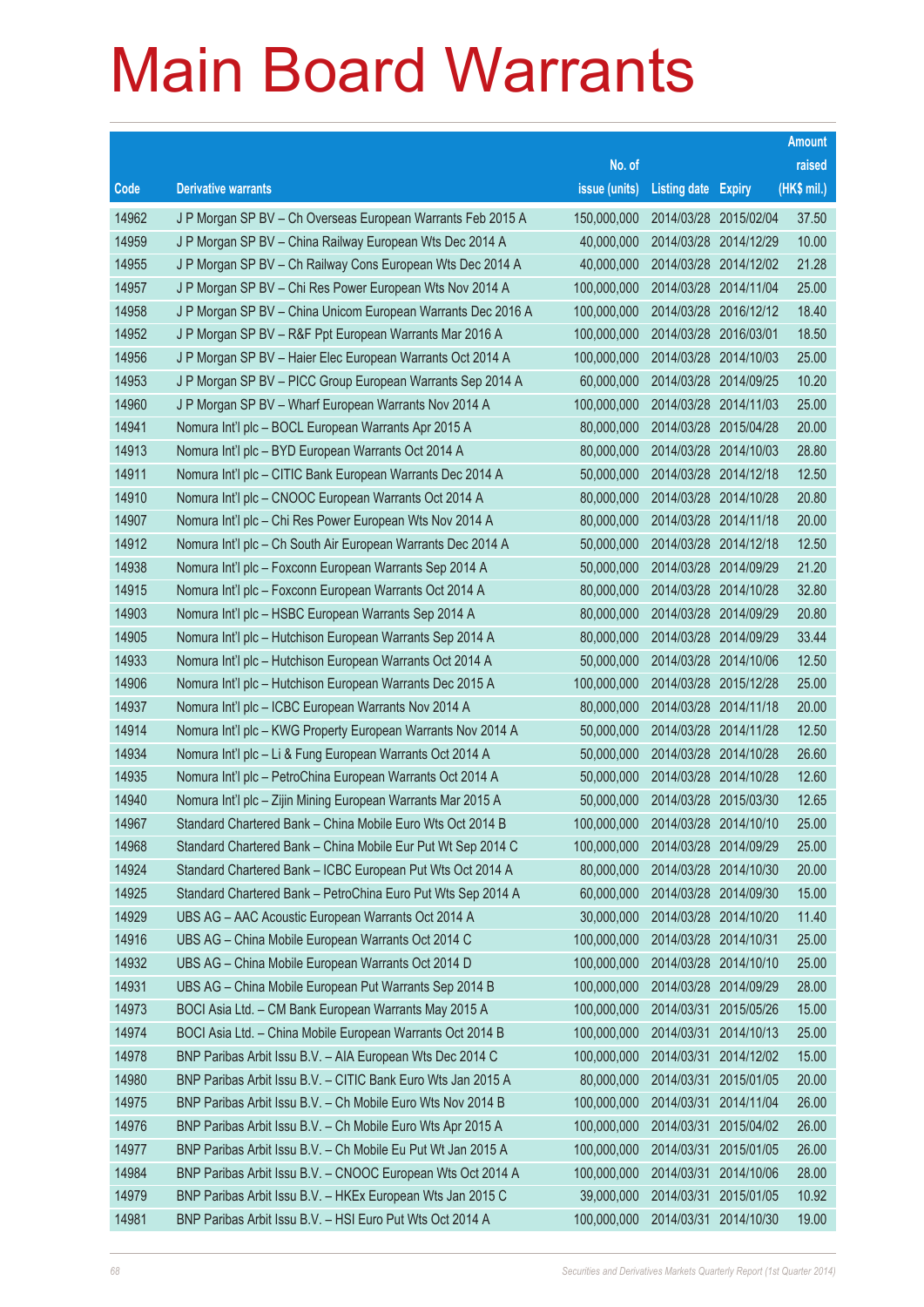# Main Board Warrants

| Code | Derivative warrants | No. of issue (units) | Listing date | Expiry | Amount raised (HK$ mil.) |
|---|---|---|---|---|---|
| 14962 | J P Morgan SP BV – Ch Overseas European Warrants Feb 2015 A | 150,000,000 | 2014/03/28 | 2015/02/04 | 37.50 |
| 14959 | J P Morgan SP BV – China Railway European Wts Dec 2014 A | 40,000,000 | 2014/03/28 | 2014/12/29 | 10.00 |
| 14955 | J P Morgan SP BV – Ch Railway Cons European Wts Dec 2014 A | 40,000,000 | 2014/03/28 | 2014/12/02 | 21.28 |
| 14957 | J P Morgan SP BV – Chi Res Power European Wts Nov 2014 A | 100,000,000 | 2014/03/28 | 2014/11/04 | 25.00 |
| 14958 | J P Morgan SP BV – China Unicom European Warrants Dec 2016 A | 100,000,000 | 2014/03/28 | 2016/12/12 | 18.40 |
| 14952 | J P Morgan SP BV – R&F Ppt European Warrants Mar 2016 A | 100,000,000 | 2014/03/28 | 2016/03/01 | 18.50 |
| 14956 | J P Morgan SP BV – Haier Elec European Warrants Oct 2014 A | 100,000,000 | 2014/03/28 | 2014/10/03 | 25.00 |
| 14953 | J P Morgan SP BV – PICC Group European Warrants Sep 2014 A | 60,000,000 | 2014/03/28 | 2014/09/25 | 10.20 |
| 14960 | J P Morgan SP BV – Wharf European Warrants Nov 2014 A | 100,000,000 | 2014/03/28 | 2014/11/03 | 25.00 |
| 14941 | Nomura Int'l plc – BOCL European Warrants Apr 2015 A | 80,000,000 | 2014/03/28 | 2015/04/28 | 20.00 |
| 14913 | Nomura Int'l plc – BYD European Warrants Oct 2014 A | 80,000,000 | 2014/03/28 | 2014/10/03 | 28.80 |
| 14911 | Nomura Int'l plc – CITIC Bank European Warrants Dec 2014 A | 50,000,000 | 2014/03/28 | 2014/12/18 | 12.50 |
| 14910 | Nomura Int'l plc – CNOOC European Warrants Oct 2014 A | 80,000,000 | 2014/03/28 | 2014/10/28 | 20.80 |
| 14907 | Nomura Int'l plc – Chi Res Power European Wts Nov 2014 A | 80,000,000 | 2014/03/28 | 2014/11/18 | 20.00 |
| 14912 | Nomura Int'l plc – Ch South Air European Warrants Dec 2014 A | 50,000,000 | 2014/03/28 | 2014/12/18 | 12.50 |
| 14938 | Nomura Int'l plc – Foxconn European Warrants Sep 2014 A | 50,000,000 | 2014/03/28 | 2014/09/29 | 21.20 |
| 14915 | Nomura Int'l plc – Foxconn European Warrants Oct 2014 A | 80,000,000 | 2014/03/28 | 2014/10/28 | 32.80 |
| 14903 | Nomura Int'l plc – HSBC European Warrants Sep 2014 A | 80,000,000 | 2014/03/28 | 2014/09/29 | 20.80 |
| 14905 | Nomura Int'l plc – Hutchison European Warrants Sep 2014 A | 80,000,000 | 2014/03/28 | 2014/09/29 | 33.44 |
| 14933 | Nomura Int'l plc – Hutchison European Warrants Oct 2014 A | 50,000,000 | 2014/03/28 | 2014/10/06 | 12.50 |
| 14906 | Nomura Int'l plc – Hutchison European Warrants Dec 2015 A | 100,000,000 | 2014/03/28 | 2015/12/28 | 25.00 |
| 14937 | Nomura Int'l plc – ICBC European Warrants Nov 2014 A | 80,000,000 | 2014/03/28 | 2014/11/18 | 20.00 |
| 14914 | Nomura Int'l plc – KWG Property European Warrants Nov 2014 A | 50,000,000 | 2014/03/28 | 2014/11/28 | 12.50 |
| 14934 | Nomura Int'l plc – Li & Fung European Warrants Oct 2014 A | 50,000,000 | 2014/03/28 | 2014/10/28 | 26.60 |
| 14935 | Nomura Int'l plc – PetroChina European Warrants Oct 2014 A | 50,000,000 | 2014/03/28 | 2014/10/28 | 12.60 |
| 14940 | Nomura Int'l plc – Zijin Mining European Warrants Mar 2015 A | 50,000,000 | 2014/03/28 | 2015/03/30 | 12.65 |
| 14967 | Standard Chartered Bank – China Mobile Euro Wts Oct 2014 B | 100,000,000 | 2014/03/28 | 2014/10/10 | 25.00 |
| 14968 | Standard Chartered Bank – China Mobile Eur Put Wt Sep 2014 C | 100,000,000 | 2014/03/28 | 2014/09/29 | 25.00 |
| 14924 | Standard Chartered Bank – ICBC European Put Wts Oct 2014 A | 80,000,000 | 2014/03/28 | 2014/10/30 | 20.00 |
| 14925 | Standard Chartered Bank – PetroChina Euro Put Wts Sep 2014 A | 60,000,000 | 2014/03/28 | 2014/09/30 | 15.00 |
| 14929 | UBS AG – AAC Acoustic European Warrants Oct 2014 A | 30,000,000 | 2014/03/28 | 2014/10/20 | 11.40 |
| 14916 | UBS AG – China Mobile European Warrants Oct 2014 C | 100,000,000 | 2014/03/28 | 2014/10/31 | 25.00 |
| 14932 | UBS AG – China Mobile European Warrants Oct 2014 D | 100,000,000 | 2014/03/28 | 2014/10/10 | 25.00 |
| 14931 | UBS AG – China Mobile European Put Warrants Sep 2014 B | 100,000,000 | 2014/03/28 | 2014/09/29 | 28.00 |
| 14973 | BOCI Asia Ltd. – CM Bank European Warrants May 2015 A | 100,000,000 | 2014/03/31 | 2015/05/26 | 15.00 |
| 14974 | BOCI Asia Ltd. – China Mobile European Warrants Oct 2014 B | 100,000,000 | 2014/03/31 | 2014/10/13 | 25.00 |
| 14978 | BNP Paribas Arbit Issu B.V. – AIA European Wts Dec 2014 C | 100,000,000 | 2014/03/31 | 2014/12/02 | 15.00 |
| 14980 | BNP Paribas Arbit Issu B.V. – CITIC Bank Euro Wts Jan 2015 A | 80,000,000 | 2014/03/31 | 2015/01/05 | 20.00 |
| 14975 | BNP Paribas Arbit Issu B.V. – Ch Mobile Euro Wts Nov 2014 B | 100,000,000 | 2014/03/31 | 2014/11/04 | 26.00 |
| 14976 | BNP Paribas Arbit Issu B.V. – Ch Mobile Euro Wts Apr 2015 A | 100,000,000 | 2014/03/31 | 2015/04/02 | 26.00 |
| 14977 | BNP Paribas Arbit Issu B.V. – Ch Mobile Eu Put Wt Jan 2015 A | 100,000,000 | 2014/03/31 | 2015/01/05 | 26.00 |
| 14984 | BNP Paribas Arbit Issu B.V. – CNOOC European Wts Oct 2014 A | 100,000,000 | 2014/03/31 | 2014/10/06 | 28.00 |
| 14979 | BNP Paribas Arbit Issu B.V. – HKEx European Wts Jan 2015 C | 39,000,000 | 2014/03/31 | 2015/01/05 | 10.92 |
| 14981 | BNP Paribas Arbit Issu B.V. – HSI Euro Put Wts Oct 2014 A | 100,000,000 | 2014/03/31 | 2014/10/30 | 19.00 |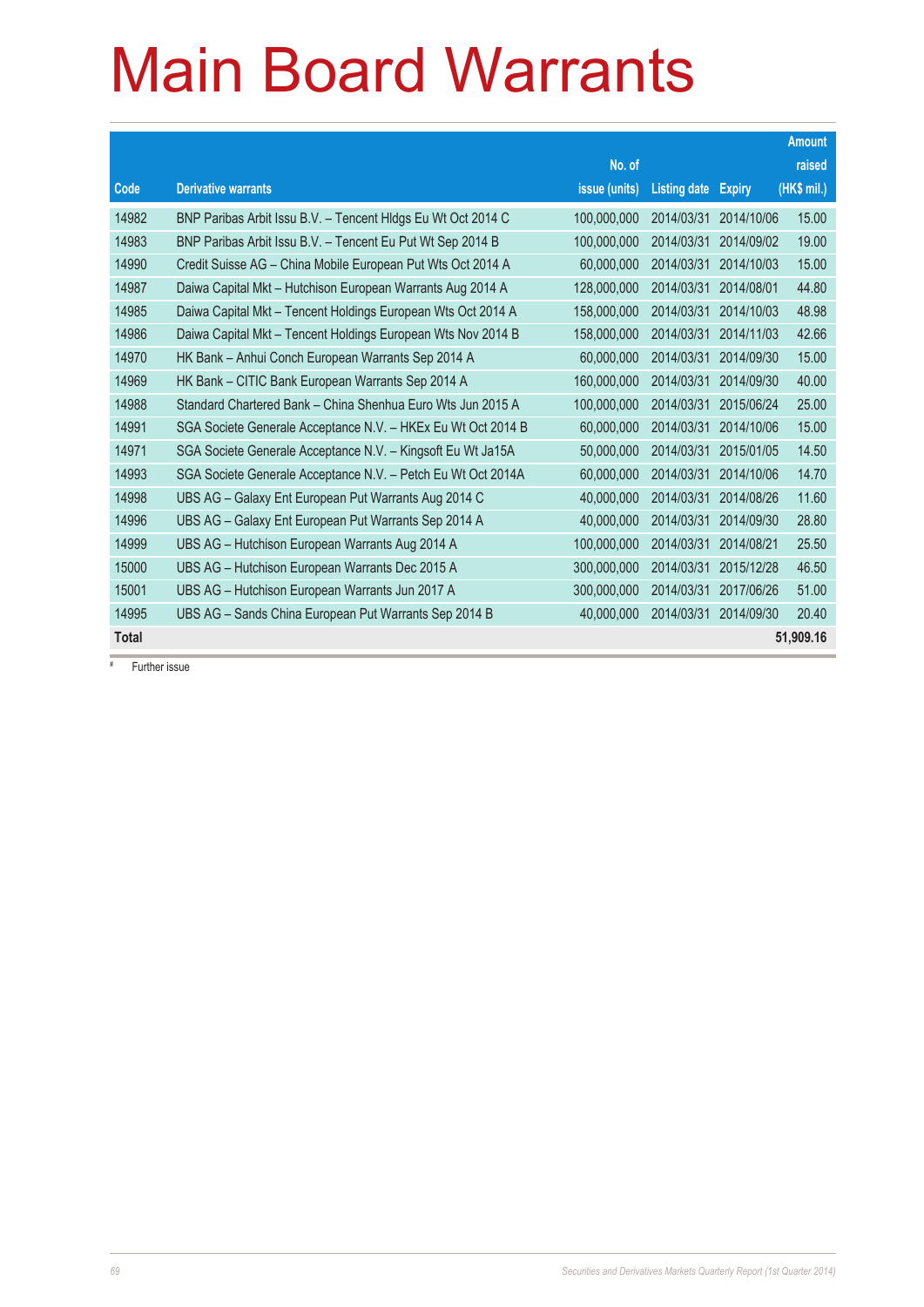# Main Board Warrants

| Code | Derivative warrants | No. of issue (units) | Listing date | Expiry | Amount raised (HK$ mil.) |
|---|---|---|---|---|---|
| 14982 | BNP Paribas Arbit Issu B.V. – Tencent Hldgs Eu Wt Oct 2014 C | 100,000,000 | 2014/03/31 | 2014/10/06 | 15.00 |
| 14983 | BNP Paribas Arbit Issu B.V. – Tencent Eu Put Wt Sep 2014 B | 100,000,000 | 2014/03/31 | 2014/09/02 | 19.00 |
| 14990 | Credit Suisse AG – China Mobile European Put Wts Oct 2014 A | 60,000,000 | 2014/03/31 | 2014/10/03 | 15.00 |
| 14987 | Daiwa Capital Mkt – Hutchison European Warrants Aug 2014 A | 128,000,000 | 2014/03/31 | 2014/08/01 | 44.80 |
| 14985 | Daiwa Capital Mkt – Tencent Holdings European Wts Oct 2014 A | 158,000,000 | 2014/03/31 | 2014/10/03 | 48.98 |
| 14986 | Daiwa Capital Mkt – Tencent Holdings European Wts Nov 2014 B | 158,000,000 | 2014/03/31 | 2014/11/03 | 42.66 |
| 14970 | HK Bank – Anhui Conch European Warrants Sep 2014 A | 60,000,000 | 2014/03/31 | 2014/09/30 | 15.00 |
| 14969 | HK Bank – CITIC Bank European Warrants Sep 2014 A | 160,000,000 | 2014/03/31 | 2014/09/30 | 40.00 |
| 14988 | Standard Chartered Bank – China Shenhua Euro Wts Jun 2015 A | 100,000,000 | 2014/03/31 | 2015/06/24 | 25.00 |
| 14991 | SGA Societe Generale Acceptance N.V. – HKEx Eu Wt Oct 2014 B | 60,000,000 | 2014/03/31 | 2014/10/06 | 15.00 |
| 14971 | SGA Societe Generale Acceptance N.V. – Kingsoft Eu Wt Ja15A | 50,000,000 | 2014/03/31 | 2015/01/05 | 14.50 |
| 14993 | SGA Societe Generale Acceptance N.V. – Petch Eu Wt Oct 2014A | 60,000,000 | 2014/03/31 | 2014/10/06 | 14.70 |
| 14998 | UBS AG – Galaxy Ent European Put Warrants Aug 2014 C | 40,000,000 | 2014/03/31 | 2014/08/26 | 11.60 |
| 14996 | UBS AG – Galaxy Ent European Put Warrants Sep 2014 A | 40,000,000 | 2014/03/31 | 2014/09/30 | 28.80 |
| 14999 | UBS AG – Hutchison European Warrants Aug 2014 A | 100,000,000 | 2014/03/31 | 2014/08/21 | 25.50 |
| 15000 | UBS AG – Hutchison European Warrants Dec 2015 A | 300,000,000 | 2014/03/31 | 2015/12/28 | 46.50 |
| 15001 | UBS AG – Hutchison European Warrants Jun 2017 A | 300,000,000 | 2014/03/31 | 2017/06/26 | 51.00 |
| 14995 | UBS AG – Sands China European Put Warrants Sep 2014 B | 40,000,000 | 2014/03/31 | 2014/09/30 | 20.40 |
| **Total** | | | | | **51,909.16** |

# Further issue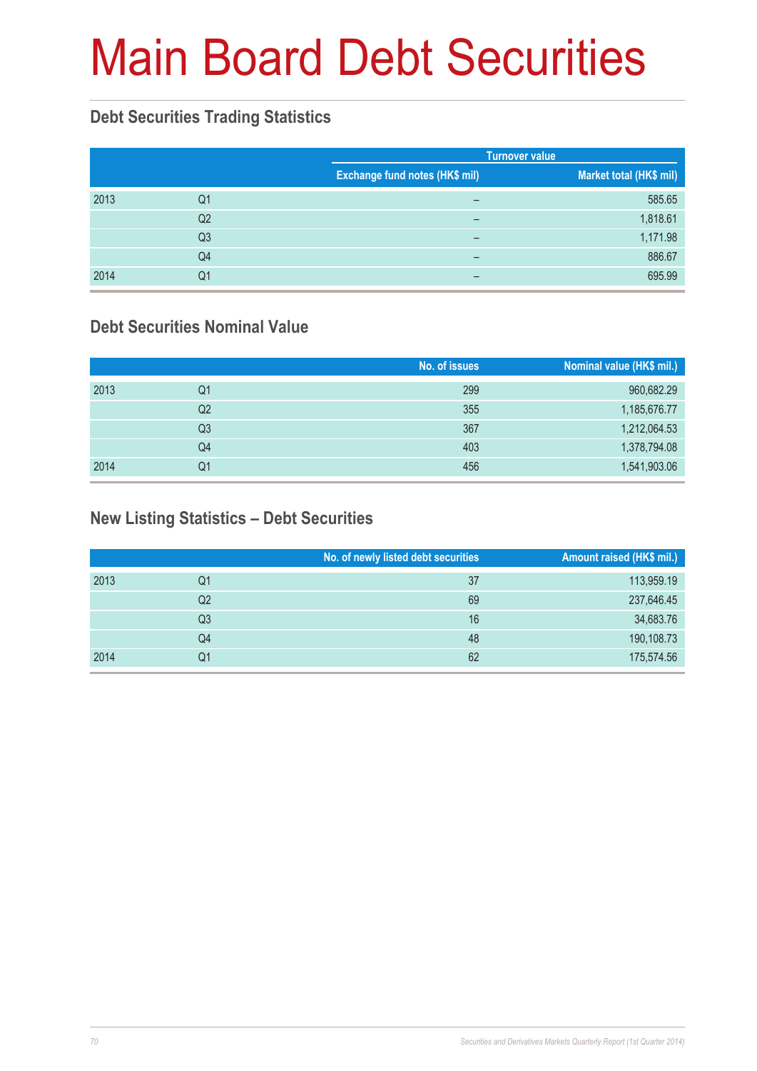# Main Board Debt Securities

## Debt Securities Trading Statistics

| | | Turnover value | |
|---|---|---|---|
| | | Exchange fund notes (HK$ mil) | Market total (HK$ mil) |
| 2013 | Q1 | – | 585.65 |
| | Q2 | – | 1,818.61 |
| | Q3 | – | 1,171.98 |
| | Q4 | – | 886.67 |
| 2014 | Q1 | – | 695.99 |

## Debt Securities Nominal Value

| | | No. of issues | Nominal value (HK$ mil.) |
|---|---|---|---|
| 2013 | Q1 | 299 | 960,682.29 |
| | Q2 | 355 | 1,185,676.77 |
| | Q3 | 367 | 1,212,064.53 |
| | Q4 | 403 | 1,378,794.08 |
| 2014 | Q1 | 456 | 1,541,903.06 |

## New Listing Statistics – Debt Securities

| | | No. of newly listed debt securities | Amount raised (HK$ mil.) |
|---|---|---|---|
| 2013 | Q1 | 37 | 113,959.19 |
| | Q2 | 69 | 237,646.45 |
| | Q3 | 16 | 34,683.76 |
| | Q4 | 48 | 190,108.73 |
| 2014 | Q1 | 62 | 175,574.56 |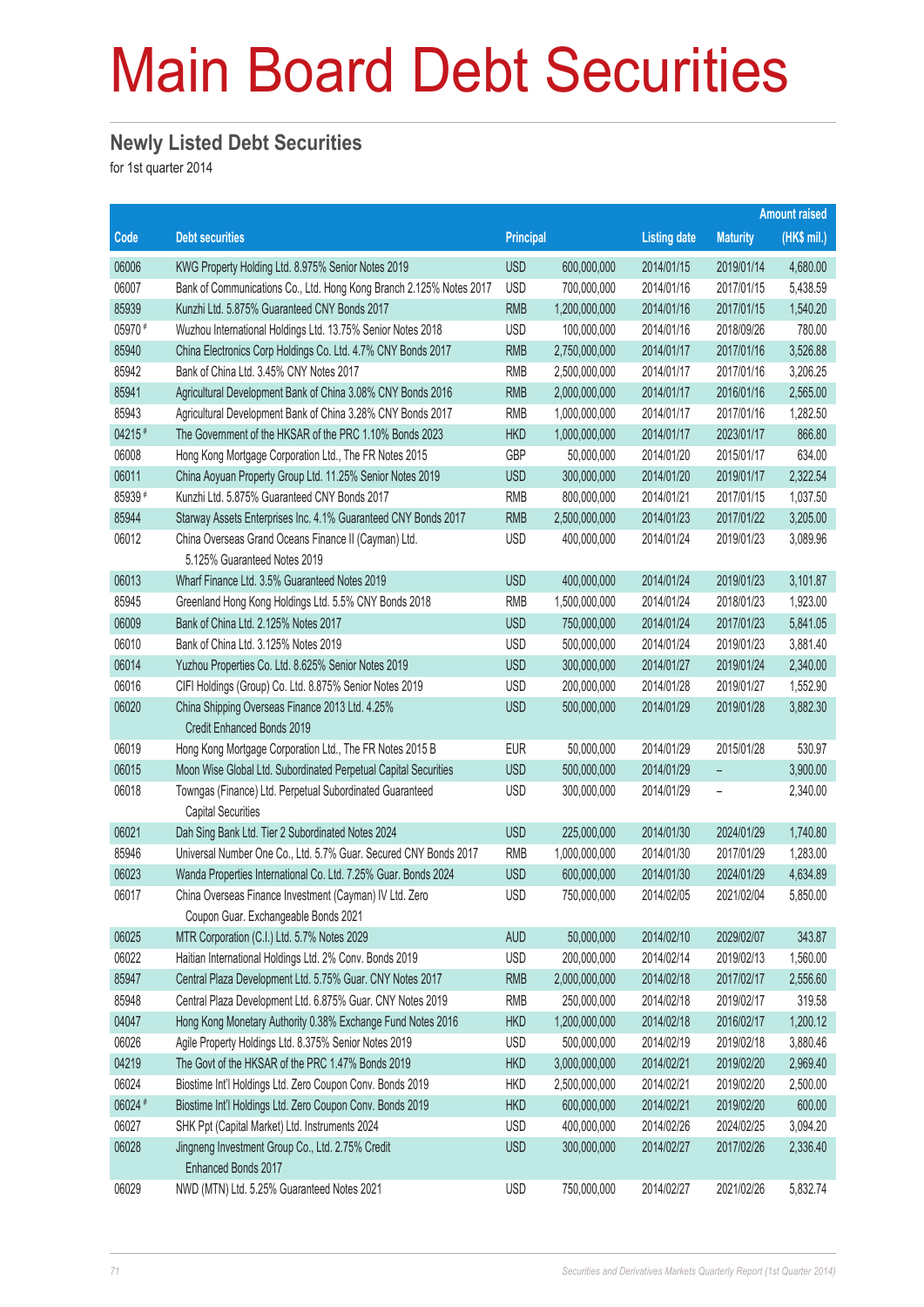# Main Board Debt Securities

## Newly Listed Debt Securities

for 1st quarter 2014

| Code | Debt securities | Principal | | Listing date | Maturity | Amount raised (HK$ mil.) |
|---|---|---|---|---|---|---|
| 06006 | KWG Property Holding Ltd. 8.975% Senior Notes 2019 | USD | 600,000,000 | 2014/01/15 | 2019/01/14 | 4,680.00 |
| 06007 | Bank of Communications Co., Ltd. Hong Kong Branch 2.125% Notes 2017 | USD | 700,000,000 | 2014/01/16 | 2017/01/15 | 5,438.59 |
| 85939 | Kunzhi Ltd. 5.875% Guaranteed CNY Bonds 2017 | RMB | 1,200,000,000 | 2014/01/16 | 2017/01/15 | 1,540.20 |
| 05970 # | Wuzhou International Holdings Ltd. 13.75% Senior Notes 2018 | USD | 100,000,000 | 2014/01/16 | 2018/09/26 | 780.00 |
| 85940 | China Electronics Corp Holdings Co. Ltd. 4.7% CNY Bonds 2017 | RMB | 2,750,000,000 | 2014/01/17 | 2017/01/16 | 3,526.88 |
| 85942 | Bank of China Ltd. 3.45% CNY Notes 2017 | RMB | 2,500,000,000 | 2014/01/17 | 2017/01/16 | 3,206.25 |
| 85941 | Agricultural Development Bank of China 3.08% CNY Bonds 2016 | RMB | 2,000,000,000 | 2014/01/17 | 2016/01/16 | 2,565.00 |
| 85943 | Agricultural Development Bank of China 3.28% CNY Bonds 2017 | RMB | 1,000,000,000 | 2014/01/17 | 2017/01/16 | 1,282.50 |
| 04215 # | The Government of the HKSAR of the PRC 1.10% Bonds 2023 | HKD | 1,000,000,000 | 2014/01/17 | 2023/01/17 | 866.80 |
| 06008 | Hong Kong Mortgage Corporation Ltd., The FR Notes 2015 | GBP | 50,000,000 | 2014/01/20 | 2015/01/17 | 634.00 |
| 06011 | China Aoyuan Property Group Ltd. 11.25% Senior Notes 2019 | USD | 300,000,000 | 2014/01/20 | 2019/01/17 | 2,322.54 |
| 85939 # | Kunzhi Ltd. 5.875% Guaranteed CNY Bonds 2017 | RMB | 800,000,000 | 2014/01/21 | 2017/01/15 | 1,037.50 |
| 85944 | Starway Assets Enterprises Inc. 4.1% Guaranteed CNY Bonds 2017 | RMB | 2,500,000,000 | 2014/01/23 | 2017/01/22 | 3,205.00 |
| 06012 | China Overseas Grand Oceans Finance II (Cayman) Ltd. 5.125% Guaranteed Notes 2019 | USD | 400,000,000 | 2014/01/24 | 2019/01/23 | 3,089.96 |
| 06013 | Wharf Finance Ltd. 3.5% Guaranteed Notes 2019 | USD | 400,000,000 | 2014/01/24 | 2019/01/23 | 3,101.87 |
| 85945 | Greenland Hong Kong Holdings Ltd. 5.5% CNY Bonds 2018 | RMB | 1,500,000,000 | 2014/01/24 | 2018/01/23 | 1,923.00 |
| 06009 | Bank of China Ltd. 2.125% Notes 2017 | USD | 750,000,000 | 2014/01/24 | 2017/01/23 | 5,841.05 |
| 06010 | Bank of China Ltd. 3.125% Notes 2019 | USD | 500,000,000 | 2014/01/24 | 2019/01/23 | 3,881.40 |
| 06014 | Yuzhou Properties Co. Ltd. 8.625% Senior Notes 2019 | USD | 300,000,000 | 2014/01/27 | 2019/01/24 | 2,340.00 |
| 06016 | CIFI Holdings (Group) Co. Ltd. 8.875% Senior Notes 2019 | USD | 200,000,000 | 2014/01/28 | 2019/01/27 | 1,552.90 |
| 06020 | China Shipping Overseas Finance 2013 Ltd. 4.25% Credit Enhanced Bonds 2019 | USD | 500,000,000 | 2014/01/29 | 2019/01/28 | 3,882.30 |
| 06019 | Hong Kong Mortgage Corporation Ltd., The FR Notes 2015 B | EUR | 50,000,000 | 2014/01/29 | 2015/01/28 | 530.97 |
| 06015 | Moon Wise Global Ltd. Subordinated Perpetual Capital Securities | USD | 500,000,000 | 2014/01/29 | – | 3,900.00 |
| 06018 | Towngas (Finance) Ltd. Perpetual Subordinated Guaranteed Capital Securities | USD | 300,000,000 | 2014/01/29 | – | 2,340.00 |
| 06021 | Dah Sing Bank Ltd. Tier 2 Subordinated Notes 2024 | USD | 225,000,000 | 2014/01/30 | 2024/01/29 | 1,740.80 |
| 85946 | Universal Number One Co., Ltd. 5.7% Guar. Secured CNY Bonds 2017 | RMB | 1,000,000,000 | 2014/01/30 | 2017/01/29 | 1,283.00 |
| 06023 | Wanda Properties International Co. Ltd. 7.25% Guar. Bonds 2024 | USD | 600,000,000 | 2014/01/30 | 2024/01/29 | 4,634.89 |
| 06017 | China Overseas Finance Investment (Cayman) IV Ltd. Zero Coupon Guar. Exchangeable Bonds 2021 | USD | 750,000,000 | 2014/02/05 | 2021/02/04 | 5,850.00 |
| 06025 | MTR Corporation (C.I.) Ltd. 5.7% Notes 2029 | AUD | 50,000,000 | 2014/02/10 | 2029/02/07 | 343.87 |
| 06022 | Haitian International Holdings Ltd. 2% Conv. Bonds 2019 | USD | 200,000,000 | 2014/02/14 | 2019/02/13 | 1,560.00 |
| 85947 | Central Plaza Development Ltd. 5.75% Guar. CNY Notes 2017 | RMB | 2,000,000,000 | 2014/02/18 | 2017/02/17 | 2,556.60 |
| 85948 | Central Plaza Development Ltd. 6.875% Guar. CNY Notes 2019 | RMB | 250,000,000 | 2014/02/18 | 2019/02/17 | 319.58 |
| 04047 | Hong Kong Monetary Authority 0.38% Exchange Fund Notes 2016 | HKD | 1,200,000,000 | 2014/02/18 | 2016/02/17 | 1,200.12 |
| 06026 | Agile Property Holdings Ltd. 8.375% Senior Notes 2019 | USD | 500,000,000 | 2014/02/19 | 2019/02/18 | 3,880.46 |
| 04219 | The Govt of the HKSAR of the PRC 1.47% Bonds 2019 | HKD | 3,000,000,000 | 2014/02/21 | 2019/02/20 | 2,969.40 |
| 06024 | Biostime Int'l Holdings Ltd. Zero Coupon Conv. Bonds 2019 | HKD | 2,500,000,000 | 2014/02/21 | 2019/02/20 | 2,500.00 |
| 06024 # | Biostime Int'l Holdings Ltd. Zero Coupon Conv. Bonds 2019 | HKD | 600,000,000 | 2014/02/21 | 2019/02/20 | 600.00 |
| 06027 | SHK Ppt (Capital Market) Ltd. Instruments 2024 | USD | 400,000,000 | 2014/02/26 | 2024/02/25 | 3,094.20 |
| 06028 | Jingneng Investment Group Co., Ltd. 2.75% Credit Enhanced Bonds 2017 | USD | 300,000,000 | 2014/02/27 | 2017/02/26 | 2,336.40 |
| 06029 | NWD (MTN) Ltd. 5.25% Guaranteed Notes 2021 | USD | 750,000,000 | 2014/02/27 | 2021/02/26 | 5,832.74 |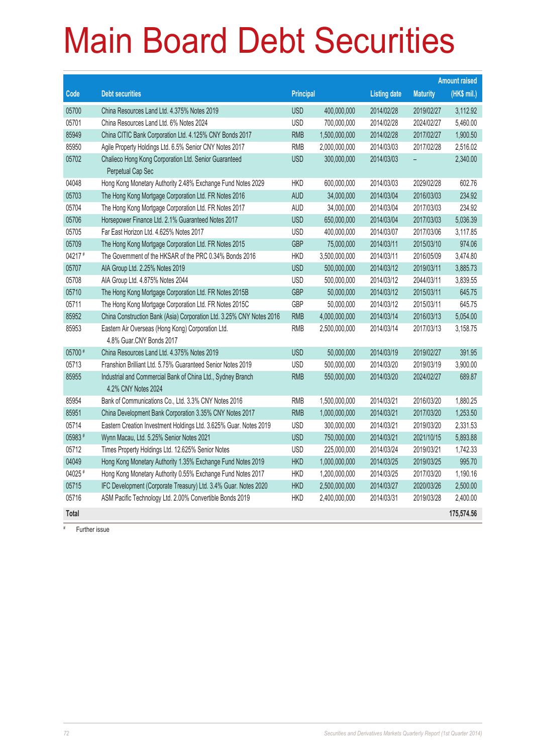# Main Board Debt Securities

| Code | Debt securities | Principal | | Listing date | Maturity | Amount raised (HK$ mil.) |
|---|---|---|---|---|---|---|
| 05700 | China Resources Land Ltd. 4.375% Notes 2019 | USD | 400,000,000 | 2014/02/28 | 2019/02/27 | 3,112.92 |
| 05701 | China Resources Land Ltd. 6% Notes 2024 | USD | 700,000,000 | 2014/02/28 | 2024/02/27 | 5,460.00 |
| 85949 | China CITIC Bank Corporation Ltd. 4.125% CNY Bonds 2017 | RMB | 1,500,000,000 | 2014/02/28 | 2017/02/27 | 1,900.50 |
| 85950 | Agile Property Holdings Ltd. 6.5% Senior CNY Notes 2017 | RMB | 2,000,000,000 | 2014/03/03 | 2017/02/28 | 2,516.02 |
| 05702 | Chalieco Hong Kong Corporation Ltd. Senior Guaranteed Perpetual Cap Sec | USD | 300,000,000 | 2014/03/03 | – | 2,340.00 |
| 04048 | Hong Kong Monetary Authority 2.48% Exchange Fund Notes 2029 | HKD | 600,000,000 | 2014/03/03 | 2029/02/28 | 602.76 |
| 05703 | The Hong Kong Mortgage Corporation Ltd. FR Notes 2016 | AUD | 34,000,000 | 2014/03/04 | 2016/03/03 | 234.92 |
| 05704 | The Hong Kong Mortgage Corporation Ltd. FR Notes 2017 | AUD | 34,000,000 | 2014/03/04 | 2017/03/03 | 234.92 |
| 05706 | Horsepower Finance Ltd. 2.1% Guaranteed Notes 2017 | USD | 650,000,000 | 2014/03/04 | 2017/03/03 | 5,036.39 |
| 05705 | Far East Horizon Ltd. 4.625% Notes 2017 | USD | 400,000,000 | 2014/03/07 | 2017/03/06 | 3,117.85 |
| 05709 | The Hong Kong Mortgage Corporation Ltd. FR Notes 2015 | GBP | 75,000,000 | 2014/03/11 | 2015/03/10 | 974.06 |
| 04217 # | The Government of the HKSAR of the PRC 0.34% Bonds 2016 | HKD | 3,500,000,000 | 2014/03/11 | 2016/05/09 | 3,474.80 |
| 05707 | AIA Group Ltd. 2.25% Notes 2019 | USD | 500,000,000 | 2014/03/12 | 2019/03/11 | 3,885.73 |
| 05708 | AIA Group Ltd. 4.875% Notes 2044 | USD | 500,000,000 | 2014/03/12 | 2044/03/11 | 3,839.55 |
| 05710 | The Hong Kong Mortgage Corporation Ltd. FR Notes 2015B | GBP | 50,000,000 | 2014/03/12 | 2015/03/11 | 645.75 |
| 05711 | The Hong Kong Mortgage Corporation Ltd. FR Notes 2015C | GBP | 50,000,000 | 2014/03/12 | 2015/03/11 | 645.75 |
| 85952 | China Construction Bank (Asia) Corporation Ltd. 3.25% CNY Notes 2016 | RMB | 4,000,000,000 | 2014/03/14 | 2016/03/13 | 5,054.00 |
| 85953 | Eastern Air Overseas (Hong Kong) Corporation Ltd. 4.8% Guar.CNY Bonds 2017 | RMB | 2,500,000,000 | 2014/03/14 | 2017/03/13 | 3,158.75 |
| 05700 # | China Resources Land Ltd. 4.375% Notes 2019 | USD | 50,000,000 | 2014/03/19 | 2019/02/27 | 391.95 |
| 05713 | Franshion Brilliant Ltd. 5.75% Guaranteed Senior Notes 2019 | USD | 500,000,000 | 2014/03/20 | 2019/03/19 | 3,900.00 |
| 85955 | Industrial and Commercial Bank of China Ltd., Sydney Branch 4.2% CNY Notes 2024 | RMB | 550,000,000 | 2014/03/20 | 2024/02/27 | 689.87 |
| 85954 | Bank of Communications Co., Ltd. 3.3% CNY Notes 2016 | RMB | 1,500,000,000 | 2014/03/21 | 2016/03/20 | 1,880.25 |
| 85951 | China Development Bank Corporation 3.35% CNY Notes 2017 | RMB | 1,000,000,000 | 2014/03/21 | 2017/03/20 | 1,253.50 |
| 05714 | Eastern Creation Investment Holdings Ltd. 3.625% Guar. Notes 2019 | USD | 300,000,000 | 2014/03/21 | 2019/03/20 | 2,331.53 |
| 05983 # | Wynn Macau, Ltd. 5.25% Senior Notes 2021 | USD | 750,000,000 | 2014/03/21 | 2021/10/15 | 5,893.88 |
| 05712 | Times Property Holdings Ltd. 12.625% Senior Notes | USD | 225,000,000 | 2014/03/24 | 2019/03/21 | 1,742.33 |
| 04049 | Hong Kong Monetary Authority 1.35% Exchange Fund Notes 2019 | HKD | 1,000,000,000 | 2014/03/25 | 2019/03/25 | 995.70 |
| 04025 # | Hong Kong Monetary Authority 0.55% Exchange Fund Notes 2017 | HKD | 1,200,000,000 | 2014/03/25 | 2017/03/20 | 1,190.16 |
| 05715 | IFC Development (Corporate Treasury) Ltd. 3.4% Guar. Notes 2020 | HKD | 2,500,000,000 | 2014/03/27 | 2020/03/26 | 2,500.00 |
| 05716 | ASM Pacific Technology Ltd. 2.00% Convertible Bonds 2019 | HKD | 2,400,000,000 | 2014/03/31 | 2019/03/28 | 2,400.00 |
| **Total** | | | | | | **175,574.56** |

# Further issue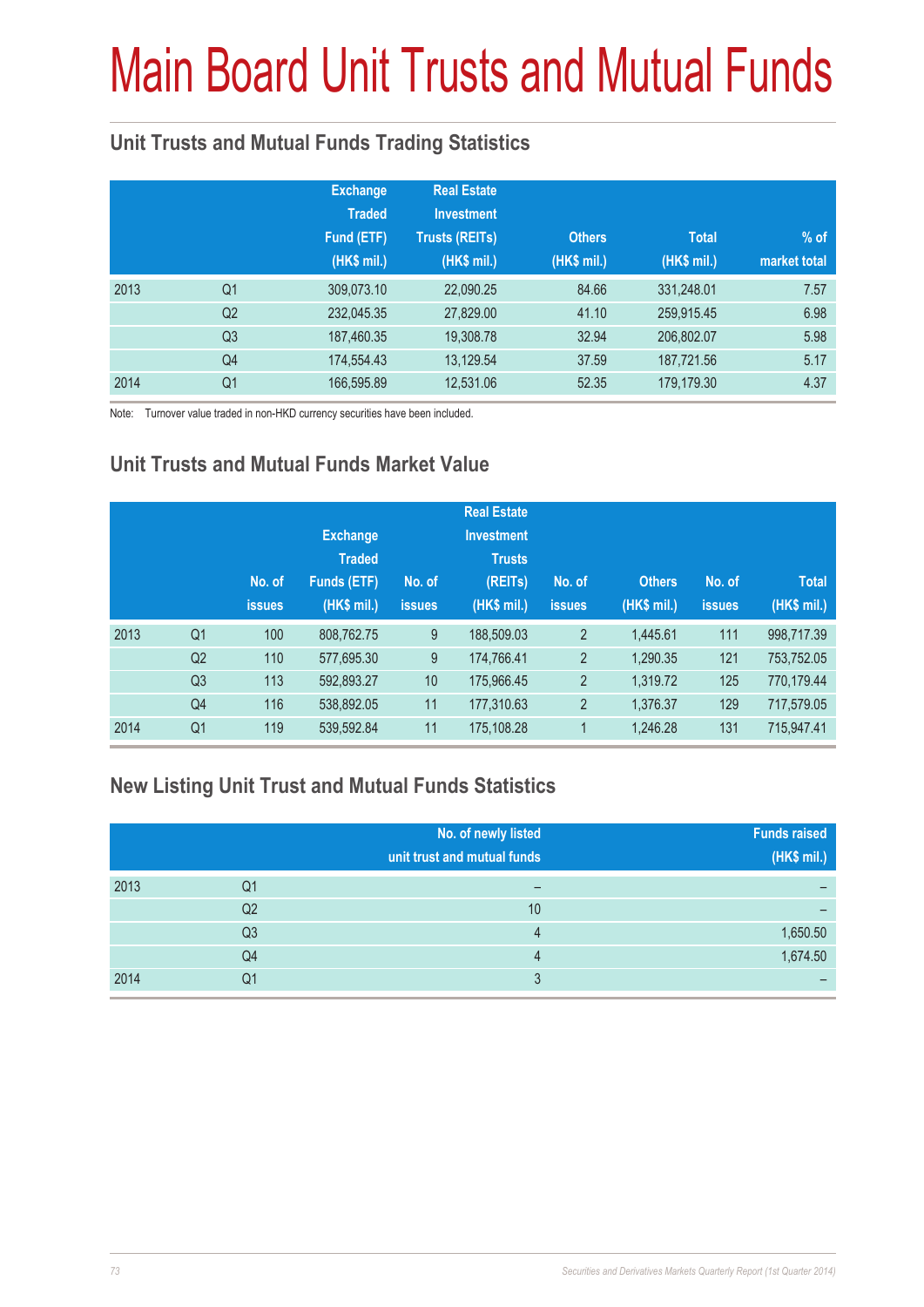# Main Board Unit Trusts and Mutual Funds

## Unit Trusts and Mutual Funds Trading Statistics

| | | Exchange Traded Fund (ETF) (HK$ mil.) | Real Estate Investment Trusts (REITs) (HK$ mil.) | Others (HK$ mil.) | Total (HK$ mil.) | % of market total |
|---|---|---|---|---|---|---|
| 2013 | Q1 | 309,073.10 | 22,090.25 | 84.66 | 331,248.01 | 7.57 |
| | Q2 | 232,045.35 | 27,829.00 | 41.10 | 259,915.45 | 6.98 |
| | Q3 | 187,460.35 | 19,308.78 | 32.94 | 206,802.07 | 5.98 |
| | Q4 | 174,554.43 | 13,129.54 | 37.59 | 187,721.56 | 5.17 |
| 2014 | Q1 | 166,595.89 | 12,531.06 | 52.35 | 179,179.30 | 4.37 |

Note: Turnover value traded in non-HKD currency securities have been included.

## Unit Trusts and Mutual Funds Market Value

| | | No. of issues | Exchange Traded Funds (ETF) (HK$ mil.) | No. of issues | Real Estate Investment Trusts (REITs) (HK$ mil.) | No. of issues | Others (HK$ mil.) | No. of issues | Total (HK$ mil.) |
|---|---|---|---|---|---|---|---|---|---|
| 2013 | Q1 | 100 | 808,762.75 | 9 | 188,509.03 | 2 | 1,445.61 | 111 | 998,717.39 |
| | Q2 | 110 | 577,695.30 | 9 | 174,766.41 | 2 | 1,290.35 | 121 | 753,752.05 |
| | Q3 | 113 | 592,893.27 | 10 | 175,966.45 | 2 | 1,319.72 | 125 | 770,179.44 |
| | Q4 | 116 | 538,892.05 | 11 | 177,310.63 | 2 | 1,376.37 | 129 | 717,579.05 |
| 2014 | Q1 | 119 | 539,592.84 | 11 | 175,108.28 | 1 | 1,246.28 | 131 | 715,947.41 |

## New Listing Unit Trust and Mutual Funds Statistics

| | | No. of newly listed unit trust and mutual funds | Funds raised (HK$ mil.) |
|---|---|---|---|
| 2013 | Q1 | – | – |
| | Q2 | 10 | – |
| | Q3 | 4 | 1,650.50 |
| | Q4 | 4 | 1,674.50 |
| 2014 | Q1 | 3 | – |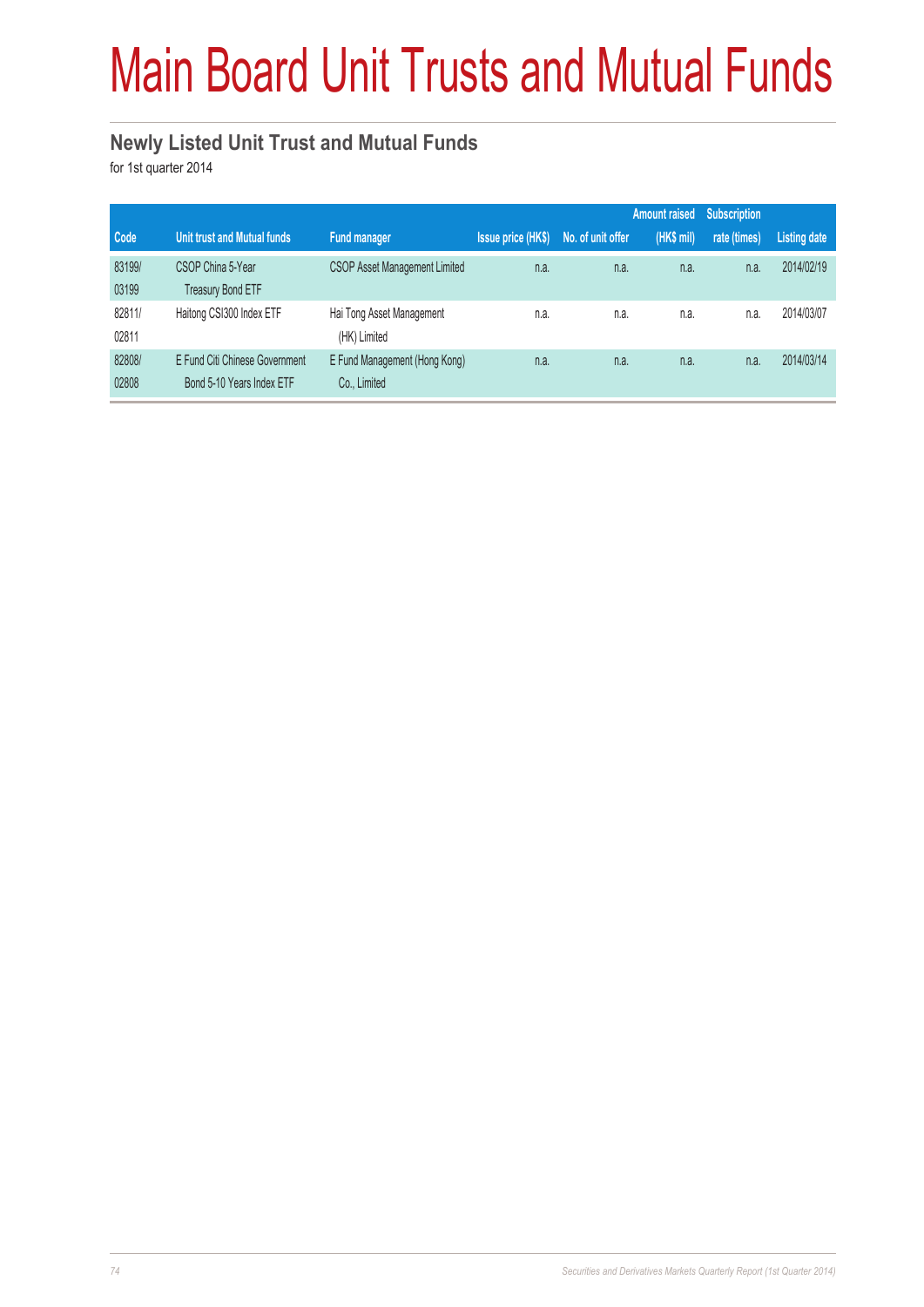# Main Board Unit Trusts and Mutual Funds

## Newly Listed Unit Trust and Mutual Funds

for 1st quarter 2014

| Code | Unit trust and Mutual funds | Fund manager | Issue price (HK$) | No. of unit offer | Amount raised (HK$ mil) | Subscription rate (times) | Listing date |
|---|---|---|---|---|---|---|---|
| 83199/ 03199 | CSOP China 5-Year Treasury Bond ETF | CSOP Asset Management Limited | n.a. | n.a. | n.a. | n.a. | 2014/02/19 |
| 82811/ 02811 | Haitong CSI300 Index ETF | Hai Tong Asset Management (HK) Limited | n.a. | n.a. | n.a. | n.a. | 2014/03/07 |
| 82808/ 02808 | E Fund Citi Chinese Government Bond 5-10 Years Index ETF | E Fund Management (Hong Kong) Co., Limited | n.a. | n.a. | n.a. | n.a. | 2014/03/14 |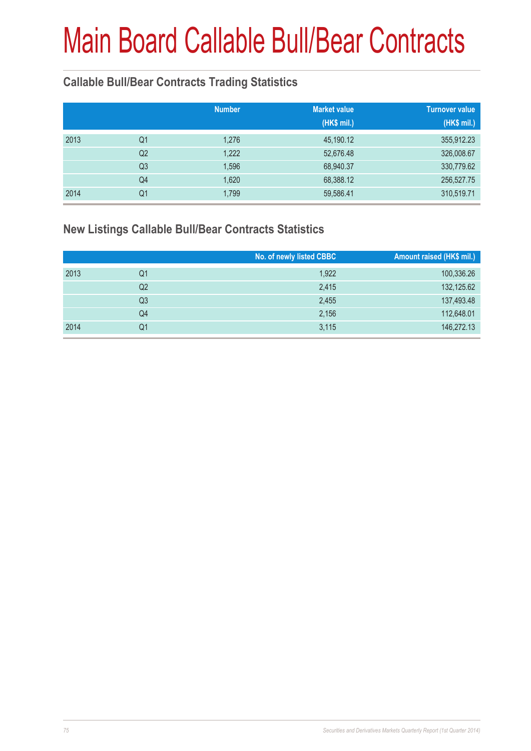# Main Board Callable Bull/Bear Contracts

## Callable Bull/Bear Contracts Trading Statistics

| | | Number | Market value (HK$ mil.) | Turnover value (HK$ mil.) |
|---|---|---|---|---|
| 2013 | Q1 | 1,276 | 45,190.12 | 355,912.23 |
| | Q2 | 1,222 | 52,676.48 | 326,008.67 |
| | Q3 | 1,596 | 68,940.37 | 330,779.62 |
| | Q4 | 1,620 | 68,388.12 | 256,527.75 |
| 2014 | Q1 | 1,799 | 59,586.41 | 310,519.71 |

## New Listings Callable Bull/Bear Contracts Statistics

| | | No. of newly listed CBBC | Amount raised (HK$ mil.) |
|---|---|---|---|
| 2013 | Q1 | 1,922 | 100,336.26 |
| | Q2 | 2,415 | 132,125.62 |
| | Q3 | 2,455 | 137,493.48 |
| | Q4 | 2,156 | 112,648.01 |
| 2014 | Q1 | 3,115 | 146,272.13 |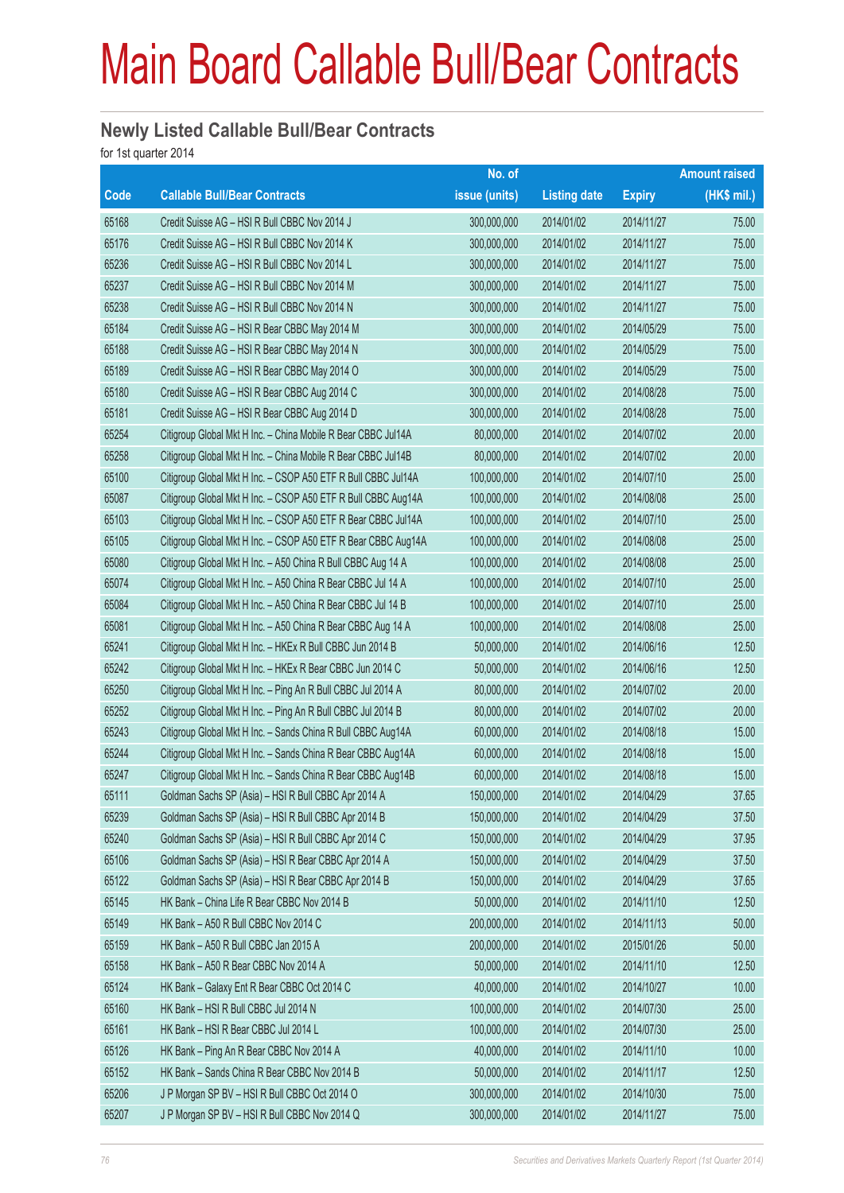# Main Board Callable Bull/Bear Contracts

## Newly Listed Callable Bull/Bear Contracts

for 1st quarter 2014

| Code | Callable Bull/Bear Contracts | No. of issue (units) | Listing date | Expiry | Amount raised (HK$ mil.) |
|---|---|---|---|---|---|
| 65168 | Credit Suisse AG – HSI R Bull CBBC Nov 2014 J | 300,000,000 | 2014/01/02 | 2014/11/27 | 75.00 |
| 65176 | Credit Suisse AG – HSI R Bull CBBC Nov 2014 K | 300,000,000 | 2014/01/02 | 2014/11/27 | 75.00 |
| 65236 | Credit Suisse AG – HSI R Bull CBBC Nov 2014 L | 300,000,000 | 2014/01/02 | 2014/11/27 | 75.00 |
| 65237 | Credit Suisse AG – HSI R Bull CBBC Nov 2014 M | 300,000,000 | 2014/01/02 | 2014/11/27 | 75.00 |
| 65238 | Credit Suisse AG – HSI R Bull CBBC Nov 2014 N | 300,000,000 | 2014/01/02 | 2014/11/27 | 75.00 |
| 65184 | Credit Suisse AG – HSI R Bear CBBC May 2014 M | 300,000,000 | 2014/01/02 | 2014/05/29 | 75.00 |
| 65188 | Credit Suisse AG – HSI R Bear CBBC May 2014 N | 300,000,000 | 2014/01/02 | 2014/05/29 | 75.00 |
| 65189 | Credit Suisse AG – HSI R Bear CBBC May 2014 O | 300,000,000 | 2014/01/02 | 2014/05/29 | 75.00 |
| 65180 | Credit Suisse AG – HSI R Bear CBBC Aug 2014 C | 300,000,000 | 2014/01/02 | 2014/08/28 | 75.00 |
| 65181 | Credit Suisse AG – HSI R Bear CBBC Aug 2014 D | 300,000,000 | 2014/01/02 | 2014/08/28 | 75.00 |
| 65254 | Citigroup Global Mkt H Inc. – China Mobile R Bear CBBC Jul14A | 80,000,000 | 2014/01/02 | 2014/07/02 | 20.00 |
| 65258 | Citigroup Global Mkt H Inc. – China Mobile R Bear CBBC Jul14B | 80,000,000 | 2014/01/02 | 2014/07/02 | 20.00 |
| 65100 | Citigroup Global Mkt H Inc. – CSOP A50 ETF R Bull CBBC Jul14A | 100,000,000 | 2014/01/02 | 2014/07/10 | 25.00 |
| 65087 | Citigroup Global Mkt H Inc. – CSOP A50 ETF R Bull CBBC Aug14A | 100,000,000 | 2014/01/02 | 2014/08/08 | 25.00 |
| 65103 | Citigroup Global Mkt H Inc. – CSOP A50 ETF R Bear CBBC Jul14A | 100,000,000 | 2014/01/02 | 2014/07/10 | 25.00 |
| 65105 | Citigroup Global Mkt H Inc. – CSOP A50 ETF R Bear CBBC Aug14A | 100,000,000 | 2014/01/02 | 2014/08/08 | 25.00 |
| 65080 | Citigroup Global Mkt H Inc. – A50 China R Bull CBBC Aug 14 A | 100,000,000 | 2014/01/02 | 2014/08/08 | 25.00 |
| 65074 | Citigroup Global Mkt H Inc. – A50 China R Bear CBBC Jul 14 A | 100,000,000 | 2014/01/02 | 2014/07/10 | 25.00 |
| 65084 | Citigroup Global Mkt H Inc. – A50 China R Bear CBBC Jul 14 B | 100,000,000 | 2014/01/02 | 2014/07/10 | 25.00 |
| 65081 | Citigroup Global Mkt H Inc. – A50 China R Bear CBBC Aug 14 A | 100,000,000 | 2014/01/02 | 2014/08/08 | 25.00 |
| 65241 | Citigroup Global Mkt H Inc. – HKEx R Bull CBBC Jun 2014 B | 50,000,000 | 2014/01/02 | 2014/06/16 | 12.50 |
| 65242 | Citigroup Global Mkt H Inc. – HKEx R Bear CBBC Jun 2014 C | 50,000,000 | 2014/01/02 | 2014/06/16 | 12.50 |
| 65250 | Citigroup Global Mkt H Inc. – Ping An R Bull CBBC Jul 2014 A | 80,000,000 | 2014/01/02 | 2014/07/02 | 20.00 |
| 65252 | Citigroup Global Mkt H Inc. – Ping An R Bull CBBC Jul 2014 B | 80,000,000 | 2014/01/02 | 2014/07/02 | 20.00 |
| 65243 | Citigroup Global Mkt H Inc. – Sands China R Bull CBBC Aug14A | 60,000,000 | 2014/01/02 | 2014/08/18 | 15.00 |
| 65244 | Citigroup Global Mkt H Inc. – Sands China R Bear CBBC Aug14A | 60,000,000 | 2014/01/02 | 2014/08/18 | 15.00 |
| 65247 | Citigroup Global Mkt H Inc. – Sands China R Bear CBBC Aug14B | 60,000,000 | 2014/01/02 | 2014/08/18 | 15.00 |
| 65111 | Goldman Sachs SP (Asia) – HSI R Bull CBBC Apr 2014 A | 150,000,000 | 2014/01/02 | 2014/04/29 | 37.65 |
| 65239 | Goldman Sachs SP (Asia) – HSI R Bull CBBC Apr 2014 B | 150,000,000 | 2014/01/02 | 2014/04/29 | 37.50 |
| 65240 | Goldman Sachs SP (Asia) – HSI R Bull CBBC Apr 2014 C | 150,000,000 | 2014/01/02 | 2014/04/29 | 37.95 |
| 65106 | Goldman Sachs SP (Asia) – HSI R Bear CBBC Apr 2014 A | 150,000,000 | 2014/01/02 | 2014/04/29 | 37.50 |
| 65122 | Goldman Sachs SP (Asia) – HSI R Bear CBBC Apr 2014 B | 150,000,000 | 2014/01/02 | 2014/04/29 | 37.65 |
| 65145 | HK Bank – China Life R Bear CBBC Nov 2014 B | 50,000,000 | 2014/01/02 | 2014/11/10 | 12.50 |
| 65149 | HK Bank – A50 R Bull CBBC Nov 2014 C | 200,000,000 | 2014/01/02 | 2014/11/13 | 50.00 |
| 65159 | HK Bank – A50 R Bull CBBC Jan 2015 A | 200,000,000 | 2014/01/02 | 2015/01/26 | 50.00 |
| 65158 | HK Bank – A50 R Bear CBBC Nov 2014 A | 50,000,000 | 2014/01/02 | 2014/11/10 | 12.50 |
| 65124 | HK Bank – Galaxy Ent R Bear CBBC Oct 2014 C | 40,000,000 | 2014/01/02 | 2014/10/27 | 10.00 |
| 65160 | HK Bank – HSI R Bull CBBC Jul 2014 N | 100,000,000 | 2014/01/02 | 2014/07/30 | 25.00 |
| 65161 | HK Bank – HSI R Bear CBBC Jul 2014 L | 100,000,000 | 2014/01/02 | 2014/07/30 | 25.00 |
| 65126 | HK Bank – Ping An R Bear CBBC Nov 2014 A | 40,000,000 | 2014/01/02 | 2014/11/10 | 10.00 |
| 65152 | HK Bank – Sands China R Bear CBBC Nov 2014 B | 50,000,000 | 2014/01/02 | 2014/11/17 | 12.50 |
| 65206 | J P Morgan SP BV – HSI R Bull CBBC Oct 2014 O | 300,000,000 | 2014/01/02 | 2014/10/30 | 75.00 |
| 65207 | J P Morgan SP BV – HSI R Bull CBBC Nov 2014 Q | 300,000,000 | 2014/01/02 | 2014/11/27 | 75.00 |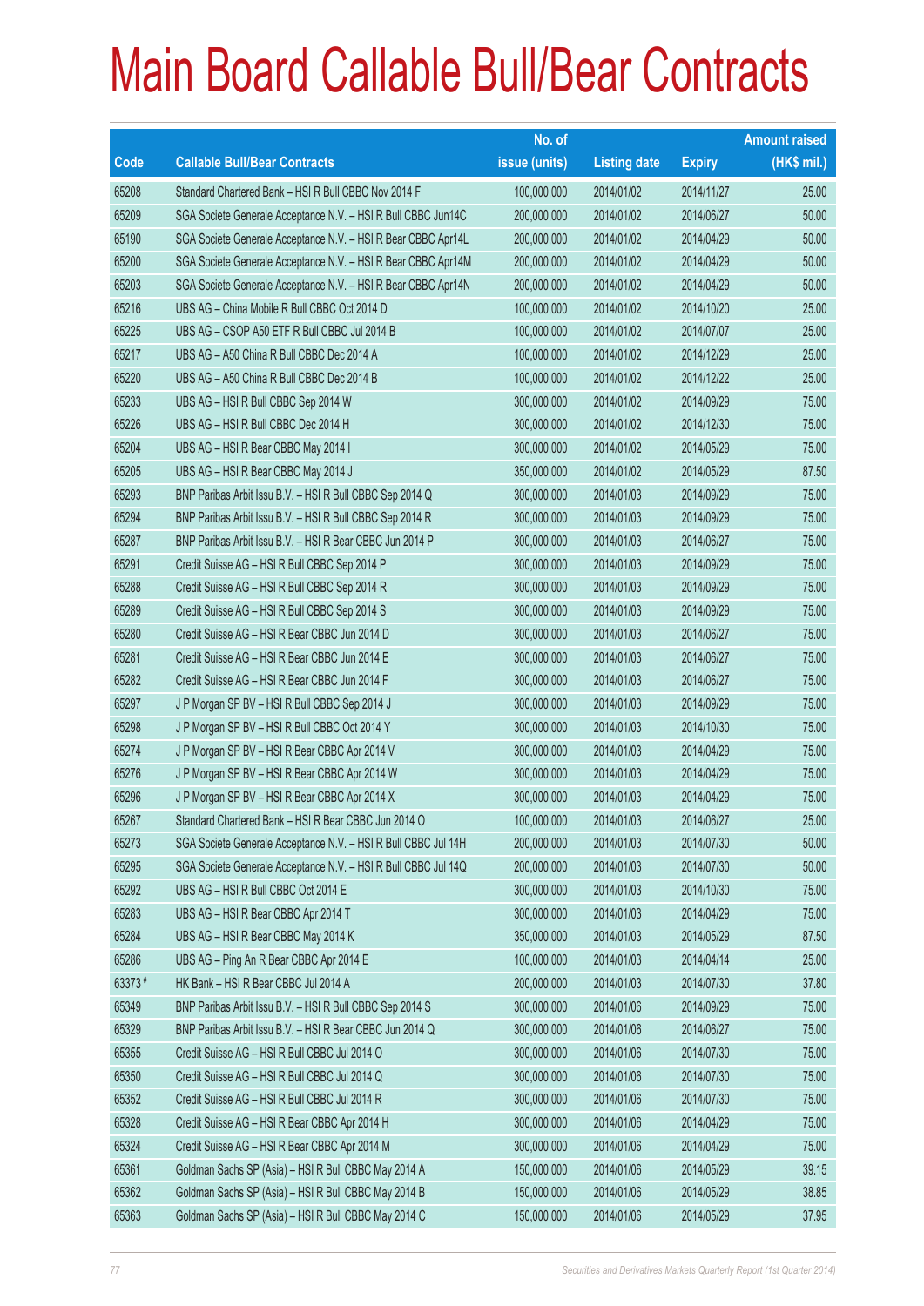# Main Board Callable Bull/Bear Contracts

| Code | Callable Bull/Bear Contracts | No. of issue (units) | Listing date | Expiry | Amount raised (HK$ mil.) |
|---|---|---|---|---|---|
| 65208 | Standard Chartered Bank – HSI R Bull CBBC Nov 2014 F | 100,000,000 | 2014/01/02 | 2014/11/27 | 25.00 |
| 65209 | SGA Societe Generale Acceptance N.V. – HSI R Bull CBBC Jun14C | 200,000,000 | 2014/01/02 | 2014/06/27 | 50.00 |
| 65190 | SGA Societe Generale Acceptance N.V. – HSI R Bear CBBC Apr14L | 200,000,000 | 2014/01/02 | 2014/04/29 | 50.00 |
| 65200 | SGA Societe Generale Acceptance N.V. – HSI R Bear CBBC Apr14M | 200,000,000 | 2014/01/02 | 2014/04/29 | 50.00 |
| 65203 | SGA Societe Generale Acceptance N.V. – HSI R Bear CBBC Apr14N | 200,000,000 | 2014/01/02 | 2014/04/29 | 50.00 |
| 65216 | UBS AG – China Mobile R Bull CBBC Oct 2014 D | 100,000,000 | 2014/01/02 | 2014/10/20 | 25.00 |
| 65225 | UBS AG – CSOP A50 ETF R Bull CBBC Jul 2014 B | 100,000,000 | 2014/01/02 | 2014/07/07 | 25.00 |
| 65217 | UBS AG – A50 China R Bull CBBC Dec 2014 A | 100,000,000 | 2014/01/02 | 2014/12/29 | 25.00 |
| 65220 | UBS AG – A50 China R Bull CBBC Dec 2014 B | 100,000,000 | 2014/01/02 | 2014/12/22 | 25.00 |
| 65233 | UBS AG – HSI R Bull CBBC Sep 2014 W | 300,000,000 | 2014/01/02 | 2014/09/29 | 75.00 |
| 65226 | UBS AG – HSI R Bull CBBC Dec 2014 H | 300,000,000 | 2014/01/02 | 2014/12/30 | 75.00 |
| 65204 | UBS AG – HSI R Bear CBBC May 2014 I | 300,000,000 | 2014/01/02 | 2014/05/29 | 75.00 |
| 65205 | UBS AG – HSI R Bear CBBC May 2014 J | 350,000,000 | 2014/01/02 | 2014/05/29 | 87.50 |
| 65293 | BNP Paribas Arbit Issu B.V. – HSI R Bull CBBC Sep 2014 Q | 300,000,000 | 2014/01/03 | 2014/09/29 | 75.00 |
| 65294 | BNP Paribas Arbit Issu B.V. – HSI R Bull CBBC Sep 2014 R | 300,000,000 | 2014/01/03 | 2014/09/29 | 75.00 |
| 65287 | BNP Paribas Arbit Issu B.V. – HSI R Bear CBBC Jun 2014 P | 300,000,000 | 2014/01/03 | 2014/06/27 | 75.00 |
| 65291 | Credit Suisse AG – HSI R Bull CBBC Sep 2014 P | 300,000,000 | 2014/01/03 | 2014/09/29 | 75.00 |
| 65288 | Credit Suisse AG – HSI R Bull CBBC Sep 2014 R | 300,000,000 | 2014/01/03 | 2014/09/29 | 75.00 |
| 65289 | Credit Suisse AG – HSI R Bull CBBC Sep 2014 S | 300,000,000 | 2014/01/03 | 2014/09/29 | 75.00 |
| 65280 | Credit Suisse AG – HSI R Bear CBBC Jun 2014 D | 300,000,000 | 2014/01/03 | 2014/06/27 | 75.00 |
| 65281 | Credit Suisse AG – HSI R Bear CBBC Jun 2014 E | 300,000,000 | 2014/01/03 | 2014/06/27 | 75.00 |
| 65282 | Credit Suisse AG – HSI R Bear CBBC Jun 2014 F | 300,000,000 | 2014/01/03 | 2014/06/27 | 75.00 |
| 65297 | J P Morgan SP BV – HSI R Bull CBBC Sep 2014 J | 300,000,000 | 2014/01/03 | 2014/09/29 | 75.00 |
| 65298 | J P Morgan SP BV – HSI R Bull CBBC Oct 2014 Y | 300,000,000 | 2014/01/03 | 2014/10/30 | 75.00 |
| 65274 | J P Morgan SP BV – HSI R Bear CBBC Apr 2014 V | 300,000,000 | 2014/01/03 | 2014/04/29 | 75.00 |
| 65276 | J P Morgan SP BV – HSI R Bear CBBC Apr 2014 W | 300,000,000 | 2014/01/03 | 2014/04/29 | 75.00 |
| 65296 | J P Morgan SP BV – HSI R Bear CBBC Apr 2014 X | 300,000,000 | 2014/01/03 | 2014/04/29 | 75.00 |
| 65267 | Standard Chartered Bank – HSI R Bear CBBC Jun 2014 O | 100,000,000 | 2014/01/03 | 2014/06/27 | 25.00 |
| 65273 | SGA Societe Generale Acceptance N.V. – HSI R Bull CBBC Jul 14H | 200,000,000 | 2014/01/03 | 2014/07/30 | 50.00 |
| 65295 | SGA Societe Generale Acceptance N.V. – HSI R Bull CBBC Jul 14Q | 200,000,000 | 2014/01/03 | 2014/07/30 | 50.00 |
| 65292 | UBS AG – HSI R Bull CBBC Oct 2014 E | 300,000,000 | 2014/01/03 | 2014/10/30 | 75.00 |
| 65283 | UBS AG – HSI R Bear CBBC Apr 2014 T | 300,000,000 | 2014/01/03 | 2014/04/29 | 75.00 |
| 65284 | UBS AG – HSI R Bear CBBC May 2014 K | 350,000,000 | 2014/01/03 | 2014/05/29 | 87.50 |
| 65286 | UBS AG – Ping An R Bear CBBC Apr 2014 E | 100,000,000 | 2014/01/03 | 2014/04/14 | 25.00 |
| 63373 # | HK Bank – HSI R Bear CBBC Jul 2014 A | 200,000,000 | 2014/01/03 | 2014/07/30 | 37.80 |
| 65349 | BNP Paribas Arbit Issu B.V. – HSI R Bull CBBC Sep 2014 S | 300,000,000 | 2014/01/06 | 2014/09/29 | 75.00 |
| 65329 | BNP Paribas Arbit Issu B.V. – HSI R Bear CBBC Jun 2014 Q | 300,000,000 | 2014/01/06 | 2014/06/27 | 75.00 |
| 65355 | Credit Suisse AG – HSI R Bull CBBC Jul 2014 O | 300,000,000 | 2014/01/06 | 2014/07/30 | 75.00 |
| 65350 | Credit Suisse AG – HSI R Bull CBBC Jul 2014 Q | 300,000,000 | 2014/01/06 | 2014/07/30 | 75.00 |
| 65352 | Credit Suisse AG – HSI R Bull CBBC Jul 2014 R | 300,000,000 | 2014/01/06 | 2014/07/30 | 75.00 |
| 65328 | Credit Suisse AG – HSI R Bear CBBC Apr 2014 H | 300,000,000 | 2014/01/06 | 2014/04/29 | 75.00 |
| 65324 | Credit Suisse AG – HSI R Bear CBBC Apr 2014 M | 300,000,000 | 2014/01/06 | 2014/04/29 | 75.00 |
| 65361 | Goldman Sachs SP (Asia) – HSI R Bull CBBC May 2014 A | 150,000,000 | 2014/01/06 | 2014/05/29 | 39.15 |
| 65362 | Goldman Sachs SP (Asia) – HSI R Bull CBBC May 2014 B | 150,000,000 | 2014/01/06 | 2014/05/29 | 38.85 |
| 65363 | Goldman Sachs SP (Asia) – HSI R Bull CBBC May 2014 C | 150,000,000 | 2014/01/06 | 2014/05/29 | 37.95 |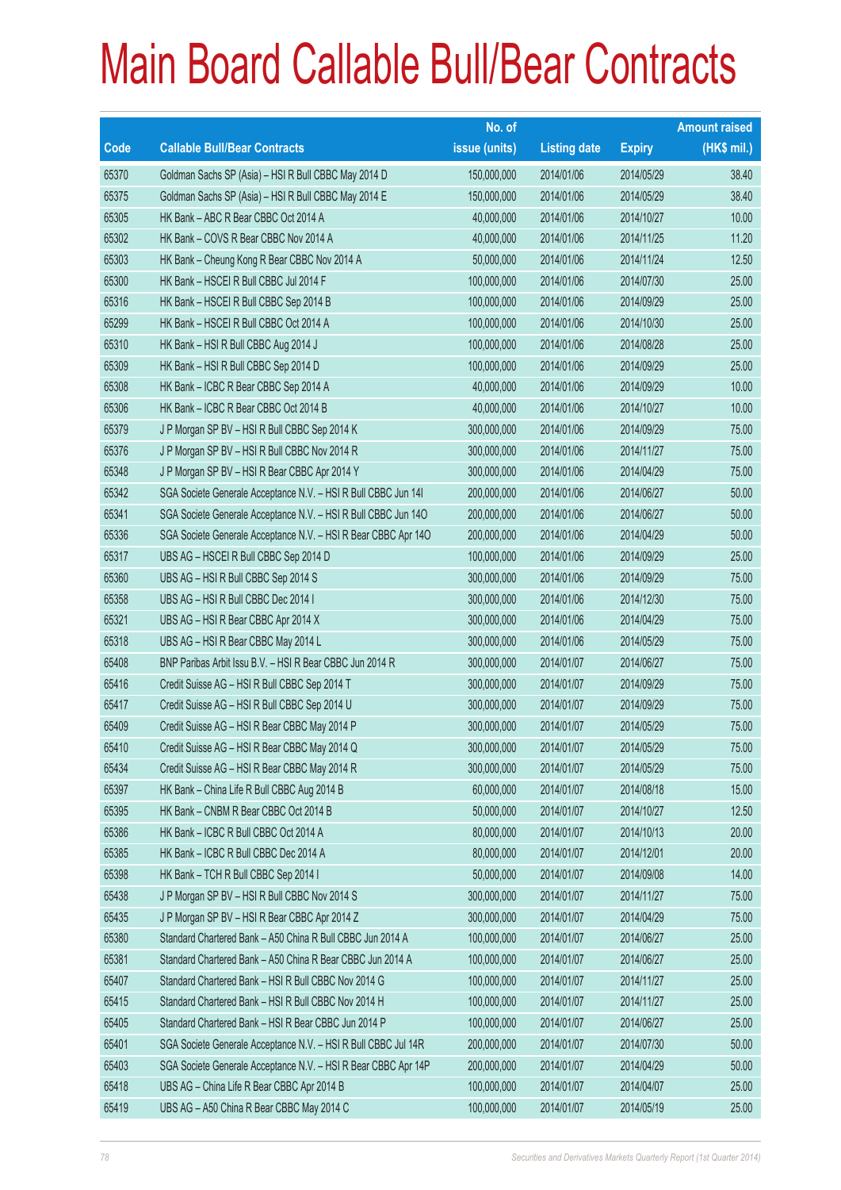# Main Board Callable Bull/Bear Contracts

| Code | Callable Bull/Bear Contracts | No. of issue (units) | Listing date | Expiry | Amount raised (HK$ mil.) |
|---|---|---|---|---|---|
| 65370 | Goldman Sachs SP (Asia) – HSI R Bull CBBC May 2014 D | 150,000,000 | 2014/01/06 | 2014/05/29 | 38.40 |
| 65375 | Goldman Sachs SP (Asia) – HSI R Bull CBBC May 2014 E | 150,000,000 | 2014/01/06 | 2014/05/29 | 38.40 |
| 65305 | HK Bank – ABC R Bear CBBC Oct 2014 A | 40,000,000 | 2014/01/06 | 2014/10/27 | 10.00 |
| 65302 | HK Bank – COVS R Bear CBBC Nov 2014 A | 40,000,000 | 2014/01/06 | 2014/11/25 | 11.20 |
| 65303 | HK Bank – Cheung Kong R Bear CBBC Nov 2014 A | 50,000,000 | 2014/01/06 | 2014/11/24 | 12.50 |
| 65300 | HK Bank – HSCEI R Bull CBBC Jul 2014 F | 100,000,000 | 2014/01/06 | 2014/07/30 | 25.00 |
| 65316 | HK Bank – HSCEI R Bull CBBC Sep 2014 B | 100,000,000 | 2014/01/06 | 2014/09/29 | 25.00 |
| 65299 | HK Bank – HSCEI R Bull CBBC Oct 2014 A | 100,000,000 | 2014/01/06 | 2014/10/30 | 25.00 |
| 65310 | HK Bank – HSI R Bull CBBC Aug 2014 J | 100,000,000 | 2014/01/06 | 2014/08/28 | 25.00 |
| 65309 | HK Bank – HSI R Bull CBBC Sep 2014 D | 100,000,000 | 2014/01/06 | 2014/09/29 | 25.00 |
| 65308 | HK Bank – ICBC R Bear CBBC Sep 2014 A | 40,000,000 | 2014/01/06 | 2014/09/29 | 10.00 |
| 65306 | HK Bank – ICBC R Bear CBBC Oct 2014 B | 40,000,000 | 2014/01/06 | 2014/10/27 | 10.00 |
| 65379 | J P Morgan SP BV – HSI R Bull CBBC Sep 2014 K | 300,000,000 | 2014/01/06 | 2014/09/29 | 75.00 |
| 65376 | J P Morgan SP BV – HSI R Bull CBBC Nov 2014 R | 300,000,000 | 2014/01/06 | 2014/11/27 | 75.00 |
| 65348 | J P Morgan SP BV – HSI R Bear CBBC Apr 2014 Y | 300,000,000 | 2014/01/06 | 2014/04/29 | 75.00 |
| 65342 | SGA Societe Generale Acceptance N.V. – HSI R Bull CBBC Jun 14I | 200,000,000 | 2014/01/06 | 2014/06/27 | 50.00 |
| 65341 | SGA Societe Generale Acceptance N.V. – HSI R Bull CBBC Jun 14O | 200,000,000 | 2014/01/06 | 2014/06/27 | 50.00 |
| 65336 | SGA Societe Generale Acceptance N.V. – HSI R Bear CBBC Apr 14O | 200,000,000 | 2014/01/06 | 2014/04/29 | 50.00 |
| 65317 | UBS AG – HSCEI R Bull CBBC Sep 2014 D | 100,000,000 | 2014/01/06 | 2014/09/29 | 25.00 |
| 65360 | UBS AG – HSI R Bull CBBC Sep 2014 S | 300,000,000 | 2014/01/06 | 2014/09/29 | 75.00 |
| 65358 | UBS AG – HSI R Bull CBBC Dec 2014 I | 300,000,000 | 2014/01/06 | 2014/12/30 | 75.00 |
| 65321 | UBS AG – HSI R Bear CBBC Apr 2014 X | 300,000,000 | 2014/01/06 | 2014/04/29 | 75.00 |
| 65318 | UBS AG – HSI R Bear CBBC May 2014 L | 300,000,000 | 2014/01/06 | 2014/05/29 | 75.00 |
| 65408 | BNP Paribas Arbit Issu B.V. – HSI R Bear CBBC Jun 2014 R | 300,000,000 | 2014/01/07 | 2014/06/27 | 75.00 |
| 65416 | Credit Suisse AG – HSI R Bull CBBC Sep 2014 T | 300,000,000 | 2014/01/07 | 2014/09/29 | 75.00 |
| 65417 | Credit Suisse AG – HSI R Bull CBBC Sep 2014 U | 300,000,000 | 2014/01/07 | 2014/09/29 | 75.00 |
| 65409 | Credit Suisse AG – HSI R Bear CBBC May 2014 P | 300,000,000 | 2014/01/07 | 2014/05/29 | 75.00 |
| 65410 | Credit Suisse AG – HSI R Bear CBBC May 2014 Q | 300,000,000 | 2014/01/07 | 2014/05/29 | 75.00 |
| 65434 | Credit Suisse AG – HSI R Bear CBBC May 2014 R | 300,000,000 | 2014/01/07 | 2014/05/29 | 75.00 |
| 65397 | HK Bank – China Life R Bull CBBC Aug 2014 B | 60,000,000 | 2014/01/07 | 2014/08/18 | 15.00 |
| 65395 | HK Bank – CNBM R Bear CBBC Oct 2014 B | 50,000,000 | 2014/01/07 | 2014/10/27 | 12.50 |
| 65386 | HK Bank – ICBC R Bull CBBC Oct 2014 A | 80,000,000 | 2014/01/07 | 2014/10/13 | 20.00 |
| 65385 | HK Bank – ICBC R Bull CBBC Dec 2014 A | 80,000,000 | 2014/01/07 | 2014/12/01 | 20.00 |
| 65398 | HK Bank – TCH R Bull CBBC Sep 2014 I | 50,000,000 | 2014/01/07 | 2014/09/08 | 14.00 |
| 65438 | J P Morgan SP BV – HSI R Bull CBBC Nov 2014 S | 300,000,000 | 2014/01/07 | 2014/11/27 | 75.00 |
| 65435 | J P Morgan SP BV – HSI R Bear CBBC Apr 2014 Z | 300,000,000 | 2014/01/07 | 2014/04/29 | 75.00 |
| 65380 | Standard Chartered Bank – A50 China R Bull CBBC Jun 2014 A | 100,000,000 | 2014/01/07 | 2014/06/27 | 25.00 |
| 65381 | Standard Chartered Bank – A50 China R Bear CBBC Jun 2014 A | 100,000,000 | 2014/01/07 | 2014/06/27 | 25.00 |
| 65407 | Standard Chartered Bank – HSI R Bull CBBC Nov 2014 G | 100,000,000 | 2014/01/07 | 2014/11/27 | 25.00 |
| 65415 | Standard Chartered Bank – HSI R Bull CBBC Nov 2014 H | 100,000,000 | 2014/01/07 | 2014/11/27 | 25.00 |
| 65405 | Standard Chartered Bank – HSI R Bear CBBC Jun 2014 P | 100,000,000 | 2014/01/07 | 2014/06/27 | 25.00 |
| 65401 | SGA Societe Generale Acceptance N.V. – HSI R Bull CBBC Jul 14R | 200,000,000 | 2014/01/07 | 2014/07/30 | 50.00 |
| 65403 | SGA Societe Generale Acceptance N.V. – HSI R Bear CBBC Apr 14P | 200,000,000 | 2014/01/07 | 2014/04/29 | 50.00 |
| 65418 | UBS AG – China Life R Bear CBBC Apr 2014 B | 100,000,000 | 2014/01/07 | 2014/04/07 | 25.00 |
| 65419 | UBS AG – A50 China R Bear CBBC May 2014 C | 100,000,000 | 2014/01/07 | 2014/05/19 | 25.00 |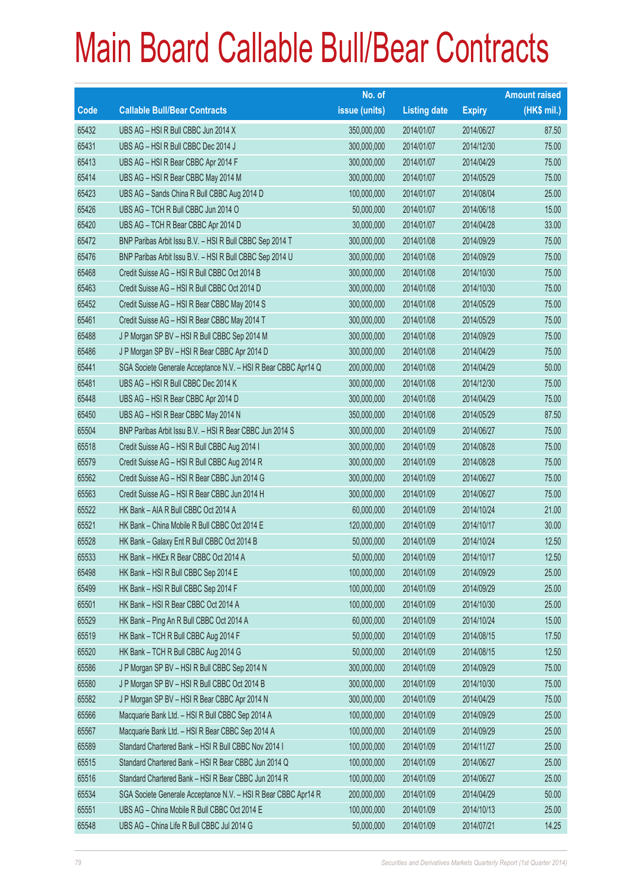# Main Board Callable Bull/Bear Contracts

| Code | Callable Bull/Bear Contracts | No. of issue (units) | Listing date | Expiry | Amount raised (HK$ mil.) |
|---|---|---|---|---|---|
| 65432 | UBS AG – HSI R Bull CBBC Jun 2014 X | 350,000,000 | 2014/01/07 | 2014/06/27 | 87.50 |
| 65431 | UBS AG – HSI R Bull CBBC Dec 2014 J | 300,000,000 | 2014/01/07 | 2014/12/30 | 75.00 |
| 65413 | UBS AG – HSI R Bear CBBC Apr 2014 F | 300,000,000 | 2014/01/07 | 2014/04/29 | 75.00 |
| 65414 | UBS AG – HSI R Bear CBBC May 2014 M | 300,000,000 | 2014/01/07 | 2014/05/29 | 75.00 |
| 65423 | UBS AG – Sands China R Bull CBBC Aug 2014 D | 100,000,000 | 2014/01/07 | 2014/08/04 | 25.00 |
| 65426 | UBS AG – TCH R Bull CBBC Jun 2014 O | 50,000,000 | 2014/01/07 | 2014/06/18 | 15.00 |
| 65420 | UBS AG – TCH R Bear CBBC Apr 2014 D | 30,000,000 | 2014/01/07 | 2014/04/28 | 33.00 |
| 65472 | BNP Paribas Arbit Issu B.V. – HSI R Bull CBBC Sep 2014 T | 300,000,000 | 2014/01/08 | 2014/09/29 | 75.00 |
| 65476 | BNP Paribas Arbit Issu B.V. – HSI R Bull CBBC Sep 2014 U | 300,000,000 | 2014/01/08 | 2014/09/29 | 75.00 |
| 65468 | Credit Suisse AG – HSI R Bull CBBC Oct 2014 B | 300,000,000 | 2014/01/08 | 2014/10/30 | 75.00 |
| 65463 | Credit Suisse AG – HSI R Bull CBBC Oct 2014 D | 300,000,000 | 2014/01/08 | 2014/10/30 | 75.00 |
| 65452 | Credit Suisse AG – HSI R Bear CBBC May 2014 S | 300,000,000 | 2014/01/08 | 2014/05/29 | 75.00 |
| 65461 | Credit Suisse AG – HSI R Bear CBBC May 2014 T | 300,000,000 | 2014/01/08 | 2014/05/29 | 75.00 |
| 65488 | J P Morgan SP BV – HSI R Bull CBBC Sep 2014 M | 300,000,000 | 2014/01/08 | 2014/09/29 | 75.00 |
| 65486 | J P Morgan SP BV – HSI R Bear CBBC Apr 2014 D | 300,000,000 | 2014/01/08 | 2014/04/29 | 75.00 |
| 65441 | SGA Societe Generale Acceptance N.V. – HSI R Bear CBBC Apr14 Q | 200,000,000 | 2014/01/08 | 2014/04/29 | 50.00 |
| 65481 | UBS AG – HSI R Bull CBBC Dec 2014 K | 300,000,000 | 2014/01/08 | 2014/12/30 | 75.00 |
| 65448 | UBS AG – HSI R Bear CBBC Apr 2014 D | 300,000,000 | 2014/01/08 | 2014/04/29 | 75.00 |
| 65450 | UBS AG – HSI R Bear CBBC May 2014 N | 350,000,000 | 2014/01/08 | 2014/05/29 | 87.50 |
| 65504 | BNP Paribas Arbit Issu B.V. – HSI R Bear CBBC Jun 2014 S | 300,000,000 | 2014/01/09 | 2014/06/27 | 75.00 |
| 65518 | Credit Suisse AG – HSI R Bull CBBC Aug 2014 I | 300,000,000 | 2014/01/09 | 2014/08/28 | 75.00 |
| 65579 | Credit Suisse AG – HSI R Bull CBBC Aug 2014 R | 300,000,000 | 2014/01/09 | 2014/08/28 | 75.00 |
| 65562 | Credit Suisse AG – HSI R Bear CBBC Jun 2014 G | 300,000,000 | 2014/01/09 | 2014/06/27 | 75.00 |
| 65563 | Credit Suisse AG – HSI R Bear CBBC Jun 2014 H | 300,000,000 | 2014/01/09 | 2014/06/27 | 75.00 |
| 65522 | HK Bank – AIA R Bull CBBC Oct 2014 A | 60,000,000 | 2014/01/09 | 2014/10/24 | 21.00 |
| 65521 | HK Bank – China Mobile R Bull CBBC Oct 2014 E | 120,000,000 | 2014/01/09 | 2014/10/17 | 30.00 |
| 65528 | HK Bank – Galaxy Ent R Bull CBBC Oct 2014 B | 50,000,000 | 2014/01/09 | 2014/10/24 | 12.50 |
| 65533 | HK Bank – HKEx R Bear CBBC Oct 2014 A | 50,000,000 | 2014/01/09 | 2014/10/17 | 12.50 |
| 65498 | HK Bank – HSI R Bull CBBC Sep 2014 E | 100,000,000 | 2014/01/09 | 2014/09/29 | 25.00 |
| 65499 | HK Bank – HSI R Bull CBBC Sep 2014 F | 100,000,000 | 2014/01/09 | 2014/09/29 | 25.00 |
| 65501 | HK Bank – HSI R Bear CBBC Oct 2014 A | 100,000,000 | 2014/01/09 | 2014/10/30 | 25.00 |
| 65529 | HK Bank – Ping An R Bull CBBC Oct 2014 A | 60,000,000 | 2014/01/09 | 2014/10/24 | 15.00 |
| 65519 | HK Bank – TCH R Bull CBBC Aug 2014 F | 50,000,000 | 2014/01/09 | 2014/08/15 | 17.50 |
| 65520 | HK Bank – TCH R Bull CBBC Aug 2014 G | 50,000,000 | 2014/01/09 | 2014/08/15 | 12.50 |
| 65586 | J P Morgan SP BV – HSI R Bull CBBC Sep 2014 N | 300,000,000 | 2014/01/09 | 2014/09/29 | 75.00 |
| 65580 | J P Morgan SP BV – HSI R Bull CBBC Oct 2014 B | 300,000,000 | 2014/01/09 | 2014/10/30 | 75.00 |
| 65582 | J P Morgan SP BV – HSI R Bear CBBC Apr 2014 N | 300,000,000 | 2014/01/09 | 2014/04/29 | 75.00 |
| 65566 | Macquarie Bank Ltd. – HSI R Bull CBBC Sep 2014 A | 100,000,000 | 2014/01/09 | 2014/09/29 | 25.00 |
| 65567 | Macquarie Bank Ltd. – HSI R Bear CBBC Sep 2014 A | 100,000,000 | 2014/01/09 | 2014/09/29 | 25.00 |
| 65589 | Standard Chartered Bank – HSI R Bull CBBC Nov 2014 I | 100,000,000 | 2014/01/09 | 2014/11/27 | 25.00 |
| 65515 | Standard Chartered Bank – HSI R Bear CBBC Jun 2014 Q | 100,000,000 | 2014/01/09 | 2014/06/27 | 25.00 |
| 65516 | Standard Chartered Bank – HSI R Bear CBBC Jun 2014 R | 100,000,000 | 2014/01/09 | 2014/06/27 | 25.00 |
| 65534 | SGA Societe Generale Acceptance N.V. – HSI R Bear CBBC Apr14 R | 200,000,000 | 2014/01/09 | 2014/04/29 | 50.00 |
| 65551 | UBS AG – China Mobile R Bull CBBC Oct 2014 E | 100,000,000 | 2014/01/09 | 2014/10/13 | 25.00 |
| 65548 | UBS AG – China Life R Bull CBBC Jul 2014 G | 50,000,000 | 2014/01/09 | 2014/07/21 | 14.25 |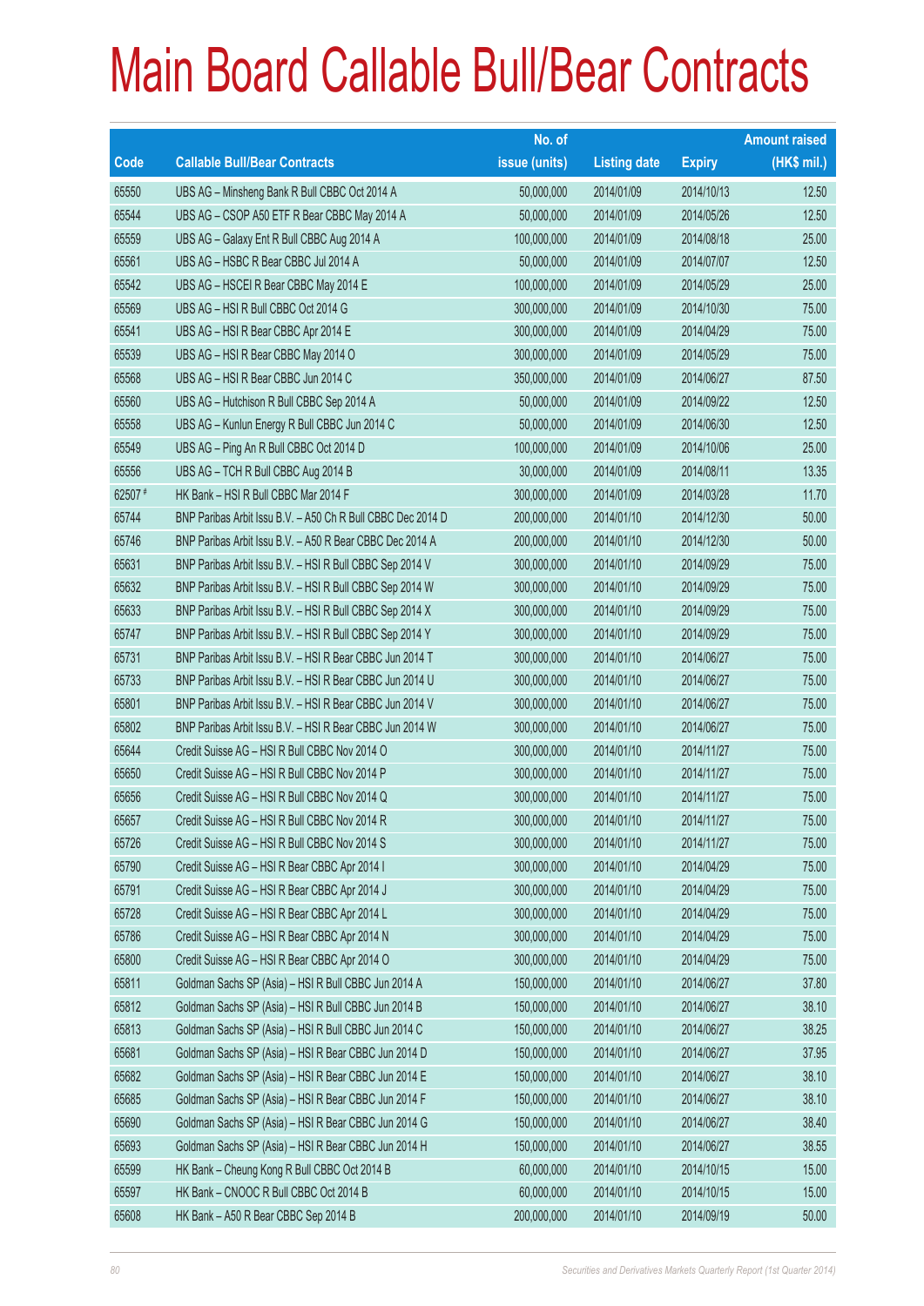# Main Board Callable Bull/Bear Contracts

| Code | Callable Bull/Bear Contracts | No. of issue (units) | Listing date | Expiry | Amount raised (HK$ mil.) |
|---|---|---|---|---|---|
| 65550 | UBS AG – Minsheng Bank R Bull CBBC Oct 2014 A | 50,000,000 | 2014/01/09 | 2014/10/13 | 12.50 |
| 65544 | UBS AG – CSOP A50 ETF R Bear CBBC May 2014 A | 50,000,000 | 2014/01/09 | 2014/05/26 | 12.50 |
| 65559 | UBS AG – Galaxy Ent R Bull CBBC Aug 2014 A | 100,000,000 | 2014/01/09 | 2014/08/18 | 25.00 |
| 65561 | UBS AG – HSBC R Bear CBBC Jul 2014 A | 50,000,000 | 2014/01/09 | 2014/07/07 | 12.50 |
| 65542 | UBS AG – HSCEI R Bear CBBC May 2014 E | 100,000,000 | 2014/01/09 | 2014/05/29 | 25.00 |
| 65569 | UBS AG – HSI R Bull CBBC Oct 2014 G | 300,000,000 | 2014/01/09 | 2014/10/30 | 75.00 |
| 65541 | UBS AG – HSI R Bear CBBC Apr 2014 E | 300,000,000 | 2014/01/09 | 2014/04/29 | 75.00 |
| 65539 | UBS AG – HSI R Bear CBBC May 2014 O | 300,000,000 | 2014/01/09 | 2014/05/29 | 75.00 |
| 65568 | UBS AG – HSI R Bear CBBC Jun 2014 C | 350,000,000 | 2014/01/09 | 2014/06/27 | 87.50 |
| 65560 | UBS AG – Hutchison R Bull CBBC Sep 2014 A | 50,000,000 | 2014/01/09 | 2014/09/22 | 12.50 |
| 65558 | UBS AG – Kunlun Energy R Bull CBBC Jun 2014 C | 50,000,000 | 2014/01/09 | 2014/06/30 | 12.50 |
| 65549 | UBS AG – Ping An R Bull CBBC Oct 2014 D | 100,000,000 | 2014/01/09 | 2014/10/06 | 25.00 |
| 65556 | UBS AG – TCH R Bull CBBC Aug 2014 B | 30,000,000 | 2014/01/09 | 2014/08/11 | 13.35 |
| 62507 # | HK Bank – HSI R Bull CBBC Mar 2014 F | 300,000,000 | 2014/01/09 | 2014/03/28 | 11.70 |
| 65744 | BNP Paribas Arbit Issu B.V. – A50 Ch R Bull CBBC Dec 2014 D | 200,000,000 | 2014/01/10 | 2014/12/30 | 50.00 |
| 65746 | BNP Paribas Arbit Issu B.V. – A50 R Bear CBBC Dec 2014 A | 200,000,000 | 2014/01/10 | 2014/12/30 | 50.00 |
| 65631 | BNP Paribas Arbit Issu B.V. – HSI R Bull CBBC Sep 2014 V | 300,000,000 | 2014/01/10 | 2014/09/29 | 75.00 |
| 65632 | BNP Paribas Arbit Issu B.V. – HSI R Bull CBBC Sep 2014 W | 300,000,000 | 2014/01/10 | 2014/09/29 | 75.00 |
| 65633 | BNP Paribas Arbit Issu B.V. – HSI R Bull CBBC Sep 2014 X | 300,000,000 | 2014/01/10 | 2014/09/29 | 75.00 |
| 65747 | BNP Paribas Arbit Issu B.V. – HSI R Bull CBBC Sep 2014 Y | 300,000,000 | 2014/01/10 | 2014/09/29 | 75.00 |
| 65731 | BNP Paribas Arbit Issu B.V. – HSI R Bear CBBC Jun 2014 T | 300,000,000 | 2014/01/10 | 2014/06/27 | 75.00 |
| 65733 | BNP Paribas Arbit Issu B.V. – HSI R Bear CBBC Jun 2014 U | 300,000,000 | 2014/01/10 | 2014/06/27 | 75.00 |
| 65801 | BNP Paribas Arbit Issu B.V. – HSI R Bear CBBC Jun 2014 V | 300,000,000 | 2014/01/10 | 2014/06/27 | 75.00 |
| 65802 | BNP Paribas Arbit Issu B.V. – HSI R Bear CBBC Jun 2014 W | 300,000,000 | 2014/01/10 | 2014/06/27 | 75.00 |
| 65644 | Credit Suisse AG – HSI R Bull CBBC Nov 2014 O | 300,000,000 | 2014/01/10 | 2014/11/27 | 75.00 |
| 65650 | Credit Suisse AG – HSI R Bull CBBC Nov 2014 P | 300,000,000 | 2014/01/10 | 2014/11/27 | 75.00 |
| 65656 | Credit Suisse AG – HSI R Bull CBBC Nov 2014 Q | 300,000,000 | 2014/01/10 | 2014/11/27 | 75.00 |
| 65657 | Credit Suisse AG – HSI R Bull CBBC Nov 2014 R | 300,000,000 | 2014/01/10 | 2014/11/27 | 75.00 |
| 65726 | Credit Suisse AG – HSI R Bull CBBC Nov 2014 S | 300,000,000 | 2014/01/10 | 2014/11/27 | 75.00 |
| 65790 | Credit Suisse AG – HSI R Bear CBBC Apr 2014 I | 300,000,000 | 2014/01/10 | 2014/04/29 | 75.00 |
| 65791 | Credit Suisse AG – HSI R Bear CBBC Apr 2014 J | 300,000,000 | 2014/01/10 | 2014/04/29 | 75.00 |
| 65728 | Credit Suisse AG – HSI R Bear CBBC Apr 2014 L | 300,000,000 | 2014/01/10 | 2014/04/29 | 75.00 |
| 65786 | Credit Suisse AG – HSI R Bear CBBC Apr 2014 N | 300,000,000 | 2014/01/10 | 2014/04/29 | 75.00 |
| 65800 | Credit Suisse AG – HSI R Bear CBBC Apr 2014 O | 300,000,000 | 2014/01/10 | 2014/04/29 | 75.00 |
| 65811 | Goldman Sachs SP (Asia) – HSI R Bull CBBC Jun 2014 A | 150,000,000 | 2014/01/10 | 2014/06/27 | 37.80 |
| 65812 | Goldman Sachs SP (Asia) – HSI R Bull CBBC Jun 2014 B | 150,000,000 | 2014/01/10 | 2014/06/27 | 38.10 |
| 65813 | Goldman Sachs SP (Asia) – HSI R Bull CBBC Jun 2014 C | 150,000,000 | 2014/01/10 | 2014/06/27 | 38.25 |
| 65681 | Goldman Sachs SP (Asia) – HSI R Bear CBBC Jun 2014 D | 150,000,000 | 2014/01/10 | 2014/06/27 | 37.95 |
| 65682 | Goldman Sachs SP (Asia) – HSI R Bear CBBC Jun 2014 E | 150,000,000 | 2014/01/10 | 2014/06/27 | 38.10 |
| 65685 | Goldman Sachs SP (Asia) – HSI R Bear CBBC Jun 2014 F | 150,000,000 | 2014/01/10 | 2014/06/27 | 38.10 |
| 65690 | Goldman Sachs SP (Asia) – HSI R Bear CBBC Jun 2014 G | 150,000,000 | 2014/01/10 | 2014/06/27 | 38.40 |
| 65693 | Goldman Sachs SP (Asia) – HSI R Bear CBBC Jun 2014 H | 150,000,000 | 2014/01/10 | 2014/06/27 | 38.55 |
| 65599 | HK Bank – Cheung Kong R Bull CBBC Oct 2014 B | 60,000,000 | 2014/01/10 | 2014/10/15 | 15.00 |
| 65597 | HK Bank – CNOOC R Bull CBBC Oct 2014 B | 60,000,000 | 2014/01/10 | 2014/10/15 | 15.00 |
| 65608 | HK Bank – A50 R Bear CBBC Sep 2014 B | 200,000,000 | 2014/01/10 | 2014/09/19 | 50.00 |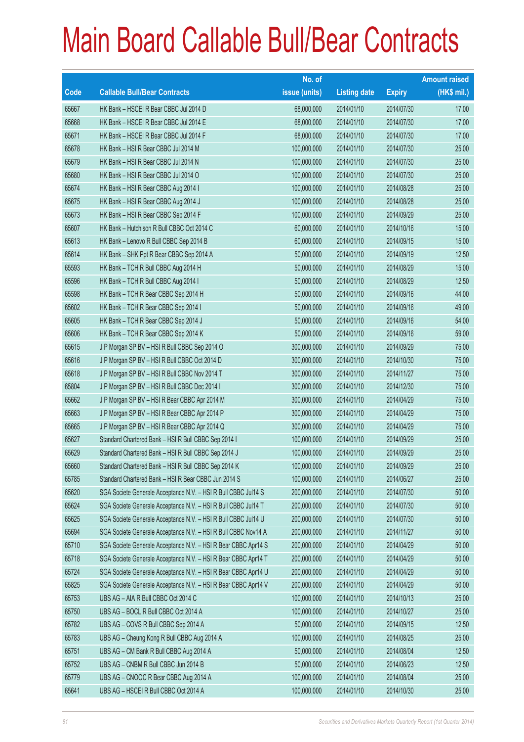# Main Board Callable Bull/Bear Contracts

| Code | Callable Bull/Bear Contracts | No. of issue (units) | Listing date | Expiry | Amount raised (HK$ mil.) |
|---|---|---|---|---|---|
| 65667 | HK Bank – HSCEI R Bear CBBC Jul 2014 D | 68,000,000 | 2014/01/10 | 2014/07/30 | 17.00 |
| 65668 | HK Bank – HSCEI R Bear CBBC Jul 2014 E | 68,000,000 | 2014/01/10 | 2014/07/30 | 17.00 |
| 65671 | HK Bank – HSCEI R Bear CBBC Jul 2014 F | 68,000,000 | 2014/01/10 | 2014/07/30 | 17.00 |
| 65678 | HK Bank – HSI R Bear CBBC Jul 2014 M | 100,000,000 | 2014/01/10 | 2014/07/30 | 25.00 |
| 65679 | HK Bank – HSI R Bear CBBC Jul 2014 N | 100,000,000 | 2014/01/10 | 2014/07/30 | 25.00 |
| 65680 | HK Bank – HSI R Bear CBBC Jul 2014 O | 100,000,000 | 2014/01/10 | 2014/07/30 | 25.00 |
| 65674 | HK Bank – HSI R Bear CBBC Aug 2014 I | 100,000,000 | 2014/01/10 | 2014/08/28 | 25.00 |
| 65675 | HK Bank – HSI R Bear CBBC Aug 2014 J | 100,000,000 | 2014/01/10 | 2014/08/28 | 25.00 |
| 65673 | HK Bank – HSI R Bear CBBC Sep 2014 F | 100,000,000 | 2014/01/10 | 2014/09/29 | 25.00 |
| 65607 | HK Bank – Hutchison R Bull CBBC Oct 2014 C | 60,000,000 | 2014/01/10 | 2014/10/16 | 15.00 |
| 65613 | HK Bank – Lenovo R Bull CBBC Sep 2014 B | 60,000,000 | 2014/01/10 | 2014/09/15 | 15.00 |
| 65614 | HK Bank – SHK Ppt R Bear CBBC Sep 2014 A | 50,000,000 | 2014/01/10 | 2014/09/19 | 12.50 |
| 65593 | HK Bank – TCH R Bull CBBC Aug 2014 H | 50,000,000 | 2014/01/10 | 2014/08/29 | 15.00 |
| 65596 | HK Bank – TCH R Bull CBBC Aug 2014 I | 50,000,000 | 2014/01/10 | 2014/08/29 | 12.50 |
| 65598 | HK Bank – TCH R Bear CBBC Sep 2014 H | 50,000,000 | 2014/01/10 | 2014/09/16 | 44.00 |
| 65602 | HK Bank – TCH R Bear CBBC Sep 2014 I | 50,000,000 | 2014/01/10 | 2014/09/16 | 49.00 |
| 65605 | HK Bank – TCH R Bear CBBC Sep 2014 J | 50,000,000 | 2014/01/10 | 2014/09/16 | 54.00 |
| 65606 | HK Bank – TCH R Bear CBBC Sep 2014 K | 50,000,000 | 2014/01/10 | 2014/09/16 | 59.00 |
| 65615 | J P Morgan SP BV – HSI R Bull CBBC Sep 2014 O | 300,000,000 | 2014/01/10 | 2014/09/29 | 75.00 |
| 65616 | J P Morgan SP BV – HSI R Bull CBBC Oct 2014 D | 300,000,000 | 2014/01/10 | 2014/10/30 | 75.00 |
| 65618 | J P Morgan SP BV – HSI R Bull CBBC Nov 2014 T | 300,000,000 | 2014/01/10 | 2014/11/27 | 75.00 |
| 65804 | J P Morgan SP BV – HSI R Bull CBBC Dec 2014 I | 300,000,000 | 2014/01/10 | 2014/12/30 | 75.00 |
| 65662 | J P Morgan SP BV – HSI R Bear CBBC Apr 2014 M | 300,000,000 | 2014/01/10 | 2014/04/29 | 75.00 |
| 65663 | J P Morgan SP BV – HSI R Bear CBBC Apr 2014 P | 300,000,000 | 2014/01/10 | 2014/04/29 | 75.00 |
| 65665 | J P Morgan SP BV – HSI R Bear CBBC Apr 2014 Q | 300,000,000 | 2014/01/10 | 2014/04/29 | 75.00 |
| 65627 | Standard Chartered Bank – HSI R Bull CBBC Sep 2014 I | 100,000,000 | 2014/01/10 | 2014/09/29 | 25.00 |
| 65629 | Standard Chartered Bank – HSI R Bull CBBC Sep 2014 J | 100,000,000 | 2014/01/10 | 2014/09/29 | 25.00 |
| 65660 | Standard Chartered Bank – HSI R Bull CBBC Sep 2014 K | 100,000,000 | 2014/01/10 | 2014/09/29 | 25.00 |
| 65785 | Standard Chartered Bank – HSI R Bear CBBC Jun 2014 S | 100,000,000 | 2014/01/10 | 2014/06/27 | 25.00 |
| 65620 | SGA Societe Generale Acceptance N.V. – HSI R Bull CBBC Jul14 S | 200,000,000 | 2014/01/10 | 2014/07/30 | 50.00 |
| 65624 | SGA Societe Generale Acceptance N.V. – HSI R Bull CBBC Jul14 T | 200,000,000 | 2014/01/10 | 2014/07/30 | 50.00 |
| 65625 | SGA Societe Generale Acceptance N.V. – HSI R Bull CBBC Jul14 U | 200,000,000 | 2014/01/10 | 2014/07/30 | 50.00 |
| 65694 | SGA Societe Generale Acceptance N.V. – HSI R Bull CBBC Nov14 A | 200,000,000 | 2014/01/10 | 2014/11/27 | 50.00 |
| 65710 | SGA Societe Generale Acceptance N.V. – HSI R Bear CBBC Apr14 S | 200,000,000 | 2014/01/10 | 2014/04/29 | 50.00 |
| 65718 | SGA Societe Generale Acceptance N.V. – HSI R Bear CBBC Apr14 T | 200,000,000 | 2014/01/10 | 2014/04/29 | 50.00 |
| 65724 | SGA Societe Generale Acceptance N.V. – HSI R Bear CBBC Apr14 U | 200,000,000 | 2014/01/10 | 2014/04/29 | 50.00 |
| 65825 | SGA Societe Generale Acceptance N.V. – HSI R Bear CBBC Apr14 V | 200,000,000 | 2014/01/10 | 2014/04/29 | 50.00 |
| 65753 | UBS AG – AIA R Bull CBBC Oct 2014 C | 100,000,000 | 2014/01/10 | 2014/10/13 | 25.00 |
| 65750 | UBS AG – BOCL R Bull CBBC Oct 2014 A | 100,000,000 | 2014/01/10 | 2014/10/27 | 25.00 |
| 65782 | UBS AG – COVS R Bull CBBC Sep 2014 A | 50,000,000 | 2014/01/10 | 2014/09/15 | 12.50 |
| 65783 | UBS AG – Cheung Kong R Bull CBBC Aug 2014 A | 100,000,000 | 2014/01/10 | 2014/08/25 | 25.00 |
| 65751 | UBS AG – CM Bank R Bull CBBC Aug 2014 A | 50,000,000 | 2014/01/10 | 2014/08/04 | 12.50 |
| 65752 | UBS AG – CNBM R Bull CBBC Jun 2014 B | 50,000,000 | 2014/01/10 | 2014/06/23 | 12.50 |
| 65779 | UBS AG – CNOOC R Bear CBBC Aug 2014 A | 100,000,000 | 2014/01/10 | 2014/08/04 | 25.00 |
| 65641 | UBS AG – HSCEI R Bull CBBC Oct 2014 A | 100,000,000 | 2014/01/10 | 2014/10/30 | 25.00 |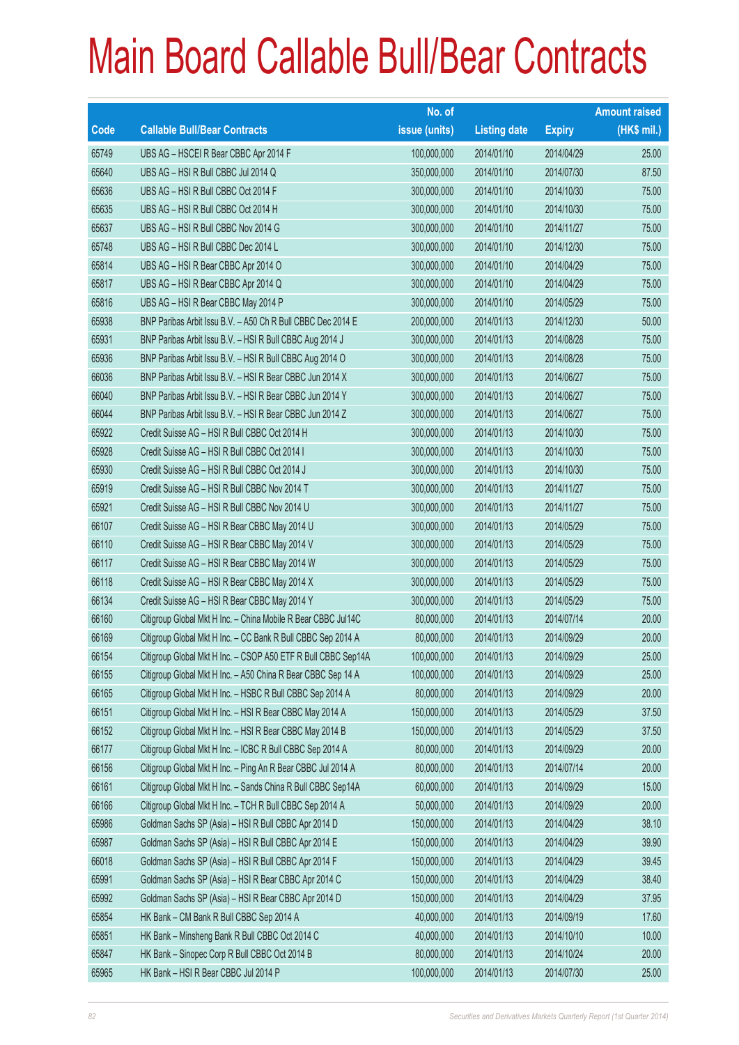# Main Board Callable Bull/Bear Contracts

| Code | Callable Bull/Bear Contracts | No. of issue (units) | Listing date | Expiry | Amount raised (HK$ mil.) |
|---|---|---|---|---|---|
| 65749 | UBS AG – HSCEI R Bear CBBC Apr 2014 F | 100,000,000 | 2014/01/10 | 2014/04/29 | 25.00 |
| 65640 | UBS AG – HSI R Bull CBBC Jul 2014 Q | 350,000,000 | 2014/01/10 | 2014/07/30 | 87.50 |
| 65636 | UBS AG – HSI R Bull CBBC Oct 2014 F | 300,000,000 | 2014/01/10 | 2014/10/30 | 75.00 |
| 65635 | UBS AG – HSI R Bull CBBC Oct 2014 H | 300,000,000 | 2014/01/10 | 2014/10/30 | 75.00 |
| 65637 | UBS AG – HSI R Bull CBBC Nov 2014 G | 300,000,000 | 2014/01/10 | 2014/11/27 | 75.00 |
| 65748 | UBS AG – HSI R Bull CBBC Dec 2014 L | 300,000,000 | 2014/01/10 | 2014/12/30 | 75.00 |
| 65814 | UBS AG – HSI R Bear CBBC Apr 2014 O | 300,000,000 | 2014/01/10 | 2014/04/29 | 75.00 |
| 65817 | UBS AG – HSI R Bear CBBC Apr 2014 Q | 300,000,000 | 2014/01/10 | 2014/04/29 | 75.00 |
| 65816 | UBS AG – HSI R Bear CBBC May 2014 P | 300,000,000 | 2014/01/10 | 2014/05/29 | 75.00 |
| 65938 | BNP Paribas Arbit Issu B.V. – A50 Ch R Bull CBBC Dec 2014 E | 200,000,000 | 2014/01/13 | 2014/12/30 | 50.00 |
| 65931 | BNP Paribas Arbit Issu B.V. – HSI R Bull CBBC Aug 2014 J | 300,000,000 | 2014/01/13 | 2014/08/28 | 75.00 |
| 65936 | BNP Paribas Arbit Issu B.V. – HSI R Bull CBBC Aug 2014 O | 300,000,000 | 2014/01/13 | 2014/08/28 | 75.00 |
| 66036 | BNP Paribas Arbit Issu B.V. – HSI R Bear CBBC Jun 2014 X | 300,000,000 | 2014/01/13 | 2014/06/27 | 75.00 |
| 66040 | BNP Paribas Arbit Issu B.V. – HSI R Bear CBBC Jun 2014 Y | 300,000,000 | 2014/01/13 | 2014/06/27 | 75.00 |
| 66044 | BNP Paribas Arbit Issu B.V. – HSI R Bear CBBC Jun 2014 Z | 300,000,000 | 2014/01/13 | 2014/06/27 | 75.00 |
| 65922 | Credit Suisse AG – HSI R Bull CBBC Oct 2014 H | 300,000,000 | 2014/01/13 | 2014/10/30 | 75.00 |
| 65928 | Credit Suisse AG – HSI R Bull CBBC Oct 2014 I | 300,000,000 | 2014/01/13 | 2014/10/30 | 75.00 |
| 65930 | Credit Suisse AG – HSI R Bull CBBC Oct 2014 J | 300,000,000 | 2014/01/13 | 2014/10/30 | 75.00 |
| 65919 | Credit Suisse AG – HSI R Bull CBBC Nov 2014 T | 300,000,000 | 2014/01/13 | 2014/11/27 | 75.00 |
| 65921 | Credit Suisse AG – HSI R Bull CBBC Nov 2014 U | 300,000,000 | 2014/01/13 | 2014/11/27 | 75.00 |
| 66107 | Credit Suisse AG – HSI R Bear CBBC May 2014 U | 300,000,000 | 2014/01/13 | 2014/05/29 | 75.00 |
| 66110 | Credit Suisse AG – HSI R Bear CBBC May 2014 V | 300,000,000 | 2014/01/13 | 2014/05/29 | 75.00 |
| 66117 | Credit Suisse AG – HSI R Bear CBBC May 2014 W | 300,000,000 | 2014/01/13 | 2014/05/29 | 75.00 |
| 66118 | Credit Suisse AG – HSI R Bear CBBC May 2014 X | 300,000,000 | 2014/01/13 | 2014/05/29 | 75.00 |
| 66134 | Credit Suisse AG – HSI R Bear CBBC May 2014 Y | 300,000,000 | 2014/01/13 | 2014/05/29 | 75.00 |
| 66160 | Citigroup Global Mkt H Inc. – China Mobile R Bear CBBC Jul14C | 80,000,000 | 2014/01/13 | 2014/07/14 | 20.00 |
| 66169 | Citigroup Global Mkt H Inc. – CC Bank R Bull CBBC Sep 2014 A | 80,000,000 | 2014/01/13 | 2014/09/29 | 20.00 |
| 66154 | Citigroup Global Mkt H Inc. – CSOP A50 ETF R Bull CBBC Sep14A | 100,000,000 | 2014/01/13 | 2014/09/29 | 25.00 |
| 66155 | Citigroup Global Mkt H Inc. – A50 China R Bear CBBC Sep 14 A | 100,000,000 | 2014/01/13 | 2014/09/29 | 25.00 |
| 66165 | Citigroup Global Mkt H Inc. – HSBC R Bull CBBC Sep 2014 A | 80,000,000 | 2014/01/13 | 2014/09/29 | 20.00 |
| 66151 | Citigroup Global Mkt H Inc. – HSI R Bear CBBC May 2014 A | 150,000,000 | 2014/01/13 | 2014/05/29 | 37.50 |
| 66152 | Citigroup Global Mkt H Inc. – HSI R Bear CBBC May 2014 B | 150,000,000 | 2014/01/13 | 2014/05/29 | 37.50 |
| 66177 | Citigroup Global Mkt H Inc. – ICBC R Bull CBBC Sep 2014 A | 80,000,000 | 2014/01/13 | 2014/09/29 | 20.00 |
| 66156 | Citigroup Global Mkt H Inc. – Ping An R Bear CBBC Jul 2014 A | 80,000,000 | 2014/01/13 | 2014/07/14 | 20.00 |
| 66161 | Citigroup Global Mkt H Inc. – Sands China R Bull CBBC Sep14A | 60,000,000 | 2014/01/13 | 2014/09/29 | 15.00 |
| 66166 | Citigroup Global Mkt H Inc. – TCH R Bull CBBC Sep 2014 A | 50,000,000 | 2014/01/13 | 2014/09/29 | 20.00 |
| 65986 | Goldman Sachs SP (Asia) – HSI R Bull CBBC Apr 2014 D | 150,000,000 | 2014/01/13 | 2014/04/29 | 38.10 |
| 65987 | Goldman Sachs SP (Asia) – HSI R Bull CBBC Apr 2014 E | 150,000,000 | 2014/01/13 | 2014/04/29 | 39.90 |
| 66018 | Goldman Sachs SP (Asia) – HSI R Bull CBBC Apr 2014 F | 150,000,000 | 2014/01/13 | 2014/04/29 | 39.45 |
| 65991 | Goldman Sachs SP (Asia) – HSI R Bear CBBC Apr 2014 C | 150,000,000 | 2014/01/13 | 2014/04/29 | 38.40 |
| 65992 | Goldman Sachs SP (Asia) – HSI R Bear CBBC Apr 2014 D | 150,000,000 | 2014/01/13 | 2014/04/29 | 37.95 |
| 65854 | HK Bank – CM Bank R Bull CBBC Sep 2014 A | 40,000,000 | 2014/01/13 | 2014/09/19 | 17.60 |
| 65851 | HK Bank – Minsheng Bank R Bull CBBC Oct 2014 C | 40,000,000 | 2014/01/13 | 2014/10/10 | 10.00 |
| 65847 | HK Bank – Sinopec Corp R Bull CBBC Oct 2014 B | 80,000,000 | 2014/01/13 | 2014/10/24 | 20.00 |
| 65965 | HK Bank – HSI R Bear CBBC Jul 2014 P | 100,000,000 | 2014/01/13 | 2014/07/30 | 25.00 |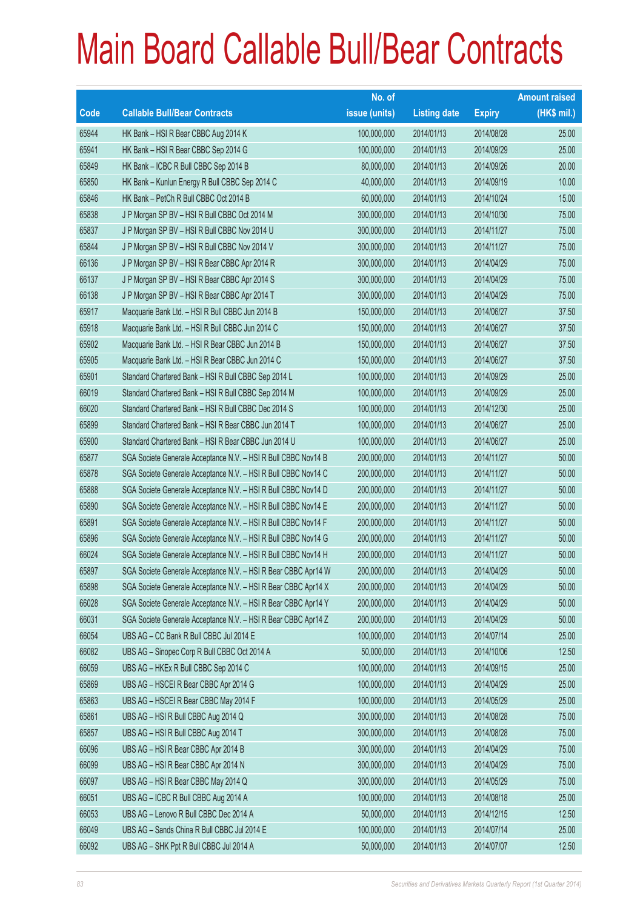# Main Board Callable Bull/Bear Contracts

| Code | Callable Bull/Bear Contracts | No. of issue (units) | Listing date | Expiry | Amount raised (HK$ mil.) |
|---|---|---|---|---|---|
| 65944 | HK Bank – HSI R Bear CBBC Aug 2014 K | 100,000,000 | 2014/01/13 | 2014/08/28 | 25.00 |
| 65941 | HK Bank – HSI R Bear CBBC Sep 2014 G | 100,000,000 | 2014/01/13 | 2014/09/29 | 25.00 |
| 65849 | HK Bank – ICBC R Bull CBBC Sep 2014 B | 80,000,000 | 2014/01/13 | 2014/09/26 | 20.00 |
| 65850 | HK Bank – Kunlun Energy R Bull CBBC Sep 2014 C | 40,000,000 | 2014/01/13 | 2014/09/19 | 10.00 |
| 65846 | HK Bank – PetCh R Bull CBBC Oct 2014 B | 60,000,000 | 2014/01/13 | 2014/10/24 | 15.00 |
| 65838 | J P Morgan SP BV – HSI R Bull CBBC Oct 2014 M | 300,000,000 | 2014/01/13 | 2014/10/30 | 75.00 |
| 65837 | J P Morgan SP BV – HSI R Bull CBBC Nov 2014 U | 300,000,000 | 2014/01/13 | 2014/11/27 | 75.00 |
| 65844 | J P Morgan SP BV – HSI R Bull CBBC Nov 2014 V | 300,000,000 | 2014/01/13 | 2014/11/27 | 75.00 |
| 66136 | J P Morgan SP BV – HSI R Bear CBBC Apr 2014 R | 300,000,000 | 2014/01/13 | 2014/04/29 | 75.00 |
| 66137 | J P Morgan SP BV – HSI R Bear CBBC Apr 2014 S | 300,000,000 | 2014/01/13 | 2014/04/29 | 75.00 |
| 66138 | J P Morgan SP BV – HSI R Bear CBBC Apr 2014 T | 300,000,000 | 2014/01/13 | 2014/04/29 | 75.00 |
| 65917 | Macquarie Bank Ltd. – HSI R Bull CBBC Jun 2014 B | 150,000,000 | 2014/01/13 | 2014/06/27 | 37.50 |
| 65918 | Macquarie Bank Ltd. – HSI R Bull CBBC Jun 2014 C | 150,000,000 | 2014/01/13 | 2014/06/27 | 37.50 |
| 65902 | Macquarie Bank Ltd. – HSI R Bear CBBC Jun 2014 B | 150,000,000 | 2014/01/13 | 2014/06/27 | 37.50 |
| 65905 | Macquarie Bank Ltd. – HSI R Bear CBBC Jun 2014 C | 150,000,000 | 2014/01/13 | 2014/06/27 | 37.50 |
| 65901 | Standard Chartered Bank – HSI R Bull CBBC Sep 2014 L | 100,000,000 | 2014/01/13 | 2014/09/29 | 25.00 |
| 66019 | Standard Chartered Bank – HSI R Bull CBBC Sep 2014 M | 100,000,000 | 2014/01/13 | 2014/09/29 | 25.00 |
| 66020 | Standard Chartered Bank – HSI R Bull CBBC Dec 2014 S | 100,000,000 | 2014/01/13 | 2014/12/30 | 25.00 |
| 65899 | Standard Chartered Bank – HSI R Bear CBBC Jun 2014 T | 100,000,000 | 2014/01/13 | 2014/06/27 | 25.00 |
| 65900 | Standard Chartered Bank – HSI R Bear CBBC Jun 2014 U | 100,000,000 | 2014/01/13 | 2014/06/27 | 25.00 |
| 65877 | SGA Societe Generale Acceptance N.V. – HSI R Bull CBBC Nov14 B | 200,000,000 | 2014/01/13 | 2014/11/27 | 50.00 |
| 65878 | SGA Societe Generale Acceptance N.V. – HSI R Bull CBBC Nov14 C | 200,000,000 | 2014/01/13 | 2014/11/27 | 50.00 |
| 65888 | SGA Societe Generale Acceptance N.V. – HSI R Bull CBBC Nov14 D | 200,000,000 | 2014/01/13 | 2014/11/27 | 50.00 |
| 65890 | SGA Societe Generale Acceptance N.V. – HSI R Bull CBBC Nov14 E | 200,000,000 | 2014/01/13 | 2014/11/27 | 50.00 |
| 65891 | SGA Societe Generale Acceptance N.V. – HSI R Bull CBBC Nov14 F | 200,000,000 | 2014/01/13 | 2014/11/27 | 50.00 |
| 65896 | SGA Societe Generale Acceptance N.V. – HSI R Bull CBBC Nov14 G | 200,000,000 | 2014/01/13 | 2014/11/27 | 50.00 |
| 66024 | SGA Societe Generale Acceptance N.V. – HSI R Bull CBBC Nov14 H | 200,000,000 | 2014/01/13 | 2014/11/27 | 50.00 |
| 65897 | SGA Societe Generale Acceptance N.V. – HSI R Bear CBBC Apr14 W | 200,000,000 | 2014/01/13 | 2014/04/29 | 50.00 |
| 65898 | SGA Societe Generale Acceptance N.V. – HSI R Bear CBBC Apr14 X | 200,000,000 | 2014/01/13 | 2014/04/29 | 50.00 |
| 66028 | SGA Societe Generale Acceptance N.V. – HSI R Bear CBBC Apr14 Y | 200,000,000 | 2014/01/13 | 2014/04/29 | 50.00 |
| 66031 | SGA Societe Generale Acceptance N.V. – HSI R Bear CBBC Apr14 Z | 200,000,000 | 2014/01/13 | 2014/04/29 | 50.00 |
| 66054 | UBS AG – CC Bank R Bull CBBC Jul 2014 E | 100,000,000 | 2014/01/13 | 2014/07/14 | 25.00 |
| 66082 | UBS AG – Sinopec Corp R Bull CBBC Oct 2014 A | 50,000,000 | 2014/01/13 | 2014/10/06 | 12.50 |
| 66059 | UBS AG – HKEx R Bull CBBC Sep 2014 C | 100,000,000 | 2014/01/13 | 2014/09/15 | 25.00 |
| 65869 | UBS AG – HSCEI R Bear CBBC Apr 2014 G | 100,000,000 | 2014/01/13 | 2014/04/29 | 25.00 |
| 65863 | UBS AG – HSCEI R Bear CBBC May 2014 F | 100,000,000 | 2014/01/13 | 2014/05/29 | 25.00 |
| 65861 | UBS AG – HSI R Bull CBBC Aug 2014 Q | 300,000,000 | 2014/01/13 | 2014/08/28 | 75.00 |
| 65857 | UBS AG – HSI R Bull CBBC Aug 2014 T | 300,000,000 | 2014/01/13 | 2014/08/28 | 75.00 |
| 66096 | UBS AG – HSI R Bear CBBC Apr 2014 B | 300,000,000 | 2014/01/13 | 2014/04/29 | 75.00 |
| 66099 | UBS AG – HSI R Bear CBBC Apr 2014 N | 300,000,000 | 2014/01/13 | 2014/04/29 | 75.00 |
| 66097 | UBS AG – HSI R Bear CBBC May 2014 Q | 300,000,000 | 2014/01/13 | 2014/05/29 | 75.00 |
| 66051 | UBS AG – ICBC R Bull CBBC Aug 2014 A | 100,000,000 | 2014/01/13 | 2014/08/18 | 25.00 |
| 66053 | UBS AG – Lenovo R Bull CBBC Dec 2014 A | 50,000,000 | 2014/01/13 | 2014/12/15 | 12.50 |
| 66049 | UBS AG – Sands China R Bull CBBC Jul 2014 E | 100,000,000 | 2014/01/13 | 2014/07/14 | 25.00 |
| 66092 | UBS AG – SHK Ppt R Bull CBBC Jul 2014 A | 50,000,000 | 2014/01/13 | 2014/07/07 | 12.50 |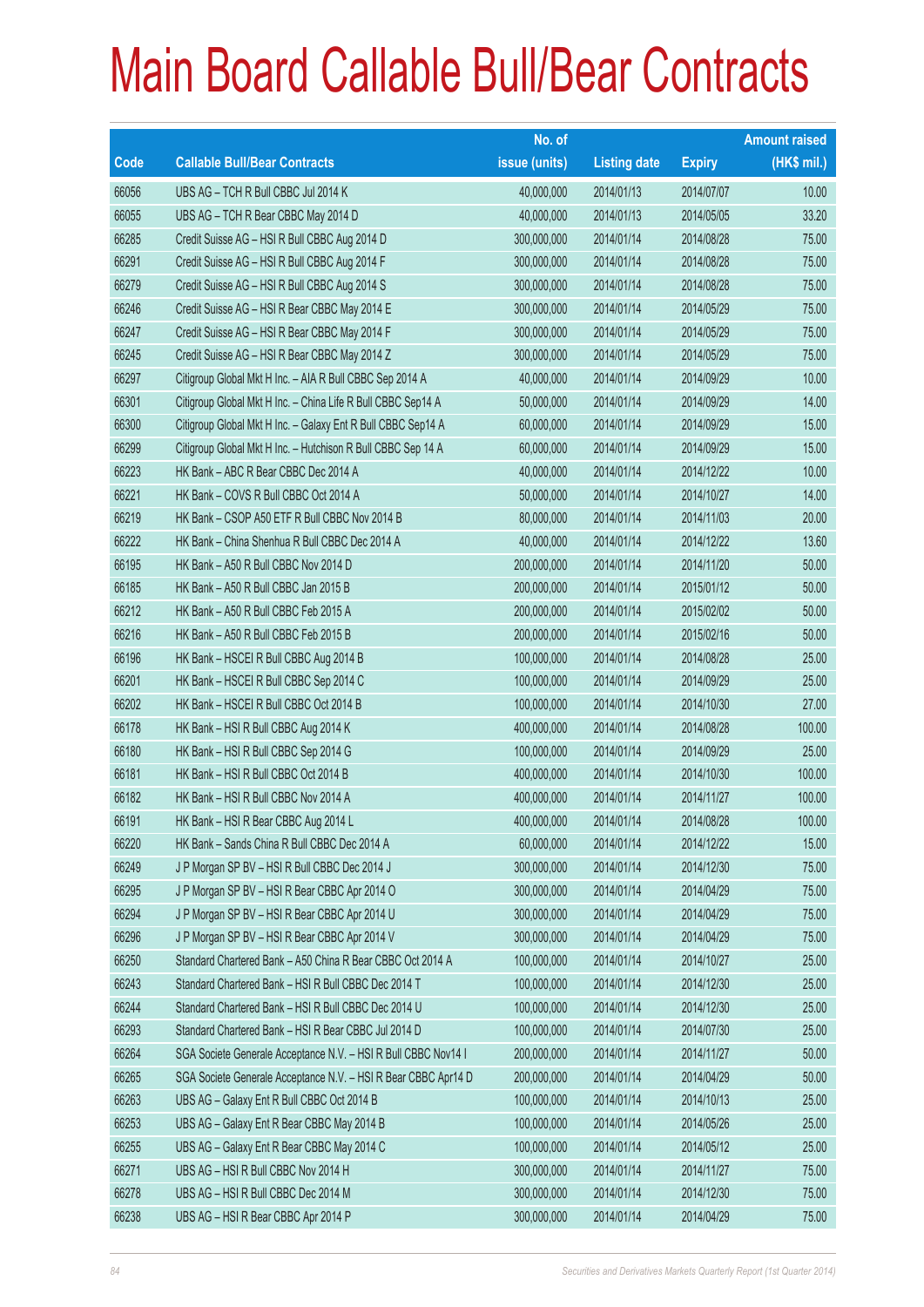# Main Board Callable Bull/Bear Contracts

| Code | Callable Bull/Bear Contracts | No. of issue (units) | Listing date | Expiry | Amount raised (HK$ mil.) |
|---|---|---|---|---|---|
| 66056 | UBS AG – TCH R Bull CBBC Jul 2014 K | 40,000,000 | 2014/01/13 | 2014/07/07 | 10.00 |
| 66055 | UBS AG – TCH R Bear CBBC May 2014 D | 40,000,000 | 2014/01/13 | 2014/05/05 | 33.20 |
| 66285 | Credit Suisse AG – HSI R Bull CBBC Aug 2014 D | 300,000,000 | 2014/01/14 | 2014/08/28 | 75.00 |
| 66291 | Credit Suisse AG – HSI R Bull CBBC Aug 2014 F | 300,000,000 | 2014/01/14 | 2014/08/28 | 75.00 |
| 66279 | Credit Suisse AG – HSI R Bull CBBC Aug 2014 S | 300,000,000 | 2014/01/14 | 2014/08/28 | 75.00 |
| 66246 | Credit Suisse AG – HSI R Bear CBBC May 2014 E | 300,000,000 | 2014/01/14 | 2014/05/29 | 75.00 |
| 66247 | Credit Suisse AG – HSI R Bear CBBC May 2014 F | 300,000,000 | 2014/01/14 | 2014/05/29 | 75.00 |
| 66245 | Credit Suisse AG – HSI R Bear CBBC May 2014 Z | 300,000,000 | 2014/01/14 | 2014/05/29 | 75.00 |
| 66297 | Citigroup Global Mkt H Inc. – AIA R Bull CBBC Sep 2014 A | 40,000,000 | 2014/01/14 | 2014/09/29 | 10.00 |
| 66301 | Citigroup Global Mkt H Inc. – China Life R Bull CBBC Sep14 A | 50,000,000 | 2014/01/14 | 2014/09/29 | 14.00 |
| 66300 | Citigroup Global Mkt H Inc. – Galaxy Ent R Bull CBBC Sep14 A | 60,000,000 | 2014/01/14 | 2014/09/29 | 15.00 |
| 66299 | Citigroup Global Mkt H Inc. – Hutchison R Bull CBBC Sep 14 A | 60,000,000 | 2014/01/14 | 2014/09/29 | 15.00 |
| 66223 | HK Bank – ABC R Bear CBBC Dec 2014 A | 40,000,000 | 2014/01/14 | 2014/12/22 | 10.00 |
| 66221 | HK Bank – COVS R Bull CBBC Oct 2014 A | 50,000,000 | 2014/01/14 | 2014/10/27 | 14.00 |
| 66219 | HK Bank – CSOP A50 ETF R Bull CBBC Nov 2014 B | 80,000,000 | 2014/01/14 | 2014/11/03 | 20.00 |
| 66222 | HK Bank – China Shenhua R Bull CBBC Dec 2014 A | 40,000,000 | 2014/01/14 | 2014/12/22 | 13.60 |
| 66195 | HK Bank – A50 R Bull CBBC Nov 2014 D | 200,000,000 | 2014/01/14 | 2014/11/20 | 50.00 |
| 66185 | HK Bank – A50 R Bull CBBC Jan 2015 B | 200,000,000 | 2014/01/14 | 2015/01/12 | 50.00 |
| 66212 | HK Bank – A50 R Bull CBBC Feb 2015 A | 200,000,000 | 2014/01/14 | 2015/02/02 | 50.00 |
| 66216 | HK Bank – A50 R Bull CBBC Feb 2015 B | 200,000,000 | 2014/01/14 | 2015/02/16 | 50.00 |
| 66196 | HK Bank – HSCEI R Bull CBBC Aug 2014 B | 100,000,000 | 2014/01/14 | 2014/08/28 | 25.00 |
| 66201 | HK Bank – HSCEI R Bull CBBC Sep 2014 C | 100,000,000 | 2014/01/14 | 2014/09/29 | 25.00 |
| 66202 | HK Bank – HSCEI R Bull CBBC Oct 2014 B | 100,000,000 | 2014/01/14 | 2014/10/30 | 27.00 |
| 66178 | HK Bank – HSI R Bull CBBC Aug 2014 K | 400,000,000 | 2014/01/14 | 2014/08/28 | 100.00 |
| 66180 | HK Bank – HSI R Bull CBBC Sep 2014 G | 100,000,000 | 2014/01/14 | 2014/09/29 | 25.00 |
| 66181 | HK Bank – HSI R Bull CBBC Oct 2014 B | 400,000,000 | 2014/01/14 | 2014/10/30 | 100.00 |
| 66182 | HK Bank – HSI R Bull CBBC Nov 2014 A | 400,000,000 | 2014/01/14 | 2014/11/27 | 100.00 |
| 66191 | HK Bank – HSI R Bear CBBC Aug 2014 L | 400,000,000 | 2014/01/14 | 2014/08/28 | 100.00 |
| 66220 | HK Bank – Sands China R Bull CBBC Dec 2014 A | 60,000,000 | 2014/01/14 | 2014/12/22 | 15.00 |
| 66249 | J P Morgan SP BV – HSI R Bull CBBC Dec 2014 J | 300,000,000 | 2014/01/14 | 2014/12/30 | 75.00 |
| 66295 | J P Morgan SP BV – HSI R Bear CBBC Apr 2014 O | 300,000,000 | 2014/01/14 | 2014/04/29 | 75.00 |
| 66294 | J P Morgan SP BV – HSI R Bear CBBC Apr 2014 U | 300,000,000 | 2014/01/14 | 2014/04/29 | 75.00 |
| 66296 | J P Morgan SP BV – HSI R Bear CBBC Apr 2014 V | 300,000,000 | 2014/01/14 | 2014/04/29 | 75.00 |
| 66250 | Standard Chartered Bank – A50 China R Bear CBBC Oct 2014 A | 100,000,000 | 2014/01/14 | 2014/10/27 | 25.00 |
| 66243 | Standard Chartered Bank – HSI R Bull CBBC Dec 2014 T | 100,000,000 | 2014/01/14 | 2014/12/30 | 25.00 |
| 66244 | Standard Chartered Bank – HSI R Bull CBBC Dec 2014 U | 100,000,000 | 2014/01/14 | 2014/12/30 | 25.00 |
| 66293 | Standard Chartered Bank – HSI R Bear CBBC Jul 2014 D | 100,000,000 | 2014/01/14 | 2014/07/30 | 25.00 |
| 66264 | SGA Societe Generale Acceptance N.V. – HSI R Bull CBBC Nov14 I | 200,000,000 | 2014/01/14 | 2014/11/27 | 50.00 |
| 66265 | SGA Societe Generale Acceptance N.V. – HSI R Bear CBBC Apr14 D | 200,000,000 | 2014/01/14 | 2014/04/29 | 50.00 |
| 66263 | UBS AG – Galaxy Ent R Bull CBBC Oct 2014 B | 100,000,000 | 2014/01/14 | 2014/10/13 | 25.00 |
| 66253 | UBS AG – Galaxy Ent R Bear CBBC May 2014 B | 100,000,000 | 2014/01/14 | 2014/05/26 | 25.00 |
| 66255 | UBS AG – Galaxy Ent R Bear CBBC May 2014 C | 100,000,000 | 2014/01/14 | 2014/05/12 | 25.00 |
| 66271 | UBS AG – HSI R Bull CBBC Nov 2014 H | 300,000,000 | 2014/01/14 | 2014/11/27 | 75.00 |
| 66278 | UBS AG – HSI R Bull CBBC Dec 2014 M | 300,000,000 | 2014/01/14 | 2014/12/30 | 75.00 |
| 66238 | UBS AG – HSI R Bear CBBC Apr 2014 P | 300,000,000 | 2014/01/14 | 2014/04/29 | 75.00 |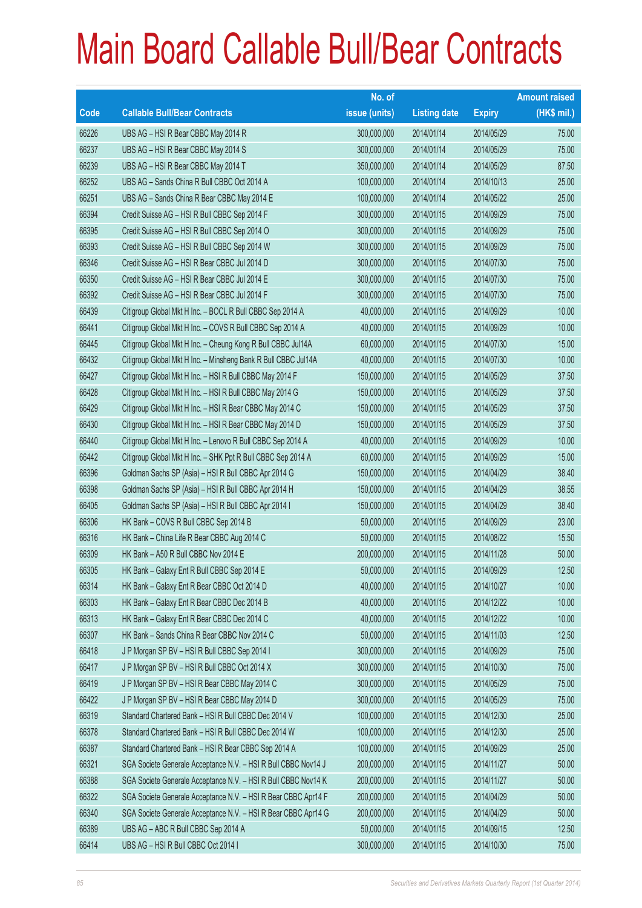# Main Board Callable Bull/Bear Contracts

| Code | Callable Bull/Bear Contracts | No. of issue (units) | Listing date | Expiry | Amount raised (HK$ mil.) |
|---|---|---|---|---|---|
| 66226 | UBS AG – HSI R Bear CBBC May 2014 R | 300,000,000 | 2014/01/14 | 2014/05/29 | 75.00 |
| 66237 | UBS AG – HSI R Bear CBBC May 2014 S | 300,000,000 | 2014/01/14 | 2014/05/29 | 75.00 |
| 66239 | UBS AG – HSI R Bear CBBC May 2014 T | 350,000,000 | 2014/01/14 | 2014/05/29 | 87.50 |
| 66252 | UBS AG – Sands China R Bull CBBC Oct 2014 A | 100,000,000 | 2014/01/14 | 2014/10/13 | 25.00 |
| 66251 | UBS AG – Sands China R Bear CBBC May 2014 E | 100,000,000 | 2014/01/14 | 2014/05/22 | 25.00 |
| 66394 | Credit Suisse AG – HSI R Bull CBBC Sep 2014 F | 300,000,000 | 2014/01/15 | 2014/09/29 | 75.00 |
| 66395 | Credit Suisse AG – HSI R Bull CBBC Sep 2014 O | 300,000,000 | 2014/01/15 | 2014/09/29 | 75.00 |
| 66393 | Credit Suisse AG – HSI R Bull CBBC Sep 2014 W | 300,000,000 | 2014/01/15 | 2014/09/29 | 75.00 |
| 66346 | Credit Suisse AG – HSI R Bear CBBC Jul 2014 D | 300,000,000 | 2014/01/15 | 2014/07/30 | 75.00 |
| 66350 | Credit Suisse AG – HSI R Bear CBBC Jul 2014 E | 300,000,000 | 2014/01/15 | 2014/07/30 | 75.00 |
| 66392 | Credit Suisse AG – HSI R Bear CBBC Jul 2014 F | 300,000,000 | 2014/01/15 | 2014/07/30 | 75.00 |
| 66439 | Citigroup Global Mkt H Inc. – BOCL R Bull CBBC Sep 2014 A | 40,000,000 | 2014/01/15 | 2014/09/29 | 10.00 |
| 66441 | Citigroup Global Mkt H Inc. – COVS R Bull CBBC Sep 2014 A | 40,000,000 | 2014/01/15 | 2014/09/29 | 10.00 |
| 66445 | Citigroup Global Mkt H Inc. – Cheung Kong R Bull CBBC Jul14A | 60,000,000 | 2014/01/15 | 2014/07/30 | 15.00 |
| 66432 | Citigroup Global Mkt H Inc. – Minsheng Bank R Bull CBBC Jul14A | 40,000,000 | 2014/01/15 | 2014/07/30 | 10.00 |
| 66427 | Citigroup Global Mkt H Inc. – HSI R Bull CBBC May 2014 F | 150,000,000 | 2014/01/15 | 2014/05/29 | 37.50 |
| 66428 | Citigroup Global Mkt H Inc. – HSI R Bull CBBC May 2014 G | 150,000,000 | 2014/01/15 | 2014/05/29 | 37.50 |
| 66429 | Citigroup Global Mkt H Inc. – HSI R Bear CBBC May 2014 C | 150,000,000 | 2014/01/15 | 2014/05/29 | 37.50 |
| 66430 | Citigroup Global Mkt H Inc. – HSI R Bear CBBC May 2014 D | 150,000,000 | 2014/01/15 | 2014/05/29 | 37.50 |
| 66440 | Citigroup Global Mkt H Inc. – Lenovo R Bull CBBC Sep 2014 A | 40,000,000 | 2014/01/15 | 2014/09/29 | 10.00 |
| 66442 | Citigroup Global Mkt H Inc. – SHK Ppt R Bull CBBC Sep 2014 A | 60,000,000 | 2014/01/15 | 2014/09/29 | 15.00 |
| 66396 | Goldman Sachs SP (Asia) – HSI R Bull CBBC Apr 2014 G | 150,000,000 | 2014/01/15 | 2014/04/29 | 38.40 |
| 66398 | Goldman Sachs SP (Asia) – HSI R Bull CBBC Apr 2014 H | 150,000,000 | 2014/01/15 | 2014/04/29 | 38.55 |
| 66405 | Goldman Sachs SP (Asia) – HSI R Bull CBBC Apr 2014 I | 150,000,000 | 2014/01/15 | 2014/04/29 | 38.40 |
| 66306 | HK Bank – COVS R Bull CBBC Sep 2014 B | 50,000,000 | 2014/01/15 | 2014/09/29 | 23.00 |
| 66316 | HK Bank – China Life R Bear CBBC Aug 2014 C | 50,000,000 | 2014/01/15 | 2014/08/22 | 15.50 |
| 66309 | HK Bank – A50 R Bull CBBC Nov 2014 E | 200,000,000 | 2014/01/15 | 2014/11/28 | 50.00 |
| 66305 | HK Bank – Galaxy Ent R Bull CBBC Sep 2014 E | 50,000,000 | 2014/01/15 | 2014/09/29 | 12.50 |
| 66314 | HK Bank – Galaxy Ent R Bear CBBC Oct 2014 D | 40,000,000 | 2014/01/15 | 2014/10/27 | 10.00 |
| 66303 | HK Bank – Galaxy Ent R Bear CBBC Dec 2014 B | 40,000,000 | 2014/01/15 | 2014/12/22 | 10.00 |
| 66313 | HK Bank – Galaxy Ent R Bear CBBC Dec 2014 C | 40,000,000 | 2014/01/15 | 2014/12/22 | 10.00 |
| 66307 | HK Bank – Sands China R Bear CBBC Nov 2014 C | 50,000,000 | 2014/01/15 | 2014/11/03 | 12.50 |
| 66418 | J P Morgan SP BV – HSI R Bull CBBC Sep 2014 I | 300,000,000 | 2014/01/15 | 2014/09/29 | 75.00 |
| 66417 | J P Morgan SP BV – HSI R Bull CBBC Oct 2014 X | 300,000,000 | 2014/01/15 | 2014/10/30 | 75.00 |
| 66419 | J P Morgan SP BV – HSI R Bear CBBC May 2014 C | 300,000,000 | 2014/01/15 | 2014/05/29 | 75.00 |
| 66422 | J P Morgan SP BV – HSI R Bear CBBC May 2014 D | 300,000,000 | 2014/01/15 | 2014/05/29 | 75.00 |
| 66319 | Standard Chartered Bank – HSI R Bull CBBC Dec 2014 V | 100,000,000 | 2014/01/15 | 2014/12/30 | 25.00 |
| 66378 | Standard Chartered Bank – HSI R Bull CBBC Dec 2014 W | 100,000,000 | 2014/01/15 | 2014/12/30 | 25.00 |
| 66387 | Standard Chartered Bank – HSI R Bear CBBC Sep 2014 A | 100,000,000 | 2014/01/15 | 2014/09/29 | 25.00 |
| 66321 | SGA Societe Generale Acceptance N.V. – HSI R Bull CBBC Nov14 J | 200,000,000 | 2014/01/15 | 2014/11/27 | 50.00 |
| 66388 | SGA Societe Generale Acceptance N.V. – HSI R Bull CBBC Nov14 K | 200,000,000 | 2014/01/15 | 2014/11/27 | 50.00 |
| 66322 | SGA Societe Generale Acceptance N.V. – HSI R Bear CBBC Apr14 F | 200,000,000 | 2014/01/15 | 2014/04/29 | 50.00 |
| 66340 | SGA Societe Generale Acceptance N.V. – HSI R Bear CBBC Apr14 G | 200,000,000 | 2014/01/15 | 2014/04/29 | 50.00 |
| 66389 | UBS AG – ABC R Bull CBBC Sep 2014 A | 50,000,000 | 2014/01/15 | 2014/09/15 | 12.50 |
| 66414 | UBS AG – HSI R Bull CBBC Oct 2014 I | 300,000,000 | 2014/01/15 | 2014/10/30 | 75.00 |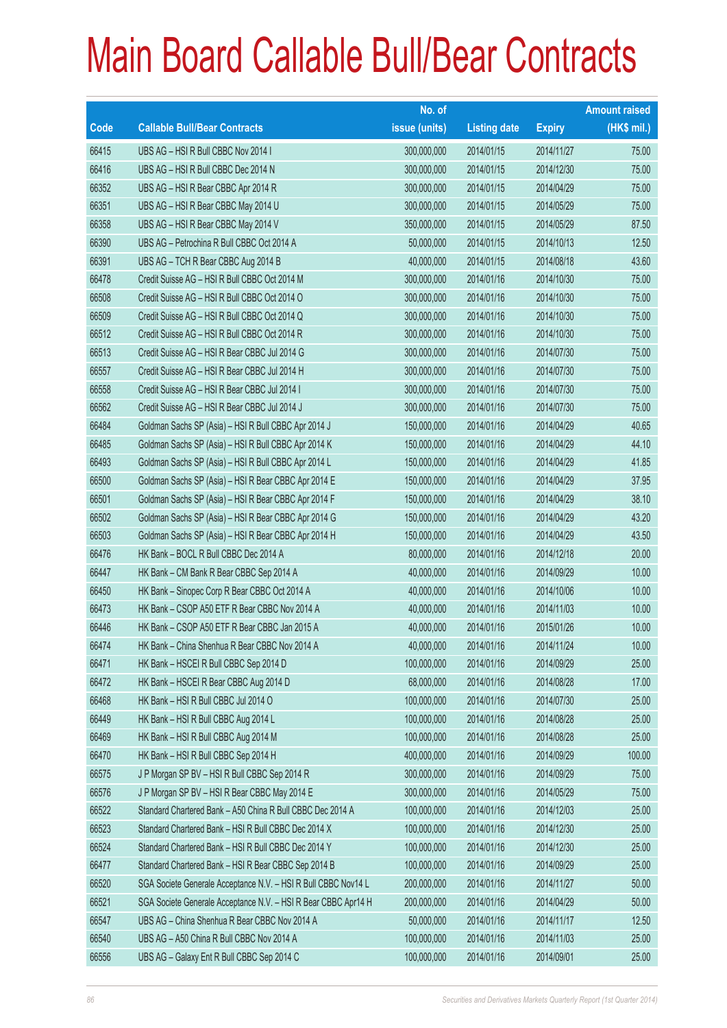# Main Board Callable Bull/Bear Contracts

| Code | Callable Bull/Bear Contracts | No. of issue (units) | Listing date | Expiry | Amount raised (HK$ mil.) |
|---|---|---|---|---|---|
| 66415 | UBS AG – HSI R Bull CBBC Nov 2014 I | 300,000,000 | 2014/01/15 | 2014/11/27 | 75.00 |
| 66416 | UBS AG – HSI R Bull CBBC Dec 2014 N | 300,000,000 | 2014/01/15 | 2014/12/30 | 75.00 |
| 66352 | UBS AG – HSI R Bear CBBC Apr 2014 R | 300,000,000 | 2014/01/15 | 2014/04/29 | 75.00 |
| 66351 | UBS AG – HSI R Bear CBBC May 2014 U | 300,000,000 | 2014/01/15 | 2014/05/29 | 75.00 |
| 66358 | UBS AG – HSI R Bear CBBC May 2014 V | 350,000,000 | 2014/01/15 | 2014/05/29 | 87.50 |
| 66390 | UBS AG – Petrochina R Bull CBBC Oct 2014 A | 50,000,000 | 2014/01/15 | 2014/10/13 | 12.50 |
| 66391 | UBS AG – TCH R Bear CBBC Aug 2014 B | 40,000,000 | 2014/01/15 | 2014/08/18 | 43.60 |
| 66478 | Credit Suisse AG – HSI R Bull CBBC Oct 2014 M | 300,000,000 | 2014/01/16 | 2014/10/30 | 75.00 |
| 66508 | Credit Suisse AG – HSI R Bull CBBC Oct 2014 O | 300,000,000 | 2014/01/16 | 2014/10/30 | 75.00 |
| 66509 | Credit Suisse AG – HSI R Bull CBBC Oct 2014 Q | 300,000,000 | 2014/01/16 | 2014/10/30 | 75.00 |
| 66512 | Credit Suisse AG – HSI R Bull CBBC Oct 2014 R | 300,000,000 | 2014/01/16 | 2014/10/30 | 75.00 |
| 66513 | Credit Suisse AG – HSI R Bear CBBC Jul 2014 G | 300,000,000 | 2014/01/16 | 2014/07/30 | 75.00 |
| 66557 | Credit Suisse AG – HSI R Bear CBBC Jul 2014 H | 300,000,000 | 2014/01/16 | 2014/07/30 | 75.00 |
| 66558 | Credit Suisse AG – HSI R Bear CBBC Jul 2014 I | 300,000,000 | 2014/01/16 | 2014/07/30 | 75.00 |
| 66562 | Credit Suisse AG – HSI R Bear CBBC Jul 2014 J | 300,000,000 | 2014/01/16 | 2014/07/30 | 75.00 |
| 66484 | Goldman Sachs SP (Asia) – HSI R Bull CBBC Apr 2014 J | 150,000,000 | 2014/01/16 | 2014/04/29 | 40.65 |
| 66485 | Goldman Sachs SP (Asia) – HSI R Bull CBBC Apr 2014 K | 150,000,000 | 2014/01/16 | 2014/04/29 | 44.10 |
| 66493 | Goldman Sachs SP (Asia) – HSI R Bull CBBC Apr 2014 L | 150,000,000 | 2014/01/16 | 2014/04/29 | 41.85 |
| 66500 | Goldman Sachs SP (Asia) – HSI R Bear CBBC Apr 2014 E | 150,000,000 | 2014/01/16 | 2014/04/29 | 37.95 |
| 66501 | Goldman Sachs SP (Asia) – HSI R Bear CBBC Apr 2014 F | 150,000,000 | 2014/01/16 | 2014/04/29 | 38.10 |
| 66502 | Goldman Sachs SP (Asia) – HSI R Bear CBBC Apr 2014 G | 150,000,000 | 2014/01/16 | 2014/04/29 | 43.20 |
| 66503 | Goldman Sachs SP (Asia) – HSI R Bear CBBC Apr 2014 H | 150,000,000 | 2014/01/16 | 2014/04/29 | 43.50 |
| 66476 | HK Bank – BOCL R Bull CBBC Dec 2014 A | 80,000,000 | 2014/01/16 | 2014/12/18 | 20.00 |
| 66447 | HK Bank – CM Bank R Bear CBBC Sep 2014 A | 40,000,000 | 2014/01/16 | 2014/09/29 | 10.00 |
| 66450 | HK Bank – Sinopec Corp R Bear CBBC Oct 2014 A | 40,000,000 | 2014/01/16 | 2014/10/06 | 10.00 |
| 66473 | HK Bank – CSOP A50 ETF R Bear CBBC Nov 2014 A | 40,000,000 | 2014/01/16 | 2014/11/03 | 10.00 |
| 66446 | HK Bank – CSOP A50 ETF R Bear CBBC Jan 2015 A | 40,000,000 | 2014/01/16 | 2015/01/26 | 10.00 |
| 66474 | HK Bank – China Shenhua R Bear CBBC Nov 2014 A | 40,000,000 | 2014/01/16 | 2014/11/24 | 10.00 |
| 66471 | HK Bank – HSCEI R Bull CBBC Sep 2014 D | 100,000,000 | 2014/01/16 | 2014/09/29 | 25.00 |
| 66472 | HK Bank – HSCEI R Bear CBBC Aug 2014 D | 68,000,000 | 2014/01/16 | 2014/08/28 | 17.00 |
| 66468 | HK Bank – HSI R Bull CBBC Jul 2014 O | 100,000,000 | 2014/01/16 | 2014/07/30 | 25.00 |
| 66449 | HK Bank – HSI R Bull CBBC Aug 2014 L | 100,000,000 | 2014/01/16 | 2014/08/28 | 25.00 |
| 66469 | HK Bank – HSI R Bull CBBC Aug 2014 M | 100,000,000 | 2014/01/16 | 2014/08/28 | 25.00 |
| 66470 | HK Bank – HSI R Bull CBBC Sep 2014 H | 400,000,000 | 2014/01/16 | 2014/09/29 | 100.00 |
| 66575 | J P Morgan SP BV – HSI R Bull CBBC Sep 2014 R | 300,000,000 | 2014/01/16 | 2014/09/29 | 75.00 |
| 66576 | J P Morgan SP BV – HSI R Bear CBBC May 2014 E | 300,000,000 | 2014/01/16 | 2014/05/29 | 75.00 |
| 66522 | Standard Chartered Bank – A50 China R Bull CBBC Dec 2014 A | 100,000,000 | 2014/01/16 | 2014/12/03 | 25.00 |
| 66523 | Standard Chartered Bank – HSI R Bull CBBC Dec 2014 X | 100,000,000 | 2014/01/16 | 2014/12/30 | 25.00 |
| 66524 | Standard Chartered Bank – HSI R Bull CBBC Dec 2014 Y | 100,000,000 | 2014/01/16 | 2014/12/30 | 25.00 |
| 66477 | Standard Chartered Bank – HSI R Bear CBBC Sep 2014 B | 100,000,000 | 2014/01/16 | 2014/09/29 | 25.00 |
| 66520 | SGA Societe Generale Acceptance N.V. – HSI R Bull CBBC Nov14 L | 200,000,000 | 2014/01/16 | 2014/11/27 | 50.00 |
| 66521 | SGA Societe Generale Acceptance N.V. – HSI R Bear CBBC Apr14 H | 200,000,000 | 2014/01/16 | 2014/04/29 | 50.00 |
| 66547 | UBS AG – China Shenhua R Bear CBBC Nov 2014 A | 50,000,000 | 2014/01/16 | 2014/11/17 | 12.50 |
| 66540 | UBS AG – A50 China R Bull CBBC Nov 2014 A | 100,000,000 | 2014/01/16 | 2014/11/03 | 25.00 |
| 66556 | UBS AG – Galaxy Ent R Bull CBBC Sep 2014 C | 100,000,000 | 2014/01/16 | 2014/09/01 | 25.00 |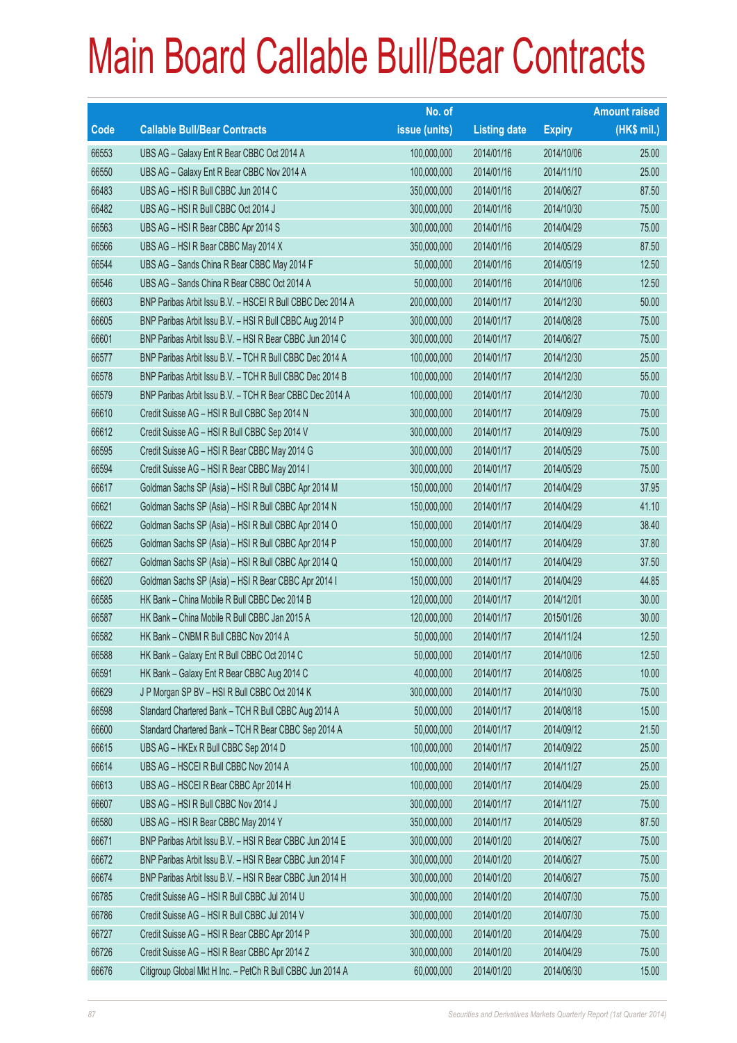# Main Board Callable Bull/Bear Contracts

| Code | Callable Bull/Bear Contracts | No. of issue (units) | Listing date | Expiry | Amount raised (HK$ mil.) |
|---|---|---|---|---|---|
| 66553 | UBS AG – Galaxy Ent R Bear CBBC Oct 2014 A | 100,000,000 | 2014/01/16 | 2014/10/06 | 25.00 |
| 66550 | UBS AG – Galaxy Ent R Bear CBBC Nov 2014 A | 100,000,000 | 2014/01/16 | 2014/11/10 | 25.00 |
| 66483 | UBS AG – HSI R Bull CBBC Jun 2014 C | 350,000,000 | 2014/01/16 | 2014/06/27 | 87.50 |
| 66482 | UBS AG – HSI R Bull CBBC Oct 2014 J | 300,000,000 | 2014/01/16 | 2014/10/30 | 75.00 |
| 66563 | UBS AG – HSI R Bear CBBC Apr 2014 S | 300,000,000 | 2014/01/16 | 2014/04/29 | 75.00 |
| 66566 | UBS AG – HSI R Bear CBBC May 2014 X | 350,000,000 | 2014/01/16 | 2014/05/29 | 87.50 |
| 66544 | UBS AG – Sands China R Bear CBBC May 2014 F | 50,000,000 | 2014/01/16 | 2014/05/19 | 12.50 |
| 66546 | UBS AG – Sands China R Bear CBBC Oct 2014 A | 50,000,000 | 2014/01/16 | 2014/10/06 | 12.50 |
| 66603 | BNP Paribas Arbit Issu B.V. – HSCEI R Bull CBBC Dec 2014 A | 200,000,000 | 2014/01/17 | 2014/12/30 | 50.00 |
| 66605 | BNP Paribas Arbit Issu B.V. – HSI R Bull CBBC Aug 2014 P | 300,000,000 | 2014/01/17 | 2014/08/28 | 75.00 |
| 66601 | BNP Paribas Arbit Issu B.V. – HSI R Bear CBBC Jun 2014 C | 300,000,000 | 2014/01/17 | 2014/06/27 | 75.00 |
| 66577 | BNP Paribas Arbit Issu B.V. – TCH R Bull CBBC Dec 2014 A | 100,000,000 | 2014/01/17 | 2014/12/30 | 25.00 |
| 66578 | BNP Paribas Arbit Issu B.V. – TCH R Bull CBBC Dec 2014 B | 100,000,000 | 2014/01/17 | 2014/12/30 | 55.00 |
| 66579 | BNP Paribas Arbit Issu B.V. – TCH R Bear CBBC Dec 2014 A | 100,000,000 | 2014/01/17 | 2014/12/30 | 70.00 |
| 66610 | Credit Suisse AG – HSI R Bull CBBC Sep 2014 N | 300,000,000 | 2014/01/17 | 2014/09/29 | 75.00 |
| 66612 | Credit Suisse AG – HSI R Bull CBBC Sep 2014 V | 300,000,000 | 2014/01/17 | 2014/09/29 | 75.00 |
| 66595 | Credit Suisse AG – HSI R Bear CBBC May 2014 G | 300,000,000 | 2014/01/17 | 2014/05/29 | 75.00 |
| 66594 | Credit Suisse AG – HSI R Bear CBBC May 2014 I | 300,000,000 | 2014/01/17 | 2014/05/29 | 75.00 |
| 66617 | Goldman Sachs SP (Asia) – HSI R Bull CBBC Apr 2014 M | 150,000,000 | 2014/01/17 | 2014/04/29 | 37.95 |
| 66621 | Goldman Sachs SP (Asia) – HSI R Bull CBBC Apr 2014 N | 150,000,000 | 2014/01/17 | 2014/04/29 | 41.10 |
| 66622 | Goldman Sachs SP (Asia) – HSI R Bull CBBC Apr 2014 O | 150,000,000 | 2014/01/17 | 2014/04/29 | 38.40 |
| 66625 | Goldman Sachs SP (Asia) – HSI R Bull CBBC Apr 2014 P | 150,000,000 | 2014/01/17 | 2014/04/29 | 37.80 |
| 66627 | Goldman Sachs SP (Asia) – HSI R Bull CBBC Apr 2014 Q | 150,000,000 | 2014/01/17 | 2014/04/29 | 37.50 |
| 66620 | Goldman Sachs SP (Asia) – HSI R Bear CBBC Apr 2014 I | 150,000,000 | 2014/01/17 | 2014/04/29 | 44.85 |
| 66585 | HK Bank – China Mobile R Bull CBBC Dec 2014 B | 120,000,000 | 2014/01/17 | 2014/12/01 | 30.00 |
| 66587 | HK Bank – China Mobile R Bull CBBC Jan 2015 A | 120,000,000 | 2014/01/17 | 2015/01/26 | 30.00 |
| 66582 | HK Bank – CNBM R Bull CBBC Nov 2014 A | 50,000,000 | 2014/01/17 | 2014/11/24 | 12.50 |
| 66588 | HK Bank – Galaxy Ent R Bull CBBC Oct 2014 C | 50,000,000 | 2014/01/17 | 2014/10/06 | 12.50 |
| 66591 | HK Bank – Galaxy Ent R Bear CBBC Aug 2014 C | 40,000,000 | 2014/01/17 | 2014/08/25 | 10.00 |
| 66629 | J P Morgan SP BV – HSI R Bull CBBC Oct 2014 K | 300,000,000 | 2014/01/17 | 2014/10/30 | 75.00 |
| 66598 | Standard Chartered Bank – TCH R Bull CBBC Aug 2014 A | 50,000,000 | 2014/01/17 | 2014/08/18 | 15.00 |
| 66600 | Standard Chartered Bank – TCH R Bear CBBC Sep 2014 A | 50,000,000 | 2014/01/17 | 2014/09/12 | 21.50 |
| 66615 | UBS AG – HKEx R Bull CBBC Sep 2014 D | 100,000,000 | 2014/01/17 | 2014/09/22 | 25.00 |
| 66614 | UBS AG – HSCEI R Bull CBBC Nov 2014 A | 100,000,000 | 2014/01/17 | 2014/11/27 | 25.00 |
| 66613 | UBS AG – HSCEI R Bear CBBC Apr 2014 H | 100,000,000 | 2014/01/17 | 2014/04/29 | 25.00 |
| 66607 | UBS AG – HSI R Bull CBBC Nov 2014 J | 300,000,000 | 2014/01/17 | 2014/11/27 | 75.00 |
| 66580 | UBS AG – HSI R Bear CBBC May 2014 Y | 350,000,000 | 2014/01/17 | 2014/05/29 | 87.50 |
| 66671 | BNP Paribas Arbit Issu B.V. – HSI R Bear CBBC Jun 2014 E | 300,000,000 | 2014/01/20 | 2014/06/27 | 75.00 |
| 66672 | BNP Paribas Arbit Issu B.V. – HSI R Bear CBBC Jun 2014 F | 300,000,000 | 2014/01/20 | 2014/06/27 | 75.00 |
| 66674 | BNP Paribas Arbit Issu B.V. – HSI R Bear CBBC Jun 2014 H | 300,000,000 | 2014/01/20 | 2014/06/27 | 75.00 |
| 66785 | Credit Suisse AG – HSI R Bull CBBC Jul 2014 U | 300,000,000 | 2014/01/20 | 2014/07/30 | 75.00 |
| 66786 | Credit Suisse AG – HSI R Bull CBBC Jul 2014 V | 300,000,000 | 2014/01/20 | 2014/07/30 | 75.00 |
| 66727 | Credit Suisse AG – HSI R Bear CBBC Apr 2014 P | 300,000,000 | 2014/01/20 | 2014/04/29 | 75.00 |
| 66726 | Credit Suisse AG – HSI R Bear CBBC Apr 2014 Z | 300,000,000 | 2014/01/20 | 2014/04/29 | 75.00 |
| 66676 | Citigroup Global Mkt H Inc. – PetCh R Bull CBBC Jun 2014 A | 60,000,000 | 2014/01/20 | 2014/06/30 | 15.00 |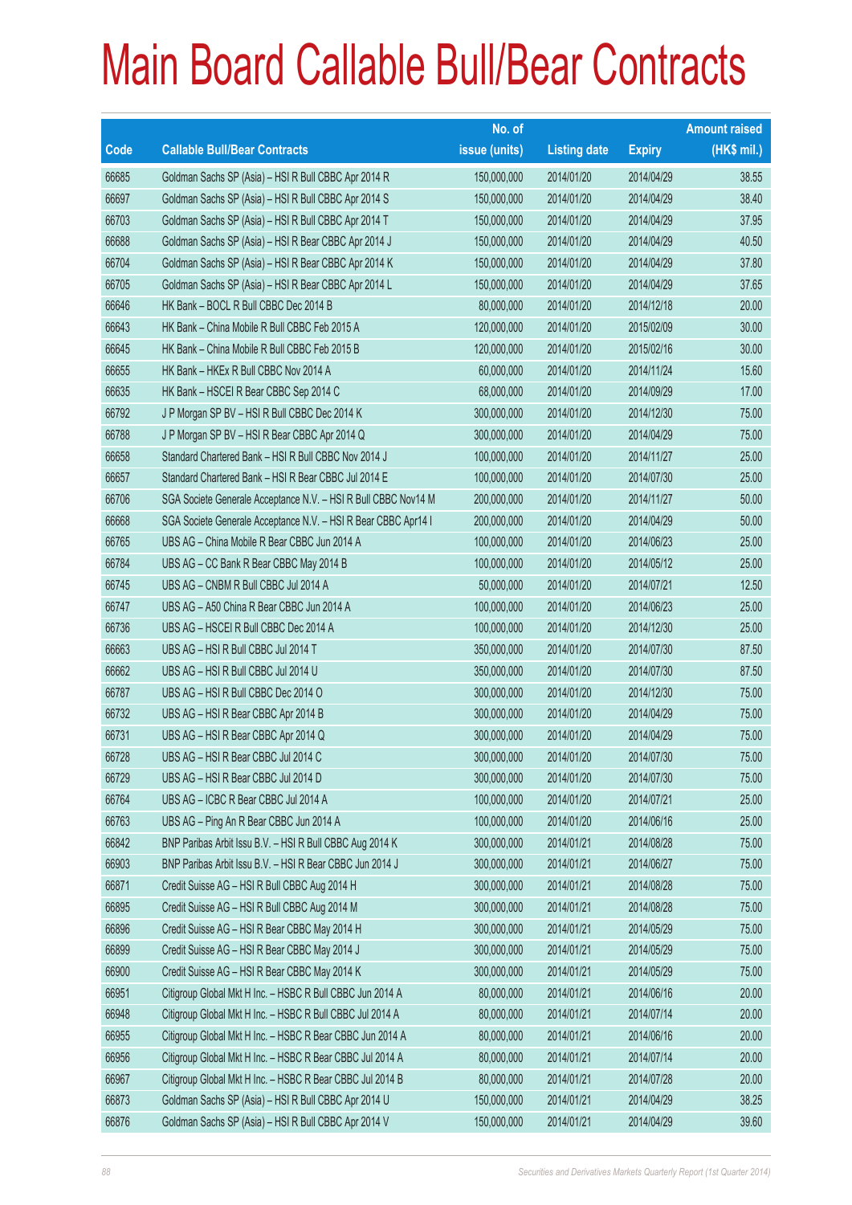# Main Board Callable Bull/Bear Contracts

| Code | Callable Bull/Bear Contracts | No. of issue (units) | Listing date | Expiry | Amount raised (HK$ mil.) |
|---|---|---|---|---|---|
| 66685 | Goldman Sachs SP (Asia) – HSI R Bull CBBC Apr 2014 R | 150,000,000 | 2014/01/20 | 2014/04/29 | 38.55 |
| 66697 | Goldman Sachs SP (Asia) – HSI R Bull CBBC Apr 2014 S | 150,000,000 | 2014/01/20 | 2014/04/29 | 38.40 |
| 66703 | Goldman Sachs SP (Asia) – HSI R Bull CBBC Apr 2014 T | 150,000,000 | 2014/01/20 | 2014/04/29 | 37.95 |
| 66688 | Goldman Sachs SP (Asia) – HSI R Bear CBBC Apr 2014 J | 150,000,000 | 2014/01/20 | 2014/04/29 | 40.50 |
| 66704 | Goldman Sachs SP (Asia) – HSI R Bear CBBC Apr 2014 K | 150,000,000 | 2014/01/20 | 2014/04/29 | 37.80 |
| 66705 | Goldman Sachs SP (Asia) – HSI R Bear CBBC Apr 2014 L | 150,000,000 | 2014/01/20 | 2014/04/29 | 37.65 |
| 66646 | HK Bank – BOCL R Bull CBBC Dec 2014 B | 80,000,000 | 2014/01/20 | 2014/12/18 | 20.00 |
| 66643 | HK Bank – China Mobile R Bull CBBC Feb 2015 A | 120,000,000 | 2014/01/20 | 2015/02/09 | 30.00 |
| 66645 | HK Bank – China Mobile R Bull CBBC Feb 2015 B | 120,000,000 | 2014/01/20 | 2015/02/16 | 30.00 |
| 66655 | HK Bank – HKEx R Bull CBBC Nov 2014 A | 60,000,000 | 2014/01/20 | 2014/11/24 | 15.60 |
| 66635 | HK Bank – HSCEI R Bear CBBC Sep 2014 C | 68,000,000 | 2014/01/20 | 2014/09/29 | 17.00 |
| 66792 | J P Morgan SP BV – HSI R Bull CBBC Dec 2014 K | 300,000,000 | 2014/01/20 | 2014/12/30 | 75.00 |
| 66788 | J P Morgan SP BV – HSI R Bear CBBC Apr 2014 Q | 300,000,000 | 2014/01/20 | 2014/04/29 | 75.00 |
| 66658 | Standard Chartered Bank – HSI R Bull CBBC Nov 2014 J | 100,000,000 | 2014/01/20 | 2014/11/27 | 25.00 |
| 66657 | Standard Chartered Bank – HSI R Bear CBBC Jul 2014 E | 100,000,000 | 2014/01/20 | 2014/07/30 | 25.00 |
| 66706 | SGA Societe Generale Acceptance N.V. – HSI R Bull CBBC Nov14 M | 200,000,000 | 2014/01/20 | 2014/11/27 | 50.00 |
| 66668 | SGA Societe Generale Acceptance N.V. – HSI R Bear CBBC Apr14 I | 200,000,000 | 2014/01/20 | 2014/04/29 | 50.00 |
| 66765 | UBS AG – China Mobile R Bear CBBC Jun 2014 A | 100,000,000 | 2014/01/20 | 2014/06/23 | 25.00 |
| 66784 | UBS AG – CC Bank R Bear CBBC May 2014 B | 100,000,000 | 2014/01/20 | 2014/05/12 | 25.00 |
| 66745 | UBS AG – CNBM R Bull CBBC Jul 2014 A | 50,000,000 | 2014/01/20 | 2014/07/21 | 12.50 |
| 66747 | UBS AG – A50 China R Bear CBBC Jun 2014 A | 100,000,000 | 2014/01/20 | 2014/06/23 | 25.00 |
| 66736 | UBS AG – HSCEI R Bull CBBC Dec 2014 A | 100,000,000 | 2014/01/20 | 2014/12/30 | 25.00 |
| 66663 | UBS AG – HSI R Bull CBBC Jul 2014 T | 350,000,000 | 2014/01/20 | 2014/07/30 | 87.50 |
| 66662 | UBS AG – HSI R Bull CBBC Jul 2014 U | 350,000,000 | 2014/01/20 | 2014/07/30 | 87.50 |
| 66787 | UBS AG – HSI R Bull CBBC Dec 2014 O | 300,000,000 | 2014/01/20 | 2014/12/30 | 75.00 |
| 66732 | UBS AG – HSI R Bear CBBC Apr 2014 B | 300,000,000 | 2014/01/20 | 2014/04/29 | 75.00 |
| 66731 | UBS AG – HSI R Bear CBBC Apr 2014 Q | 300,000,000 | 2014/01/20 | 2014/04/29 | 75.00 |
| 66728 | UBS AG – HSI R Bear CBBC Jul 2014 C | 300,000,000 | 2014/01/20 | 2014/07/30 | 75.00 |
| 66729 | UBS AG – HSI R Bear CBBC Jul 2014 D | 300,000,000 | 2014/01/20 | 2014/07/30 | 75.00 |
| 66764 | UBS AG – ICBC R Bear CBBC Jul 2014 A | 100,000,000 | 2014/01/20 | 2014/07/21 | 25.00 |
| 66763 | UBS AG – Ping An R Bear CBBC Jun 2014 A | 100,000,000 | 2014/01/20 | 2014/06/16 | 25.00 |
| 66842 | BNP Paribas Arbit Issu B.V. – HSI R Bull CBBC Aug 2014 K | 300,000,000 | 2014/01/21 | 2014/08/28 | 75.00 |
| 66903 | BNP Paribas Arbit Issu B.V. – HSI R Bear CBBC Jun 2014 J | 300,000,000 | 2014/01/21 | 2014/06/27 | 75.00 |
| 66871 | Credit Suisse AG – HSI R Bull CBBC Aug 2014 H | 300,000,000 | 2014/01/21 | 2014/08/28 | 75.00 |
| 66895 | Credit Suisse AG – HSI R Bull CBBC Aug 2014 M | 300,000,000 | 2014/01/21 | 2014/08/28 | 75.00 |
| 66896 | Credit Suisse AG – HSI R Bear CBBC May 2014 H | 300,000,000 | 2014/01/21 | 2014/05/29 | 75.00 |
| 66899 | Credit Suisse AG – HSI R Bear CBBC May 2014 J | 300,000,000 | 2014/01/21 | 2014/05/29 | 75.00 |
| 66900 | Credit Suisse AG – HSI R Bear CBBC May 2014 K | 300,000,000 | 2014/01/21 | 2014/05/29 | 75.00 |
| 66951 | Citigroup Global Mkt H Inc. – HSBC R Bull CBBC Jun 2014 A | 80,000,000 | 2014/01/21 | 2014/06/16 | 20.00 |
| 66948 | Citigroup Global Mkt H Inc. – HSBC R Bull CBBC Jul 2014 A | 80,000,000 | 2014/01/21 | 2014/07/14 | 20.00 |
| 66955 | Citigroup Global Mkt H Inc. – HSBC R Bear CBBC Jun 2014 A | 80,000,000 | 2014/01/21 | 2014/06/16 | 20.00 |
| 66956 | Citigroup Global Mkt H Inc. – HSBC R Bear CBBC Jul 2014 A | 80,000,000 | 2014/01/21 | 2014/07/14 | 20.00 |
| 66967 | Citigroup Global Mkt H Inc. – HSBC R Bear CBBC Jul 2014 B | 80,000,000 | 2014/01/21 | 2014/07/28 | 20.00 |
| 66873 | Goldman Sachs SP (Asia) – HSI R Bull CBBC Apr 2014 U | 150,000,000 | 2014/01/21 | 2014/04/29 | 38.25 |
| 66876 | Goldman Sachs SP (Asia) – HSI R Bull CBBC Apr 2014 V | 150,000,000 | 2014/01/21 | 2014/04/29 | 39.60 |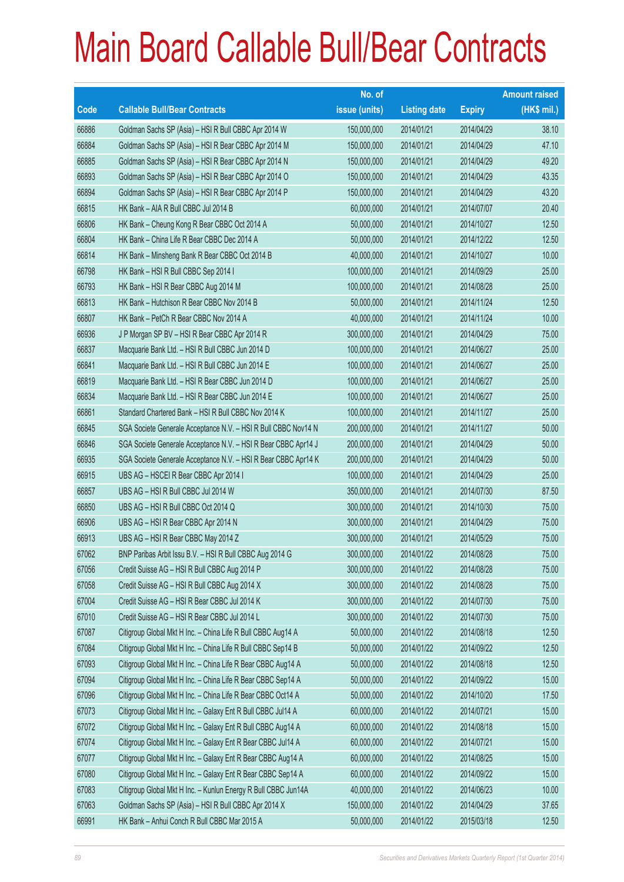# Main Board Callable Bull/Bear Contracts

| Code | Callable Bull/Bear Contracts | No. of issue (units) | Listing date | Expiry | Amount raised (HK$ mil.) |
|---|---|---|---|---|---|
| 66886 | Goldman Sachs SP (Asia) – HSI R Bull CBBC Apr 2014 W | 150,000,000 | 2014/01/21 | 2014/04/29 | 38.10 |
| 66884 | Goldman Sachs SP (Asia) – HSI R Bear CBBC Apr 2014 M | 150,000,000 | 2014/01/21 | 2014/04/29 | 47.10 |
| 66885 | Goldman Sachs SP (Asia) – HSI R Bear CBBC Apr 2014 N | 150,000,000 | 2014/01/21 | 2014/04/29 | 49.20 |
| 66893 | Goldman Sachs SP (Asia) – HSI R Bear CBBC Apr 2014 O | 150,000,000 | 2014/01/21 | 2014/04/29 | 43.35 |
| 66894 | Goldman Sachs SP (Asia) – HSI R Bear CBBC Apr 2014 P | 150,000,000 | 2014/01/21 | 2014/04/29 | 43.20 |
| 66815 | HK Bank – AIA R Bull CBBC Jul 2014 B | 60,000,000 | 2014/01/21 | 2014/07/07 | 20.40 |
| 66806 | HK Bank – Cheung Kong R Bear CBBC Oct 2014 A | 50,000,000 | 2014/01/21 | 2014/10/27 | 12.50 |
| 66804 | HK Bank – China Life R Bear CBBC Dec 2014 A | 50,000,000 | 2014/01/21 | 2014/12/22 | 12.50 |
| 66814 | HK Bank – Minsheng Bank R Bear CBBC Oct 2014 B | 40,000,000 | 2014/01/21 | 2014/10/27 | 10.00 |
| 66798 | HK Bank – HSI R Bull CBBC Sep 2014 I | 100,000,000 | 2014/01/21 | 2014/09/29 | 25.00 |
| 66793 | HK Bank – HSI R Bear CBBC Aug 2014 M | 100,000,000 | 2014/01/21 | 2014/08/28 | 25.00 |
| 66813 | HK Bank – Hutchison R Bear CBBC Nov 2014 B | 50,000,000 | 2014/01/21 | 2014/11/24 | 12.50 |
| 66807 | HK Bank – PetCh R Bear CBBC Nov 2014 A | 40,000,000 | 2014/01/21 | 2014/11/24 | 10.00 |
| 66936 | J P Morgan SP BV – HSI R Bear CBBC Apr 2014 R | 300,000,000 | 2014/01/21 | 2014/04/29 | 75.00 |
| 66837 | Macquarie Bank Ltd. – HSI R Bull CBBC Jun 2014 D | 100,000,000 | 2014/01/21 | 2014/06/27 | 25.00 |
| 66841 | Macquarie Bank Ltd. – HSI R Bull CBBC Jun 2014 E | 100,000,000 | 2014/01/21 | 2014/06/27 | 25.00 |
| 66819 | Macquarie Bank Ltd. – HSI R Bear CBBC Jun 2014 D | 100,000,000 | 2014/01/21 | 2014/06/27 | 25.00 |
| 66834 | Macquarie Bank Ltd. – HSI R Bear CBBC Jun 2014 E | 100,000,000 | 2014/01/21 | 2014/06/27 | 25.00 |
| 66861 | Standard Chartered Bank – HSI R Bull CBBC Nov 2014 K | 100,000,000 | 2014/01/21 | 2014/11/27 | 25.00 |
| 66845 | SGA Societe Generale Acceptance N.V. – HSI R Bull CBBC Nov14 N | 200,000,000 | 2014/01/21 | 2014/11/27 | 50.00 |
| 66846 | SGA Societe Generale Acceptance N.V. – HSI R Bear CBBC Apr14 J | 200,000,000 | 2014/01/21 | 2014/04/29 | 50.00 |
| 66935 | SGA Societe Generale Acceptance N.V. – HSI R Bear CBBC Apr14 K | 200,000,000 | 2014/01/21 | 2014/04/29 | 50.00 |
| 66915 | UBS AG – HSCEI R Bear CBBC Apr 2014 I | 100,000,000 | 2014/01/21 | 2014/04/29 | 25.00 |
| 66857 | UBS AG – HSI R Bull CBBC Jul 2014 W | 350,000,000 | 2014/01/21 | 2014/07/30 | 87.50 |
| 66850 | UBS AG – HSI R Bull CBBC Oct 2014 Q | 300,000,000 | 2014/01/21 | 2014/10/30 | 75.00 |
| 66906 | UBS AG – HSI R Bear CBBC Apr 2014 N | 300,000,000 | 2014/01/21 | 2014/04/29 | 75.00 |
| 66913 | UBS AG – HSI R Bear CBBC May 2014 Z | 300,000,000 | 2014/01/21 | 2014/05/29 | 75.00 |
| 67062 | BNP Paribas Arbit Issu B.V. – HSI R Bull CBBC Aug 2014 G | 300,000,000 | 2014/01/22 | 2014/08/28 | 75.00 |
| 67056 | Credit Suisse AG – HSI R Bull CBBC Aug 2014 P | 300,000,000 | 2014/01/22 | 2014/08/28 | 75.00 |
| 67058 | Credit Suisse AG – HSI R Bull CBBC Aug 2014 X | 300,000,000 | 2014/01/22 | 2014/08/28 | 75.00 |
| 67004 | Credit Suisse AG – HSI R Bear CBBC Jul 2014 K | 300,000,000 | 2014/01/22 | 2014/07/30 | 75.00 |
| 67010 | Credit Suisse AG – HSI R Bear CBBC Jul 2014 L | 300,000,000 | 2014/01/22 | 2014/07/30 | 75.00 |
| 67087 | Citigroup Global Mkt H Inc. – China Life R Bull CBBC Aug14 A | 50,000,000 | 2014/01/22 | 2014/08/18 | 12.50 |
| 67084 | Citigroup Global Mkt H Inc. – China Life R Bull CBBC Sep14 B | 50,000,000 | 2014/01/22 | 2014/09/22 | 12.50 |
| 67093 | Citigroup Global Mkt H Inc. – China Life R Bear CBBC Aug14 A | 50,000,000 | 2014/01/22 | 2014/08/18 | 12.50 |
| 67094 | Citigroup Global Mkt H Inc. – China Life R Bear CBBC Sep14 A | 50,000,000 | 2014/01/22 | 2014/09/22 | 15.00 |
| 67096 | Citigroup Global Mkt H Inc. – China Life R Bear CBBC Oct14 A | 50,000,000 | 2014/01/22 | 2014/10/20 | 17.50 |
| 67073 | Citigroup Global Mkt H Inc. – Galaxy Ent R Bull CBBC Jul14 A | 60,000,000 | 2014/01/22 | 2014/07/21 | 15.00 |
| 67072 | Citigroup Global Mkt H Inc. – Galaxy Ent R Bull CBBC Aug14 A | 60,000,000 | 2014/01/22 | 2014/08/18 | 15.00 |
| 67074 | Citigroup Global Mkt H Inc. – Galaxy Ent R Bear CBBC Jul14 A | 60,000,000 | 2014/01/22 | 2014/07/21 | 15.00 |
| 67077 | Citigroup Global Mkt H Inc. – Galaxy Ent R Bear CBBC Aug14 A | 60,000,000 | 2014/01/22 | 2014/08/25 | 15.00 |
| 67080 | Citigroup Global Mkt H Inc. – Galaxy Ent R Bear CBBC Sep14 A | 60,000,000 | 2014/01/22 | 2014/09/22 | 15.00 |
| 67083 | Citigroup Global Mkt H Inc. – Kunlun Energy R Bull CBBC Jun14A | 40,000,000 | 2014/01/22 | 2014/06/23 | 10.00 |
| 67063 | Goldman Sachs SP (Asia) – HSI R Bull CBBC Apr 2014 X | 150,000,000 | 2014/01/22 | 2014/04/29 | 37.65 |
| 66991 | HK Bank – Anhui Conch R Bull CBBC Mar 2015 A | 50,000,000 | 2014/01/22 | 2015/03/18 | 12.50 |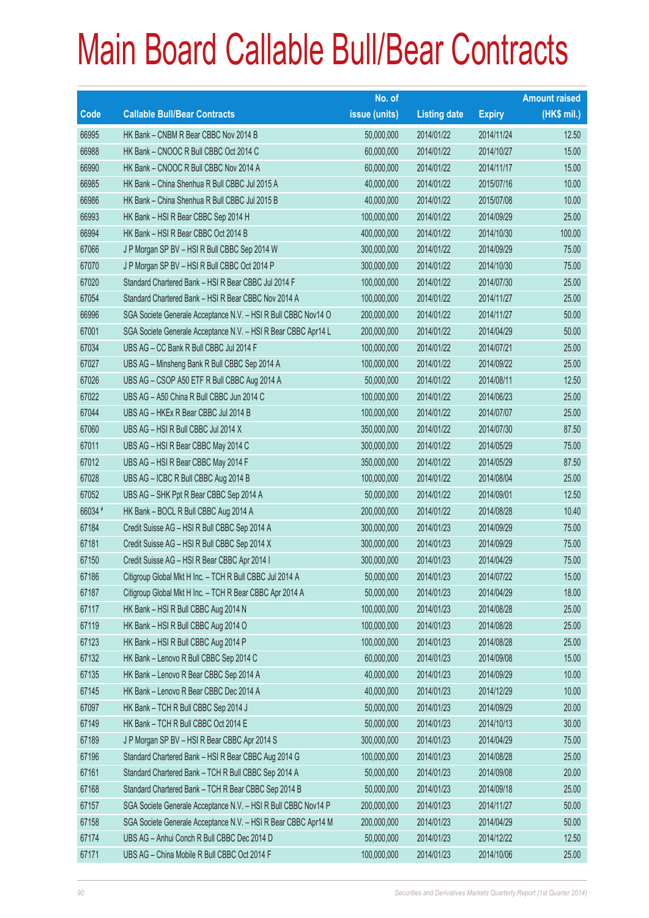# Main Board Callable Bull/Bear Contracts

| Code | Callable Bull/Bear Contracts | No. of issue (units) | Listing date | Expiry | Amount raised (HK$ mil.) |
|---|---|---|---|---|---|
| 66995 | HK Bank – CNBM R Bear CBBC Nov 2014 B | 50,000,000 | 2014/01/22 | 2014/11/24 | 12.50 |
| 66988 | HK Bank – CNOOC R Bull CBBC Oct 2014 C | 60,000,000 | 2014/01/22 | 2014/10/27 | 15.00 |
| 66990 | HK Bank – CNOOC R Bull CBBC Nov 2014 A | 60,000,000 | 2014/01/22 | 2014/11/17 | 15.00 |
| 66985 | HK Bank – China Shenhua R Bull CBBC Jul 2015 A | 40,000,000 | 2014/01/22 | 2015/07/16 | 10.00 |
| 66986 | HK Bank – China Shenhua R Bull CBBC Jul 2015 B | 40,000,000 | 2014/01/22 | 2015/07/08 | 10.00 |
| 66993 | HK Bank – HSI R Bear CBBC Sep 2014 H | 100,000,000 | 2014/01/22 | 2014/09/29 | 25.00 |
| 66994 | HK Bank – HSI R Bear CBBC Oct 2014 B | 400,000,000 | 2014/01/22 | 2014/10/30 | 100.00 |
| 67066 | J P Morgan SP BV – HSI R Bull CBBC Sep 2014 W | 300,000,000 | 2014/01/22 | 2014/09/29 | 75.00 |
| 67070 | J P Morgan SP BV – HSI R Bull CBBC Oct 2014 P | 300,000,000 | 2014/01/22 | 2014/10/30 | 75.00 |
| 67020 | Standard Chartered Bank – HSI R Bear CBBC Jul 2014 F | 100,000,000 | 2014/01/22 | 2014/07/30 | 25.00 |
| 67054 | Standard Chartered Bank – HSI R Bear CBBC Nov 2014 A | 100,000,000 | 2014/01/22 | 2014/11/27 | 25.00 |
| 66996 | SGA Societe Generale Acceptance N.V. – HSI R Bull CBBC Nov14 O | 200,000,000 | 2014/01/22 | 2014/11/27 | 50.00 |
| 67001 | SGA Societe Generale Acceptance N.V. – HSI R Bear CBBC Apr14 L | 200,000,000 | 2014/01/22 | 2014/04/29 | 50.00 |
| 67034 | UBS AG – CC Bank R Bull CBBC Jul 2014 F | 100,000,000 | 2014/01/22 | 2014/07/21 | 25.00 |
| 67027 | UBS AG – Minsheng Bank R Bull CBBC Sep 2014 A | 100,000,000 | 2014/01/22 | 2014/09/22 | 25.00 |
| 67026 | UBS AG – CSOP A50 ETF R Bull CBBC Aug 2014 A | 50,000,000 | 2014/01/22 | 2014/08/11 | 12.50 |
| 67022 | UBS AG – A50 China R Bull CBBC Jun 2014 C | 100,000,000 | 2014/01/22 | 2014/06/23 | 25.00 |
| 67044 | UBS AG – HKEx R Bear CBBC Jul 2014 B | 100,000,000 | 2014/01/22 | 2014/07/07 | 25.00 |
| 67060 | UBS AG – HSI R Bull CBBC Jul 2014 X | 350,000,000 | 2014/01/22 | 2014/07/30 | 87.50 |
| 67011 | UBS AG – HSI R Bear CBBC May 2014 C | 300,000,000 | 2014/01/22 | 2014/05/29 | 75.00 |
| 67012 | UBS AG – HSI R Bear CBBC May 2014 F | 350,000,000 | 2014/01/22 | 2014/05/29 | 87.50 |
| 67028 | UBS AG – ICBC R Bull CBBC Aug 2014 B | 100,000,000 | 2014/01/22 | 2014/08/04 | 25.00 |
| 67052 | UBS AG – SHK Ppt R Bear CBBC Sep 2014 A | 50,000,000 | 2014/01/22 | 2014/09/01 | 12.50 |
| 66034 # | HK Bank – BOCL R Bull CBBC Aug 2014 A | 200,000,000 | 2014/01/22 | 2014/08/28 | 10.40 |
| 67184 | Credit Suisse AG – HSI R Bull CBBC Sep 2014 A | 300,000,000 | 2014/01/23 | 2014/09/29 | 75.00 |
| 67181 | Credit Suisse AG – HSI R Bull CBBC Sep 2014 X | 300,000,000 | 2014/01/23 | 2014/09/29 | 75.00 |
| 67150 | Credit Suisse AG – HSI R Bear CBBC Apr 2014 I | 300,000,000 | 2014/01/23 | 2014/04/29 | 75.00 |
| 67186 | Citigroup Global Mkt H Inc. – TCH R Bull CBBC Jul 2014 A | 50,000,000 | 2014/01/23 | 2014/07/22 | 15.00 |
| 67187 | Citigroup Global Mkt H Inc. – TCH R Bear CBBC Apr 2014 A | 50,000,000 | 2014/01/23 | 2014/04/29 | 18.00 |
| 67117 | HK Bank – HSI R Bull CBBC Aug 2014 N | 100,000,000 | 2014/01/23 | 2014/08/28 | 25.00 |
| 67119 | HK Bank – HSI R Bull CBBC Aug 2014 O | 100,000,000 | 2014/01/23 | 2014/08/28 | 25.00 |
| 67123 | HK Bank – HSI R Bull CBBC Aug 2014 P | 100,000,000 | 2014/01/23 | 2014/08/28 | 25.00 |
| 67132 | HK Bank – Lenovo R Bull CBBC Sep 2014 C | 60,000,000 | 2014/01/23 | 2014/09/08 | 15.00 |
| 67135 | HK Bank – Lenovo R Bear CBBC Sep 2014 A | 40,000,000 | 2014/01/23 | 2014/09/29 | 10.00 |
| 67145 | HK Bank – Lenovo R Bear CBBC Dec 2014 A | 40,000,000 | 2014/01/23 | 2014/12/29 | 10.00 |
| 67097 | HK Bank – TCH R Bull CBBC Sep 2014 J | 50,000,000 | 2014/01/23 | 2014/09/29 | 20.00 |
| 67149 | HK Bank – TCH R Bull CBBC Oct 2014 E | 50,000,000 | 2014/01/23 | 2014/10/13 | 30.00 |
| 67189 | J P Morgan SP BV – HSI R Bear CBBC Apr 2014 S | 300,000,000 | 2014/01/23 | 2014/04/29 | 75.00 |
| 67196 | Standard Chartered Bank – HSI R Bear CBBC Aug 2014 G | 100,000,000 | 2014/01/23 | 2014/08/28 | 25.00 |
| 67161 | Standard Chartered Bank – TCH R Bull CBBC Sep 2014 A | 50,000,000 | 2014/01/23 | 2014/09/08 | 20.00 |
| 67168 | Standard Chartered Bank – TCH R Bear CBBC Sep 2014 B | 50,000,000 | 2014/01/23 | 2014/09/18 | 25.00 |
| 67157 | SGA Societe Generale Acceptance N.V. – HSI R Bull CBBC Nov14 P | 200,000,000 | 2014/01/23 | 2014/11/27 | 50.00 |
| 67158 | SGA Societe Generale Acceptance N.V. – HSI R Bear CBBC Apr14 M | 200,000,000 | 2014/01/23 | 2014/04/29 | 50.00 |
| 67174 | UBS AG – Anhui Conch R Bull CBBC Dec 2014 D | 50,000,000 | 2014/01/23 | 2014/12/22 | 12.50 |
| 67171 | UBS AG – China Mobile R Bull CBBC Oct 2014 F | 100,000,000 | 2014/01/23 | 2014/10/06 | 25.00 |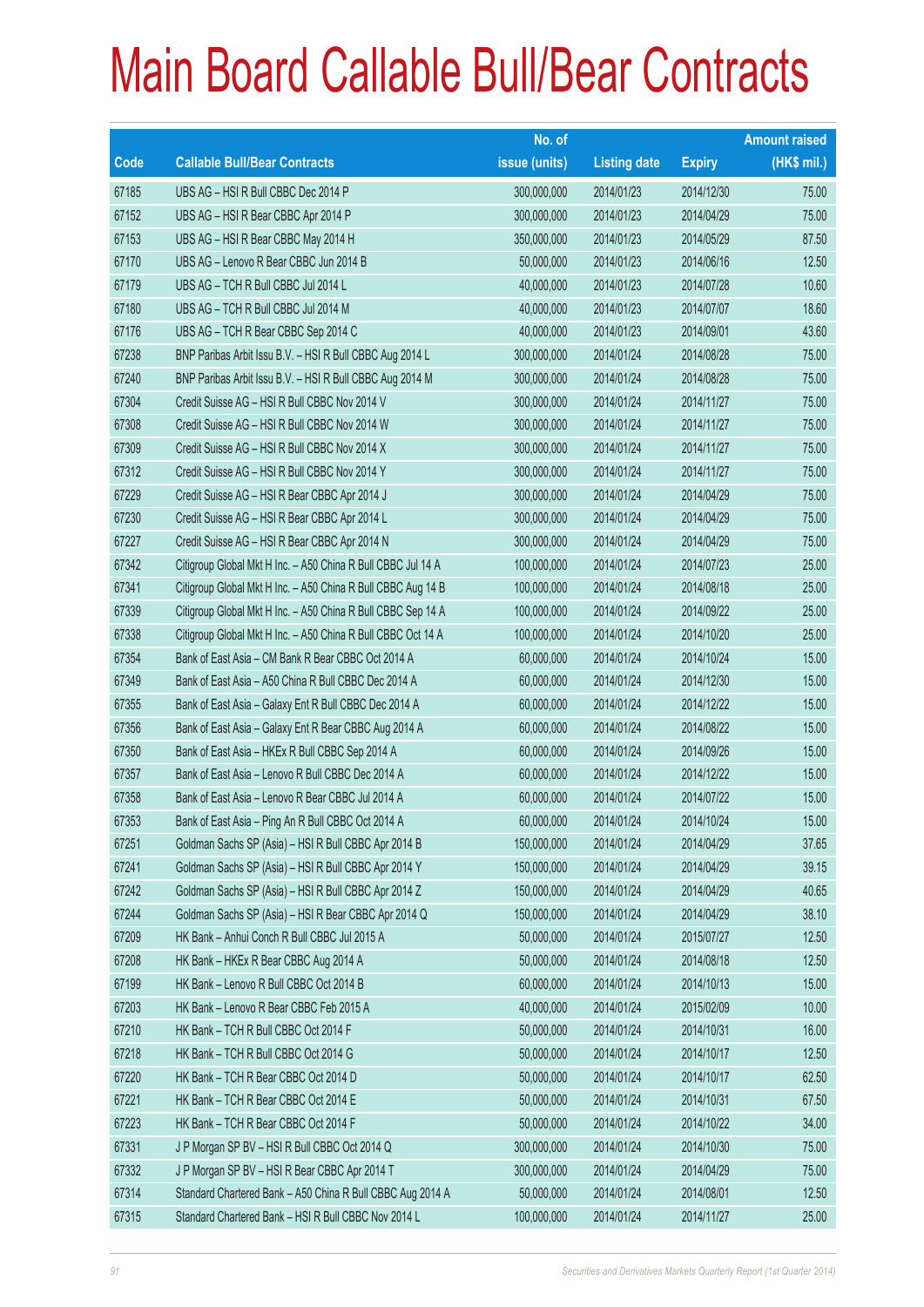# Main Board Callable Bull/Bear Contracts

| Code | Callable Bull/Bear Contracts | No. of issue (units) | Listing date | Expiry | Amount raised (HK$ mil.) |
|---|---|---|---|---|---|
| 67185 | UBS AG – HSI R Bull CBBC Dec 2014 P | 300,000,000 | 2014/01/23 | 2014/12/30 | 75.00 |
| 67152 | UBS AG – HSI R Bear CBBC Apr 2014 P | 300,000,000 | 2014/01/23 | 2014/04/29 | 75.00 |
| 67153 | UBS AG – HSI R Bear CBBC May 2014 H | 350,000,000 | 2014/01/23 | 2014/05/29 | 87.50 |
| 67170 | UBS AG – Lenovo R Bear CBBC Jun 2014 B | 50,000,000 | 2014/01/23 | 2014/06/16 | 12.50 |
| 67179 | UBS AG – TCH R Bull CBBC Jul 2014 L | 40,000,000 | 2014/01/23 | 2014/07/28 | 10.60 |
| 67180 | UBS AG – TCH R Bull CBBC Jul 2014 M | 40,000,000 | 2014/01/23 | 2014/07/07 | 18.60 |
| 67176 | UBS AG – TCH R Bear CBBC Sep 2014 C | 40,000,000 | 2014/01/23 | 2014/09/01 | 43.60 |
| 67238 | BNP Paribas Arbit Issu B.V. – HSI R Bull CBBC Aug 2014 L | 300,000,000 | 2014/01/24 | 2014/08/28 | 75.00 |
| 67240 | BNP Paribas Arbit Issu B.V. – HSI R Bull CBBC Aug 2014 M | 300,000,000 | 2014/01/24 | 2014/08/28 | 75.00 |
| 67304 | Credit Suisse AG – HSI R Bull CBBC Nov 2014 V | 300,000,000 | 2014/01/24 | 2014/11/27 | 75.00 |
| 67308 | Credit Suisse AG – HSI R Bull CBBC Nov 2014 W | 300,000,000 | 2014/01/24 | 2014/11/27 | 75.00 |
| 67309 | Credit Suisse AG – HSI R Bull CBBC Nov 2014 X | 300,000,000 | 2014/01/24 | 2014/11/27 | 75.00 |
| 67312 | Credit Suisse AG – HSI R Bull CBBC Nov 2014 Y | 300,000,000 | 2014/01/24 | 2014/11/27 | 75.00 |
| 67229 | Credit Suisse AG – HSI R Bear CBBC Apr 2014 J | 300,000,000 | 2014/01/24 | 2014/04/29 | 75.00 |
| 67230 | Credit Suisse AG – HSI R Bear CBBC Apr 2014 L | 300,000,000 | 2014/01/24 | 2014/04/29 | 75.00 |
| 67227 | Credit Suisse AG – HSI R Bear CBBC Apr 2014 N | 300,000,000 | 2014/01/24 | 2014/04/29 | 75.00 |
| 67342 | Citigroup Global Mkt H Inc. – A50 China R Bull CBBC Jul 14 A | 100,000,000 | 2014/01/24 | 2014/07/23 | 25.00 |
| 67341 | Citigroup Global Mkt H Inc. – A50 China R Bull CBBC Aug 14 B | 100,000,000 | 2014/01/24 | 2014/08/18 | 25.00 |
| 67339 | Citigroup Global Mkt H Inc. – A50 China R Bull CBBC Sep 14 A | 100,000,000 | 2014/01/24 | 2014/09/22 | 25.00 |
| 67338 | Citigroup Global Mkt H Inc. – A50 China R Bull CBBC Oct 14 A | 100,000,000 | 2014/01/24 | 2014/10/20 | 25.00 |
| 67354 | Bank of East Asia – CM Bank R Bear CBBC Oct 2014 A | 60,000,000 | 2014/01/24 | 2014/10/24 | 15.00 |
| 67349 | Bank of East Asia – A50 China R Bull CBBC Dec 2014 A | 60,000,000 | 2014/01/24 | 2014/12/30 | 15.00 |
| 67355 | Bank of East Asia – Galaxy Ent R Bull CBBC Dec 2014 A | 60,000,000 | 2014/01/24 | 2014/12/22 | 15.00 |
| 67356 | Bank of East Asia – Galaxy Ent R Bear CBBC Aug 2014 A | 60,000,000 | 2014/01/24 | 2014/08/22 | 15.00 |
| 67350 | Bank of East Asia – HKEx R Bull CBBC Sep 2014 A | 60,000,000 | 2014/01/24 | 2014/09/26 | 15.00 |
| 67357 | Bank of East Asia – Lenovo R Bull CBBC Dec 2014 A | 60,000,000 | 2014/01/24 | 2014/12/22 | 15.00 |
| 67358 | Bank of East Asia – Lenovo R Bear CBBC Jul 2014 A | 60,000,000 | 2014/01/24 | 2014/07/22 | 15.00 |
| 67353 | Bank of East Asia – Ping An R Bull CBBC Oct 2014 A | 60,000,000 | 2014/01/24 | 2014/10/24 | 15.00 |
| 67251 | Goldman Sachs SP (Asia) – HSI R Bull CBBC Apr 2014 B | 150,000,000 | 2014/01/24 | 2014/04/29 | 37.65 |
| 67241 | Goldman Sachs SP (Asia) – HSI R Bull CBBC Apr 2014 Y | 150,000,000 | 2014/01/24 | 2014/04/29 | 39.15 |
| 67242 | Goldman Sachs SP (Asia) – HSI R Bull CBBC Apr 2014 Z | 150,000,000 | 2014/01/24 | 2014/04/29 | 40.65 |
| 67244 | Goldman Sachs SP (Asia) – HSI R Bear CBBC Apr 2014 Q | 150,000,000 | 2014/01/24 | 2014/04/29 | 38.10 |
| 67209 | HK Bank – Anhui Conch R Bull CBBC Jul 2015 A | 50,000,000 | 2014/01/24 | 2015/07/27 | 12.50 |
| 67208 | HK Bank – HKEx R Bear CBBC Aug 2014 A | 50,000,000 | 2014/01/24 | 2014/08/18 | 12.50 |
| 67199 | HK Bank – Lenovo R Bull CBBC Oct 2014 B | 60,000,000 | 2014/01/24 | 2014/10/13 | 15.00 |
| 67203 | HK Bank – Lenovo R Bear CBBC Feb 2015 A | 40,000,000 | 2014/01/24 | 2015/02/09 | 10.00 |
| 67210 | HK Bank – TCH R Bull CBBC Oct 2014 F | 50,000,000 | 2014/01/24 | 2014/10/31 | 16.00 |
| 67218 | HK Bank – TCH R Bull CBBC Oct 2014 G | 50,000,000 | 2014/01/24 | 2014/10/17 | 12.50 |
| 67220 | HK Bank – TCH R Bear CBBC Oct 2014 D | 50,000,000 | 2014/01/24 | 2014/10/17 | 62.50 |
| 67221 | HK Bank – TCH R Bear CBBC Oct 2014 E | 50,000,000 | 2014/01/24 | 2014/10/31 | 67.50 |
| 67223 | HK Bank – TCH R Bear CBBC Oct 2014 F | 50,000,000 | 2014/01/24 | 2014/10/22 | 34.00 |
| 67331 | J P Morgan SP BV – HSI R Bull CBBC Oct 2014 Q | 300,000,000 | 2014/01/24 | 2014/10/30 | 75.00 |
| 67332 | J P Morgan SP BV – HSI R Bear CBBC Apr 2014 T | 300,000,000 | 2014/01/24 | 2014/04/29 | 75.00 |
| 67314 | Standard Chartered Bank – A50 China R Bull CBBC Aug 2014 A | 50,000,000 | 2014/01/24 | 2014/08/01 | 12.50 |
| 67315 | Standard Chartered Bank – HSI R Bull CBBC Nov 2014 L | 100,000,000 | 2014/01/24 | 2014/11/27 | 25.00 |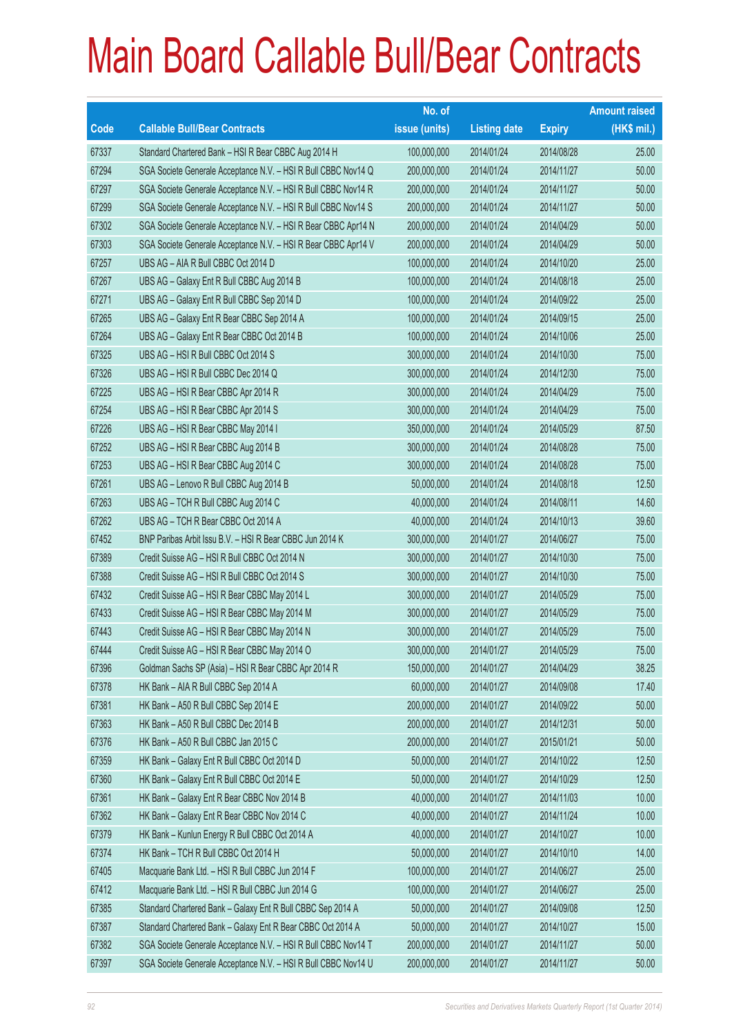# Main Board Callable Bull/Bear Contracts

| Code | Callable Bull/Bear Contracts | No. of issue (units) | Listing date | Expiry | Amount raised (HK$ mil.) |
|---|---|---|---|---|---|
| 67337 | Standard Chartered Bank – HSI R Bear CBBC Aug 2014 H | 100,000,000 | 2014/01/24 | 2014/08/28 | 25.00 |
| 67294 | SGA Societe Generale Acceptance N.V. – HSI R Bull CBBC Nov14 Q | 200,000,000 | 2014/01/24 | 2014/11/27 | 50.00 |
| 67297 | SGA Societe Generale Acceptance N.V. – HSI R Bull CBBC Nov14 R | 200,000,000 | 2014/01/24 | 2014/11/27 | 50.00 |
| 67299 | SGA Societe Generale Acceptance N.V. – HSI R Bull CBBC Nov14 S | 200,000,000 | 2014/01/24 | 2014/11/27 | 50.00 |
| 67302 | SGA Societe Generale Acceptance N.V. – HSI R Bear CBBC Apr14 N | 200,000,000 | 2014/01/24 | 2014/04/29 | 50.00 |
| 67303 | SGA Societe Generale Acceptance N.V. – HSI R Bear CBBC Apr14 V | 200,000,000 | 2014/01/24 | 2014/04/29 | 50.00 |
| 67257 | UBS AG – AIA R Bull CBBC Oct 2014 D | 100,000,000 | 2014/01/24 | 2014/10/20 | 25.00 |
| 67267 | UBS AG – Galaxy Ent R Bull CBBC Aug 2014 B | 100,000,000 | 2014/01/24 | 2014/08/18 | 25.00 |
| 67271 | UBS AG – Galaxy Ent R Bull CBBC Sep 2014 D | 100,000,000 | 2014/01/24 | 2014/09/22 | 25.00 |
| 67265 | UBS AG – Galaxy Ent R Bear CBBC Sep 2014 A | 100,000,000 | 2014/01/24 | 2014/09/15 | 25.00 |
| 67264 | UBS AG – Galaxy Ent R Bear CBBC Oct 2014 B | 100,000,000 | 2014/01/24 | 2014/10/06 | 25.00 |
| 67325 | UBS AG – HSI R Bull CBBC Oct 2014 S | 300,000,000 | 2014/01/24 | 2014/10/30 | 75.00 |
| 67326 | UBS AG – HSI R Bull CBBC Dec 2014 Q | 300,000,000 | 2014/01/24 | 2014/12/30 | 75.00 |
| 67225 | UBS AG – HSI R Bear CBBC Apr 2014 R | 300,000,000 | 2014/01/24 | 2014/04/29 | 75.00 |
| 67254 | UBS AG – HSI R Bear CBBC Apr 2014 S | 300,000,000 | 2014/01/24 | 2014/04/29 | 75.00 |
| 67226 | UBS AG – HSI R Bear CBBC May 2014 I | 350,000,000 | 2014/01/24 | 2014/05/29 | 87.50 |
| 67252 | UBS AG – HSI R Bear CBBC Aug 2014 B | 300,000,000 | 2014/01/24 | 2014/08/28 | 75.00 |
| 67253 | UBS AG – HSI R Bear CBBC Aug 2014 C | 300,000,000 | 2014/01/24 | 2014/08/28 | 75.00 |
| 67261 | UBS AG – Lenovo R Bull CBBC Aug 2014 B | 50,000,000 | 2014/01/24 | 2014/08/18 | 12.50 |
| 67263 | UBS AG – TCH R Bull CBBC Aug 2014 C | 40,000,000 | 2014/01/24 | 2014/08/11 | 14.60 |
| 67262 | UBS AG – TCH R Bear CBBC Oct 2014 A | 40,000,000 | 2014/01/24 | 2014/10/13 | 39.60 |
| 67452 | BNP Paribas Arbit Issu B.V. – HSI R Bear CBBC Jun 2014 K | 300,000,000 | 2014/01/27 | 2014/06/27 | 75.00 |
| 67389 | Credit Suisse AG – HSI R Bull CBBC Oct 2014 N | 300,000,000 | 2014/01/27 | 2014/10/30 | 75.00 |
| 67388 | Credit Suisse AG – HSI R Bull CBBC Oct 2014 S | 300,000,000 | 2014/01/27 | 2014/10/30 | 75.00 |
| 67432 | Credit Suisse AG – HSI R Bear CBBC May 2014 L | 300,000,000 | 2014/01/27 | 2014/05/29 | 75.00 |
| 67433 | Credit Suisse AG – HSI R Bear CBBC May 2014 M | 300,000,000 | 2014/01/27 | 2014/05/29 | 75.00 |
| 67443 | Credit Suisse AG – HSI R Bear CBBC May 2014 N | 300,000,000 | 2014/01/27 | 2014/05/29 | 75.00 |
| 67444 | Credit Suisse AG – HSI R Bear CBBC May 2014 O | 300,000,000 | 2014/01/27 | 2014/05/29 | 75.00 |
| 67396 | Goldman Sachs SP (Asia) – HSI R Bear CBBC Apr 2014 R | 150,000,000 | 2014/01/27 | 2014/04/29 | 38.25 |
| 67378 | HK Bank – AIA R Bull CBBC Sep 2014 A | 60,000,000 | 2014/01/27 | 2014/09/08 | 17.40 |
| 67381 | HK Bank – A50 R Bull CBBC Sep 2014 E | 200,000,000 | 2014/01/27 | 2014/09/22 | 50.00 |
| 67363 | HK Bank – A50 R Bull CBBC Dec 2014 B | 200,000,000 | 2014/01/27 | 2014/12/31 | 50.00 |
| 67376 | HK Bank – A50 R Bull CBBC Jan 2015 C | 200,000,000 | 2014/01/27 | 2015/01/21 | 50.00 |
| 67359 | HK Bank – Galaxy Ent R Bull CBBC Oct 2014 D | 50,000,000 | 2014/01/27 | 2014/10/22 | 12.50 |
| 67360 | HK Bank – Galaxy Ent R Bull CBBC Oct 2014 E | 50,000,000 | 2014/01/27 | 2014/10/29 | 12.50 |
| 67361 | HK Bank – Galaxy Ent R Bear CBBC Nov 2014 B | 40,000,000 | 2014/01/27 | 2014/11/03 | 10.00 |
| 67362 | HK Bank – Galaxy Ent R Bear CBBC Nov 2014 C | 40,000,000 | 2014/01/27 | 2014/11/24 | 10.00 |
| 67379 | HK Bank – Kunlun Energy R Bull CBBC Oct 2014 A | 40,000,000 | 2014/01/27 | 2014/10/27 | 10.00 |
| 67374 | HK Bank – TCH R Bull CBBC Oct 2014 H | 50,000,000 | 2014/01/27 | 2014/10/10 | 14.00 |
| 67405 | Macquarie Bank Ltd. – HSI R Bull CBBC Jun 2014 F | 100,000,000 | 2014/01/27 | 2014/06/27 | 25.00 |
| 67412 | Macquarie Bank Ltd. – HSI R Bull CBBC Jun 2014 G | 100,000,000 | 2014/01/27 | 2014/06/27 | 25.00 |
| 67385 | Standard Chartered Bank – Galaxy Ent R Bull CBBC Sep 2014 A | 50,000,000 | 2014/01/27 | 2014/09/08 | 12.50 |
| 67387 | Standard Chartered Bank – Galaxy Ent R Bear CBBC Oct 2014 A | 50,000,000 | 2014/01/27 | 2014/10/27 | 15.00 |
| 67382 | SGA Societe Generale Acceptance N.V. – HSI R Bull CBBC Nov14 T | 200,000,000 | 2014/01/27 | 2014/11/27 | 50.00 |
| 67397 | SGA Societe Generale Acceptance N.V. – HSI R Bull CBBC Nov14 U | 200,000,000 | 2014/01/27 | 2014/11/27 | 50.00 |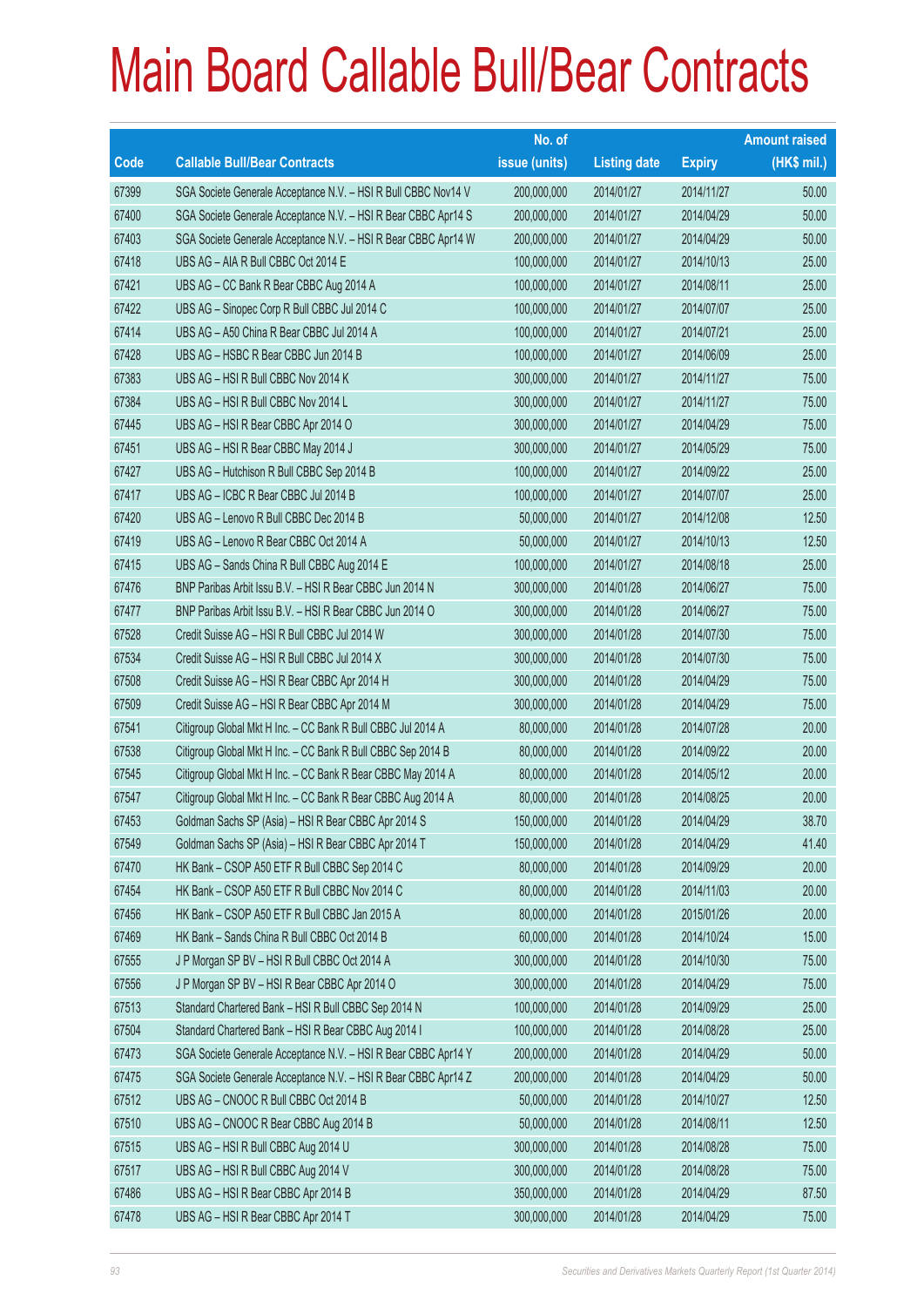# Main Board Callable Bull/Bear Contracts

| Code | Callable Bull/Bear Contracts | No. of issue (units) | Listing date | Expiry | Amount raised (HK$ mil.) |
|---|---|---|---|---|---|
| 67399 | SGA Societe Generale Acceptance N.V. – HSI R Bull CBBC Nov14 V | 200,000,000 | 2014/01/27 | 2014/11/27 | 50.00 |
| 67400 | SGA Societe Generale Acceptance N.V. – HSI R Bear CBBC Apr14 S | 200,000,000 | 2014/01/27 | 2014/04/29 | 50.00 |
| 67403 | SGA Societe Generale Acceptance N.V. – HSI R Bear CBBC Apr14 W | 200,000,000 | 2014/01/27 | 2014/04/29 | 50.00 |
| 67418 | UBS AG – AIA R Bull CBBC Oct 2014 E | 100,000,000 | 2014/01/27 | 2014/10/13 | 25.00 |
| 67421 | UBS AG – CC Bank R Bear CBBC Aug 2014 A | 100,000,000 | 2014/01/27 | 2014/08/11 | 25.00 |
| 67422 | UBS AG – Sinopec Corp R Bull CBBC Jul 2014 C | 100,000,000 | 2014/01/27 | 2014/07/07 | 25.00 |
| 67414 | UBS AG – A50 China R Bear CBBC Jul 2014 A | 100,000,000 | 2014/01/27 | 2014/07/21 | 25.00 |
| 67428 | UBS AG – HSBC R Bear CBBC Jun 2014 B | 100,000,000 | 2014/01/27 | 2014/06/09 | 25.00 |
| 67383 | UBS AG – HSI R Bull CBBC Nov 2014 K | 300,000,000 | 2014/01/27 | 2014/11/27 | 75.00 |
| 67384 | UBS AG – HSI R Bull CBBC Nov 2014 L | 300,000,000 | 2014/01/27 | 2014/11/27 | 75.00 |
| 67445 | UBS AG – HSI R Bear CBBC Apr 2014 O | 300,000,000 | 2014/01/27 | 2014/04/29 | 75.00 |
| 67451 | UBS AG – HSI R Bear CBBC May 2014 J | 300,000,000 | 2014/01/27 | 2014/05/29 | 75.00 |
| 67427 | UBS AG – Hutchison R Bull CBBC Sep 2014 B | 100,000,000 | 2014/01/27 | 2014/09/22 | 25.00 |
| 67417 | UBS AG – ICBC R Bear CBBC Jul 2014 B | 100,000,000 | 2014/01/27 | 2014/07/07 | 25.00 |
| 67420 | UBS AG – Lenovo R Bull CBBC Dec 2014 B | 50,000,000 | 2014/01/27 | 2014/12/08 | 12.50 |
| 67419 | UBS AG – Lenovo R Bear CBBC Oct 2014 A | 50,000,000 | 2014/01/27 | 2014/10/13 | 12.50 |
| 67415 | UBS AG – Sands China R Bull CBBC Aug 2014 E | 100,000,000 | 2014/01/27 | 2014/08/18 | 25.00 |
| 67476 | BNP Paribas Arbit Issu B.V. – HSI R Bear CBBC Jun 2014 N | 300,000,000 | 2014/01/28 | 2014/06/27 | 75.00 |
| 67477 | BNP Paribas Arbit Issu B.V. – HSI R Bear CBBC Jun 2014 O | 300,000,000 | 2014/01/28 | 2014/06/27 | 75.00 |
| 67528 | Credit Suisse AG – HSI R Bull CBBC Jul 2014 W | 300,000,000 | 2014/01/28 | 2014/07/30 | 75.00 |
| 67534 | Credit Suisse AG – HSI R Bull CBBC Jul 2014 X | 300,000,000 | 2014/01/28 | 2014/07/30 | 75.00 |
| 67508 | Credit Suisse AG – HSI R Bear CBBC Apr 2014 H | 300,000,000 | 2014/01/28 | 2014/04/29 | 75.00 |
| 67509 | Credit Suisse AG – HSI R Bear CBBC Apr 2014 M | 300,000,000 | 2014/01/28 | 2014/04/29 | 75.00 |
| 67541 | Citigroup Global Mkt H Inc. – CC Bank R Bull CBBC Jul 2014 A | 80,000,000 | 2014/01/28 | 2014/07/28 | 20.00 |
| 67538 | Citigroup Global Mkt H Inc. – CC Bank R Bull CBBC Sep 2014 B | 80,000,000 | 2014/01/28 | 2014/09/22 | 20.00 |
| 67545 | Citigroup Global Mkt H Inc. – CC Bank R Bear CBBC May 2014 A | 80,000,000 | 2014/01/28 | 2014/05/12 | 20.00 |
| 67547 | Citigroup Global Mkt H Inc. – CC Bank R Bear CBBC Aug 2014 A | 80,000,000 | 2014/01/28 | 2014/08/25 | 20.00 |
| 67453 | Goldman Sachs SP (Asia) – HSI R Bear CBBC Apr 2014 S | 150,000,000 | 2014/01/28 | 2014/04/29 | 38.70 |
| 67549 | Goldman Sachs SP (Asia) – HSI R Bear CBBC Apr 2014 T | 150,000,000 | 2014/01/28 | 2014/04/29 | 41.40 |
| 67470 | HK Bank – CSOP A50 ETF R Bull CBBC Sep 2014 C | 80,000,000 | 2014/01/28 | 2014/09/29 | 20.00 |
| 67454 | HK Bank – CSOP A50 ETF R Bull CBBC Nov 2014 C | 80,000,000 | 2014/01/28 | 2014/11/03 | 20.00 |
| 67456 | HK Bank – CSOP A50 ETF R Bull CBBC Jan 2015 A | 80,000,000 | 2014/01/28 | 2015/01/26 | 20.00 |
| 67469 | HK Bank – Sands China R Bull CBBC Oct 2014 B | 60,000,000 | 2014/01/28 | 2014/10/24 | 15.00 |
| 67555 | J P Morgan SP BV – HSI R Bull CBBC Oct 2014 A | 300,000,000 | 2014/01/28 | 2014/10/30 | 75.00 |
| 67556 | J P Morgan SP BV – HSI R Bear CBBC Apr 2014 O | 300,000,000 | 2014/01/28 | 2014/04/29 | 75.00 |
| 67513 | Standard Chartered Bank – HSI R Bull CBBC Sep 2014 N | 100,000,000 | 2014/01/28 | 2014/09/29 | 25.00 |
| 67504 | Standard Chartered Bank – HSI R Bear CBBC Aug 2014 I | 100,000,000 | 2014/01/28 | 2014/08/28 | 25.00 |
| 67473 | SGA Societe Generale Acceptance N.V. – HSI R Bear CBBC Apr14 Y | 200,000,000 | 2014/01/28 | 2014/04/29 | 50.00 |
| 67475 | SGA Societe Generale Acceptance N.V. – HSI R Bear CBBC Apr14 Z | 200,000,000 | 2014/01/28 | 2014/04/29 | 50.00 |
| 67512 | UBS AG – CNOOC R Bull CBBC Oct 2014 B | 50,000,000 | 2014/01/28 | 2014/10/27 | 12.50 |
| 67510 | UBS AG – CNOOC R Bear CBBC Aug 2014 B | 50,000,000 | 2014/01/28 | 2014/08/11 | 12.50 |
| 67515 | UBS AG – HSI R Bull CBBC Aug 2014 U | 300,000,000 | 2014/01/28 | 2014/08/28 | 75.00 |
| 67517 | UBS AG – HSI R Bull CBBC Aug 2014 V | 300,000,000 | 2014/01/28 | 2014/08/28 | 75.00 |
| 67486 | UBS AG – HSI R Bear CBBC Apr 2014 B | 350,000,000 | 2014/01/28 | 2014/04/29 | 87.50 |
| 67478 | UBS AG – HSI R Bear CBBC Apr 2014 T | 300,000,000 | 2014/01/28 | 2014/04/29 | 75.00 |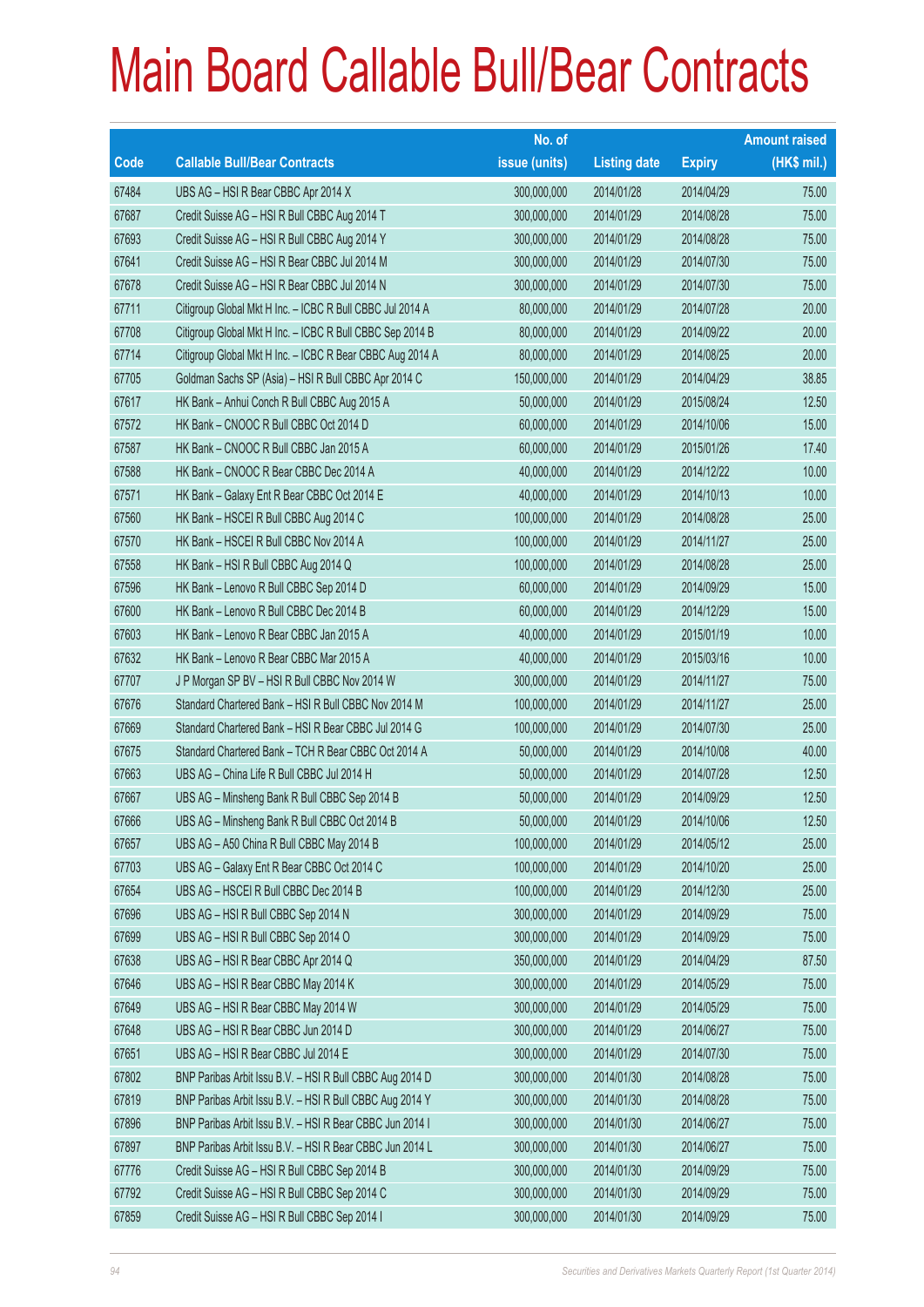# Main Board Callable Bull/Bear Contracts

| Code | Callable Bull/Bear Contracts | No. of issue (units) | Listing date | Expiry | Amount raised (HK$ mil.) |
|---|---|---|---|---|---|
| 67484 | UBS AG – HSI R Bear CBBC Apr 2014 X | 300,000,000 | 2014/01/28 | 2014/04/29 | 75.00 |
| 67687 | Credit Suisse AG – HSI R Bull CBBC Aug 2014 T | 300,000,000 | 2014/01/29 | 2014/08/28 | 75.00 |
| 67693 | Credit Suisse AG – HSI R Bull CBBC Aug 2014 Y | 300,000,000 | 2014/01/29 | 2014/08/28 | 75.00 |
| 67641 | Credit Suisse AG – HSI R Bear CBBC Jul 2014 M | 300,000,000 | 2014/01/29 | 2014/07/30 | 75.00 |
| 67678 | Credit Suisse AG – HSI R Bear CBBC Jul 2014 N | 300,000,000 | 2014/01/29 | 2014/07/30 | 75.00 |
| 67711 | Citigroup Global Mkt H Inc. – ICBC R Bull CBBC Jul 2014 A | 80,000,000 | 2014/01/29 | 2014/07/28 | 20.00 |
| 67708 | Citigroup Global Mkt H Inc. – ICBC R Bull CBBC Sep 2014 B | 80,000,000 | 2014/01/29 | 2014/09/22 | 20.00 |
| 67714 | Citigroup Global Mkt H Inc. – ICBC R Bear CBBC Aug 2014 A | 80,000,000 | 2014/01/29 | 2014/08/25 | 20.00 |
| 67705 | Goldman Sachs SP (Asia) – HSI R Bull CBBC Apr 2014 C | 150,000,000 | 2014/01/29 | 2014/04/29 | 38.85 |
| 67617 | HK Bank – Anhui Conch R Bull CBBC Aug 2015 A | 50,000,000 | 2014/01/29 | 2015/08/24 | 12.50 |
| 67572 | HK Bank – CNOOC R Bull CBBC Oct 2014 D | 60,000,000 | 2014/01/29 | 2014/10/06 | 15.00 |
| 67587 | HK Bank – CNOOC R Bull CBBC Jan 2015 A | 60,000,000 | 2014/01/29 | 2015/01/26 | 17.40 |
| 67588 | HK Bank – CNOOC R Bear CBBC Dec 2014 A | 40,000,000 | 2014/01/29 | 2014/12/22 | 10.00 |
| 67571 | HK Bank – Galaxy Ent R Bear CBBC Oct 2014 E | 40,000,000 | 2014/01/29 | 2014/10/13 | 10.00 |
| 67560 | HK Bank – HSCEI R Bull CBBC Aug 2014 C | 100,000,000 | 2014/01/29 | 2014/08/28 | 25.00 |
| 67570 | HK Bank – HSCEI R Bull CBBC Nov 2014 A | 100,000,000 | 2014/01/29 | 2014/11/27 | 25.00 |
| 67558 | HK Bank – HSI R Bull CBBC Aug 2014 Q | 100,000,000 | 2014/01/29 | 2014/08/28 | 25.00 |
| 67596 | HK Bank – Lenovo R Bull CBBC Sep 2014 D | 60,000,000 | 2014/01/29 | 2014/09/29 | 15.00 |
| 67600 | HK Bank – Lenovo R Bull CBBC Dec 2014 B | 60,000,000 | 2014/01/29 | 2014/12/29 | 15.00 |
| 67603 | HK Bank – Lenovo R Bear CBBC Jan 2015 A | 40,000,000 | 2014/01/29 | 2015/01/19 | 10.00 |
| 67632 | HK Bank – Lenovo R Bear CBBC Mar 2015 A | 40,000,000 | 2014/01/29 | 2015/03/16 | 10.00 |
| 67707 | J P Morgan SP BV – HSI R Bull CBBC Nov 2014 W | 300,000,000 | 2014/01/29 | 2014/11/27 | 75.00 |
| 67676 | Standard Chartered Bank – HSI R Bull CBBC Nov 2014 M | 100,000,000 | 2014/01/29 | 2014/11/27 | 25.00 |
| 67669 | Standard Chartered Bank – HSI R Bear CBBC Jul 2014 G | 100,000,000 | 2014/01/29 | 2014/07/30 | 25.00 |
| 67675 | Standard Chartered Bank – TCH R Bear CBBC Oct 2014 A | 50,000,000 | 2014/01/29 | 2014/10/08 | 40.00 |
| 67663 | UBS AG – China Life R Bull CBBC Jul 2014 H | 50,000,000 | 2014/01/29 | 2014/07/28 | 12.50 |
| 67667 | UBS AG – Minsheng Bank R Bull CBBC Sep 2014 B | 50,000,000 | 2014/01/29 | 2014/09/29 | 12.50 |
| 67666 | UBS AG – Minsheng Bank R Bull CBBC Oct 2014 B | 50,000,000 | 2014/01/29 | 2014/10/06 | 12.50 |
| 67657 | UBS AG – A50 China R Bull CBBC May 2014 B | 100,000,000 | 2014/01/29 | 2014/05/12 | 25.00 |
| 67703 | UBS AG – Galaxy Ent R Bear CBBC Oct 2014 C | 100,000,000 | 2014/01/29 | 2014/10/20 | 25.00 |
| 67654 | UBS AG – HSCEI R Bull CBBC Dec 2014 B | 100,000,000 | 2014/01/29 | 2014/12/30 | 25.00 |
| 67696 | UBS AG – HSI R Bull CBBC Sep 2014 N | 300,000,000 | 2014/01/29 | 2014/09/29 | 75.00 |
| 67699 | UBS AG – HSI R Bull CBBC Sep 2014 O | 300,000,000 | 2014/01/29 | 2014/09/29 | 75.00 |
| 67638 | UBS AG – HSI R Bear CBBC Apr 2014 Q | 350,000,000 | 2014/01/29 | 2014/04/29 | 87.50 |
| 67646 | UBS AG – HSI R Bear CBBC May 2014 K | 300,000,000 | 2014/01/29 | 2014/05/29 | 75.00 |
| 67649 | UBS AG – HSI R Bear CBBC May 2014 W | 300,000,000 | 2014/01/29 | 2014/05/29 | 75.00 |
| 67648 | UBS AG – HSI R Bear CBBC Jun 2014 D | 300,000,000 | 2014/01/29 | 2014/06/27 | 75.00 |
| 67651 | UBS AG – HSI R Bear CBBC Jul 2014 E | 300,000,000 | 2014/01/29 | 2014/07/30 | 75.00 |
| 67802 | BNP Paribas Arbit Issu B.V. – HSI R Bull CBBC Aug 2014 D | 300,000,000 | 2014/01/30 | 2014/08/28 | 75.00 |
| 67819 | BNP Paribas Arbit Issu B.V. – HSI R Bull CBBC Aug 2014 Y | 300,000,000 | 2014/01/30 | 2014/08/28 | 75.00 |
| 67896 | BNP Paribas Arbit Issu B.V. – HSI R Bear CBBC Jun 2014 I | 300,000,000 | 2014/01/30 | 2014/06/27 | 75.00 |
| 67897 | BNP Paribas Arbit Issu B.V. – HSI R Bear CBBC Jun 2014 L | 300,000,000 | 2014/01/30 | 2014/06/27 | 75.00 |
| 67776 | Credit Suisse AG – HSI R Bull CBBC Sep 2014 B | 300,000,000 | 2014/01/30 | 2014/09/29 | 75.00 |
| 67792 | Credit Suisse AG – HSI R Bull CBBC Sep 2014 C | 300,000,000 | 2014/01/30 | 2014/09/29 | 75.00 |
| 67859 | Credit Suisse AG – HSI R Bull CBBC Sep 2014 I | 300,000,000 | 2014/01/30 | 2014/09/29 | 75.00 |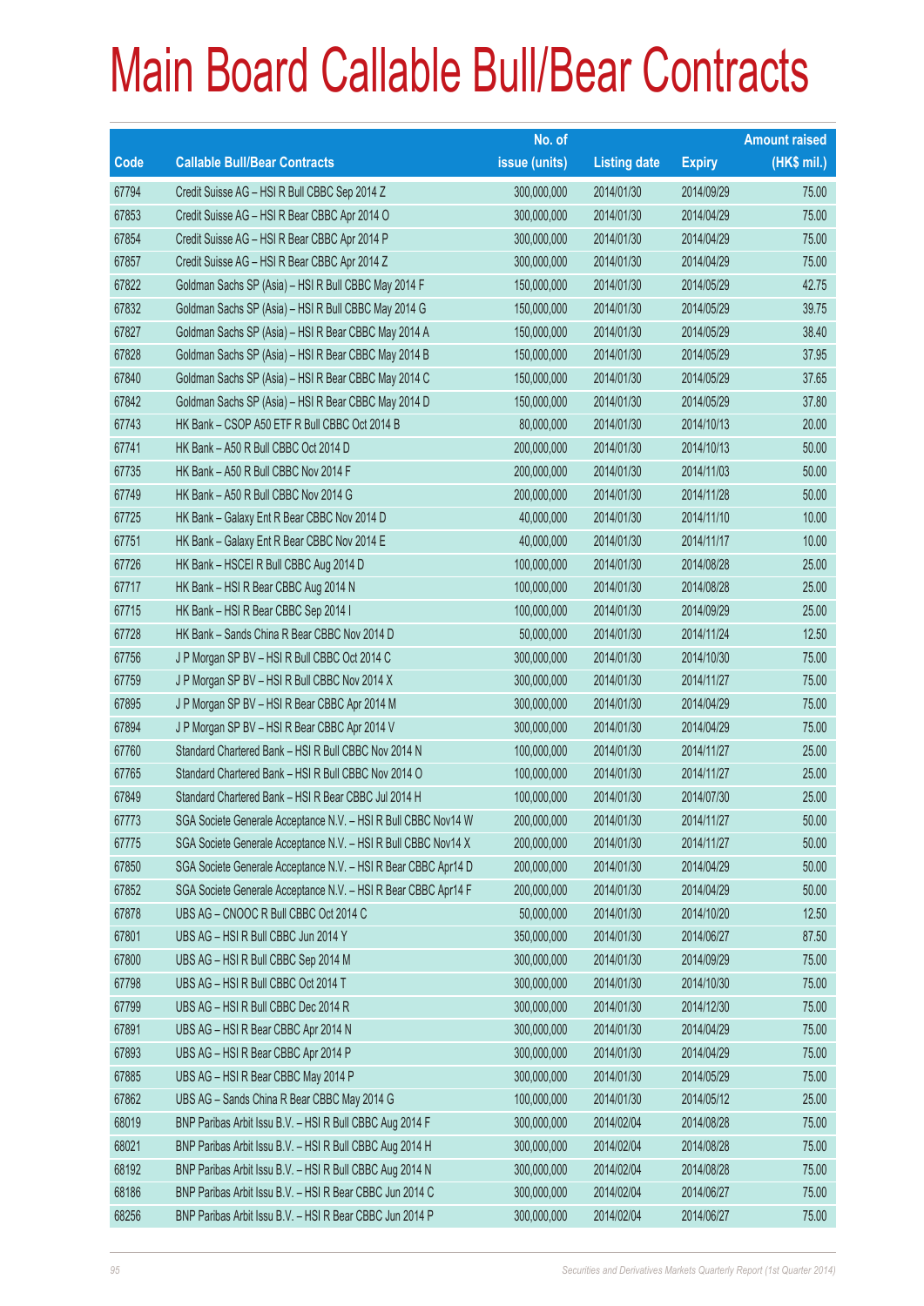# Main Board Callable Bull/Bear Contracts

| Code | Callable Bull/Bear Contracts | No. of issue (units) | Listing date | Expiry | Amount raised (HK$ mil.) |
|---|---|---|---|---|---|
| 67794 | Credit Suisse AG – HSI R Bull CBBC Sep 2014 Z | 300,000,000 | 2014/01/30 | 2014/09/29 | 75.00 |
| 67853 | Credit Suisse AG – HSI R Bear CBBC Apr 2014 O | 300,000,000 | 2014/01/30 | 2014/04/29 | 75.00 |
| 67854 | Credit Suisse AG – HSI R Bear CBBC Apr 2014 P | 300,000,000 | 2014/01/30 | 2014/04/29 | 75.00 |
| 67857 | Credit Suisse AG – HSI R Bear CBBC Apr 2014 Z | 300,000,000 | 2014/01/30 | 2014/04/29 | 75.00 |
| 67822 | Goldman Sachs SP (Asia) – HSI R Bull CBBC May 2014 F | 150,000,000 | 2014/01/30 | 2014/05/29 | 42.75 |
| 67832 | Goldman Sachs SP (Asia) – HSI R Bull CBBC May 2014 G | 150,000,000 | 2014/01/30 | 2014/05/29 | 39.75 |
| 67827 | Goldman Sachs SP (Asia) – HSI R Bear CBBC May 2014 A | 150,000,000 | 2014/01/30 | 2014/05/29 | 38.40 |
| 67828 | Goldman Sachs SP (Asia) – HSI R Bear CBBC May 2014 B | 150,000,000 | 2014/01/30 | 2014/05/29 | 37.95 |
| 67840 | Goldman Sachs SP (Asia) – HSI R Bear CBBC May 2014 C | 150,000,000 | 2014/01/30 | 2014/05/29 | 37.65 |
| 67842 | Goldman Sachs SP (Asia) – HSI R Bear CBBC May 2014 D | 150,000,000 | 2014/01/30 | 2014/05/29 | 37.80 |
| 67743 | HK Bank – CSOP A50 ETF R Bull CBBC Oct 2014 B | 80,000,000 | 2014/01/30 | 2014/10/13 | 20.00 |
| 67741 | HK Bank – A50 R Bull CBBC Oct 2014 D | 200,000,000 | 2014/01/30 | 2014/10/13 | 50.00 |
| 67735 | HK Bank – A50 R Bull CBBC Nov 2014 F | 200,000,000 | 2014/01/30 | 2014/11/03 | 50.00 |
| 67749 | HK Bank – A50 R Bull CBBC Nov 2014 G | 200,000,000 | 2014/01/30 | 2014/11/28 | 50.00 |
| 67725 | HK Bank – Galaxy Ent R Bear CBBC Nov 2014 D | 40,000,000 | 2014/01/30 | 2014/11/10 | 10.00 |
| 67751 | HK Bank – Galaxy Ent R Bear CBBC Nov 2014 E | 40,000,000 | 2014/01/30 | 2014/11/17 | 10.00 |
| 67726 | HK Bank – HSCEI R Bull CBBC Aug 2014 D | 100,000,000 | 2014/01/30 | 2014/08/28 | 25.00 |
| 67717 | HK Bank – HSI R Bear CBBC Aug 2014 N | 100,000,000 | 2014/01/30 | 2014/08/28 | 25.00 |
| 67715 | HK Bank – HSI R Bear CBBC Sep 2014 I | 100,000,000 | 2014/01/30 | 2014/09/29 | 25.00 |
| 67728 | HK Bank – Sands China R Bear CBBC Nov 2014 D | 50,000,000 | 2014/01/30 | 2014/11/24 | 12.50 |
| 67756 | J P Morgan SP BV – HSI R Bull CBBC Oct 2014 C | 300,000,000 | 2014/01/30 | 2014/10/30 | 75.00 |
| 67759 | J P Morgan SP BV – HSI R Bull CBBC Nov 2014 X | 300,000,000 | 2014/01/30 | 2014/11/27 | 75.00 |
| 67895 | J P Morgan SP BV – HSI R Bear CBBC Apr 2014 M | 300,000,000 | 2014/01/30 | 2014/04/29 | 75.00 |
| 67894 | J P Morgan SP BV – HSI R Bear CBBC Apr 2014 V | 300,000,000 | 2014/01/30 | 2014/04/29 | 75.00 |
| 67760 | Standard Chartered Bank – HSI R Bull CBBC Nov 2014 N | 100,000,000 | 2014/01/30 | 2014/11/27 | 25.00 |
| 67765 | Standard Chartered Bank – HSI R Bull CBBC Nov 2014 O | 100,000,000 | 2014/01/30 | 2014/11/27 | 25.00 |
| 67849 | Standard Chartered Bank – HSI R Bear CBBC Jul 2014 H | 100,000,000 | 2014/01/30 | 2014/07/30 | 25.00 |
| 67773 | SGA Societe Generale Acceptance N.V. – HSI R Bull CBBC Nov14 W | 200,000,000 | 2014/01/30 | 2014/11/27 | 50.00 |
| 67775 | SGA Societe Generale Acceptance N.V. – HSI R Bull CBBC Nov14 X | 200,000,000 | 2014/01/30 | 2014/11/27 | 50.00 |
| 67850 | SGA Societe Generale Acceptance N.V. – HSI R Bear CBBC Apr14 D | 200,000,000 | 2014/01/30 | 2014/04/29 | 50.00 |
| 67852 | SGA Societe Generale Acceptance N.V. – HSI R Bear CBBC Apr14 F | 200,000,000 | 2014/01/30 | 2014/04/29 | 50.00 |
| 67878 | UBS AG – CNOOC R Bull CBBC Oct 2014 C | 50,000,000 | 2014/01/30 | 2014/10/20 | 12.50 |
| 67801 | UBS AG – HSI R Bull CBBC Jun 2014 Y | 350,000,000 | 2014/01/30 | 2014/06/27 | 87.50 |
| 67800 | UBS AG – HSI R Bull CBBC Sep 2014 M | 300,000,000 | 2014/01/30 | 2014/09/29 | 75.00 |
| 67798 | UBS AG – HSI R Bull CBBC Oct 2014 T | 300,000,000 | 2014/01/30 | 2014/10/30 | 75.00 |
| 67799 | UBS AG – HSI R Bull CBBC Dec 2014 R | 300,000,000 | 2014/01/30 | 2014/12/30 | 75.00 |
| 67891 | UBS AG – HSI R Bear CBBC Apr 2014 N | 300,000,000 | 2014/01/30 | 2014/04/29 | 75.00 |
| 67893 | UBS AG – HSI R Bear CBBC Apr 2014 P | 300,000,000 | 2014/01/30 | 2014/04/29 | 75.00 |
| 67885 | UBS AG – HSI R Bear CBBC May 2014 P | 300,000,000 | 2014/01/30 | 2014/05/29 | 75.00 |
| 67862 | UBS AG – Sands China R Bear CBBC May 2014 G | 100,000,000 | 2014/01/30 | 2014/05/12 | 25.00 |
| 68019 | BNP Paribas Arbit Issu B.V. – HSI R Bull CBBC Aug 2014 F | 300,000,000 | 2014/02/04 | 2014/08/28 | 75.00 |
| 68021 | BNP Paribas Arbit Issu B.V. – HSI R Bull CBBC Aug 2014 H | 300,000,000 | 2014/02/04 | 2014/08/28 | 75.00 |
| 68192 | BNP Paribas Arbit Issu B.V. – HSI R Bull CBBC Aug 2014 N | 300,000,000 | 2014/02/04 | 2014/08/28 | 75.00 |
| 68186 | BNP Paribas Arbit Issu B.V. – HSI R Bear CBBC Jun 2014 C | 300,000,000 | 2014/02/04 | 2014/06/27 | 75.00 |
| 68256 | BNP Paribas Arbit Issu B.V. – HSI R Bear CBBC Jun 2014 P | 300,000,000 | 2014/02/04 | 2014/06/27 | 75.00 |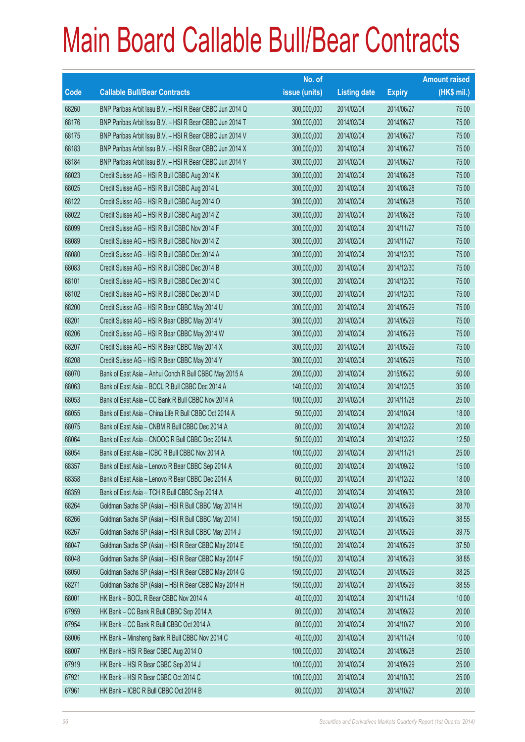# Main Board Callable Bull/Bear Contracts

| Code | Callable Bull/Bear Contracts | No. of issue (units) | Listing date | Expiry | Amount raised (HK$ mil.) |
|---|---|---|---|---|---|
| 68260 | BNP Paribas Arbit Issu B.V. – HSI R Bear CBBC Jun 2014 Q | 300,000,000 | 2014/02/04 | 2014/06/27 | 75.00 |
| 68176 | BNP Paribas Arbit Issu B.V. – HSI R Bear CBBC Jun 2014 T | 300,000,000 | 2014/02/04 | 2014/06/27 | 75.00 |
| 68175 | BNP Paribas Arbit Issu B.V. – HSI R Bear CBBC Jun 2014 V | 300,000,000 | 2014/02/04 | 2014/06/27 | 75.00 |
| 68183 | BNP Paribas Arbit Issu B.V. – HSI R Bear CBBC Jun 2014 X | 300,000,000 | 2014/02/04 | 2014/06/27 | 75.00 |
| 68184 | BNP Paribas Arbit Issu B.V. – HSI R Bear CBBC Jun 2014 Y | 300,000,000 | 2014/02/04 | 2014/06/27 | 75.00 |
| 68023 | Credit Suisse AG – HSI R Bull CBBC Aug 2014 K | 300,000,000 | 2014/02/04 | 2014/08/28 | 75.00 |
| 68025 | Credit Suisse AG – HSI R Bull CBBC Aug 2014 L | 300,000,000 | 2014/02/04 | 2014/08/28 | 75.00 |
| 68122 | Credit Suisse AG – HSI R Bull CBBC Aug 2014 O | 300,000,000 | 2014/02/04 | 2014/08/28 | 75.00 |
| 68022 | Credit Suisse AG – HSI R Bull CBBC Aug 2014 Z | 300,000,000 | 2014/02/04 | 2014/08/28 | 75.00 |
| 68099 | Credit Suisse AG – HSI R Bull CBBC Nov 2014 F | 300,000,000 | 2014/02/04 | 2014/11/27 | 75.00 |
| 68089 | Credit Suisse AG – HSI R Bull CBBC Nov 2014 Z | 300,000,000 | 2014/02/04 | 2014/11/27 | 75.00 |
| 68080 | Credit Suisse AG – HSI R Bull CBBC Dec 2014 A | 300,000,000 | 2014/02/04 | 2014/12/30 | 75.00 |
| 68083 | Credit Suisse AG – HSI R Bull CBBC Dec 2014 B | 300,000,000 | 2014/02/04 | 2014/12/30 | 75.00 |
| 68101 | Credit Suisse AG – HSI R Bull CBBC Dec 2014 C | 300,000,000 | 2014/02/04 | 2014/12/30 | 75.00 |
| 68102 | Credit Suisse AG – HSI R Bull CBBC Dec 2014 D | 300,000,000 | 2014/02/04 | 2014/12/30 | 75.00 |
| 68200 | Credit Suisse AG – HSI R Bear CBBC May 2014 U | 300,000,000 | 2014/02/04 | 2014/05/29 | 75.00 |
| 68201 | Credit Suisse AG – HSI R Bear CBBC May 2014 V | 300,000,000 | 2014/02/04 | 2014/05/29 | 75.00 |
| 68206 | Credit Suisse AG – HSI R Bear CBBC May 2014 W | 300,000,000 | 2014/02/04 | 2014/05/29 | 75.00 |
| 68207 | Credit Suisse AG – HSI R Bear CBBC May 2014 X | 300,000,000 | 2014/02/04 | 2014/05/29 | 75.00 |
| 68208 | Credit Suisse AG – HSI R Bear CBBC May 2014 Y | 300,000,000 | 2014/02/04 | 2014/05/29 | 75.00 |
| 68070 | Bank of East Asia – Anhui Conch R Bull CBBC May 2015 A | 200,000,000 | 2014/02/04 | 2015/05/20 | 50.00 |
| 68063 | Bank of East Asia – BOCL R Bull CBBC Dec 2014 A | 140,000,000 | 2014/02/04 | 2014/12/05 | 35.00 |
| 68053 | Bank of East Asia – CC Bank R Bull CBBC Nov 2014 A | 100,000,000 | 2014/02/04 | 2014/11/28 | 25.00 |
| 68055 | Bank of East Asia – China Life R Bull CBBC Oct 2014 A | 50,000,000 | 2014/02/04 | 2014/10/24 | 18.00 |
| 68075 | Bank of East Asia – CNBM R Bull CBBC Dec 2014 A | 80,000,000 | 2014/02/04 | 2014/12/22 | 20.00 |
| 68064 | Bank of East Asia – CNOOC R Bull CBBC Dec 2014 A | 50,000,000 | 2014/02/04 | 2014/12/22 | 12.50 |
| 68054 | Bank of East Asia – ICBC R Bull CBBC Nov 2014 A | 100,000,000 | 2014/02/04 | 2014/11/21 | 25.00 |
| 68357 | Bank of East Asia – Lenovo R Bear CBBC Sep 2014 A | 60,000,000 | 2014/02/04 | 2014/09/22 | 15.00 |
| 68358 | Bank of East Asia – Lenovo R Bear CBBC Dec 2014 A | 60,000,000 | 2014/02/04 | 2014/12/22 | 18.00 |
| 68359 | Bank of East Asia – TCH R Bull CBBC Sep 2014 A | 40,000,000 | 2014/02/04 | 2014/09/30 | 28.00 |
| 68264 | Goldman Sachs SP (Asia) – HSI R Bull CBBC May 2014 H | 150,000,000 | 2014/02/04 | 2014/05/29 | 38.70 |
| 68266 | Goldman Sachs SP (Asia) – HSI R Bull CBBC May 2014 I | 150,000,000 | 2014/02/04 | 2014/05/29 | 38.55 |
| 68267 | Goldman Sachs SP (Asia) – HSI R Bull CBBC May 2014 J | 150,000,000 | 2014/02/04 | 2014/05/29 | 39.75 |
| 68047 | Goldman Sachs SP (Asia) – HSI R Bear CBBC May 2014 E | 150,000,000 | 2014/02/04 | 2014/05/29 | 37.50 |
| 68048 | Goldman Sachs SP (Asia) – HSI R Bear CBBC May 2014 F | 150,000,000 | 2014/02/04 | 2014/05/29 | 38.85 |
| 68050 | Goldman Sachs SP (Asia) – HSI R Bear CBBC May 2014 G | 150,000,000 | 2014/02/04 | 2014/05/29 | 38.25 |
| 68271 | Goldman Sachs SP (Asia) – HSI R Bear CBBC May 2014 H | 150,000,000 | 2014/02/04 | 2014/05/29 | 38.55 |
| 68001 | HK Bank – BOCL R Bear CBBC Nov 2014 A | 40,000,000 | 2014/02/04 | 2014/11/24 | 10.00 |
| 67959 | HK Bank – CC Bank R Bull CBBC Sep 2014 A | 80,000,000 | 2014/02/04 | 2014/09/22 | 20.00 |
| 67954 | HK Bank – CC Bank R Bull CBBC Oct 2014 A | 80,000,000 | 2014/02/04 | 2014/10/27 | 20.00 |
| 68006 | HK Bank – Minsheng Bank R Bull CBBC Nov 2014 C | 40,000,000 | 2014/02/04 | 2014/11/24 | 10.00 |
| 68007 | HK Bank – HSI R Bear CBBC Aug 2014 O | 100,000,000 | 2014/02/04 | 2014/08/28 | 25.00 |
| 67919 | HK Bank – HSI R Bear CBBC Sep 2014 J | 100,000,000 | 2014/02/04 | 2014/09/29 | 25.00 |
| 67921 | HK Bank – HSI R Bear CBBC Oct 2014 C | 100,000,000 | 2014/02/04 | 2014/10/30 | 25.00 |
| 67961 | HK Bank – ICBC R Bull CBBC Oct 2014 B | 80,000,000 | 2014/02/04 | 2014/10/27 | 20.00 |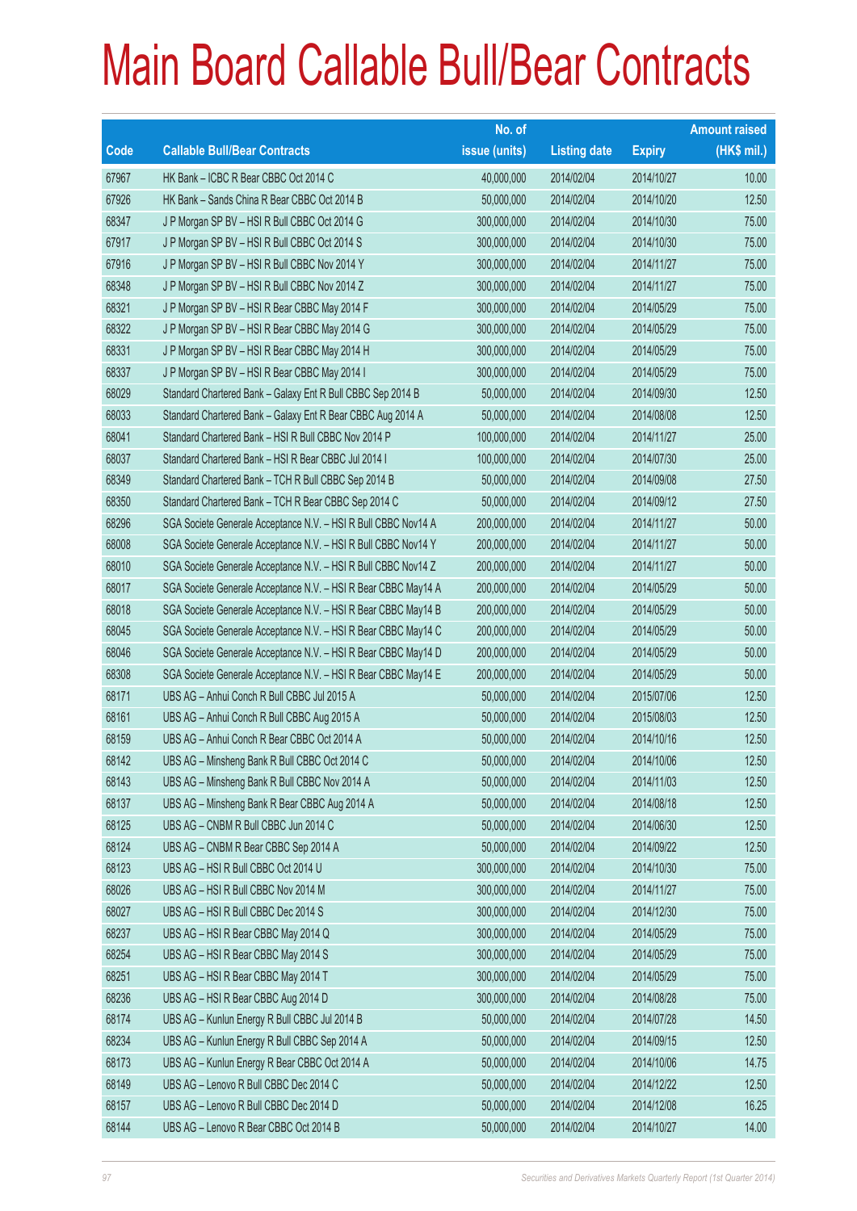# Main Board Callable Bull/Bear Contracts

| Code | Callable Bull/Bear Contracts | No. of issue (units) | Listing date | Expiry | Amount raised (HK$ mil.) |
|---|---|---|---|---|---|
| 67967 | HK Bank – ICBC R Bear CBBC Oct 2014 C | 40,000,000 | 2014/02/04 | 2014/10/27 | 10.00 |
| 67926 | HK Bank – Sands China R Bear CBBC Oct 2014 B | 50,000,000 | 2014/02/04 | 2014/10/20 | 12.50 |
| 68347 | J P Morgan SP BV – HSI R Bull CBBC Oct 2014 G | 300,000,000 | 2014/02/04 | 2014/10/30 | 75.00 |
| 67917 | J P Morgan SP BV – HSI R Bull CBBC Oct 2014 S | 300,000,000 | 2014/02/04 | 2014/10/30 | 75.00 |
| 67916 | J P Morgan SP BV – HSI R Bull CBBC Nov 2014 Y | 300,000,000 | 2014/02/04 | 2014/11/27 | 75.00 |
| 68348 | J P Morgan SP BV – HSI R Bull CBBC Nov 2014 Z | 300,000,000 | 2014/02/04 | 2014/11/27 | 75.00 |
| 68321 | J P Morgan SP BV – HSI R Bear CBBC May 2014 F | 300,000,000 | 2014/02/04 | 2014/05/29 | 75.00 |
| 68322 | J P Morgan SP BV – HSI R Bear CBBC May 2014 G | 300,000,000 | 2014/02/04 | 2014/05/29 | 75.00 |
| 68331 | J P Morgan SP BV – HSI R Bear CBBC May 2014 H | 300,000,000 | 2014/02/04 | 2014/05/29 | 75.00 |
| 68337 | J P Morgan SP BV – HSI R Bear CBBC May 2014 I | 300,000,000 | 2014/02/04 | 2014/05/29 | 75.00 |
| 68029 | Standard Chartered Bank – Galaxy Ent R Bull CBBC Sep 2014 B | 50,000,000 | 2014/02/04 | 2014/09/30 | 12.50 |
| 68033 | Standard Chartered Bank – Galaxy Ent R Bear CBBC Aug 2014 A | 50,000,000 | 2014/02/04 | 2014/08/08 | 12.50 |
| 68041 | Standard Chartered Bank – HSI R Bull CBBC Nov 2014 P | 100,000,000 | 2014/02/04 | 2014/11/27 | 25.00 |
| 68037 | Standard Chartered Bank – HSI R Bear CBBC Jul 2014 I | 100,000,000 | 2014/02/04 | 2014/07/30 | 25.00 |
| 68349 | Standard Chartered Bank – TCH R Bull CBBC Sep 2014 B | 50,000,000 | 2014/02/04 | 2014/09/08 | 27.50 |
| 68350 | Standard Chartered Bank – TCH R Bear CBBC Sep 2014 C | 50,000,000 | 2014/02/04 | 2014/09/12 | 27.50 |
| 68296 | SGA Societe Generale Acceptance N.V. – HSI R Bull CBBC Nov14 A | 200,000,000 | 2014/02/04 | 2014/11/27 | 50.00 |
| 68008 | SGA Societe Generale Acceptance N.V. – HSI R Bull CBBC Nov14 Y | 200,000,000 | 2014/02/04 | 2014/11/27 | 50.00 |
| 68010 | SGA Societe Generale Acceptance N.V. – HSI R Bull CBBC Nov14 Z | 200,000,000 | 2014/02/04 | 2014/11/27 | 50.00 |
| 68017 | SGA Societe Generale Acceptance N.V. – HSI R Bear CBBC May14 A | 200,000,000 | 2014/02/04 | 2014/05/29 | 50.00 |
| 68018 | SGA Societe Generale Acceptance N.V. – HSI R Bear CBBC May14 B | 200,000,000 | 2014/02/04 | 2014/05/29 | 50.00 |
| 68045 | SGA Societe Generale Acceptance N.V. – HSI R Bear CBBC May14 C | 200,000,000 | 2014/02/04 | 2014/05/29 | 50.00 |
| 68046 | SGA Societe Generale Acceptance N.V. – HSI R Bear CBBC May14 D | 200,000,000 | 2014/02/04 | 2014/05/29 | 50.00 |
| 68308 | SGA Societe Generale Acceptance N.V. – HSI R Bear CBBC May14 E | 200,000,000 | 2014/02/04 | 2014/05/29 | 50.00 |
| 68171 | UBS AG – Anhui Conch R Bull CBBC Jul 2015 A | 50,000,000 | 2014/02/04 | 2015/07/06 | 12.50 |
| 68161 | UBS AG – Anhui Conch R Bull CBBC Aug 2015 A | 50,000,000 | 2014/02/04 | 2015/08/03 | 12.50 |
| 68159 | UBS AG – Anhui Conch R Bear CBBC Oct 2014 A | 50,000,000 | 2014/02/04 | 2014/10/16 | 12.50 |
| 68142 | UBS AG – Minsheng Bank R Bull CBBC Oct 2014 C | 50,000,000 | 2014/02/04 | 2014/10/06 | 12.50 |
| 68143 | UBS AG – Minsheng Bank R Bull CBBC Nov 2014 A | 50,000,000 | 2014/02/04 | 2014/11/03 | 12.50 |
| 68137 | UBS AG – Minsheng Bank R Bear CBBC Aug 2014 A | 50,000,000 | 2014/02/04 | 2014/08/18 | 12.50 |
| 68125 | UBS AG – CNBM R Bull CBBC Jun 2014 C | 50,000,000 | 2014/02/04 | 2014/06/30 | 12.50 |
| 68124 | UBS AG – CNBM R Bear CBBC Sep 2014 A | 50,000,000 | 2014/02/04 | 2014/09/22 | 12.50 |
| 68123 | UBS AG – HSI R Bull CBBC Oct 2014 U | 300,000,000 | 2014/02/04 | 2014/10/30 | 75.00 |
| 68026 | UBS AG – HSI R Bull CBBC Nov 2014 M | 300,000,000 | 2014/02/04 | 2014/11/27 | 75.00 |
| 68027 | UBS AG – HSI R Bull CBBC Dec 2014 S | 300,000,000 | 2014/02/04 | 2014/12/30 | 75.00 |
| 68237 | UBS AG – HSI R Bear CBBC May 2014 Q | 300,000,000 | 2014/02/04 | 2014/05/29 | 75.00 |
| 68254 | UBS AG – HSI R Bear CBBC May 2014 S | 300,000,000 | 2014/02/04 | 2014/05/29 | 75.00 |
| 68251 | UBS AG – HSI R Bear CBBC May 2014 T | 300,000,000 | 2014/02/04 | 2014/05/29 | 75.00 |
| 68236 | UBS AG – HSI R Bear CBBC Aug 2014 D | 300,000,000 | 2014/02/04 | 2014/08/28 | 75.00 |
| 68174 | UBS AG – Kunlun Energy R Bull CBBC Jul 2014 B | 50,000,000 | 2014/02/04 | 2014/07/28 | 14.50 |
| 68234 | UBS AG – Kunlun Energy R Bull CBBC Sep 2014 A | 50,000,000 | 2014/02/04 | 2014/09/15 | 12.50 |
| 68173 | UBS AG – Kunlun Energy R Bear CBBC Oct 2014 A | 50,000,000 | 2014/02/04 | 2014/10/06 | 14.75 |
| 68149 | UBS AG – Lenovo R Bull CBBC Dec 2014 C | 50,000,000 | 2014/02/04 | 2014/12/22 | 12.50 |
| 68157 | UBS AG – Lenovo R Bull CBBC Dec 2014 D | 50,000,000 | 2014/02/04 | 2014/12/08 | 16.25 |
| 68144 | UBS AG – Lenovo R Bear CBBC Oct 2014 B | 50,000,000 | 2014/02/04 | 2014/10/27 | 14.00 |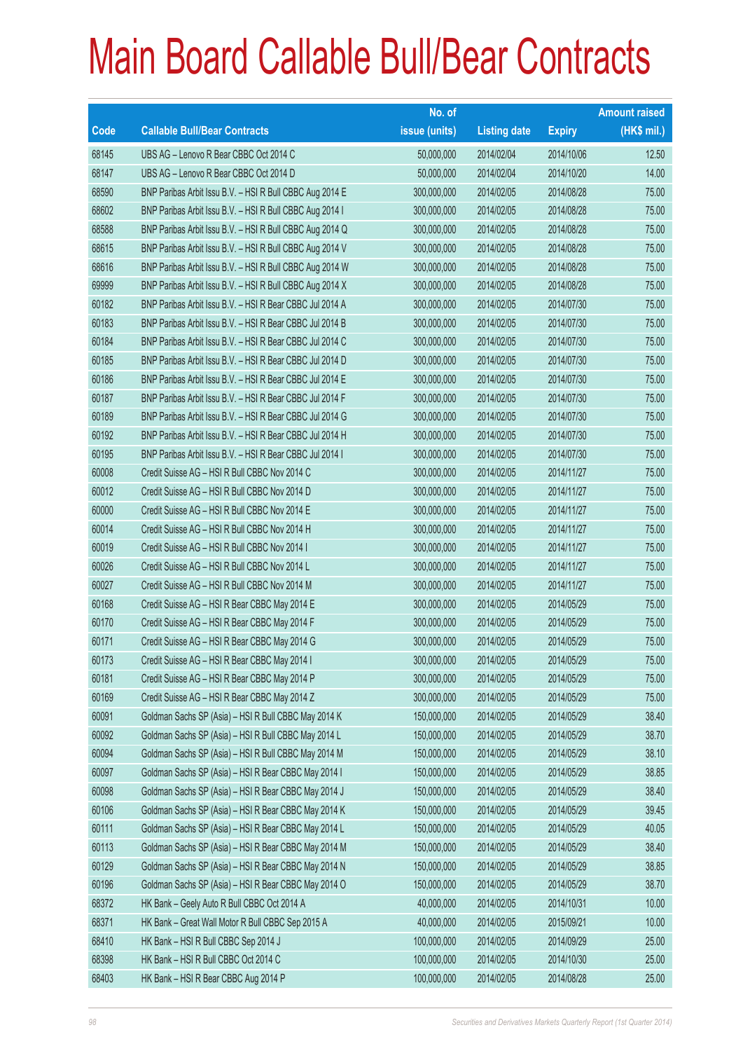# Main Board Callable Bull/Bear Contracts

| Code | Callable Bull/Bear Contracts | No. of issue (units) | Listing date | Expiry | Amount raised (HK$ mil.) |
|---|---|---|---|---|---|
| 68145 | UBS AG – Lenovo R Bear CBBC Oct 2014 C | 50,000,000 | 2014/02/04 | 2014/10/06 | 12.50 |
| 68147 | UBS AG – Lenovo R Bear CBBC Oct 2014 D | 50,000,000 | 2014/02/04 | 2014/10/20 | 14.00 |
| 68590 | BNP Paribas Arbit Issu B.V. – HSI R Bull CBBC Aug 2014 E | 300,000,000 | 2014/02/05 | 2014/08/28 | 75.00 |
| 68602 | BNP Paribas Arbit Issu B.V. – HSI R Bull CBBC Aug 2014 I | 300,000,000 | 2014/02/05 | 2014/08/28 | 75.00 |
| 68588 | BNP Paribas Arbit Issu B.V. – HSI R Bull CBBC Aug 2014 Q | 300,000,000 | 2014/02/05 | 2014/08/28 | 75.00 |
| 68615 | BNP Paribas Arbit Issu B.V. – HSI R Bull CBBC Aug 2014 V | 300,000,000 | 2014/02/05 | 2014/08/28 | 75.00 |
| 68616 | BNP Paribas Arbit Issu B.V. – HSI R Bull CBBC Aug 2014 W | 300,000,000 | 2014/02/05 | 2014/08/28 | 75.00 |
| 69999 | BNP Paribas Arbit Issu B.V. – HSI R Bull CBBC Aug 2014 X | 300,000,000 | 2014/02/05 | 2014/08/28 | 75.00 |
| 60182 | BNP Paribas Arbit Issu B.V. – HSI R Bear CBBC Jul 2014 A | 300,000,000 | 2014/02/05 | 2014/07/30 | 75.00 |
| 60183 | BNP Paribas Arbit Issu B.V. – HSI R Bear CBBC Jul 2014 B | 300,000,000 | 2014/02/05 | 2014/07/30 | 75.00 |
| 60184 | BNP Paribas Arbit Issu B.V. – HSI R Bear CBBC Jul 2014 C | 300,000,000 | 2014/02/05 | 2014/07/30 | 75.00 |
| 60185 | BNP Paribas Arbit Issu B.V. – HSI R Bear CBBC Jul 2014 D | 300,000,000 | 2014/02/05 | 2014/07/30 | 75.00 |
| 60186 | BNP Paribas Arbit Issu B.V. – HSI R Bear CBBC Jul 2014 E | 300,000,000 | 2014/02/05 | 2014/07/30 | 75.00 |
| 60187 | BNP Paribas Arbit Issu B.V. – HSI R Bear CBBC Jul 2014 F | 300,000,000 | 2014/02/05 | 2014/07/30 | 75.00 |
| 60189 | BNP Paribas Arbit Issu B.V. – HSI R Bear CBBC Jul 2014 G | 300,000,000 | 2014/02/05 | 2014/07/30 | 75.00 |
| 60192 | BNP Paribas Arbit Issu B.V. – HSI R Bear CBBC Jul 2014 H | 300,000,000 | 2014/02/05 | 2014/07/30 | 75.00 |
| 60195 | BNP Paribas Arbit Issu B.V. – HSI R Bear CBBC Jul 2014 I | 300,000,000 | 2014/02/05 | 2014/07/30 | 75.00 |
| 60008 | Credit Suisse AG – HSI R Bull CBBC Nov 2014 C | 300,000,000 | 2014/02/05 | 2014/11/27 | 75.00 |
| 60012 | Credit Suisse AG – HSI R Bull CBBC Nov 2014 D | 300,000,000 | 2014/02/05 | 2014/11/27 | 75.00 |
| 60000 | Credit Suisse AG – HSI R Bull CBBC Nov 2014 E | 300,000,000 | 2014/02/05 | 2014/11/27 | 75.00 |
| 60014 | Credit Suisse AG – HSI R Bull CBBC Nov 2014 H | 300,000,000 | 2014/02/05 | 2014/11/27 | 75.00 |
| 60019 | Credit Suisse AG – HSI R Bull CBBC Nov 2014 I | 300,000,000 | 2014/02/05 | 2014/11/27 | 75.00 |
| 60026 | Credit Suisse AG – HSI R Bull CBBC Nov 2014 L | 300,000,000 | 2014/02/05 | 2014/11/27 | 75.00 |
| 60027 | Credit Suisse AG – HSI R Bull CBBC Nov 2014 M | 300,000,000 | 2014/02/05 | 2014/11/27 | 75.00 |
| 60168 | Credit Suisse AG – HSI R Bear CBBC May 2014 E | 300,000,000 | 2014/02/05 | 2014/05/29 | 75.00 |
| 60170 | Credit Suisse AG – HSI R Bear CBBC May 2014 F | 300,000,000 | 2014/02/05 | 2014/05/29 | 75.00 |
| 60171 | Credit Suisse AG – HSI R Bear CBBC May 2014 G | 300,000,000 | 2014/02/05 | 2014/05/29 | 75.00 |
| 60173 | Credit Suisse AG – HSI R Bear CBBC May 2014 I | 300,000,000 | 2014/02/05 | 2014/05/29 | 75.00 |
| 60181 | Credit Suisse AG – HSI R Bear CBBC May 2014 P | 300,000,000 | 2014/02/05 | 2014/05/29 | 75.00 |
| 60169 | Credit Suisse AG – HSI R Bear CBBC May 2014 Z | 300,000,000 | 2014/02/05 | 2014/05/29 | 75.00 |
| 60091 | Goldman Sachs SP (Asia) – HSI R Bull CBBC May 2014 K | 150,000,000 | 2014/02/05 | 2014/05/29 | 38.40 |
| 60092 | Goldman Sachs SP (Asia) – HSI R Bull CBBC May 2014 L | 150,000,000 | 2014/02/05 | 2014/05/29 | 38.70 |
| 60094 | Goldman Sachs SP (Asia) – HSI R Bull CBBC May 2014 M | 150,000,000 | 2014/02/05 | 2014/05/29 | 38.10 |
| 60097 | Goldman Sachs SP (Asia) – HSI R Bear CBBC May 2014 I | 150,000,000 | 2014/02/05 | 2014/05/29 | 38.85 |
| 60098 | Goldman Sachs SP (Asia) – HSI R Bear CBBC May 2014 J | 150,000,000 | 2014/02/05 | 2014/05/29 | 38.40 |
| 60106 | Goldman Sachs SP (Asia) – HSI R Bear CBBC May 2014 K | 150,000,000 | 2014/02/05 | 2014/05/29 | 39.45 |
| 60111 | Goldman Sachs SP (Asia) – HSI R Bear CBBC May 2014 L | 150,000,000 | 2014/02/05 | 2014/05/29 | 40.05 |
| 60113 | Goldman Sachs SP (Asia) – HSI R Bear CBBC May 2014 M | 150,000,000 | 2014/02/05 | 2014/05/29 | 38.40 |
| 60129 | Goldman Sachs SP (Asia) – HSI R Bear CBBC May 2014 N | 150,000,000 | 2014/02/05 | 2014/05/29 | 38.85 |
| 60196 | Goldman Sachs SP (Asia) – HSI R Bear CBBC May 2014 O | 150,000,000 | 2014/02/05 | 2014/05/29 | 38.70 |
| 68372 | HK Bank – Geely Auto R Bull CBBC Oct 2014 A | 40,000,000 | 2014/02/05 | 2014/10/31 | 10.00 |
| 68371 | HK Bank – Great Wall Motor R Bull CBBC Sep 2015 A | 40,000,000 | 2014/02/05 | 2015/09/21 | 10.00 |
| 68410 | HK Bank – HSI R Bull CBBC Sep 2014 J | 100,000,000 | 2014/02/05 | 2014/09/29 | 25.00 |
| 68398 | HK Bank – HSI R Bull CBBC Oct 2014 C | 100,000,000 | 2014/02/05 | 2014/10/30 | 25.00 |
| 68403 | HK Bank – HSI R Bear CBBC Aug 2014 P | 100,000,000 | 2014/02/05 | 2014/08/28 | 25.00 |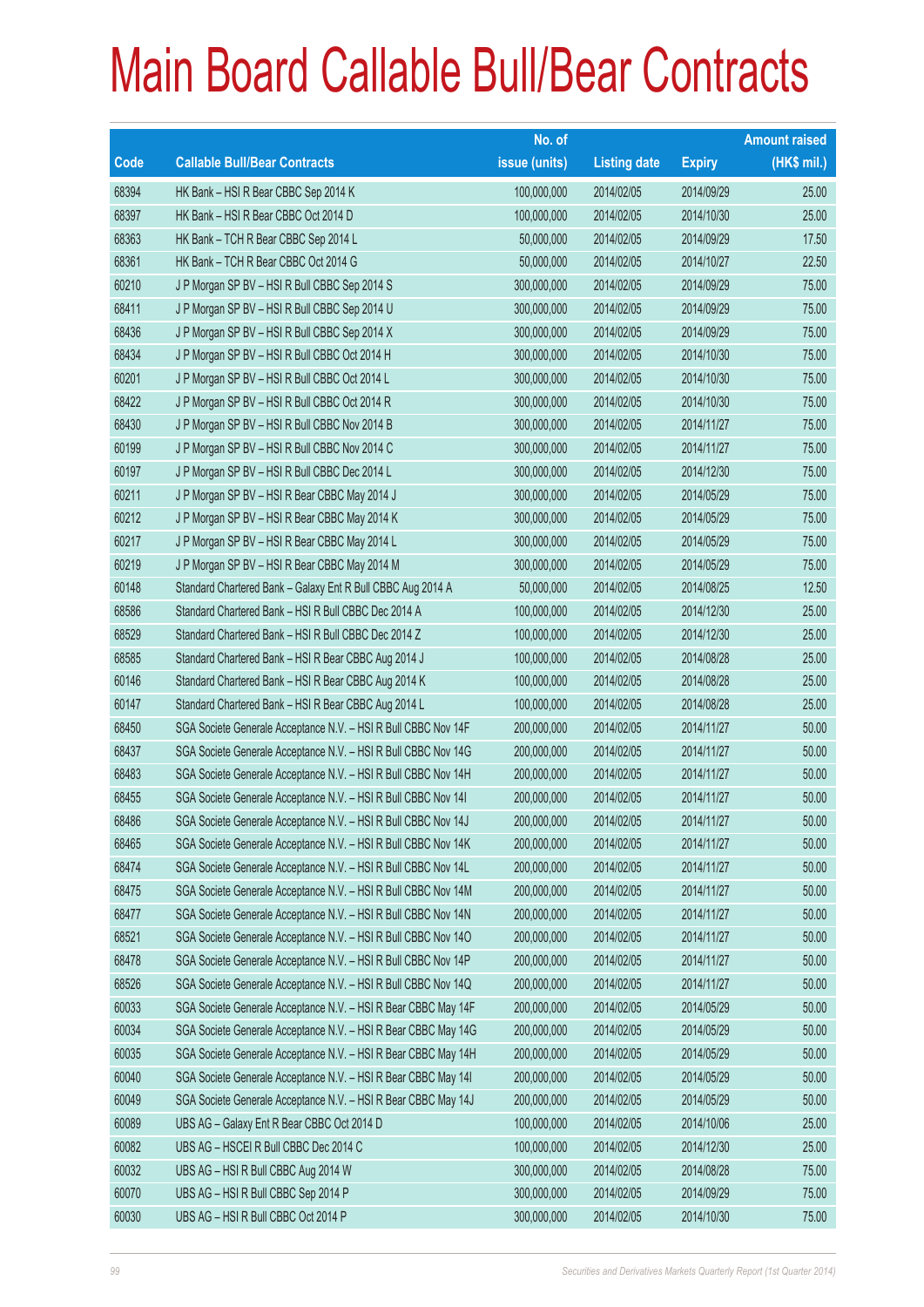# Main Board Callable Bull/Bear Contracts

| Code | Callable Bull/Bear Contracts | No. of issue (units) | Listing date | Expiry | Amount raised (HK$ mil.) |
|---|---|---|---|---|---|
| 68394 | HK Bank – HSI R Bear CBBC Sep 2014 K | 100,000,000 | 2014/02/05 | 2014/09/29 | 25.00 |
| 68397 | HK Bank – HSI R Bear CBBC Oct 2014 D | 100,000,000 | 2014/02/05 | 2014/10/30 | 25.00 |
| 68363 | HK Bank – TCH R Bear CBBC Sep 2014 L | 50,000,000 | 2014/02/05 | 2014/09/29 | 17.50 |
| 68361 | HK Bank – TCH R Bear CBBC Oct 2014 G | 50,000,000 | 2014/02/05 | 2014/10/27 | 22.50 |
| 60210 | J P Morgan SP BV – HSI R Bull CBBC Sep 2014 S | 300,000,000 | 2014/02/05 | 2014/09/29 | 75.00 |
| 68411 | J P Morgan SP BV – HSI R Bull CBBC Sep 2014 U | 300,000,000 | 2014/02/05 | 2014/09/29 | 75.00 |
| 68436 | J P Morgan SP BV – HSI R Bull CBBC Sep 2014 X | 300,000,000 | 2014/02/05 | 2014/09/29 | 75.00 |
| 68434 | J P Morgan SP BV – HSI R Bull CBBC Oct 2014 H | 300,000,000 | 2014/02/05 | 2014/10/30 | 75.00 |
| 60201 | J P Morgan SP BV – HSI R Bull CBBC Oct 2014 L | 300,000,000 | 2014/02/05 | 2014/10/30 | 75.00 |
| 68422 | J P Morgan SP BV – HSI R Bull CBBC Oct 2014 R | 300,000,000 | 2014/02/05 | 2014/10/30 | 75.00 |
| 68430 | J P Morgan SP BV – HSI R Bull CBBC Nov 2014 B | 300,000,000 | 2014/02/05 | 2014/11/27 | 75.00 |
| 60199 | J P Morgan SP BV – HSI R Bull CBBC Nov 2014 C | 300,000,000 | 2014/02/05 | 2014/11/27 | 75.00 |
| 60197 | J P Morgan SP BV – HSI R Bull CBBC Dec 2014 L | 300,000,000 | 2014/02/05 | 2014/12/30 | 75.00 |
| 60211 | J P Morgan SP BV – HSI R Bear CBBC May 2014 J | 300,000,000 | 2014/02/05 | 2014/05/29 | 75.00 |
| 60212 | J P Morgan SP BV – HSI R Bear CBBC May 2014 K | 300,000,000 | 2014/02/05 | 2014/05/29 | 75.00 |
| 60217 | J P Morgan SP BV – HSI R Bear CBBC May 2014 L | 300,000,000 | 2014/02/05 | 2014/05/29 | 75.00 |
| 60219 | J P Morgan SP BV – HSI R Bear CBBC May 2014 M | 300,000,000 | 2014/02/05 | 2014/05/29 | 75.00 |
| 60148 | Standard Chartered Bank – Galaxy Ent R Bull CBBC Aug 2014 A | 50,000,000 | 2014/02/05 | 2014/08/25 | 12.50 |
| 68586 | Standard Chartered Bank – HSI R Bull CBBC Dec 2014 A | 100,000,000 | 2014/02/05 | 2014/12/30 | 25.00 |
| 68529 | Standard Chartered Bank – HSI R Bull CBBC Dec 2014 Z | 100,000,000 | 2014/02/05 | 2014/12/30 | 25.00 |
| 68585 | Standard Chartered Bank – HSI R Bear CBBC Aug 2014 J | 100,000,000 | 2014/02/05 | 2014/08/28 | 25.00 |
| 60146 | Standard Chartered Bank – HSI R Bear CBBC Aug 2014 K | 100,000,000 | 2014/02/05 | 2014/08/28 | 25.00 |
| 60147 | Standard Chartered Bank – HSI R Bear CBBC Aug 2014 L | 100,000,000 | 2014/02/05 | 2014/08/28 | 25.00 |
| 68450 | SGA Societe Generale Acceptance N.V. – HSI R Bull CBBC Nov 14F | 200,000,000 | 2014/02/05 | 2014/11/27 | 50.00 |
| 68437 | SGA Societe Generale Acceptance N.V. – HSI R Bull CBBC Nov 14G | 200,000,000 | 2014/02/05 | 2014/11/27 | 50.00 |
| 68483 | SGA Societe Generale Acceptance N.V. – HSI R Bull CBBC Nov 14H | 200,000,000 | 2014/02/05 | 2014/11/27 | 50.00 |
| 68455 | SGA Societe Generale Acceptance N.V. – HSI R Bull CBBC Nov 14I | 200,000,000 | 2014/02/05 | 2014/11/27 | 50.00 |
| 68486 | SGA Societe Generale Acceptance N.V. – HSI R Bull CBBC Nov 14J | 200,000,000 | 2014/02/05 | 2014/11/27 | 50.00 |
| 68465 | SGA Societe Generale Acceptance N.V. – HSI R Bull CBBC Nov 14K | 200,000,000 | 2014/02/05 | 2014/11/27 | 50.00 |
| 68474 | SGA Societe Generale Acceptance N.V. – HSI R Bull CBBC Nov 14L | 200,000,000 | 2014/02/05 | 2014/11/27 | 50.00 |
| 68475 | SGA Societe Generale Acceptance N.V. – HSI R Bull CBBC Nov 14M | 200,000,000 | 2014/02/05 | 2014/11/27 | 50.00 |
| 68477 | SGA Societe Generale Acceptance N.V. – HSI R Bull CBBC Nov 14N | 200,000,000 | 2014/02/05 | 2014/11/27 | 50.00 |
| 68521 | SGA Societe Generale Acceptance N.V. – HSI R Bull CBBC Nov 14O | 200,000,000 | 2014/02/05 | 2014/11/27 | 50.00 |
| 68478 | SGA Societe Generale Acceptance N.V. – HSI R Bull CBBC Nov 14P | 200,000,000 | 2014/02/05 | 2014/11/27 | 50.00 |
| 68526 | SGA Societe Generale Acceptance N.V. – HSI R Bull CBBC Nov 14Q | 200,000,000 | 2014/02/05 | 2014/11/27 | 50.00 |
| 60033 | SGA Societe Generale Acceptance N.V. – HSI R Bear CBBC May 14F | 200,000,000 | 2014/02/05 | 2014/05/29 | 50.00 |
| 60034 | SGA Societe Generale Acceptance N.V. – HSI R Bear CBBC May 14G | 200,000,000 | 2014/02/05 | 2014/05/29 | 50.00 |
| 60035 | SGA Societe Generale Acceptance N.V. – HSI R Bear CBBC May 14H | 200,000,000 | 2014/02/05 | 2014/05/29 | 50.00 |
| 60040 | SGA Societe Generale Acceptance N.V. – HSI R Bear CBBC May 14I | 200,000,000 | 2014/02/05 | 2014/05/29 | 50.00 |
| 60049 | SGA Societe Generale Acceptance N.V. – HSI R Bear CBBC May 14J | 200,000,000 | 2014/02/05 | 2014/05/29 | 50.00 |
| 60089 | UBS AG – Galaxy Ent R Bear CBBC Oct 2014 D | 100,000,000 | 2014/02/05 | 2014/10/06 | 25.00 |
| 60082 | UBS AG – HSCEI R Bull CBBC Dec 2014 C | 100,000,000 | 2014/02/05 | 2014/12/30 | 25.00 |
| 60032 | UBS AG – HSI R Bull CBBC Aug 2014 W | 300,000,000 | 2014/02/05 | 2014/08/28 | 75.00 |
| 60070 | UBS AG – HSI R Bull CBBC Sep 2014 P | 300,000,000 | 2014/02/05 | 2014/09/29 | 75.00 |
| 60030 | UBS AG – HSI R Bull CBBC Oct 2014 P | 300,000,000 | 2014/02/05 | 2014/10/30 | 75.00 |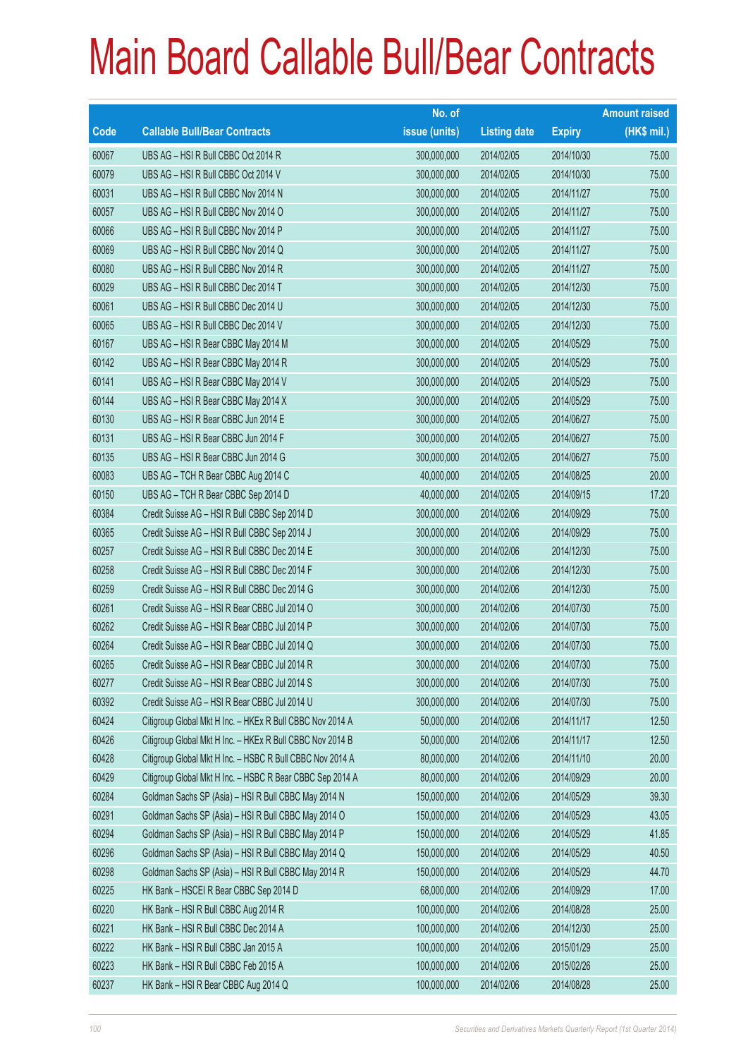# Main Board Callable Bull/Bear Contracts

| Code | Callable Bull/Bear Contracts | No. of issue (units) | Listing date | Expiry | Amount raised (HK$ mil.) |
|---|---|---|---|---|---|
| 60067 | UBS AG – HSI R Bull CBBC Oct 2014 R | 300,000,000 | 2014/02/05 | 2014/10/30 | 75.00 |
| 60079 | UBS AG – HSI R Bull CBBC Oct 2014 V | 300,000,000 | 2014/02/05 | 2014/10/30 | 75.00 |
| 60031 | UBS AG – HSI R Bull CBBC Nov 2014 N | 300,000,000 | 2014/02/05 | 2014/11/27 | 75.00 |
| 60057 | UBS AG – HSI R Bull CBBC Nov 2014 O | 300,000,000 | 2014/02/05 | 2014/11/27 | 75.00 |
| 60066 | UBS AG – HSI R Bull CBBC Nov 2014 P | 300,000,000 | 2014/02/05 | 2014/11/27 | 75.00 |
| 60069 | UBS AG – HSI R Bull CBBC Nov 2014 Q | 300,000,000 | 2014/02/05 | 2014/11/27 | 75.00 |
| 60080 | UBS AG – HSI R Bull CBBC Nov 2014 R | 300,000,000 | 2014/02/05 | 2014/11/27 | 75.00 |
| 60029 | UBS AG – HSI R Bull CBBC Dec 2014 T | 300,000,000 | 2014/02/05 | 2014/12/30 | 75.00 |
| 60061 | UBS AG – HSI R Bull CBBC Dec 2014 U | 300,000,000 | 2014/02/05 | 2014/12/30 | 75.00 |
| 60065 | UBS AG – HSI R Bull CBBC Dec 2014 V | 300,000,000 | 2014/02/05 | 2014/12/30 | 75.00 |
| 60167 | UBS AG – HSI R Bear CBBC May 2014 M | 300,000,000 | 2014/02/05 | 2014/05/29 | 75.00 |
| 60142 | UBS AG – HSI R Bear CBBC May 2014 R | 300,000,000 | 2014/02/05 | 2014/05/29 | 75.00 |
| 60141 | UBS AG – HSI R Bear CBBC May 2014 V | 300,000,000 | 2014/02/05 | 2014/05/29 | 75.00 |
| 60144 | UBS AG – HSI R Bear CBBC May 2014 X | 300,000,000 | 2014/02/05 | 2014/05/29 | 75.00 |
| 60130 | UBS AG – HSI R Bear CBBC Jun 2014 E | 300,000,000 | 2014/02/05 | 2014/06/27 | 75.00 |
| 60131 | UBS AG – HSI R Bear CBBC Jun 2014 F | 300,000,000 | 2014/02/05 | 2014/06/27 | 75.00 |
| 60135 | UBS AG – HSI R Bear CBBC Jun 2014 G | 300,000,000 | 2014/02/05 | 2014/06/27 | 75.00 |
| 60083 | UBS AG – TCH R Bear CBBC Aug 2014 C | 40,000,000 | 2014/02/05 | 2014/08/25 | 20.00 |
| 60150 | UBS AG – TCH R Bear CBBC Sep 2014 D | 40,000,000 | 2014/02/05 | 2014/09/15 | 17.20 |
| 60384 | Credit Suisse AG – HSI R Bull CBBC Sep 2014 D | 300,000,000 | 2014/02/06 | 2014/09/29 | 75.00 |
| 60365 | Credit Suisse AG – HSI R Bull CBBC Sep 2014 J | 300,000,000 | 2014/02/06 | 2014/09/29 | 75.00 |
| 60257 | Credit Suisse AG – HSI R Bull CBBC Dec 2014 E | 300,000,000 | 2014/02/06 | 2014/12/30 | 75.00 |
| 60258 | Credit Suisse AG – HSI R Bull CBBC Dec 2014 F | 300,000,000 | 2014/02/06 | 2014/12/30 | 75.00 |
| 60259 | Credit Suisse AG – HSI R Bull CBBC Dec 2014 G | 300,000,000 | 2014/02/06 | 2014/12/30 | 75.00 |
| 60261 | Credit Suisse AG – HSI R Bear CBBC Jul 2014 O | 300,000,000 | 2014/02/06 | 2014/07/30 | 75.00 |
| 60262 | Credit Suisse AG – HSI R Bear CBBC Jul 2014 P | 300,000,000 | 2014/02/06 | 2014/07/30 | 75.00 |
| 60264 | Credit Suisse AG – HSI R Bear CBBC Jul 2014 Q | 300,000,000 | 2014/02/06 | 2014/07/30 | 75.00 |
| 60265 | Credit Suisse AG – HSI R Bear CBBC Jul 2014 R | 300,000,000 | 2014/02/06 | 2014/07/30 | 75.00 |
| 60277 | Credit Suisse AG – HSI R Bear CBBC Jul 2014 S | 300,000,000 | 2014/02/06 | 2014/07/30 | 75.00 |
| 60392 | Credit Suisse AG – HSI R Bear CBBC Jul 2014 U | 300,000,000 | 2014/02/06 | 2014/07/30 | 75.00 |
| 60424 | Citigroup Global Mkt H Inc. – HKEx R Bull CBBC Nov 2014 A | 50,000,000 | 2014/02/06 | 2014/11/17 | 12.50 |
| 60426 | Citigroup Global Mkt H Inc. – HKEx R Bull CBBC Nov 2014 B | 50,000,000 | 2014/02/06 | 2014/11/17 | 12.50 |
| 60428 | Citigroup Global Mkt H Inc. – HSBC R Bull CBBC Nov 2014 A | 80,000,000 | 2014/02/06 | 2014/11/10 | 20.00 |
| 60429 | Citigroup Global Mkt H Inc. – HSBC R Bear CBBC Sep 2014 A | 80,000,000 | 2014/02/06 | 2014/09/29 | 20.00 |
| 60284 | Goldman Sachs SP (Asia) – HSI R Bull CBBC May 2014 N | 150,000,000 | 2014/02/06 | 2014/05/29 | 39.30 |
| 60291 | Goldman Sachs SP (Asia) – HSI R Bull CBBC May 2014 O | 150,000,000 | 2014/02/06 | 2014/05/29 | 43.05 |
| 60294 | Goldman Sachs SP (Asia) – HSI R Bull CBBC May 2014 P | 150,000,000 | 2014/02/06 | 2014/05/29 | 41.85 |
| 60296 | Goldman Sachs SP (Asia) – HSI R Bull CBBC May 2014 Q | 150,000,000 | 2014/02/06 | 2014/05/29 | 40.50 |
| 60298 | Goldman Sachs SP (Asia) – HSI R Bull CBBC May 2014 R | 150,000,000 | 2014/02/06 | 2014/05/29 | 44.70 |
| 60225 | HK Bank – HSCEI R Bear CBBC Sep 2014 D | 68,000,000 | 2014/02/06 | 2014/09/29 | 17.00 |
| 60220 | HK Bank – HSI R Bull CBBC Aug 2014 R | 100,000,000 | 2014/02/06 | 2014/08/28 | 25.00 |
| 60221 | HK Bank – HSI R Bull CBBC Dec 2014 A | 100,000,000 | 2014/02/06 | 2014/12/30 | 25.00 |
| 60222 | HK Bank – HSI R Bull CBBC Jan 2015 A | 100,000,000 | 2014/02/06 | 2015/01/29 | 25.00 |
| 60223 | HK Bank – HSI R Bull CBBC Feb 2015 A | 100,000,000 | 2014/02/06 | 2015/02/26 | 25.00 |
| 60237 | HK Bank – HSI R Bear CBBC Aug 2014 Q | 100,000,000 | 2014/02/06 | 2014/08/28 | 25.00 |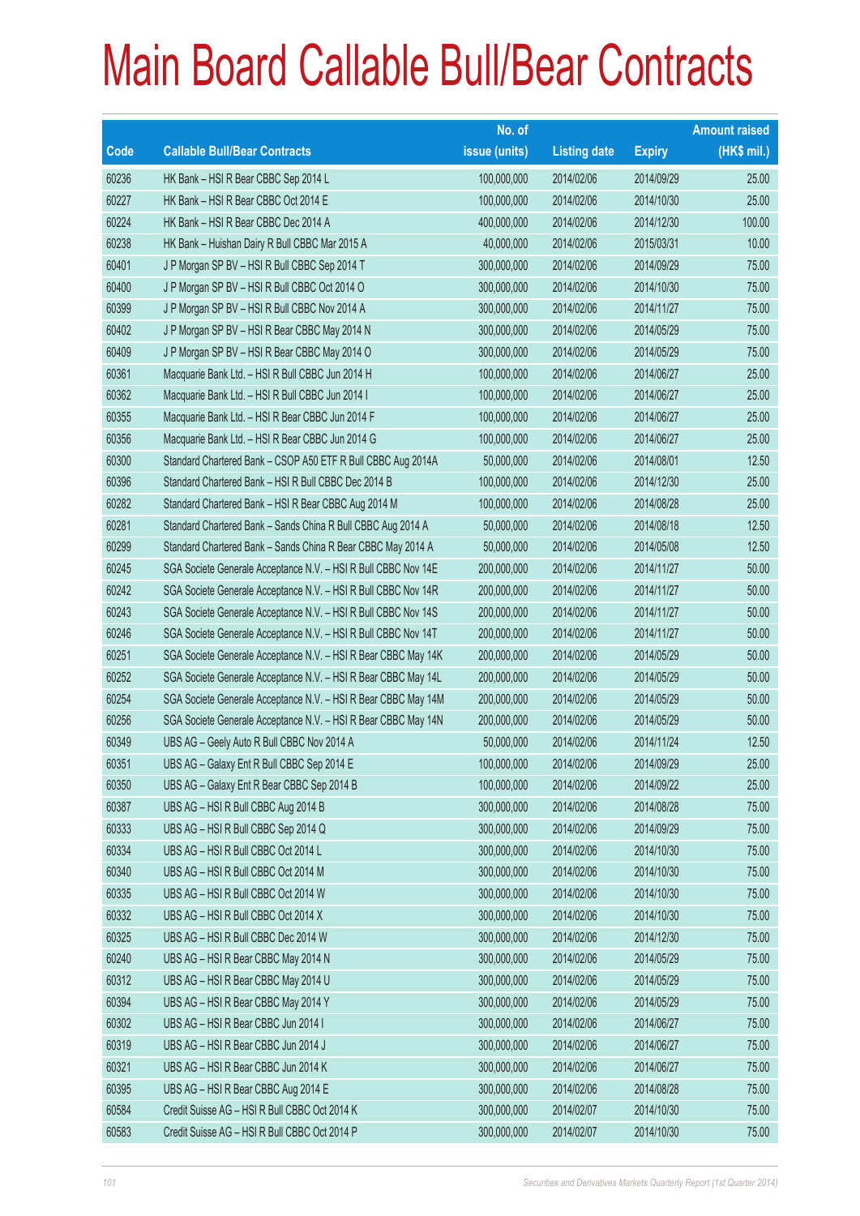# Main Board Callable Bull/Bear Contracts

| Code | Callable Bull/Bear Contracts | No. of issue (units) | Listing date | Expiry | Amount raised (HK$ mil.) |
|---|---|---|---|---|---|
| 60236 | HK Bank – HSI R Bear CBBC Sep 2014 L | 100,000,000 | 2014/02/06 | 2014/09/29 | 25.00 |
| 60227 | HK Bank – HSI R Bear CBBC Oct 2014 E | 100,000,000 | 2014/02/06 | 2014/10/30 | 25.00 |
| 60224 | HK Bank – HSI R Bear CBBC Dec 2014 A | 400,000,000 | 2014/02/06 | 2014/12/30 | 100.00 |
| 60238 | HK Bank – Huishan Dairy R Bull CBBC Mar 2015 A | 40,000,000 | 2014/02/06 | 2015/03/31 | 10.00 |
| 60401 | J P Morgan SP BV – HSI R Bull CBBC Sep 2014 T | 300,000,000 | 2014/02/06 | 2014/09/29 | 75.00 |
| 60400 | J P Morgan SP BV – HSI R Bull CBBC Oct 2014 O | 300,000,000 | 2014/02/06 | 2014/10/30 | 75.00 |
| 60399 | J P Morgan SP BV – HSI R Bull CBBC Nov 2014 A | 300,000,000 | 2014/02/06 | 2014/11/27 | 75.00 |
| 60402 | J P Morgan SP BV – HSI R Bear CBBC May 2014 N | 300,000,000 | 2014/02/06 | 2014/05/29 | 75.00 |
| 60409 | J P Morgan SP BV – HSI R Bear CBBC May 2014 O | 300,000,000 | 2014/02/06 | 2014/05/29 | 75.00 |
| 60361 | Macquarie Bank Ltd. – HSI R Bull CBBC Jun 2014 H | 100,000,000 | 2014/02/06 | 2014/06/27 | 25.00 |
| 60362 | Macquarie Bank Ltd. – HSI R Bull CBBC Jun 2014 I | 100,000,000 | 2014/02/06 | 2014/06/27 | 25.00 |
| 60355 | Macquarie Bank Ltd. – HSI R Bear CBBC Jun 2014 F | 100,000,000 | 2014/02/06 | 2014/06/27 | 25.00 |
| 60356 | Macquarie Bank Ltd. – HSI R Bear CBBC Jun 2014 G | 100,000,000 | 2014/02/06 | 2014/06/27 | 25.00 |
| 60300 | Standard Chartered Bank – CSOP A50 ETF R Bull CBBC Aug 2014A | 50,000,000 | 2014/02/06 | 2014/08/01 | 12.50 |
| 60396 | Standard Chartered Bank – HSI R Bull CBBC Dec 2014 B | 100,000,000 | 2014/02/06 | 2014/12/30 | 25.00 |
| 60282 | Standard Chartered Bank – HSI R Bear CBBC Aug 2014 M | 100,000,000 | 2014/02/06 | 2014/08/28 | 25.00 |
| 60281 | Standard Chartered Bank – Sands China R Bull CBBC Aug 2014 A | 50,000,000 | 2014/02/06 | 2014/08/18 | 12.50 |
| 60299 | Standard Chartered Bank – Sands China R Bear CBBC May 2014 A | 50,000,000 | 2014/02/06 | 2014/05/08 | 12.50 |
| 60245 | SGA Societe Generale Acceptance N.V. – HSI R Bull CBBC Nov 14E | 200,000,000 | 2014/02/06 | 2014/11/27 | 50.00 |
| 60242 | SGA Societe Generale Acceptance N.V. – HSI R Bull CBBC Nov 14R | 200,000,000 | 2014/02/06 | 2014/11/27 | 50.00 |
| 60243 | SGA Societe Generale Acceptance N.V. – HSI R Bull CBBC Nov 14S | 200,000,000 | 2014/02/06 | 2014/11/27 | 50.00 |
| 60246 | SGA Societe Generale Acceptance N.V. – HSI R Bull CBBC Nov 14T | 200,000,000 | 2014/02/06 | 2014/11/27 | 50.00 |
| 60251 | SGA Societe Generale Acceptance N.V. – HSI R Bear CBBC May 14K | 200,000,000 | 2014/02/06 | 2014/05/29 | 50.00 |
| 60252 | SGA Societe Generale Acceptance N.V. – HSI R Bear CBBC May 14L | 200,000,000 | 2014/02/06 | 2014/05/29 | 50.00 |
| 60254 | SGA Societe Generale Acceptance N.V. – HSI R Bear CBBC May 14M | 200,000,000 | 2014/02/06 | 2014/05/29 | 50.00 |
| 60256 | SGA Societe Generale Acceptance N.V. – HSI R Bear CBBC May 14N | 200,000,000 | 2014/02/06 | 2014/05/29 | 50.00 |
| 60349 | UBS AG – Geely Auto R Bull CBBC Nov 2014 A | 50,000,000 | 2014/02/06 | 2014/11/24 | 12.50 |
| 60351 | UBS AG – Galaxy Ent R Bull CBBC Sep 2014 E | 100,000,000 | 2014/02/06 | 2014/09/29 | 25.00 |
| 60350 | UBS AG – Galaxy Ent R Bear CBBC Sep 2014 B | 100,000,000 | 2014/02/06 | 2014/09/22 | 25.00 |
| 60387 | UBS AG – HSI R Bull CBBC Aug 2014 B | 300,000,000 | 2014/02/06 | 2014/08/28 | 75.00 |
| 60333 | UBS AG – HSI R Bull CBBC Sep 2014 Q | 300,000,000 | 2014/02/06 | 2014/09/29 | 75.00 |
| 60334 | UBS AG – HSI R Bull CBBC Oct 2014 L | 300,000,000 | 2014/02/06 | 2014/10/30 | 75.00 |
| 60340 | UBS AG – HSI R Bull CBBC Oct 2014 M | 300,000,000 | 2014/02/06 | 2014/10/30 | 75.00 |
| 60335 | UBS AG – HSI R Bull CBBC Oct 2014 W | 300,000,000 | 2014/02/06 | 2014/10/30 | 75.00 |
| 60332 | UBS AG – HSI R Bull CBBC Oct 2014 X | 300,000,000 | 2014/02/06 | 2014/10/30 | 75.00 |
| 60325 | UBS AG – HSI R Bull CBBC Dec 2014 W | 300,000,000 | 2014/02/06 | 2014/12/30 | 75.00 |
| 60240 | UBS AG – HSI R Bear CBBC May 2014 N | 300,000,000 | 2014/02/06 | 2014/05/29 | 75.00 |
| 60312 | UBS AG – HSI R Bear CBBC May 2014 U | 300,000,000 | 2014/02/06 | 2014/05/29 | 75.00 |
| 60394 | UBS AG – HSI R Bear CBBC May 2014 Y | 300,000,000 | 2014/02/06 | 2014/05/29 | 75.00 |
| 60302 | UBS AG – HSI R Bear CBBC Jun 2014 I | 300,000,000 | 2014/02/06 | 2014/06/27 | 75.00 |
| 60319 | UBS AG – HSI R Bear CBBC Jun 2014 J | 300,000,000 | 2014/02/06 | 2014/06/27 | 75.00 |
| 60321 | UBS AG – HSI R Bear CBBC Jun 2014 K | 300,000,000 | 2014/02/06 | 2014/06/27 | 75.00 |
| 60395 | UBS AG – HSI R Bear CBBC Aug 2014 E | 300,000,000 | 2014/02/06 | 2014/08/28 | 75.00 |
| 60584 | Credit Suisse AG – HSI R Bull CBBC Oct 2014 K | 300,000,000 | 2014/02/07 | 2014/10/30 | 75.00 |
| 60583 | Credit Suisse AG – HSI R Bull CBBC Oct 2014 P | 300,000,000 | 2014/02/07 | 2014/10/30 | 75.00 |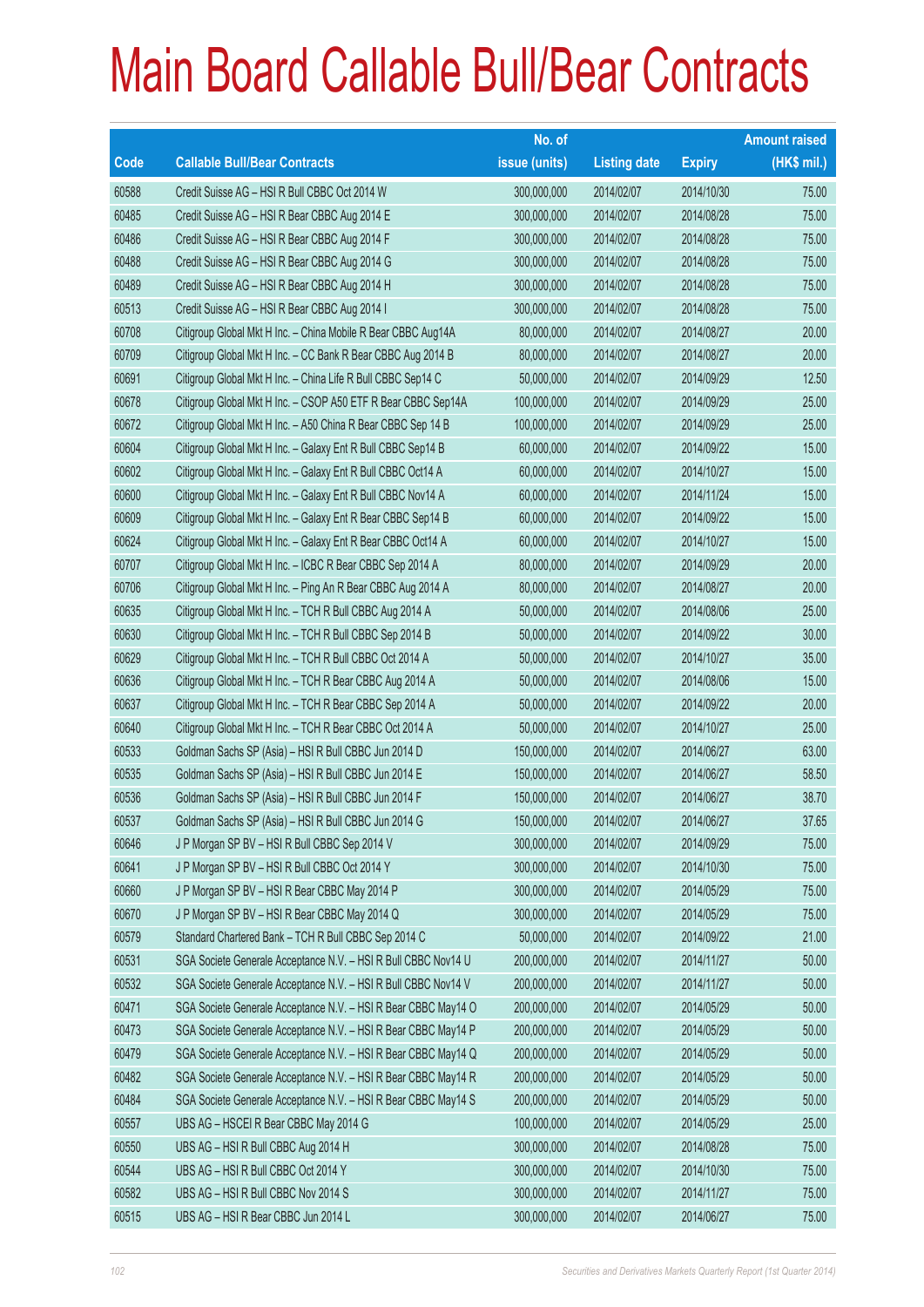# Main Board Callable Bull/Bear Contracts

| Code | Callable Bull/Bear Contracts | No. of issue (units) | Listing date | Expiry | Amount raised (HK$ mil.) |
|---|---|---|---|---|---|
| 60588 | Credit Suisse AG – HSI R Bull CBBC Oct 2014 W | 300,000,000 | 2014/02/07 | 2014/10/30 | 75.00 |
| 60485 | Credit Suisse AG – HSI R Bear CBBC Aug 2014 E | 300,000,000 | 2014/02/07 | 2014/08/28 | 75.00 |
| 60486 | Credit Suisse AG – HSI R Bear CBBC Aug 2014 F | 300,000,000 | 2014/02/07 | 2014/08/28 | 75.00 |
| 60488 | Credit Suisse AG – HSI R Bear CBBC Aug 2014 G | 300,000,000 | 2014/02/07 | 2014/08/28 | 75.00 |
| 60489 | Credit Suisse AG – HSI R Bear CBBC Aug 2014 H | 300,000,000 | 2014/02/07 | 2014/08/28 | 75.00 |
| 60513 | Credit Suisse AG – HSI R Bear CBBC Aug 2014 I | 300,000,000 | 2014/02/07 | 2014/08/28 | 75.00 |
| 60708 | Citigroup Global Mkt H Inc. – China Mobile R Bear CBBC Aug14A | 80,000,000 | 2014/02/07 | 2014/08/27 | 20.00 |
| 60709 | Citigroup Global Mkt H Inc. – CC Bank R Bear CBBC Aug 2014 B | 80,000,000 | 2014/02/07 | 2014/08/27 | 20.00 |
| 60691 | Citigroup Global Mkt H Inc. – China Life R Bull CBBC Sep14 C | 50,000,000 | 2014/02/07 | 2014/09/29 | 12.50 |
| 60678 | Citigroup Global Mkt H Inc. – CSOP A50 ETF R Bear CBBC Sep14A | 100,000,000 | 2014/02/07 | 2014/09/29 | 25.00 |
| 60672 | Citigroup Global Mkt H Inc. – A50 China R Bear CBBC Sep 14 B | 100,000,000 | 2014/02/07 | 2014/09/29 | 25.00 |
| 60604 | Citigroup Global Mkt H Inc. – Galaxy Ent R Bull CBBC Sep14 B | 60,000,000 | 2014/02/07 | 2014/09/22 | 15.00 |
| 60602 | Citigroup Global Mkt H Inc. – Galaxy Ent R Bull CBBC Oct14 A | 60,000,000 | 2014/02/07 | 2014/10/27 | 15.00 |
| 60600 | Citigroup Global Mkt H Inc. – Galaxy Ent R Bull CBBC Nov14 A | 60,000,000 | 2014/02/07 | 2014/11/24 | 15.00 |
| 60609 | Citigroup Global Mkt H Inc. – Galaxy Ent R Bear CBBC Sep14 B | 60,000,000 | 2014/02/07 | 2014/09/22 | 15.00 |
| 60624 | Citigroup Global Mkt H Inc. – Galaxy Ent R Bear CBBC Oct14 A | 60,000,000 | 2014/02/07 | 2014/10/27 | 15.00 |
| 60707 | Citigroup Global Mkt H Inc. – ICBC R Bear CBBC Sep 2014 A | 80,000,000 | 2014/02/07 | 2014/09/29 | 20.00 |
| 60706 | Citigroup Global Mkt H Inc. – Ping An R Bear CBBC Aug 2014 A | 80,000,000 | 2014/02/07 | 2014/08/27 | 20.00 |
| 60635 | Citigroup Global Mkt H Inc. – TCH R Bull CBBC Aug 2014 A | 50,000,000 | 2014/02/07 | 2014/08/06 | 25.00 |
| 60630 | Citigroup Global Mkt H Inc. – TCH R Bull CBBC Sep 2014 B | 50,000,000 | 2014/02/07 | 2014/09/22 | 30.00 |
| 60629 | Citigroup Global Mkt H Inc. – TCH R Bull CBBC Oct 2014 A | 50,000,000 | 2014/02/07 | 2014/10/27 | 35.00 |
| 60636 | Citigroup Global Mkt H Inc. – TCH R Bear CBBC Aug 2014 A | 50,000,000 | 2014/02/07 | 2014/08/06 | 15.00 |
| 60637 | Citigroup Global Mkt H Inc. – TCH R Bear CBBC Sep 2014 A | 50,000,000 | 2014/02/07 | 2014/09/22 | 20.00 |
| 60640 | Citigroup Global Mkt H Inc. – TCH R Bear CBBC Oct 2014 A | 50,000,000 | 2014/02/07 | 2014/10/27 | 25.00 |
| 60533 | Goldman Sachs SP (Asia) – HSI R Bull CBBC Jun 2014 D | 150,000,000 | 2014/02/07 | 2014/06/27 | 63.00 |
| 60535 | Goldman Sachs SP (Asia) – HSI R Bull CBBC Jun 2014 E | 150,000,000 | 2014/02/07 | 2014/06/27 | 58.50 |
| 60536 | Goldman Sachs SP (Asia) – HSI R Bull CBBC Jun 2014 F | 150,000,000 | 2014/02/07 | 2014/06/27 | 38.70 |
| 60537 | Goldman Sachs SP (Asia) – HSI R Bull CBBC Jun 2014 G | 150,000,000 | 2014/02/07 | 2014/06/27 | 37.65 |
| 60646 | J P Morgan SP BV – HSI R Bull CBBC Sep 2014 V | 300,000,000 | 2014/02/07 | 2014/09/29 | 75.00 |
| 60641 | J P Morgan SP BV – HSI R Bull CBBC Oct 2014 Y | 300,000,000 | 2014/02/07 | 2014/10/30 | 75.00 |
| 60660 | J P Morgan SP BV – HSI R Bear CBBC May 2014 P | 300,000,000 | 2014/02/07 | 2014/05/29 | 75.00 |
| 60670 | J P Morgan SP BV – HSI R Bear CBBC May 2014 Q | 300,000,000 | 2014/02/07 | 2014/05/29 | 75.00 |
| 60579 | Standard Chartered Bank – TCH R Bull CBBC Sep 2014 C | 50,000,000 | 2014/02/07 | 2014/09/22 | 21.00 |
| 60531 | SGA Societe Generale Acceptance N.V. – HSI R Bull CBBC Nov14 U | 200,000,000 | 2014/02/07 | 2014/11/27 | 50.00 |
| 60532 | SGA Societe Generale Acceptance N.V. – HSI R Bull CBBC Nov14 V | 200,000,000 | 2014/02/07 | 2014/11/27 | 50.00 |
| 60471 | SGA Societe Generale Acceptance N.V. – HSI R Bear CBBC May14 O | 200,000,000 | 2014/02/07 | 2014/05/29 | 50.00 |
| 60473 | SGA Societe Generale Acceptance N.V. – HSI R Bear CBBC May14 P | 200,000,000 | 2014/02/07 | 2014/05/29 | 50.00 |
| 60479 | SGA Societe Generale Acceptance N.V. – HSI R Bear CBBC May14 Q | 200,000,000 | 2014/02/07 | 2014/05/29 | 50.00 |
| 60482 | SGA Societe Generale Acceptance N.V. – HSI R Bear CBBC May14 R | 200,000,000 | 2014/02/07 | 2014/05/29 | 50.00 |
| 60484 | SGA Societe Generale Acceptance N.V. – HSI R Bear CBBC May14 S | 200,000,000 | 2014/02/07 | 2014/05/29 | 50.00 |
| 60557 | UBS AG – HSCEI R Bear CBBC May 2014 G | 100,000,000 | 2014/02/07 | 2014/05/29 | 25.00 |
| 60550 | UBS AG – HSI R Bull CBBC Aug 2014 H | 300,000,000 | 2014/02/07 | 2014/08/28 | 75.00 |
| 60544 | UBS AG – HSI R Bull CBBC Oct 2014 Y | 300,000,000 | 2014/02/07 | 2014/10/30 | 75.00 |
| 60582 | UBS AG – HSI R Bull CBBC Nov 2014 S | 300,000,000 | 2014/02/07 | 2014/11/27 | 75.00 |
| 60515 | UBS AG – HSI R Bear CBBC Jun 2014 L | 300,000,000 | 2014/02/07 | 2014/06/27 | 75.00 |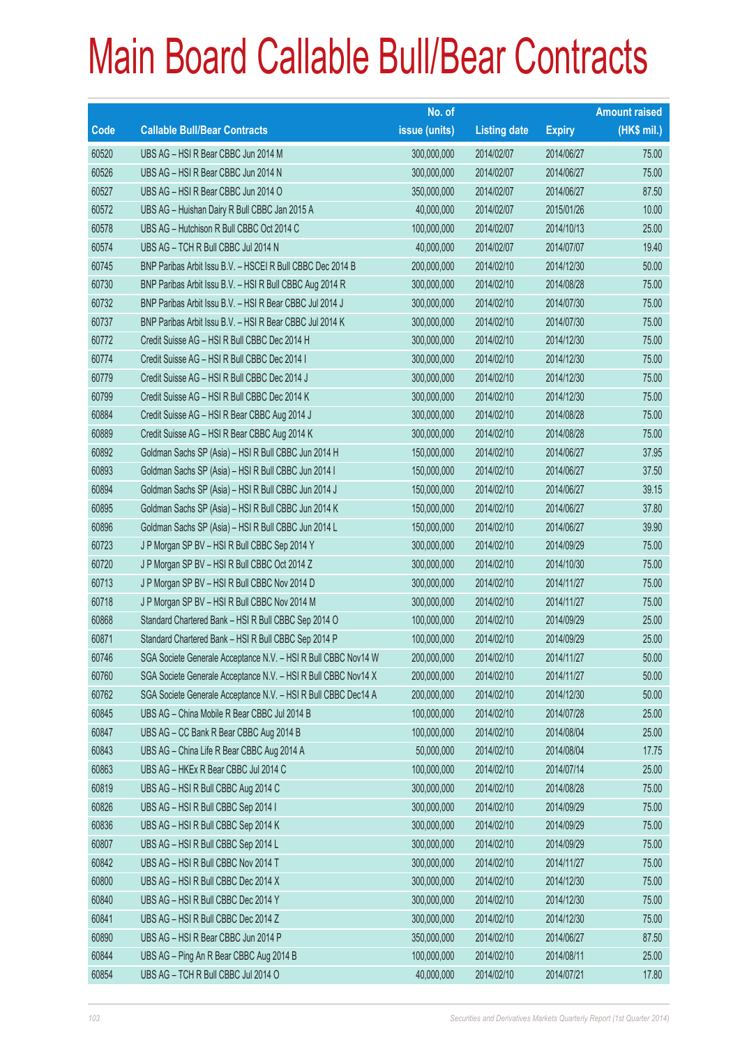# Main Board Callable Bull/Bear Contracts

| Code | Callable Bull/Bear Contracts | No. of issue (units) | Listing date | Expiry | Amount raised (HK$ mil.) |
|---|---|---|---|---|---|
| 60520 | UBS AG – HSI R Bear CBBC Jun 2014 M | 300,000,000 | 2014/02/07 | 2014/06/27 | 75.00 |
| 60526 | UBS AG – HSI R Bear CBBC Jun 2014 N | 300,000,000 | 2014/02/07 | 2014/06/27 | 75.00 |
| 60527 | UBS AG – HSI R Bear CBBC Jun 2014 O | 350,000,000 | 2014/02/07 | 2014/06/27 | 87.50 |
| 60572 | UBS AG – Huishan Dairy R Bull CBBC Jan 2015 A | 40,000,000 | 2014/02/07 | 2015/01/26 | 10.00 |
| 60578 | UBS AG – Hutchison R Bull CBBC Oct 2014 C | 100,000,000 | 2014/02/07 | 2014/10/13 | 25.00 |
| 60574 | UBS AG – TCH R Bull CBBC Jul 2014 N | 40,000,000 | 2014/02/07 | 2014/07/07 | 19.40 |
| 60745 | BNP Paribas Arbit Issu B.V. – HSCEI R Bull CBBC Dec 2014 B | 200,000,000 | 2014/02/10 | 2014/12/30 | 50.00 |
| 60730 | BNP Paribas Arbit Issu B.V. – HSI R Bull CBBC Aug 2014 R | 300,000,000 | 2014/02/10 | 2014/08/28 | 75.00 |
| 60732 | BNP Paribas Arbit Issu B.V. – HSI R Bear CBBC Jul 2014 J | 300,000,000 | 2014/02/10 | 2014/07/30 | 75.00 |
| 60737 | BNP Paribas Arbit Issu B.V. – HSI R Bear CBBC Jul 2014 K | 300,000,000 | 2014/02/10 | 2014/07/30 | 75.00 |
| 60772 | Credit Suisse AG – HSI R Bull CBBC Dec 2014 H | 300,000,000 | 2014/02/10 | 2014/12/30 | 75.00 |
| 60774 | Credit Suisse AG – HSI R Bull CBBC Dec 2014 I | 300,000,000 | 2014/02/10 | 2014/12/30 | 75.00 |
| 60779 | Credit Suisse AG – HSI R Bull CBBC Dec 2014 J | 300,000,000 | 2014/02/10 | 2014/12/30 | 75.00 |
| 60799 | Credit Suisse AG – HSI R Bull CBBC Dec 2014 K | 300,000,000 | 2014/02/10 | 2014/12/30 | 75.00 |
| 60884 | Credit Suisse AG – HSI R Bear CBBC Aug 2014 J | 300,000,000 | 2014/02/10 | 2014/08/28 | 75.00 |
| 60889 | Credit Suisse AG – HSI R Bear CBBC Aug 2014 K | 300,000,000 | 2014/02/10 | 2014/08/28 | 75.00 |
| 60892 | Goldman Sachs SP (Asia) – HSI R Bull CBBC Jun 2014 H | 150,000,000 | 2014/02/10 | 2014/06/27 | 37.95 |
| 60893 | Goldman Sachs SP (Asia) – HSI R Bull CBBC Jun 2014 I | 150,000,000 | 2014/02/10 | 2014/06/27 | 37.50 |
| 60894 | Goldman Sachs SP (Asia) – HSI R Bull CBBC Jun 2014 J | 150,000,000 | 2014/02/10 | 2014/06/27 | 39.15 |
| 60895 | Goldman Sachs SP (Asia) – HSI R Bull CBBC Jun 2014 K | 150,000,000 | 2014/02/10 | 2014/06/27 | 37.80 |
| 60896 | Goldman Sachs SP (Asia) – HSI R Bull CBBC Jun 2014 L | 150,000,000 | 2014/02/10 | 2014/06/27 | 39.90 |
| 60723 | J P Morgan SP BV – HSI R Bull CBBC Sep 2014 Y | 300,000,000 | 2014/02/10 | 2014/09/29 | 75.00 |
| 60720 | J P Morgan SP BV – HSI R Bull CBBC Oct 2014 Z | 300,000,000 | 2014/02/10 | 2014/10/30 | 75.00 |
| 60713 | J P Morgan SP BV – HSI R Bull CBBC Nov 2014 D | 300,000,000 | 2014/02/10 | 2014/11/27 | 75.00 |
| 60718 | J P Morgan SP BV – HSI R Bull CBBC Nov 2014 M | 300,000,000 | 2014/02/10 | 2014/11/27 | 75.00 |
| 60868 | Standard Chartered Bank – HSI R Bull CBBC Sep 2014 O | 100,000,000 | 2014/02/10 | 2014/09/29 | 25.00 |
| 60871 | Standard Chartered Bank – HSI R Bull CBBC Sep 2014 P | 100,000,000 | 2014/02/10 | 2014/09/29 | 25.00 |
| 60746 | SGA Societe Generale Acceptance N.V. – HSI R Bull CBBC Nov14 W | 200,000,000 | 2014/02/10 | 2014/11/27 | 50.00 |
| 60760 | SGA Societe Generale Acceptance N.V. – HSI R Bull CBBC Nov14 X | 200,000,000 | 2014/02/10 | 2014/11/27 | 50.00 |
| 60762 | SGA Societe Generale Acceptance N.V. – HSI R Bull CBBC Dec14 A | 200,000,000 | 2014/02/10 | 2014/12/30 | 50.00 |
| 60845 | UBS AG – China Mobile R Bear CBBC Jul 2014 B | 100,000,000 | 2014/02/10 | 2014/07/28 | 25.00 |
| 60847 | UBS AG – CC Bank R Bear CBBC Aug 2014 B | 100,000,000 | 2014/02/10 | 2014/08/04 | 25.00 |
| 60843 | UBS AG – China Life R Bear CBBC Aug 2014 A | 50,000,000 | 2014/02/10 | 2014/08/04 | 17.75 |
| 60863 | UBS AG – HKEx R Bear CBBC Jul 2014 C | 100,000,000 | 2014/02/10 | 2014/07/14 | 25.00 |
| 60819 | UBS AG – HSI R Bull CBBC Aug 2014 C | 300,000,000 | 2014/02/10 | 2014/08/28 | 75.00 |
| 60826 | UBS AG – HSI R Bull CBBC Sep 2014 I | 300,000,000 | 2014/02/10 | 2014/09/29 | 75.00 |
| 60836 | UBS AG – HSI R Bull CBBC Sep 2014 K | 300,000,000 | 2014/02/10 | 2014/09/29 | 75.00 |
| 60807 | UBS AG – HSI R Bull CBBC Sep 2014 L | 300,000,000 | 2014/02/10 | 2014/09/29 | 75.00 |
| 60842 | UBS AG – HSI R Bull CBBC Nov 2014 T | 300,000,000 | 2014/02/10 | 2014/11/27 | 75.00 |
| 60800 | UBS AG – HSI R Bull CBBC Dec 2014 X | 300,000,000 | 2014/02/10 | 2014/12/30 | 75.00 |
| 60840 | UBS AG – HSI R Bull CBBC Dec 2014 Y | 300,000,000 | 2014/02/10 | 2014/12/30 | 75.00 |
| 60841 | UBS AG – HSI R Bull CBBC Dec 2014 Z | 300,000,000 | 2014/02/10 | 2014/12/30 | 75.00 |
| 60890 | UBS AG – HSI R Bear CBBC Jun 2014 P | 350,000,000 | 2014/02/10 | 2014/06/27 | 87.50 |
| 60844 | UBS AG – Ping An R Bear CBBC Aug 2014 B | 100,000,000 | 2014/02/10 | 2014/08/11 | 25.00 |
| 60854 | UBS AG – TCH R Bull CBBC Jul 2014 O | 40,000,000 | 2014/02/10 | 2014/07/21 | 17.80 |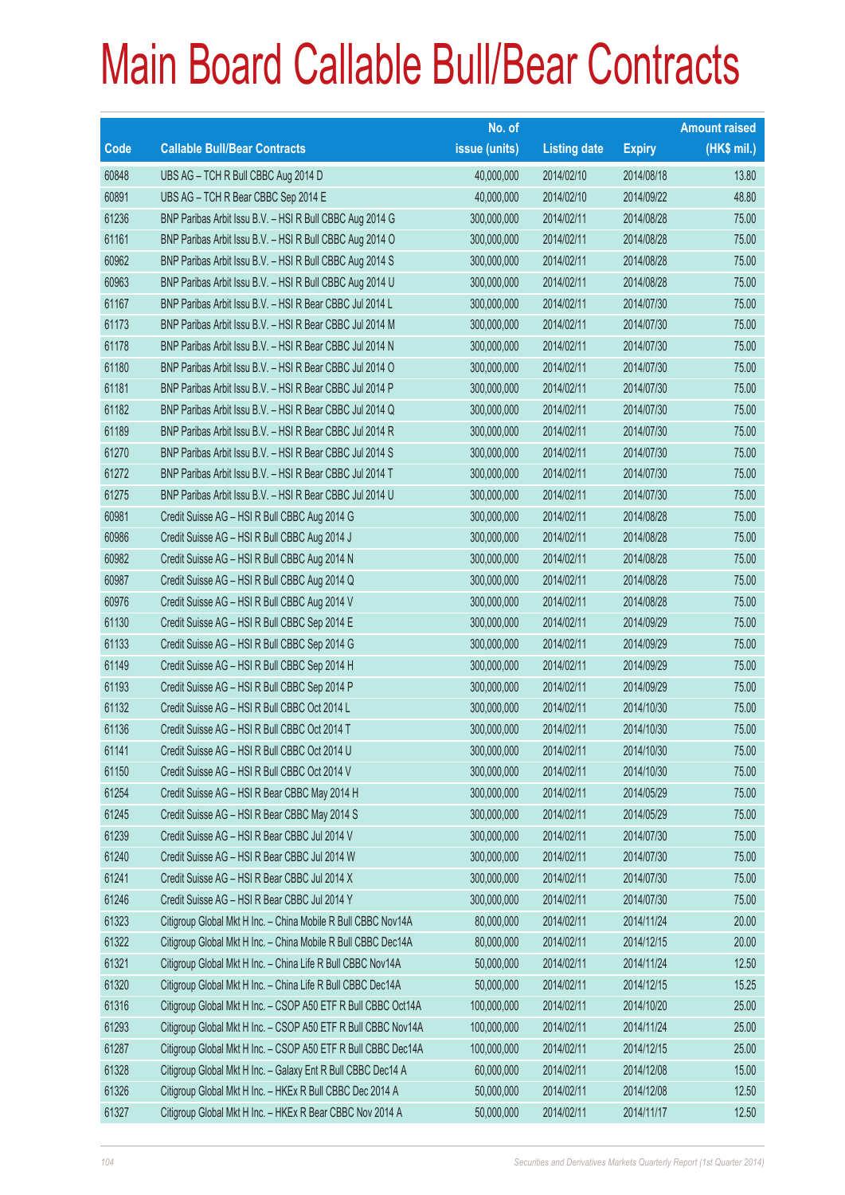# Main Board Callable Bull/Bear Contracts

| Code | Callable Bull/Bear Contracts | No. of issue (units) | Listing date | Expiry | Amount raised (HK$ mil.) |
|---|---|---|---|---|---|
| 60848 | UBS AG – TCH R Bull CBBC Aug 2014 D | 40,000,000 | 2014/02/10 | 2014/08/18 | 13.80 |
| 60891 | UBS AG – TCH R Bear CBBC Sep 2014 E | 40,000,000 | 2014/02/10 | 2014/09/22 | 48.80 |
| 61236 | BNP Paribas Arbit Issu B.V. – HSI R Bull CBBC Aug 2014 G | 300,000,000 | 2014/02/11 | 2014/08/28 | 75.00 |
| 61161 | BNP Paribas Arbit Issu B.V. – HSI R Bull CBBC Aug 2014 O | 300,000,000 | 2014/02/11 | 2014/08/28 | 75.00 |
| 60962 | BNP Paribas Arbit Issu B.V. – HSI R Bull CBBC Aug 2014 S | 300,000,000 | 2014/02/11 | 2014/08/28 | 75.00 |
| 60963 | BNP Paribas Arbit Issu B.V. – HSI R Bull CBBC Aug 2014 U | 300,000,000 | 2014/02/11 | 2014/08/28 | 75.00 |
| 61167 | BNP Paribas Arbit Issu B.V. – HSI R Bear CBBC Jul 2014 L | 300,000,000 | 2014/02/11 | 2014/07/30 | 75.00 |
| 61173 | BNP Paribas Arbit Issu B.V. – HSI R Bear CBBC Jul 2014 M | 300,000,000 | 2014/02/11 | 2014/07/30 | 75.00 |
| 61178 | BNP Paribas Arbit Issu B.V. – HSI R Bear CBBC Jul 2014 N | 300,000,000 | 2014/02/11 | 2014/07/30 | 75.00 |
| 61180 | BNP Paribas Arbit Issu B.V. – HSI R Bear CBBC Jul 2014 O | 300,000,000 | 2014/02/11 | 2014/07/30 | 75.00 |
| 61181 | BNP Paribas Arbit Issu B.V. – HSI R Bear CBBC Jul 2014 P | 300,000,000 | 2014/02/11 | 2014/07/30 | 75.00 |
| 61182 | BNP Paribas Arbit Issu B.V. – HSI R Bear CBBC Jul 2014 Q | 300,000,000 | 2014/02/11 | 2014/07/30 | 75.00 |
| 61189 | BNP Paribas Arbit Issu B.V. – HSI R Bear CBBC Jul 2014 R | 300,000,000 | 2014/02/11 | 2014/07/30 | 75.00 |
| 61270 | BNP Paribas Arbit Issu B.V. – HSI R Bear CBBC Jul 2014 S | 300,000,000 | 2014/02/11 | 2014/07/30 | 75.00 |
| 61272 | BNP Paribas Arbit Issu B.V. – HSI R Bear CBBC Jul 2014 T | 300,000,000 | 2014/02/11 | 2014/07/30 | 75.00 |
| 61275 | BNP Paribas Arbit Issu B.V. – HSI R Bear CBBC Jul 2014 U | 300,000,000 | 2014/02/11 | 2014/07/30 | 75.00 |
| 60981 | Credit Suisse AG – HSI R Bull CBBC Aug 2014 G | 300,000,000 | 2014/02/11 | 2014/08/28 | 75.00 |
| 60986 | Credit Suisse AG – HSI R Bull CBBC Aug 2014 J | 300,000,000 | 2014/02/11 | 2014/08/28 | 75.00 |
| 60982 | Credit Suisse AG – HSI R Bull CBBC Aug 2014 N | 300,000,000 | 2014/02/11 | 2014/08/28 | 75.00 |
| 60987 | Credit Suisse AG – HSI R Bull CBBC Aug 2014 Q | 300,000,000 | 2014/02/11 | 2014/08/28 | 75.00 |
| 60976 | Credit Suisse AG – HSI R Bull CBBC Aug 2014 V | 300,000,000 | 2014/02/11 | 2014/08/28 | 75.00 |
| 61130 | Credit Suisse AG – HSI R Bull CBBC Sep 2014 E | 300,000,000 | 2014/02/11 | 2014/09/29 | 75.00 |
| 61133 | Credit Suisse AG – HSI R Bull CBBC Sep 2014 G | 300,000,000 | 2014/02/11 | 2014/09/29 | 75.00 |
| 61149 | Credit Suisse AG – HSI R Bull CBBC Sep 2014 H | 300,000,000 | 2014/02/11 | 2014/09/29 | 75.00 |
| 61193 | Credit Suisse AG – HSI R Bull CBBC Sep 2014 P | 300,000,000 | 2014/02/11 | 2014/09/29 | 75.00 |
| 61132 | Credit Suisse AG – HSI R Bull CBBC Oct 2014 L | 300,000,000 | 2014/02/11 | 2014/10/30 | 75.00 |
| 61136 | Credit Suisse AG – HSI R Bull CBBC Oct 2014 T | 300,000,000 | 2014/02/11 | 2014/10/30 | 75.00 |
| 61141 | Credit Suisse AG – HSI R Bull CBBC Oct 2014 U | 300,000,000 | 2014/02/11 | 2014/10/30 | 75.00 |
| 61150 | Credit Suisse AG – HSI R Bull CBBC Oct 2014 V | 300,000,000 | 2014/02/11 | 2014/10/30 | 75.00 |
| 61254 | Credit Suisse AG – HSI R Bear CBBC May 2014 H | 300,000,000 | 2014/02/11 | 2014/05/29 | 75.00 |
| 61245 | Credit Suisse AG – HSI R Bear CBBC May 2014 S | 300,000,000 | 2014/02/11 | 2014/05/29 | 75.00 |
| 61239 | Credit Suisse AG – HSI R Bear CBBC Jul 2014 V | 300,000,000 | 2014/02/11 | 2014/07/30 | 75.00 |
| 61240 | Credit Suisse AG – HSI R Bear CBBC Jul 2014 W | 300,000,000 | 2014/02/11 | 2014/07/30 | 75.00 |
| 61241 | Credit Suisse AG – HSI R Bear CBBC Jul 2014 X | 300,000,000 | 2014/02/11 | 2014/07/30 | 75.00 |
| 61246 | Credit Suisse AG – HSI R Bear CBBC Jul 2014 Y | 300,000,000 | 2014/02/11 | 2014/07/30 | 75.00 |
| 61323 | Citigroup Global Mkt H Inc. – China Mobile R Bull CBBC Nov14A | 80,000,000 | 2014/02/11 | 2014/11/24 | 20.00 |
| 61322 | Citigroup Global Mkt H Inc. – China Mobile R Bull CBBC Dec14A | 80,000,000 | 2014/02/11 | 2014/12/15 | 20.00 |
| 61321 | Citigroup Global Mkt H Inc. – China Life R Bull CBBC Nov14A | 50,000,000 | 2014/02/11 | 2014/11/24 | 12.50 |
| 61320 | Citigroup Global Mkt H Inc. – China Life R Bull CBBC Dec14A | 50,000,000 | 2014/02/11 | 2014/12/15 | 15.25 |
| 61316 | Citigroup Global Mkt H Inc. – CSOP A50 ETF R Bull CBBC Oct14A | 100,000,000 | 2014/02/11 | 2014/10/20 | 25.00 |
| 61293 | Citigroup Global Mkt H Inc. – CSOP A50 ETF R Bull CBBC Nov14A | 100,000,000 | 2014/02/11 | 2014/11/24 | 25.00 |
| 61287 | Citigroup Global Mkt H Inc. – CSOP A50 ETF R Bull CBBC Dec14A | 100,000,000 | 2014/02/11 | 2014/12/15 | 25.00 |
| 61328 | Citigroup Global Mkt H Inc. – Galaxy Ent R Bull CBBC Dec14 A | 60,000,000 | 2014/02/11 | 2014/12/08 | 15.00 |
| 61326 | Citigroup Global Mkt H Inc. – HKEx R Bull CBBC Dec 2014 A | 50,000,000 | 2014/02/11 | 2014/12/08 | 12.50 |
| 61327 | Citigroup Global Mkt H Inc. – HKEx R Bear CBBC Nov 2014 A | 50,000,000 | 2014/02/11 | 2014/11/17 | 12.50 |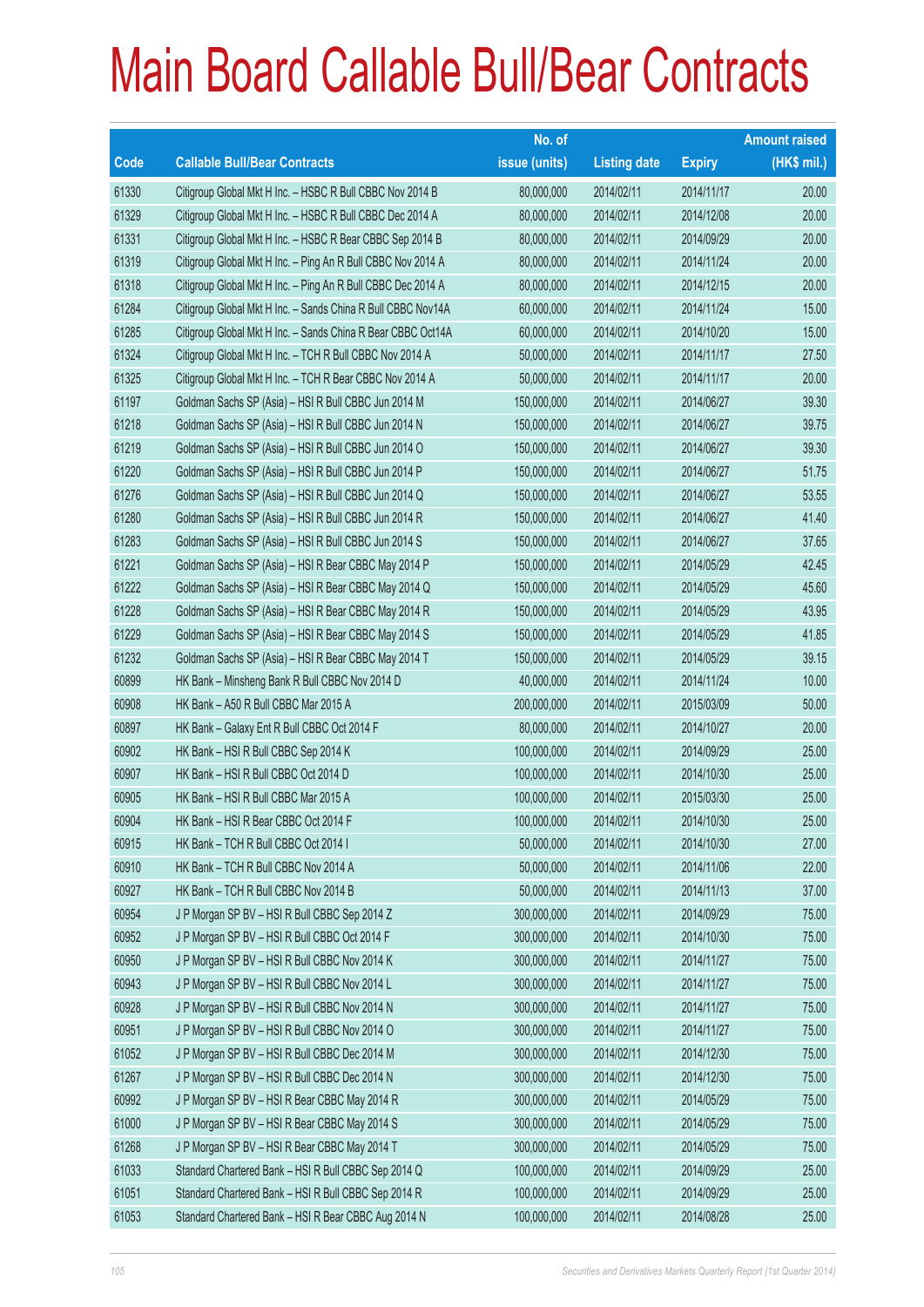# Main Board Callable Bull/Bear Contracts

| Code | Callable Bull/Bear Contracts | No. of issue (units) | Listing date | Expiry | Amount raised (HK$ mil.) |
|---|---|---|---|---|---|
| 61330 | Citigroup Global Mkt H Inc. – HSBC R Bull CBBC Nov 2014 B | 80,000,000 | 2014/02/11 | 2014/11/17 | 20.00 |
| 61329 | Citigroup Global Mkt H Inc. – HSBC R Bull CBBC Dec 2014 A | 80,000,000 | 2014/02/11 | 2014/12/08 | 20.00 |
| 61331 | Citigroup Global Mkt H Inc. – HSBC R Bear CBBC Sep 2014 B | 80,000,000 | 2014/02/11 | 2014/09/29 | 20.00 |
| 61319 | Citigroup Global Mkt H Inc. – Ping An R Bull CBBC Nov 2014 A | 80,000,000 | 2014/02/11 | 2014/11/24 | 20.00 |
| 61318 | Citigroup Global Mkt H Inc. – Ping An R Bull CBBC Dec 2014 A | 80,000,000 | 2014/02/11 | 2014/12/15 | 20.00 |
| 61284 | Citigroup Global Mkt H Inc. – Sands China R Bull CBBC Nov14A | 60,000,000 | 2014/02/11 | 2014/11/24 | 15.00 |
| 61285 | Citigroup Global Mkt H Inc. – Sands China R Bear CBBC Oct14A | 60,000,000 | 2014/02/11 | 2014/10/20 | 15.00 |
| 61324 | Citigroup Global Mkt H Inc. – TCH R Bull CBBC Nov 2014 A | 50,000,000 | 2014/02/11 | 2014/11/17 | 27.50 |
| 61325 | Citigroup Global Mkt H Inc. – TCH R Bear CBBC Nov 2014 A | 50,000,000 | 2014/02/11 | 2014/11/17 | 20.00 |
| 61197 | Goldman Sachs SP (Asia) – HSI R Bull CBBC Jun 2014 M | 150,000,000 | 2014/02/11 | 2014/06/27 | 39.30 |
| 61218 | Goldman Sachs SP (Asia) – HSI R Bull CBBC Jun 2014 N | 150,000,000 | 2014/02/11 | 2014/06/27 | 39.75 |
| 61219 | Goldman Sachs SP (Asia) – HSI R Bull CBBC Jun 2014 O | 150,000,000 | 2014/02/11 | 2014/06/27 | 39.30 |
| 61220 | Goldman Sachs SP (Asia) – HSI R Bull CBBC Jun 2014 P | 150,000,000 | 2014/02/11 | 2014/06/27 | 51.75 |
| 61276 | Goldman Sachs SP (Asia) – HSI R Bull CBBC Jun 2014 Q | 150,000,000 | 2014/02/11 | 2014/06/27 | 53.55 |
| 61280 | Goldman Sachs SP (Asia) – HSI R Bull CBBC Jun 2014 R | 150,000,000 | 2014/02/11 | 2014/06/27 | 41.40 |
| 61283 | Goldman Sachs SP (Asia) – HSI R Bull CBBC Jun 2014 S | 150,000,000 | 2014/02/11 | 2014/06/27 | 37.65 |
| 61221 | Goldman Sachs SP (Asia) – HSI R Bear CBBC May 2014 P | 150,000,000 | 2014/02/11 | 2014/05/29 | 42.45 |
| 61222 | Goldman Sachs SP (Asia) – HSI R Bear CBBC May 2014 Q | 150,000,000 | 2014/02/11 | 2014/05/29 | 45.60 |
| 61228 | Goldman Sachs SP (Asia) – HSI R Bear CBBC May 2014 R | 150,000,000 | 2014/02/11 | 2014/05/29 | 43.95 |
| 61229 | Goldman Sachs SP (Asia) – HSI R Bear CBBC May 2014 S | 150,000,000 | 2014/02/11 | 2014/05/29 | 41.85 |
| 61232 | Goldman Sachs SP (Asia) – HSI R Bear CBBC May 2014 T | 150,000,000 | 2014/02/11 | 2014/05/29 | 39.15 |
| 60899 | HK Bank – Minsheng Bank R Bull CBBC Nov 2014 D | 40,000,000 | 2014/02/11 | 2014/11/24 | 10.00 |
| 60908 | HK Bank – A50 R Bull CBBC Mar 2015 A | 200,000,000 | 2014/02/11 | 2015/03/09 | 50.00 |
| 60897 | HK Bank – Galaxy Ent R Bull CBBC Oct 2014 F | 80,000,000 | 2014/02/11 | 2014/10/27 | 20.00 |
| 60902 | HK Bank – HSI R Bull CBBC Sep 2014 K | 100,000,000 | 2014/02/11 | 2014/09/29 | 25.00 |
| 60907 | HK Bank – HSI R Bull CBBC Oct 2014 D | 100,000,000 | 2014/02/11 | 2014/10/30 | 25.00 |
| 60905 | HK Bank – HSI R Bull CBBC Mar 2015 A | 100,000,000 | 2014/02/11 | 2015/03/30 | 25.00 |
| 60904 | HK Bank – HSI R Bear CBBC Oct 2014 F | 100,000,000 | 2014/02/11 | 2014/10/30 | 25.00 |
| 60915 | HK Bank – TCH R Bull CBBC Oct 2014 I | 50,000,000 | 2014/02/11 | 2014/10/30 | 27.00 |
| 60910 | HK Bank – TCH R Bull CBBC Nov 2014 A | 50,000,000 | 2014/02/11 | 2014/11/06 | 22.00 |
| 60927 | HK Bank – TCH R Bull CBBC Nov 2014 B | 50,000,000 | 2014/02/11 | 2014/11/13 | 37.00 |
| 60954 | J P Morgan SP BV – HSI R Bull CBBC Sep 2014 Z | 300,000,000 | 2014/02/11 | 2014/09/29 | 75.00 |
| 60952 | J P Morgan SP BV – HSI R Bull CBBC Oct 2014 F | 300,000,000 | 2014/02/11 | 2014/10/30 | 75.00 |
| 60950 | J P Morgan SP BV – HSI R Bull CBBC Nov 2014 K | 300,000,000 | 2014/02/11 | 2014/11/27 | 75.00 |
| 60943 | J P Morgan SP BV – HSI R Bull CBBC Nov 2014 L | 300,000,000 | 2014/02/11 | 2014/11/27 | 75.00 |
| 60928 | J P Morgan SP BV – HSI R Bull CBBC Nov 2014 N | 300,000,000 | 2014/02/11 | 2014/11/27 | 75.00 |
| 60951 | J P Morgan SP BV – HSI R Bull CBBC Nov 2014 O | 300,000,000 | 2014/02/11 | 2014/11/27 | 75.00 |
| 61052 | J P Morgan SP BV – HSI R Bull CBBC Dec 2014 M | 300,000,000 | 2014/02/11 | 2014/12/30 | 75.00 |
| 61267 | J P Morgan SP BV – HSI R Bull CBBC Dec 2014 N | 300,000,000 | 2014/02/11 | 2014/12/30 | 75.00 |
| 60992 | J P Morgan SP BV – HSI R Bear CBBC May 2014 R | 300,000,000 | 2014/02/11 | 2014/05/29 | 75.00 |
| 61000 | J P Morgan SP BV – HSI R Bear CBBC May 2014 S | 300,000,000 | 2014/02/11 | 2014/05/29 | 75.00 |
| 61268 | J P Morgan SP BV – HSI R Bear CBBC May 2014 T | 300,000,000 | 2014/02/11 | 2014/05/29 | 75.00 |
| 61033 | Standard Chartered Bank – HSI R Bull CBBC Sep 2014 Q | 100,000,000 | 2014/02/11 | 2014/09/29 | 25.00 |
| 61051 | Standard Chartered Bank – HSI R Bull CBBC Sep 2014 R | 100,000,000 | 2014/02/11 | 2014/09/29 | 25.00 |
| 61053 | Standard Chartered Bank – HSI R Bear CBBC Aug 2014 N | 100,000,000 | 2014/02/11 | 2014/08/28 | 25.00 |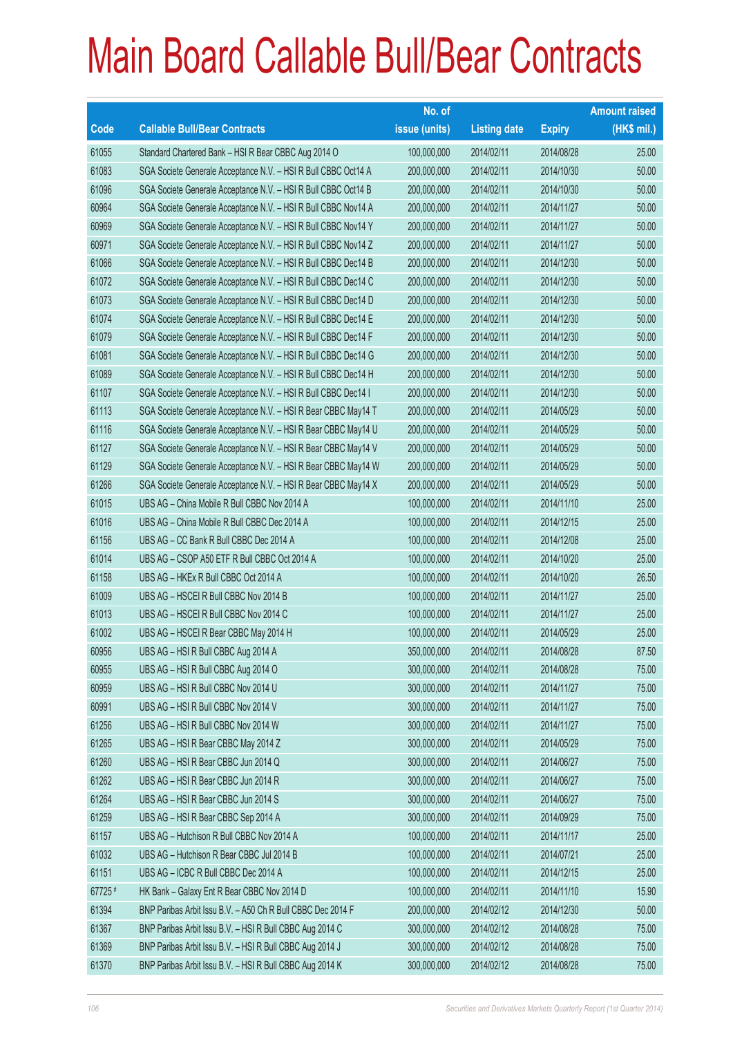# Main Board Callable Bull/Bear Contracts

| Code | Callable Bull/Bear Contracts | No. of issue (units) | Listing date | Expiry | Amount raised (HK$ mil.) |
|---|---|---|---|---|---|
| 61055 | Standard Chartered Bank – HSI R Bear CBBC Aug 2014 O | 100,000,000 | 2014/02/11 | 2014/08/28 | 25.00 |
| 61083 | SGA Societe Generale Acceptance N.V. – HSI R Bull CBBC Oct14 A | 200,000,000 | 2014/02/11 | 2014/10/30 | 50.00 |
| 61096 | SGA Societe Generale Acceptance N.V. – HSI R Bull CBBC Oct14 B | 200,000,000 | 2014/02/11 | 2014/10/30 | 50.00 |
| 60964 | SGA Societe Generale Acceptance N.V. – HSI R Bull CBBC Nov14 A | 200,000,000 | 2014/02/11 | 2014/11/27 | 50.00 |
| 60969 | SGA Societe Generale Acceptance N.V. – HSI R Bull CBBC Nov14 Y | 200,000,000 | 2014/02/11 | 2014/11/27 | 50.00 |
| 60971 | SGA Societe Generale Acceptance N.V. – HSI R Bull CBBC Nov14 Z | 200,000,000 | 2014/02/11 | 2014/11/27 | 50.00 |
| 61066 | SGA Societe Generale Acceptance N.V. – HSI R Bull CBBC Dec14 B | 200,000,000 | 2014/02/11 | 2014/12/30 | 50.00 |
| 61072 | SGA Societe Generale Acceptance N.V. – HSI R Bull CBBC Dec14 C | 200,000,000 | 2014/02/11 | 2014/12/30 | 50.00 |
| 61073 | SGA Societe Generale Acceptance N.V. – HSI R Bull CBBC Dec14 D | 200,000,000 | 2014/02/11 | 2014/12/30 | 50.00 |
| 61074 | SGA Societe Generale Acceptance N.V. – HSI R Bull CBBC Dec14 E | 200,000,000 | 2014/02/11 | 2014/12/30 | 50.00 |
| 61079 | SGA Societe Generale Acceptance N.V. – HSI R Bull CBBC Dec14 F | 200,000,000 | 2014/02/11 | 2014/12/30 | 50.00 |
| 61081 | SGA Societe Generale Acceptance N.V. – HSI R Bull CBBC Dec14 G | 200,000,000 | 2014/02/11 | 2014/12/30 | 50.00 |
| 61089 | SGA Societe Generale Acceptance N.V. – HSI R Bull CBBC Dec14 H | 200,000,000 | 2014/02/11 | 2014/12/30 | 50.00 |
| 61107 | SGA Societe Generale Acceptance N.V. – HSI R Bull CBBC Dec14 I | 200,000,000 | 2014/02/11 | 2014/12/30 | 50.00 |
| 61113 | SGA Societe Generale Acceptance N.V. – HSI R Bear CBBC May14 T | 200,000,000 | 2014/02/11 | 2014/05/29 | 50.00 |
| 61116 | SGA Societe Generale Acceptance N.V. – HSI R Bear CBBC May14 U | 200,000,000 | 2014/02/11 | 2014/05/29 | 50.00 |
| 61127 | SGA Societe Generale Acceptance N.V. – HSI R Bear CBBC May14 V | 200,000,000 | 2014/02/11 | 2014/05/29 | 50.00 |
| 61129 | SGA Societe Generale Acceptance N.V. – HSI R Bear CBBC May14 W | 200,000,000 | 2014/02/11 | 2014/05/29 | 50.00 |
| 61266 | SGA Societe Generale Acceptance N.V. – HSI R Bear CBBC May14 X | 200,000,000 | 2014/02/11 | 2014/05/29 | 50.00 |
| 61015 | UBS AG – China Mobile R Bull CBBC Nov 2014 A | 100,000,000 | 2014/02/11 | 2014/11/10 | 25.00 |
| 61016 | UBS AG – China Mobile R Bull CBBC Dec 2014 A | 100,000,000 | 2014/02/11 | 2014/12/15 | 25.00 |
| 61156 | UBS AG – CC Bank R Bull CBBC Dec 2014 A | 100,000,000 | 2014/02/11 | 2014/12/08 | 25.00 |
| 61014 | UBS AG – CSOP A50 ETF R Bull CBBC Oct 2014 A | 100,000,000 | 2014/02/11 | 2014/10/20 | 25.00 |
| 61158 | UBS AG – HKEx R Bull CBBC Oct 2014 A | 100,000,000 | 2014/02/11 | 2014/10/20 | 26.50 |
| 61009 | UBS AG – HSCEI R Bull CBBC Nov 2014 B | 100,000,000 | 2014/02/11 | 2014/11/27 | 25.00 |
| 61013 | UBS AG – HSCEI R Bull CBBC Nov 2014 C | 100,000,000 | 2014/02/11 | 2014/11/27 | 25.00 |
| 61002 | UBS AG – HSCEI R Bear CBBC May 2014 H | 100,000,000 | 2014/02/11 | 2014/05/29 | 25.00 |
| 60956 | UBS AG – HSI R Bull CBBC Aug 2014 A | 350,000,000 | 2014/02/11 | 2014/08/28 | 87.50 |
| 60955 | UBS AG – HSI R Bull CBBC Aug 2014 O | 300,000,000 | 2014/02/11 | 2014/08/28 | 75.00 |
| 60959 | UBS AG – HSI R Bull CBBC Nov 2014 U | 300,000,000 | 2014/02/11 | 2014/11/27 | 75.00 |
| 60991 | UBS AG – HSI R Bull CBBC Nov 2014 V | 300,000,000 | 2014/02/11 | 2014/11/27 | 75.00 |
| 61256 | UBS AG – HSI R Bull CBBC Nov 2014 W | 300,000,000 | 2014/02/11 | 2014/11/27 | 75.00 |
| 61265 | UBS AG – HSI R Bear CBBC May 2014 Z | 300,000,000 | 2014/02/11 | 2014/05/29 | 75.00 |
| 61260 | UBS AG – HSI R Bear CBBC Jun 2014 Q | 300,000,000 | 2014/02/11 | 2014/06/27 | 75.00 |
| 61262 | UBS AG – HSI R Bear CBBC Jun 2014 R | 300,000,000 | 2014/02/11 | 2014/06/27 | 75.00 |
| 61264 | UBS AG – HSI R Bear CBBC Jun 2014 S | 300,000,000 | 2014/02/11 | 2014/06/27 | 75.00 |
| 61259 | UBS AG – HSI R Bear CBBC Sep 2014 A | 300,000,000 | 2014/02/11 | 2014/09/29 | 75.00 |
| 61157 | UBS AG – Hutchison R Bull CBBC Nov 2014 A | 100,000,000 | 2014/02/11 | 2014/11/17 | 25.00 |
| 61032 | UBS AG – Hutchison R Bear CBBC Jul 2014 B | 100,000,000 | 2014/02/11 | 2014/07/21 | 25.00 |
| 61151 | UBS AG – ICBC R Bull CBBC Dec 2014 A | 100,000,000 | 2014/02/11 | 2014/12/15 | 25.00 |
| 67725 # | HK Bank – Galaxy Ent R Bear CBBC Nov 2014 D | 100,000,000 | 2014/02/11 | 2014/11/10 | 15.90 |
| 61394 | BNP Paribas Arbit Issu B.V. – A50 Ch R Bull CBBC Dec 2014 F | 200,000,000 | 2014/02/12 | 2014/12/30 | 50.00 |
| 61367 | BNP Paribas Arbit Issu B.V. – HSI R Bull CBBC Aug 2014 C | 300,000,000 | 2014/02/12 | 2014/08/28 | 75.00 |
| 61369 | BNP Paribas Arbit Issu B.V. – HSI R Bull CBBC Aug 2014 J | 300,000,000 | 2014/02/12 | 2014/08/28 | 75.00 |
| 61370 | BNP Paribas Arbit Issu B.V. – HSI R Bull CBBC Aug 2014 K | 300,000,000 | 2014/02/12 | 2014/08/28 | 75.00 |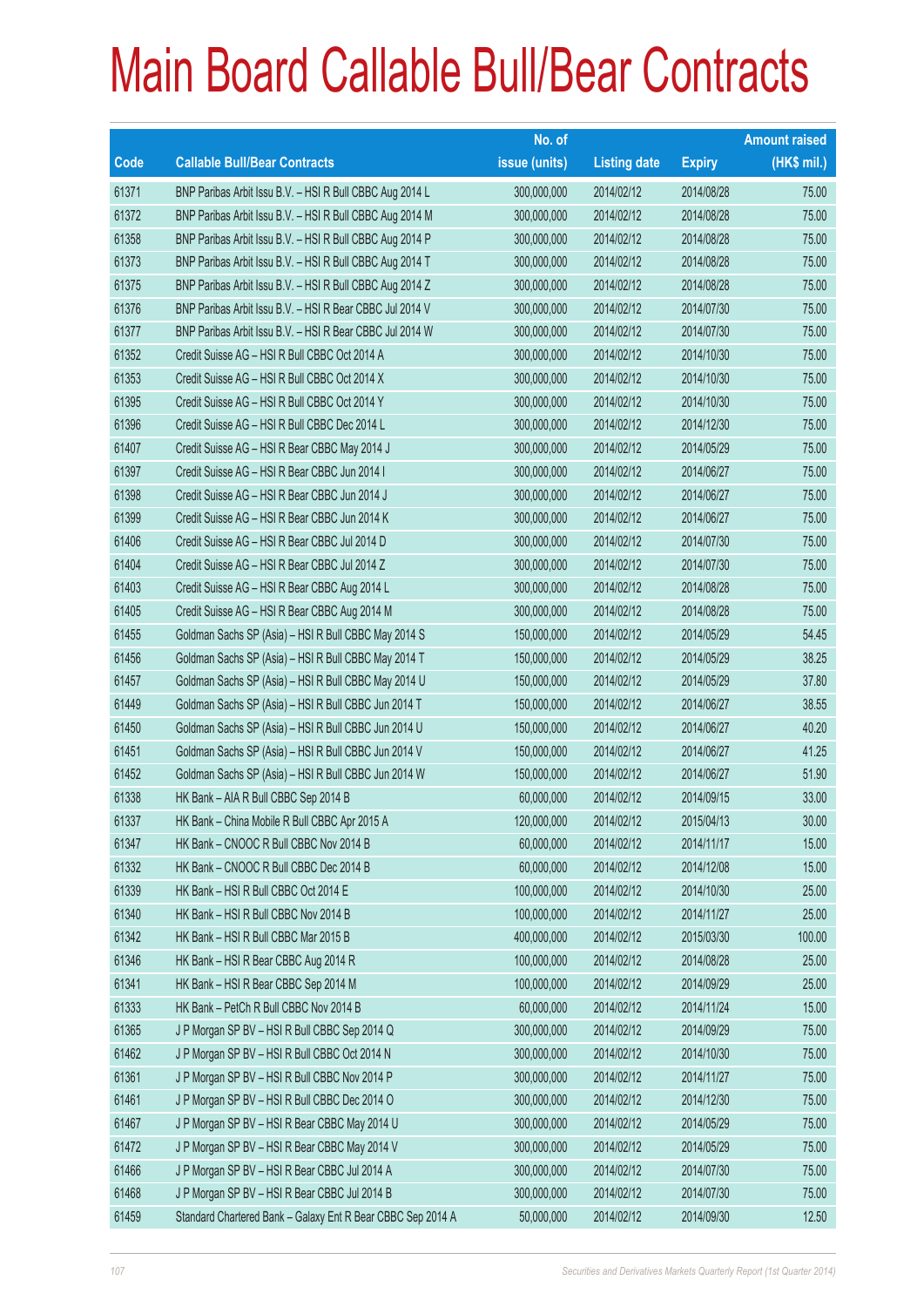# Main Board Callable Bull/Bear Contracts

| Code | Callable Bull/Bear Contracts | No. of issue (units) | Listing date | Expiry | Amount raised (HK$ mil.) |
|---|---|---|---|---|---|
| 61371 | BNP Paribas Arbit Issu B.V. – HSI R Bull CBBC Aug 2014 L | 300,000,000 | 2014/02/12 | 2014/08/28 | 75.00 |
| 61372 | BNP Paribas Arbit Issu B.V. – HSI R Bull CBBC Aug 2014 M | 300,000,000 | 2014/02/12 | 2014/08/28 | 75.00 |
| 61358 | BNP Paribas Arbit Issu B.V. – HSI R Bull CBBC Aug 2014 P | 300,000,000 | 2014/02/12 | 2014/08/28 | 75.00 |
| 61373 | BNP Paribas Arbit Issu B.V. – HSI R Bull CBBC Aug 2014 T | 300,000,000 | 2014/02/12 | 2014/08/28 | 75.00 |
| 61375 | BNP Paribas Arbit Issu B.V. – HSI R Bull CBBC Aug 2014 Z | 300,000,000 | 2014/02/12 | 2014/08/28 | 75.00 |
| 61376 | BNP Paribas Arbit Issu B.V. – HSI R Bear CBBC Jul 2014 V | 300,000,000 | 2014/02/12 | 2014/07/30 | 75.00 |
| 61377 | BNP Paribas Arbit Issu B.V. – HSI R Bear CBBC Jul 2014 W | 300,000,000 | 2014/02/12 | 2014/07/30 | 75.00 |
| 61352 | Credit Suisse AG – HSI R Bull CBBC Oct 2014 A | 300,000,000 | 2014/02/12 | 2014/10/30 | 75.00 |
| 61353 | Credit Suisse AG – HSI R Bull CBBC Oct 2014 X | 300,000,000 | 2014/02/12 | 2014/10/30 | 75.00 |
| 61395 | Credit Suisse AG – HSI R Bull CBBC Oct 2014 Y | 300,000,000 | 2014/02/12 | 2014/10/30 | 75.00 |
| 61396 | Credit Suisse AG – HSI R Bull CBBC Dec 2014 L | 300,000,000 | 2014/02/12 | 2014/12/30 | 75.00 |
| 61407 | Credit Suisse AG – HSI R Bear CBBC May 2014 J | 300,000,000 | 2014/02/12 | 2014/05/29 | 75.00 |
| 61397 | Credit Suisse AG – HSI R Bear CBBC Jun 2014 I | 300,000,000 | 2014/02/12 | 2014/06/27 | 75.00 |
| 61398 | Credit Suisse AG – HSI R Bear CBBC Jun 2014 J | 300,000,000 | 2014/02/12 | 2014/06/27 | 75.00 |
| 61399 | Credit Suisse AG – HSI R Bear CBBC Jun 2014 K | 300,000,000 | 2014/02/12 | 2014/06/27 | 75.00 |
| 61406 | Credit Suisse AG – HSI R Bear CBBC Jul 2014 D | 300,000,000 | 2014/02/12 | 2014/07/30 | 75.00 |
| 61404 | Credit Suisse AG – HSI R Bear CBBC Jul 2014 Z | 300,000,000 | 2014/02/12 | 2014/07/30 | 75.00 |
| 61403 | Credit Suisse AG – HSI R Bear CBBC Aug 2014 L | 300,000,000 | 2014/02/12 | 2014/08/28 | 75.00 |
| 61405 | Credit Suisse AG – HSI R Bear CBBC Aug 2014 M | 300,000,000 | 2014/02/12 | 2014/08/28 | 75.00 |
| 61455 | Goldman Sachs SP (Asia) – HSI R Bull CBBC May 2014 S | 150,000,000 | 2014/02/12 | 2014/05/29 | 54.45 |
| 61456 | Goldman Sachs SP (Asia) – HSI R Bull CBBC May 2014 T | 150,000,000 | 2014/02/12 | 2014/05/29 | 38.25 |
| 61457 | Goldman Sachs SP (Asia) – HSI R Bull CBBC May 2014 U | 150,000,000 | 2014/02/12 | 2014/05/29 | 37.80 |
| 61449 | Goldman Sachs SP (Asia) – HSI R Bull CBBC Jun 2014 T | 150,000,000 | 2014/02/12 | 2014/06/27 | 38.55 |
| 61450 | Goldman Sachs SP (Asia) – HSI R Bull CBBC Jun 2014 U | 150,000,000 | 2014/02/12 | 2014/06/27 | 40.20 |
| 61451 | Goldman Sachs SP (Asia) – HSI R Bull CBBC Jun 2014 V | 150,000,000 | 2014/02/12 | 2014/06/27 | 41.25 |
| 61452 | Goldman Sachs SP (Asia) – HSI R Bull CBBC Jun 2014 W | 150,000,000 | 2014/02/12 | 2014/06/27 | 51.90 |
| 61338 | HK Bank – AIA R Bull CBBC Sep 2014 B | 60,000,000 | 2014/02/12 | 2014/09/15 | 33.00 |
| 61337 | HK Bank – China Mobile R Bull CBBC Apr 2015 A | 120,000,000 | 2014/02/12 | 2015/04/13 | 30.00 |
| 61347 | HK Bank – CNOOC R Bull CBBC Nov 2014 B | 60,000,000 | 2014/02/12 | 2014/11/17 | 15.00 |
| 61332 | HK Bank – CNOOC R Bull CBBC Dec 2014 B | 60,000,000 | 2014/02/12 | 2014/12/08 | 15.00 |
| 61339 | HK Bank – HSI R Bull CBBC Oct 2014 E | 100,000,000 | 2014/02/12 | 2014/10/30 | 25.00 |
| 61340 | HK Bank – HSI R Bull CBBC Nov 2014 B | 100,000,000 | 2014/02/12 | 2014/11/27 | 25.00 |
| 61342 | HK Bank – HSI R Bull CBBC Mar 2015 B | 400,000,000 | 2014/02/12 | 2015/03/30 | 100.00 |
| 61346 | HK Bank – HSI R Bear CBBC Aug 2014 R | 100,000,000 | 2014/02/12 | 2014/08/28 | 25.00 |
| 61341 | HK Bank – HSI R Bear CBBC Sep 2014 M | 100,000,000 | 2014/02/12 | 2014/09/29 | 25.00 |
| 61333 | HK Bank – PetCh R Bull CBBC Nov 2014 B | 60,000,000 | 2014/02/12 | 2014/11/24 | 15.00 |
| 61365 | J P Morgan SP BV – HSI R Bull CBBC Sep 2014 Q | 300,000,000 | 2014/02/12 | 2014/09/29 | 75.00 |
| 61462 | J P Morgan SP BV – HSI R Bull CBBC Oct 2014 N | 300,000,000 | 2014/02/12 | 2014/10/30 | 75.00 |
| 61361 | J P Morgan SP BV – HSI R Bull CBBC Nov 2014 P | 300,000,000 | 2014/02/12 | 2014/11/27 | 75.00 |
| 61461 | J P Morgan SP BV – HSI R Bull CBBC Dec 2014 O | 300,000,000 | 2014/02/12 | 2014/12/30 | 75.00 |
| 61467 | J P Morgan SP BV – HSI R Bear CBBC May 2014 U | 300,000,000 | 2014/02/12 | 2014/05/29 | 75.00 |
| 61472 | J P Morgan SP BV – HSI R Bear CBBC May 2014 V | 300,000,000 | 2014/02/12 | 2014/05/29 | 75.00 |
| 61466 | J P Morgan SP BV – HSI R Bear CBBC Jul 2014 A | 300,000,000 | 2014/02/12 | 2014/07/30 | 75.00 |
| 61468 | J P Morgan SP BV – HSI R Bear CBBC Jul 2014 B | 300,000,000 | 2014/02/12 | 2014/07/30 | 75.00 |
| 61459 | Standard Chartered Bank – Galaxy Ent R Bear CBBC Sep 2014 A | 50,000,000 | 2014/02/12 | 2014/09/30 | 12.50 |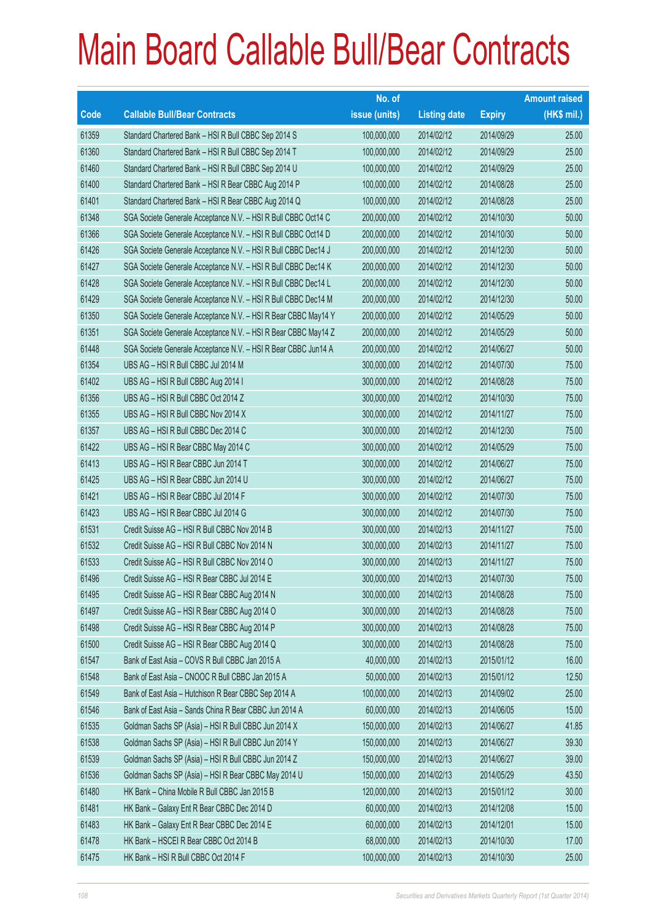# Main Board Callable Bull/Bear Contracts

| Code | Callable Bull/Bear Contracts | No. of issue (units) | Listing date | Expiry | Amount raised (HK$ mil.) |
|---|---|---|---|---|---|
| 61359 | Standard Chartered Bank – HSI R Bull CBBC Sep 2014 S | 100,000,000 | 2014/02/12 | 2014/09/29 | 25.00 |
| 61360 | Standard Chartered Bank – HSI R Bull CBBC Sep 2014 T | 100,000,000 | 2014/02/12 | 2014/09/29 | 25.00 |
| 61460 | Standard Chartered Bank – HSI R Bull CBBC Sep 2014 U | 100,000,000 | 2014/02/12 | 2014/09/29 | 25.00 |
| 61400 | Standard Chartered Bank – HSI R Bear CBBC Aug 2014 P | 100,000,000 | 2014/02/12 | 2014/08/28 | 25.00 |
| 61401 | Standard Chartered Bank – HSI R Bear CBBC Aug 2014 Q | 100,000,000 | 2014/02/12 | 2014/08/28 | 25.00 |
| 61348 | SGA Societe Generale Acceptance N.V. – HSI R Bull CBBC Oct14 C | 200,000,000 | 2014/02/12 | 2014/10/30 | 50.00 |
| 61366 | SGA Societe Generale Acceptance N.V. – HSI R Bull CBBC Oct14 D | 200,000,000 | 2014/02/12 | 2014/10/30 | 50.00 |
| 61426 | SGA Societe Generale Acceptance N.V. – HSI R Bull CBBC Dec14 J | 200,000,000 | 2014/02/12 | 2014/12/30 | 50.00 |
| 61427 | SGA Societe Generale Acceptance N.V. – HSI R Bull CBBC Dec14 K | 200,000,000 | 2014/02/12 | 2014/12/30 | 50.00 |
| 61428 | SGA Societe Generale Acceptance N.V. – HSI R Bull CBBC Dec14 L | 200,000,000 | 2014/02/12 | 2014/12/30 | 50.00 |
| 61429 | SGA Societe Generale Acceptance N.V. – HSI R Bull CBBC Dec14 M | 200,000,000 | 2014/02/12 | 2014/12/30 | 50.00 |
| 61350 | SGA Societe Generale Acceptance N.V. – HSI R Bear CBBC May14 Y | 200,000,000 | 2014/02/12 | 2014/05/29 | 50.00 |
| 61351 | SGA Societe Generale Acceptance N.V. – HSI R Bear CBBC May14 Z | 200,000,000 | 2014/02/12 | 2014/05/29 | 50.00 |
| 61448 | SGA Societe Generale Acceptance N.V. – HSI R Bear CBBC Jun14 A | 200,000,000 | 2014/02/12 | 2014/06/27 | 50.00 |
| 61354 | UBS AG – HSI R Bull CBBC Jul 2014 M | 300,000,000 | 2014/02/12 | 2014/07/30 | 75.00 |
| 61402 | UBS AG – HSI R Bull CBBC Aug 2014 I | 300,000,000 | 2014/02/12 | 2014/08/28 | 75.00 |
| 61356 | UBS AG – HSI R Bull CBBC Oct 2014 Z | 300,000,000 | 2014/02/12 | 2014/10/30 | 75.00 |
| 61355 | UBS AG – HSI R Bull CBBC Nov 2014 X | 300,000,000 | 2014/02/12 | 2014/11/27 | 75.00 |
| 61357 | UBS AG – HSI R Bull CBBC Dec 2014 C | 300,000,000 | 2014/02/12 | 2014/12/30 | 75.00 |
| 61422 | UBS AG – HSI R Bear CBBC May 2014 C | 300,000,000 | 2014/02/12 | 2014/05/29 | 75.00 |
| 61413 | UBS AG – HSI R Bear CBBC Jun 2014 T | 300,000,000 | 2014/02/12 | 2014/06/27 | 75.00 |
| 61425 | UBS AG – HSI R Bear CBBC Jun 2014 U | 300,000,000 | 2014/02/12 | 2014/06/27 | 75.00 |
| 61421 | UBS AG – HSI R Bear CBBC Jul 2014 F | 300,000,000 | 2014/02/12 | 2014/07/30 | 75.00 |
| 61423 | UBS AG – HSI R Bear CBBC Jul 2014 G | 300,000,000 | 2014/02/12 | 2014/07/30 | 75.00 |
| 61531 | Credit Suisse AG – HSI R Bull CBBC Nov 2014 B | 300,000,000 | 2014/02/13 | 2014/11/27 | 75.00 |
| 61532 | Credit Suisse AG – HSI R Bull CBBC Nov 2014 N | 300,000,000 | 2014/02/13 | 2014/11/27 | 75.00 |
| 61533 | Credit Suisse AG – HSI R Bull CBBC Nov 2014 O | 300,000,000 | 2014/02/13 | 2014/11/27 | 75.00 |
| 61496 | Credit Suisse AG – HSI R Bear CBBC Jul 2014 E | 300,000,000 | 2014/02/13 | 2014/07/30 | 75.00 |
| 61495 | Credit Suisse AG – HSI R Bear CBBC Aug 2014 N | 300,000,000 | 2014/02/13 | 2014/08/28 | 75.00 |
| 61497 | Credit Suisse AG – HSI R Bear CBBC Aug 2014 O | 300,000,000 | 2014/02/13 | 2014/08/28 | 75.00 |
| 61498 | Credit Suisse AG – HSI R Bear CBBC Aug 2014 P | 300,000,000 | 2014/02/13 | 2014/08/28 | 75.00 |
| 61500 | Credit Suisse AG – HSI R Bear CBBC Aug 2014 Q | 300,000,000 | 2014/02/13 | 2014/08/28 | 75.00 |
| 61547 | Bank of East Asia – COVS R Bull CBBC Jan 2015 A | 40,000,000 | 2014/02/13 | 2015/01/12 | 16.00 |
| 61548 | Bank of East Asia – CNOOC R Bull CBBC Jan 2015 A | 50,000,000 | 2014/02/13 | 2015/01/12 | 12.50 |
| 61549 | Bank of East Asia – Hutchison R Bear CBBC Sep 2014 A | 100,000,000 | 2014/02/13 | 2014/09/02 | 25.00 |
| 61546 | Bank of East Asia – Sands China R Bear CBBC Jun 2014 A | 60,000,000 | 2014/02/13 | 2014/06/05 | 15.00 |
| 61535 | Goldman Sachs SP (Asia) – HSI R Bull CBBC Jun 2014 X | 150,000,000 | 2014/02/13 | 2014/06/27 | 41.85 |
| 61538 | Goldman Sachs SP (Asia) – HSI R Bull CBBC Jun 2014 Y | 150,000,000 | 2014/02/13 | 2014/06/27 | 39.30 |
| 61539 | Goldman Sachs SP (Asia) – HSI R Bull CBBC Jun 2014 Z | 150,000,000 | 2014/02/13 | 2014/06/27 | 39.00 |
| 61536 | Goldman Sachs SP (Asia) – HSI R Bear CBBC May 2014 U | 150,000,000 | 2014/02/13 | 2014/05/29 | 43.50 |
| 61480 | HK Bank – China Mobile R Bull CBBC Jan 2015 B | 120,000,000 | 2014/02/13 | 2015/01/12 | 30.00 |
| 61481 | HK Bank – Galaxy Ent R Bear CBBC Dec 2014 D | 60,000,000 | 2014/02/13 | 2014/12/08 | 15.00 |
| 61483 | HK Bank – Galaxy Ent R Bear CBBC Dec 2014 E | 60,000,000 | 2014/02/13 | 2014/12/01 | 15.00 |
| 61478 | HK Bank – HSCEI R Bear CBBC Oct 2014 B | 68,000,000 | 2014/02/13 | 2014/10/30 | 17.00 |
| 61475 | HK Bank – HSI R Bull CBBC Oct 2014 F | 100,000,000 | 2014/02/13 | 2014/10/30 | 25.00 |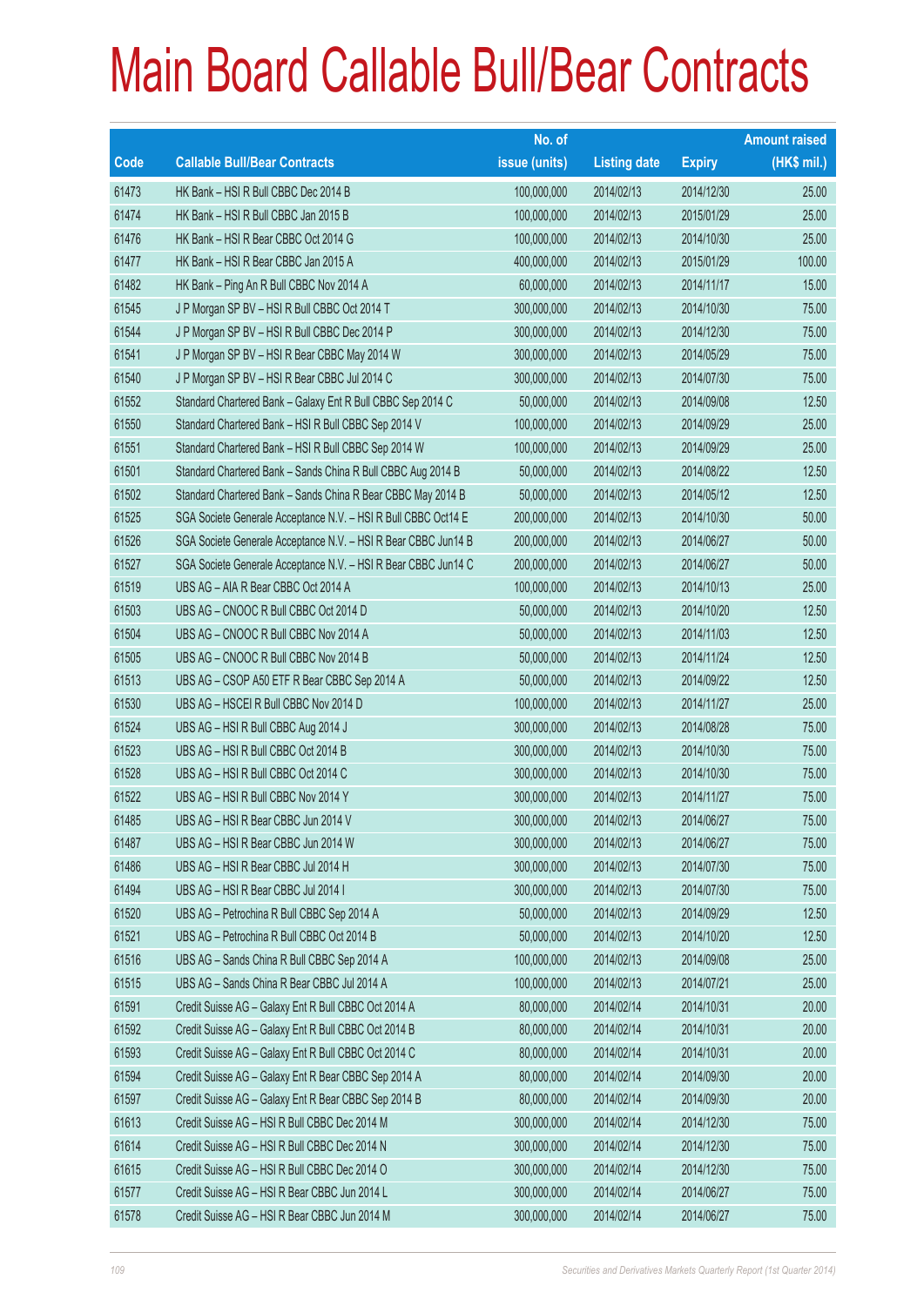# Main Board Callable Bull/Bear Contracts

| Code | Callable Bull/Bear Contracts | No. of issue (units) | Listing date | Expiry | Amount raised (HK$ mil.) |
|---|---|---|---|---|---|
| 61473 | HK Bank – HSI R Bull CBBC Dec 2014 B | 100,000,000 | 2014/02/13 | 2014/12/30 | 25.00 |
| 61474 | HK Bank – HSI R Bull CBBC Jan 2015 B | 100,000,000 | 2014/02/13 | 2015/01/29 | 25.00 |
| 61476 | HK Bank – HSI R Bear CBBC Oct 2014 G | 100,000,000 | 2014/02/13 | 2014/10/30 | 25.00 |
| 61477 | HK Bank – HSI R Bear CBBC Jan 2015 A | 400,000,000 | 2014/02/13 | 2015/01/29 | 100.00 |
| 61482 | HK Bank – Ping An R Bull CBBC Nov 2014 A | 60,000,000 | 2014/02/13 | 2014/11/17 | 15.00 |
| 61545 | J P Morgan SP BV – HSI R Bull CBBC Oct 2014 T | 300,000,000 | 2014/02/13 | 2014/10/30 | 75.00 |
| 61544 | J P Morgan SP BV – HSI R Bull CBBC Dec 2014 P | 300,000,000 | 2014/02/13 | 2014/12/30 | 75.00 |
| 61541 | J P Morgan SP BV – HSI R Bear CBBC May 2014 W | 300,000,000 | 2014/02/13 | 2014/05/29 | 75.00 |
| 61540 | J P Morgan SP BV – HSI R Bear CBBC Jul 2014 C | 300,000,000 | 2014/02/13 | 2014/07/30 | 75.00 |
| 61552 | Standard Chartered Bank – Galaxy Ent R Bull CBBC Sep 2014 C | 50,000,000 | 2014/02/13 | 2014/09/08 | 12.50 |
| 61550 | Standard Chartered Bank – HSI R Bull CBBC Sep 2014 V | 100,000,000 | 2014/02/13 | 2014/09/29 | 25.00 |
| 61551 | Standard Chartered Bank – HSI R Bull CBBC Sep 2014 W | 100,000,000 | 2014/02/13 | 2014/09/29 | 25.00 |
| 61501 | Standard Chartered Bank – Sands China R Bull CBBC Aug 2014 B | 50,000,000 | 2014/02/13 | 2014/08/22 | 12.50 |
| 61502 | Standard Chartered Bank – Sands China R Bear CBBC May 2014 B | 50,000,000 | 2014/02/13 | 2014/05/12 | 12.50 |
| 61525 | SGA Societe Generale Acceptance N.V. – HSI R Bull CBBC Oct14 E | 200,000,000 | 2014/02/13 | 2014/10/30 | 50.00 |
| 61526 | SGA Societe Generale Acceptance N.V. – HSI R Bear CBBC Jun14 B | 200,000,000 | 2014/02/13 | 2014/06/27 | 50.00 |
| 61527 | SGA Societe Generale Acceptance N.V. – HSI R Bear CBBC Jun14 C | 200,000,000 | 2014/02/13 | 2014/06/27 | 50.00 |
| 61519 | UBS AG – AIA R Bear CBBC Oct 2014 A | 100,000,000 | 2014/02/13 | 2014/10/13 | 25.00 |
| 61503 | UBS AG – CNOOC R Bull CBBC Oct 2014 D | 50,000,000 | 2014/02/13 | 2014/10/20 | 12.50 |
| 61504 | UBS AG – CNOOC R Bull CBBC Nov 2014 A | 50,000,000 | 2014/02/13 | 2014/11/03 | 12.50 |
| 61505 | UBS AG – CNOOC R Bull CBBC Nov 2014 B | 50,000,000 | 2014/02/13 | 2014/11/24 | 12.50 |
| 61513 | UBS AG – CSOP A50 ETF R Bear CBBC Sep 2014 A | 50,000,000 | 2014/02/13 | 2014/09/22 | 12.50 |
| 61530 | UBS AG – HSCEI R Bull CBBC Nov 2014 D | 100,000,000 | 2014/02/13 | 2014/11/27 | 25.00 |
| 61524 | UBS AG – HSI R Bull CBBC Aug 2014 J | 300,000,000 | 2014/02/13 | 2014/08/28 | 75.00 |
| 61523 | UBS AG – HSI R Bull CBBC Oct 2014 B | 300,000,000 | 2014/02/13 | 2014/10/30 | 75.00 |
| 61528 | UBS AG – HSI R Bull CBBC Oct 2014 C | 300,000,000 | 2014/02/13 | 2014/10/30 | 75.00 |
| 61522 | UBS AG – HSI R Bull CBBC Nov 2014 Y | 300,000,000 | 2014/02/13 | 2014/11/27 | 75.00 |
| 61485 | UBS AG – HSI R Bear CBBC Jun 2014 V | 300,000,000 | 2014/02/13 | 2014/06/27 | 75.00 |
| 61487 | UBS AG – HSI R Bear CBBC Jun 2014 W | 300,000,000 | 2014/02/13 | 2014/06/27 | 75.00 |
| 61486 | UBS AG – HSI R Bear CBBC Jul 2014 H | 300,000,000 | 2014/02/13 | 2014/07/30 | 75.00 |
| 61494 | UBS AG – HSI R Bear CBBC Jul 2014 I | 300,000,000 | 2014/02/13 | 2014/07/30 | 75.00 |
| 61520 | UBS AG – Petrochina R Bull CBBC Sep 2014 A | 50,000,000 | 2014/02/13 | 2014/09/29 | 12.50 |
| 61521 | UBS AG – Petrochina R Bull CBBC Oct 2014 B | 50,000,000 | 2014/02/13 | 2014/10/20 | 12.50 |
| 61516 | UBS AG – Sands China R Bull CBBC Sep 2014 A | 100,000,000 | 2014/02/13 | 2014/09/08 | 25.00 |
| 61515 | UBS AG – Sands China R Bear CBBC Jul 2014 A | 100,000,000 | 2014/02/13 | 2014/07/21 | 25.00 |
| 61591 | Credit Suisse AG – Galaxy Ent R Bull CBBC Oct 2014 A | 80,000,000 | 2014/02/14 | 2014/10/31 | 20.00 |
| 61592 | Credit Suisse AG – Galaxy Ent R Bull CBBC Oct 2014 B | 80,000,000 | 2014/02/14 | 2014/10/31 | 20.00 |
| 61593 | Credit Suisse AG – Galaxy Ent R Bull CBBC Oct 2014 C | 80,000,000 | 2014/02/14 | 2014/10/31 | 20.00 |
| 61594 | Credit Suisse AG – Galaxy Ent R Bear CBBC Sep 2014 A | 80,000,000 | 2014/02/14 | 2014/09/30 | 20.00 |
| 61597 | Credit Suisse AG – Galaxy Ent R Bear CBBC Sep 2014 B | 80,000,000 | 2014/02/14 | 2014/09/30 | 20.00 |
| 61613 | Credit Suisse AG – HSI R Bull CBBC Dec 2014 M | 300,000,000 | 2014/02/14 | 2014/12/30 | 75.00 |
| 61614 | Credit Suisse AG – HSI R Bull CBBC Dec 2014 N | 300,000,000 | 2014/02/14 | 2014/12/30 | 75.00 |
| 61615 | Credit Suisse AG – HSI R Bull CBBC Dec 2014 O | 300,000,000 | 2014/02/14 | 2014/12/30 | 75.00 |
| 61577 | Credit Suisse AG – HSI R Bear CBBC Jun 2014 L | 300,000,000 | 2014/02/14 | 2014/06/27 | 75.00 |
| 61578 | Credit Suisse AG – HSI R Bear CBBC Jun 2014 M | 300,000,000 | 2014/02/14 | 2014/06/27 | 75.00 |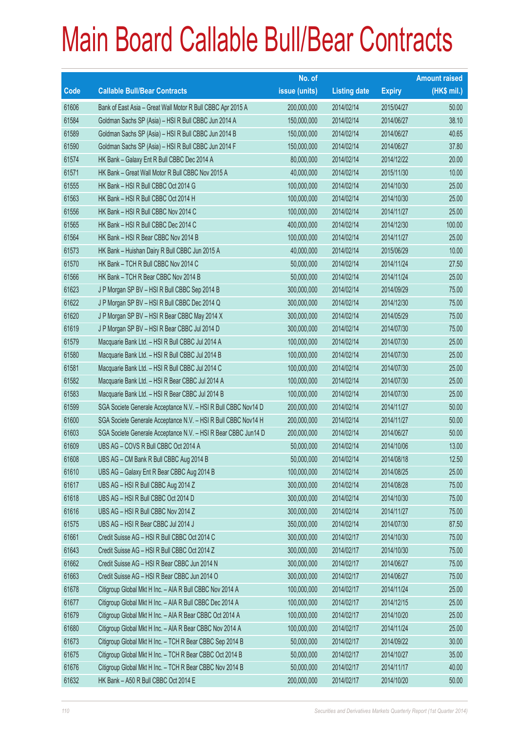# Main Board Callable Bull/Bear Contracts

| Code | Callable Bull/Bear Contracts | No. of issue (units) | Listing date | Expiry | Amount raised (HK$ mil.) |
|---|---|---|---|---|---|
| 61606 | Bank of East Asia – Great Wall Motor R Bull CBBC Apr 2015 A | 200,000,000 | 2014/02/14 | 2015/04/27 | 50.00 |
| 61584 | Goldman Sachs SP (Asia) – HSI R Bull CBBC Jun 2014 A | 150,000,000 | 2014/02/14 | 2014/06/27 | 38.10 |
| 61589 | Goldman Sachs SP (Asia) – HSI R Bull CBBC Jun 2014 B | 150,000,000 | 2014/02/14 | 2014/06/27 | 40.65 |
| 61590 | Goldman Sachs SP (Asia) – HSI R Bull CBBC Jun 2014 F | 150,000,000 | 2014/02/14 | 2014/06/27 | 37.80 |
| 61574 | HK Bank – Galaxy Ent R Bull CBBC Dec 2014 A | 80,000,000 | 2014/02/14 | 2014/12/22 | 20.00 |
| 61571 | HK Bank – Great Wall Motor R Bull CBBC Nov 2015 A | 40,000,000 | 2014/02/14 | 2015/11/30 | 10.00 |
| 61555 | HK Bank – HSI R Bull CBBC Oct 2014 G | 100,000,000 | 2014/02/14 | 2014/10/30 | 25.00 |
| 61563 | HK Bank – HSI R Bull CBBC Oct 2014 H | 100,000,000 | 2014/02/14 | 2014/10/30 | 25.00 |
| 61556 | HK Bank – HSI R Bull CBBC Nov 2014 C | 100,000,000 | 2014/02/14 | 2014/11/27 | 25.00 |
| 61565 | HK Bank – HSI R Bull CBBC Dec 2014 C | 400,000,000 | 2014/02/14 | 2014/12/30 | 100.00 |
| 61564 | HK Bank – HSI R Bear CBBC Nov 2014 B | 100,000,000 | 2014/02/14 | 2014/11/27 | 25.00 |
| 61573 | HK Bank – Huishan Dairy R Bull CBBC Jun 2015 A | 40,000,000 | 2014/02/14 | 2015/06/29 | 10.00 |
| 61570 | HK Bank – TCH R Bull CBBC Nov 2014 C | 50,000,000 | 2014/02/14 | 2014/11/24 | 27.50 |
| 61566 | HK Bank – TCH R Bear CBBC Nov 2014 B | 50,000,000 | 2014/02/14 | 2014/11/24 | 25.00 |
| 61623 | J P Morgan SP BV – HSI R Bull CBBC Sep 2014 B | 300,000,000 | 2014/02/14 | 2014/09/29 | 75.00 |
| 61622 | J P Morgan SP BV – HSI R Bull CBBC Dec 2014 Q | 300,000,000 | 2014/02/14 | 2014/12/30 | 75.00 |
| 61620 | J P Morgan SP BV – HSI R Bear CBBC May 2014 X | 300,000,000 | 2014/02/14 | 2014/05/29 | 75.00 |
| 61619 | J P Morgan SP BV – HSI R Bear CBBC Jul 2014 D | 300,000,000 | 2014/02/14 | 2014/07/30 | 75.00 |
| 61579 | Macquarie Bank Ltd. – HSI R Bull CBBC Jul 2014 A | 100,000,000 | 2014/02/14 | 2014/07/30 | 25.00 |
| 61580 | Macquarie Bank Ltd. – HSI R Bull CBBC Jul 2014 B | 100,000,000 | 2014/02/14 | 2014/07/30 | 25.00 |
| 61581 | Macquarie Bank Ltd. – HSI R Bull CBBC Jul 2014 C | 100,000,000 | 2014/02/14 | 2014/07/30 | 25.00 |
| 61582 | Macquarie Bank Ltd. – HSI R Bear CBBC Jul 2014 A | 100,000,000 | 2014/02/14 | 2014/07/30 | 25.00 |
| 61583 | Macquarie Bank Ltd. – HSI R Bear CBBC Jul 2014 B | 100,000,000 | 2014/02/14 | 2014/07/30 | 25.00 |
| 61599 | SGA Societe Generale Acceptance N.V. – HSI R Bull CBBC Nov14 D | 200,000,000 | 2014/02/14 | 2014/11/27 | 50.00 |
| 61600 | SGA Societe Generale Acceptance N.V. – HSI R Bull CBBC Nov14 H | 200,000,000 | 2014/02/14 | 2014/11/27 | 50.00 |
| 61603 | SGA Societe Generale Acceptance N.V. – HSI R Bear CBBC Jun14 D | 200,000,000 | 2014/02/14 | 2014/06/27 | 50.00 |
| 61609 | UBS AG – COVS R Bull CBBC Oct 2014 A | 50,000,000 | 2014/02/14 | 2014/10/06 | 13.00 |
| 61608 | UBS AG – CM Bank R Bull CBBC Aug 2014 B | 50,000,000 | 2014/02/14 | 2014/08/18 | 12.50 |
| 61610 | UBS AG – Galaxy Ent R Bear CBBC Aug 2014 B | 100,000,000 | 2014/02/14 | 2014/08/25 | 25.00 |
| 61617 | UBS AG – HSI R Bull CBBC Aug 2014 Z | 300,000,000 | 2014/02/14 | 2014/08/28 | 75.00 |
| 61618 | UBS AG – HSI R Bull CBBC Oct 2014 D | 300,000,000 | 2014/02/14 | 2014/10/30 | 75.00 |
| 61616 | UBS AG – HSI R Bull CBBC Nov 2014 Z | 300,000,000 | 2014/02/14 | 2014/11/27 | 75.00 |
| 61575 | UBS AG – HSI R Bear CBBC Jul 2014 J | 350,000,000 | 2014/02/14 | 2014/07/30 | 87.50 |
| 61661 | Credit Suisse AG – HSI R Bull CBBC Oct 2014 C | 300,000,000 | 2014/02/17 | 2014/10/30 | 75.00 |
| 61643 | Credit Suisse AG – HSI R Bull CBBC Oct 2014 Z | 300,000,000 | 2014/02/17 | 2014/10/30 | 75.00 |
| 61662 | Credit Suisse AG – HSI R Bear CBBC Jun 2014 N | 300,000,000 | 2014/02/17 | 2014/06/27 | 75.00 |
| 61663 | Credit Suisse AG – HSI R Bear CBBC Jun 2014 O | 300,000,000 | 2014/02/17 | 2014/06/27 | 75.00 |
| 61678 | Citigroup Global Mkt H Inc. – AIA R Bull CBBC Nov 2014 A | 100,000,000 | 2014/02/17 | 2014/11/24 | 25.00 |
| 61677 | Citigroup Global Mkt H Inc. – AIA R Bull CBBC Dec 2014 A | 100,000,000 | 2014/02/17 | 2014/12/15 | 25.00 |
| 61679 | Citigroup Global Mkt H Inc. – AIA R Bear CBBC Oct 2014 A | 100,000,000 | 2014/02/17 | 2014/10/20 | 25.00 |
| 61680 | Citigroup Global Mkt H Inc. – AIA R Bear CBBC Nov 2014 A | 100,000,000 | 2014/02/17 | 2014/11/24 | 25.00 |
| 61673 | Citigroup Global Mkt H Inc. – TCH R Bear CBBC Sep 2014 B | 50,000,000 | 2014/02/17 | 2014/09/22 | 30.00 |
| 61675 | Citigroup Global Mkt H Inc. – TCH R Bear CBBC Oct 2014 B | 50,000,000 | 2014/02/17 | 2014/10/27 | 35.00 |
| 61676 | Citigroup Global Mkt H Inc. – TCH R Bear CBBC Nov 2014 B | 50,000,000 | 2014/02/17 | 2014/11/17 | 40.00 |
| 61632 | HK Bank – A50 R Bull CBBC Oct 2014 E | 200,000,000 | 2014/02/17 | 2014/10/20 | 50.00 |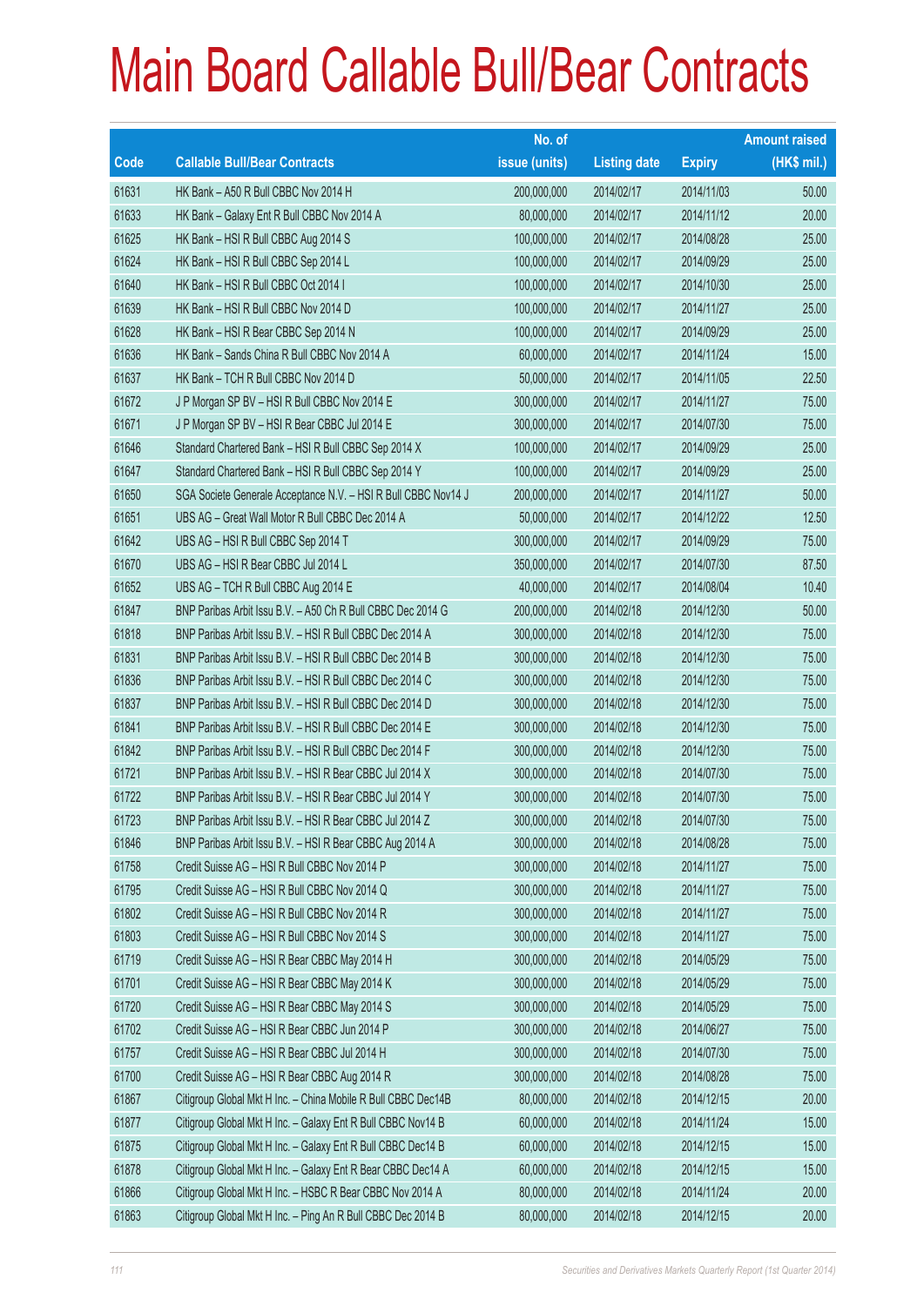# Main Board Callable Bull/Bear Contracts

| Code | Callable Bull/Bear Contracts | No. of issue (units) | Listing date | Expiry | Amount raised (HK$ mil.) |
|---|---|---|---|---|---|
| 61631 | HK Bank – A50 R Bull CBBC Nov 2014 H | 200,000,000 | 2014/02/17 | 2014/11/03 | 50.00 |
| 61633 | HK Bank – Galaxy Ent R Bull CBBC Nov 2014 A | 80,000,000 | 2014/02/17 | 2014/11/12 | 20.00 |
| 61625 | HK Bank – HSI R Bull CBBC Aug 2014 S | 100,000,000 | 2014/02/17 | 2014/08/28 | 25.00 |
| 61624 | HK Bank – HSI R Bull CBBC Sep 2014 L | 100,000,000 | 2014/02/17 | 2014/09/29 | 25.00 |
| 61640 | HK Bank – HSI R Bull CBBC Oct 2014 I | 100,000,000 | 2014/02/17 | 2014/10/30 | 25.00 |
| 61639 | HK Bank – HSI R Bull CBBC Nov 2014 D | 100,000,000 | 2014/02/17 | 2014/11/27 | 25.00 |
| 61628 | HK Bank – HSI R Bear CBBC Sep 2014 N | 100,000,000 | 2014/02/17 | 2014/09/29 | 25.00 |
| 61636 | HK Bank – Sands China R Bull CBBC Nov 2014 A | 60,000,000 | 2014/02/17 | 2014/11/24 | 15.00 |
| 61637 | HK Bank – TCH R Bull CBBC Nov 2014 D | 50,000,000 | 2014/02/17 | 2014/11/05 | 22.50 |
| 61672 | J P Morgan SP BV – HSI R Bull CBBC Nov 2014 E | 300,000,000 | 2014/02/17 | 2014/11/27 | 75.00 |
| 61671 | J P Morgan SP BV – HSI R Bear CBBC Jul 2014 E | 300,000,000 | 2014/02/17 | 2014/07/30 | 75.00 |
| 61646 | Standard Chartered Bank – HSI R Bull CBBC Sep 2014 X | 100,000,000 | 2014/02/17 | 2014/09/29 | 25.00 |
| 61647 | Standard Chartered Bank – HSI R Bull CBBC Sep 2014 Y | 100,000,000 | 2014/02/17 | 2014/09/29 | 25.00 |
| 61650 | SGA Societe Generale Acceptance N.V. – HSI R Bull CBBC Nov14 J | 200,000,000 | 2014/02/17 | 2014/11/27 | 50.00 |
| 61651 | UBS AG – Great Wall Motor R Bull CBBC Dec 2014 A | 50,000,000 | 2014/02/17 | 2014/12/22 | 12.50 |
| 61642 | UBS AG – HSI R Bull CBBC Sep 2014 T | 300,000,000 | 2014/02/17 | 2014/09/29 | 75.00 |
| 61670 | UBS AG – HSI R Bear CBBC Jul 2014 L | 350,000,000 | 2014/02/17 | 2014/07/30 | 87.50 |
| 61652 | UBS AG – TCH R Bull CBBC Aug 2014 E | 40,000,000 | 2014/02/17 | 2014/08/04 | 10.40 |
| 61847 | BNP Paribas Arbit Issu B.V. – A50 Ch R Bull CBBC Dec 2014 G | 200,000,000 | 2014/02/18 | 2014/12/30 | 50.00 |
| 61818 | BNP Paribas Arbit Issu B.V. – HSI R Bull CBBC Dec 2014 A | 300,000,000 | 2014/02/18 | 2014/12/30 | 75.00 |
| 61831 | BNP Paribas Arbit Issu B.V. – HSI R Bull CBBC Dec 2014 B | 300,000,000 | 2014/02/18 | 2014/12/30 | 75.00 |
| 61836 | BNP Paribas Arbit Issu B.V. – HSI R Bull CBBC Dec 2014 C | 300,000,000 | 2014/02/18 | 2014/12/30 | 75.00 |
| 61837 | BNP Paribas Arbit Issu B.V. – HSI R Bull CBBC Dec 2014 D | 300,000,000 | 2014/02/18 | 2014/12/30 | 75.00 |
| 61841 | BNP Paribas Arbit Issu B.V. – HSI R Bull CBBC Dec 2014 E | 300,000,000 | 2014/02/18 | 2014/12/30 | 75.00 |
| 61842 | BNP Paribas Arbit Issu B.V. – HSI R Bull CBBC Dec 2014 F | 300,000,000 | 2014/02/18 | 2014/12/30 | 75.00 |
| 61721 | BNP Paribas Arbit Issu B.V. – HSI R Bear CBBC Jul 2014 X | 300,000,000 | 2014/02/18 | 2014/07/30 | 75.00 |
| 61722 | BNP Paribas Arbit Issu B.V. – HSI R Bear CBBC Jul 2014 Y | 300,000,000 | 2014/02/18 | 2014/07/30 | 75.00 |
| 61723 | BNP Paribas Arbit Issu B.V. – HSI R Bear CBBC Jul 2014 Z | 300,000,000 | 2014/02/18 | 2014/07/30 | 75.00 |
| 61846 | BNP Paribas Arbit Issu B.V. – HSI R Bear CBBC Aug 2014 A | 300,000,000 | 2014/02/18 | 2014/08/28 | 75.00 |
| 61758 | Credit Suisse AG – HSI R Bull CBBC Nov 2014 P | 300,000,000 | 2014/02/18 | 2014/11/27 | 75.00 |
| 61795 | Credit Suisse AG – HSI R Bull CBBC Nov 2014 Q | 300,000,000 | 2014/02/18 | 2014/11/27 | 75.00 |
| 61802 | Credit Suisse AG – HSI R Bull CBBC Nov 2014 R | 300,000,000 | 2014/02/18 | 2014/11/27 | 75.00 |
| 61803 | Credit Suisse AG – HSI R Bull CBBC Nov 2014 S | 300,000,000 | 2014/02/18 | 2014/11/27 | 75.00 |
| 61719 | Credit Suisse AG – HSI R Bear CBBC May 2014 H | 300,000,000 | 2014/02/18 | 2014/05/29 | 75.00 |
| 61701 | Credit Suisse AG – HSI R Bear CBBC May 2014 K | 300,000,000 | 2014/02/18 | 2014/05/29 | 75.00 |
| 61720 | Credit Suisse AG – HSI R Bear CBBC May 2014 S | 300,000,000 | 2014/02/18 | 2014/05/29 | 75.00 |
| 61702 | Credit Suisse AG – HSI R Bear CBBC Jun 2014 P | 300,000,000 | 2014/02/18 | 2014/06/27 | 75.00 |
| 61757 | Credit Suisse AG – HSI R Bear CBBC Jul 2014 H | 300,000,000 | 2014/02/18 | 2014/07/30 | 75.00 |
| 61700 | Credit Suisse AG – HSI R Bear CBBC Aug 2014 R | 300,000,000 | 2014/02/18 | 2014/08/28 | 75.00 |
| 61867 | Citigroup Global Mkt H Inc. – China Mobile R Bull CBBC Dec14B | 80,000,000 | 2014/02/18 | 2014/12/15 | 20.00 |
| 61877 | Citigroup Global Mkt H Inc. – Galaxy Ent R Bull CBBC Nov14 B | 60,000,000 | 2014/02/18 | 2014/11/24 | 15.00 |
| 61875 | Citigroup Global Mkt H Inc. – Galaxy Ent R Bull CBBC Dec14 B | 60,000,000 | 2014/02/18 | 2014/12/15 | 15.00 |
| 61878 | Citigroup Global Mkt H Inc. – Galaxy Ent R Bear CBBC Dec14 A | 60,000,000 | 2014/02/18 | 2014/12/15 | 15.00 |
| 61866 | Citigroup Global Mkt H Inc. – HSBC R Bear CBBC Nov 2014 A | 80,000,000 | 2014/02/18 | 2014/11/24 | 20.00 |
| 61863 | Citigroup Global Mkt H Inc. – Ping An R Bull CBBC Dec 2014 B | 80,000,000 | 2014/02/18 | 2014/12/15 | 20.00 |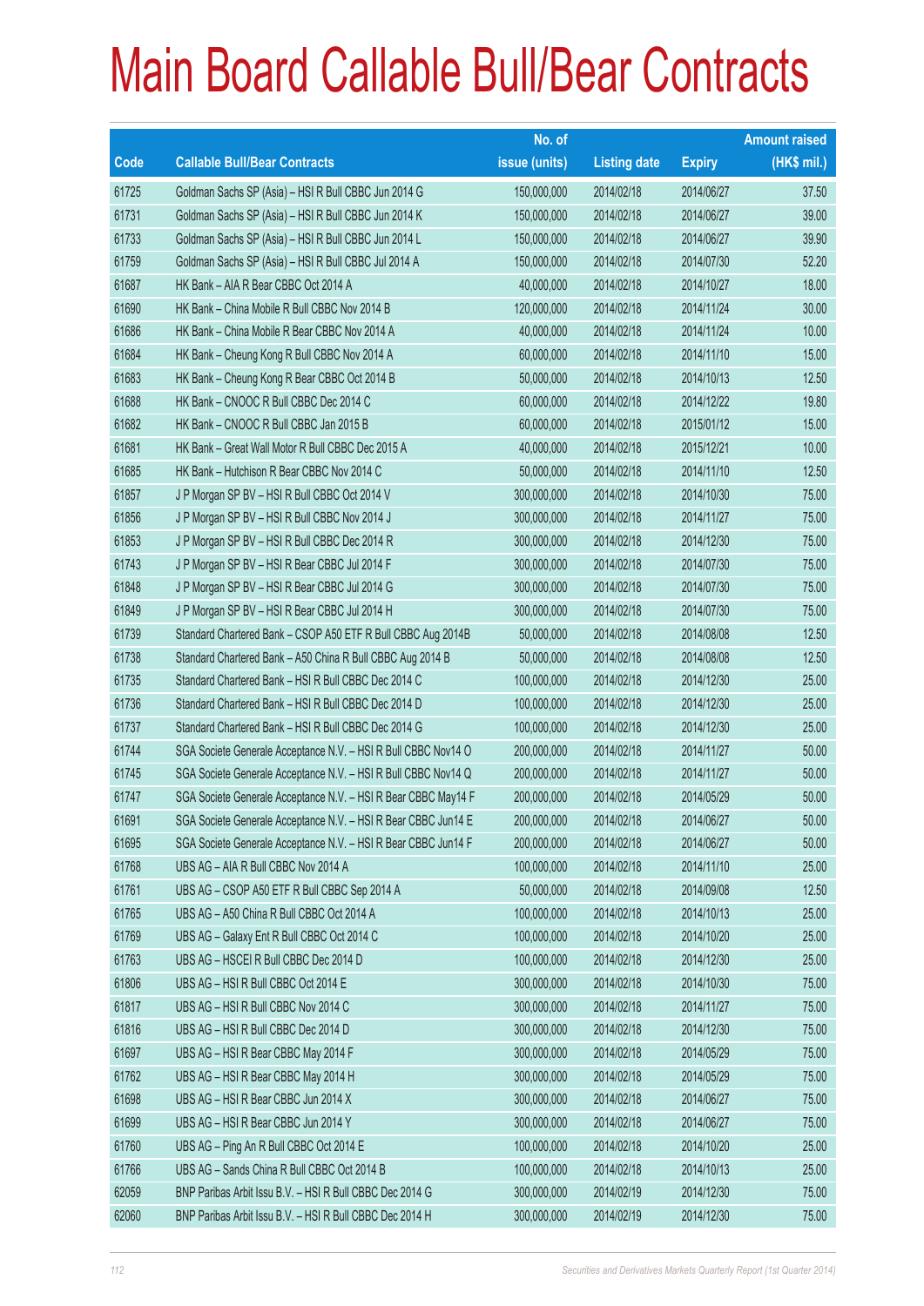# Main Board Callable Bull/Bear Contracts

| Code | Callable Bull/Bear Contracts | No. of issue (units) | Listing date | Expiry | Amount raised (HK$ mil.) |
|---|---|---|---|---|---|
| 61725 | Goldman Sachs SP (Asia) – HSI R Bull CBBC Jun 2014 G | 150,000,000 | 2014/02/18 | 2014/06/27 | 37.50 |
| 61731 | Goldman Sachs SP (Asia) – HSI R Bull CBBC Jun 2014 K | 150,000,000 | 2014/02/18 | 2014/06/27 | 39.00 |
| 61733 | Goldman Sachs SP (Asia) – HSI R Bull CBBC Jun 2014 L | 150,000,000 | 2014/02/18 | 2014/06/27 | 39.90 |
| 61759 | Goldman Sachs SP (Asia) – HSI R Bull CBBC Jul 2014 A | 150,000,000 | 2014/02/18 | 2014/07/30 | 52.20 |
| 61687 | HK Bank – AIA R Bear CBBC Oct 2014 A | 40,000,000 | 2014/02/18 | 2014/10/27 | 18.00 |
| 61690 | HK Bank – China Mobile R Bull CBBC Nov 2014 B | 120,000,000 | 2014/02/18 | 2014/11/24 | 30.00 |
| 61686 | HK Bank – China Mobile R Bear CBBC Nov 2014 A | 40,000,000 | 2014/02/18 | 2014/11/24 | 10.00 |
| 61684 | HK Bank – Cheung Kong R Bull CBBC Nov 2014 A | 60,000,000 | 2014/02/18 | 2014/11/10 | 15.00 |
| 61683 | HK Bank – Cheung Kong R Bear CBBC Oct 2014 B | 50,000,000 | 2014/02/18 | 2014/10/13 | 12.50 |
| 61688 | HK Bank – CNOOC R Bull CBBC Dec 2014 C | 60,000,000 | 2014/02/18 | 2014/12/22 | 19.80 |
| 61682 | HK Bank – CNOOC R Bull CBBC Jan 2015 B | 60,000,000 | 2014/02/18 | 2015/01/12 | 15.00 |
| 61681 | HK Bank – Great Wall Motor R Bull CBBC Dec 2015 A | 40,000,000 | 2014/02/18 | 2015/12/21 | 10.00 |
| 61685 | HK Bank – Hutchison R Bear CBBC Nov 2014 C | 50,000,000 | 2014/02/18 | 2014/11/10 | 12.50 |
| 61857 | J P Morgan SP BV – HSI R Bull CBBC Oct 2014 V | 300,000,000 | 2014/02/18 | 2014/10/30 | 75.00 |
| 61856 | J P Morgan SP BV – HSI R Bull CBBC Nov 2014 J | 300,000,000 | 2014/02/18 | 2014/11/27 | 75.00 |
| 61853 | J P Morgan SP BV – HSI R Bull CBBC Dec 2014 R | 300,000,000 | 2014/02/18 | 2014/12/30 | 75.00 |
| 61743 | J P Morgan SP BV – HSI R Bear CBBC Jul 2014 F | 300,000,000 | 2014/02/18 | 2014/07/30 | 75.00 |
| 61848 | J P Morgan SP BV – HSI R Bear CBBC Jul 2014 G | 300,000,000 | 2014/02/18 | 2014/07/30 | 75.00 |
| 61849 | J P Morgan SP BV – HSI R Bear CBBC Jul 2014 H | 300,000,000 | 2014/02/18 | 2014/07/30 | 75.00 |
| 61739 | Standard Chartered Bank – CSOP A50 ETF R Bull CBBC Aug 2014B | 50,000,000 | 2014/02/18 | 2014/08/08 | 12.50 |
| 61738 | Standard Chartered Bank – A50 China R Bull CBBC Aug 2014 B | 50,000,000 | 2014/02/18 | 2014/08/08 | 12.50 |
| 61735 | Standard Chartered Bank – HSI R Bull CBBC Dec 2014 C | 100,000,000 | 2014/02/18 | 2014/12/30 | 25.00 |
| 61736 | Standard Chartered Bank – HSI R Bull CBBC Dec 2014 D | 100,000,000 | 2014/02/18 | 2014/12/30 | 25.00 |
| 61737 | Standard Chartered Bank – HSI R Bull CBBC Dec 2014 G | 100,000,000 | 2014/02/18 | 2014/12/30 | 25.00 |
| 61744 | SGA Societe Generale Acceptance N.V. – HSI R Bull CBBC Nov14 O | 200,000,000 | 2014/02/18 | 2014/11/27 | 50.00 |
| 61745 | SGA Societe Generale Acceptance N.V. – HSI R Bull CBBC Nov14 Q | 200,000,000 | 2014/02/18 | 2014/11/27 | 50.00 |
| 61747 | SGA Societe Generale Acceptance N.V. – HSI R Bear CBBC May14 F | 200,000,000 | 2014/02/18 | 2014/05/29 | 50.00 |
| 61691 | SGA Societe Generale Acceptance N.V. – HSI R Bear CBBC Jun14 E | 200,000,000 | 2014/02/18 | 2014/06/27 | 50.00 |
| 61695 | SGA Societe Generale Acceptance N.V. – HSI R Bear CBBC Jun14 F | 200,000,000 | 2014/02/18 | 2014/06/27 | 50.00 |
| 61768 | UBS AG – AIA R Bull CBBC Nov 2014 A | 100,000,000 | 2014/02/18 | 2014/11/10 | 25.00 |
| 61761 | UBS AG – CSOP A50 ETF R Bull CBBC Sep 2014 A | 50,000,000 | 2014/02/18 | 2014/09/08 | 12.50 |
| 61765 | UBS AG – A50 China R Bull CBBC Oct 2014 A | 100,000,000 | 2014/02/18 | 2014/10/13 | 25.00 |
| 61769 | UBS AG – Galaxy Ent R Bull CBBC Oct 2014 C | 100,000,000 | 2014/02/18 | 2014/10/20 | 25.00 |
| 61763 | UBS AG – HSCEI R Bull CBBC Dec 2014 D | 100,000,000 | 2014/02/18 | 2014/12/30 | 25.00 |
| 61806 | UBS AG – HSI R Bull CBBC Oct 2014 E | 300,000,000 | 2014/02/18 | 2014/10/30 | 75.00 |
| 61817 | UBS AG – HSI R Bull CBBC Nov 2014 C | 300,000,000 | 2014/02/18 | 2014/11/27 | 75.00 |
| 61816 | UBS AG – HSI R Bull CBBC Dec 2014 D | 300,000,000 | 2014/02/18 | 2014/12/30 | 75.00 |
| 61697 | UBS AG – HSI R Bear CBBC May 2014 F | 300,000,000 | 2014/02/18 | 2014/05/29 | 75.00 |
| 61762 | UBS AG – HSI R Bear CBBC May 2014 H | 300,000,000 | 2014/02/18 | 2014/05/29 | 75.00 |
| 61698 | UBS AG – HSI R Bear CBBC Jun 2014 X | 300,000,000 | 2014/02/18 | 2014/06/27 | 75.00 |
| 61699 | UBS AG – HSI R Bear CBBC Jun 2014 Y | 300,000,000 | 2014/02/18 | 2014/06/27 | 75.00 |
| 61760 | UBS AG – Ping An R Bull CBBC Oct 2014 E | 100,000,000 | 2014/02/18 | 2014/10/20 | 25.00 |
| 61766 | UBS AG – Sands China R Bull CBBC Oct 2014 B | 100,000,000 | 2014/02/18 | 2014/10/13 | 25.00 |
| 62059 | BNP Paribas Arbit Issu B.V. – HSI R Bull CBBC Dec 2014 G | 300,000,000 | 2014/02/19 | 2014/12/30 | 75.00 |
| 62060 | BNP Paribas Arbit Issu B.V. – HSI R Bull CBBC Dec 2014 H | 300,000,000 | 2014/02/19 | 2014/12/30 | 75.00 |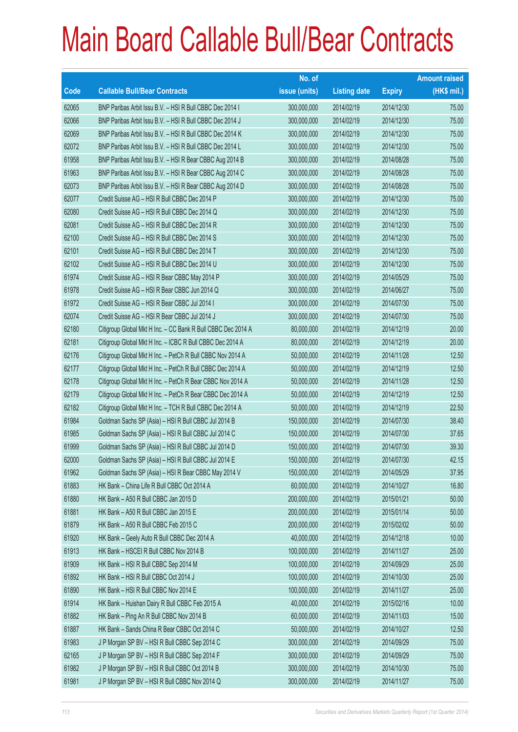# Main Board Callable Bull/Bear Contracts

| Code | Callable Bull/Bear Contracts | No. of issue (units) | Listing date | Expiry | Amount raised (HK$ mil.) |
|---|---|---|---|---|---|
| 62065 | BNP Paribas Arbit Issu B.V. – HSI R Bull CBBC Dec 2014 I | 300,000,000 | 2014/02/19 | 2014/12/30 | 75.00 |
| 62066 | BNP Paribas Arbit Issu B.V. – HSI R Bull CBBC Dec 2014 J | 300,000,000 | 2014/02/19 | 2014/12/30 | 75.00 |
| 62069 | BNP Paribas Arbit Issu B.V. – HSI R Bull CBBC Dec 2014 K | 300,000,000 | 2014/02/19 | 2014/12/30 | 75.00 |
| 62072 | BNP Paribas Arbit Issu B.V. – HSI R Bull CBBC Dec 2014 L | 300,000,000 | 2014/02/19 | 2014/12/30 | 75.00 |
| 61958 | BNP Paribas Arbit Issu B.V. – HSI R Bear CBBC Aug 2014 B | 300,000,000 | 2014/02/19 | 2014/08/28 | 75.00 |
| 61963 | BNP Paribas Arbit Issu B.V. – HSI R Bear CBBC Aug 2014 C | 300,000,000 | 2014/02/19 | 2014/08/28 | 75.00 |
| 62073 | BNP Paribas Arbit Issu B.V. – HSI R Bear CBBC Aug 2014 D | 300,000,000 | 2014/02/19 | 2014/08/28 | 75.00 |
| 62077 | Credit Suisse AG – HSI R Bull CBBC Dec 2014 P | 300,000,000 | 2014/02/19 | 2014/12/30 | 75.00 |
| 62080 | Credit Suisse AG – HSI R Bull CBBC Dec 2014 Q | 300,000,000 | 2014/02/19 | 2014/12/30 | 75.00 |
| 62081 | Credit Suisse AG – HSI R Bull CBBC Dec 2014 R | 300,000,000 | 2014/02/19 | 2014/12/30 | 75.00 |
| 62100 | Credit Suisse AG – HSI R Bull CBBC Dec 2014 S | 300,000,000 | 2014/02/19 | 2014/12/30 | 75.00 |
| 62101 | Credit Suisse AG – HSI R Bull CBBC Dec 2014 T | 300,000,000 | 2014/02/19 | 2014/12/30 | 75.00 |
| 62102 | Credit Suisse AG – HSI R Bull CBBC Dec 2014 U | 300,000,000 | 2014/02/19 | 2014/12/30 | 75.00 |
| 61974 | Credit Suisse AG – HSI R Bear CBBC May 2014 P | 300,000,000 | 2014/02/19 | 2014/05/29 | 75.00 |
| 61978 | Credit Suisse AG – HSI R Bear CBBC Jun 2014 Q | 300,000,000 | 2014/02/19 | 2014/06/27 | 75.00 |
| 61972 | Credit Suisse AG – HSI R Bear CBBC Jul 2014 I | 300,000,000 | 2014/02/19 | 2014/07/30 | 75.00 |
| 62074 | Credit Suisse AG – HSI R Bear CBBC Jul 2014 J | 300,000,000 | 2014/02/19 | 2014/07/30 | 75.00 |
| 62180 | Citigroup Global Mkt H Inc. – CC Bank R Bull CBBC Dec 2014 A | 80,000,000 | 2014/02/19 | 2014/12/19 | 20.00 |
| 62181 | Citigroup Global Mkt H Inc. – ICBC R Bull CBBC Dec 2014 A | 80,000,000 | 2014/02/19 | 2014/12/19 | 20.00 |
| 62176 | Citigroup Global Mkt H Inc. – PetCh R Bull CBBC Nov 2014 A | 50,000,000 | 2014/02/19 | 2014/11/28 | 12.50 |
| 62177 | Citigroup Global Mkt H Inc. – PetCh R Bull CBBC Dec 2014 A | 50,000,000 | 2014/02/19 | 2014/12/19 | 12.50 |
| 62178 | Citigroup Global Mkt H Inc. – PetCh R Bear CBBC Nov 2014 A | 50,000,000 | 2014/02/19 | 2014/11/28 | 12.50 |
| 62179 | Citigroup Global Mkt H Inc. – PetCh R Bear CBBC Dec 2014 A | 50,000,000 | 2014/02/19 | 2014/12/19 | 12.50 |
| 62182 | Citigroup Global Mkt H Inc. – TCH R Bull CBBC Dec 2014 A | 50,000,000 | 2014/02/19 | 2014/12/19 | 22.50 |
| 61984 | Goldman Sachs SP (Asia) – HSI R Bull CBBC Jul 2014 B | 150,000,000 | 2014/02/19 | 2014/07/30 | 38.40 |
| 61985 | Goldman Sachs SP (Asia) – HSI R Bull CBBC Jul 2014 C | 150,000,000 | 2014/02/19 | 2014/07/30 | 37.65 |
| 61999 | Goldman Sachs SP (Asia) – HSI R Bull CBBC Jul 2014 D | 150,000,000 | 2014/02/19 | 2014/07/30 | 39.30 |
| 62000 | Goldman Sachs SP (Asia) – HSI R Bull CBBC Jul 2014 E | 150,000,000 | 2014/02/19 | 2014/07/30 | 42.15 |
| 61962 | Goldman Sachs SP (Asia) – HSI R Bear CBBC May 2014 V | 150,000,000 | 2014/02/19 | 2014/05/29 | 37.95 |
| 61883 | HK Bank – China Life R Bull CBBC Oct 2014 A | 60,000,000 | 2014/02/19 | 2014/10/27 | 16.80 |
| 61880 | HK Bank – A50 R Bull CBBC Jan 2015 D | 200,000,000 | 2014/02/19 | 2015/01/21 | 50.00 |
| 61881 | HK Bank – A50 R Bull CBBC Jan 2015 E | 200,000,000 | 2014/02/19 | 2015/01/14 | 50.00 |
| 61879 | HK Bank – A50 R Bull CBBC Feb 2015 C | 200,000,000 | 2014/02/19 | 2015/02/02 | 50.00 |
| 61920 | HK Bank – Geely Auto R Bull CBBC Dec 2014 A | 40,000,000 | 2014/02/19 | 2014/12/18 | 10.00 |
| 61913 | HK Bank – HSCEI R Bull CBBC Nov 2014 B | 100,000,000 | 2014/02/19 | 2014/11/27 | 25.00 |
| 61909 | HK Bank – HSI R Bull CBBC Sep 2014 M | 100,000,000 | 2014/02/19 | 2014/09/29 | 25.00 |
| 61892 | HK Bank – HSI R Bull CBBC Oct 2014 J | 100,000,000 | 2014/02/19 | 2014/10/30 | 25.00 |
| 61890 | HK Bank – HSI R Bull CBBC Nov 2014 E | 100,000,000 | 2014/02/19 | 2014/11/27 | 25.00 |
| 61914 | HK Bank – Huishan Dairy R Bull CBBC Feb 2015 A | 40,000,000 | 2014/02/19 | 2015/02/16 | 10.00 |
| 61882 | HK Bank – Ping An R Bull CBBC Nov 2014 B | 60,000,000 | 2014/02/19 | 2014/11/03 | 15.00 |
| 61887 | HK Bank – Sands China R Bear CBBC Oct 2014 C | 50,000,000 | 2014/02/19 | 2014/10/27 | 12.50 |
| 61983 | J P Morgan SP BV – HSI R Bull CBBC Sep 2014 C | 300,000,000 | 2014/02/19 | 2014/09/29 | 75.00 |
| 62165 | J P Morgan SP BV – HSI R Bull CBBC Sep 2014 F | 300,000,000 | 2014/02/19 | 2014/09/29 | 75.00 |
| 61982 | J P Morgan SP BV – HSI R Bull CBBC Oct 2014 B | 300,000,000 | 2014/02/19 | 2014/10/30 | 75.00 |
| 61981 | J P Morgan SP BV – HSI R Bull CBBC Nov 2014 Q | 300,000,000 | 2014/02/19 | 2014/11/27 | 75.00 |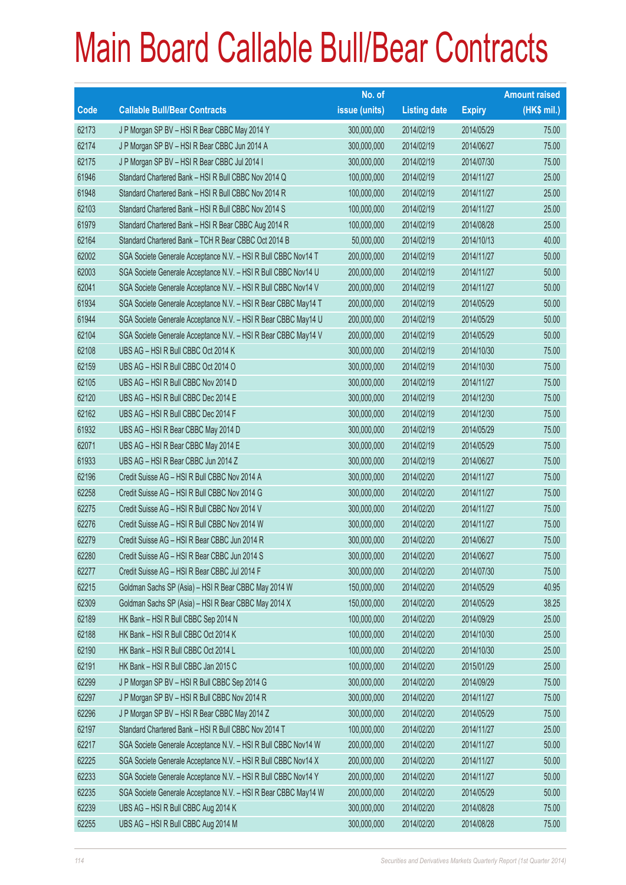# Main Board Callable Bull/Bear Contracts

| Code | Callable Bull/Bear Contracts | No. of issue (units) | Listing date | Expiry | Amount raised (HK$ mil.) |
|---|---|---|---|---|---|
| 62173 | J P Morgan SP BV – HSI R Bear CBBC May 2014 Y | 300,000,000 | 2014/02/19 | 2014/05/29 | 75.00 |
| 62174 | J P Morgan SP BV – HSI R Bear CBBC Jun 2014 A | 300,000,000 | 2014/02/19 | 2014/06/27 | 75.00 |
| 62175 | J P Morgan SP BV – HSI R Bear CBBC Jul 2014 I | 300,000,000 | 2014/02/19 | 2014/07/30 | 75.00 |
| 61946 | Standard Chartered Bank – HSI R Bull CBBC Nov 2014 Q | 100,000,000 | 2014/02/19 | 2014/11/27 | 25.00 |
| 61948 | Standard Chartered Bank – HSI R Bull CBBC Nov 2014 R | 100,000,000 | 2014/02/19 | 2014/11/27 | 25.00 |
| 62103 | Standard Chartered Bank – HSI R Bull CBBC Nov 2014 S | 100,000,000 | 2014/02/19 | 2014/11/27 | 25.00 |
| 61979 | Standard Chartered Bank – HSI R Bear CBBC Aug 2014 R | 100,000,000 | 2014/02/19 | 2014/08/28 | 25.00 |
| 62164 | Standard Chartered Bank – TCH R Bear CBBC Oct 2014 B | 50,000,000 | 2014/02/19 | 2014/10/13 | 40.00 |
| 62002 | SGA Societe Generale Acceptance N.V. – HSI R Bull CBBC Nov14 T | 200,000,000 | 2014/02/19 | 2014/11/27 | 50.00 |
| 62003 | SGA Societe Generale Acceptance N.V. – HSI R Bull CBBC Nov14 U | 200,000,000 | 2014/02/19 | 2014/11/27 | 50.00 |
| 62041 | SGA Societe Generale Acceptance N.V. – HSI R Bull CBBC Nov14 V | 200,000,000 | 2014/02/19 | 2014/11/27 | 50.00 |
| 61934 | SGA Societe Generale Acceptance N.V. – HSI R Bear CBBC May14 T | 200,000,000 | 2014/02/19 | 2014/05/29 | 50.00 |
| 61944 | SGA Societe Generale Acceptance N.V. – HSI R Bear CBBC May14 U | 200,000,000 | 2014/02/19 | 2014/05/29 | 50.00 |
| 62104 | SGA Societe Generale Acceptance N.V. – HSI R Bear CBBC May14 V | 200,000,000 | 2014/02/19 | 2014/05/29 | 50.00 |
| 62108 | UBS AG – HSI R Bull CBBC Oct 2014 K | 300,000,000 | 2014/02/19 | 2014/10/30 | 75.00 |
| 62159 | UBS AG – HSI R Bull CBBC Oct 2014 O | 300,000,000 | 2014/02/19 | 2014/10/30 | 75.00 |
| 62105 | UBS AG – HSI R Bull CBBC Nov 2014 D | 300,000,000 | 2014/02/19 | 2014/11/27 | 75.00 |
| 62120 | UBS AG – HSI R Bull CBBC Dec 2014 E | 300,000,000 | 2014/02/19 | 2014/12/30 | 75.00 |
| 62162 | UBS AG – HSI R Bull CBBC Dec 2014 F | 300,000,000 | 2014/02/19 | 2014/12/30 | 75.00 |
| 61932 | UBS AG – HSI R Bear CBBC May 2014 D | 300,000,000 | 2014/02/19 | 2014/05/29 | 75.00 |
| 62071 | UBS AG – HSI R Bear CBBC May 2014 E | 300,000,000 | 2014/02/19 | 2014/05/29 | 75.00 |
| 61933 | UBS AG – HSI R Bear CBBC Jun 2014 Z | 300,000,000 | 2014/02/19 | 2014/06/27 | 75.00 |
| 62196 | Credit Suisse AG – HSI R Bull CBBC Nov 2014 A | 300,000,000 | 2014/02/20 | 2014/11/27 | 75.00 |
| 62258 | Credit Suisse AG – HSI R Bull CBBC Nov 2014 G | 300,000,000 | 2014/02/20 | 2014/11/27 | 75.00 |
| 62275 | Credit Suisse AG – HSI R Bull CBBC Nov 2014 V | 300,000,000 | 2014/02/20 | 2014/11/27 | 75.00 |
| 62276 | Credit Suisse AG – HSI R Bull CBBC Nov 2014 W | 300,000,000 | 2014/02/20 | 2014/11/27 | 75.00 |
| 62279 | Credit Suisse AG – HSI R Bear CBBC Jun 2014 R | 300,000,000 | 2014/02/20 | 2014/06/27 | 75.00 |
| 62280 | Credit Suisse AG – HSI R Bear CBBC Jun 2014 S | 300,000,000 | 2014/02/20 | 2014/06/27 | 75.00 |
| 62277 | Credit Suisse AG – HSI R Bear CBBC Jul 2014 F | 300,000,000 | 2014/02/20 | 2014/07/30 | 75.00 |
| 62215 | Goldman Sachs SP (Asia) – HSI R Bear CBBC May 2014 W | 150,000,000 | 2014/02/20 | 2014/05/29 | 40.95 |
| 62309 | Goldman Sachs SP (Asia) – HSI R Bear CBBC May 2014 X | 150,000,000 | 2014/02/20 | 2014/05/29 | 38.25 |
| 62189 | HK Bank – HSI R Bull CBBC Sep 2014 N | 100,000,000 | 2014/02/20 | 2014/09/29 | 25.00 |
| 62188 | HK Bank – HSI R Bull CBBC Oct 2014 K | 100,000,000 | 2014/02/20 | 2014/10/30 | 25.00 |
| 62190 | HK Bank – HSI R Bull CBBC Oct 2014 L | 100,000,000 | 2014/02/20 | 2014/10/30 | 25.00 |
| 62191 | HK Bank – HSI R Bull CBBC Jan 2015 C | 100,000,000 | 2014/02/20 | 2015/01/29 | 25.00 |
| 62299 | J P Morgan SP BV – HSI R Bull CBBC Sep 2014 G | 300,000,000 | 2014/02/20 | 2014/09/29 | 75.00 |
| 62297 | J P Morgan SP BV – HSI R Bull CBBC Nov 2014 R | 300,000,000 | 2014/02/20 | 2014/11/27 | 75.00 |
| 62296 | J P Morgan SP BV – HSI R Bear CBBC May 2014 Z | 300,000,000 | 2014/02/20 | 2014/05/29 | 75.00 |
| 62197 | Standard Chartered Bank – HSI R Bull CBBC Nov 2014 T | 100,000,000 | 2014/02/20 | 2014/11/27 | 25.00 |
| 62217 | SGA Societe Generale Acceptance N.V. – HSI R Bull CBBC Nov14 W | 200,000,000 | 2014/02/20 | 2014/11/27 | 50.00 |
| 62225 | SGA Societe Generale Acceptance N.V. – HSI R Bull CBBC Nov14 X | 200,000,000 | 2014/02/20 | 2014/11/27 | 50.00 |
| 62233 | SGA Societe Generale Acceptance N.V. – HSI R Bull CBBC Nov14 Y | 200,000,000 | 2014/02/20 | 2014/11/27 | 50.00 |
| 62235 | SGA Societe Generale Acceptance N.V. – HSI R Bear CBBC May14 W | 200,000,000 | 2014/02/20 | 2014/05/29 | 50.00 |
| 62239 | UBS AG – HSI R Bull CBBC Aug 2014 K | 300,000,000 | 2014/02/20 | 2014/08/28 | 75.00 |
| 62255 | UBS AG – HSI R Bull CBBC Aug 2014 M | 300,000,000 | 2014/02/20 | 2014/08/28 | 75.00 |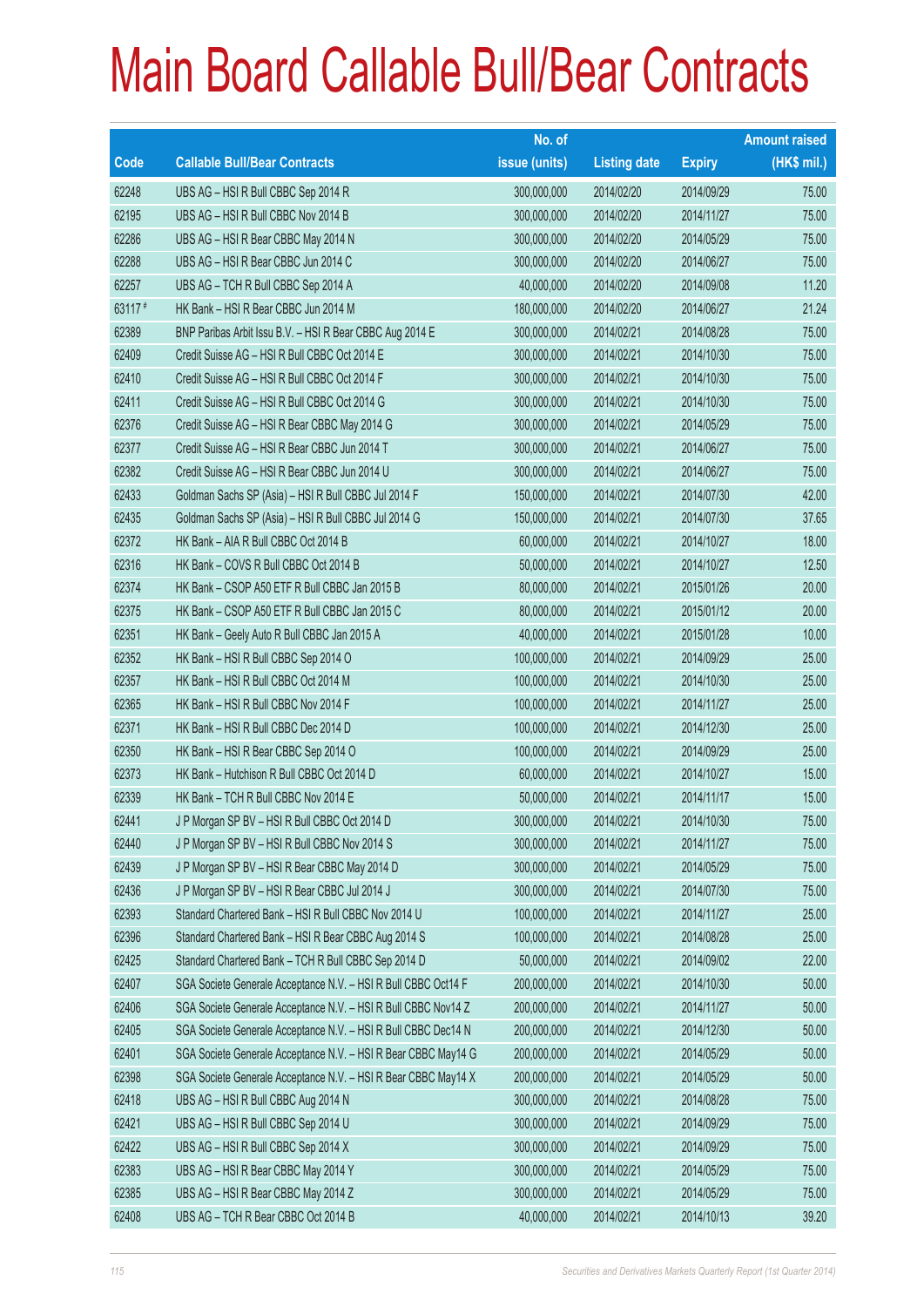# Main Board Callable Bull/Bear Contracts

| Code | Callable Bull/Bear Contracts | No. of issue (units) | Listing date | Expiry | Amount raised (HK$ mil.) |
|---|---|---|---|---|---|
| 62248 | UBS AG – HSI R Bull CBBC Sep 2014 R | 300,000,000 | 2014/02/20 | 2014/09/29 | 75.00 |
| 62195 | UBS AG – HSI R Bull CBBC Nov 2014 B | 300,000,000 | 2014/02/20 | 2014/11/27 | 75.00 |
| 62286 | UBS AG – HSI R Bear CBBC May 2014 N | 300,000,000 | 2014/02/20 | 2014/05/29 | 75.00 |
| 62288 | UBS AG – HSI R Bear CBBC Jun 2014 C | 300,000,000 | 2014/02/20 | 2014/06/27 | 75.00 |
| 62257 | UBS AG – TCH R Bull CBBC Sep 2014 A | 40,000,000 | 2014/02/20 | 2014/09/08 | 11.20 |
| 63117 # | HK Bank – HSI R Bear CBBC Jun 2014 M | 180,000,000 | 2014/02/20 | 2014/06/27 | 21.24 |
| 62389 | BNP Paribas Arbit Issu B.V. – HSI R Bear CBBC Aug 2014 E | 300,000,000 | 2014/02/21 | 2014/08/28 | 75.00 |
| 62409 | Credit Suisse AG – HSI R Bull CBBC Oct 2014 E | 300,000,000 | 2014/02/21 | 2014/10/30 | 75.00 |
| 62410 | Credit Suisse AG – HSI R Bull CBBC Oct 2014 F | 300,000,000 | 2014/02/21 | 2014/10/30 | 75.00 |
| 62411 | Credit Suisse AG – HSI R Bull CBBC Oct 2014 G | 300,000,000 | 2014/02/21 | 2014/10/30 | 75.00 |
| 62376 | Credit Suisse AG – HSI R Bear CBBC May 2014 G | 300,000,000 | 2014/02/21 | 2014/05/29 | 75.00 |
| 62377 | Credit Suisse AG – HSI R Bear CBBC Jun 2014 T | 300,000,000 | 2014/02/21 | 2014/06/27 | 75.00 |
| 62382 | Credit Suisse AG – HSI R Bear CBBC Jun 2014 U | 300,000,000 | 2014/02/21 | 2014/06/27 | 75.00 |
| 62433 | Goldman Sachs SP (Asia) – HSI R Bull CBBC Jul 2014 F | 150,000,000 | 2014/02/21 | 2014/07/30 | 42.00 |
| 62435 | Goldman Sachs SP (Asia) – HSI R Bull CBBC Jul 2014 G | 150,000,000 | 2014/02/21 | 2014/07/30 | 37.65 |
| 62372 | HK Bank – AIA R Bull CBBC Oct 2014 B | 60,000,000 | 2014/02/21 | 2014/10/27 | 18.00 |
| 62316 | HK Bank – COVS R Bull CBBC Oct 2014 B | 50,000,000 | 2014/02/21 | 2014/10/27 | 12.50 |
| 62374 | HK Bank – CSOP A50 ETF R Bull CBBC Jan 2015 B | 80,000,000 | 2014/02/21 | 2015/01/26 | 20.00 |
| 62375 | HK Bank – CSOP A50 ETF R Bull CBBC Jan 2015 C | 80,000,000 | 2014/02/21 | 2015/01/12 | 20.00 |
| 62351 | HK Bank – Geely Auto R Bull CBBC Jan 2015 A | 40,000,000 | 2014/02/21 | 2015/01/28 | 10.00 |
| 62352 | HK Bank – HSI R Bull CBBC Sep 2014 O | 100,000,000 | 2014/02/21 | 2014/09/29 | 25.00 |
| 62357 | HK Bank – HSI R Bull CBBC Oct 2014 M | 100,000,000 | 2014/02/21 | 2014/10/30 | 25.00 |
| 62365 | HK Bank – HSI R Bull CBBC Nov 2014 F | 100,000,000 | 2014/02/21 | 2014/11/27 | 25.00 |
| 62371 | HK Bank – HSI R Bull CBBC Dec 2014 D | 100,000,000 | 2014/02/21 | 2014/12/30 | 25.00 |
| 62350 | HK Bank – HSI R Bear CBBC Sep 2014 O | 100,000,000 | 2014/02/21 | 2014/09/29 | 25.00 |
| 62373 | HK Bank – Hutchison R Bull CBBC Oct 2014 D | 60,000,000 | 2014/02/21 | 2014/10/27 | 15.00 |
| 62339 | HK Bank – TCH R Bull CBBC Nov 2014 E | 50,000,000 | 2014/02/21 | 2014/11/17 | 15.00 |
| 62441 | J P Morgan SP BV – HSI R Bull CBBC Oct 2014 D | 300,000,000 | 2014/02/21 | 2014/10/30 | 75.00 |
| 62440 | J P Morgan SP BV – HSI R Bull CBBC Nov 2014 S | 300,000,000 | 2014/02/21 | 2014/11/27 | 75.00 |
| 62439 | J P Morgan SP BV – HSI R Bear CBBC May 2014 D | 300,000,000 | 2014/02/21 | 2014/05/29 | 75.00 |
| 62436 | J P Morgan SP BV – HSI R Bear CBBC Jul 2014 J | 300,000,000 | 2014/02/21 | 2014/07/30 | 75.00 |
| 62393 | Standard Chartered Bank – HSI R Bull CBBC Nov 2014 U | 100,000,000 | 2014/02/21 | 2014/11/27 | 25.00 |
| 62396 | Standard Chartered Bank – HSI R Bear CBBC Aug 2014 S | 100,000,000 | 2014/02/21 | 2014/08/28 | 25.00 |
| 62425 | Standard Chartered Bank – TCH R Bull CBBC Sep 2014 D | 50,000,000 | 2014/02/21 | 2014/09/02 | 22.00 |
| 62407 | SGA Societe Generale Acceptance N.V. – HSI R Bull CBBC Oct14 F | 200,000,000 | 2014/02/21 | 2014/10/30 | 50.00 |
| 62406 | SGA Societe Generale Acceptance N.V. – HSI R Bull CBBC Nov14 Z | 200,000,000 | 2014/02/21 | 2014/11/27 | 50.00 |
| 62405 | SGA Societe Generale Acceptance N.V. – HSI R Bull CBBC Dec14 N | 200,000,000 | 2014/02/21 | 2014/12/30 | 50.00 |
| 62401 | SGA Societe Generale Acceptance N.V. – HSI R Bear CBBC May14 G | 200,000,000 | 2014/02/21 | 2014/05/29 | 50.00 |
| 62398 | SGA Societe Generale Acceptance N.V. – HSI R Bear CBBC May14 X | 200,000,000 | 2014/02/21 | 2014/05/29 | 50.00 |
| 62418 | UBS AG – HSI R Bull CBBC Aug 2014 N | 300,000,000 | 2014/02/21 | 2014/08/28 | 75.00 |
| 62421 | UBS AG – HSI R Bull CBBC Sep 2014 U | 300,000,000 | 2014/02/21 | 2014/09/29 | 75.00 |
| 62422 | UBS AG – HSI R Bull CBBC Sep 2014 X | 300,000,000 | 2014/02/21 | 2014/09/29 | 75.00 |
| 62383 | UBS AG – HSI R Bear CBBC May 2014 Y | 300,000,000 | 2014/02/21 | 2014/05/29 | 75.00 |
| 62385 | UBS AG – HSI R Bear CBBC May 2014 Z | 300,000,000 | 2014/02/21 | 2014/05/29 | 75.00 |
| 62408 | UBS AG – TCH R Bear CBBC Oct 2014 B | 40,000,000 | 2014/02/21 | 2014/10/13 | 39.20 |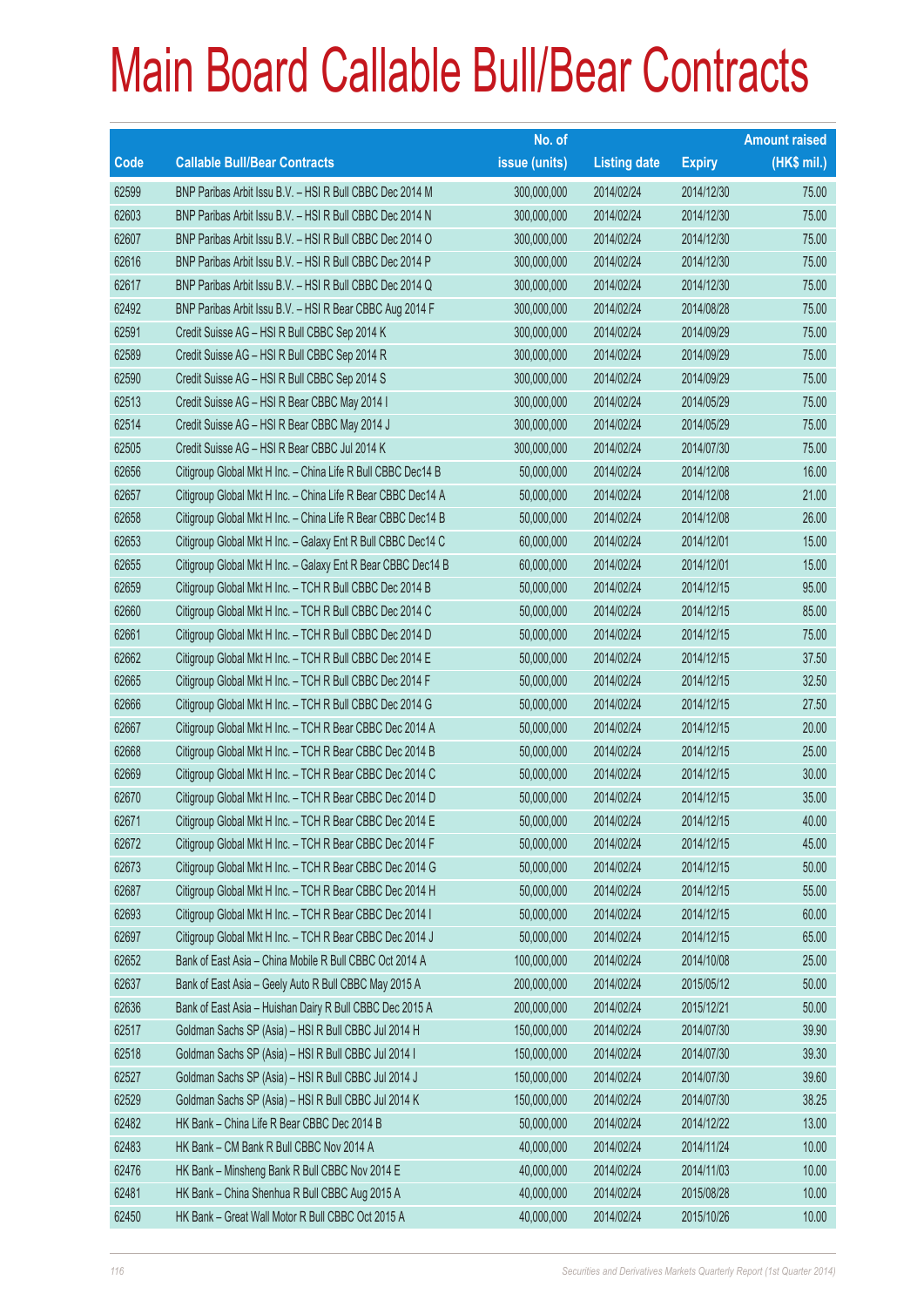# Main Board Callable Bull/Bear Contracts

| Code | Callable Bull/Bear Contracts | No. of issue (units) | Listing date | Expiry | Amount raised (HK$ mil.) |
|---|---|---|---|---|---|
| 62599 | BNP Paribas Arbit Issu B.V. – HSI R Bull CBBC Dec 2014 M | 300,000,000 | 2014/02/24 | 2014/12/30 | 75.00 |
| 62603 | BNP Paribas Arbit Issu B.V. – HSI R Bull CBBC Dec 2014 N | 300,000,000 | 2014/02/24 | 2014/12/30 | 75.00 |
| 62607 | BNP Paribas Arbit Issu B.V. – HSI R Bull CBBC Dec 2014 O | 300,000,000 | 2014/02/24 | 2014/12/30 | 75.00 |
| 62616 | BNP Paribas Arbit Issu B.V. – HSI R Bull CBBC Dec 2014 P | 300,000,000 | 2014/02/24 | 2014/12/30 | 75.00 |
| 62617 | BNP Paribas Arbit Issu B.V. – HSI R Bull CBBC Dec 2014 Q | 300,000,000 | 2014/02/24 | 2014/12/30 | 75.00 |
| 62492 | BNP Paribas Arbit Issu B.V. – HSI R Bear CBBC Aug 2014 F | 300,000,000 | 2014/02/24 | 2014/08/28 | 75.00 |
| 62591 | Credit Suisse AG – HSI R Bull CBBC Sep 2014 K | 300,000,000 | 2014/02/24 | 2014/09/29 | 75.00 |
| 62589 | Credit Suisse AG – HSI R Bull CBBC Sep 2014 R | 300,000,000 | 2014/02/24 | 2014/09/29 | 75.00 |
| 62590 | Credit Suisse AG – HSI R Bull CBBC Sep 2014 S | 300,000,000 | 2014/02/24 | 2014/09/29 | 75.00 |
| 62513 | Credit Suisse AG – HSI R Bear CBBC May 2014 I | 300,000,000 | 2014/02/24 | 2014/05/29 | 75.00 |
| 62514 | Credit Suisse AG – HSI R Bear CBBC May 2014 J | 300,000,000 | 2014/02/24 | 2014/05/29 | 75.00 |
| 62505 | Credit Suisse AG – HSI R Bear CBBC Jul 2014 K | 300,000,000 | 2014/02/24 | 2014/07/30 | 75.00 |
| 62656 | Citigroup Global Mkt H Inc. – China Life R Bull CBBC Dec14 B | 50,000,000 | 2014/02/24 | 2014/12/08 | 16.00 |
| 62657 | Citigroup Global Mkt H Inc. – China Life R Bear CBBC Dec14 A | 50,000,000 | 2014/02/24 | 2014/12/08 | 21.00 |
| 62658 | Citigroup Global Mkt H Inc. – China Life R Bear CBBC Dec14 B | 50,000,000 | 2014/02/24 | 2014/12/08 | 26.00 |
| 62653 | Citigroup Global Mkt H Inc. – Galaxy Ent R Bull CBBC Dec14 C | 60,000,000 | 2014/02/24 | 2014/12/01 | 15.00 |
| 62655 | Citigroup Global Mkt H Inc. – Galaxy Ent R Bear CBBC Dec14 B | 60,000,000 | 2014/02/24 | 2014/12/01 | 15.00 |
| 62659 | Citigroup Global Mkt H Inc. – TCH R Bull CBBC Dec 2014 B | 50,000,000 | 2014/02/24 | 2014/12/15 | 95.00 |
| 62660 | Citigroup Global Mkt H Inc. – TCH R Bull CBBC Dec 2014 C | 50,000,000 | 2014/02/24 | 2014/12/15 | 85.00 |
| 62661 | Citigroup Global Mkt H Inc. – TCH R Bull CBBC Dec 2014 D | 50,000,000 | 2014/02/24 | 2014/12/15 | 75.00 |
| 62662 | Citigroup Global Mkt H Inc. – TCH R Bull CBBC Dec 2014 E | 50,000,000 | 2014/02/24 | 2014/12/15 | 37.50 |
| 62665 | Citigroup Global Mkt H Inc. – TCH R Bull CBBC Dec 2014 F | 50,000,000 | 2014/02/24 | 2014/12/15 | 32.50 |
| 62666 | Citigroup Global Mkt H Inc. – TCH R Bull CBBC Dec 2014 G | 50,000,000 | 2014/02/24 | 2014/12/15 | 27.50 |
| 62667 | Citigroup Global Mkt H Inc. – TCH R Bear CBBC Dec 2014 A | 50,000,000 | 2014/02/24 | 2014/12/15 | 20.00 |
| 62668 | Citigroup Global Mkt H Inc. – TCH R Bear CBBC Dec 2014 B | 50,000,000 | 2014/02/24 | 2014/12/15 | 25.00 |
| 62669 | Citigroup Global Mkt H Inc. – TCH R Bear CBBC Dec 2014 C | 50,000,000 | 2014/02/24 | 2014/12/15 | 30.00 |
| 62670 | Citigroup Global Mkt H Inc. – TCH R Bear CBBC Dec 2014 D | 50,000,000 | 2014/02/24 | 2014/12/15 | 35.00 |
| 62671 | Citigroup Global Mkt H Inc. – TCH R Bear CBBC Dec 2014 E | 50,000,000 | 2014/02/24 | 2014/12/15 | 40.00 |
| 62672 | Citigroup Global Mkt H Inc. – TCH R Bear CBBC Dec 2014 F | 50,000,000 | 2014/02/24 | 2014/12/15 | 45.00 |
| 62673 | Citigroup Global Mkt H Inc. – TCH R Bear CBBC Dec 2014 G | 50,000,000 | 2014/02/24 | 2014/12/15 | 50.00 |
| 62687 | Citigroup Global Mkt H Inc. – TCH R Bear CBBC Dec 2014 H | 50,000,000 | 2014/02/24 | 2014/12/15 | 55.00 |
| 62693 | Citigroup Global Mkt H Inc. – TCH R Bear CBBC Dec 2014 I | 50,000,000 | 2014/02/24 | 2014/12/15 | 60.00 |
| 62697 | Citigroup Global Mkt H Inc. – TCH R Bear CBBC Dec 2014 J | 50,000,000 | 2014/02/24 | 2014/12/15 | 65.00 |
| 62652 | Bank of East Asia – China Mobile R Bull CBBC Oct 2014 A | 100,000,000 | 2014/02/24 | 2014/10/08 | 25.00 |
| 62637 | Bank of East Asia – Geely Auto R Bull CBBC May 2015 A | 200,000,000 | 2014/02/24 | 2015/05/12 | 50.00 |
| 62636 | Bank of East Asia – Huishan Dairy R Bull CBBC Dec 2015 A | 200,000,000 | 2014/02/24 | 2015/12/21 | 50.00 |
| 62517 | Goldman Sachs SP (Asia) – HSI R Bull CBBC Jul 2014 H | 150,000,000 | 2014/02/24 | 2014/07/30 | 39.90 |
| 62518 | Goldman Sachs SP (Asia) – HSI R Bull CBBC Jul 2014 I | 150,000,000 | 2014/02/24 | 2014/07/30 | 39.30 |
| 62527 | Goldman Sachs SP (Asia) – HSI R Bull CBBC Jul 2014 J | 150,000,000 | 2014/02/24 | 2014/07/30 | 39.60 |
| 62529 | Goldman Sachs SP (Asia) – HSI R Bull CBBC Jul 2014 K | 150,000,000 | 2014/02/24 | 2014/07/30 | 38.25 |
| 62482 | HK Bank – China Life R Bear CBBC Dec 2014 B | 50,000,000 | 2014/02/24 | 2014/12/22 | 13.00 |
| 62483 | HK Bank – CM Bank R Bull CBBC Nov 2014 A | 40,000,000 | 2014/02/24 | 2014/11/24 | 10.00 |
| 62476 | HK Bank – Minsheng Bank R Bull CBBC Nov 2014 E | 40,000,000 | 2014/02/24 | 2014/11/03 | 10.00 |
| 62481 | HK Bank – China Shenhua R Bull CBBC Aug 2015 A | 40,000,000 | 2014/02/24 | 2015/08/28 | 10.00 |
| 62450 | HK Bank – Great Wall Motor R Bull CBBC Oct 2015 A | 40,000,000 | 2014/02/24 | 2015/10/26 | 10.00 |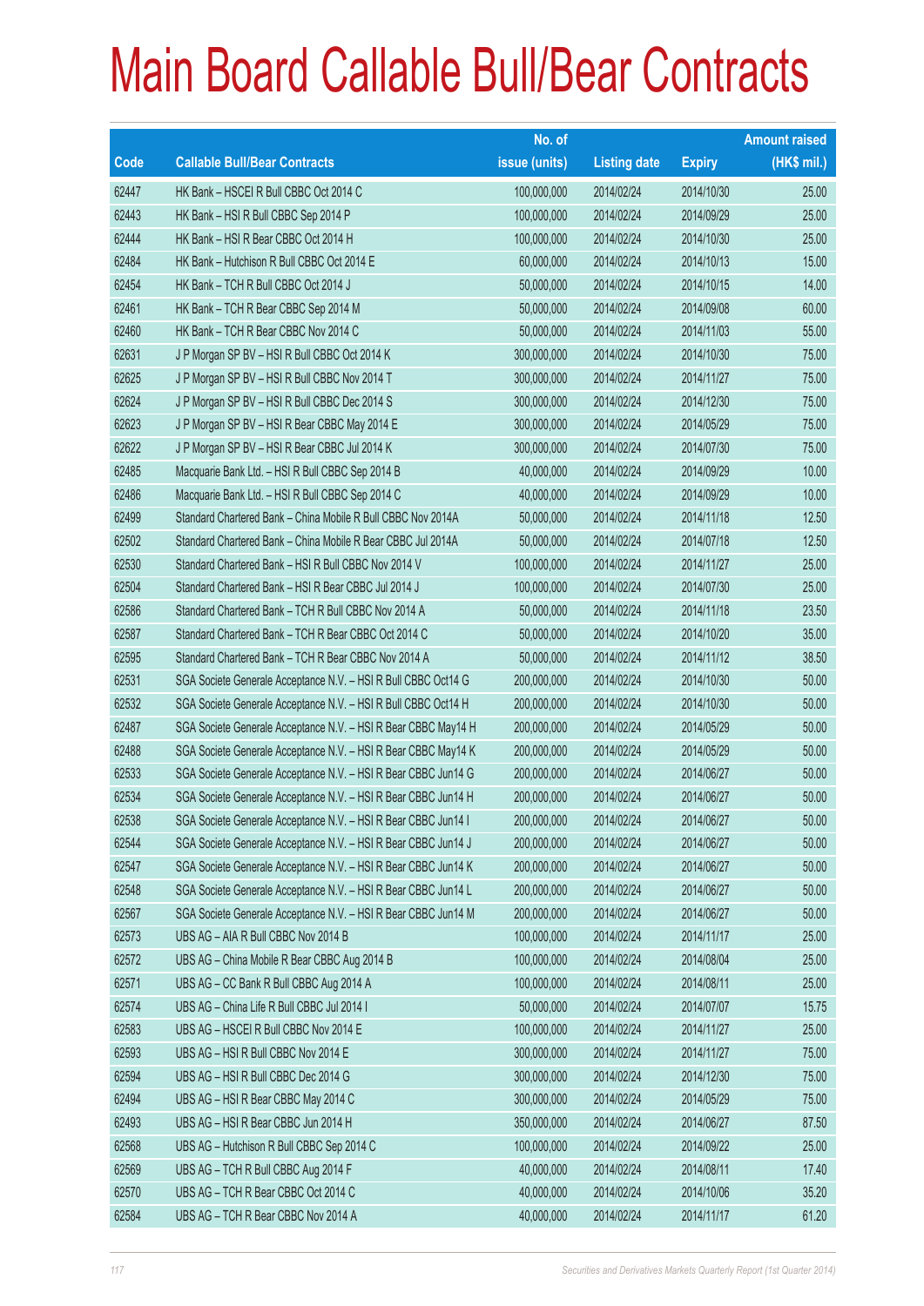# Main Board Callable Bull/Bear Contracts

| Code | Callable Bull/Bear Contracts | No. of issue (units) | Listing date | Expiry | Amount raised (HK$ mil.) |
|---|---|---|---|---|---|
| 62447 | HK Bank – HSCEI R Bull CBBC Oct 2014 C | 100,000,000 | 2014/02/24 | 2014/10/30 | 25.00 |
| 62443 | HK Bank – HSI R Bull CBBC Sep 2014 P | 100,000,000 | 2014/02/24 | 2014/09/29 | 25.00 |
| 62444 | HK Bank – HSI R Bear CBBC Oct 2014 H | 100,000,000 | 2014/02/24 | 2014/10/30 | 25.00 |
| 62484 | HK Bank – Hutchison R Bull CBBC Oct 2014 E | 60,000,000 | 2014/02/24 | 2014/10/13 | 15.00 |
| 62454 | HK Bank – TCH R Bull CBBC Oct 2014 J | 50,000,000 | 2014/02/24 | 2014/10/15 | 14.00 |
| 62461 | HK Bank – TCH R Bear CBBC Sep 2014 M | 50,000,000 | 2014/02/24 | 2014/09/08 | 60.00 |
| 62460 | HK Bank – TCH R Bear CBBC Nov 2014 C | 50,000,000 | 2014/02/24 | 2014/11/03 | 55.00 |
| 62631 | J P Morgan SP BV – HSI R Bull CBBC Oct 2014 K | 300,000,000 | 2014/02/24 | 2014/10/30 | 75.00 |
| 62625 | J P Morgan SP BV – HSI R Bull CBBC Nov 2014 T | 300,000,000 | 2014/02/24 | 2014/11/27 | 75.00 |
| 62624 | J P Morgan SP BV – HSI R Bull CBBC Dec 2014 S | 300,000,000 | 2014/02/24 | 2014/12/30 | 75.00 |
| 62623 | J P Morgan SP BV – HSI R Bear CBBC May 2014 E | 300,000,000 | 2014/02/24 | 2014/05/29 | 75.00 |
| 62622 | J P Morgan SP BV – HSI R Bear CBBC Jul 2014 K | 300,000,000 | 2014/02/24 | 2014/07/30 | 75.00 |
| 62485 | Macquarie Bank Ltd. – HSI R Bull CBBC Sep 2014 B | 40,000,000 | 2014/02/24 | 2014/09/29 | 10.00 |
| 62486 | Macquarie Bank Ltd. – HSI R Bull CBBC Sep 2014 C | 40,000,000 | 2014/02/24 | 2014/09/29 | 10.00 |
| 62499 | Standard Chartered Bank – China Mobile R Bull CBBC Nov 2014A | 50,000,000 | 2014/02/24 | 2014/11/18 | 12.50 |
| 62502 | Standard Chartered Bank – China Mobile R Bear CBBC Jul 2014A | 50,000,000 | 2014/02/24 | 2014/07/18 | 12.50 |
| 62530 | Standard Chartered Bank – HSI R Bull CBBC Nov 2014 V | 100,000,000 | 2014/02/24 | 2014/11/27 | 25.00 |
| 62504 | Standard Chartered Bank – HSI R Bear CBBC Jul 2014 J | 100,000,000 | 2014/02/24 | 2014/07/30 | 25.00 |
| 62586 | Standard Chartered Bank – TCH R Bull CBBC Nov 2014 A | 50,000,000 | 2014/02/24 | 2014/11/18 | 23.50 |
| 62587 | Standard Chartered Bank – TCH R Bear CBBC Oct 2014 C | 50,000,000 | 2014/02/24 | 2014/10/20 | 35.00 |
| 62595 | Standard Chartered Bank – TCH R Bear CBBC Nov 2014 A | 50,000,000 | 2014/02/24 | 2014/11/12 | 38.50 |
| 62531 | SGA Societe Generale Acceptance N.V. – HSI R Bull CBBC Oct14 G | 200,000,000 | 2014/02/24 | 2014/10/30 | 50.00 |
| 62532 | SGA Societe Generale Acceptance N.V. – HSI R Bull CBBC Oct14 H | 200,000,000 | 2014/02/24 | 2014/10/30 | 50.00 |
| 62487 | SGA Societe Generale Acceptance N.V. – HSI R Bear CBBC May14 H | 200,000,000 | 2014/02/24 | 2014/05/29 | 50.00 |
| 62488 | SGA Societe Generale Acceptance N.V. – HSI R Bear CBBC May14 K | 200,000,000 | 2014/02/24 | 2014/05/29 | 50.00 |
| 62533 | SGA Societe Generale Acceptance N.V. – HSI R Bear CBBC Jun14 G | 200,000,000 | 2014/02/24 | 2014/06/27 | 50.00 |
| 62534 | SGA Societe Generale Acceptance N.V. – HSI R Bear CBBC Jun14 H | 200,000,000 | 2014/02/24 | 2014/06/27 | 50.00 |
| 62538 | SGA Societe Generale Acceptance N.V. – HSI R Bear CBBC Jun14 I | 200,000,000 | 2014/02/24 | 2014/06/27 | 50.00 |
| 62544 | SGA Societe Generale Acceptance N.V. – HSI R Bear CBBC Jun14 J | 200,000,000 | 2014/02/24 | 2014/06/27 | 50.00 |
| 62547 | SGA Societe Generale Acceptance N.V. – HSI R Bear CBBC Jun14 K | 200,000,000 | 2014/02/24 | 2014/06/27 | 50.00 |
| 62548 | SGA Societe Generale Acceptance N.V. – HSI R Bear CBBC Jun14 L | 200,000,000 | 2014/02/24 | 2014/06/27 | 50.00 |
| 62567 | SGA Societe Generale Acceptance N.V. – HSI R Bear CBBC Jun14 M | 200,000,000 | 2014/02/24 | 2014/06/27 | 50.00 |
| 62573 | UBS AG – AIA R Bull CBBC Nov 2014 B | 100,000,000 | 2014/02/24 | 2014/11/17 | 25.00 |
| 62572 | UBS AG – China Mobile R Bear CBBC Aug 2014 B | 100,000,000 | 2014/02/24 | 2014/08/04 | 25.00 |
| 62571 | UBS AG – CC Bank R Bull CBBC Aug 2014 A | 100,000,000 | 2014/02/24 | 2014/08/11 | 25.00 |
| 62574 | UBS AG – China Life R Bull CBBC Jul 2014 I | 50,000,000 | 2014/02/24 | 2014/07/07 | 15.75 |
| 62583 | UBS AG – HSCEI R Bull CBBC Nov 2014 E | 100,000,000 | 2014/02/24 | 2014/11/27 | 25.00 |
| 62593 | UBS AG – HSI R Bull CBBC Nov 2014 E | 300,000,000 | 2014/02/24 | 2014/11/27 | 75.00 |
| 62594 | UBS AG – HSI R Bull CBBC Dec 2014 G | 300,000,000 | 2014/02/24 | 2014/12/30 | 75.00 |
| 62494 | UBS AG – HSI R Bear CBBC May 2014 C | 300,000,000 | 2014/02/24 | 2014/05/29 | 75.00 |
| 62493 | UBS AG – HSI R Bear CBBC Jun 2014 H | 350,000,000 | 2014/02/24 | 2014/06/27 | 87.50 |
| 62568 | UBS AG – Hutchison R Bull CBBC Sep 2014 C | 100,000,000 | 2014/02/24 | 2014/09/22 | 25.00 |
| 62569 | UBS AG – TCH R Bull CBBC Aug 2014 F | 40,000,000 | 2014/02/24 | 2014/08/11 | 17.40 |
| 62570 | UBS AG – TCH R Bear CBBC Oct 2014 C | 40,000,000 | 2014/02/24 | 2014/10/06 | 35.20 |
| 62584 | UBS AG – TCH R Bear CBBC Nov 2014 A | 40,000,000 | 2014/02/24 | 2014/11/17 | 61.20 |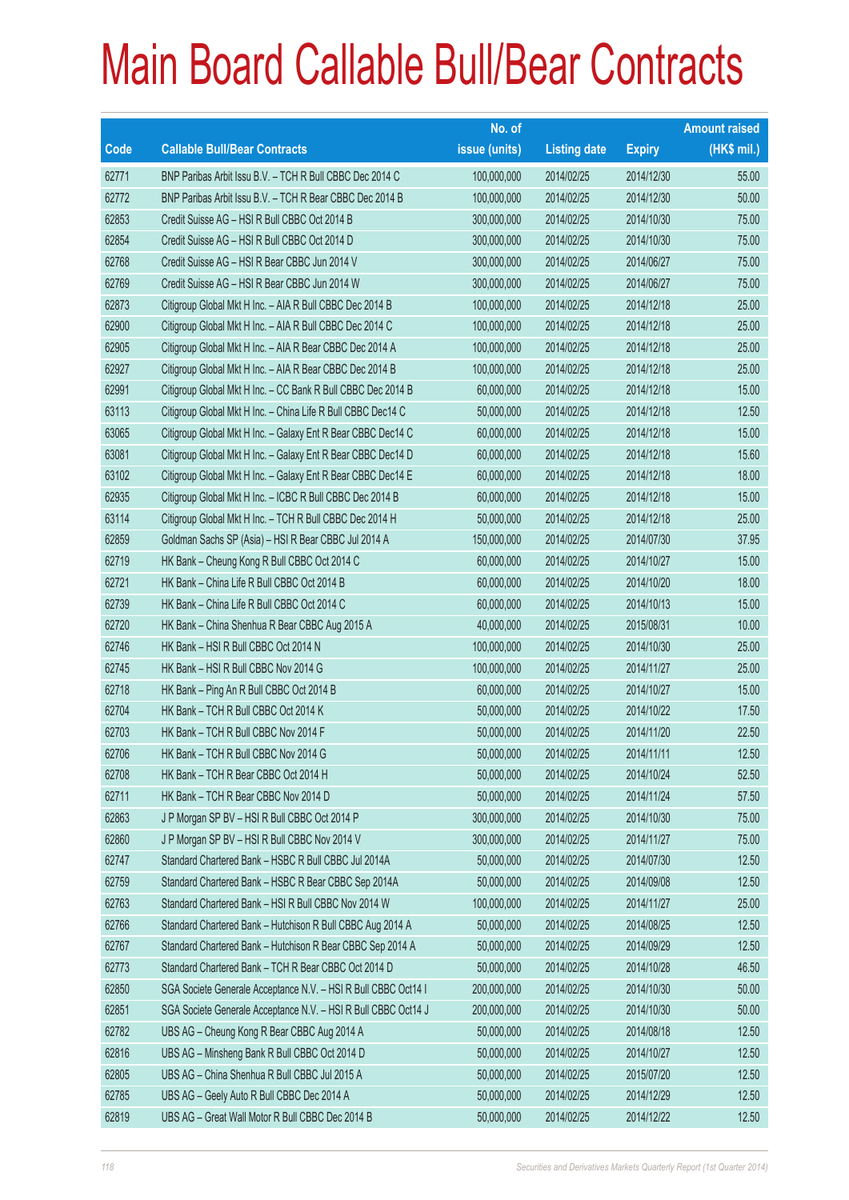# Main Board Callable Bull/Bear Contracts

| Code | Callable Bull/Bear Contracts | No. of issue (units) | Listing date | Expiry | Amount raised (HK$ mil.) |
|---|---|---|---|---|---|
| 62771 | BNP Paribas Arbit Issu B.V. – TCH R Bull CBBC Dec 2014 C | 100,000,000 | 2014/02/25 | 2014/12/30 | 55.00 |
| 62772 | BNP Paribas Arbit Issu B.V. – TCH R Bear CBBC Dec 2014 B | 100,000,000 | 2014/02/25 | 2014/12/30 | 50.00 |
| 62853 | Credit Suisse AG – HSI R Bull CBBC Oct 2014 B | 300,000,000 | 2014/02/25 | 2014/10/30 | 75.00 |
| 62854 | Credit Suisse AG – HSI R Bull CBBC Oct 2014 D | 300,000,000 | 2014/02/25 | 2014/10/30 | 75.00 |
| 62768 | Credit Suisse AG – HSI R Bear CBBC Jun 2014 V | 300,000,000 | 2014/02/25 | 2014/06/27 | 75.00 |
| 62769 | Credit Suisse AG – HSI R Bear CBBC Jun 2014 W | 300,000,000 | 2014/02/25 | 2014/06/27 | 75.00 |
| 62873 | Citigroup Global Mkt H Inc. – AIA R Bull CBBC Dec 2014 B | 100,000,000 | 2014/02/25 | 2014/12/18 | 25.00 |
| 62900 | Citigroup Global Mkt H Inc. – AIA R Bull CBBC Dec 2014 C | 100,000,000 | 2014/02/25 | 2014/12/18 | 25.00 |
| 62905 | Citigroup Global Mkt H Inc. – AIA R Bear CBBC Dec 2014 A | 100,000,000 | 2014/02/25 | 2014/12/18 | 25.00 |
| 62927 | Citigroup Global Mkt H Inc. – AIA R Bear CBBC Dec 2014 B | 100,000,000 | 2014/02/25 | 2014/12/18 | 25.00 |
| 62991 | Citigroup Global Mkt H Inc. – CC Bank R Bull CBBC Dec 2014 B | 60,000,000 | 2014/02/25 | 2014/12/18 | 15.00 |
| 63113 | Citigroup Global Mkt H Inc. – China Life R Bull CBBC Dec14 C | 50,000,000 | 2014/02/25 | 2014/12/18 | 12.50 |
| 63065 | Citigroup Global Mkt H Inc. – Galaxy Ent R Bear CBBC Dec14 C | 60,000,000 | 2014/02/25 | 2014/12/18 | 15.00 |
| 63081 | Citigroup Global Mkt H Inc. – Galaxy Ent R Bear CBBC Dec14 D | 60,000,000 | 2014/02/25 | 2014/12/18 | 15.60 |
| 63102 | Citigroup Global Mkt H Inc. – Galaxy Ent R Bear CBBC Dec14 E | 60,000,000 | 2014/02/25 | 2014/12/18 | 18.00 |
| 62935 | Citigroup Global Mkt H Inc. – ICBC R Bull CBBC Dec 2014 B | 60,000,000 | 2014/02/25 | 2014/12/18 | 15.00 |
| 63114 | Citigroup Global Mkt H Inc. – TCH R Bull CBBC Dec 2014 H | 50,000,000 | 2014/02/25 | 2014/12/18 | 25.00 |
| 62859 | Goldman Sachs SP (Asia) – HSI R Bear CBBC Jul 2014 A | 150,000,000 | 2014/02/25 | 2014/07/30 | 37.95 |
| 62719 | HK Bank – Cheung Kong R Bull CBBC Oct 2014 C | 60,000,000 | 2014/02/25 | 2014/10/27 | 15.00 |
| 62721 | HK Bank – China Life R Bull CBBC Oct 2014 B | 60,000,000 | 2014/02/25 | 2014/10/20 | 18.00 |
| 62739 | HK Bank – China Life R Bull CBBC Oct 2014 C | 60,000,000 | 2014/02/25 | 2014/10/13 | 15.00 |
| 62720 | HK Bank – China Shenhua R Bear CBBC Aug 2015 A | 40,000,000 | 2014/02/25 | 2015/08/31 | 10.00 |
| 62746 | HK Bank – HSI R Bull CBBC Oct 2014 N | 100,000,000 | 2014/02/25 | 2014/10/30 | 25.00 |
| 62745 | HK Bank – HSI R Bull CBBC Nov 2014 G | 100,000,000 | 2014/02/25 | 2014/11/27 | 25.00 |
| 62718 | HK Bank – Ping An R Bull CBBC Oct 2014 B | 60,000,000 | 2014/02/25 | 2014/10/27 | 15.00 |
| 62704 | HK Bank – TCH R Bull CBBC Oct 2014 K | 50,000,000 | 2014/02/25 | 2014/10/22 | 17.50 |
| 62703 | HK Bank – TCH R Bull CBBC Nov 2014 F | 50,000,000 | 2014/02/25 | 2014/11/20 | 22.50 |
| 62706 | HK Bank – TCH R Bull CBBC Nov 2014 G | 50,000,000 | 2014/02/25 | 2014/11/11 | 12.50 |
| 62708 | HK Bank – TCH R Bear CBBC Oct 2014 H | 50,000,000 | 2014/02/25 | 2014/10/24 | 52.50 |
| 62711 | HK Bank – TCH R Bear CBBC Nov 2014 D | 50,000,000 | 2014/02/25 | 2014/11/24 | 57.50 |
| 62863 | J P Morgan SP BV – HSI R Bull CBBC Oct 2014 P | 300,000,000 | 2014/02/25 | 2014/10/30 | 75.00 |
| 62860 | J P Morgan SP BV – HSI R Bull CBBC Nov 2014 V | 300,000,000 | 2014/02/25 | 2014/11/27 | 75.00 |
| 62747 | Standard Chartered Bank – HSBC R Bull CBBC Jul 2014A | 50,000,000 | 2014/02/25 | 2014/07/30 | 12.50 |
| 62759 | Standard Chartered Bank – HSBC R Bear CBBC Sep 2014A | 50,000,000 | 2014/02/25 | 2014/09/08 | 12.50 |
| 62763 | Standard Chartered Bank – HSI R Bull CBBC Nov 2014 W | 100,000,000 | 2014/02/25 | 2014/11/27 | 25.00 |
| 62766 | Standard Chartered Bank – Hutchison R Bull CBBC Aug 2014 A | 50,000,000 | 2014/02/25 | 2014/08/25 | 12.50 |
| 62767 | Standard Chartered Bank – Hutchison R Bear CBBC Sep 2014 A | 50,000,000 | 2014/02/25 | 2014/09/29 | 12.50 |
| 62773 | Standard Chartered Bank – TCH R Bear CBBC Oct 2014 D | 50,000,000 | 2014/02/25 | 2014/10/28 | 46.50 |
| 62850 | SGA Societe Generale Acceptance N.V. – HSI R Bull CBBC Oct14 I | 200,000,000 | 2014/02/25 | 2014/10/30 | 50.00 |
| 62851 | SGA Societe Generale Acceptance N.V. – HSI R Bull CBBC Oct14 J | 200,000,000 | 2014/02/25 | 2014/10/30 | 50.00 |
| 62782 | UBS AG – Cheung Kong R Bear CBBC Aug 2014 A | 50,000,000 | 2014/02/25 | 2014/08/18 | 12.50 |
| 62816 | UBS AG – Minsheng Bank R Bull CBBC Oct 2014 D | 50,000,000 | 2014/02/25 | 2014/10/27 | 12.50 |
| 62805 | UBS AG – China Shenhua R Bull CBBC Jul 2015 A | 50,000,000 | 2014/02/25 | 2015/07/20 | 12.50 |
| 62785 | UBS AG – Geely Auto R Bull CBBC Dec 2014 A | 50,000,000 | 2014/02/25 | 2014/12/29 | 12.50 |
| 62819 | UBS AG – Great Wall Motor R Bull CBBC Dec 2014 B | 50,000,000 | 2014/02/25 | 2014/12/22 | 12.50 |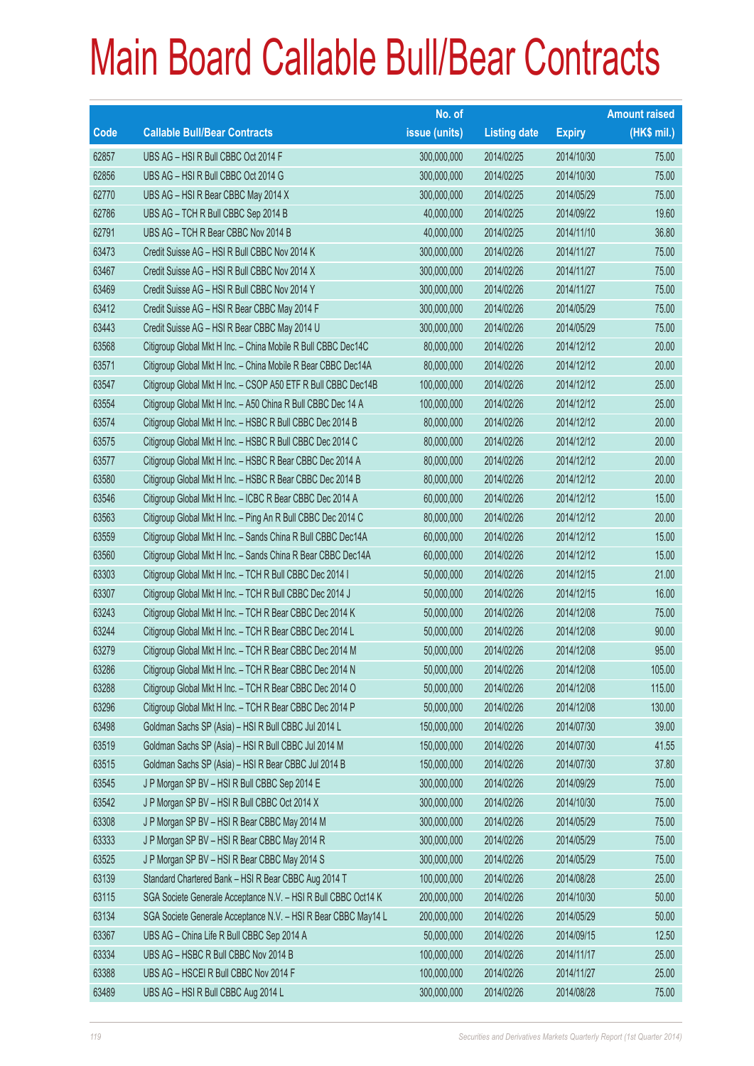# Main Board Callable Bull/Bear Contracts

| Code | Callable Bull/Bear Contracts | No. of issue (units) | Listing date | Expiry | Amount raised (HK$ mil.) |
|---|---|---|---|---|---|
| 62857 | UBS AG – HSI R Bull CBBC Oct 2014 F | 300,000,000 | 2014/02/25 | 2014/10/30 | 75.00 |
| 62856 | UBS AG – HSI R Bull CBBC Oct 2014 G | 300,000,000 | 2014/02/25 | 2014/10/30 | 75.00 |
| 62770 | UBS AG – HSI R Bear CBBC May 2014 X | 300,000,000 | 2014/02/25 | 2014/05/29 | 75.00 |
| 62786 | UBS AG – TCH R Bull CBBC Sep 2014 B | 40,000,000 | 2014/02/25 | 2014/09/22 | 19.60 |
| 62791 | UBS AG – TCH R Bear CBBC Nov 2014 B | 40,000,000 | 2014/02/25 | 2014/11/10 | 36.80 |
| 63473 | Credit Suisse AG – HSI R Bull CBBC Nov 2014 K | 300,000,000 | 2014/02/26 | 2014/11/27 | 75.00 |
| 63467 | Credit Suisse AG – HSI R Bull CBBC Nov 2014 X | 300,000,000 | 2014/02/26 | 2014/11/27 | 75.00 |
| 63469 | Credit Suisse AG – HSI R Bull CBBC Nov 2014 Y | 300,000,000 | 2014/02/26 | 2014/11/27 | 75.00 |
| 63412 | Credit Suisse AG – HSI R Bear CBBC May 2014 F | 300,000,000 | 2014/02/26 | 2014/05/29 | 75.00 |
| 63443 | Credit Suisse AG – HSI R Bear CBBC May 2014 U | 300,000,000 | 2014/02/26 | 2014/05/29 | 75.00 |
| 63568 | Citigroup Global Mkt H Inc. – China Mobile R Bull CBBC Dec14C | 80,000,000 | 2014/02/26 | 2014/12/12 | 20.00 |
| 63571 | Citigroup Global Mkt H Inc. – China Mobile R Bear CBBC Dec14A | 80,000,000 | 2014/02/26 | 2014/12/12 | 20.00 |
| 63547 | Citigroup Global Mkt H Inc. – CSOP A50 ETF R Bull CBBC Dec14B | 100,000,000 | 2014/02/26 | 2014/12/12 | 25.00 |
| 63554 | Citigroup Global Mkt H Inc. – A50 China R Bull CBBC Dec 14 A | 100,000,000 | 2014/02/26 | 2014/12/12 | 25.00 |
| 63574 | Citigroup Global Mkt H Inc. – HSBC R Bull CBBC Dec 2014 B | 80,000,000 | 2014/02/26 | 2014/12/12 | 20.00 |
| 63575 | Citigroup Global Mkt H Inc. – HSBC R Bull CBBC Dec 2014 C | 80,000,000 | 2014/02/26 | 2014/12/12 | 20.00 |
| 63577 | Citigroup Global Mkt H Inc. – HSBC R Bear CBBC Dec 2014 A | 80,000,000 | 2014/02/26 | 2014/12/12 | 20.00 |
| 63580 | Citigroup Global Mkt H Inc. – HSBC R Bear CBBC Dec 2014 B | 80,000,000 | 2014/02/26 | 2014/12/12 | 20.00 |
| 63546 | Citigroup Global Mkt H Inc. – ICBC R Bear CBBC Dec 2014 A | 60,000,000 | 2014/02/26 | 2014/12/12 | 15.00 |
| 63563 | Citigroup Global Mkt H Inc. – Ping An R Bull CBBC Dec 2014 C | 80,000,000 | 2014/02/26 | 2014/12/12 | 20.00 |
| 63559 | Citigroup Global Mkt H Inc. – Sands China R Bull CBBC Dec14A | 60,000,000 | 2014/02/26 | 2014/12/12 | 15.00 |
| 63560 | Citigroup Global Mkt H Inc. – Sands China R Bear CBBC Dec14A | 60,000,000 | 2014/02/26 | 2014/12/12 | 15.00 |
| 63303 | Citigroup Global Mkt H Inc. – TCH R Bull CBBC Dec 2014 I | 50,000,000 | 2014/02/26 | 2014/12/15 | 21.00 |
| 63307 | Citigroup Global Mkt H Inc. – TCH R Bull CBBC Dec 2014 J | 50,000,000 | 2014/02/26 | 2014/12/15 | 16.00 |
| 63243 | Citigroup Global Mkt H Inc. – TCH R Bear CBBC Dec 2014 K | 50,000,000 | 2014/02/26 | 2014/12/08 | 75.00 |
| 63244 | Citigroup Global Mkt H Inc. – TCH R Bear CBBC Dec 2014 L | 50,000,000 | 2014/02/26 | 2014/12/08 | 90.00 |
| 63279 | Citigroup Global Mkt H Inc. – TCH R Bear CBBC Dec 2014 M | 50,000,000 | 2014/02/26 | 2014/12/08 | 95.00 |
| 63286 | Citigroup Global Mkt H Inc. – TCH R Bear CBBC Dec 2014 N | 50,000,000 | 2014/02/26 | 2014/12/08 | 105.00 |
| 63288 | Citigroup Global Mkt H Inc. – TCH R Bear CBBC Dec 2014 O | 50,000,000 | 2014/02/26 | 2014/12/08 | 115.00 |
| 63296 | Citigroup Global Mkt H Inc. – TCH R Bear CBBC Dec 2014 P | 50,000,000 | 2014/02/26 | 2014/12/08 | 130.00 |
| 63498 | Goldman Sachs SP (Asia) – HSI R Bull CBBC Jul 2014 L | 150,000,000 | 2014/02/26 | 2014/07/30 | 39.00 |
| 63519 | Goldman Sachs SP (Asia) – HSI R Bull CBBC Jul 2014 M | 150,000,000 | 2014/02/26 | 2014/07/30 | 41.55 |
| 63515 | Goldman Sachs SP (Asia) – HSI R Bear CBBC Jul 2014 B | 150,000,000 | 2014/02/26 | 2014/07/30 | 37.80 |
| 63545 | J P Morgan SP BV – HSI R Bull CBBC Sep 2014 E | 300,000,000 | 2014/02/26 | 2014/09/29 | 75.00 |
| 63542 | J P Morgan SP BV – HSI R Bull CBBC Oct 2014 X | 300,000,000 | 2014/02/26 | 2014/10/30 | 75.00 |
| 63308 | J P Morgan SP BV – HSI R Bear CBBC May 2014 M | 300,000,000 | 2014/02/26 | 2014/05/29 | 75.00 |
| 63333 | J P Morgan SP BV – HSI R Bear CBBC May 2014 R | 300,000,000 | 2014/02/26 | 2014/05/29 | 75.00 |
| 63525 | J P Morgan SP BV – HSI R Bear CBBC May 2014 S | 300,000,000 | 2014/02/26 | 2014/05/29 | 75.00 |
| 63139 | Standard Chartered Bank – HSI R Bear CBBC Aug 2014 T | 100,000,000 | 2014/02/26 | 2014/08/28 | 25.00 |
| 63115 | SGA Societe Generale Acceptance N.V. – HSI R Bull CBBC Oct14 K | 200,000,000 | 2014/02/26 | 2014/10/30 | 50.00 |
| 63134 | SGA Societe Generale Acceptance N.V. – HSI R Bear CBBC May14 L | 200,000,000 | 2014/02/26 | 2014/05/29 | 50.00 |
| 63367 | UBS AG – China Life R Bull CBBC Sep 2014 A | 50,000,000 | 2014/02/26 | 2014/09/15 | 12.50 |
| 63334 | UBS AG – HSBC R Bull CBBC Nov 2014 B | 100,000,000 | 2014/02/26 | 2014/11/17 | 25.00 |
| 63388 | UBS AG – HSCEI R Bull CBBC Nov 2014 F | 100,000,000 | 2014/02/26 | 2014/11/27 | 25.00 |
| 63489 | UBS AG – HSI R Bull CBBC Aug 2014 L | 300,000,000 | 2014/02/26 | 2014/08/28 | 75.00 |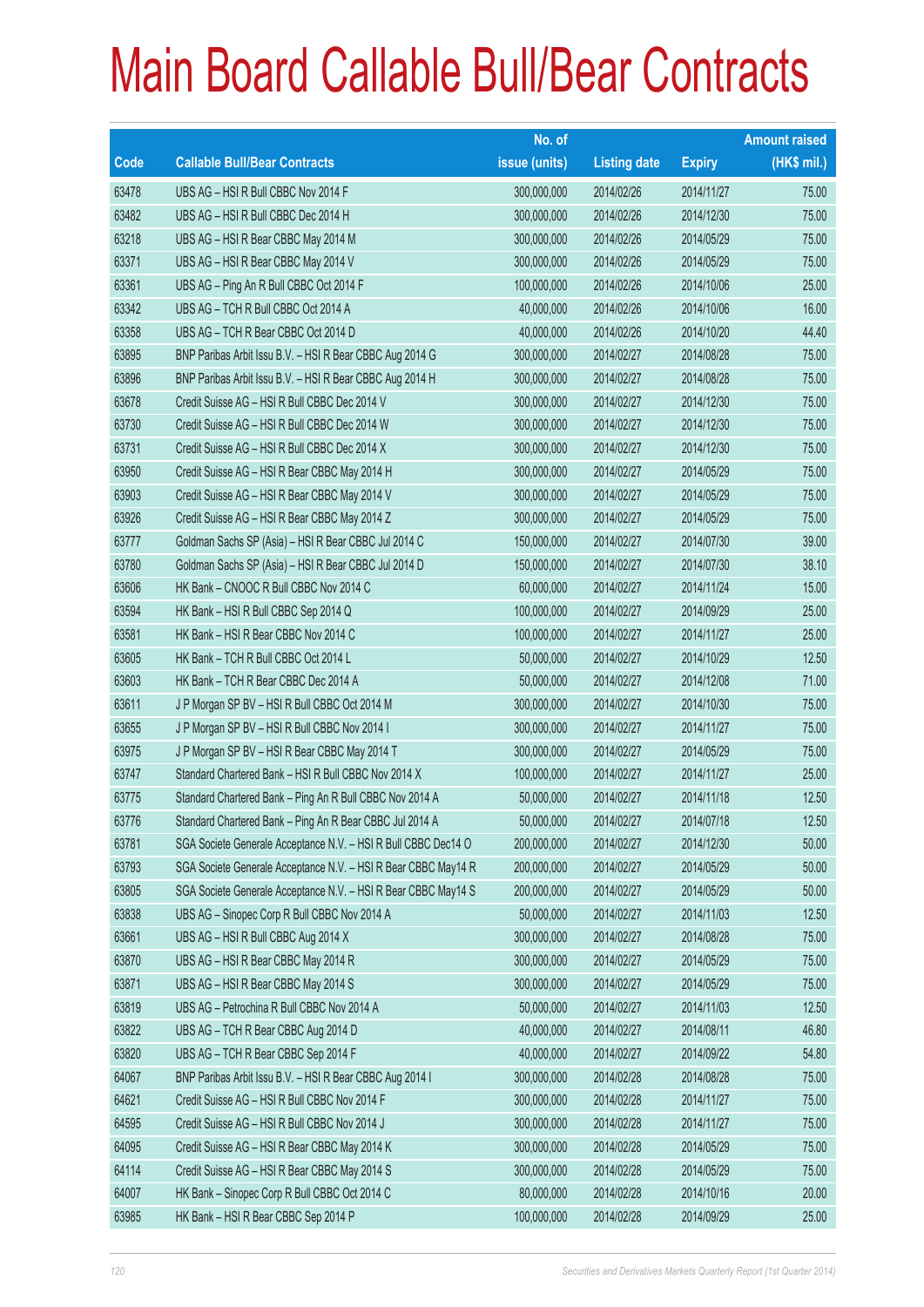# Main Board Callable Bull/Bear Contracts

| Code | Callable Bull/Bear Contracts | No. of issue (units) | Listing date | Expiry | Amount raised (HK$ mil.) |
|---|---|---|---|---|---|
| 63478 | UBS AG – HSI R Bull CBBC Nov 2014 F | 300,000,000 | 2014/02/26 | 2014/11/27 | 75.00 |
| 63482 | UBS AG – HSI R Bull CBBC Dec 2014 H | 300,000,000 | 2014/02/26 | 2014/12/30 | 75.00 |
| 63218 | UBS AG – HSI R Bear CBBC May 2014 M | 300,000,000 | 2014/02/26 | 2014/05/29 | 75.00 |
| 63371 | UBS AG – HSI R Bear CBBC May 2014 V | 300,000,000 | 2014/02/26 | 2014/05/29 | 75.00 |
| 63361 | UBS AG – Ping An R Bull CBBC Oct 2014 F | 100,000,000 | 2014/02/26 | 2014/10/06 | 25.00 |
| 63342 | UBS AG – TCH R Bull CBBC Oct 2014 A | 40,000,000 | 2014/02/26 | 2014/10/06 | 16.00 |
| 63358 | UBS AG – TCH R Bear CBBC Oct 2014 D | 40,000,000 | 2014/02/26 | 2014/10/20 | 44.40 |
| 63895 | BNP Paribas Arbit Issu B.V. – HSI R Bear CBBC Aug 2014 G | 300,000,000 | 2014/02/27 | 2014/08/28 | 75.00 |
| 63896 | BNP Paribas Arbit Issu B.V. – HSI R Bear CBBC Aug 2014 H | 300,000,000 | 2014/02/27 | 2014/08/28 | 75.00 |
| 63678 | Credit Suisse AG – HSI R Bull CBBC Dec 2014 V | 300,000,000 | 2014/02/27 | 2014/12/30 | 75.00 |
| 63730 | Credit Suisse AG – HSI R Bull CBBC Dec 2014 W | 300,000,000 | 2014/02/27 | 2014/12/30 | 75.00 |
| 63731 | Credit Suisse AG – HSI R Bull CBBC Dec 2014 X | 300,000,000 | 2014/02/27 | 2014/12/30 | 75.00 |
| 63950 | Credit Suisse AG – HSI R Bear CBBC May 2014 H | 300,000,000 | 2014/02/27 | 2014/05/29 | 75.00 |
| 63903 | Credit Suisse AG – HSI R Bear CBBC May 2014 V | 300,000,000 | 2014/02/27 | 2014/05/29 | 75.00 |
| 63926 | Credit Suisse AG – HSI R Bear CBBC May 2014 Z | 300,000,000 | 2014/02/27 | 2014/05/29 | 75.00 |
| 63777 | Goldman Sachs SP (Asia) – HSI R Bear CBBC Jul 2014 C | 150,000,000 | 2014/02/27 | 2014/07/30 | 39.00 |
| 63780 | Goldman Sachs SP (Asia) – HSI R Bear CBBC Jul 2014 D | 150,000,000 | 2014/02/27 | 2014/07/30 | 38.10 |
| 63606 | HK Bank – CNOOC R Bull CBBC Nov 2014 C | 60,000,000 | 2014/02/27 | 2014/11/24 | 15.00 |
| 63594 | HK Bank – HSI R Bull CBBC Sep 2014 Q | 100,000,000 | 2014/02/27 | 2014/09/29 | 25.00 |
| 63581 | HK Bank – HSI R Bear CBBC Nov 2014 C | 100,000,000 | 2014/02/27 | 2014/11/27 | 25.00 |
| 63605 | HK Bank – TCH R Bull CBBC Oct 2014 L | 50,000,000 | 2014/02/27 | 2014/10/29 | 12.50 |
| 63603 | HK Bank – TCH R Bear CBBC Dec 2014 A | 50,000,000 | 2014/02/27 | 2014/12/08 | 71.00 |
| 63611 | J P Morgan SP BV – HSI R Bull CBBC Oct 2014 M | 300,000,000 | 2014/02/27 | 2014/10/30 | 75.00 |
| 63655 | J P Morgan SP BV – HSI R Bull CBBC Nov 2014 I | 300,000,000 | 2014/02/27 | 2014/11/27 | 75.00 |
| 63975 | J P Morgan SP BV – HSI R Bear CBBC May 2014 T | 300,000,000 | 2014/02/27 | 2014/05/29 | 75.00 |
| 63747 | Standard Chartered Bank – HSI R Bull CBBC Nov 2014 X | 100,000,000 | 2014/02/27 | 2014/11/27 | 25.00 |
| 63775 | Standard Chartered Bank – Ping An R Bull CBBC Nov 2014 A | 50,000,000 | 2014/02/27 | 2014/11/18 | 12.50 |
| 63776 | Standard Chartered Bank – Ping An R Bear CBBC Jul 2014 A | 50,000,000 | 2014/02/27 | 2014/07/18 | 12.50 |
| 63781 | SGA Societe Generale Acceptance N.V. – HSI R Bull CBBC Dec14 O | 200,000,000 | 2014/02/27 | 2014/12/30 | 50.00 |
| 63793 | SGA Societe Generale Acceptance N.V. – HSI R Bear CBBC May14 R | 200,000,000 | 2014/02/27 | 2014/05/29 | 50.00 |
| 63805 | SGA Societe Generale Acceptance N.V. – HSI R Bear CBBC May14 S | 200,000,000 | 2014/02/27 | 2014/05/29 | 50.00 |
| 63838 | UBS AG – Sinopec Corp R Bull CBBC Nov 2014 A | 50,000,000 | 2014/02/27 | 2014/11/03 | 12.50 |
| 63661 | UBS AG – HSI R Bull CBBC Aug 2014 X | 300,000,000 | 2014/02/27 | 2014/08/28 | 75.00 |
| 63870 | UBS AG – HSI R Bear CBBC May 2014 R | 300,000,000 | 2014/02/27 | 2014/05/29 | 75.00 |
| 63871 | UBS AG – HSI R Bear CBBC May 2014 S | 300,000,000 | 2014/02/27 | 2014/05/29 | 75.00 |
| 63819 | UBS AG – Petrochina R Bull CBBC Nov 2014 A | 50,000,000 | 2014/02/27 | 2014/11/03 | 12.50 |
| 63822 | UBS AG – TCH R Bear CBBC Aug 2014 D | 40,000,000 | 2014/02/27 | 2014/08/11 | 46.80 |
| 63820 | UBS AG – TCH R Bear CBBC Sep 2014 F | 40,000,000 | 2014/02/27 | 2014/09/22 | 54.80 |
| 64067 | BNP Paribas Arbit Issu B.V. – HSI R Bear CBBC Aug 2014 I | 300,000,000 | 2014/02/28 | 2014/08/28 | 75.00 |
| 64621 | Credit Suisse AG – HSI R Bull CBBC Nov 2014 F | 300,000,000 | 2014/02/28 | 2014/11/27 | 75.00 |
| 64595 | Credit Suisse AG – HSI R Bull CBBC Nov 2014 J | 300,000,000 | 2014/02/28 | 2014/11/27 | 75.00 |
| 64095 | Credit Suisse AG – HSI R Bear CBBC May 2014 K | 300,000,000 | 2014/02/28 | 2014/05/29 | 75.00 |
| 64114 | Credit Suisse AG – HSI R Bear CBBC May 2014 S | 300,000,000 | 2014/02/28 | 2014/05/29 | 75.00 |
| 64007 | HK Bank – Sinopec Corp R Bull CBBC Oct 2014 C | 80,000,000 | 2014/02/28 | 2014/10/16 | 20.00 |
| 63985 | HK Bank – HSI R Bear CBBC Sep 2014 P | 100,000,000 | 2014/02/28 | 2014/09/29 | 25.00 |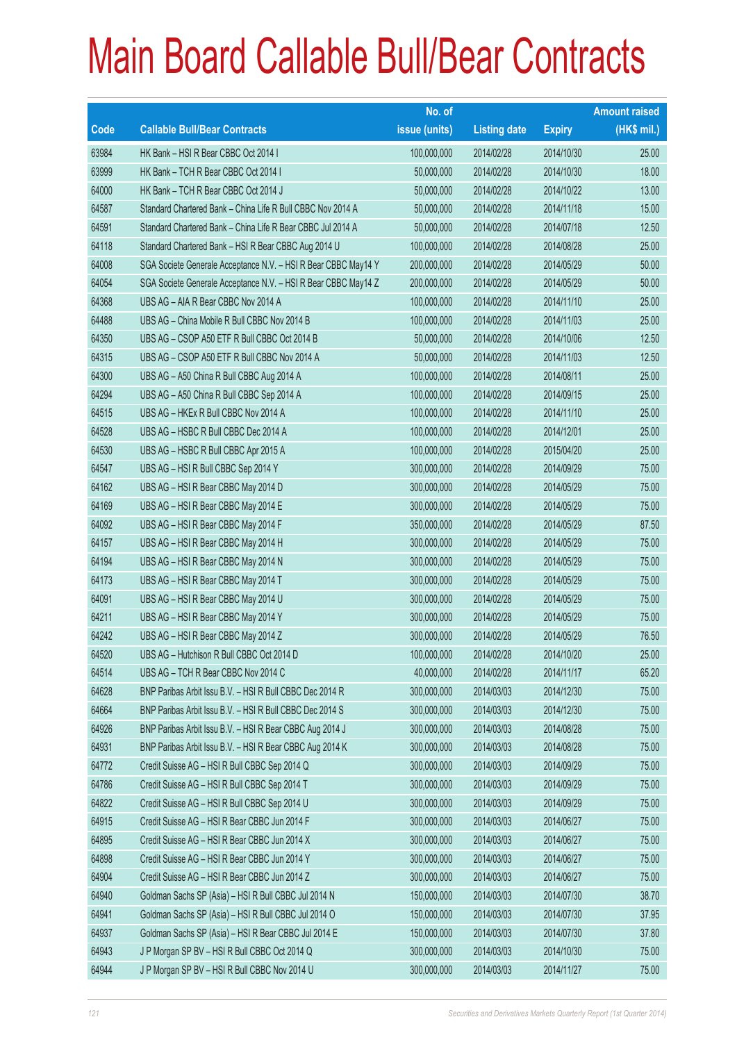# Main Board Callable Bull/Bear Contracts

| Code | Callable Bull/Bear Contracts | No. of issue (units) | Listing date | Expiry | Amount raised (HK$ mil.) |
|---|---|---|---|---|---|
| 63984 | HK Bank – HSI R Bear CBBC Oct 2014 I | 100,000,000 | 2014/02/28 | 2014/10/30 | 25.00 |
| 63999 | HK Bank – TCH R Bear CBBC Oct 2014 I | 50,000,000 | 2014/02/28 | 2014/10/30 | 18.00 |
| 64000 | HK Bank – TCH R Bear CBBC Oct 2014 J | 50,000,000 | 2014/02/28 | 2014/10/22 | 13.00 |
| 64587 | Standard Chartered Bank – China Life R Bull CBBC Nov 2014 A | 50,000,000 | 2014/02/28 | 2014/11/18 | 15.00 |
| 64591 | Standard Chartered Bank – China Life R Bear CBBC Jul 2014 A | 50,000,000 | 2014/02/28 | 2014/07/18 | 12.50 |
| 64118 | Standard Chartered Bank – HSI R Bear CBBC Aug 2014 U | 100,000,000 | 2014/02/28 | 2014/08/28 | 25.00 |
| 64008 | SGA Societe Generale Acceptance N.V. – HSI R Bear CBBC May14 Y | 200,000,000 | 2014/02/28 | 2014/05/29 | 50.00 |
| 64054 | SGA Societe Generale Acceptance N.V. – HSI R Bear CBBC May14 Z | 200,000,000 | 2014/02/28 | 2014/05/29 | 50.00 |
| 64368 | UBS AG – AIA R Bear CBBC Nov 2014 A | 100,000,000 | 2014/02/28 | 2014/11/10 | 25.00 |
| 64488 | UBS AG – China Mobile R Bull CBBC Nov 2014 B | 100,000,000 | 2014/02/28 | 2014/11/03 | 25.00 |
| 64350 | UBS AG – CSOP A50 ETF R Bull CBBC Oct 2014 B | 50,000,000 | 2014/02/28 | 2014/10/06 | 12.50 |
| 64315 | UBS AG – CSOP A50 ETF R Bull CBBC Nov 2014 A | 50,000,000 | 2014/02/28 | 2014/11/03 | 12.50 |
| 64300 | UBS AG – A50 China R Bull CBBC Aug 2014 A | 100,000,000 | 2014/02/28 | 2014/08/11 | 25.00 |
| 64294 | UBS AG – A50 China R Bull CBBC Sep 2014 A | 100,000,000 | 2014/02/28 | 2014/09/15 | 25.00 |
| 64515 | UBS AG – HKEx R Bull CBBC Nov 2014 A | 100,000,000 | 2014/02/28 | 2014/11/10 | 25.00 |
| 64528 | UBS AG – HSBC R Bull CBBC Dec 2014 A | 100,000,000 | 2014/02/28 | 2014/12/01 | 25.00 |
| 64530 | UBS AG – HSBC R Bull CBBC Apr 2015 A | 100,000,000 | 2014/02/28 | 2015/04/20 | 25.00 |
| 64547 | UBS AG – HSI R Bull CBBC Sep 2014 Y | 300,000,000 | 2014/02/28 | 2014/09/29 | 75.00 |
| 64162 | UBS AG – HSI R Bear CBBC May 2014 D | 300,000,000 | 2014/02/28 | 2014/05/29 | 75.00 |
| 64169 | UBS AG – HSI R Bear CBBC May 2014 E | 300,000,000 | 2014/02/28 | 2014/05/29 | 75.00 |
| 64092 | UBS AG – HSI R Bear CBBC May 2014 F | 350,000,000 | 2014/02/28 | 2014/05/29 | 87.50 |
| 64157 | UBS AG – HSI R Bear CBBC May 2014 H | 300,000,000 | 2014/02/28 | 2014/05/29 | 75.00 |
| 64194 | UBS AG – HSI R Bear CBBC May 2014 N | 300,000,000 | 2014/02/28 | 2014/05/29 | 75.00 |
| 64173 | UBS AG – HSI R Bear CBBC May 2014 T | 300,000,000 | 2014/02/28 | 2014/05/29 | 75.00 |
| 64091 | UBS AG – HSI R Bear CBBC May 2014 U | 300,000,000 | 2014/02/28 | 2014/05/29 | 75.00 |
| 64211 | UBS AG – HSI R Bear CBBC May 2014 Y | 300,000,000 | 2014/02/28 | 2014/05/29 | 75.00 |
| 64242 | UBS AG – HSI R Bear CBBC May 2014 Z | 300,000,000 | 2014/02/28 | 2014/05/29 | 76.50 |
| 64520 | UBS AG – Hutchison R Bull CBBC Oct 2014 D | 100,000,000 | 2014/02/28 | 2014/10/20 | 25.00 |
| 64514 | UBS AG – TCH R Bear CBBC Nov 2014 C | 40,000,000 | 2014/02/28 | 2014/11/17 | 65.20 |
| 64628 | BNP Paribas Arbit Issu B.V. – HSI R Bull CBBC Dec 2014 R | 300,000,000 | 2014/03/03 | 2014/12/30 | 75.00 |
| 64664 | BNP Paribas Arbit Issu B.V. – HSI R Bull CBBC Dec 2014 S | 300,000,000 | 2014/03/03 | 2014/12/30 | 75.00 |
| 64926 | BNP Paribas Arbit Issu B.V. – HSI R Bear CBBC Aug 2014 J | 300,000,000 | 2014/03/03 | 2014/08/28 | 75.00 |
| 64931 | BNP Paribas Arbit Issu B.V. – HSI R Bear CBBC Aug 2014 K | 300,000,000 | 2014/03/03 | 2014/08/28 | 75.00 |
| 64772 | Credit Suisse AG – HSI R Bull CBBC Sep 2014 Q | 300,000,000 | 2014/03/03 | 2014/09/29 | 75.00 |
| 64786 | Credit Suisse AG – HSI R Bull CBBC Sep 2014 T | 300,000,000 | 2014/03/03 | 2014/09/29 | 75.00 |
| 64822 | Credit Suisse AG – HSI R Bull CBBC Sep 2014 U | 300,000,000 | 2014/03/03 | 2014/09/29 | 75.00 |
| 64915 | Credit Suisse AG – HSI R Bear CBBC Jun 2014 F | 300,000,000 | 2014/03/03 | 2014/06/27 | 75.00 |
| 64895 | Credit Suisse AG – HSI R Bear CBBC Jun 2014 X | 300,000,000 | 2014/03/03 | 2014/06/27 | 75.00 |
| 64898 | Credit Suisse AG – HSI R Bear CBBC Jun 2014 Y | 300,000,000 | 2014/03/03 | 2014/06/27 | 75.00 |
| 64904 | Credit Suisse AG – HSI R Bear CBBC Jun 2014 Z | 300,000,000 | 2014/03/03 | 2014/06/27 | 75.00 |
| 64940 | Goldman Sachs SP (Asia) – HSI R Bull CBBC Jul 2014 N | 150,000,000 | 2014/03/03 | 2014/07/30 | 38.70 |
| 64941 | Goldman Sachs SP (Asia) – HSI R Bull CBBC Jul 2014 O | 150,000,000 | 2014/03/03 | 2014/07/30 | 37.95 |
| 64937 | Goldman Sachs SP (Asia) – HSI R Bear CBBC Jul 2014 E | 150,000,000 | 2014/03/03 | 2014/07/30 | 37.80 |
| 64943 | J P Morgan SP BV – HSI R Bull CBBC Oct 2014 Q | 300,000,000 | 2014/03/03 | 2014/10/30 | 75.00 |
| 64944 | J P Morgan SP BV – HSI R Bull CBBC Nov 2014 U | 300,000,000 | 2014/03/03 | 2014/11/27 | 75.00 |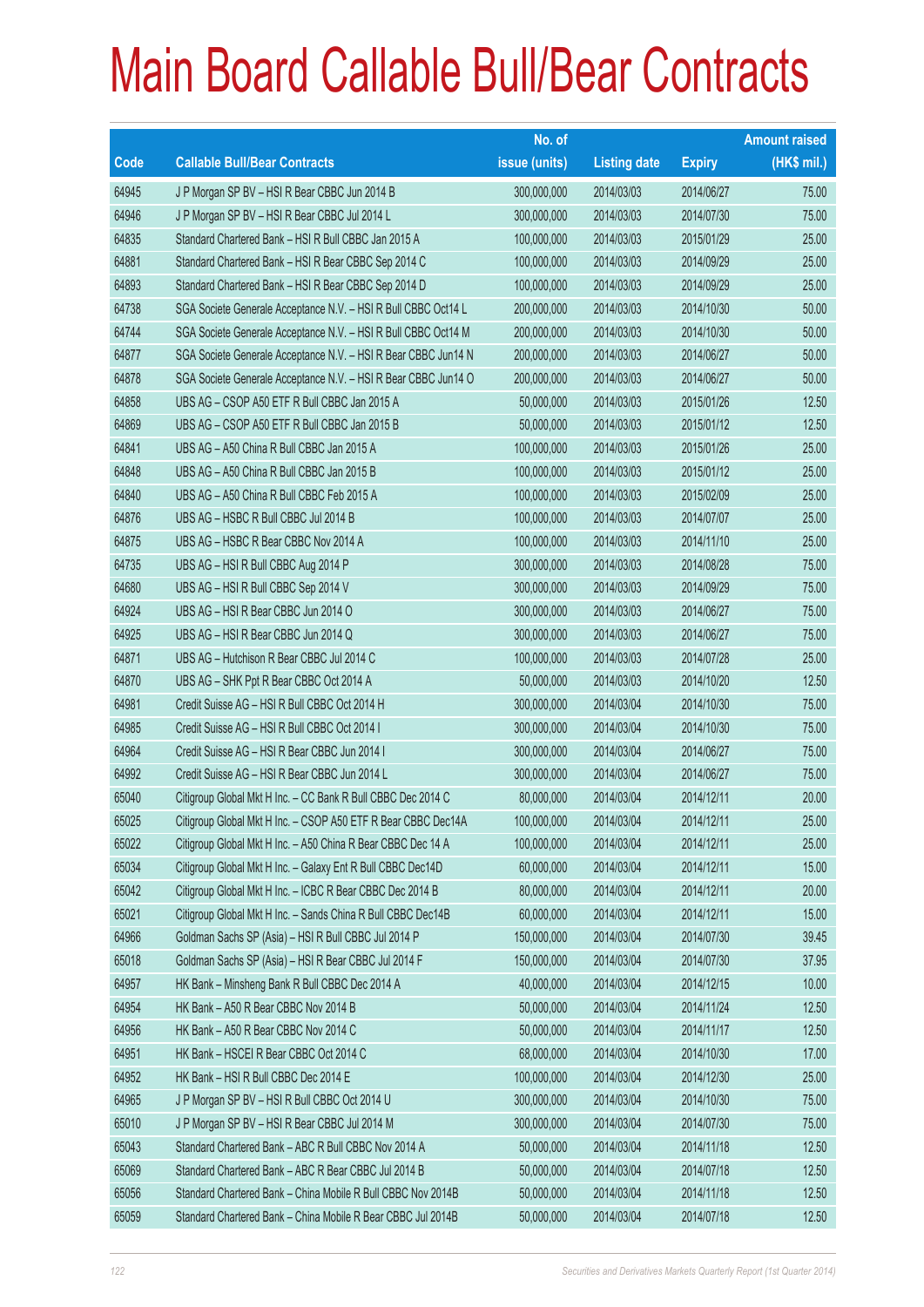# Main Board Callable Bull/Bear Contracts

| Code | Callable Bull/Bear Contracts | No. of issue (units) | Listing date | Expiry | Amount raised (HK$ mil.) |
|---|---|---|---|---|---|
| 64945 | J P Morgan SP BV – HSI R Bear CBBC Jun 2014 B | 300,000,000 | 2014/03/03 | 2014/06/27 | 75.00 |
| 64946 | J P Morgan SP BV – HSI R Bear CBBC Jul 2014 L | 300,000,000 | 2014/03/03 | 2014/07/30 | 75.00 |
| 64835 | Standard Chartered Bank – HSI R Bull CBBC Jan 2015 A | 100,000,000 | 2014/03/03 | 2015/01/29 | 25.00 |
| 64881 | Standard Chartered Bank – HSI R Bear CBBC Sep 2014 C | 100,000,000 | 2014/03/03 | 2014/09/29 | 25.00 |
| 64893 | Standard Chartered Bank – HSI R Bear CBBC Sep 2014 D | 100,000,000 | 2014/03/03 | 2014/09/29 | 25.00 |
| 64738 | SGA Societe Generale Acceptance N.V. – HSI R Bull CBBC Oct14 L | 200,000,000 | 2014/03/03 | 2014/10/30 | 50.00 |
| 64744 | SGA Societe Generale Acceptance N.V. – HSI R Bull CBBC Oct14 M | 200,000,000 | 2014/03/03 | 2014/10/30 | 50.00 |
| 64877 | SGA Societe Generale Acceptance N.V. – HSI R Bear CBBC Jun14 N | 200,000,000 | 2014/03/03 | 2014/06/27 | 50.00 |
| 64878 | SGA Societe Generale Acceptance N.V. – HSI R Bear CBBC Jun14 O | 200,000,000 | 2014/03/03 | 2014/06/27 | 50.00 |
| 64858 | UBS AG – CSOP A50 ETF R Bull CBBC Jan 2015 A | 50,000,000 | 2014/03/03 | 2015/01/26 | 12.50 |
| 64869 | UBS AG – CSOP A50 ETF R Bull CBBC Jan 2015 B | 50,000,000 | 2014/03/03 | 2015/01/12 | 12.50 |
| 64841 | UBS AG – A50 China R Bull CBBC Jan 2015 A | 100,000,000 | 2014/03/03 | 2015/01/26 | 25.00 |
| 64848 | UBS AG – A50 China R Bull CBBC Jan 2015 B | 100,000,000 | 2014/03/03 | 2015/01/12 | 25.00 |
| 64840 | UBS AG – A50 China R Bull CBBC Feb 2015 A | 100,000,000 | 2014/03/03 | 2015/02/09 | 25.00 |
| 64876 | UBS AG – HSBC R Bull CBBC Jul 2014 B | 100,000,000 | 2014/03/03 | 2014/07/07 | 25.00 |
| 64875 | UBS AG – HSBC R Bear CBBC Nov 2014 A | 100,000,000 | 2014/03/03 | 2014/11/10 | 25.00 |
| 64735 | UBS AG – HSI R Bull CBBC Aug 2014 P | 300,000,000 | 2014/03/03 | 2014/08/28 | 75.00 |
| 64680 | UBS AG – HSI R Bull CBBC Sep 2014 V | 300,000,000 | 2014/03/03 | 2014/09/29 | 75.00 |
| 64924 | UBS AG – HSI R Bear CBBC Jun 2014 O | 300,000,000 | 2014/03/03 | 2014/06/27 | 75.00 |
| 64925 | UBS AG – HSI R Bear CBBC Jun 2014 Q | 300,000,000 | 2014/03/03 | 2014/06/27 | 75.00 |
| 64871 | UBS AG – Hutchison R Bear CBBC Jul 2014 C | 100,000,000 | 2014/03/03 | 2014/07/28 | 25.00 |
| 64870 | UBS AG – SHK Ppt R Bear CBBC Oct 2014 A | 50,000,000 | 2014/03/03 | 2014/10/20 | 12.50 |
| 64981 | Credit Suisse AG – HSI R Bull CBBC Oct 2014 H | 300,000,000 | 2014/03/04 | 2014/10/30 | 75.00 |
| 64985 | Credit Suisse AG – HSI R Bull CBBC Oct 2014 I | 300,000,000 | 2014/03/04 | 2014/10/30 | 75.00 |
| 64964 | Credit Suisse AG – HSI R Bear CBBC Jun 2014 I | 300,000,000 | 2014/03/04 | 2014/06/27 | 75.00 |
| 64992 | Credit Suisse AG – HSI R Bear CBBC Jun 2014 L | 300,000,000 | 2014/03/04 | 2014/06/27 | 75.00 |
| 65040 | Citigroup Global Mkt H Inc. – CC Bank R Bull CBBC Dec 2014 C | 80,000,000 | 2014/03/04 | 2014/12/11 | 20.00 |
| 65025 | Citigroup Global Mkt H Inc. – CSOP A50 ETF R Bear CBBC Dec14A | 100,000,000 | 2014/03/04 | 2014/12/11 | 25.00 |
| 65022 | Citigroup Global Mkt H Inc. – A50 China R Bear CBBC Dec 14 A | 100,000,000 | 2014/03/04 | 2014/12/11 | 25.00 |
| 65034 | Citigroup Global Mkt H Inc. – Galaxy Ent R Bull CBBC Dec14D | 60,000,000 | 2014/03/04 | 2014/12/11 | 15.00 |
| 65042 | Citigroup Global Mkt H Inc. – ICBC R Bear CBBC Dec 2014 B | 80,000,000 | 2014/03/04 | 2014/12/11 | 20.00 |
| 65021 | Citigroup Global Mkt H Inc. – Sands China R Bull CBBC Dec14B | 60,000,000 | 2014/03/04 | 2014/12/11 | 15.00 |
| 64966 | Goldman Sachs SP (Asia) – HSI R Bull CBBC Jul 2014 P | 150,000,000 | 2014/03/04 | 2014/07/30 | 39.45 |
| 65018 | Goldman Sachs SP (Asia) – HSI R Bear CBBC Jul 2014 F | 150,000,000 | 2014/03/04 | 2014/07/30 | 37.95 |
| 64957 | HK Bank – Minsheng Bank R Bull CBBC Dec 2014 A | 40,000,000 | 2014/03/04 | 2014/12/15 | 10.00 |
| 64954 | HK Bank – A50 R Bear CBBC Nov 2014 B | 50,000,000 | 2014/03/04 | 2014/11/24 | 12.50 |
| 64956 | HK Bank – A50 R Bear CBBC Nov 2014 C | 50,000,000 | 2014/03/04 | 2014/11/17 | 12.50 |
| 64951 | HK Bank – HSCEI R Bear CBBC Oct 2014 C | 68,000,000 | 2014/03/04 | 2014/10/30 | 17.00 |
| 64952 | HK Bank – HSI R Bull CBBC Dec 2014 E | 100,000,000 | 2014/03/04 | 2014/12/30 | 25.00 |
| 64965 | J P Morgan SP BV – HSI R Bull CBBC Oct 2014 U | 300,000,000 | 2014/03/04 | 2014/10/30 | 75.00 |
| 65010 | J P Morgan SP BV – HSI R Bear CBBC Jul 2014 M | 300,000,000 | 2014/03/04 | 2014/07/30 | 75.00 |
| 65043 | Standard Chartered Bank – ABC R Bull CBBC Nov 2014 A | 50,000,000 | 2014/03/04 | 2014/11/18 | 12.50 |
| 65069 | Standard Chartered Bank – ABC R Bear CBBC Jul 2014 B | 50,000,000 | 2014/03/04 | 2014/07/18 | 12.50 |
| 65056 | Standard Chartered Bank – China Mobile R Bull CBBC Nov 2014B | 50,000,000 | 2014/03/04 | 2014/11/18 | 12.50 |
| 65059 | Standard Chartered Bank – China Mobile R Bear CBBC Jul 2014B | 50,000,000 | 2014/03/04 | 2014/07/18 | 12.50 |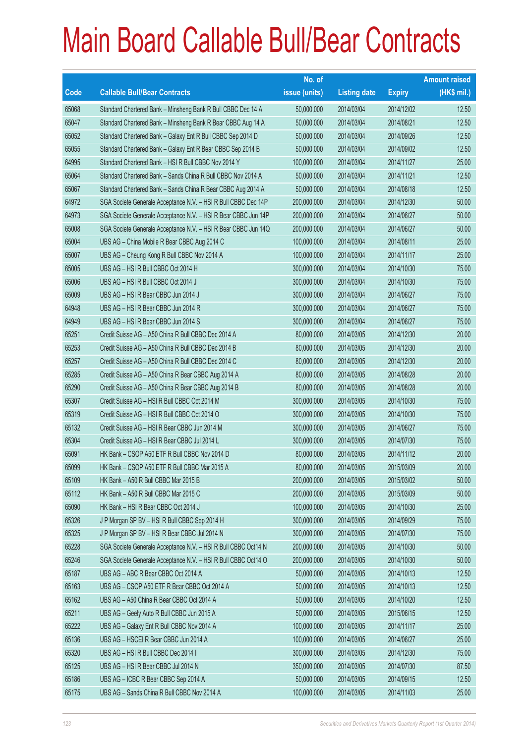# Main Board Callable Bull/Bear Contracts

| Code | Callable Bull/Bear Contracts | No. of issue (units) | Listing date | Expiry | Amount raised (HK$ mil.) |
|---|---|---|---|---|---|
| 65068 | Standard Chartered Bank – Minsheng Bank R Bull CBBC Dec 14 A | 50,000,000 | 2014/03/04 | 2014/12/02 | 12.50 |
| 65047 | Standard Chartered Bank – Minsheng Bank R Bear CBBC Aug 14 A | 50,000,000 | 2014/03/04 | 2014/08/21 | 12.50 |
| 65052 | Standard Chartered Bank – Galaxy Ent R Bull CBBC Sep 2014 D | 50,000,000 | 2014/03/04 | 2014/09/26 | 12.50 |
| 65055 | Standard Chartered Bank – Galaxy Ent R Bear CBBC Sep 2014 B | 50,000,000 | 2014/03/04 | 2014/09/02 | 12.50 |
| 64995 | Standard Chartered Bank – HSI R Bull CBBC Nov 2014 Y | 100,000,000 | 2014/03/04 | 2014/11/27 | 25.00 |
| 65064 | Standard Chartered Bank – Sands China R Bull CBBC Nov 2014 A | 50,000,000 | 2014/03/04 | 2014/11/21 | 12.50 |
| 65067 | Standard Chartered Bank – Sands China R Bear CBBC Aug 2014 A | 50,000,000 | 2014/03/04 | 2014/08/18 | 12.50 |
| 64972 | SGA Societe Generale Acceptance N.V. – HSI R Bull CBBC Dec 14P | 200,000,000 | 2014/03/04 | 2014/12/30 | 50.00 |
| 64973 | SGA Societe Generale Acceptance N.V. – HSI R Bear CBBC Jun 14P | 200,000,000 | 2014/03/04 | 2014/06/27 | 50.00 |
| 65008 | SGA Societe Generale Acceptance N.V. – HSI R Bear CBBC Jun 14Q | 200,000,000 | 2014/03/04 | 2014/06/27 | 50.00 |
| 65004 | UBS AG – China Mobile R Bear CBBC Aug 2014 C | 100,000,000 | 2014/03/04 | 2014/08/11 | 25.00 |
| 65007 | UBS AG – Cheung Kong R Bull CBBC Nov 2014 A | 100,000,000 | 2014/03/04 | 2014/11/17 | 25.00 |
| 65005 | UBS AG – HSI R Bull CBBC Oct 2014 H | 300,000,000 | 2014/03/04 | 2014/10/30 | 75.00 |
| 65006 | UBS AG – HSI R Bull CBBC Oct 2014 J | 300,000,000 | 2014/03/04 | 2014/10/30 | 75.00 |
| 65009 | UBS AG – HSI R Bear CBBC Jun 2014 J | 300,000,000 | 2014/03/04 | 2014/06/27 | 75.00 |
| 64948 | UBS AG – HSI R Bear CBBC Jun 2014 R | 300,000,000 | 2014/03/04 | 2014/06/27 | 75.00 |
| 64949 | UBS AG – HSI R Bear CBBC Jun 2014 S | 300,000,000 | 2014/03/04 | 2014/06/27 | 75.00 |
| 65251 | Credit Suisse AG – A50 China R Bull CBBC Dec 2014 A | 80,000,000 | 2014/03/05 | 2014/12/30 | 20.00 |
| 65253 | Credit Suisse AG – A50 China R Bull CBBC Dec 2014 B | 80,000,000 | 2014/03/05 | 2014/12/30 | 20.00 |
| 65257 | Credit Suisse AG – A50 China R Bull CBBC Dec 2014 C | 80,000,000 | 2014/03/05 | 2014/12/30 | 20.00 |
| 65285 | Credit Suisse AG – A50 China R Bear CBBC Aug 2014 A | 80,000,000 | 2014/03/05 | 2014/08/28 | 20.00 |
| 65290 | Credit Suisse AG – A50 China R Bear CBBC Aug 2014 B | 80,000,000 | 2014/03/05 | 2014/08/28 | 20.00 |
| 65307 | Credit Suisse AG – HSI R Bull CBBC Oct 2014 M | 300,000,000 | 2014/03/05 | 2014/10/30 | 75.00 |
| 65319 | Credit Suisse AG – HSI R Bull CBBC Oct 2014 O | 300,000,000 | 2014/03/05 | 2014/10/30 | 75.00 |
| 65132 | Credit Suisse AG – HSI R Bear CBBC Jun 2014 M | 300,000,000 | 2014/03/05 | 2014/06/27 | 75.00 |
| 65304 | Credit Suisse AG – HSI R Bear CBBC Jul 2014 L | 300,000,000 | 2014/03/05 | 2014/07/30 | 75.00 |
| 65091 | HK Bank – CSOP A50 ETF R Bull CBBC Nov 2014 D | 80,000,000 | 2014/03/05 | 2014/11/12 | 20.00 |
| 65099 | HK Bank – CSOP A50 ETF R Bull CBBC Mar 2015 A | 80,000,000 | 2014/03/05 | 2015/03/09 | 20.00 |
| 65109 | HK Bank – A50 R Bull CBBC Mar 2015 B | 200,000,000 | 2014/03/05 | 2015/03/02 | 50.00 |
| 65112 | HK Bank – A50 R Bull CBBC Mar 2015 C | 200,000,000 | 2014/03/05 | 2015/03/09 | 50.00 |
| 65090 | HK Bank – HSI R Bear CBBC Oct 2014 J | 100,000,000 | 2014/03/05 | 2014/10/30 | 25.00 |
| 65326 | J P Morgan SP BV – HSI R Bull CBBC Sep 2014 H | 300,000,000 | 2014/03/05 | 2014/09/29 | 75.00 |
| 65325 | J P Morgan SP BV – HSI R Bear CBBC Jul 2014 N | 300,000,000 | 2014/03/05 | 2014/07/30 | 75.00 |
| 65228 | SGA Societe Generale Acceptance N.V. – HSI R Bull CBBC Oct14 N | 200,000,000 | 2014/03/05 | 2014/10/30 | 50.00 |
| 65246 | SGA Societe Generale Acceptance N.V. – HSI R Bull CBBC Oct14 O | 200,000,000 | 2014/03/05 | 2014/10/30 | 50.00 |
| 65187 | UBS AG – ABC R Bear CBBC Oct 2014 A | 50,000,000 | 2014/03/05 | 2014/10/13 | 12.50 |
| 65163 | UBS AG – CSOP A50 ETF R Bear CBBC Oct 2014 A | 50,000,000 | 2014/03/05 | 2014/10/13 | 12.50 |
| 65162 | UBS AG – A50 China R Bear CBBC Oct 2014 A | 50,000,000 | 2014/03/05 | 2014/10/20 | 12.50 |
| 65211 | UBS AG – Geely Auto R Bull CBBC Jun 2015 A | 50,000,000 | 2014/03/05 | 2015/06/15 | 12.50 |
| 65222 | UBS AG – Galaxy Ent R Bull CBBC Nov 2014 A | 100,000,000 | 2014/03/05 | 2014/11/17 | 25.00 |
| 65136 | UBS AG – HSCEI R Bear CBBC Jun 2014 A | 100,000,000 | 2014/03/05 | 2014/06/27 | 25.00 |
| 65320 | UBS AG – HSI R Bull CBBC Dec 2014 I | 300,000,000 | 2014/03/05 | 2014/12/30 | 75.00 |
| 65125 | UBS AG – HSI R Bear CBBC Jul 2014 N | 350,000,000 | 2014/03/05 | 2014/07/30 | 87.50 |
| 65186 | UBS AG – ICBC R Bear CBBC Sep 2014 A | 50,000,000 | 2014/03/05 | 2014/09/15 | 12.50 |
| 65175 | UBS AG – Sands China R Bull CBBC Nov 2014 A | 100,000,000 | 2014/03/05 | 2014/11/03 | 25.00 |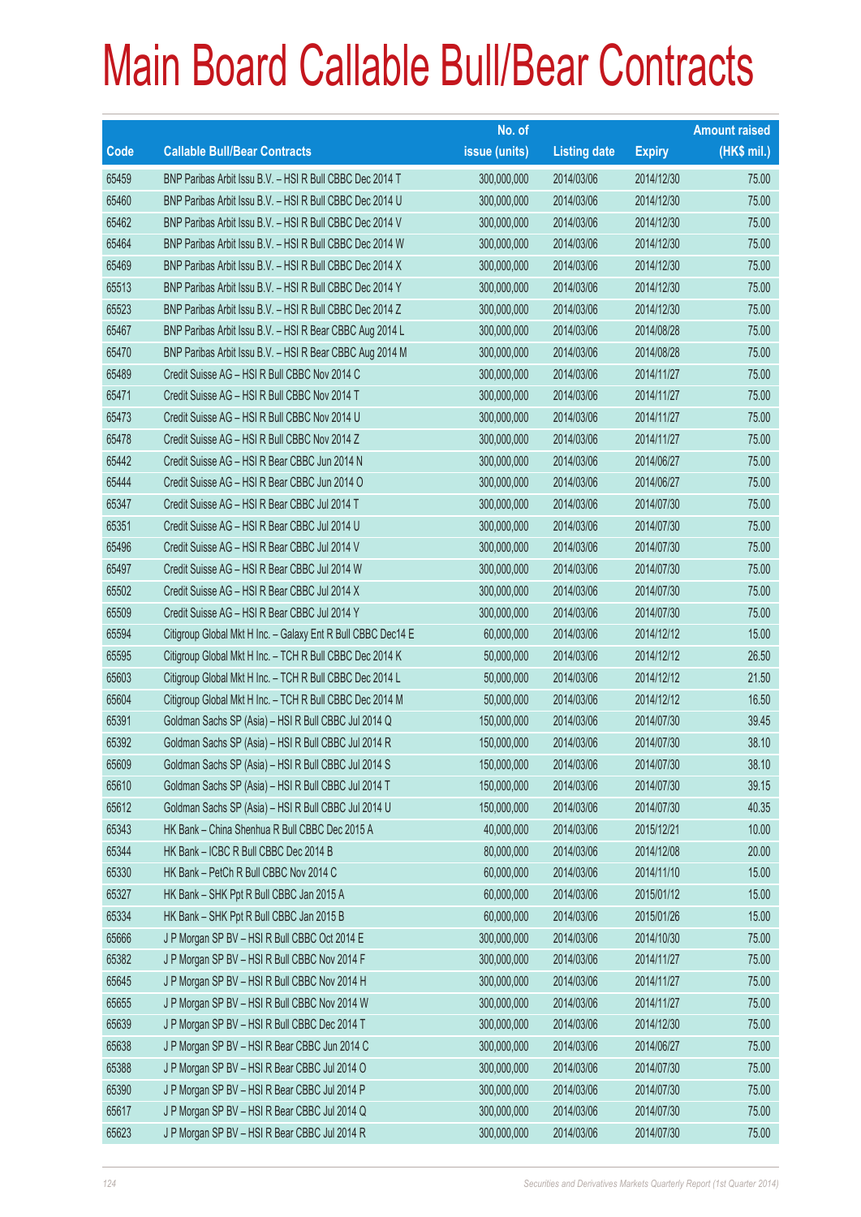# Main Board Callable Bull/Bear Contracts

| Code | Callable Bull/Bear Contracts | No. of issue (units) | Listing date | Expiry | Amount raised (HK$ mil.) |
|---|---|---|---|---|---|
| 65459 | BNP Paribas Arbit Issu B.V. – HSI R Bull CBBC Dec 2014 T | 300,000,000 | 2014/03/06 | 2014/12/30 | 75.00 |
| 65460 | BNP Paribas Arbit Issu B.V. – HSI R Bull CBBC Dec 2014 U | 300,000,000 | 2014/03/06 | 2014/12/30 | 75.00 |
| 65462 | BNP Paribas Arbit Issu B.V. – HSI R Bull CBBC Dec 2014 V | 300,000,000 | 2014/03/06 | 2014/12/30 | 75.00 |
| 65464 | BNP Paribas Arbit Issu B.V. – HSI R Bull CBBC Dec 2014 W | 300,000,000 | 2014/03/06 | 2014/12/30 | 75.00 |
| 65469 | BNP Paribas Arbit Issu B.V. – HSI R Bull CBBC Dec 2014 X | 300,000,000 | 2014/03/06 | 2014/12/30 | 75.00 |
| 65513 | BNP Paribas Arbit Issu B.V. – HSI R Bull CBBC Dec 2014 Y | 300,000,000 | 2014/03/06 | 2014/12/30 | 75.00 |
| 65523 | BNP Paribas Arbit Issu B.V. – HSI R Bull CBBC Dec 2014 Z | 300,000,000 | 2014/03/06 | 2014/12/30 | 75.00 |
| 65467 | BNP Paribas Arbit Issu B.V. – HSI R Bear CBBC Aug 2014 L | 300,000,000 | 2014/03/06 | 2014/08/28 | 75.00 |
| 65470 | BNP Paribas Arbit Issu B.V. – HSI R Bear CBBC Aug 2014 M | 300,000,000 | 2014/03/06 | 2014/08/28 | 75.00 |
| 65489 | Credit Suisse AG – HSI R Bull CBBC Nov 2014 C | 300,000,000 | 2014/03/06 | 2014/11/27 | 75.00 |
| 65471 | Credit Suisse AG – HSI R Bull CBBC Nov 2014 T | 300,000,000 | 2014/03/06 | 2014/11/27 | 75.00 |
| 65473 | Credit Suisse AG – HSI R Bull CBBC Nov 2014 U | 300,000,000 | 2014/03/06 | 2014/11/27 | 75.00 |
| 65478 | Credit Suisse AG – HSI R Bull CBBC Nov 2014 Z | 300,000,000 | 2014/03/06 | 2014/11/27 | 75.00 |
| 65442 | Credit Suisse AG – HSI R Bear CBBC Jun 2014 N | 300,000,000 | 2014/03/06 | 2014/06/27 | 75.00 |
| 65444 | Credit Suisse AG – HSI R Bear CBBC Jun 2014 O | 300,000,000 | 2014/03/06 | 2014/06/27 | 75.00 |
| 65347 | Credit Suisse AG – HSI R Bear CBBC Jul 2014 T | 300,000,000 | 2014/03/06 | 2014/07/30 | 75.00 |
| 65351 | Credit Suisse AG – HSI R Bear CBBC Jul 2014 U | 300,000,000 | 2014/03/06 | 2014/07/30 | 75.00 |
| 65496 | Credit Suisse AG – HSI R Bear CBBC Jul 2014 V | 300,000,000 | 2014/03/06 | 2014/07/30 | 75.00 |
| 65497 | Credit Suisse AG – HSI R Bear CBBC Jul 2014 W | 300,000,000 | 2014/03/06 | 2014/07/30 | 75.00 |
| 65502 | Credit Suisse AG – HSI R Bear CBBC Jul 2014 X | 300,000,000 | 2014/03/06 | 2014/07/30 | 75.00 |
| 65509 | Credit Suisse AG – HSI R Bear CBBC Jul 2014 Y | 300,000,000 | 2014/03/06 | 2014/07/30 | 75.00 |
| 65594 | Citigroup Global Mkt H Inc. – Galaxy Ent R Bull CBBC Dec14 E | 60,000,000 | 2014/03/06 | 2014/12/12 | 15.00 |
| 65595 | Citigroup Global Mkt H Inc. – TCH R Bull CBBC Dec 2014 K | 50,000,000 | 2014/03/06 | 2014/12/12 | 26.50 |
| 65603 | Citigroup Global Mkt H Inc. – TCH R Bull CBBC Dec 2014 L | 50,000,000 | 2014/03/06 | 2014/12/12 | 21.50 |
| 65604 | Citigroup Global Mkt H Inc. – TCH R Bull CBBC Dec 2014 M | 50,000,000 | 2014/03/06 | 2014/12/12 | 16.50 |
| 65391 | Goldman Sachs SP (Asia) – HSI R Bull CBBC Jul 2014 Q | 150,000,000 | 2014/03/06 | 2014/07/30 | 39.45 |
| 65392 | Goldman Sachs SP (Asia) – HSI R Bull CBBC Jul 2014 R | 150,000,000 | 2014/03/06 | 2014/07/30 | 38.10 |
| 65609 | Goldman Sachs SP (Asia) – HSI R Bull CBBC Jul 2014 S | 150,000,000 | 2014/03/06 | 2014/07/30 | 38.10 |
| 65610 | Goldman Sachs SP (Asia) – HSI R Bull CBBC Jul 2014 T | 150,000,000 | 2014/03/06 | 2014/07/30 | 39.15 |
| 65612 | Goldman Sachs SP (Asia) – HSI R Bull CBBC Jul 2014 U | 150,000,000 | 2014/03/06 | 2014/07/30 | 40.35 |
| 65343 | HK Bank – China Shenhua R Bull CBBC Dec 2015 A | 40,000,000 | 2014/03/06 | 2015/12/21 | 10.00 |
| 65344 | HK Bank – ICBC R Bull CBBC Dec 2014 B | 80,000,000 | 2014/03/06 | 2014/12/08 | 20.00 |
| 65330 | HK Bank – PetCh R Bull CBBC Nov 2014 C | 60,000,000 | 2014/03/06 | 2014/11/10 | 15.00 |
| 65327 | HK Bank – SHK Ppt R Bull CBBC Jan 2015 A | 60,000,000 | 2014/03/06 | 2015/01/12 | 15.00 |
| 65334 | HK Bank – SHK Ppt R Bull CBBC Jan 2015 B | 60,000,000 | 2014/03/06 | 2015/01/26 | 15.00 |
| 65666 | J P Morgan SP BV – HSI R Bull CBBC Oct 2014 E | 300,000,000 | 2014/03/06 | 2014/10/30 | 75.00 |
| 65382 | J P Morgan SP BV – HSI R Bull CBBC Nov 2014 F | 300,000,000 | 2014/03/06 | 2014/11/27 | 75.00 |
| 65645 | J P Morgan SP BV – HSI R Bull CBBC Nov 2014 H | 300,000,000 | 2014/03/06 | 2014/11/27 | 75.00 |
| 65655 | J P Morgan SP BV – HSI R Bull CBBC Nov 2014 W | 300,000,000 | 2014/03/06 | 2014/11/27 | 75.00 |
| 65639 | J P Morgan SP BV – HSI R Bull CBBC Dec 2014 T | 300,000,000 | 2014/03/06 | 2014/12/30 | 75.00 |
| 65638 | J P Morgan SP BV – HSI R Bear CBBC Jun 2014 C | 300,000,000 | 2014/03/06 | 2014/06/27 | 75.00 |
| 65388 | J P Morgan SP BV – HSI R Bear CBBC Jul 2014 O | 300,000,000 | 2014/03/06 | 2014/07/30 | 75.00 |
| 65390 | J P Morgan SP BV – HSI R Bear CBBC Jul 2014 P | 300,000,000 | 2014/03/06 | 2014/07/30 | 75.00 |
| 65617 | J P Morgan SP BV – HSI R Bear CBBC Jul 2014 Q | 300,000,000 | 2014/03/06 | 2014/07/30 | 75.00 |
| 65623 | J P Morgan SP BV – HSI R Bear CBBC Jul 2014 R | 300,000,000 | 2014/03/06 | 2014/07/30 | 75.00 |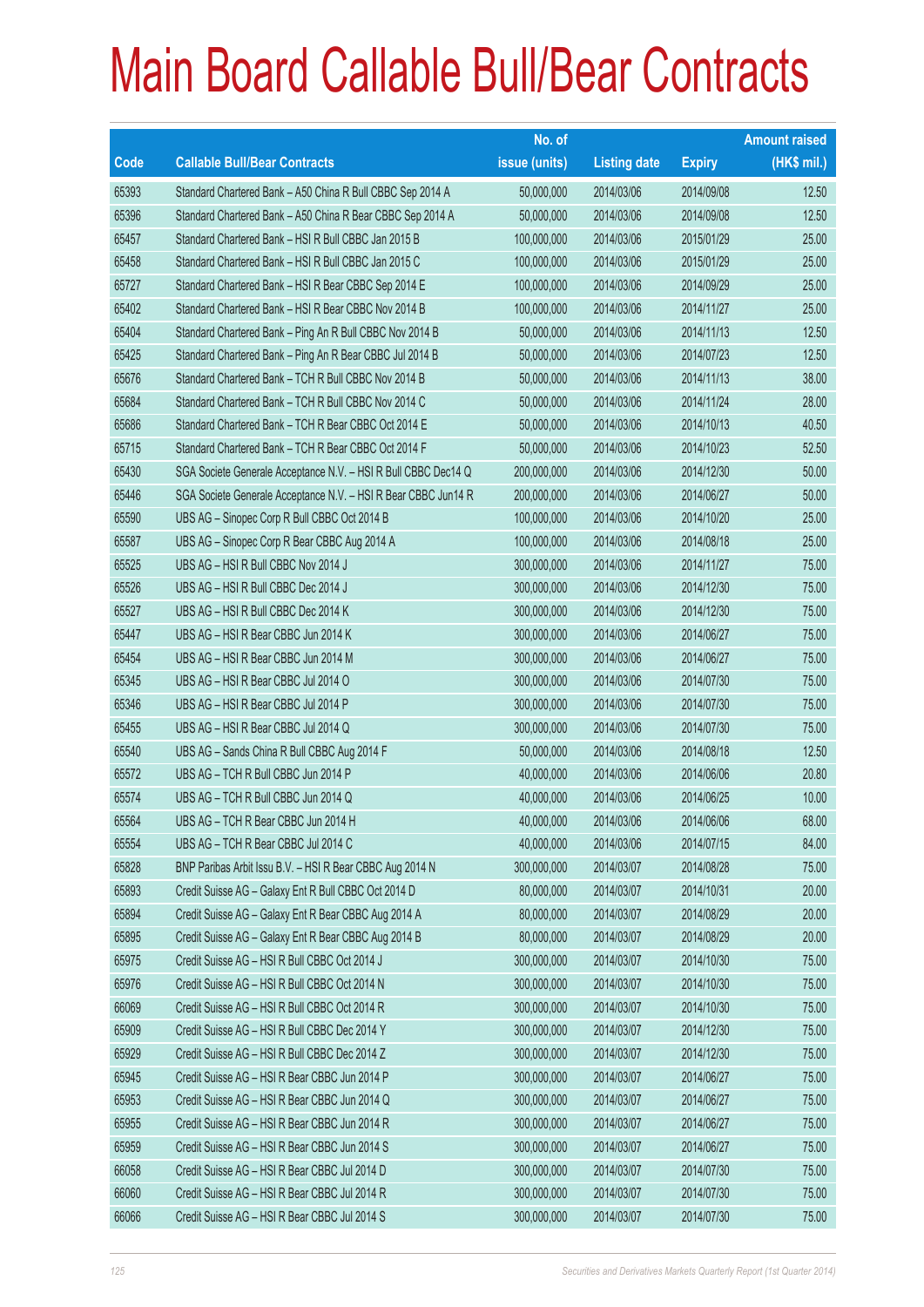# Main Board Callable Bull/Bear Contracts

| Code | Callable Bull/Bear Contracts | No. of issue (units) | Listing date | Expiry | Amount raised (HK$ mil.) |
|---|---|---|---|---|---|
| 65393 | Standard Chartered Bank – A50 China R Bull CBBC Sep 2014 A | 50,000,000 | 2014/03/06 | 2014/09/08 | 12.50 |
| 65396 | Standard Chartered Bank – A50 China R Bear CBBC Sep 2014 A | 50,000,000 | 2014/03/06 | 2014/09/08 | 12.50 |
| 65457 | Standard Chartered Bank – HSI R Bull CBBC Jan 2015 B | 100,000,000 | 2014/03/06 | 2015/01/29 | 25.00 |
| 65458 | Standard Chartered Bank – HSI R Bull CBBC Jan 2015 C | 100,000,000 | 2014/03/06 | 2015/01/29 | 25.00 |
| 65727 | Standard Chartered Bank – HSI R Bear CBBC Sep 2014 E | 100,000,000 | 2014/03/06 | 2014/09/29 | 25.00 |
| 65402 | Standard Chartered Bank – HSI R Bear CBBC Nov 2014 B | 100,000,000 | 2014/03/06 | 2014/11/27 | 25.00 |
| 65404 | Standard Chartered Bank – Ping An R Bull CBBC Nov 2014 B | 50,000,000 | 2014/03/06 | 2014/11/13 | 12.50 |
| 65425 | Standard Chartered Bank – Ping An R Bear CBBC Jul 2014 B | 50,000,000 | 2014/03/06 | 2014/07/23 | 12.50 |
| 65676 | Standard Chartered Bank – TCH R Bull CBBC Nov 2014 B | 50,000,000 | 2014/03/06 | 2014/11/13 | 38.00 |
| 65684 | Standard Chartered Bank – TCH R Bull CBBC Nov 2014 C | 50,000,000 | 2014/03/06 | 2014/11/24 | 28.00 |
| 65686 | Standard Chartered Bank – TCH R Bear CBBC Oct 2014 E | 50,000,000 | 2014/03/06 | 2014/10/13 | 40.50 |
| 65715 | Standard Chartered Bank – TCH R Bear CBBC Oct 2014 F | 50,000,000 | 2014/03/06 | 2014/10/23 | 52.50 |
| 65430 | SGA Societe Generale Acceptance N.V. – HSI R Bull CBBC Dec14 Q | 200,000,000 | 2014/03/06 | 2014/12/30 | 50.00 |
| 65446 | SGA Societe Generale Acceptance N.V. – HSI R Bear CBBC Jun14 R | 200,000,000 | 2014/03/06 | 2014/06/27 | 50.00 |
| 65590 | UBS AG – Sinopec Corp R Bull CBBC Oct 2014 B | 100,000,000 | 2014/03/06 | 2014/10/20 | 25.00 |
| 65587 | UBS AG – Sinopec Corp R Bear CBBC Aug 2014 A | 100,000,000 | 2014/03/06 | 2014/08/18 | 25.00 |
| 65525 | UBS AG – HSI R Bull CBBC Nov 2014 J | 300,000,000 | 2014/03/06 | 2014/11/27 | 75.00 |
| 65526 | UBS AG – HSI R Bull CBBC Dec 2014 J | 300,000,000 | 2014/03/06 | 2014/12/30 | 75.00 |
| 65527 | UBS AG – HSI R Bull CBBC Dec 2014 K | 300,000,000 | 2014/03/06 | 2014/12/30 | 75.00 |
| 65447 | UBS AG – HSI R Bear CBBC Jun 2014 K | 300,000,000 | 2014/03/06 | 2014/06/27 | 75.00 |
| 65454 | UBS AG – HSI R Bear CBBC Jun 2014 M | 300,000,000 | 2014/03/06 | 2014/06/27 | 75.00 |
| 65345 | UBS AG – HSI R Bear CBBC Jul 2014 O | 300,000,000 | 2014/03/06 | 2014/07/30 | 75.00 |
| 65346 | UBS AG – HSI R Bear CBBC Jul 2014 P | 300,000,000 | 2014/03/06 | 2014/07/30 | 75.00 |
| 65455 | UBS AG – HSI R Bear CBBC Jul 2014 Q | 300,000,000 | 2014/03/06 | 2014/07/30 | 75.00 |
| 65540 | UBS AG – Sands China R Bull CBBC Aug 2014 F | 50,000,000 | 2014/03/06 | 2014/08/18 | 12.50 |
| 65572 | UBS AG – TCH R Bull CBBC Jun 2014 P | 40,000,000 | 2014/03/06 | 2014/06/06 | 20.80 |
| 65574 | UBS AG – TCH R Bull CBBC Jun 2014 Q | 40,000,000 | 2014/03/06 | 2014/06/25 | 10.00 |
| 65564 | UBS AG – TCH R Bear CBBC Jun 2014 H | 40,000,000 | 2014/03/06 | 2014/06/06 | 68.00 |
| 65554 | UBS AG – TCH R Bear CBBC Jul 2014 C | 40,000,000 | 2014/03/06 | 2014/07/15 | 84.00 |
| 65828 | BNP Paribas Arbit Issu B.V. – HSI R Bear CBBC Aug 2014 N | 300,000,000 | 2014/03/07 | 2014/08/28 | 75.00 |
| 65893 | Credit Suisse AG – Galaxy Ent R Bull CBBC Oct 2014 D | 80,000,000 | 2014/03/07 | 2014/10/31 | 20.00 |
| 65894 | Credit Suisse AG – Galaxy Ent R Bear CBBC Aug 2014 A | 80,000,000 | 2014/03/07 | 2014/08/29 | 20.00 |
| 65895 | Credit Suisse AG – Galaxy Ent R Bear CBBC Aug 2014 B | 80,000,000 | 2014/03/07 | 2014/08/29 | 20.00 |
| 65975 | Credit Suisse AG – HSI R Bull CBBC Oct 2014 J | 300,000,000 | 2014/03/07 | 2014/10/30 | 75.00 |
| 65976 | Credit Suisse AG – HSI R Bull CBBC Oct 2014 N | 300,000,000 | 2014/03/07 | 2014/10/30 | 75.00 |
| 66069 | Credit Suisse AG – HSI R Bull CBBC Oct 2014 R | 300,000,000 | 2014/03/07 | 2014/10/30 | 75.00 |
| 65909 | Credit Suisse AG – HSI R Bull CBBC Dec 2014 Y | 300,000,000 | 2014/03/07 | 2014/12/30 | 75.00 |
| 65929 | Credit Suisse AG – HSI R Bull CBBC Dec 2014 Z | 300,000,000 | 2014/03/07 | 2014/12/30 | 75.00 |
| 65945 | Credit Suisse AG – HSI R Bear CBBC Jun 2014 P | 300,000,000 | 2014/03/07 | 2014/06/27 | 75.00 |
| 65953 | Credit Suisse AG – HSI R Bear CBBC Jun 2014 Q | 300,000,000 | 2014/03/07 | 2014/06/27 | 75.00 |
| 65955 | Credit Suisse AG – HSI R Bear CBBC Jun 2014 R | 300,000,000 | 2014/03/07 | 2014/06/27 | 75.00 |
| 65959 | Credit Suisse AG – HSI R Bear CBBC Jun 2014 S | 300,000,000 | 2014/03/07 | 2014/06/27 | 75.00 |
| 66058 | Credit Suisse AG – HSI R Bear CBBC Jul 2014 D | 300,000,000 | 2014/03/07 | 2014/07/30 | 75.00 |
| 66060 | Credit Suisse AG – HSI R Bear CBBC Jul 2014 R | 300,000,000 | 2014/03/07 | 2014/07/30 | 75.00 |
| 66066 | Credit Suisse AG – HSI R Bear CBBC Jul 2014 S | 300,000,000 | 2014/03/07 | 2014/07/30 | 75.00 |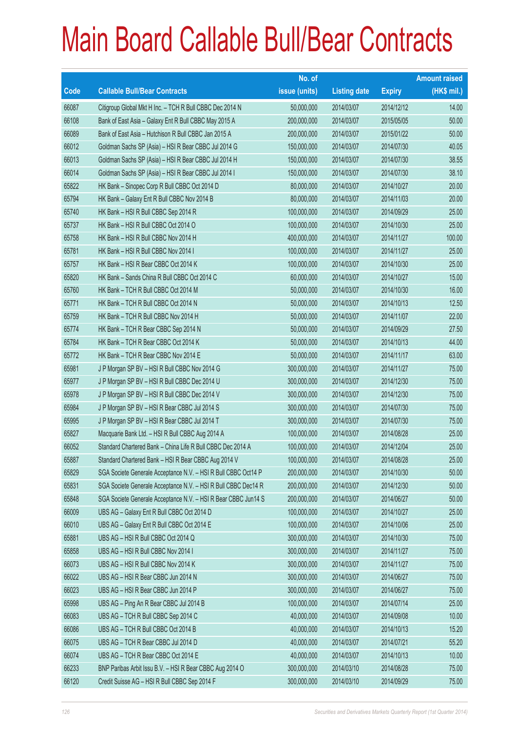# Main Board Callable Bull/Bear Contracts

| Code | Callable Bull/Bear Contracts | No. of issue (units) | Listing date | Expiry | Amount raised (HK$ mil.) |
|---|---|---|---|---|---|
| 66087 | Citigroup Global Mkt H Inc. – TCH R Bull CBBC Dec 2014 N | 50,000,000 | 2014/03/07 | 2014/12/12 | 14.00 |
| 66108 | Bank of East Asia – Galaxy Ent R Bull CBBC May 2015 A | 200,000,000 | 2014/03/07 | 2015/05/05 | 50.00 |
| 66089 | Bank of East Asia – Hutchison R Bull CBBC Jan 2015 A | 200,000,000 | 2014/03/07 | 2015/01/22 | 50.00 |
| 66012 | Goldman Sachs SP (Asia) – HSI R Bear CBBC Jul 2014 G | 150,000,000 | 2014/03/07 | 2014/07/30 | 40.05 |
| 66013 | Goldman Sachs SP (Asia) – HSI R Bear CBBC Jul 2014 H | 150,000,000 | 2014/03/07 | 2014/07/30 | 38.55 |
| 66014 | Goldman Sachs SP (Asia) – HSI R Bear CBBC Jul 2014 I | 150,000,000 | 2014/03/07 | 2014/07/30 | 38.10 |
| 65822 | HK Bank – Sinopec Corp R Bull CBBC Oct 2014 D | 80,000,000 | 2014/03/07 | 2014/10/27 | 20.00 |
| 65794 | HK Bank – Galaxy Ent R Bull CBBC Nov 2014 B | 80,000,000 | 2014/03/07 | 2014/11/03 | 20.00 |
| 65740 | HK Bank – HSI R Bull CBBC Sep 2014 R | 100,000,000 | 2014/03/07 | 2014/09/29 | 25.00 |
| 65737 | HK Bank – HSI R Bull CBBC Oct 2014 O | 100,000,000 | 2014/03/07 | 2014/10/30 | 25.00 |
| 65758 | HK Bank – HSI R Bull CBBC Nov 2014 H | 400,000,000 | 2014/03/07 | 2014/11/27 | 100.00 |
| 65781 | HK Bank – HSI R Bull CBBC Nov 2014 I | 100,000,000 | 2014/03/07 | 2014/11/27 | 25.00 |
| 65757 | HK Bank – HSI R Bear CBBC Oct 2014 K | 100,000,000 | 2014/03/07 | 2014/10/30 | 25.00 |
| 65820 | HK Bank – Sands China R Bull CBBC Oct 2014 C | 60,000,000 | 2014/03/07 | 2014/10/27 | 15.00 |
| 65760 | HK Bank – TCH R Bull CBBC Oct 2014 M | 50,000,000 | 2014/03/07 | 2014/10/30 | 16.00 |
| 65771 | HK Bank – TCH R Bull CBBC Oct 2014 N | 50,000,000 | 2014/03/07 | 2014/10/13 | 12.50 |
| 65759 | HK Bank – TCH R Bull CBBC Nov 2014 H | 50,000,000 | 2014/03/07 | 2014/11/07 | 22.00 |
| 65774 | HK Bank – TCH R Bear CBBC Sep 2014 N | 50,000,000 | 2014/03/07 | 2014/09/29 | 27.50 |
| 65784 | HK Bank – TCH R Bear CBBC Oct 2014 K | 50,000,000 | 2014/03/07 | 2014/10/13 | 44.00 |
| 65772 | HK Bank – TCH R Bear CBBC Nov 2014 E | 50,000,000 | 2014/03/07 | 2014/11/17 | 63.00 |
| 65981 | J P Morgan SP BV – HSI R Bull CBBC Nov 2014 G | 300,000,000 | 2014/03/07 | 2014/11/27 | 75.00 |
| 65977 | J P Morgan SP BV – HSI R Bull CBBC Dec 2014 U | 300,000,000 | 2014/03/07 | 2014/12/30 | 75.00 |
| 65978 | J P Morgan SP BV – HSI R Bull CBBC Dec 2014 V | 300,000,000 | 2014/03/07 | 2014/12/30 | 75.00 |
| 65984 | J P Morgan SP BV – HSI R Bear CBBC Jul 2014 S | 300,000,000 | 2014/03/07 | 2014/07/30 | 75.00 |
| 65995 | J P Morgan SP BV – HSI R Bear CBBC Jul 2014 T | 300,000,000 | 2014/03/07 | 2014/07/30 | 75.00 |
| 65827 | Macquarie Bank Ltd. – HSI R Bull CBBC Aug 2014 A | 100,000,000 | 2014/03/07 | 2014/08/28 | 25.00 |
| 66052 | Standard Chartered Bank – China Life R Bull CBBC Dec 2014 A | 100,000,000 | 2014/03/07 | 2014/12/04 | 25.00 |
| 65887 | Standard Chartered Bank – HSI R Bear CBBC Aug 2014 V | 100,000,000 | 2014/03/07 | 2014/08/28 | 25.00 |
| 65829 | SGA Societe Generale Acceptance N.V. – HSI R Bull CBBC Oct14 P | 200,000,000 | 2014/03/07 | 2014/10/30 | 50.00 |
| 65831 | SGA Societe Generale Acceptance N.V. – HSI R Bull CBBC Dec14 R | 200,000,000 | 2014/03/07 | 2014/12/30 | 50.00 |
| 65848 | SGA Societe Generale Acceptance N.V. – HSI R Bear CBBC Jun14 S | 200,000,000 | 2014/03/07 | 2014/06/27 | 50.00 |
| 66009 | UBS AG – Galaxy Ent R Bull CBBC Oct 2014 D | 100,000,000 | 2014/03/07 | 2014/10/27 | 25.00 |
| 66010 | UBS AG – Galaxy Ent R Bull CBBC Oct 2014 E | 100,000,000 | 2014/03/07 | 2014/10/06 | 25.00 |
| 65881 | UBS AG – HSI R Bull CBBC Oct 2014 Q | 300,000,000 | 2014/03/07 | 2014/10/30 | 75.00 |
| 65858 | UBS AG – HSI R Bull CBBC Nov 2014 I | 300,000,000 | 2014/03/07 | 2014/11/27 | 75.00 |
| 66073 | UBS AG – HSI R Bull CBBC Nov 2014 K | 300,000,000 | 2014/03/07 | 2014/11/27 | 75.00 |
| 66022 | UBS AG – HSI R Bear CBBC Jun 2014 N | 300,000,000 | 2014/03/07 | 2014/06/27 | 75.00 |
| 66023 | UBS AG – HSI R Bear CBBC Jun 2014 P | 300,000,000 | 2014/03/07 | 2014/06/27 | 75.00 |
| 65998 | UBS AG – Ping An R Bear CBBC Jul 2014 B | 100,000,000 | 2014/03/07 | 2014/07/14 | 25.00 |
| 66083 | UBS AG – TCH R Bull CBBC Sep 2014 C | 40,000,000 | 2014/03/07 | 2014/09/08 | 10.00 |
| 66086 | UBS AG – TCH R Bull CBBC Oct 2014 B | 40,000,000 | 2014/03/07 | 2014/10/13 | 15.20 |
| 66075 | UBS AG – TCH R Bear CBBC Jul 2014 D | 40,000,000 | 2014/03/07 | 2014/07/21 | 55.20 |
| 66074 | UBS AG – TCH R Bear CBBC Oct 2014 E | 40,000,000 | 2014/03/07 | 2014/10/13 | 10.00 |
| 66233 | BNP Paribas Arbit Issu B.V. – HSI R Bear CBBC Aug 2014 O | 300,000,000 | 2014/03/10 | 2014/08/28 | 75.00 |
| 66120 | Credit Suisse AG – HSI R Bull CBBC Sep 2014 F | 300,000,000 | 2014/03/10 | 2014/09/29 | 75.00 |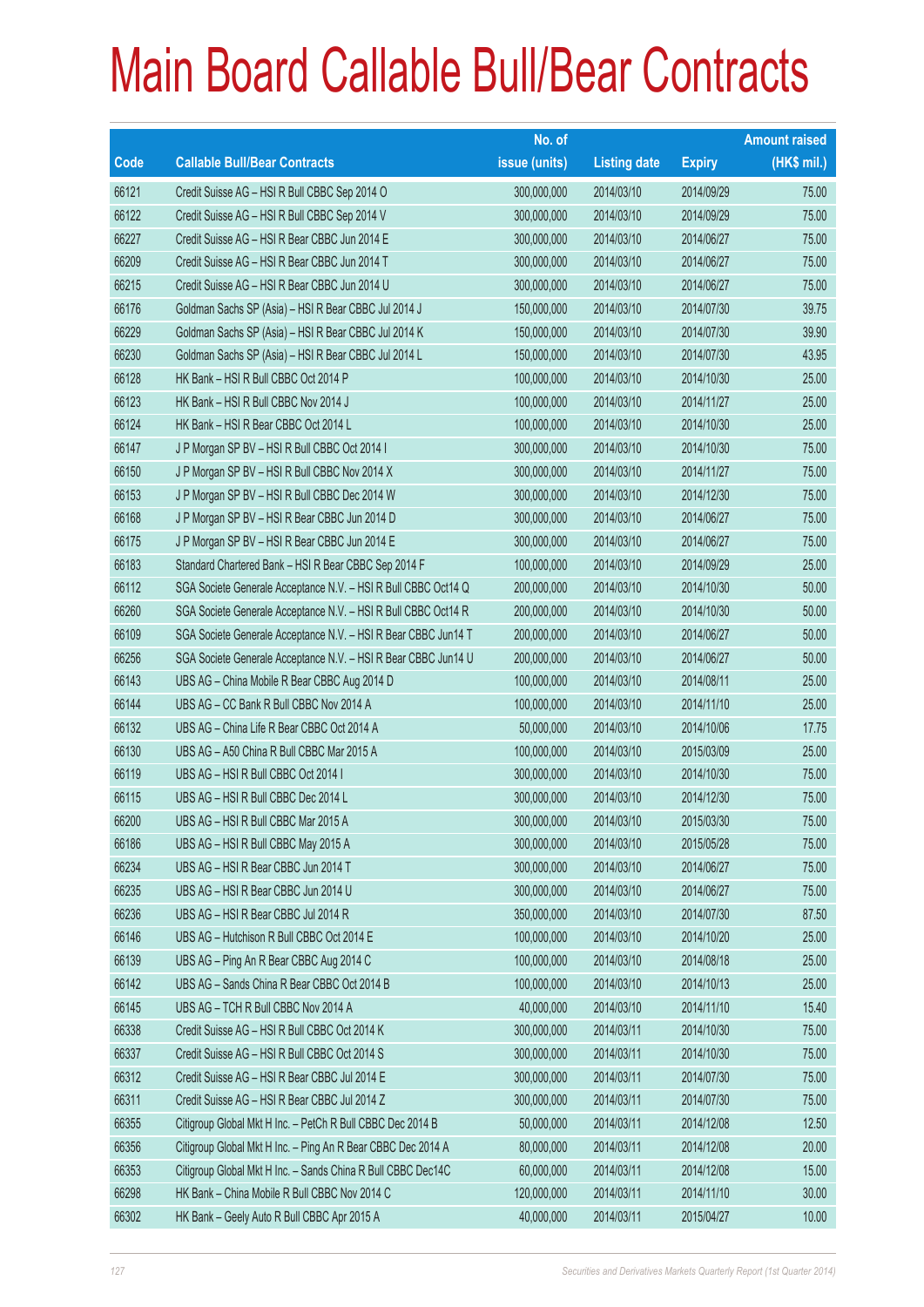# Main Board Callable Bull/Bear Contracts

| Code | Callable Bull/Bear Contracts | No. of issue (units) | Listing date | Expiry | Amount raised (HK$ mil.) |
|---|---|---|---|---|---|
| 66121 | Credit Suisse AG – HSI R Bull CBBC Sep 2014 O | 300,000,000 | 2014/03/10 | 2014/09/29 | 75.00 |
| 66122 | Credit Suisse AG – HSI R Bull CBBC Sep 2014 V | 300,000,000 | 2014/03/10 | 2014/09/29 | 75.00 |
| 66227 | Credit Suisse AG – HSI R Bear CBBC Jun 2014 E | 300,000,000 | 2014/03/10 | 2014/06/27 | 75.00 |
| 66209 | Credit Suisse AG – HSI R Bear CBBC Jun 2014 T | 300,000,000 | 2014/03/10 | 2014/06/27 | 75.00 |
| 66215 | Credit Suisse AG – HSI R Bear CBBC Jun 2014 U | 300,000,000 | 2014/03/10 | 2014/06/27 | 75.00 |
| 66176 | Goldman Sachs SP (Asia) – HSI R Bear CBBC Jul 2014 J | 150,000,000 | 2014/03/10 | 2014/07/30 | 39.75 |
| 66229 | Goldman Sachs SP (Asia) – HSI R Bear CBBC Jul 2014 K | 150,000,000 | 2014/03/10 | 2014/07/30 | 39.90 |
| 66230 | Goldman Sachs SP (Asia) – HSI R Bear CBBC Jul 2014 L | 150,000,000 | 2014/03/10 | 2014/07/30 | 43.95 |
| 66128 | HK Bank – HSI R Bull CBBC Oct 2014 P | 100,000,000 | 2014/03/10 | 2014/10/30 | 25.00 |
| 66123 | HK Bank – HSI R Bull CBBC Nov 2014 J | 100,000,000 | 2014/03/10 | 2014/11/27 | 25.00 |
| 66124 | HK Bank – HSI R Bear CBBC Oct 2014 L | 100,000,000 | 2014/03/10 | 2014/10/30 | 25.00 |
| 66147 | J P Morgan SP BV – HSI R Bull CBBC Oct 2014 I | 300,000,000 | 2014/03/10 | 2014/10/30 | 75.00 |
| 66150 | J P Morgan SP BV – HSI R Bull CBBC Nov 2014 X | 300,000,000 | 2014/03/10 | 2014/11/27 | 75.00 |
| 66153 | J P Morgan SP BV – HSI R Bull CBBC Dec 2014 W | 300,000,000 | 2014/03/10 | 2014/12/30 | 75.00 |
| 66168 | J P Morgan SP BV – HSI R Bear CBBC Jun 2014 D | 300,000,000 | 2014/03/10 | 2014/06/27 | 75.00 |
| 66175 | J P Morgan SP BV – HSI R Bear CBBC Jun 2014 E | 300,000,000 | 2014/03/10 | 2014/06/27 | 75.00 |
| 66183 | Standard Chartered Bank – HSI R Bear CBBC Sep 2014 F | 100,000,000 | 2014/03/10 | 2014/09/29 | 25.00 |
| 66112 | SGA Societe Generale Acceptance N.V. – HSI R Bull CBBC Oct14 Q | 200,000,000 | 2014/03/10 | 2014/10/30 | 50.00 |
| 66260 | SGA Societe Generale Acceptance N.V. – HSI R Bull CBBC Oct14 R | 200,000,000 | 2014/03/10 | 2014/10/30 | 50.00 |
| 66109 | SGA Societe Generale Acceptance N.V. – HSI R Bear CBBC Jun14 T | 200,000,000 | 2014/03/10 | 2014/06/27 | 50.00 |
| 66256 | SGA Societe Generale Acceptance N.V. – HSI R Bear CBBC Jun14 U | 200,000,000 | 2014/03/10 | 2014/06/27 | 50.00 |
| 66143 | UBS AG – China Mobile R Bear CBBC Aug 2014 D | 100,000,000 | 2014/03/10 | 2014/08/11 | 25.00 |
| 66144 | UBS AG – CC Bank R Bull CBBC Nov 2014 A | 100,000,000 | 2014/03/10 | 2014/11/10 | 25.00 |
| 66132 | UBS AG – China Life R Bear CBBC Oct 2014 A | 50,000,000 | 2014/03/10 | 2014/10/06 | 17.75 |
| 66130 | UBS AG – A50 China R Bull CBBC Mar 2015 A | 100,000,000 | 2014/03/10 | 2015/03/09 | 25.00 |
| 66119 | UBS AG – HSI R Bull CBBC Oct 2014 I | 300,000,000 | 2014/03/10 | 2014/10/30 | 75.00 |
| 66115 | UBS AG – HSI R Bull CBBC Dec 2014 L | 300,000,000 | 2014/03/10 | 2014/12/30 | 75.00 |
| 66200 | UBS AG – HSI R Bull CBBC Mar 2015 A | 300,000,000 | 2014/03/10 | 2015/03/30 | 75.00 |
| 66186 | UBS AG – HSI R Bull CBBC May 2015 A | 300,000,000 | 2014/03/10 | 2015/05/28 | 75.00 |
| 66234 | UBS AG – HSI R Bear CBBC Jun 2014 T | 300,000,000 | 2014/03/10 | 2014/06/27 | 75.00 |
| 66235 | UBS AG – HSI R Bear CBBC Jun 2014 U | 300,000,000 | 2014/03/10 | 2014/06/27 | 75.00 |
| 66236 | UBS AG – HSI R Bear CBBC Jul 2014 R | 350,000,000 | 2014/03/10 | 2014/07/30 | 87.50 |
| 66146 | UBS AG – Hutchison R Bull CBBC Oct 2014 E | 100,000,000 | 2014/03/10 | 2014/10/20 | 25.00 |
| 66139 | UBS AG – Ping An R Bear CBBC Aug 2014 C | 100,000,000 | 2014/03/10 | 2014/08/18 | 25.00 |
| 66142 | UBS AG – Sands China R Bear CBBC Oct 2014 B | 100,000,000 | 2014/03/10 | 2014/10/13 | 25.00 |
| 66145 | UBS AG – TCH R Bull CBBC Nov 2014 A | 40,000,000 | 2014/03/10 | 2014/11/10 | 15.40 |
| 66338 | Credit Suisse AG – HSI R Bull CBBC Oct 2014 K | 300,000,000 | 2014/03/11 | 2014/10/30 | 75.00 |
| 66337 | Credit Suisse AG – HSI R Bull CBBC Oct 2014 S | 300,000,000 | 2014/03/11 | 2014/10/30 | 75.00 |
| 66312 | Credit Suisse AG – HSI R Bear CBBC Jul 2014 E | 300,000,000 | 2014/03/11 | 2014/07/30 | 75.00 |
| 66311 | Credit Suisse AG – HSI R Bear CBBC Jul 2014 Z | 300,000,000 | 2014/03/11 | 2014/07/30 | 75.00 |
| 66355 | Citigroup Global Mkt H Inc. – PetCh R Bull CBBC Dec 2014 B | 50,000,000 | 2014/03/11 | 2014/12/08 | 12.50 |
| 66356 | Citigroup Global Mkt H Inc. – Ping An R Bear CBBC Dec 2014 A | 80,000,000 | 2014/03/11 | 2014/12/08 | 20.00 |
| 66353 | Citigroup Global Mkt H Inc. – Sands China R Bull CBBC Dec14C | 60,000,000 | 2014/03/11 | 2014/12/08 | 15.00 |
| 66298 | HK Bank – China Mobile R Bull CBBC Nov 2014 C | 120,000,000 | 2014/03/11 | 2014/11/10 | 30.00 |
| 66302 | HK Bank – Geely Auto R Bull CBBC Apr 2015 A | 40,000,000 | 2014/03/11 | 2015/04/27 | 10.00 |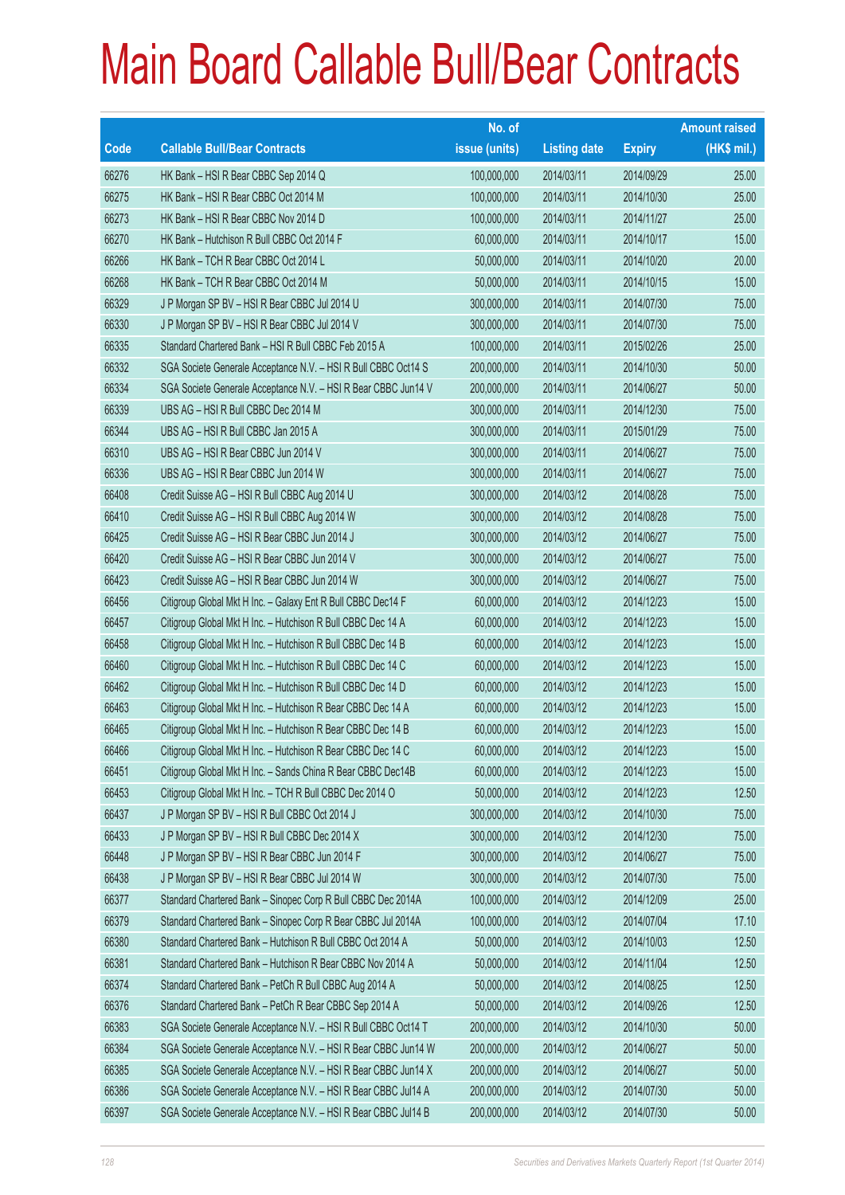# Main Board Callable Bull/Bear Contracts

| Code | Callable Bull/Bear Contracts | No. of issue (units) | Listing date | Expiry | Amount raised (HK$ mil.) |
|---|---|---|---|---|---|
| 66276 | HK Bank – HSI R Bear CBBC Sep 2014 Q | 100,000,000 | 2014/03/11 | 2014/09/29 | 25.00 |
| 66275 | HK Bank – HSI R Bear CBBC Oct 2014 M | 100,000,000 | 2014/03/11 | 2014/10/30 | 25.00 |
| 66273 | HK Bank – HSI R Bear CBBC Nov 2014 D | 100,000,000 | 2014/03/11 | 2014/11/27 | 25.00 |
| 66270 | HK Bank – Hutchison R Bull CBBC Oct 2014 F | 60,000,000 | 2014/03/11 | 2014/10/17 | 15.00 |
| 66266 | HK Bank – TCH R Bear CBBC Oct 2014 L | 50,000,000 | 2014/03/11 | 2014/10/20 | 20.00 |
| 66268 | HK Bank – TCH R Bear CBBC Oct 2014 M | 50,000,000 | 2014/03/11 | 2014/10/15 | 15.00 |
| 66329 | J P Morgan SP BV – HSI R Bear CBBC Jul 2014 U | 300,000,000 | 2014/03/11 | 2014/07/30 | 75.00 |
| 66330 | J P Morgan SP BV – HSI R Bear CBBC Jul 2014 V | 300,000,000 | 2014/03/11 | 2014/07/30 | 75.00 |
| 66335 | Standard Chartered Bank – HSI R Bull CBBC Feb 2015 A | 100,000,000 | 2014/03/11 | 2015/02/26 | 25.00 |
| 66332 | SGA Societe Generale Acceptance N.V. – HSI R Bull CBBC Oct14 S | 200,000,000 | 2014/03/11 | 2014/10/30 | 50.00 |
| 66334 | SGA Societe Generale Acceptance N.V. – HSI R Bear CBBC Jun14 V | 200,000,000 | 2014/03/11 | 2014/06/27 | 50.00 |
| 66339 | UBS AG – HSI R Bull CBBC Dec 2014 M | 300,000,000 | 2014/03/11 | 2014/12/30 | 75.00 |
| 66344 | UBS AG – HSI R Bull CBBC Jan 2015 A | 300,000,000 | 2014/03/11 | 2015/01/29 | 75.00 |
| 66310 | UBS AG – HSI R Bear CBBC Jun 2014 V | 300,000,000 | 2014/03/11 | 2014/06/27 | 75.00 |
| 66336 | UBS AG – HSI R Bear CBBC Jun 2014 W | 300,000,000 | 2014/03/11 | 2014/06/27 | 75.00 |
| 66408 | Credit Suisse AG – HSI R Bull CBBC Aug 2014 U | 300,000,000 | 2014/03/12 | 2014/08/28 | 75.00 |
| 66410 | Credit Suisse AG – HSI R Bull CBBC Aug 2014 W | 300,000,000 | 2014/03/12 | 2014/08/28 | 75.00 |
| 66425 | Credit Suisse AG – HSI R Bear CBBC Jun 2014 J | 300,000,000 | 2014/03/12 | 2014/06/27 | 75.00 |
| 66420 | Credit Suisse AG – HSI R Bear CBBC Jun 2014 V | 300,000,000 | 2014/03/12 | 2014/06/27 | 75.00 |
| 66423 | Credit Suisse AG – HSI R Bear CBBC Jun 2014 W | 300,000,000 | 2014/03/12 | 2014/06/27 | 75.00 |
| 66456 | Citigroup Global Mkt H Inc. – Galaxy Ent R Bull CBBC Dec14 F | 60,000,000 | 2014/03/12 | 2014/12/23 | 15.00 |
| 66457 | Citigroup Global Mkt H Inc. – Hutchison R Bull CBBC Dec 14 A | 60,000,000 | 2014/03/12 | 2014/12/23 | 15.00 |
| 66458 | Citigroup Global Mkt H Inc. – Hutchison R Bull CBBC Dec 14 B | 60,000,000 | 2014/03/12 | 2014/12/23 | 15.00 |
| 66460 | Citigroup Global Mkt H Inc. – Hutchison R Bull CBBC Dec 14 C | 60,000,000 | 2014/03/12 | 2014/12/23 | 15.00 |
| 66462 | Citigroup Global Mkt H Inc. – Hutchison R Bull CBBC Dec 14 D | 60,000,000 | 2014/03/12 | 2014/12/23 | 15.00 |
| 66463 | Citigroup Global Mkt H Inc. – Hutchison R Bear CBBC Dec 14 A | 60,000,000 | 2014/03/12 | 2014/12/23 | 15.00 |
| 66465 | Citigroup Global Mkt H Inc. – Hutchison R Bear CBBC Dec 14 B | 60,000,000 | 2014/03/12 | 2014/12/23 | 15.00 |
| 66466 | Citigroup Global Mkt H Inc. – Hutchison R Bear CBBC Dec 14 C | 60,000,000 | 2014/03/12 | 2014/12/23 | 15.00 |
| 66451 | Citigroup Global Mkt H Inc. – Sands China R Bear CBBC Dec14B | 60,000,000 | 2014/03/12 | 2014/12/23 | 15.00 |
| 66453 | Citigroup Global Mkt H Inc. – TCH R Bull CBBC Dec 2014 O | 50,000,000 | 2014/03/12 | 2014/12/23 | 12.50 |
| 66437 | J P Morgan SP BV – HSI R Bull CBBC Oct 2014 J | 300,000,000 | 2014/03/12 | 2014/10/30 | 75.00 |
| 66433 | J P Morgan SP BV – HSI R Bull CBBC Dec 2014 X | 300,000,000 | 2014/03/12 | 2014/12/30 | 75.00 |
| 66448 | J P Morgan SP BV – HSI R Bear CBBC Jun 2014 F | 300,000,000 | 2014/03/12 | 2014/06/27 | 75.00 |
| 66438 | J P Morgan SP BV – HSI R Bear CBBC Jul 2014 W | 300,000,000 | 2014/03/12 | 2014/07/30 | 75.00 |
| 66377 | Standard Chartered Bank – Sinopec Corp R Bull CBBC Dec 2014A | 100,000,000 | 2014/03/12 | 2014/12/09 | 25.00 |
| 66379 | Standard Chartered Bank – Sinopec Corp R Bear CBBC Jul 2014A | 100,000,000 | 2014/03/12 | 2014/07/04 | 17.10 |
| 66380 | Standard Chartered Bank – Hutchison R Bull CBBC Oct 2014 A | 50,000,000 | 2014/03/12 | 2014/10/03 | 12.50 |
| 66381 | Standard Chartered Bank – Hutchison R Bear CBBC Nov 2014 A | 50,000,000 | 2014/03/12 | 2014/11/04 | 12.50 |
| 66374 | Standard Chartered Bank – PetCh R Bull CBBC Aug 2014 A | 50,000,000 | 2014/03/12 | 2014/08/25 | 12.50 |
| 66376 | Standard Chartered Bank – PetCh R Bear CBBC Sep 2014 A | 50,000,000 | 2014/03/12 | 2014/09/26 | 12.50 |
| 66383 | SGA Societe Generale Acceptance N.V. – HSI R Bull CBBC Oct14 T | 200,000,000 | 2014/03/12 | 2014/10/30 | 50.00 |
| 66384 | SGA Societe Generale Acceptance N.V. – HSI R Bear CBBC Jun14 W | 200,000,000 | 2014/03/12 | 2014/06/27 | 50.00 |
| 66385 | SGA Societe Generale Acceptance N.V. – HSI R Bear CBBC Jun14 X | 200,000,000 | 2014/03/12 | 2014/06/27 | 50.00 |
| 66386 | SGA Societe Generale Acceptance N.V. – HSI R Bear CBBC Jul14 A | 200,000,000 | 2014/03/12 | 2014/07/30 | 50.00 |
| 66397 | SGA Societe Generale Acceptance N.V. – HSI R Bear CBBC Jul14 B | 200,000,000 | 2014/03/12 | 2014/07/30 | 50.00 |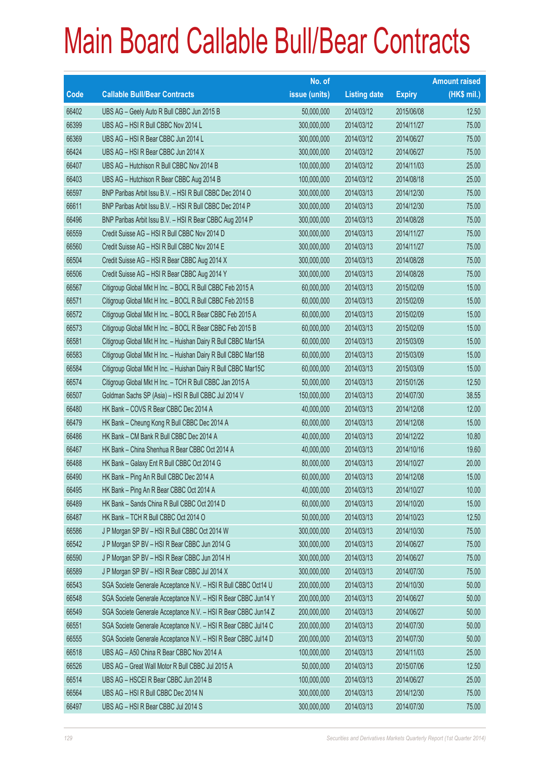# Main Board Callable Bull/Bear Contracts

| Code | Callable Bull/Bear Contracts | No. of issue (units) | Listing date | Expiry | Amount raised (HK$ mil.) |
|---|---|---|---|---|---|
| 66402 | UBS AG – Geely Auto R Bull CBBC Jun 2015 B | 50,000,000 | 2014/03/12 | 2015/06/08 | 12.50 |
| 66399 | UBS AG – HSI R Bull CBBC Nov 2014 L | 300,000,000 | 2014/03/12 | 2014/11/27 | 75.00 |
| 66369 | UBS AG – HSI R Bear CBBC Jun 2014 L | 300,000,000 | 2014/03/12 | 2014/06/27 | 75.00 |
| 66424 | UBS AG – HSI R Bear CBBC Jun 2014 X | 300,000,000 | 2014/03/12 | 2014/06/27 | 75.00 |
| 66407 | UBS AG – Hutchison R Bull CBBC Nov 2014 B | 100,000,000 | 2014/03/12 | 2014/11/03 | 25.00 |
| 66403 | UBS AG – Hutchison R Bear CBBC Aug 2014 B | 100,000,000 | 2014/03/12 | 2014/08/18 | 25.00 |
| 66597 | BNP Paribas Arbit Issu B.V. – HSI R Bull CBBC Dec 2014 O | 300,000,000 | 2014/03/13 | 2014/12/30 | 75.00 |
| 66611 | BNP Paribas Arbit Issu B.V. – HSI R Bull CBBC Dec 2014 P | 300,000,000 | 2014/03/13 | 2014/12/30 | 75.00 |
| 66496 | BNP Paribas Arbit Issu B.V. – HSI R Bear CBBC Aug 2014 P | 300,000,000 | 2014/03/13 | 2014/08/28 | 75.00 |
| 66559 | Credit Suisse AG – HSI R Bull CBBC Nov 2014 D | 300,000,000 | 2014/03/13 | 2014/11/27 | 75.00 |
| 66560 | Credit Suisse AG – HSI R Bull CBBC Nov 2014 E | 300,000,000 | 2014/03/13 | 2014/11/27 | 75.00 |
| 66504 | Credit Suisse AG – HSI R Bear CBBC Aug 2014 X | 300,000,000 | 2014/03/13 | 2014/08/28 | 75.00 |
| 66506 | Credit Suisse AG – HSI R Bear CBBC Aug 2014 Y | 300,000,000 | 2014/03/13 | 2014/08/28 | 75.00 |
| 66567 | Citigroup Global Mkt H Inc. – BOCL R Bull CBBC Feb 2015 A | 60,000,000 | 2014/03/13 | 2015/02/09 | 15.00 |
| 66571 | Citigroup Global Mkt H Inc. – BOCL R Bull CBBC Feb 2015 B | 60,000,000 | 2014/03/13 | 2015/02/09 | 15.00 |
| 66572 | Citigroup Global Mkt H Inc. – BOCL R Bear CBBC Feb 2015 A | 60,000,000 | 2014/03/13 | 2015/02/09 | 15.00 |
| 66573 | Citigroup Global Mkt H Inc. – BOCL R Bear CBBC Feb 2015 B | 60,000,000 | 2014/03/13 | 2015/02/09 | 15.00 |
| 66581 | Citigroup Global Mkt H Inc. – Huishan Dairy R Bull CBBC Mar15A | 60,000,000 | 2014/03/13 | 2015/03/09 | 15.00 |
| 66583 | Citigroup Global Mkt H Inc. – Huishan Dairy R Bull CBBC Mar15B | 60,000,000 | 2014/03/13 | 2015/03/09 | 15.00 |
| 66584 | Citigroup Global Mkt H Inc. – Huishan Dairy R Bull CBBC Mar15C | 60,000,000 | 2014/03/13 | 2015/03/09 | 15.00 |
| 66574 | Citigroup Global Mkt H Inc. – TCH R Bull CBBC Jan 2015 A | 50,000,000 | 2014/03/13 | 2015/01/26 | 12.50 |
| 66507 | Goldman Sachs SP (Asia) – HSI R Bull CBBC Jul 2014 V | 150,000,000 | 2014/03/13 | 2014/07/30 | 38.55 |
| 66480 | HK Bank – COVS R Bear CBBC Dec 2014 A | 40,000,000 | 2014/03/13 | 2014/12/08 | 12.00 |
| 66479 | HK Bank – Cheung Kong R Bull CBBC Dec 2014 A | 60,000,000 | 2014/03/13 | 2014/12/08 | 15.00 |
| 66486 | HK Bank – CM Bank R Bull CBBC Dec 2014 A | 40,000,000 | 2014/03/13 | 2014/12/22 | 10.80 |
| 66467 | HK Bank – China Shenhua R Bear CBBC Oct 2014 A | 40,000,000 | 2014/03/13 | 2014/10/16 | 19.60 |
| 66488 | HK Bank – Galaxy Ent R Bull CBBC Oct 2014 G | 80,000,000 | 2014/03/13 | 2014/10/27 | 20.00 |
| 66490 | HK Bank – Ping An R Bull CBBC Dec 2014 A | 60,000,000 | 2014/03/13 | 2014/12/08 | 15.00 |
| 66495 | HK Bank – Ping An R Bear CBBC Oct 2014 A | 40,000,000 | 2014/03/13 | 2014/10/27 | 10.00 |
| 66489 | HK Bank – Sands China R Bull CBBC Oct 2014 D | 60,000,000 | 2014/03/13 | 2014/10/20 | 15.00 |
| 66487 | HK Bank – TCH R Bull CBBC Oct 2014 O | 50,000,000 | 2014/03/13 | 2014/10/23 | 12.50 |
| 66586 | J P Morgan SP BV – HSI R Bull CBBC Oct 2014 W | 300,000,000 | 2014/03/13 | 2014/10/30 | 75.00 |
| 66542 | J P Morgan SP BV – HSI R Bear CBBC Jun 2014 G | 300,000,000 | 2014/03/13 | 2014/06/27 | 75.00 |
| 66590 | J P Morgan SP BV – HSI R Bear CBBC Jun 2014 H | 300,000,000 | 2014/03/13 | 2014/06/27 | 75.00 |
| 66589 | J P Morgan SP BV – HSI R Bear CBBC Jul 2014 X | 300,000,000 | 2014/03/13 | 2014/07/30 | 75.00 |
| 66543 | SGA Societe Generale Acceptance N.V. – HSI R Bull CBBC Oct14 U | 200,000,000 | 2014/03/13 | 2014/10/30 | 50.00 |
| 66548 | SGA Societe Generale Acceptance N.V. – HSI R Bear CBBC Jun14 Y | 200,000,000 | 2014/03/13 | 2014/06/27 | 50.00 |
| 66549 | SGA Societe Generale Acceptance N.V. – HSI R Bear CBBC Jun14 Z | 200,000,000 | 2014/03/13 | 2014/06/27 | 50.00 |
| 66551 | SGA Societe Generale Acceptance N.V. – HSI R Bear CBBC Jul14 C | 200,000,000 | 2014/03/13 | 2014/07/30 | 50.00 |
| 66555 | SGA Societe Generale Acceptance N.V. – HSI R Bear CBBC Jul14 D | 200,000,000 | 2014/03/13 | 2014/07/30 | 50.00 |
| 66518 | UBS AG – A50 China R Bear CBBC Nov 2014 A | 100,000,000 | 2014/03/13 | 2014/11/03 | 25.00 |
| 66526 | UBS AG – Great Wall Motor R Bull CBBC Jul 2015 A | 50,000,000 | 2014/03/13 | 2015/07/06 | 12.50 |
| 66514 | UBS AG – HSCEI R Bear CBBC Jun 2014 B | 100,000,000 | 2014/03/13 | 2014/06/27 | 25.00 |
| 66564 | UBS AG – HSI R Bull CBBC Dec 2014 N | 300,000,000 | 2014/03/13 | 2014/12/30 | 75.00 |
| 66497 | UBS AG – HSI R Bear CBBC Jul 2014 S | 300,000,000 | 2014/03/13 | 2014/07/30 | 75.00 |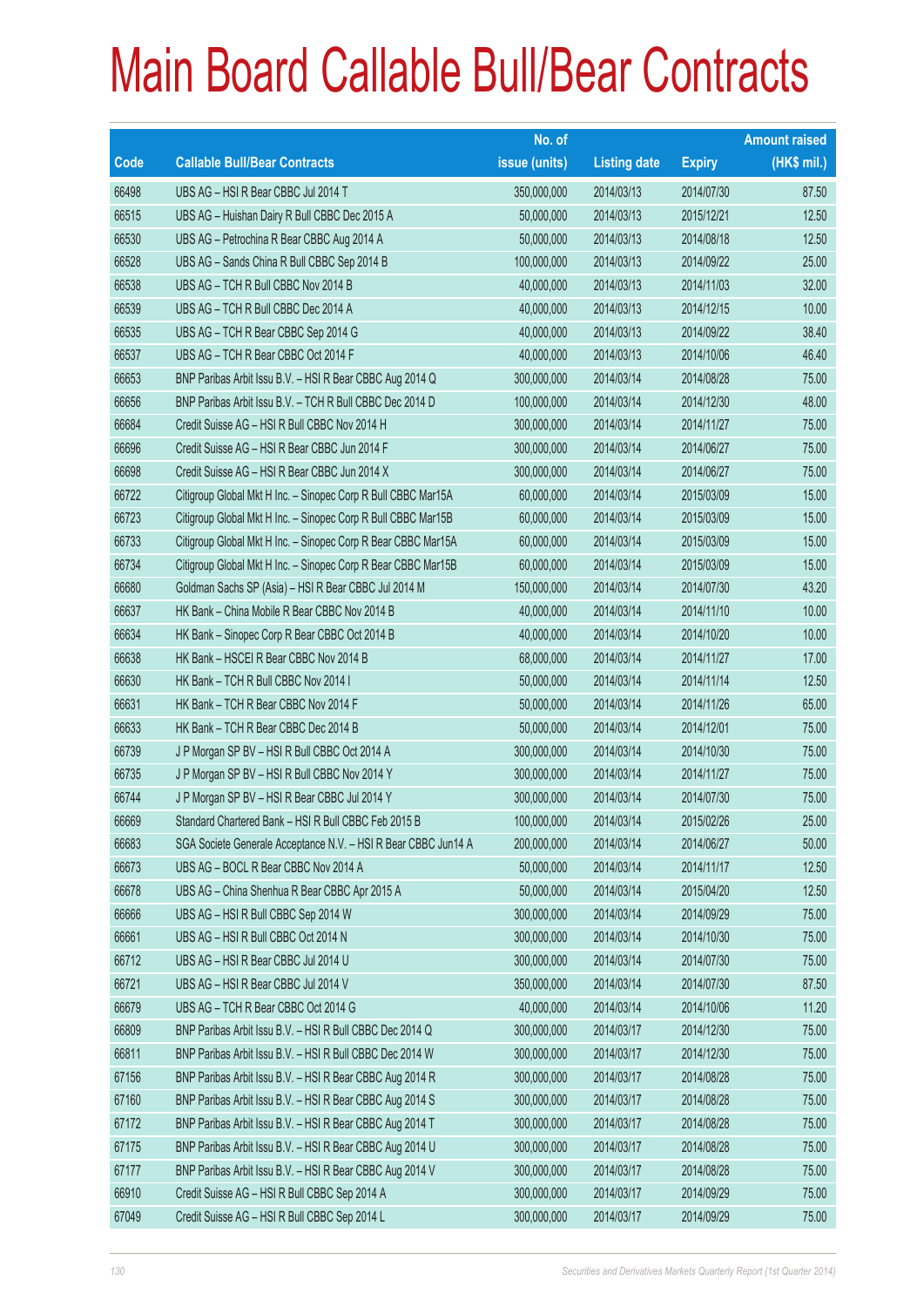# Main Board Callable Bull/Bear Contracts

| Code | Callable Bull/Bear Contracts | No. of issue (units) | Listing date | Expiry | Amount raised (HK$ mil.) |
|---|---|---|---|---|---|
| 66498 | UBS AG – HSI R Bear CBBC Jul 2014 T | 350,000,000 | 2014/03/13 | 2014/07/30 | 87.50 |
| 66515 | UBS AG – Huishan Dairy R Bull CBBC Dec 2015 A | 50,000,000 | 2014/03/13 | 2015/12/21 | 12.50 |
| 66530 | UBS AG – Petrochina R Bear CBBC Aug 2014 A | 50,000,000 | 2014/03/13 | 2014/08/18 | 12.50 |
| 66528 | UBS AG – Sands China R Bull CBBC Sep 2014 B | 100,000,000 | 2014/03/13 | 2014/09/22 | 25.00 |
| 66538 | UBS AG – TCH R Bull CBBC Nov 2014 B | 40,000,000 | 2014/03/13 | 2014/11/03 | 32.00 |
| 66539 | UBS AG – TCH R Bull CBBC Dec 2014 A | 40,000,000 | 2014/03/13 | 2014/12/15 | 10.00 |
| 66535 | UBS AG – TCH R Bear CBBC Sep 2014 G | 40,000,000 | 2014/03/13 | 2014/09/22 | 38.40 |
| 66537 | UBS AG – TCH R Bear CBBC Oct 2014 F | 40,000,000 | 2014/03/13 | 2014/10/06 | 46.40 |
| 66653 | BNP Paribas Arbit Issu B.V. – HSI R Bear CBBC Aug 2014 Q | 300,000,000 | 2014/03/14 | 2014/08/28 | 75.00 |
| 66656 | BNP Paribas Arbit Issu B.V. – TCH R Bull CBBC Dec 2014 D | 100,000,000 | 2014/03/14 | 2014/12/30 | 48.00 |
| 66684 | Credit Suisse AG – HSI R Bull CBBC Nov 2014 H | 300,000,000 | 2014/03/14 | 2014/11/27 | 75.00 |
| 66696 | Credit Suisse AG – HSI R Bear CBBC Jun 2014 F | 300,000,000 | 2014/03/14 | 2014/06/27 | 75.00 |
| 66698 | Credit Suisse AG – HSI R Bear CBBC Jun 2014 X | 300,000,000 | 2014/03/14 | 2014/06/27 | 75.00 |
| 66722 | Citigroup Global Mkt H Inc. – Sinopec Corp R Bull CBBC Mar15A | 60,000,000 | 2014/03/14 | 2015/03/09 | 15.00 |
| 66723 | Citigroup Global Mkt H Inc. – Sinopec Corp R Bull CBBC Mar15B | 60,000,000 | 2014/03/14 | 2015/03/09 | 15.00 |
| 66733 | Citigroup Global Mkt H Inc. – Sinopec Corp R Bear CBBC Mar15A | 60,000,000 | 2014/03/14 | 2015/03/09 | 15.00 |
| 66734 | Citigroup Global Mkt H Inc. – Sinopec Corp R Bear CBBC Mar15B | 60,000,000 | 2014/03/14 | 2015/03/09 | 15.00 |
| 66680 | Goldman Sachs SP (Asia) – HSI R Bear CBBC Jul 2014 M | 150,000,000 | 2014/03/14 | 2014/07/30 | 43.20 |
| 66637 | HK Bank – China Mobile R Bear CBBC Nov 2014 B | 40,000,000 | 2014/03/14 | 2014/11/10 | 10.00 |
| 66634 | HK Bank – Sinopec Corp R Bear CBBC Oct 2014 B | 40,000,000 | 2014/03/14 | 2014/10/20 | 10.00 |
| 66638 | HK Bank – HSCEI R Bear CBBC Nov 2014 B | 68,000,000 | 2014/03/14 | 2014/11/27 | 17.00 |
| 66630 | HK Bank – TCH R Bull CBBC Nov 2014 I | 50,000,000 | 2014/03/14 | 2014/11/14 | 12.50 |
| 66631 | HK Bank – TCH R Bear CBBC Nov 2014 F | 50,000,000 | 2014/03/14 | 2014/11/26 | 65.00 |
| 66633 | HK Bank – TCH R Bear CBBC Dec 2014 B | 50,000,000 | 2014/03/14 | 2014/12/01 | 75.00 |
| 66739 | J P Morgan SP BV – HSI R Bull CBBC Oct 2014 A | 300,000,000 | 2014/03/14 | 2014/10/30 | 75.00 |
| 66735 | J P Morgan SP BV – HSI R Bull CBBC Nov 2014 Y | 300,000,000 | 2014/03/14 | 2014/11/27 | 75.00 |
| 66744 | J P Morgan SP BV – HSI R Bear CBBC Jul 2014 Y | 300,000,000 | 2014/03/14 | 2014/07/30 | 75.00 |
| 66669 | Standard Chartered Bank – HSI R Bull CBBC Feb 2015 B | 100,000,000 | 2014/03/14 | 2015/02/26 | 25.00 |
| 66683 | SGA Societe Generale Acceptance N.V. – HSI R Bear CBBC Jun14 A | 200,000,000 | 2014/03/14 | 2014/06/27 | 50.00 |
| 66673 | UBS AG – BOCL R Bear CBBC Nov 2014 A | 50,000,000 | 2014/03/14 | 2014/11/17 | 12.50 |
| 66678 | UBS AG – China Shenhua R Bear CBBC Apr 2015 A | 50,000,000 | 2014/03/14 | 2015/04/20 | 12.50 |
| 66666 | UBS AG – HSI R Bull CBBC Sep 2014 W | 300,000,000 | 2014/03/14 | 2014/09/29 | 75.00 |
| 66661 | UBS AG – HSI R Bull CBBC Oct 2014 N | 300,000,000 | 2014/03/14 | 2014/10/30 | 75.00 |
| 66712 | UBS AG – HSI R Bear CBBC Jul 2014 U | 300,000,000 | 2014/03/14 | 2014/07/30 | 75.00 |
| 66721 | UBS AG – HSI R Bear CBBC Jul 2014 V | 350,000,000 | 2014/03/14 | 2014/07/30 | 87.50 |
| 66679 | UBS AG – TCH R Bear CBBC Oct 2014 G | 40,000,000 | 2014/03/14 | 2014/10/06 | 11.20 |
| 66809 | BNP Paribas Arbit Issu B.V. – HSI R Bull CBBC Dec 2014 Q | 300,000,000 | 2014/03/17 | 2014/12/30 | 75.00 |
| 66811 | BNP Paribas Arbit Issu B.V. – HSI R Bull CBBC Dec 2014 W | 300,000,000 | 2014/03/17 | 2014/12/30 | 75.00 |
| 67156 | BNP Paribas Arbit Issu B.V. – HSI R Bear CBBC Aug 2014 R | 300,000,000 | 2014/03/17 | 2014/08/28 | 75.00 |
| 67160 | BNP Paribas Arbit Issu B.V. – HSI R Bear CBBC Aug 2014 S | 300,000,000 | 2014/03/17 | 2014/08/28 | 75.00 |
| 67172 | BNP Paribas Arbit Issu B.V. – HSI R Bear CBBC Aug 2014 T | 300,000,000 | 2014/03/17 | 2014/08/28 | 75.00 |
| 67175 | BNP Paribas Arbit Issu B.V. – HSI R Bear CBBC Aug 2014 U | 300,000,000 | 2014/03/17 | 2014/08/28 | 75.00 |
| 67177 | BNP Paribas Arbit Issu B.V. – HSI R Bear CBBC Aug 2014 V | 300,000,000 | 2014/03/17 | 2014/08/28 | 75.00 |
| 66910 | Credit Suisse AG – HSI R Bull CBBC Sep 2014 A | 300,000,000 | 2014/03/17 | 2014/09/29 | 75.00 |
| 67049 | Credit Suisse AG – HSI R Bull CBBC Sep 2014 L | 300,000,000 | 2014/03/17 | 2014/09/29 | 75.00 |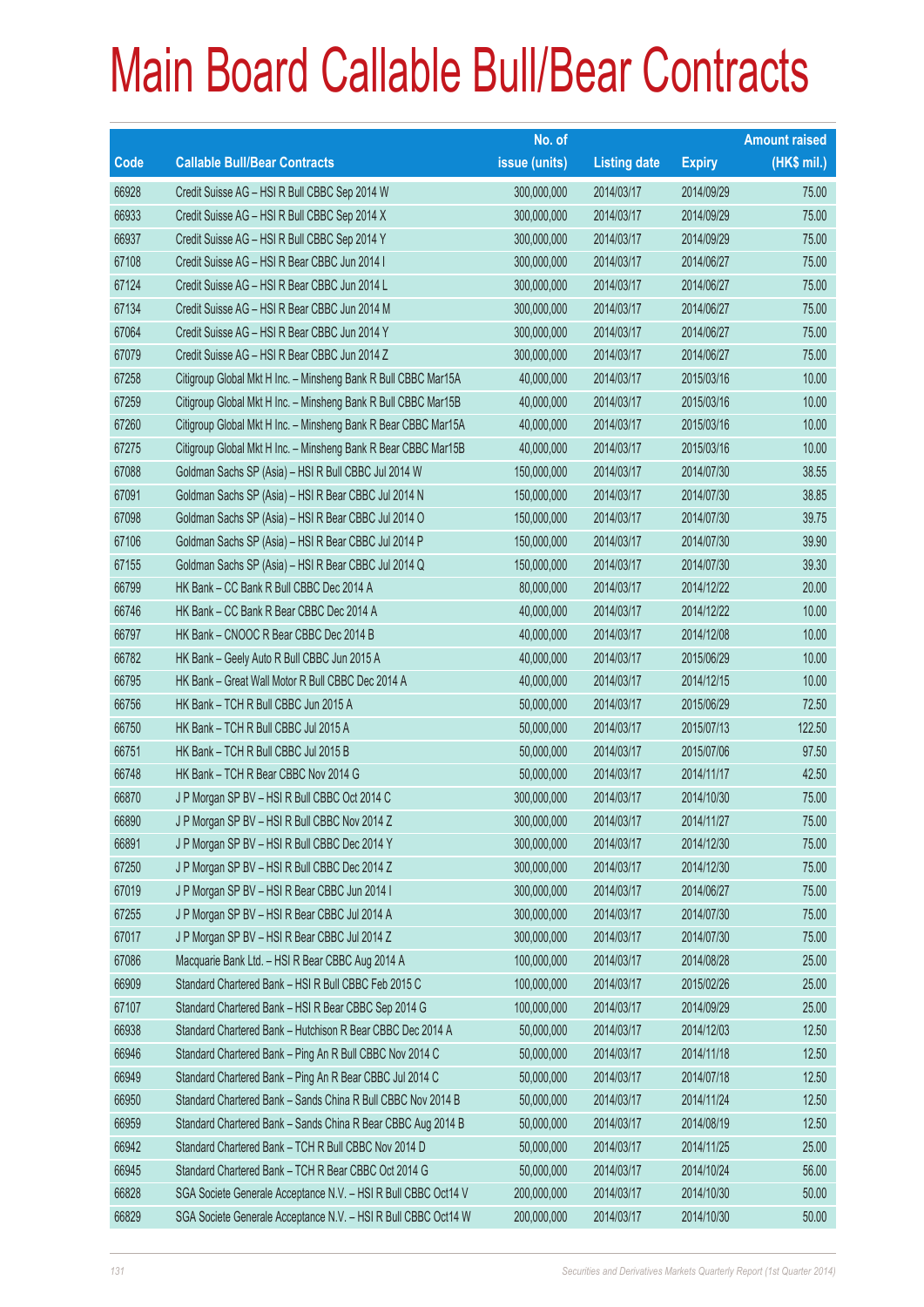# Main Board Callable Bull/Bear Contracts

| Code | Callable Bull/Bear Contracts | No. of issue (units) | Listing date | Expiry | Amount raised (HK$ mil.) |
|---|---|---|---|---|---|
| 66928 | Credit Suisse AG – HSI R Bull CBBC Sep 2014 W | 300,000,000 | 2014/03/17 | 2014/09/29 | 75.00 |
| 66933 | Credit Suisse AG – HSI R Bull CBBC Sep 2014 X | 300,000,000 | 2014/03/17 | 2014/09/29 | 75.00 |
| 66937 | Credit Suisse AG – HSI R Bull CBBC Sep 2014 Y | 300,000,000 | 2014/03/17 | 2014/09/29 | 75.00 |
| 67108 | Credit Suisse AG – HSI R Bear CBBC Jun 2014 I | 300,000,000 | 2014/03/17 | 2014/06/27 | 75.00 |
| 67124 | Credit Suisse AG – HSI R Bear CBBC Jun 2014 L | 300,000,000 | 2014/03/17 | 2014/06/27 | 75.00 |
| 67134 | Credit Suisse AG – HSI R Bear CBBC Jun 2014 M | 300,000,000 | 2014/03/17 | 2014/06/27 | 75.00 |
| 67064 | Credit Suisse AG – HSI R Bear CBBC Jun 2014 Y | 300,000,000 | 2014/03/17 | 2014/06/27 | 75.00 |
| 67079 | Credit Suisse AG – HSI R Bear CBBC Jun 2014 Z | 300,000,000 | 2014/03/17 | 2014/06/27 | 75.00 |
| 67258 | Citigroup Global Mkt H Inc. – Minsheng Bank R Bull CBBC Mar15A | 40,000,000 | 2014/03/17 | 2015/03/16 | 10.00 |
| 67259 | Citigroup Global Mkt H Inc. – Minsheng Bank R Bull CBBC Mar15B | 40,000,000 | 2014/03/17 | 2015/03/16 | 10.00 |
| 67260 | Citigroup Global Mkt H Inc. – Minsheng Bank R Bear CBBC Mar15A | 40,000,000 | 2014/03/17 | 2015/03/16 | 10.00 |
| 67275 | Citigroup Global Mkt H Inc. – Minsheng Bank R Bear CBBC Mar15B | 40,000,000 | 2014/03/17 | 2015/03/16 | 10.00 |
| 67088 | Goldman Sachs SP (Asia) – HSI R Bull CBBC Jul 2014 W | 150,000,000 | 2014/03/17 | 2014/07/30 | 38.55 |
| 67091 | Goldman Sachs SP (Asia) – HSI R Bear CBBC Jul 2014 N | 150,000,000 | 2014/03/17 | 2014/07/30 | 38.85 |
| 67098 | Goldman Sachs SP (Asia) – HSI R Bear CBBC Jul 2014 O | 150,000,000 | 2014/03/17 | 2014/07/30 | 39.75 |
| 67106 | Goldman Sachs SP (Asia) – HSI R Bear CBBC Jul 2014 P | 150,000,000 | 2014/03/17 | 2014/07/30 | 39.90 |
| 67155 | Goldman Sachs SP (Asia) – HSI R Bear CBBC Jul 2014 Q | 150,000,000 | 2014/03/17 | 2014/07/30 | 39.30 |
| 66799 | HK Bank – CC Bank R Bull CBBC Dec 2014 A | 80,000,000 | 2014/03/17 | 2014/12/22 | 20.00 |
| 66746 | HK Bank – CC Bank R Bear CBBC Dec 2014 A | 40,000,000 | 2014/03/17 | 2014/12/22 | 10.00 |
| 66797 | HK Bank – CNOOC R Bear CBBC Dec 2014 B | 40,000,000 | 2014/03/17 | 2014/12/08 | 10.00 |
| 66782 | HK Bank – Geely Auto R Bull CBBC Jun 2015 A | 40,000,000 | 2014/03/17 | 2015/06/29 | 10.00 |
| 66795 | HK Bank – Great Wall Motor R Bull CBBC Dec 2014 A | 40,000,000 | 2014/03/17 | 2014/12/15 | 10.00 |
| 66756 | HK Bank – TCH R Bull CBBC Jun 2015 A | 50,000,000 | 2014/03/17 | 2015/06/29 | 72.50 |
| 66750 | HK Bank – TCH R Bull CBBC Jul 2015 A | 50,000,000 | 2014/03/17 | 2015/07/13 | 122.50 |
| 66751 | HK Bank – TCH R Bull CBBC Jul 2015 B | 50,000,000 | 2014/03/17 | 2015/07/06 | 97.50 |
| 66748 | HK Bank – TCH R Bear CBBC Nov 2014 G | 50,000,000 | 2014/03/17 | 2014/11/17 | 42.50 |
| 66870 | J P Morgan SP BV – HSI R Bull CBBC Oct 2014 C | 300,000,000 | 2014/03/17 | 2014/10/30 | 75.00 |
| 66890 | J P Morgan SP BV – HSI R Bull CBBC Nov 2014 Z | 300,000,000 | 2014/03/17 | 2014/11/27 | 75.00 |
| 66891 | J P Morgan SP BV – HSI R Bull CBBC Dec 2014 Y | 300,000,000 | 2014/03/17 | 2014/12/30 | 75.00 |
| 67250 | J P Morgan SP BV – HSI R Bull CBBC Dec 2014 Z | 300,000,000 | 2014/03/17 | 2014/12/30 | 75.00 |
| 67019 | J P Morgan SP BV – HSI R Bear CBBC Jun 2014 I | 300,000,000 | 2014/03/17 | 2014/06/27 | 75.00 |
| 67255 | J P Morgan SP BV – HSI R Bear CBBC Jul 2014 A | 300,000,000 | 2014/03/17 | 2014/07/30 | 75.00 |
| 67017 | J P Morgan SP BV – HSI R Bear CBBC Jul 2014 Z | 300,000,000 | 2014/03/17 | 2014/07/30 | 75.00 |
| 67086 | Macquarie Bank Ltd. – HSI R Bear CBBC Aug 2014 A | 100,000,000 | 2014/03/17 | 2014/08/28 | 25.00 |
| 66909 | Standard Chartered Bank – HSI R Bull CBBC Feb 2015 C | 100,000,000 | 2014/03/17 | 2015/02/26 | 25.00 |
| 67107 | Standard Chartered Bank – HSI R Bear CBBC Sep 2014 G | 100,000,000 | 2014/03/17 | 2014/09/29 | 25.00 |
| 66938 | Standard Chartered Bank – Hutchison R Bear CBBC Dec 2014 A | 50,000,000 | 2014/03/17 | 2014/12/03 | 12.50 |
| 66946 | Standard Chartered Bank – Ping An R Bull CBBC Nov 2014 C | 50,000,000 | 2014/03/17 | 2014/11/18 | 12.50 |
| 66949 | Standard Chartered Bank – Ping An R Bear CBBC Jul 2014 C | 50,000,000 | 2014/03/17 | 2014/07/18 | 12.50 |
| 66950 | Standard Chartered Bank – Sands China R Bull CBBC Nov 2014 B | 50,000,000 | 2014/03/17 | 2014/11/24 | 12.50 |
| 66959 | Standard Chartered Bank – Sands China R Bear CBBC Aug 2014 B | 50,000,000 | 2014/03/17 | 2014/08/19 | 12.50 |
| 66942 | Standard Chartered Bank – TCH R Bull CBBC Nov 2014 D | 50,000,000 | 2014/03/17 | 2014/11/25 | 25.00 |
| 66945 | Standard Chartered Bank – TCH R Bear CBBC Oct 2014 G | 50,000,000 | 2014/03/17 | 2014/10/24 | 56.00 |
| 66828 | SGA Societe Generale Acceptance N.V. – HSI R Bull CBBC Oct14 V | 200,000,000 | 2014/03/17 | 2014/10/30 | 50.00 |
| 66829 | SGA Societe Generale Acceptance N.V. – HSI R Bull CBBC Oct14 W | 200,000,000 | 2014/03/17 | 2014/10/30 | 50.00 |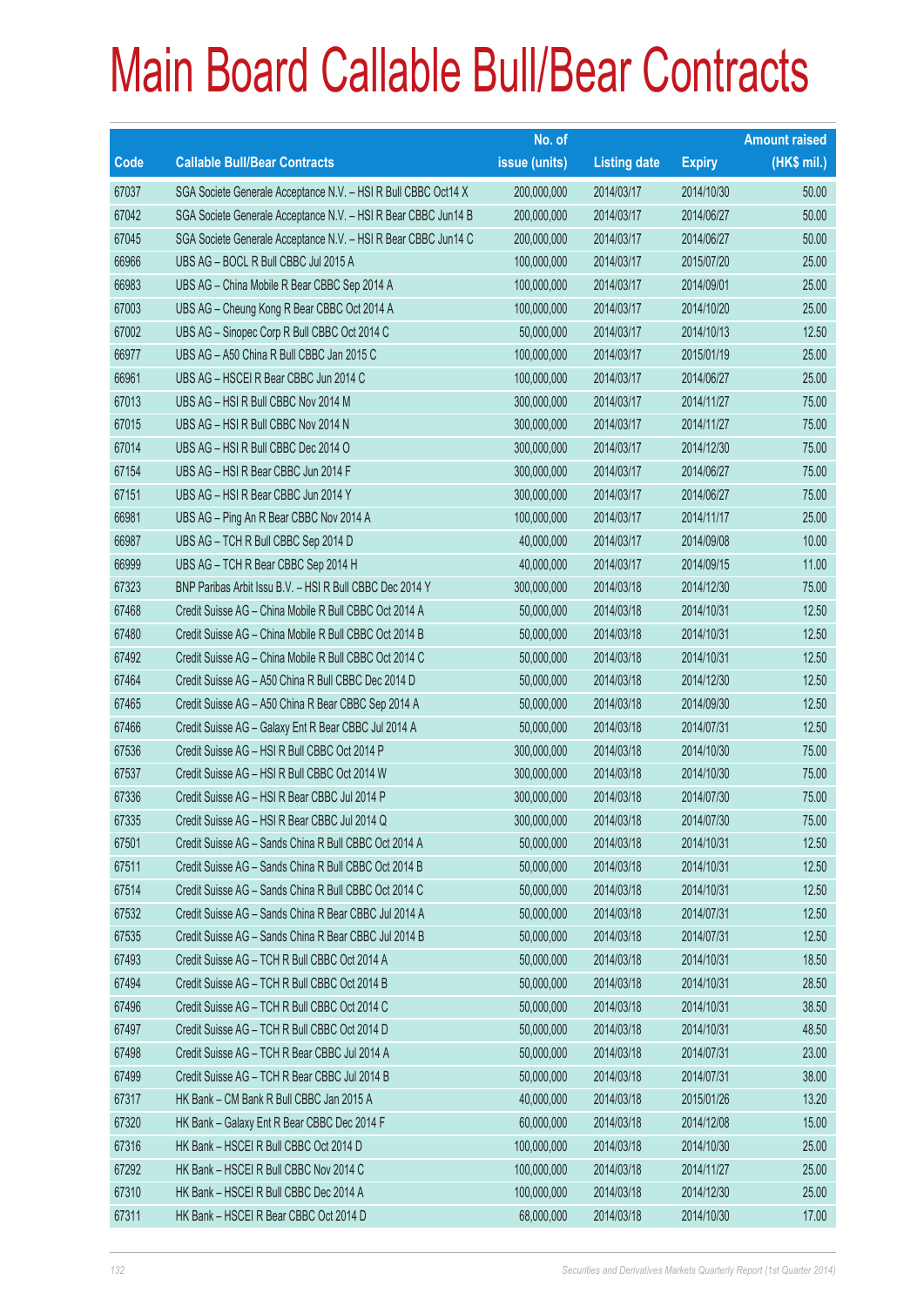# Main Board Callable Bull/Bear Contracts

| Code | Callable Bull/Bear Contracts | No. of issue (units) | Listing date | Expiry | Amount raised (HK$ mil.) |
|---|---|---|---|---|---|
| 67037 | SGA Societe Generale Acceptance N.V. – HSI R Bull CBBC Oct14 X | 200,000,000 | 2014/03/17 | 2014/10/30 | 50.00 |
| 67042 | SGA Societe Generale Acceptance N.V. – HSI R Bear CBBC Jun14 B | 200,000,000 | 2014/03/17 | 2014/06/27 | 50.00 |
| 67045 | SGA Societe Generale Acceptance N.V. – HSI R Bear CBBC Jun14 C | 200,000,000 | 2014/03/17 | 2014/06/27 | 50.00 |
| 66966 | UBS AG – BOCL R Bull CBBC Jul 2015 A | 100,000,000 | 2014/03/17 | 2015/07/20 | 25.00 |
| 66983 | UBS AG – China Mobile R Bear CBBC Sep 2014 A | 100,000,000 | 2014/03/17 | 2014/09/01 | 25.00 |
| 67003 | UBS AG – Cheung Kong R Bear CBBC Oct 2014 A | 100,000,000 | 2014/03/17 | 2014/10/20 | 25.00 |
| 67002 | UBS AG – Sinopec Corp R Bull CBBC Oct 2014 C | 50,000,000 | 2014/03/17 | 2014/10/13 | 12.50 |
| 66977 | UBS AG – A50 China R Bull CBBC Jan 2015 C | 100,000,000 | 2014/03/17 | 2015/01/19 | 25.00 |
| 66961 | UBS AG – HSCEI R Bear CBBC Jun 2014 C | 100,000,000 | 2014/03/17 | 2014/06/27 | 25.00 |
| 67013 | UBS AG – HSI R Bull CBBC Nov 2014 M | 300,000,000 | 2014/03/17 | 2014/11/27 | 75.00 |
| 67015 | UBS AG – HSI R Bull CBBC Nov 2014 N | 300,000,000 | 2014/03/17 | 2014/11/27 | 75.00 |
| 67014 | UBS AG – HSI R Bull CBBC Dec 2014 O | 300,000,000 | 2014/03/17 | 2014/12/30 | 75.00 |
| 67154 | UBS AG – HSI R Bear CBBC Jun 2014 F | 300,000,000 | 2014/03/17 | 2014/06/27 | 75.00 |
| 67151 | UBS AG – HSI R Bear CBBC Jun 2014 Y | 300,000,000 | 2014/03/17 | 2014/06/27 | 75.00 |
| 66981 | UBS AG – Ping An R Bear CBBC Nov 2014 A | 100,000,000 | 2014/03/17 | 2014/11/17 | 25.00 |
| 66987 | UBS AG – TCH R Bull CBBC Sep 2014 D | 40,000,000 | 2014/03/17 | 2014/09/08 | 10.00 |
| 66999 | UBS AG – TCH R Bear CBBC Sep 2014 H | 40,000,000 | 2014/03/17 | 2014/09/15 | 11.00 |
| 67323 | BNP Paribas Arbit Issu B.V. – HSI R Bull CBBC Dec 2014 Y | 300,000,000 | 2014/03/18 | 2014/12/30 | 75.00 |
| 67468 | Credit Suisse AG – China Mobile R Bull CBBC Oct 2014 A | 50,000,000 | 2014/03/18 | 2014/10/31 | 12.50 |
| 67480 | Credit Suisse AG – China Mobile R Bull CBBC Oct 2014 B | 50,000,000 | 2014/03/18 | 2014/10/31 | 12.50 |
| 67492 | Credit Suisse AG – China Mobile R Bull CBBC Oct 2014 C | 50,000,000 | 2014/03/18 | 2014/10/31 | 12.50 |
| 67464 | Credit Suisse AG – A50 China R Bull CBBC Dec 2014 D | 50,000,000 | 2014/03/18 | 2014/12/30 | 12.50 |
| 67465 | Credit Suisse AG – A50 China R Bear CBBC Sep 2014 A | 50,000,000 | 2014/03/18 | 2014/09/30 | 12.50 |
| 67466 | Credit Suisse AG – Galaxy Ent R Bear CBBC Jul 2014 A | 50,000,000 | 2014/03/18 | 2014/07/31 | 12.50 |
| 67536 | Credit Suisse AG – HSI R Bull CBBC Oct 2014 P | 300,000,000 | 2014/03/18 | 2014/10/30 | 75.00 |
| 67537 | Credit Suisse AG – HSI R Bull CBBC Oct 2014 W | 300,000,000 | 2014/03/18 | 2014/10/30 | 75.00 |
| 67336 | Credit Suisse AG – HSI R Bear CBBC Jul 2014 P | 300,000,000 | 2014/03/18 | 2014/07/30 | 75.00 |
| 67335 | Credit Suisse AG – HSI R Bear CBBC Jul 2014 Q | 300,000,000 | 2014/03/18 | 2014/07/30 | 75.00 |
| 67501 | Credit Suisse AG – Sands China R Bull CBBC Oct 2014 A | 50,000,000 | 2014/03/18 | 2014/10/31 | 12.50 |
| 67511 | Credit Suisse AG – Sands China R Bull CBBC Oct 2014 B | 50,000,000 | 2014/03/18 | 2014/10/31 | 12.50 |
| 67514 | Credit Suisse AG – Sands China R Bull CBBC Oct 2014 C | 50,000,000 | 2014/03/18 | 2014/10/31 | 12.50 |
| 67532 | Credit Suisse AG – Sands China R Bear CBBC Jul 2014 A | 50,000,000 | 2014/03/18 | 2014/07/31 | 12.50 |
| 67535 | Credit Suisse AG – Sands China R Bear CBBC Jul 2014 B | 50,000,000 | 2014/03/18 | 2014/07/31 | 12.50 |
| 67493 | Credit Suisse AG – TCH R Bull CBBC Oct 2014 A | 50,000,000 | 2014/03/18 | 2014/10/31 | 18.50 |
| 67494 | Credit Suisse AG – TCH R Bull CBBC Oct 2014 B | 50,000,000 | 2014/03/18 | 2014/10/31 | 28.50 |
| 67496 | Credit Suisse AG – TCH R Bull CBBC Oct 2014 C | 50,000,000 | 2014/03/18 | 2014/10/31 | 38.50 |
| 67497 | Credit Suisse AG – TCH R Bull CBBC Oct 2014 D | 50,000,000 | 2014/03/18 | 2014/10/31 | 48.50 |
| 67498 | Credit Suisse AG – TCH R Bear CBBC Jul 2014 A | 50,000,000 | 2014/03/18 | 2014/07/31 | 23.00 |
| 67499 | Credit Suisse AG – TCH R Bear CBBC Jul 2014 B | 50,000,000 | 2014/03/18 | 2014/07/31 | 38.00 |
| 67317 | HK Bank – CM Bank R Bull CBBC Jan 2015 A | 40,000,000 | 2014/03/18 | 2015/01/26 | 13.20 |
| 67320 | HK Bank – Galaxy Ent R Bear CBBC Dec 2014 F | 60,000,000 | 2014/03/18 | 2014/12/08 | 15.00 |
| 67316 | HK Bank – HSCEI R Bull CBBC Oct 2014 D | 100,000,000 | 2014/03/18 | 2014/10/30 | 25.00 |
| 67292 | HK Bank – HSCEI R Bull CBBC Nov 2014 C | 100,000,000 | 2014/03/18 | 2014/11/27 | 25.00 |
| 67310 | HK Bank – HSCEI R Bull CBBC Dec 2014 A | 100,000,000 | 2014/03/18 | 2014/12/30 | 25.00 |
| 67311 | HK Bank – HSCEI R Bear CBBC Oct 2014 D | 68,000,000 | 2014/03/18 | 2014/10/30 | 17.00 |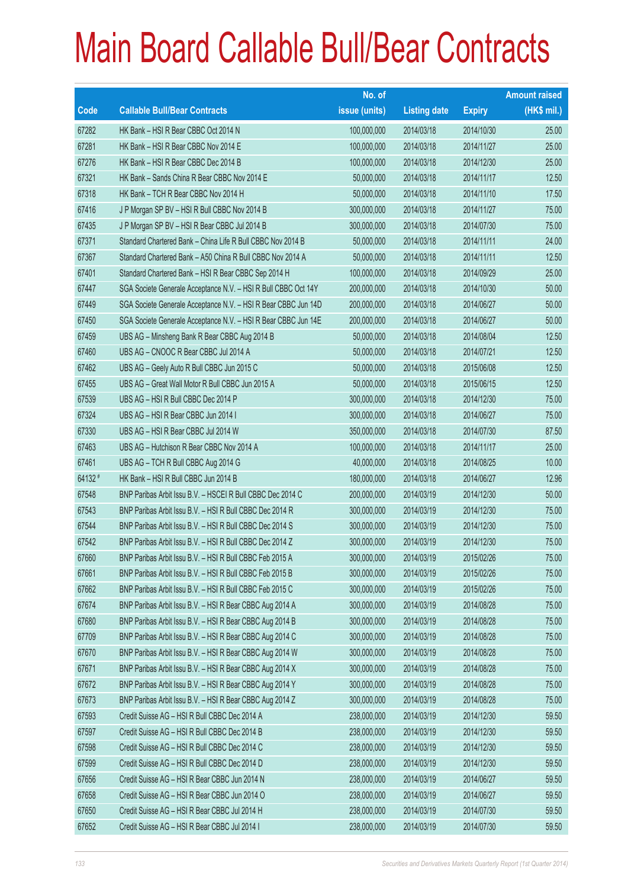# Main Board Callable Bull/Bear Contracts

| Code | Callable Bull/Bear Contracts | No. of issue (units) | Listing date | Expiry | Amount raised (HK$ mil.) |
|---|---|---|---|---|---|
| 67282 | HK Bank – HSI R Bear CBBC Oct 2014 N | 100,000,000 | 2014/03/18 | 2014/10/30 | 25.00 |
| 67281 | HK Bank – HSI R Bear CBBC Nov 2014 E | 100,000,000 | 2014/03/18 | 2014/11/27 | 25.00 |
| 67276 | HK Bank – HSI R Bear CBBC Dec 2014 B | 100,000,000 | 2014/03/18 | 2014/12/30 | 25.00 |
| 67321 | HK Bank – Sands China R Bear CBBC Nov 2014 E | 50,000,000 | 2014/03/18 | 2014/11/17 | 12.50 |
| 67318 | HK Bank – TCH R Bear CBBC Nov 2014 H | 50,000,000 | 2014/03/18 | 2014/11/10 | 17.50 |
| 67416 | J P Morgan SP BV – HSI R Bull CBBC Nov 2014 B | 300,000,000 | 2014/03/18 | 2014/11/27 | 75.00 |
| 67435 | J P Morgan SP BV – HSI R Bear CBBC Jul 2014 B | 300,000,000 | 2014/03/18 | 2014/07/30 | 75.00 |
| 67371 | Standard Chartered Bank – China Life R Bull CBBC Nov 2014 B | 50,000,000 | 2014/03/18 | 2014/11/11 | 24.00 |
| 67367 | Standard Chartered Bank – A50 China R Bull CBBC Nov 2014 A | 50,000,000 | 2014/03/18 | 2014/11/11 | 12.50 |
| 67401 | Standard Chartered Bank – HSI R Bear CBBC Sep 2014 H | 100,000,000 | 2014/03/18 | 2014/09/29 | 25.00 |
| 67447 | SGA Societe Generale Acceptance N.V. – HSI R Bull CBBC Oct 14Y | 200,000,000 | 2014/03/18 | 2014/10/30 | 50.00 |
| 67449 | SGA Societe Generale Acceptance N.V. – HSI R Bear CBBC Jun 14D | 200,000,000 | 2014/03/18 | 2014/06/27 | 50.00 |
| 67450 | SGA Societe Generale Acceptance N.V. – HSI R Bear CBBC Jun 14E | 200,000,000 | 2014/03/18 | 2014/06/27 | 50.00 |
| 67459 | UBS AG – Minsheng Bank R Bear CBBC Aug 2014 B | 50,000,000 | 2014/03/18 | 2014/08/04 | 12.50 |
| 67460 | UBS AG – CNOOC R Bear CBBC Jul 2014 A | 50,000,000 | 2014/03/18 | 2014/07/21 | 12.50 |
| 67462 | UBS AG – Geely Auto R Bull CBBC Jun 2015 C | 50,000,000 | 2014/03/18 | 2015/06/08 | 12.50 |
| 67455 | UBS AG – Great Wall Motor R Bull CBBC Jun 2015 A | 50,000,000 | 2014/03/18 | 2015/06/15 | 12.50 |
| 67539 | UBS AG – HSI R Bull CBBC Dec 2014 P | 300,000,000 | 2014/03/18 | 2014/12/30 | 75.00 |
| 67324 | UBS AG – HSI R Bear CBBC Jun 2014 I | 300,000,000 | 2014/03/18 | 2014/06/27 | 75.00 |
| 67330 | UBS AG – HSI R Bear CBBC Jul 2014 W | 350,000,000 | 2014/03/18 | 2014/07/30 | 87.50 |
| 67463 | UBS AG – Hutchison R Bear CBBC Nov 2014 A | 100,000,000 | 2014/03/18 | 2014/11/17 | 25.00 |
| 67461 | UBS AG – TCH R Bull CBBC Aug 2014 G | 40,000,000 | 2014/03/18 | 2014/08/25 | 10.00 |
| 64132 # | HK Bank – HSI R Bull CBBC Jun 2014 B | 180,000,000 | 2014/03/18 | 2014/06/27 | 12.96 |
| 67548 | BNP Paribas Arbit Issu B.V. – HSCEI R Bull CBBC Dec 2014 C | 200,000,000 | 2014/03/19 | 2014/12/30 | 50.00 |
| 67543 | BNP Paribas Arbit Issu B.V. – HSI R Bull CBBC Dec 2014 R | 300,000,000 | 2014/03/19 | 2014/12/30 | 75.00 |
| 67544 | BNP Paribas Arbit Issu B.V. – HSI R Bull CBBC Dec 2014 S | 300,000,000 | 2014/03/19 | 2014/12/30 | 75.00 |
| 67542 | BNP Paribas Arbit Issu B.V. – HSI R Bull CBBC Dec 2014 Z | 300,000,000 | 2014/03/19 | 2014/12/30 | 75.00 |
| 67660 | BNP Paribas Arbit Issu B.V. – HSI R Bull CBBC Feb 2015 A | 300,000,000 | 2014/03/19 | 2015/02/26 | 75.00 |
| 67661 | BNP Paribas Arbit Issu B.V. – HSI R Bull CBBC Feb 2015 B | 300,000,000 | 2014/03/19 | 2015/02/26 | 75.00 |
| 67662 | BNP Paribas Arbit Issu B.V. – HSI R Bull CBBC Feb 2015 C | 300,000,000 | 2014/03/19 | 2015/02/26 | 75.00 |
| 67674 | BNP Paribas Arbit Issu B.V. – HSI R Bear CBBC Aug 2014 A | 300,000,000 | 2014/03/19 | 2014/08/28 | 75.00 |
| 67680 | BNP Paribas Arbit Issu B.V. – HSI R Bear CBBC Aug 2014 B | 300,000,000 | 2014/03/19 | 2014/08/28 | 75.00 |
| 67709 | BNP Paribas Arbit Issu B.V. – HSI R Bear CBBC Aug 2014 C | 300,000,000 | 2014/03/19 | 2014/08/28 | 75.00 |
| 67670 | BNP Paribas Arbit Issu B.V. – HSI R Bear CBBC Aug 2014 W | 300,000,000 | 2014/03/19 | 2014/08/28 | 75.00 |
| 67671 | BNP Paribas Arbit Issu B.V. – HSI R Bear CBBC Aug 2014 X | 300,000,000 | 2014/03/19 | 2014/08/28 | 75.00 |
| 67672 | BNP Paribas Arbit Issu B.V. – HSI R Bear CBBC Aug 2014 Y | 300,000,000 | 2014/03/19 | 2014/08/28 | 75.00 |
| 67673 | BNP Paribas Arbit Issu B.V. – HSI R Bear CBBC Aug 2014 Z | 300,000,000 | 2014/03/19 | 2014/08/28 | 75.00 |
| 67593 | Credit Suisse AG – HSI R Bull CBBC Dec 2014 A | 238,000,000 | 2014/03/19 | 2014/12/30 | 59.50 |
| 67597 | Credit Suisse AG – HSI R Bull CBBC Dec 2014 B | 238,000,000 | 2014/03/19 | 2014/12/30 | 59.50 |
| 67598 | Credit Suisse AG – HSI R Bull CBBC Dec 2014 C | 238,000,000 | 2014/03/19 | 2014/12/30 | 59.50 |
| 67599 | Credit Suisse AG – HSI R Bull CBBC Dec 2014 D | 238,000,000 | 2014/03/19 | 2014/12/30 | 59.50 |
| 67656 | Credit Suisse AG – HSI R Bear CBBC Jun 2014 N | 238,000,000 | 2014/03/19 | 2014/06/27 | 59.50 |
| 67658 | Credit Suisse AG – HSI R Bear CBBC Jun 2014 O | 238,000,000 | 2014/03/19 | 2014/06/27 | 59.50 |
| 67650 | Credit Suisse AG – HSI R Bear CBBC Jul 2014 H | 238,000,000 | 2014/03/19 | 2014/07/30 | 59.50 |
| 67652 | Credit Suisse AG – HSI R Bear CBBC Jul 2014 I | 238,000,000 | 2014/03/19 | 2014/07/30 | 59.50 |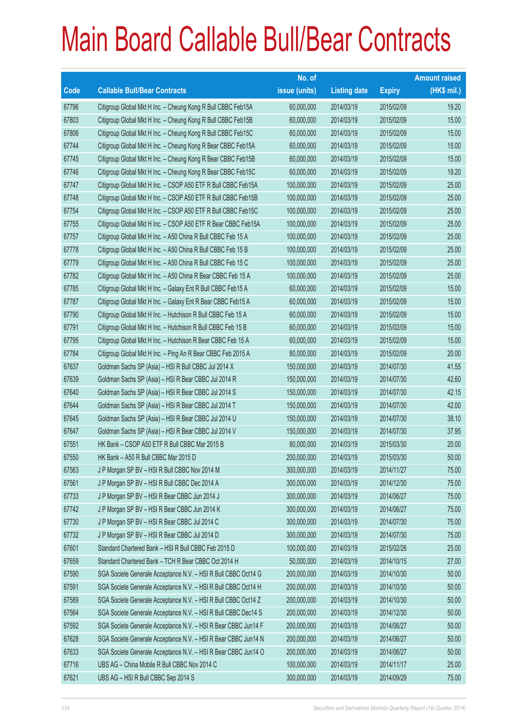# Main Board Callable Bull/Bear Contracts

| Code | Callable Bull/Bear Contracts | No. of issue (units) | Listing date | Expiry | Amount raised (HK$ mil.) |
|---|---|---|---|---|---|
| 67796 | Citigroup Global Mkt H Inc. – Cheung Kong R Bull CBBC Feb15A | 60,000,000 | 2014/03/19 | 2015/02/09 | 19.20 |
| 67803 | Citigroup Global Mkt H Inc. – Cheung Kong R Bull CBBC Feb15B | 60,000,000 | 2014/03/19 | 2015/02/09 | 15.00 |
| 67806 | Citigroup Global Mkt H Inc. – Cheung Kong R Bull CBBC Feb15C | 60,000,000 | 2014/03/19 | 2015/02/09 | 15.00 |
| 67744 | Citigroup Global Mkt H Inc. – Cheung Kong R Bear CBBC Feb15A | 60,000,000 | 2014/03/19 | 2015/02/09 | 15.00 |
| 67745 | Citigroup Global Mkt H Inc. – Cheung Kong R Bear CBBC Feb15B | 60,000,000 | 2014/03/19 | 2015/02/09 | 15.00 |
| 67746 | Citigroup Global Mkt H Inc. – Cheung Kong R Bear CBBC Feb15C | 60,000,000 | 2014/03/19 | 2015/02/09 | 19.20 |
| 67747 | Citigroup Global Mkt H Inc. – CSOP A50 ETF R Bull CBBC Feb15A | 100,000,000 | 2014/03/19 | 2015/02/09 | 25.00 |
| 67748 | Citigroup Global Mkt H Inc. – CSOP A50 ETF R Bull CBBC Feb15B | 100,000,000 | 2014/03/19 | 2015/02/09 | 25.00 |
| 67754 | Citigroup Global Mkt H Inc. – CSOP A50 ETF R Bull CBBC Feb15C | 100,000,000 | 2014/03/19 | 2015/02/09 | 25.00 |
| 67755 | Citigroup Global Mkt H Inc. – CSOP A50 ETF R Bear CBBC Feb15A | 100,000,000 | 2014/03/19 | 2015/02/09 | 25.00 |
| 67757 | Citigroup Global Mkt H Inc. – A50 China R Bull CBBC Feb 15 A | 100,000,000 | 2014/03/19 | 2015/02/09 | 25.00 |
| 67778 | Citigroup Global Mkt H Inc. – A50 China R Bull CBBC Feb 15 B | 100,000,000 | 2014/03/19 | 2015/02/09 | 25.00 |
| 67779 | Citigroup Global Mkt H Inc. – A50 China R Bull CBBC Feb 15 C | 100,000,000 | 2014/03/19 | 2015/02/09 | 25.00 |
| 67782 | Citigroup Global Mkt H Inc. – A50 China R Bear CBBC Feb 15 A | 100,000,000 | 2014/03/19 | 2015/02/09 | 25.00 |
| 67785 | Citigroup Global Mkt H Inc. – Galaxy Ent R Bull CBBC Feb15 A | 60,000,000 | 2014/03/19 | 2015/02/09 | 15.00 |
| 67787 | Citigroup Global Mkt H Inc. – Galaxy Ent R Bear CBBC Feb15 A | 60,000,000 | 2014/03/19 | 2015/02/09 | 15.00 |
| 67790 | Citigroup Global Mkt H Inc. – Hutchison R Bull CBBC Feb 15 A | 60,000,000 | 2014/03/19 | 2015/02/09 | 15.00 |
| 67791 | Citigroup Global Mkt H Inc. – Hutchison R Bull CBBC Feb 15 B | 60,000,000 | 2014/03/19 | 2015/02/09 | 15.00 |
| 67795 | Citigroup Global Mkt H Inc. – Hutchison R Bear CBBC Feb 15 A | 60,000,000 | 2014/03/19 | 2015/02/09 | 15.00 |
| 67784 | Citigroup Global Mkt H Inc. – Ping An R Bear CBBC Feb 2015 A | 80,000,000 | 2014/03/19 | 2015/02/09 | 20.00 |
| 67637 | Goldman Sachs SP (Asia) – HSI R Bull CBBC Jul 2014 X | 150,000,000 | 2014/03/19 | 2014/07/30 | 41.55 |
| 67639 | Goldman Sachs SP (Asia) – HSI R Bear CBBC Jul 2014 R | 150,000,000 | 2014/03/19 | 2014/07/30 | 42.60 |
| 67640 | Goldman Sachs SP (Asia) – HSI R Bear CBBC Jul 2014 S | 150,000,000 | 2014/03/19 | 2014/07/30 | 42.15 |
| 67644 | Goldman Sachs SP (Asia) – HSI R Bear CBBC Jul 2014 T | 150,000,000 | 2014/03/19 | 2014/07/30 | 42.00 |
| 67645 | Goldman Sachs SP (Asia) – HSI R Bear CBBC Jul 2014 U | 150,000,000 | 2014/03/19 | 2014/07/30 | 38.10 |
| 67647 | Goldman Sachs SP (Asia) – HSI R Bear CBBC Jul 2014 V | 150,000,000 | 2014/03/19 | 2014/07/30 | 37.95 |
| 67551 | HK Bank – CSOP A50 ETF R Bull CBBC Mar 2015 B | 80,000,000 | 2014/03/19 | 2015/03/30 | 20.00 |
| 67550 | HK Bank – A50 R Bull CBBC Mar 2015 D | 200,000,000 | 2014/03/19 | 2015/03/30 | 50.00 |
| 67563 | J P Morgan SP BV – HSI R Bull CBBC Nov 2014 M | 300,000,000 | 2014/03/19 | 2014/11/27 | 75.00 |
| 67561 | J P Morgan SP BV – HSI R Bull CBBC Dec 2014 A | 300,000,000 | 2014/03/19 | 2014/12/30 | 75.00 |
| 67733 | J P Morgan SP BV – HSI R Bear CBBC Jun 2014 J | 300,000,000 | 2014/03/19 | 2014/06/27 | 75.00 |
| 67742 | J P Morgan SP BV – HSI R Bear CBBC Jun 2014 K | 300,000,000 | 2014/03/19 | 2014/06/27 | 75.00 |
| 67730 | J P Morgan SP BV – HSI R Bear CBBC Jul 2014 C | 300,000,000 | 2014/03/19 | 2014/07/30 | 75.00 |
| 67732 | J P Morgan SP BV – HSI R Bear CBBC Jul 2014 D | 300,000,000 | 2014/03/19 | 2014/07/30 | 75.00 |
| 67601 | Standard Chartered Bank – HSI R Bull CBBC Feb 2015 D | 100,000,000 | 2014/03/19 | 2015/02/26 | 25.00 |
| 67659 | Standard Chartered Bank – TCH R Bear CBBC Oct 2014 H | 50,000,000 | 2014/03/19 | 2014/10/15 | 27.00 |
| 67590 | SGA Societe Generale Acceptance N.V. – HSI R Bull CBBC Oct14 G | 200,000,000 | 2014/03/19 | 2014/10/30 | 50.00 |
| 67591 | SGA Societe Generale Acceptance N.V. – HSI R Bull CBBC Oct14 H | 200,000,000 | 2014/03/19 | 2014/10/30 | 50.00 |
| 67589 | SGA Societe Generale Acceptance N.V. – HSI R Bull CBBC Oct14 Z | 200,000,000 | 2014/03/19 | 2014/10/30 | 50.00 |
| 67564 | SGA Societe Generale Acceptance N.V. – HSI R Bull CBBC Dec14 S | 200,000,000 | 2014/03/19 | 2014/12/30 | 50.00 |
| 67592 | SGA Societe Generale Acceptance N.V. – HSI R Bear CBBC Jun14 F | 200,000,000 | 2014/03/19 | 2014/06/27 | 50.00 |
| 67628 | SGA Societe Generale Acceptance N.V. – HSI R Bear CBBC Jun14 N | 200,000,000 | 2014/03/19 | 2014/06/27 | 50.00 |
| 67633 | SGA Societe Generale Acceptance N.V. – HSI R Bear CBBC Jun14 O | 200,000,000 | 2014/03/19 | 2014/06/27 | 50.00 |
| 67716 | UBS AG – China Mobile R Bull CBBC Nov 2014 C | 100,000,000 | 2014/03/19 | 2014/11/17 | 25.00 |
| 67621 | UBS AG – HSI R Bull CBBC Sep 2014 S | 300,000,000 | 2014/03/19 | 2014/09/29 | 75.00 |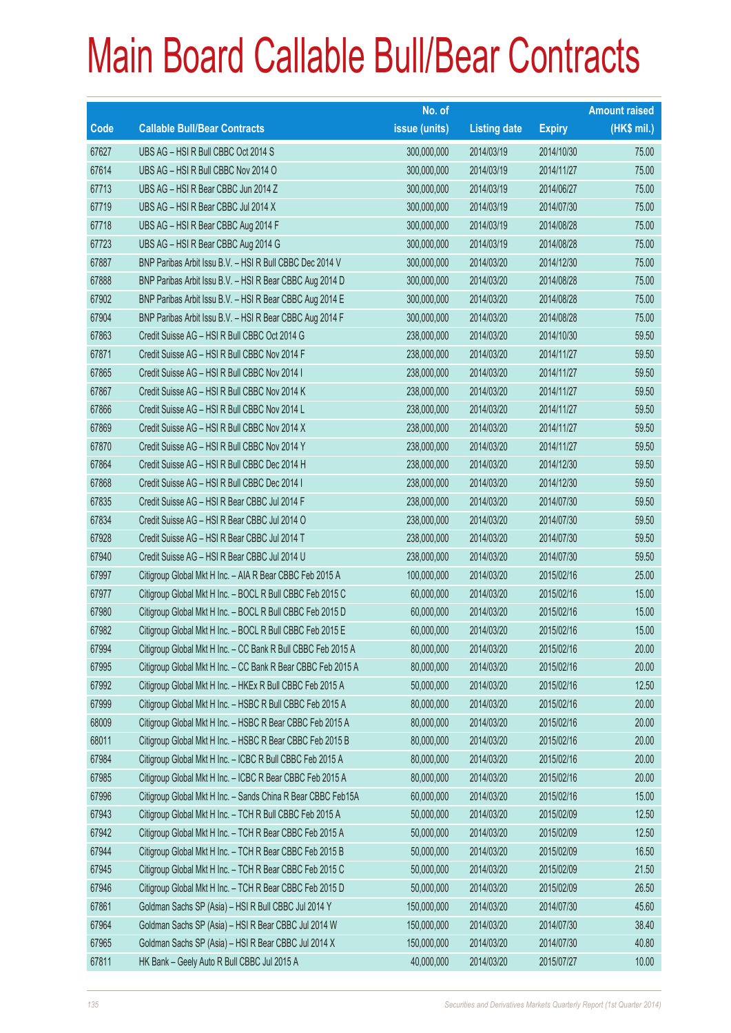# Main Board Callable Bull/Bear Contracts

| Code | Callable Bull/Bear Contracts | No. of issue (units) | Listing date | Expiry | Amount raised (HK$ mil.) |
|---|---|---|---|---|---|
| 67627 | UBS AG – HSI R Bull CBBC Oct 2014 S | 300,000,000 | 2014/03/19 | 2014/10/30 | 75.00 |
| 67614 | UBS AG – HSI R Bull CBBC Nov 2014 O | 300,000,000 | 2014/03/19 | 2014/11/27 | 75.00 |
| 67713 | UBS AG – HSI R Bear CBBC Jun 2014 Z | 300,000,000 | 2014/03/19 | 2014/06/27 | 75.00 |
| 67719 | UBS AG – HSI R Bear CBBC Jul 2014 X | 300,000,000 | 2014/03/19 | 2014/07/30 | 75.00 |
| 67718 | UBS AG – HSI R Bear CBBC Aug 2014 F | 300,000,000 | 2014/03/19 | 2014/08/28 | 75.00 |
| 67723 | UBS AG – HSI R Bear CBBC Aug 2014 G | 300,000,000 | 2014/03/19 | 2014/08/28 | 75.00 |
| 67887 | BNP Paribas Arbit Issu B.V. – HSI R Bull CBBC Dec 2014 V | 300,000,000 | 2014/03/20 | 2014/12/30 | 75.00 |
| 67888 | BNP Paribas Arbit Issu B.V. – HSI R Bear CBBC Aug 2014 D | 300,000,000 | 2014/03/20 | 2014/08/28 | 75.00 |
| 67902 | BNP Paribas Arbit Issu B.V. – HSI R Bear CBBC Aug 2014 E | 300,000,000 | 2014/03/20 | 2014/08/28 | 75.00 |
| 67904 | BNP Paribas Arbit Issu B.V. – HSI R Bear CBBC Aug 2014 F | 300,000,000 | 2014/03/20 | 2014/08/28 | 75.00 |
| 67863 | Credit Suisse AG – HSI R Bull CBBC Oct 2014 G | 238,000,000 | 2014/03/20 | 2014/10/30 | 59.50 |
| 67871 | Credit Suisse AG – HSI R Bull CBBC Nov 2014 F | 238,000,000 | 2014/03/20 | 2014/11/27 | 59.50 |
| 67865 | Credit Suisse AG – HSI R Bull CBBC Nov 2014 I | 238,000,000 | 2014/03/20 | 2014/11/27 | 59.50 |
| 67867 | Credit Suisse AG – HSI R Bull CBBC Nov 2014 K | 238,000,000 | 2014/03/20 | 2014/11/27 | 59.50 |
| 67866 | Credit Suisse AG – HSI R Bull CBBC Nov 2014 L | 238,000,000 | 2014/03/20 | 2014/11/27 | 59.50 |
| 67869 | Credit Suisse AG – HSI R Bull CBBC Nov 2014 X | 238,000,000 | 2014/03/20 | 2014/11/27 | 59.50 |
| 67870 | Credit Suisse AG – HSI R Bull CBBC Nov 2014 Y | 238,000,000 | 2014/03/20 | 2014/11/27 | 59.50 |
| 67864 | Credit Suisse AG – HSI R Bull CBBC Dec 2014 H | 238,000,000 | 2014/03/20 | 2014/12/30 | 59.50 |
| 67868 | Credit Suisse AG – HSI R Bull CBBC Dec 2014 I | 238,000,000 | 2014/03/20 | 2014/12/30 | 59.50 |
| 67835 | Credit Suisse AG – HSI R Bear CBBC Jul 2014 F | 238,000,000 | 2014/03/20 | 2014/07/30 | 59.50 |
| 67834 | Credit Suisse AG – HSI R Bear CBBC Jul 2014 O | 238,000,000 | 2014/03/20 | 2014/07/30 | 59.50 |
| 67928 | Credit Suisse AG – HSI R Bear CBBC Jul 2014 T | 238,000,000 | 2014/03/20 | 2014/07/30 | 59.50 |
| 67940 | Credit Suisse AG – HSI R Bear CBBC Jul 2014 U | 238,000,000 | 2014/03/20 | 2014/07/30 | 59.50 |
| 67997 | Citigroup Global Mkt H Inc. – AIA R Bear CBBC Feb 2015 A | 100,000,000 | 2014/03/20 | 2015/02/16 | 25.00 |
| 67977 | Citigroup Global Mkt H Inc. – BOCL R Bull CBBC Feb 2015 C | 60,000,000 | 2014/03/20 | 2015/02/16 | 15.00 |
| 67980 | Citigroup Global Mkt H Inc. – BOCL R Bull CBBC Feb 2015 D | 60,000,000 | 2014/03/20 | 2015/02/16 | 15.00 |
| 67982 | Citigroup Global Mkt H Inc. – BOCL R Bull CBBC Feb 2015 E | 60,000,000 | 2014/03/20 | 2015/02/16 | 15.00 |
| 67994 | Citigroup Global Mkt H Inc. – CC Bank R Bull CBBC Feb 2015 A | 80,000,000 | 2014/03/20 | 2015/02/16 | 20.00 |
| 67995 | Citigroup Global Mkt H Inc. – CC Bank R Bear CBBC Feb 2015 A | 80,000,000 | 2014/03/20 | 2015/02/16 | 20.00 |
| 67992 | Citigroup Global Mkt H Inc. – HKEx R Bull CBBC Feb 2015 A | 50,000,000 | 2014/03/20 | 2015/02/16 | 12.50 |
| 67999 | Citigroup Global Mkt H Inc. – HSBC R Bull CBBC Feb 2015 A | 80,000,000 | 2014/03/20 | 2015/02/16 | 20.00 |
| 68009 | Citigroup Global Mkt H Inc. – HSBC R Bear CBBC Feb 2015 A | 80,000,000 | 2014/03/20 | 2015/02/16 | 20.00 |
| 68011 | Citigroup Global Mkt H Inc. – HSBC R Bear CBBC Feb 2015 B | 80,000,000 | 2014/03/20 | 2015/02/16 | 20.00 |
| 67984 | Citigroup Global Mkt H Inc. – ICBC R Bull CBBC Feb 2015 A | 80,000,000 | 2014/03/20 | 2015/02/16 | 20.00 |
| 67985 | Citigroup Global Mkt H Inc. – ICBC R Bear CBBC Feb 2015 A | 80,000,000 | 2014/03/20 | 2015/02/16 | 20.00 |
| 67996 | Citigroup Global Mkt H Inc. – Sands China R Bear CBBC Feb15A | 60,000,000 | 2014/03/20 | 2015/02/16 | 15.00 |
| 67943 | Citigroup Global Mkt H Inc. – TCH R Bull CBBC Feb 2015 A | 50,000,000 | 2014/03/20 | 2015/02/09 | 12.50 |
| 67942 | Citigroup Global Mkt H Inc. – TCH R Bear CBBC Feb 2015 A | 50,000,000 | 2014/03/20 | 2015/02/09 | 12.50 |
| 67944 | Citigroup Global Mkt H Inc. – TCH R Bear CBBC Feb 2015 B | 50,000,000 | 2014/03/20 | 2015/02/09 | 16.50 |
| 67945 | Citigroup Global Mkt H Inc. – TCH R Bear CBBC Feb 2015 C | 50,000,000 | 2014/03/20 | 2015/02/09 | 21.50 |
| 67946 | Citigroup Global Mkt H Inc. – TCH R Bear CBBC Feb 2015 D | 50,000,000 | 2014/03/20 | 2015/02/09 | 26.50 |
| 67861 | Goldman Sachs SP (Asia) – HSI R Bull CBBC Jul 2014 Y | 150,000,000 | 2014/03/20 | 2014/07/30 | 45.60 |
| 67964 | Goldman Sachs SP (Asia) – HSI R Bear CBBC Jul 2014 W | 150,000,000 | 2014/03/20 | 2014/07/30 | 38.40 |
| 67965 | Goldman Sachs SP (Asia) – HSI R Bear CBBC Jul 2014 X | 150,000,000 | 2014/03/20 | 2014/07/30 | 40.80 |
| 67811 | HK Bank – Geely Auto R Bull CBBC Jul 2015 A | 40,000,000 | 2014/03/20 | 2015/07/27 | 10.00 |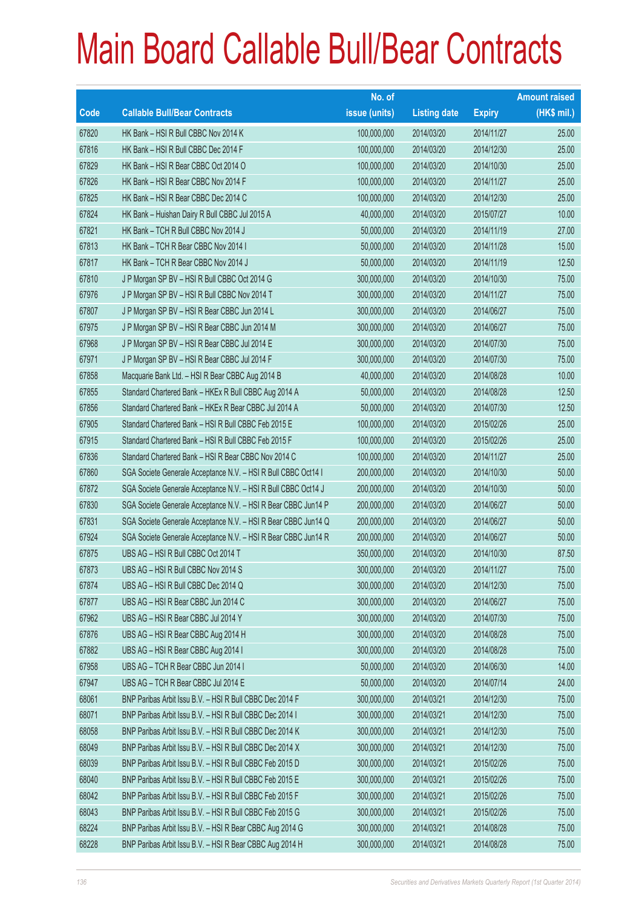# Main Board Callable Bull/Bear Contracts

| Code | Callable Bull/Bear Contracts | No. of issue (units) | Listing date | Expiry | Amount raised (HK$ mil.) |
|---|---|---|---|---|---|
| 67820 | HK Bank – HSI R Bull CBBC Nov 2014 K | 100,000,000 | 2014/03/20 | 2014/11/27 | 25.00 |
| 67816 | HK Bank – HSI R Bull CBBC Dec 2014 F | 100,000,000 | 2014/03/20 | 2014/12/30 | 25.00 |
| 67829 | HK Bank – HSI R Bear CBBC Oct 2014 O | 100,000,000 | 2014/03/20 | 2014/10/30 | 25.00 |
| 67826 | HK Bank – HSI R Bear CBBC Nov 2014 F | 100,000,000 | 2014/03/20 | 2014/11/27 | 25.00 |
| 67825 | HK Bank – HSI R Bear CBBC Dec 2014 C | 100,000,000 | 2014/03/20 | 2014/12/30 | 25.00 |
| 67824 | HK Bank – Huishan Dairy R Bull CBBC Jul 2015 A | 40,000,000 | 2014/03/20 | 2015/07/27 | 10.00 |
| 67821 | HK Bank – TCH R Bull CBBC Nov 2014 J | 50,000,000 | 2014/03/20 | 2014/11/19 | 27.00 |
| 67813 | HK Bank – TCH R Bear CBBC Nov 2014 I | 50,000,000 | 2014/03/20 | 2014/11/28 | 15.00 |
| 67817 | HK Bank – TCH R Bear CBBC Nov 2014 J | 50,000,000 | 2014/03/20 | 2014/11/19 | 12.50 |
| 67810 | J P Morgan SP BV – HSI R Bull CBBC Oct 2014 G | 300,000,000 | 2014/03/20 | 2014/10/30 | 75.00 |
| 67976 | J P Morgan SP BV – HSI R Bull CBBC Nov 2014 T | 300,000,000 | 2014/03/20 | 2014/11/27 | 75.00 |
| 67807 | J P Morgan SP BV – HSI R Bear CBBC Jun 2014 L | 300,000,000 | 2014/03/20 | 2014/06/27 | 75.00 |
| 67975 | J P Morgan SP BV – HSI R Bear CBBC Jun 2014 M | 300,000,000 | 2014/03/20 | 2014/06/27 | 75.00 |
| 67968 | J P Morgan SP BV – HSI R Bear CBBC Jul 2014 E | 300,000,000 | 2014/03/20 | 2014/07/30 | 75.00 |
| 67971 | J P Morgan SP BV – HSI R Bear CBBC Jul 2014 F | 300,000,000 | 2014/03/20 | 2014/07/30 | 75.00 |
| 67858 | Macquarie Bank Ltd. – HSI R Bear CBBC Aug 2014 B | 40,000,000 | 2014/03/20 | 2014/08/28 | 10.00 |
| 67855 | Standard Chartered Bank – HKEx R Bull CBBC Aug 2014 A | 50,000,000 | 2014/03/20 | 2014/08/28 | 12.50 |
| 67856 | Standard Chartered Bank – HKEx R Bear CBBC Jul 2014 A | 50,000,000 | 2014/03/20 | 2014/07/30 | 12.50 |
| 67905 | Standard Chartered Bank – HSI R Bull CBBC Feb 2015 E | 100,000,000 | 2014/03/20 | 2015/02/26 | 25.00 |
| 67915 | Standard Chartered Bank – HSI R Bull CBBC Feb 2015 F | 100,000,000 | 2014/03/20 | 2015/02/26 | 25.00 |
| 67836 | Standard Chartered Bank – HSI R Bear CBBC Nov 2014 C | 100,000,000 | 2014/03/20 | 2014/11/27 | 25.00 |
| 67860 | SGA Societe Generale Acceptance N.V. – HSI R Bull CBBC Oct14 I | 200,000,000 | 2014/03/20 | 2014/10/30 | 50.00 |
| 67872 | SGA Societe Generale Acceptance N.V. – HSI R Bull CBBC Oct14 J | 200,000,000 | 2014/03/20 | 2014/10/30 | 50.00 |
| 67830 | SGA Societe Generale Acceptance N.V. – HSI R Bear CBBC Jun14 P | 200,000,000 | 2014/03/20 | 2014/06/27 | 50.00 |
| 67831 | SGA Societe Generale Acceptance N.V. – HSI R Bear CBBC Jun14 Q | 200,000,000 | 2014/03/20 | 2014/06/27 | 50.00 |
| 67924 | SGA Societe Generale Acceptance N.V. – HSI R Bear CBBC Jun14 R | 200,000,000 | 2014/03/20 | 2014/06/27 | 50.00 |
| 67875 | UBS AG – HSI R Bull CBBC Oct 2014 T | 350,000,000 | 2014/03/20 | 2014/10/30 | 87.50 |
| 67873 | UBS AG – HSI R Bull CBBC Nov 2014 S | 300,000,000 | 2014/03/20 | 2014/11/27 | 75.00 |
| 67874 | UBS AG – HSI R Bull CBBC Dec 2014 Q | 300,000,000 | 2014/03/20 | 2014/12/30 | 75.00 |
| 67877 | UBS AG – HSI R Bear CBBC Jun 2014 C | 300,000,000 | 2014/03/20 | 2014/06/27 | 75.00 |
| 67962 | UBS AG – HSI R Bear CBBC Jul 2014 Y | 300,000,000 | 2014/03/20 | 2014/07/30 | 75.00 |
| 67876 | UBS AG – HSI R Bear CBBC Aug 2014 H | 300,000,000 | 2014/03/20 | 2014/08/28 | 75.00 |
| 67882 | UBS AG – HSI R Bear CBBC Aug 2014 I | 300,000,000 | 2014/03/20 | 2014/08/28 | 75.00 |
| 67958 | UBS AG – TCH R Bear CBBC Jun 2014 I | 50,000,000 | 2014/03/20 | 2014/06/30 | 14.00 |
| 67947 | UBS AG – TCH R Bear CBBC Jul 2014 E | 50,000,000 | 2014/03/20 | 2014/07/14 | 24.00 |
| 68061 | BNP Paribas Arbit Issu B.V. – HSI R Bull CBBC Dec 2014 F | 300,000,000 | 2014/03/21 | 2014/12/30 | 75.00 |
| 68071 | BNP Paribas Arbit Issu B.V. – HSI R Bull CBBC Dec 2014 I | 300,000,000 | 2014/03/21 | 2014/12/30 | 75.00 |
| 68058 | BNP Paribas Arbit Issu B.V. – HSI R Bull CBBC Dec 2014 K | 300,000,000 | 2014/03/21 | 2014/12/30 | 75.00 |
| 68049 | BNP Paribas Arbit Issu B.V. – HSI R Bull CBBC Dec 2014 X | 300,000,000 | 2014/03/21 | 2014/12/30 | 75.00 |
| 68039 | BNP Paribas Arbit Issu B.V. – HSI R Bull CBBC Feb 2015 D | 300,000,000 | 2014/03/21 | 2015/02/26 | 75.00 |
| 68040 | BNP Paribas Arbit Issu B.V. – HSI R Bull CBBC Feb 2015 E | 300,000,000 | 2014/03/21 | 2015/02/26 | 75.00 |
| 68042 | BNP Paribas Arbit Issu B.V. – HSI R Bull CBBC Feb 2015 F | 300,000,000 | 2014/03/21 | 2015/02/26 | 75.00 |
| 68043 | BNP Paribas Arbit Issu B.V. – HSI R Bull CBBC Feb 2015 G | 300,000,000 | 2014/03/21 | 2015/02/26 | 75.00 |
| 68224 | BNP Paribas Arbit Issu B.V. – HSI R Bear CBBC Aug 2014 G | 300,000,000 | 2014/03/21 | 2014/08/28 | 75.00 |
| 68228 | BNP Paribas Arbit Issu B.V. – HSI R Bear CBBC Aug 2014 H | 300,000,000 | 2014/03/21 | 2014/08/28 | 75.00 |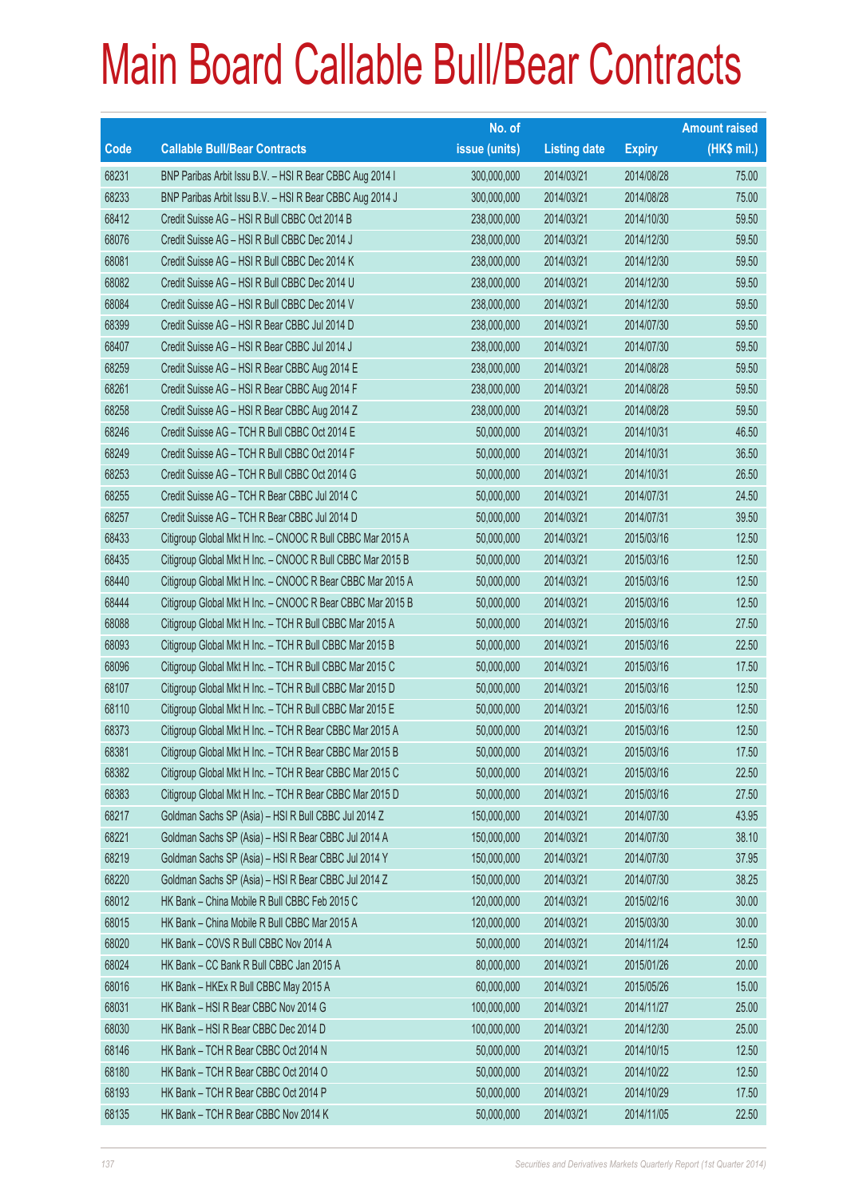# Main Board Callable Bull/Bear Contracts

| Code | Callable Bull/Bear Contracts | No. of issue (units) | Listing date | Expiry | Amount raised (HK$ mil.) |
|---|---|---|---|---|---|
| 68231 | BNP Paribas Arbit Issu B.V. – HSI R Bear CBBC Aug 2014 I | 300,000,000 | 2014/03/21 | 2014/08/28 | 75.00 |
| 68233 | BNP Paribas Arbit Issu B.V. – HSI R Bear CBBC Aug 2014 J | 300,000,000 | 2014/03/21 | 2014/08/28 | 75.00 |
| 68412 | Credit Suisse AG – HSI R Bull CBBC Oct 2014 B | 238,000,000 | 2014/03/21 | 2014/10/30 | 59.50 |
| 68076 | Credit Suisse AG – HSI R Bull CBBC Dec 2014 J | 238,000,000 | 2014/03/21 | 2014/12/30 | 59.50 |
| 68081 | Credit Suisse AG – HSI R Bull CBBC Dec 2014 K | 238,000,000 | 2014/03/21 | 2014/12/30 | 59.50 |
| 68082 | Credit Suisse AG – HSI R Bull CBBC Dec 2014 U | 238,000,000 | 2014/03/21 | 2014/12/30 | 59.50 |
| 68084 | Credit Suisse AG – HSI R Bull CBBC Dec 2014 V | 238,000,000 | 2014/03/21 | 2014/12/30 | 59.50 |
| 68399 | Credit Suisse AG – HSI R Bear CBBC Jul 2014 D | 238,000,000 | 2014/03/21 | 2014/07/30 | 59.50 |
| 68407 | Credit Suisse AG – HSI R Bear CBBC Jul 2014 J | 238,000,000 | 2014/03/21 | 2014/07/30 | 59.50 |
| 68259 | Credit Suisse AG – HSI R Bear CBBC Aug 2014 E | 238,000,000 | 2014/03/21 | 2014/08/28 | 59.50 |
| 68261 | Credit Suisse AG – HSI R Bear CBBC Aug 2014 F | 238,000,000 | 2014/03/21 | 2014/08/28 | 59.50 |
| 68258 | Credit Suisse AG – HSI R Bear CBBC Aug 2014 Z | 238,000,000 | 2014/03/21 | 2014/08/28 | 59.50 |
| 68246 | Credit Suisse AG – TCH R Bull CBBC Oct 2014 E | 50,000,000 | 2014/03/21 | 2014/10/31 | 46.50 |
| 68249 | Credit Suisse AG – TCH R Bull CBBC Oct 2014 F | 50,000,000 | 2014/03/21 | 2014/10/31 | 36.50 |
| 68253 | Credit Suisse AG – TCH R Bull CBBC Oct 2014 G | 50,000,000 | 2014/03/21 | 2014/10/31 | 26.50 |
| 68255 | Credit Suisse AG – TCH R Bear CBBC Jul 2014 C | 50,000,000 | 2014/03/21 | 2014/07/31 | 24.50 |
| 68257 | Credit Suisse AG – TCH R Bear CBBC Jul 2014 D | 50,000,000 | 2014/03/21 | 2014/07/31 | 39.50 |
| 68433 | Citigroup Global Mkt H Inc. – CNOOC R Bull CBBC Mar 2015 A | 50,000,000 | 2014/03/21 | 2015/03/16 | 12.50 |
| 68435 | Citigroup Global Mkt H Inc. – CNOOC R Bull CBBC Mar 2015 B | 50,000,000 | 2014/03/21 | 2015/03/16 | 12.50 |
| 68440 | Citigroup Global Mkt H Inc. – CNOOC R Bear CBBC Mar 2015 A | 50,000,000 | 2014/03/21 | 2015/03/16 | 12.50 |
| 68444 | Citigroup Global Mkt H Inc. – CNOOC R Bear CBBC Mar 2015 B | 50,000,000 | 2014/03/21 | 2015/03/16 | 12.50 |
| 68088 | Citigroup Global Mkt H Inc. – TCH R Bull CBBC Mar 2015 A | 50,000,000 | 2014/03/21 | 2015/03/16 | 27.50 |
| 68093 | Citigroup Global Mkt H Inc. – TCH R Bull CBBC Mar 2015 B | 50,000,000 | 2014/03/21 | 2015/03/16 | 22.50 |
| 68096 | Citigroup Global Mkt H Inc. – TCH R Bull CBBC Mar 2015 C | 50,000,000 | 2014/03/21 | 2015/03/16 | 17.50 |
| 68107 | Citigroup Global Mkt H Inc. – TCH R Bull CBBC Mar 2015 D | 50,000,000 | 2014/03/21 | 2015/03/16 | 12.50 |
| 68110 | Citigroup Global Mkt H Inc. – TCH R Bull CBBC Mar 2015 E | 50,000,000 | 2014/03/21 | 2015/03/16 | 12.50 |
| 68373 | Citigroup Global Mkt H Inc. – TCH R Bear CBBC Mar 2015 A | 50,000,000 | 2014/03/21 | 2015/03/16 | 12.50 |
| 68381 | Citigroup Global Mkt H Inc. – TCH R Bear CBBC Mar 2015 B | 50,000,000 | 2014/03/21 | 2015/03/16 | 17.50 |
| 68382 | Citigroup Global Mkt H Inc. – TCH R Bear CBBC Mar 2015 C | 50,000,000 | 2014/03/21 | 2015/03/16 | 22.50 |
| 68383 | Citigroup Global Mkt H Inc. – TCH R Bear CBBC Mar 2015 D | 50,000,000 | 2014/03/21 | 2015/03/16 | 27.50 |
| 68217 | Goldman Sachs SP (Asia) – HSI R Bull CBBC Jul 2014 Z | 150,000,000 | 2014/03/21 | 2014/07/30 | 43.95 |
| 68221 | Goldman Sachs SP (Asia) – HSI R Bear CBBC Jul 2014 A | 150,000,000 | 2014/03/21 | 2014/07/30 | 38.10 |
| 68219 | Goldman Sachs SP (Asia) – HSI R Bear CBBC Jul 2014 Y | 150,000,000 | 2014/03/21 | 2014/07/30 | 37.95 |
| 68220 | Goldman Sachs SP (Asia) – HSI R Bear CBBC Jul 2014 Z | 150,000,000 | 2014/03/21 | 2014/07/30 | 38.25 |
| 68012 | HK Bank – China Mobile R Bull CBBC Feb 2015 C | 120,000,000 | 2014/03/21 | 2015/02/16 | 30.00 |
| 68015 | HK Bank – China Mobile R Bull CBBC Mar 2015 A | 120,000,000 | 2014/03/21 | 2015/03/30 | 30.00 |
| 68020 | HK Bank – COVS R Bull CBBC Nov 2014 A | 50,000,000 | 2014/03/21 | 2014/11/24 | 12.50 |
| 68024 | HK Bank – CC Bank R Bull CBBC Jan 2015 A | 80,000,000 | 2014/03/21 | 2015/01/26 | 20.00 |
| 68016 | HK Bank – HKEx R Bull CBBC May 2015 A | 60,000,000 | 2014/03/21 | 2015/05/26 | 15.00 |
| 68031 | HK Bank – HSI R Bear CBBC Nov 2014 G | 100,000,000 | 2014/03/21 | 2014/11/27 | 25.00 |
| 68030 | HK Bank – HSI R Bear CBBC Dec 2014 D | 100,000,000 | 2014/03/21 | 2014/12/30 | 25.00 |
| 68146 | HK Bank – TCH R Bear CBBC Oct 2014 N | 50,000,000 | 2014/03/21 | 2014/10/15 | 12.50 |
| 68180 | HK Bank – TCH R Bear CBBC Oct 2014 O | 50,000,000 | 2014/03/21 | 2014/10/22 | 12.50 |
| 68193 | HK Bank – TCH R Bear CBBC Oct 2014 P | 50,000,000 | 2014/03/21 | 2014/10/29 | 17.50 |
| 68135 | HK Bank – TCH R Bear CBBC Nov 2014 K | 50,000,000 | 2014/03/21 | 2014/11/05 | 22.50 |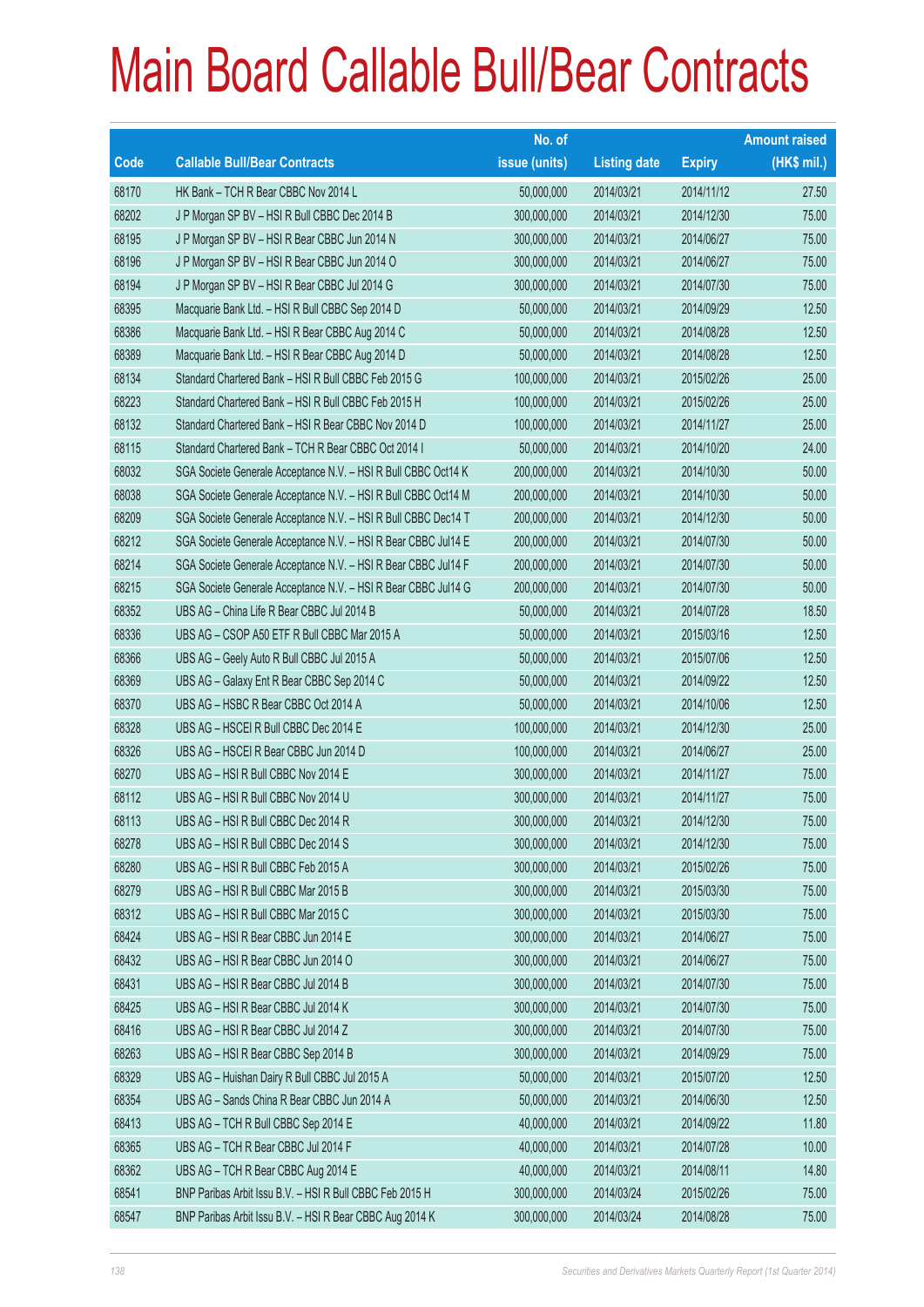# Main Board Callable Bull/Bear Contracts

| Code | Callable Bull/Bear Contracts | No. of issue (units) | Listing date | Expiry | Amount raised (HK$ mil.) |
|---|---|---|---|---|---|
| 68170 | HK Bank – TCH R Bear CBBC Nov 2014 L | 50,000,000 | 2014/03/21 | 2014/11/12 | 27.50 |
| 68202 | J P Morgan SP BV – HSI R Bull CBBC Dec 2014 B | 300,000,000 | 2014/03/21 | 2014/12/30 | 75.00 |
| 68195 | J P Morgan SP BV – HSI R Bear CBBC Jun 2014 N | 300,000,000 | 2014/03/21 | 2014/06/27 | 75.00 |
| 68196 | J P Morgan SP BV – HSI R Bear CBBC Jun 2014 O | 300,000,000 | 2014/03/21 | 2014/06/27 | 75.00 |
| 68194 | J P Morgan SP BV – HSI R Bear CBBC Jul 2014 G | 300,000,000 | 2014/03/21 | 2014/07/30 | 75.00 |
| 68395 | Macquarie Bank Ltd. – HSI R Bull CBBC Sep 2014 D | 50,000,000 | 2014/03/21 | 2014/09/29 | 12.50 |
| 68386 | Macquarie Bank Ltd. – HSI R Bear CBBC Aug 2014 C | 50,000,000 | 2014/03/21 | 2014/08/28 | 12.50 |
| 68389 | Macquarie Bank Ltd. – HSI R Bear CBBC Aug 2014 D | 50,000,000 | 2014/03/21 | 2014/08/28 | 12.50 |
| 68134 | Standard Chartered Bank – HSI R Bull CBBC Feb 2015 G | 100,000,000 | 2014/03/21 | 2015/02/26 | 25.00 |
| 68223 | Standard Chartered Bank – HSI R Bull CBBC Feb 2015 H | 100,000,000 | 2014/03/21 | 2015/02/26 | 25.00 |
| 68132 | Standard Chartered Bank – HSI R Bear CBBC Nov 2014 D | 100,000,000 | 2014/03/21 | 2014/11/27 | 25.00 |
| 68115 | Standard Chartered Bank – TCH R Bear CBBC Oct 2014 I | 50,000,000 | 2014/03/21 | 2014/10/20 | 24.00 |
| 68032 | SGA Societe Generale Acceptance N.V. – HSI R Bull CBBC Oct14 K | 200,000,000 | 2014/03/21 | 2014/10/30 | 50.00 |
| 68038 | SGA Societe Generale Acceptance N.V. – HSI R Bull CBBC Oct14 M | 200,000,000 | 2014/03/21 | 2014/10/30 | 50.00 |
| 68209 | SGA Societe Generale Acceptance N.V. – HSI R Bull CBBC Dec14 T | 200,000,000 | 2014/03/21 | 2014/12/30 | 50.00 |
| 68212 | SGA Societe Generale Acceptance N.V. – HSI R Bear CBBC Jul14 E | 200,000,000 | 2014/03/21 | 2014/07/30 | 50.00 |
| 68214 | SGA Societe Generale Acceptance N.V. – HSI R Bear CBBC Jul14 F | 200,000,000 | 2014/03/21 | 2014/07/30 | 50.00 |
| 68215 | SGA Societe Generale Acceptance N.V. – HSI R Bear CBBC Jul14 G | 200,000,000 | 2014/03/21 | 2014/07/30 | 50.00 |
| 68352 | UBS AG – China Life R Bear CBBC Jul 2014 B | 50,000,000 | 2014/03/21 | 2014/07/28 | 18.50 |
| 68336 | UBS AG – CSOP A50 ETF R Bull CBBC Mar 2015 A | 50,000,000 | 2014/03/21 | 2015/03/16 | 12.50 |
| 68366 | UBS AG – Geely Auto R Bull CBBC Jul 2015 A | 50,000,000 | 2014/03/21 | 2015/07/06 | 12.50 |
| 68369 | UBS AG – Galaxy Ent R Bear CBBC Sep 2014 C | 50,000,000 | 2014/03/21 | 2014/09/22 | 12.50 |
| 68370 | UBS AG – HSBC R Bear CBBC Oct 2014 A | 50,000,000 | 2014/03/21 | 2014/10/06 | 12.50 |
| 68328 | UBS AG – HSCEI R Bull CBBC Dec 2014 E | 100,000,000 | 2014/03/21 | 2014/12/30 | 25.00 |
| 68326 | UBS AG – HSCEI R Bear CBBC Jun 2014 D | 100,000,000 | 2014/03/21 | 2014/06/27 | 25.00 |
| 68270 | UBS AG – HSI R Bull CBBC Nov 2014 E | 300,000,000 | 2014/03/21 | 2014/11/27 | 75.00 |
| 68112 | UBS AG – HSI R Bull CBBC Nov 2014 U | 300,000,000 | 2014/03/21 | 2014/11/27 | 75.00 |
| 68113 | UBS AG – HSI R Bull CBBC Dec 2014 R | 300,000,000 | 2014/03/21 | 2014/12/30 | 75.00 |
| 68278 | UBS AG – HSI R Bull CBBC Dec 2014 S | 300,000,000 | 2014/03/21 | 2014/12/30 | 75.00 |
| 68280 | UBS AG – HSI R Bull CBBC Feb 2015 A | 300,000,000 | 2014/03/21 | 2015/02/26 | 75.00 |
| 68279 | UBS AG – HSI R Bull CBBC Mar 2015 B | 300,000,000 | 2014/03/21 | 2015/03/30 | 75.00 |
| 68312 | UBS AG – HSI R Bull CBBC Mar 2015 C | 300,000,000 | 2014/03/21 | 2015/03/30 | 75.00 |
| 68424 | UBS AG – HSI R Bear CBBC Jun 2014 E | 300,000,000 | 2014/03/21 | 2014/06/27 | 75.00 |
| 68432 | UBS AG – HSI R Bear CBBC Jun 2014 O | 300,000,000 | 2014/03/21 | 2014/06/27 | 75.00 |
| 68431 | UBS AG – HSI R Bear CBBC Jul 2014 B | 300,000,000 | 2014/03/21 | 2014/07/30 | 75.00 |
| 68425 | UBS AG – HSI R Bear CBBC Jul 2014 K | 300,000,000 | 2014/03/21 | 2014/07/30 | 75.00 |
| 68416 | UBS AG – HSI R Bear CBBC Jul 2014 Z | 300,000,000 | 2014/03/21 | 2014/07/30 | 75.00 |
| 68263 | UBS AG – HSI R Bear CBBC Sep 2014 B | 300,000,000 | 2014/03/21 | 2014/09/29 | 75.00 |
| 68329 | UBS AG – Huishan Dairy R Bull CBBC Jul 2015 A | 50,000,000 | 2014/03/21 | 2015/07/20 | 12.50 |
| 68354 | UBS AG – Sands China R Bear CBBC Jun 2014 A | 50,000,000 | 2014/03/21 | 2014/06/30 | 12.50 |
| 68413 | UBS AG – TCH R Bull CBBC Sep 2014 E | 40,000,000 | 2014/03/21 | 2014/09/22 | 11.80 |
| 68365 | UBS AG – TCH R Bear CBBC Jul 2014 F | 40,000,000 | 2014/03/21 | 2014/07/28 | 10.00 |
| 68362 | UBS AG – TCH R Bear CBBC Aug 2014 E | 40,000,000 | 2014/03/21 | 2014/08/11 | 14.80 |
| 68541 | BNP Paribas Arbit Issu B.V. – HSI R Bull CBBC Feb 2015 H | 300,000,000 | 2014/03/24 | 2015/02/26 | 75.00 |
| 68547 | BNP Paribas Arbit Issu B.V. – HSI R Bear CBBC Aug 2014 K | 300,000,000 | 2014/03/24 | 2014/08/28 | 75.00 |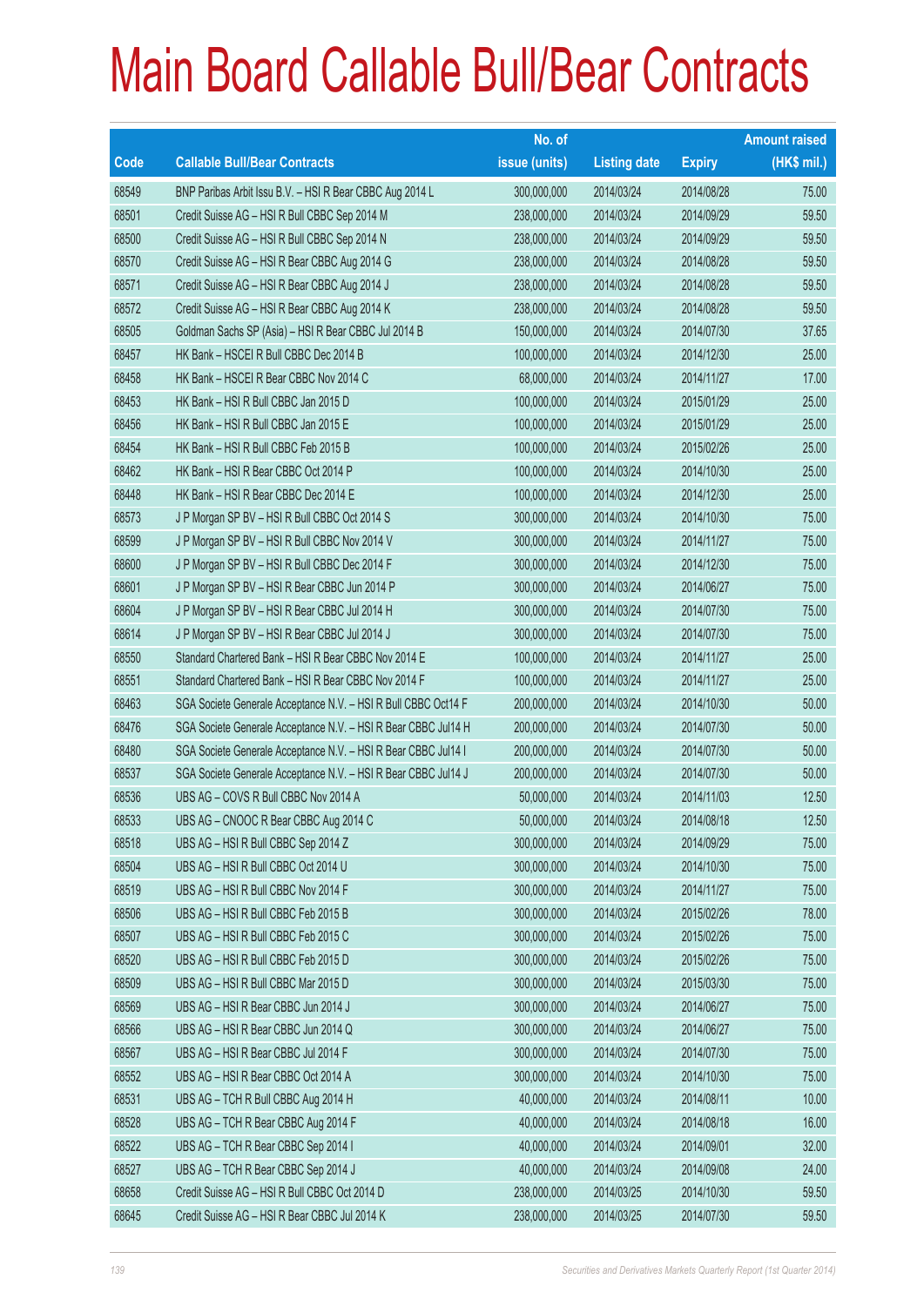# Main Board Callable Bull/Bear Contracts

| Code | Callable Bull/Bear Contracts | No. of issue (units) | Listing date | Expiry | Amount raised (HK$ mil.) |
|---|---|---|---|---|---|
| 68549 | BNP Paribas Arbit Issu B.V. – HSI R Bear CBBC Aug 2014 L | 300,000,000 | 2014/03/24 | 2014/08/28 | 75.00 |
| 68501 | Credit Suisse AG – HSI R Bull CBBC Sep 2014 M | 238,000,000 | 2014/03/24 | 2014/09/29 | 59.50 |
| 68500 | Credit Suisse AG – HSI R Bull CBBC Sep 2014 N | 238,000,000 | 2014/03/24 | 2014/09/29 | 59.50 |
| 68570 | Credit Suisse AG – HSI R Bear CBBC Aug 2014 G | 238,000,000 | 2014/03/24 | 2014/08/28 | 59.50 |
| 68571 | Credit Suisse AG – HSI R Bear CBBC Aug 2014 J | 238,000,000 | 2014/03/24 | 2014/08/28 | 59.50 |
| 68572 | Credit Suisse AG – HSI R Bear CBBC Aug 2014 K | 238,000,000 | 2014/03/24 | 2014/08/28 | 59.50 |
| 68505 | Goldman Sachs SP (Asia) – HSI R Bear CBBC Jul 2014 B | 150,000,000 | 2014/03/24 | 2014/07/30 | 37.65 |
| 68457 | HK Bank – HSCEI R Bull CBBC Dec 2014 B | 100,000,000 | 2014/03/24 | 2014/12/30 | 25.00 |
| 68458 | HK Bank – HSCEI R Bear CBBC Nov 2014 C | 68,000,000 | 2014/03/24 | 2014/11/27 | 17.00 |
| 68453 | HK Bank – HSI R Bull CBBC Jan 2015 D | 100,000,000 | 2014/03/24 | 2015/01/29 | 25.00 |
| 68456 | HK Bank – HSI R Bull CBBC Jan 2015 E | 100,000,000 | 2014/03/24 | 2015/01/29 | 25.00 |
| 68454 | HK Bank – HSI R Bull CBBC Feb 2015 B | 100,000,000 | 2014/03/24 | 2015/02/26 | 25.00 |
| 68462 | HK Bank – HSI R Bear CBBC Oct 2014 P | 100,000,000 | 2014/03/24 | 2014/10/30 | 25.00 |
| 68448 | HK Bank – HSI R Bear CBBC Dec 2014 E | 100,000,000 | 2014/03/24 | 2014/12/30 | 25.00 |
| 68573 | J P Morgan SP BV – HSI R Bull CBBC Oct 2014 S | 300,000,000 | 2014/03/24 | 2014/10/30 | 75.00 |
| 68599 | J P Morgan SP BV – HSI R Bull CBBC Nov 2014 V | 300,000,000 | 2014/03/24 | 2014/11/27 | 75.00 |
| 68600 | J P Morgan SP BV – HSI R Bull CBBC Dec 2014 F | 300,000,000 | 2014/03/24 | 2014/12/30 | 75.00 |
| 68601 | J P Morgan SP BV – HSI R Bear CBBC Jun 2014 P | 300,000,000 | 2014/03/24 | 2014/06/27 | 75.00 |
| 68604 | J P Morgan SP BV – HSI R Bear CBBC Jul 2014 H | 300,000,000 | 2014/03/24 | 2014/07/30 | 75.00 |
| 68614 | J P Morgan SP BV – HSI R Bear CBBC Jul 2014 J | 300,000,000 | 2014/03/24 | 2014/07/30 | 75.00 |
| 68550 | Standard Chartered Bank – HSI R Bear CBBC Nov 2014 E | 100,000,000 | 2014/03/24 | 2014/11/27 | 25.00 |
| 68551 | Standard Chartered Bank – HSI R Bear CBBC Nov 2014 F | 100,000,000 | 2014/03/24 | 2014/11/27 | 25.00 |
| 68463 | SGA Societe Generale Acceptance N.V. – HSI R Bull CBBC Oct14 F | 200,000,000 | 2014/03/24 | 2014/10/30 | 50.00 |
| 68476 | SGA Societe Generale Acceptance N.V. – HSI R Bear CBBC Jul14 H | 200,000,000 | 2014/03/24 | 2014/07/30 | 50.00 |
| 68480 | SGA Societe Generale Acceptance N.V. – HSI R Bear CBBC Jul14 I | 200,000,000 | 2014/03/24 | 2014/07/30 | 50.00 |
| 68537 | SGA Societe Generale Acceptance N.V. – HSI R Bear CBBC Jul14 J | 200,000,000 | 2014/03/24 | 2014/07/30 | 50.00 |
| 68536 | UBS AG – COVS R Bull CBBC Nov 2014 A | 50,000,000 | 2014/03/24 | 2014/11/03 | 12.50 |
| 68533 | UBS AG – CNOOC R Bear CBBC Aug 2014 C | 50,000,000 | 2014/03/24 | 2014/08/18 | 12.50 |
| 68518 | UBS AG – HSI R Bull CBBC Sep 2014 Z | 300,000,000 | 2014/03/24 | 2014/09/29 | 75.00 |
| 68504 | UBS AG – HSI R Bull CBBC Oct 2014 U | 300,000,000 | 2014/03/24 | 2014/10/30 | 75.00 |
| 68519 | UBS AG – HSI R Bull CBBC Nov 2014 F | 300,000,000 | 2014/03/24 | 2014/11/27 | 75.00 |
| 68506 | UBS AG – HSI R Bull CBBC Feb 2015 B | 300,000,000 | 2014/03/24 | 2015/02/26 | 78.00 |
| 68507 | UBS AG – HSI R Bull CBBC Feb 2015 C | 300,000,000 | 2014/03/24 | 2015/02/26 | 75.00 |
| 68520 | UBS AG – HSI R Bull CBBC Feb 2015 D | 300,000,000 | 2014/03/24 | 2015/02/26 | 75.00 |
| 68509 | UBS AG – HSI R Bull CBBC Mar 2015 D | 300,000,000 | 2014/03/24 | 2015/03/30 | 75.00 |
| 68569 | UBS AG – HSI R Bear CBBC Jun 2014 J | 300,000,000 | 2014/03/24 | 2014/06/27 | 75.00 |
| 68566 | UBS AG – HSI R Bear CBBC Jun 2014 Q | 300,000,000 | 2014/03/24 | 2014/06/27 | 75.00 |
| 68567 | UBS AG – HSI R Bear CBBC Jul 2014 F | 300,000,000 | 2014/03/24 | 2014/07/30 | 75.00 |
| 68552 | UBS AG – HSI R Bear CBBC Oct 2014 A | 300,000,000 | 2014/03/24 | 2014/10/30 | 75.00 |
| 68531 | UBS AG – TCH R Bull CBBC Aug 2014 H | 40,000,000 | 2014/03/24 | 2014/08/11 | 10.00 |
| 68528 | UBS AG – TCH R Bear CBBC Aug 2014 F | 40,000,000 | 2014/03/24 | 2014/08/18 | 16.00 |
| 68522 | UBS AG – TCH R Bear CBBC Sep 2014 I | 40,000,000 | 2014/03/24 | 2014/09/01 | 32.00 |
| 68527 | UBS AG – TCH R Bear CBBC Sep 2014 J | 40,000,000 | 2014/03/24 | 2014/09/08 | 24.00 |
| 68658 | Credit Suisse AG – HSI R Bull CBBC Oct 2014 D | 238,000,000 | 2014/03/25 | 2014/10/30 | 59.50 |
| 68645 | Credit Suisse AG – HSI R Bear CBBC Jul 2014 K | 238,000,000 | 2014/03/25 | 2014/07/30 | 59.50 |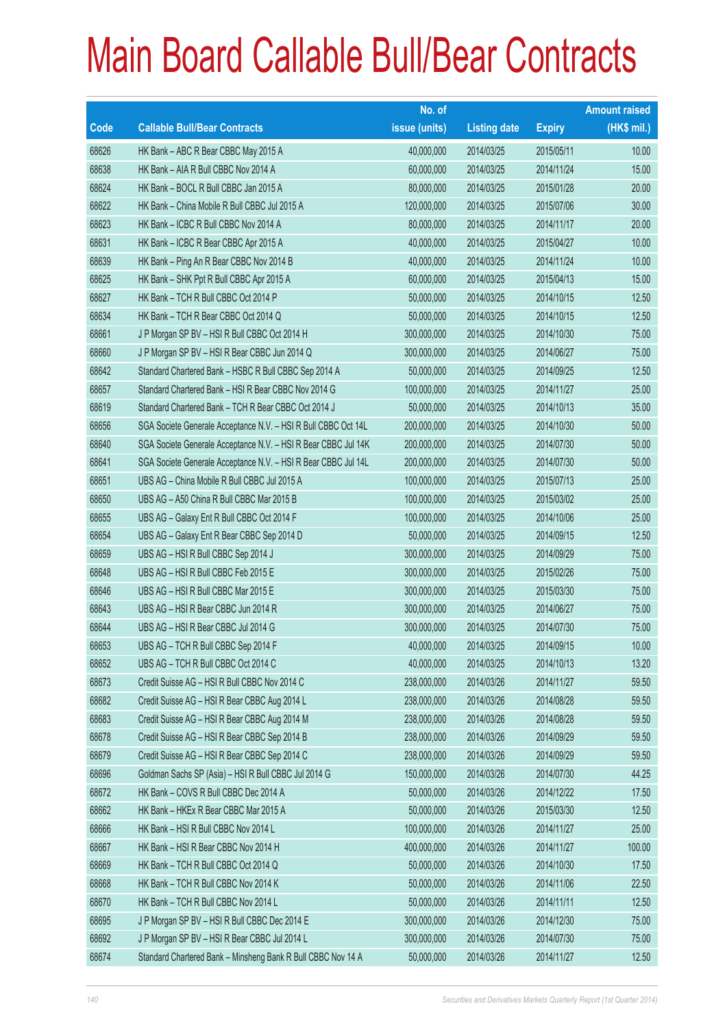# Main Board Callable Bull/Bear Contracts

| Code | Callable Bull/Bear Contracts | No. of issue (units) | Listing date | Expiry | Amount raised (HK$ mil.) |
|---|---|---|---|---|---|
| 68626 | HK Bank – ABC R Bear CBBC May 2015 A | 40,000,000 | 2014/03/25 | 2015/05/11 | 10.00 |
| 68638 | HK Bank – AIA R Bull CBBC Nov 2014 A | 60,000,000 | 2014/03/25 | 2014/11/24 | 15.00 |
| 68624 | HK Bank – BOCL R Bull CBBC Jan 2015 A | 80,000,000 | 2014/03/25 | 2015/01/28 | 20.00 |
| 68622 | HK Bank – China Mobile R Bull CBBC Jul 2015 A | 120,000,000 | 2014/03/25 | 2015/07/06 | 30.00 |
| 68623 | HK Bank – ICBC R Bull CBBC Nov 2014 A | 80,000,000 | 2014/03/25 | 2014/11/17 | 20.00 |
| 68631 | HK Bank – ICBC R Bear CBBC Apr 2015 A | 40,000,000 | 2014/03/25 | 2015/04/27 | 10.00 |
| 68639 | HK Bank – Ping An R Bear CBBC Nov 2014 B | 40,000,000 | 2014/03/25 | 2014/11/24 | 10.00 |
| 68625 | HK Bank – SHK Ppt R Bull CBBC Apr 2015 A | 60,000,000 | 2014/03/25 | 2015/04/13 | 15.00 |
| 68627 | HK Bank – TCH R Bull CBBC Oct 2014 P | 50,000,000 | 2014/03/25 | 2014/10/15 | 12.50 |
| 68634 | HK Bank – TCH R Bear CBBC Oct 2014 Q | 50,000,000 | 2014/03/25 | 2014/10/15 | 12.50 |
| 68661 | J P Morgan SP BV – HSI R Bull CBBC Oct 2014 H | 300,000,000 | 2014/03/25 | 2014/10/30 | 75.00 |
| 68660 | J P Morgan SP BV – HSI R Bear CBBC Jun 2014 Q | 300,000,000 | 2014/03/25 | 2014/06/27 | 75.00 |
| 68642 | Standard Chartered Bank – HSBC R Bull CBBC Sep 2014 A | 50,000,000 | 2014/03/25 | 2014/09/25 | 12.50 |
| 68657 | Standard Chartered Bank – HSI R Bear CBBC Nov 2014 G | 100,000,000 | 2014/03/25 | 2014/11/27 | 25.00 |
| 68619 | Standard Chartered Bank – TCH R Bear CBBC Oct 2014 J | 50,000,000 | 2014/03/25 | 2014/10/13 | 35.00 |
| 68656 | SGA Societe Generale Acceptance N.V. – HSI R Bull CBBC Oct 14L | 200,000,000 | 2014/03/25 | 2014/10/30 | 50.00 |
| 68640 | SGA Societe Generale Acceptance N.V. – HSI R Bear CBBC Jul 14K | 200,000,000 | 2014/03/25 | 2014/07/30 | 50.00 |
| 68641 | SGA Societe Generale Acceptance N.V. – HSI R Bear CBBC Jul 14L | 200,000,000 | 2014/03/25 | 2014/07/30 | 50.00 |
| 68651 | UBS AG – China Mobile R Bull CBBC Jul 2015 A | 100,000,000 | 2014/03/25 | 2015/07/13 | 25.00 |
| 68650 | UBS AG – A50 China R Bull CBBC Mar 2015 B | 100,000,000 | 2014/03/25 | 2015/03/02 | 25.00 |
| 68655 | UBS AG – Galaxy Ent R Bull CBBC Oct 2014 F | 100,000,000 | 2014/03/25 | 2014/10/06 | 25.00 |
| 68654 | UBS AG – Galaxy Ent R Bear CBBC Sep 2014 D | 50,000,000 | 2014/03/25 | 2014/09/15 | 12.50 |
| 68659 | UBS AG – HSI R Bull CBBC Sep 2014 J | 300,000,000 | 2014/03/25 | 2014/09/29 | 75.00 |
| 68648 | UBS AG – HSI R Bull CBBC Feb 2015 E | 300,000,000 | 2014/03/25 | 2015/02/26 | 75.00 |
| 68646 | UBS AG – HSI R Bull CBBC Mar 2015 E | 300,000,000 | 2014/03/25 | 2015/03/30 | 75.00 |
| 68643 | UBS AG – HSI R Bear CBBC Jun 2014 R | 300,000,000 | 2014/03/25 | 2014/06/27 | 75.00 |
| 68644 | UBS AG – HSI R Bear CBBC Jul 2014 G | 300,000,000 | 2014/03/25 | 2014/07/30 | 75.00 |
| 68653 | UBS AG – TCH R Bull CBBC Sep 2014 F | 40,000,000 | 2014/03/25 | 2014/09/15 | 10.00 |
| 68652 | UBS AG – TCH R Bull CBBC Oct 2014 C | 40,000,000 | 2014/03/25 | 2014/10/13 | 13.20 |
| 68673 | Credit Suisse AG – HSI R Bull CBBC Nov 2014 C | 238,000,000 | 2014/03/26 | 2014/11/27 | 59.50 |
| 68682 | Credit Suisse AG – HSI R Bear CBBC Aug 2014 L | 238,000,000 | 2014/03/26 | 2014/08/28 | 59.50 |
| 68683 | Credit Suisse AG – HSI R Bear CBBC Aug 2014 M | 238,000,000 | 2014/03/26 | 2014/08/28 | 59.50 |
| 68678 | Credit Suisse AG – HSI R Bear CBBC Sep 2014 B | 238,000,000 | 2014/03/26 | 2014/09/29 | 59.50 |
| 68679 | Credit Suisse AG – HSI R Bear CBBC Sep 2014 C | 238,000,000 | 2014/03/26 | 2014/09/29 | 59.50 |
| 68696 | Goldman Sachs SP (Asia) – HSI R Bull CBBC Jul 2014 G | 150,000,000 | 2014/03/26 | 2014/07/30 | 44.25 |
| 68672 | HK Bank – COVS R Bull CBBC Dec 2014 A | 50,000,000 | 2014/03/26 | 2014/12/22 | 17.50 |
| 68662 | HK Bank – HKEx R Bear CBBC Mar 2015 A | 50,000,000 | 2014/03/26 | 2015/03/30 | 12.50 |
| 68666 | HK Bank – HSI R Bull CBBC Nov 2014 L | 100,000,000 | 2014/03/26 | 2014/11/27 | 25.00 |
| 68667 | HK Bank – HSI R Bear CBBC Nov 2014 H | 400,000,000 | 2014/03/26 | 2014/11/27 | 100.00 |
| 68669 | HK Bank – TCH R Bull CBBC Oct 2014 Q | 50,000,000 | 2014/03/26 | 2014/10/30 | 17.50 |
| 68668 | HK Bank – TCH R Bull CBBC Nov 2014 K | 50,000,000 | 2014/03/26 | 2014/11/06 | 22.50 |
| 68670 | HK Bank – TCH R Bull CBBC Nov 2014 L | 50,000,000 | 2014/03/26 | 2014/11/11 | 12.50 |
| 68695 | J P Morgan SP BV – HSI R Bull CBBC Dec 2014 E | 300,000,000 | 2014/03/26 | 2014/12/30 | 75.00 |
| 68692 | J P Morgan SP BV – HSI R Bear CBBC Jul 2014 L | 300,000,000 | 2014/03/26 | 2014/07/30 | 75.00 |
| 68674 | Standard Chartered Bank – Minsheng Bank R Bull CBBC Nov 14 A | 50,000,000 | 2014/03/26 | 2014/11/27 | 12.50 |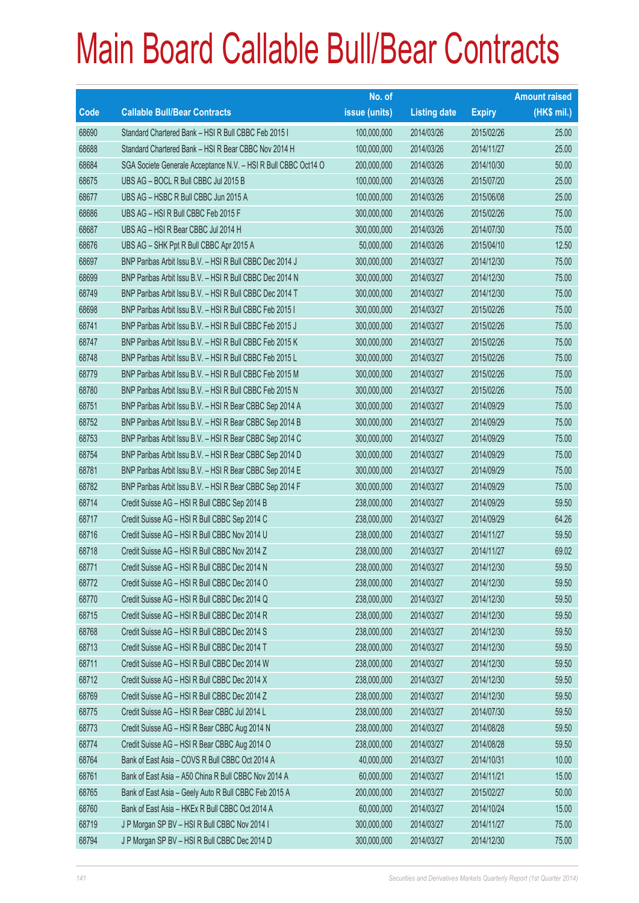# Main Board Callable Bull/Bear Contracts

| Code | Callable Bull/Bear Contracts | No. of issue (units) | Listing date | Expiry | Amount raised (HK$ mil.) |
|---|---|---|---|---|---|
| 68690 | Standard Chartered Bank – HSI R Bull CBBC Feb 2015 I | 100,000,000 | 2014/03/26 | 2015/02/26 | 25.00 |
| 68688 | Standard Chartered Bank – HSI R Bear CBBC Nov 2014 H | 100,000,000 | 2014/03/26 | 2014/11/27 | 25.00 |
| 68684 | SGA Societe Generale Acceptance N.V. – HSI R Bull CBBC Oct14 O | 200,000,000 | 2014/03/26 | 2014/10/30 | 50.00 |
| 68675 | UBS AG – BOCL R Bull CBBC Jul 2015 B | 100,000,000 | 2014/03/26 | 2015/07/20 | 25.00 |
| 68677 | UBS AG – HSBC R Bull CBBC Jun 2015 A | 100,000,000 | 2014/03/26 | 2015/06/08 | 25.00 |
| 68686 | UBS AG – HSI R Bull CBBC Feb 2015 F | 300,000,000 | 2014/03/26 | 2015/02/26 | 75.00 |
| 68687 | UBS AG – HSI R Bear CBBC Jul 2014 H | 300,000,000 | 2014/03/26 | 2014/07/30 | 75.00 |
| 68676 | UBS AG – SHK Ppt R Bull CBBC Apr 2015 A | 50,000,000 | 2014/03/26 | 2015/04/10 | 12.50 |
| 68697 | BNP Paribas Arbit Issu B.V. – HSI R Bull CBBC Dec 2014 J | 300,000,000 | 2014/03/27 | 2014/12/30 | 75.00 |
| 68699 | BNP Paribas Arbit Issu B.V. – HSI R Bull CBBC Dec 2014 N | 300,000,000 | 2014/03/27 | 2014/12/30 | 75.00 |
| 68749 | BNP Paribas Arbit Issu B.V. – HSI R Bull CBBC Dec 2014 T | 300,000,000 | 2014/03/27 | 2014/12/30 | 75.00 |
| 68698 | BNP Paribas Arbit Issu B.V. – HSI R Bull CBBC Feb 2015 I | 300,000,000 | 2014/03/27 | 2015/02/26 | 75.00 |
| 68741 | BNP Paribas Arbit Issu B.V. – HSI R Bull CBBC Feb 2015 J | 300,000,000 | 2014/03/27 | 2015/02/26 | 75.00 |
| 68747 | BNP Paribas Arbit Issu B.V. – HSI R Bull CBBC Feb 2015 K | 300,000,000 | 2014/03/27 | 2015/02/26 | 75.00 |
| 68748 | BNP Paribas Arbit Issu B.V. – HSI R Bull CBBC Feb 2015 L | 300,000,000 | 2014/03/27 | 2015/02/26 | 75.00 |
| 68779 | BNP Paribas Arbit Issu B.V. – HSI R Bull CBBC Feb 2015 M | 300,000,000 | 2014/03/27 | 2015/02/26 | 75.00 |
| 68780 | BNP Paribas Arbit Issu B.V. – HSI R Bull CBBC Feb 2015 N | 300,000,000 | 2014/03/27 | 2015/02/26 | 75.00 |
| 68751 | BNP Paribas Arbit Issu B.V. – HSI R Bear CBBC Sep 2014 A | 300,000,000 | 2014/03/27 | 2014/09/29 | 75.00 |
| 68752 | BNP Paribas Arbit Issu B.V. – HSI R Bear CBBC Sep 2014 B | 300,000,000 | 2014/03/27 | 2014/09/29 | 75.00 |
| 68753 | BNP Paribas Arbit Issu B.V. – HSI R Bear CBBC Sep 2014 C | 300,000,000 | 2014/03/27 | 2014/09/29 | 75.00 |
| 68754 | BNP Paribas Arbit Issu B.V. – HSI R Bear CBBC Sep 2014 D | 300,000,000 | 2014/03/27 | 2014/09/29 | 75.00 |
| 68781 | BNP Paribas Arbit Issu B.V. – HSI R Bear CBBC Sep 2014 E | 300,000,000 | 2014/03/27 | 2014/09/29 | 75.00 |
| 68782 | BNP Paribas Arbit Issu B.V. – HSI R Bear CBBC Sep 2014 F | 300,000,000 | 2014/03/27 | 2014/09/29 | 75.00 |
| 68714 | Credit Suisse AG – HSI R Bull CBBC Sep 2014 B | 238,000,000 | 2014/03/27 | 2014/09/29 | 59.50 |
| 68717 | Credit Suisse AG – HSI R Bull CBBC Sep 2014 C | 238,000,000 | 2014/03/27 | 2014/09/29 | 64.26 |
| 68716 | Credit Suisse AG – HSI R Bull CBBC Nov 2014 U | 238,000,000 | 2014/03/27 | 2014/11/27 | 59.50 |
| 68718 | Credit Suisse AG – HSI R Bull CBBC Nov 2014 Z | 238,000,000 | 2014/03/27 | 2014/11/27 | 69.02 |
| 68771 | Credit Suisse AG – HSI R Bull CBBC Dec 2014 N | 238,000,000 | 2014/03/27 | 2014/12/30 | 59.50 |
| 68772 | Credit Suisse AG – HSI R Bull CBBC Dec 2014 O | 238,000,000 | 2014/03/27 | 2014/12/30 | 59.50 |
| 68770 | Credit Suisse AG – HSI R Bull CBBC Dec 2014 Q | 238,000,000 | 2014/03/27 | 2014/12/30 | 59.50 |
| 68715 | Credit Suisse AG – HSI R Bull CBBC Dec 2014 R | 238,000,000 | 2014/03/27 | 2014/12/30 | 59.50 |
| 68768 | Credit Suisse AG – HSI R Bull CBBC Dec 2014 S | 238,000,000 | 2014/03/27 | 2014/12/30 | 59.50 |
| 68713 | Credit Suisse AG – HSI R Bull CBBC Dec 2014 T | 238,000,000 | 2014/03/27 | 2014/12/30 | 59.50 |
| 68711 | Credit Suisse AG – HSI R Bull CBBC Dec 2014 W | 238,000,000 | 2014/03/27 | 2014/12/30 | 59.50 |
| 68712 | Credit Suisse AG – HSI R Bull CBBC Dec 2014 X | 238,000,000 | 2014/03/27 | 2014/12/30 | 59.50 |
| 68769 | Credit Suisse AG – HSI R Bull CBBC Dec 2014 Z | 238,000,000 | 2014/03/27 | 2014/12/30 | 59.50 |
| 68775 | Credit Suisse AG – HSI R Bear CBBC Jul 2014 L | 238,000,000 | 2014/03/27 | 2014/07/30 | 59.50 |
| 68773 | Credit Suisse AG – HSI R Bear CBBC Aug 2014 N | 238,000,000 | 2014/03/27 | 2014/08/28 | 59.50 |
| 68774 | Credit Suisse AG – HSI R Bear CBBC Aug 2014 O | 238,000,000 | 2014/03/27 | 2014/08/28 | 59.50 |
| 68764 | Bank of East Asia – COVS R Bull CBBC Oct 2014 A | 40,000,000 | 2014/03/27 | 2014/10/31 | 10.00 |
| 68761 | Bank of East Asia – A50 China R Bull CBBC Nov 2014 A | 60,000,000 | 2014/03/27 | 2014/11/21 | 15.00 |
| 68765 | Bank of East Asia – Geely Auto R Bull CBBC Feb 2015 A | 200,000,000 | 2014/03/27 | 2015/02/27 | 50.00 |
| 68760 | Bank of East Asia – HKEx R Bull CBBC Oct 2014 A | 60,000,000 | 2014/03/27 | 2014/10/24 | 15.00 |
| 68719 | J P Morgan SP BV – HSI R Bull CBBC Nov 2014 I | 300,000,000 | 2014/03/27 | 2014/11/27 | 75.00 |
| 68794 | J P Morgan SP BV – HSI R Bull CBBC Dec 2014 D | 300,000,000 | 2014/03/27 | 2014/12/30 | 75.00 |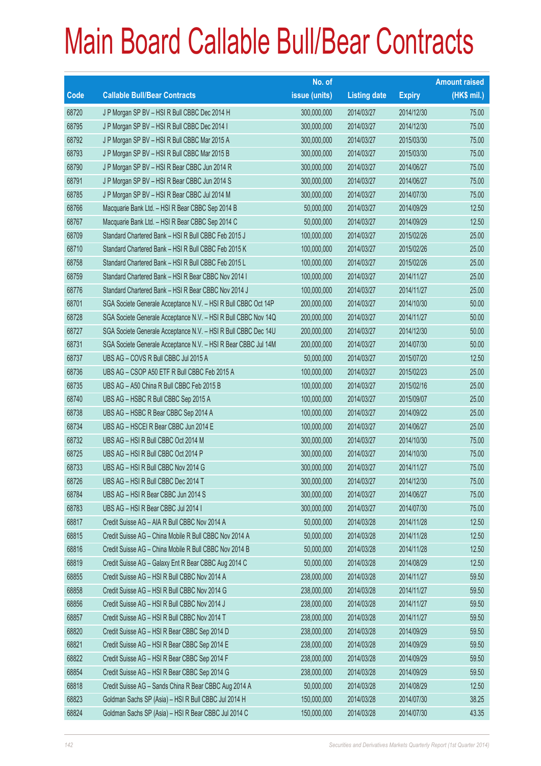# Main Board Callable Bull/Bear Contracts

| Code | Callable Bull/Bear Contracts | No. of issue (units) | Listing date | Expiry | Amount raised (HK$ mil.) |
|---|---|---|---|---|---|
| 68720 | J P Morgan SP BV – HSI R Bull CBBC Dec 2014 H | 300,000,000 | 2014/03/27 | 2014/12/30 | 75.00 |
| 68795 | J P Morgan SP BV – HSI R Bull CBBC Dec 2014 I | 300,000,000 | 2014/03/27 | 2014/12/30 | 75.00 |
| 68792 | J P Morgan SP BV – HSI R Bull CBBC Mar 2015 A | 300,000,000 | 2014/03/27 | 2015/03/30 | 75.00 |
| 68793 | J P Morgan SP BV – HSI R Bull CBBC Mar 2015 B | 300,000,000 | 2014/03/27 | 2015/03/30 | 75.00 |
| 68790 | J P Morgan SP BV – HSI R Bear CBBC Jun 2014 R | 300,000,000 | 2014/03/27 | 2014/06/27 | 75.00 |
| 68791 | J P Morgan SP BV – HSI R Bear CBBC Jun 2014 S | 300,000,000 | 2014/03/27 | 2014/06/27 | 75.00 |
| 68785 | J P Morgan SP BV – HSI R Bear CBBC Jul 2014 M | 300,000,000 | 2014/03/27 | 2014/07/30 | 75.00 |
| 68766 | Macquarie Bank Ltd. – HSI R Bear CBBC Sep 2014 B | 50,000,000 | 2014/03/27 | 2014/09/29 | 12.50 |
| 68767 | Macquarie Bank Ltd. – HSI R Bear CBBC Sep 2014 C | 50,000,000 | 2014/03/27 | 2014/09/29 | 12.50 |
| 68709 | Standard Chartered Bank – HSI R Bull CBBC Feb 2015 J | 100,000,000 | 2014/03/27 | 2015/02/26 | 25.00 |
| 68710 | Standard Chartered Bank – HSI R Bull CBBC Feb 2015 K | 100,000,000 | 2014/03/27 | 2015/02/26 | 25.00 |
| 68758 | Standard Chartered Bank – HSI R Bull CBBC Feb 2015 L | 100,000,000 | 2014/03/27 | 2015/02/26 | 25.00 |
| 68759 | Standard Chartered Bank – HSI R Bear CBBC Nov 2014 I | 100,000,000 | 2014/03/27 | 2014/11/27 | 25.00 |
| 68776 | Standard Chartered Bank – HSI R Bear CBBC Nov 2014 J | 100,000,000 | 2014/03/27 | 2014/11/27 | 25.00 |
| 68701 | SGA Societe Generale Acceptance N.V. – HSI R Bull CBBC Oct 14P | 200,000,000 | 2014/03/27 | 2014/10/30 | 50.00 |
| 68728 | SGA Societe Generale Acceptance N.V. – HSI R Bull CBBC Nov 14Q | 200,000,000 | 2014/03/27 | 2014/11/27 | 50.00 |
| 68727 | SGA Societe Generale Acceptance N.V. – HSI R Bull CBBC Dec 14U | 200,000,000 | 2014/03/27 | 2014/12/30 | 50.00 |
| 68731 | SGA Societe Generale Acceptance N.V. – HSI R Bear CBBC Jul 14M | 200,000,000 | 2014/03/27 | 2014/07/30 | 50.00 |
| 68737 | UBS AG – COVS R Bull CBBC Jul 2015 A | 50,000,000 | 2014/03/27 | 2015/07/20 | 12.50 |
| 68736 | UBS AG – CSOP A50 ETF R Bull CBBC Feb 2015 A | 100,000,000 | 2014/03/27 | 2015/02/23 | 25.00 |
| 68735 | UBS AG – A50 China R Bull CBBC Feb 2015 B | 100,000,000 | 2014/03/27 | 2015/02/16 | 25.00 |
| 68740 | UBS AG – HSBC R Bull CBBC Sep 2015 A | 100,000,000 | 2014/03/27 | 2015/09/07 | 25.00 |
| 68738 | UBS AG – HSBC R Bear CBBC Sep 2014 A | 100,000,000 | 2014/03/27 | 2014/09/22 | 25.00 |
| 68734 | UBS AG – HSCEI R Bear CBBC Jun 2014 E | 100,000,000 | 2014/03/27 | 2014/06/27 | 25.00 |
| 68732 | UBS AG – HSI R Bull CBBC Oct 2014 M | 300,000,000 | 2014/03/27 | 2014/10/30 | 75.00 |
| 68725 | UBS AG – HSI R Bull CBBC Oct 2014 P | 300,000,000 | 2014/03/27 | 2014/10/30 | 75.00 |
| 68733 | UBS AG – HSI R Bull CBBC Nov 2014 G | 300,000,000 | 2014/03/27 | 2014/11/27 | 75.00 |
| 68726 | UBS AG – HSI R Bull CBBC Dec 2014 T | 300,000,000 | 2014/03/27 | 2014/12/30 | 75.00 |
| 68784 | UBS AG – HSI R Bear CBBC Jun 2014 S | 300,000,000 | 2014/03/27 | 2014/06/27 | 75.00 |
| 68783 | UBS AG – HSI R Bear CBBC Jul 2014 I | 300,000,000 | 2014/03/27 | 2014/07/30 | 75.00 |
| 68817 | Credit Suisse AG – AIA R Bull CBBC Nov 2014 A | 50,000,000 | 2014/03/28 | 2014/11/28 | 12.50 |
| 68815 | Credit Suisse AG – China Mobile R Bull CBBC Nov 2014 A | 50,000,000 | 2014/03/28 | 2014/11/28 | 12.50 |
| 68816 | Credit Suisse AG – China Mobile R Bull CBBC Nov 2014 B | 50,000,000 | 2014/03/28 | 2014/11/28 | 12.50 |
| 68819 | Credit Suisse AG – Galaxy Ent R Bear CBBC Aug 2014 C | 50,000,000 | 2014/03/28 | 2014/08/29 | 12.50 |
| 68855 | Credit Suisse AG – HSI R Bull CBBC Nov 2014 A | 238,000,000 | 2014/03/28 | 2014/11/27 | 59.50 |
| 68858 | Credit Suisse AG – HSI R Bull CBBC Nov 2014 G | 238,000,000 | 2014/03/28 | 2014/11/27 | 59.50 |
| 68856 | Credit Suisse AG – HSI R Bull CBBC Nov 2014 J | 238,000,000 | 2014/03/28 | 2014/11/27 | 59.50 |
| 68857 | Credit Suisse AG – HSI R Bull CBBC Nov 2014 T | 238,000,000 | 2014/03/28 | 2014/11/27 | 59.50 |
| 68820 | Credit Suisse AG – HSI R Bear CBBC Sep 2014 D | 238,000,000 | 2014/03/28 | 2014/09/29 | 59.50 |
| 68821 | Credit Suisse AG – HSI R Bear CBBC Sep 2014 E | 238,000,000 | 2014/03/28 | 2014/09/29 | 59.50 |
| 68822 | Credit Suisse AG – HSI R Bear CBBC Sep 2014 F | 238,000,000 | 2014/03/28 | 2014/09/29 | 59.50 |
| 68854 | Credit Suisse AG – HSI R Bear CBBC Sep 2014 G | 238,000,000 | 2014/03/28 | 2014/09/29 | 59.50 |
| 68818 | Credit Suisse AG – Sands China R Bear CBBC Aug 2014 A | 50,000,000 | 2014/03/28 | 2014/08/29 | 12.50 |
| 68823 | Goldman Sachs SP (Asia) – HSI R Bull CBBC Jul 2014 H | 150,000,000 | 2014/03/28 | 2014/07/30 | 38.25 |
| 68824 | Goldman Sachs SP (Asia) – HSI R Bear CBBC Jul 2014 C | 150,000,000 | 2014/03/28 | 2014/07/30 | 43.35 |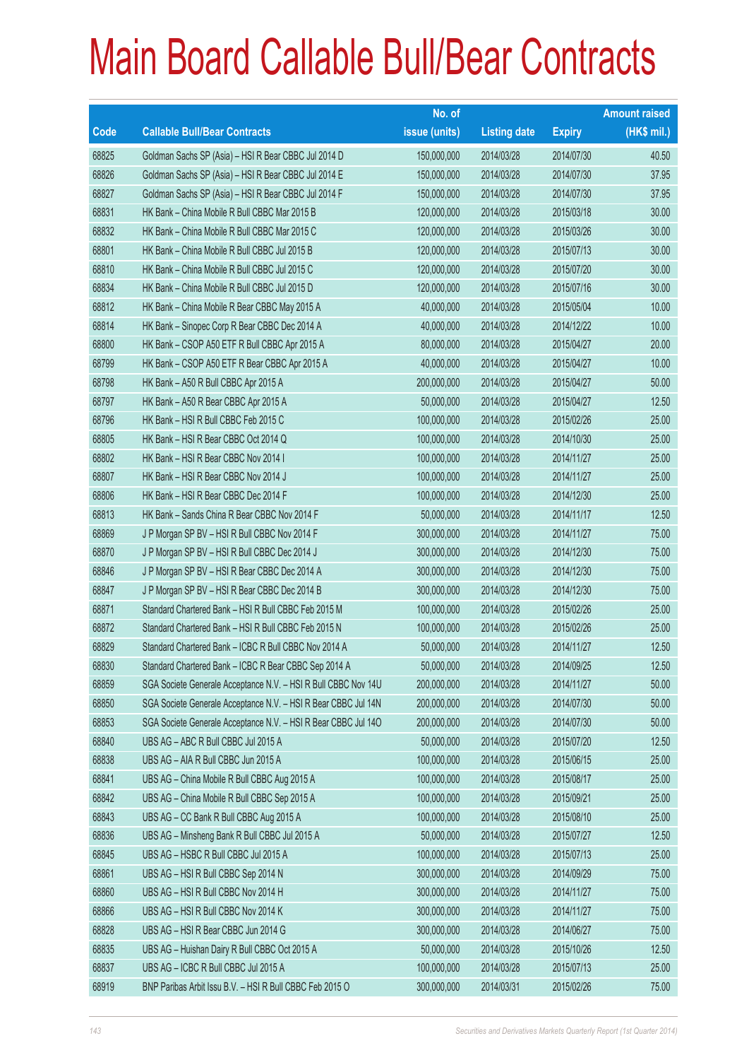# Main Board Callable Bull/Bear Contracts

| Code | Callable Bull/Bear Contracts | No. of issue (units) | Listing date | Expiry | Amount raised (HK$ mil.) |
|---|---|---|---|---|---|
| 68825 | Goldman Sachs SP (Asia) – HSI R Bear CBBC Jul 2014 D | 150,000,000 | 2014/03/28 | 2014/07/30 | 40.50 |
| 68826 | Goldman Sachs SP (Asia) – HSI R Bear CBBC Jul 2014 E | 150,000,000 | 2014/03/28 | 2014/07/30 | 37.95 |
| 68827 | Goldman Sachs SP (Asia) – HSI R Bear CBBC Jul 2014 F | 150,000,000 | 2014/03/28 | 2014/07/30 | 37.95 |
| 68831 | HK Bank – China Mobile R Bull CBBC Mar 2015 B | 120,000,000 | 2014/03/28 | 2015/03/18 | 30.00 |
| 68832 | HK Bank – China Mobile R Bull CBBC Mar 2015 C | 120,000,000 | 2014/03/28 | 2015/03/26 | 30.00 |
| 68801 | HK Bank – China Mobile R Bull CBBC Jul 2015 B | 120,000,000 | 2014/03/28 | 2015/07/13 | 30.00 |
| 68810 | HK Bank – China Mobile R Bull CBBC Jul 2015 C | 120,000,000 | 2014/03/28 | 2015/07/20 | 30.00 |
| 68834 | HK Bank – China Mobile R Bull CBBC Jul 2015 D | 120,000,000 | 2014/03/28 | 2015/07/16 | 30.00 |
| 68812 | HK Bank – China Mobile R Bear CBBC May 2015 A | 40,000,000 | 2014/03/28 | 2015/05/04 | 10.00 |
| 68814 | HK Bank – Sinopec Corp R Bear CBBC Dec 2014 A | 40,000,000 | 2014/03/28 | 2014/12/22 | 10.00 |
| 68800 | HK Bank – CSOP A50 ETF R Bull CBBC Apr 2015 A | 80,000,000 | 2014/03/28 | 2015/04/27 | 20.00 |
| 68799 | HK Bank – CSOP A50 ETF R Bear CBBC Apr 2015 A | 40,000,000 | 2014/03/28 | 2015/04/27 | 10.00 |
| 68798 | HK Bank – A50 R Bull CBBC Apr 2015 A | 200,000,000 | 2014/03/28 | 2015/04/27 | 50.00 |
| 68797 | HK Bank – A50 R Bear CBBC Apr 2015 A | 50,000,000 | 2014/03/28 | 2015/04/27 | 12.50 |
| 68796 | HK Bank – HSI R Bull CBBC Feb 2015 C | 100,000,000 | 2014/03/28 | 2015/02/26 | 25.00 |
| 68805 | HK Bank – HSI R Bear CBBC Oct 2014 Q | 100,000,000 | 2014/03/28 | 2014/10/30 | 25.00 |
| 68802 | HK Bank – HSI R Bear CBBC Nov 2014 I | 100,000,000 | 2014/03/28 | 2014/11/27 | 25.00 |
| 68807 | HK Bank – HSI R Bear CBBC Nov 2014 J | 100,000,000 | 2014/03/28 | 2014/11/27 | 25.00 |
| 68806 | HK Bank – HSI R Bear CBBC Dec 2014 F | 100,000,000 | 2014/03/28 | 2014/12/30 | 25.00 |
| 68813 | HK Bank – Sands China R Bear CBBC Nov 2014 F | 50,000,000 | 2014/03/28 | 2014/11/17 | 12.50 |
| 68869 | J P Morgan SP BV – HSI R Bull CBBC Nov 2014 F | 300,000,000 | 2014/03/28 | 2014/11/27 | 75.00 |
| 68870 | J P Morgan SP BV – HSI R Bull CBBC Dec 2014 J | 300,000,000 | 2014/03/28 | 2014/12/30 | 75.00 |
| 68846 | J P Morgan SP BV – HSI R Bear CBBC Dec 2014 A | 300,000,000 | 2014/03/28 | 2014/12/30 | 75.00 |
| 68847 | J P Morgan SP BV – HSI R Bear CBBC Dec 2014 B | 300,000,000 | 2014/03/28 | 2014/12/30 | 75.00 |
| 68871 | Standard Chartered Bank – HSI R Bull CBBC Feb 2015 M | 100,000,000 | 2014/03/28 | 2015/02/26 | 25.00 |
| 68872 | Standard Chartered Bank – HSI R Bull CBBC Feb 2015 N | 100,000,000 | 2014/03/28 | 2015/02/26 | 25.00 |
| 68829 | Standard Chartered Bank – ICBC R Bull CBBC Nov 2014 A | 50,000,000 | 2014/03/28 | 2014/11/27 | 12.50 |
| 68830 | Standard Chartered Bank – ICBC R Bear CBBC Sep 2014 A | 50,000,000 | 2014/03/28 | 2014/09/25 | 12.50 |
| 68859 | SGA Societe Generale Acceptance N.V. – HSI R Bull CBBC Nov 14U | 200,000,000 | 2014/03/28 | 2014/11/27 | 50.00 |
| 68850 | SGA Societe Generale Acceptance N.V. – HSI R Bear CBBC Jul 14N | 200,000,000 | 2014/03/28 | 2014/07/30 | 50.00 |
| 68853 | SGA Societe Generale Acceptance N.V. – HSI R Bear CBBC Jul 14O | 200,000,000 | 2014/03/28 | 2014/07/30 | 50.00 |
| 68840 | UBS AG – ABC R Bull CBBC Jul 2015 A | 50,000,000 | 2014/03/28 | 2015/07/20 | 12.50 |
| 68838 | UBS AG – AIA R Bull CBBC Jun 2015 A | 100,000,000 | 2014/03/28 | 2015/06/15 | 25.00 |
| 68841 | UBS AG – China Mobile R Bull CBBC Aug 2015 A | 100,000,000 | 2014/03/28 | 2015/08/17 | 25.00 |
| 68842 | UBS AG – China Mobile R Bull CBBC Sep 2015 A | 100,000,000 | 2014/03/28 | 2015/09/21 | 25.00 |
| 68843 | UBS AG – CC Bank R Bull CBBC Aug 2015 A | 100,000,000 | 2014/03/28 | 2015/08/10 | 25.00 |
| 68836 | UBS AG – Minsheng Bank R Bull CBBC Jul 2015 A | 50,000,000 | 2014/03/28 | 2015/07/27 | 12.50 |
| 68845 | UBS AG – HSBC R Bull CBBC Jul 2015 A | 100,000,000 | 2014/03/28 | 2015/07/13 | 25.00 |
| 68861 | UBS AG – HSI R Bull CBBC Sep 2014 N | 300,000,000 | 2014/03/28 | 2014/09/29 | 75.00 |
| 68860 | UBS AG – HSI R Bull CBBC Nov 2014 H | 300,000,000 | 2014/03/28 | 2014/11/27 | 75.00 |
| 68866 | UBS AG – HSI R Bull CBBC Nov 2014 K | 300,000,000 | 2014/03/28 | 2014/11/27 | 75.00 |
| 68828 | UBS AG – HSI R Bear CBBC Jun 2014 G | 300,000,000 | 2014/03/28 | 2014/06/27 | 75.00 |
| 68835 | UBS AG – Huishan Dairy R Bull CBBC Oct 2015 A | 50,000,000 | 2014/03/28 | 2015/10/26 | 12.50 |
| 68837 | UBS AG – ICBC R Bull CBBC Jul 2015 A | 100,000,000 | 2014/03/28 | 2015/07/13 | 25.00 |
| 68919 | BNP Paribas Arbit Issu B.V. – HSI R Bull CBBC Feb 2015 O | 300,000,000 | 2014/03/31 | 2015/02/26 | 75.00 |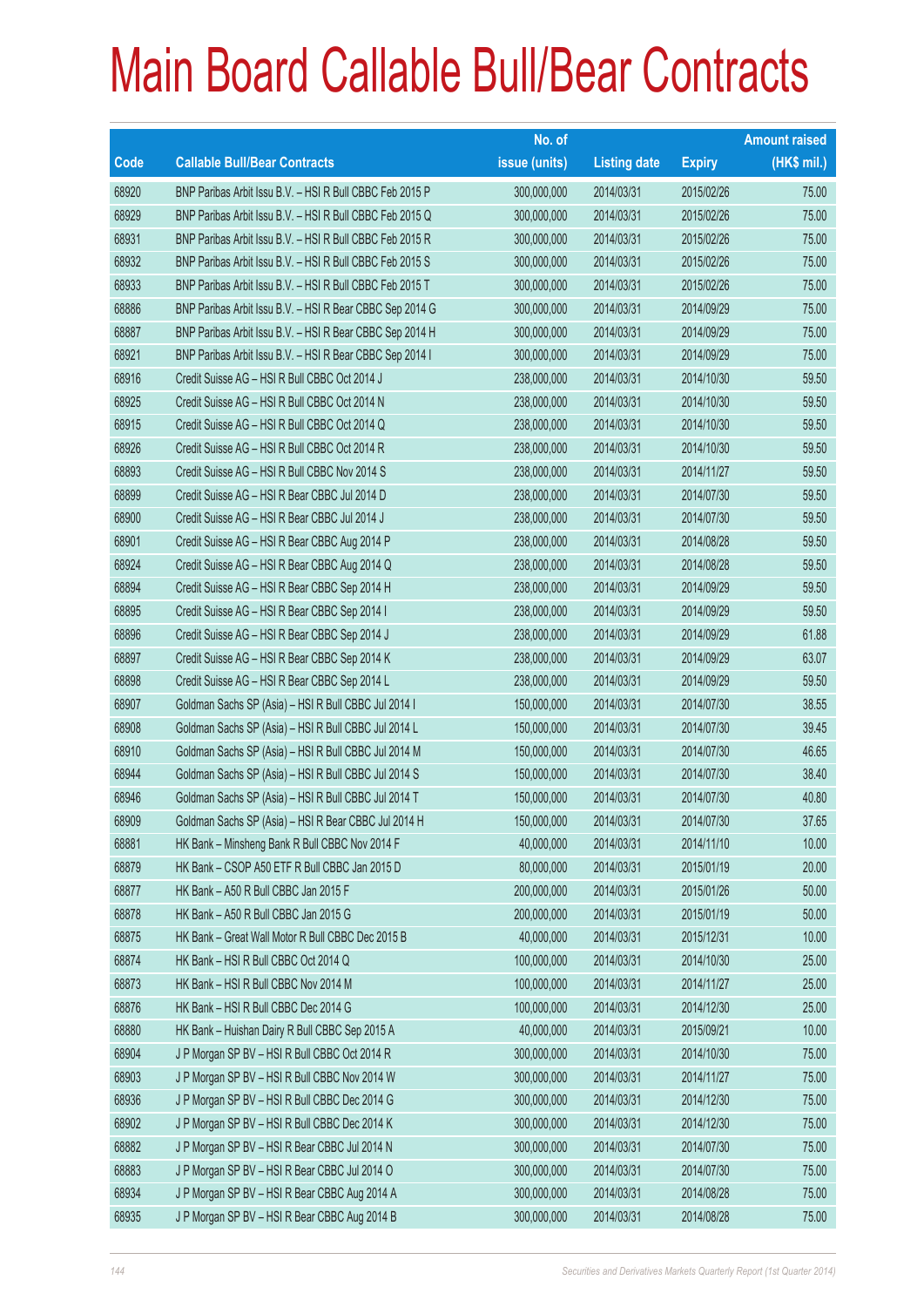# Main Board Callable Bull/Bear Contracts

| Code | Callable Bull/Bear Contracts | No. of issue (units) | Listing date | Expiry | Amount raised (HK$ mil.) |
|---|---|---|---|---|---|
| 68920 | BNP Paribas Arbit Issu B.V. – HSI R Bull CBBC Feb 2015 P | 300,000,000 | 2014/03/31 | 2015/02/26 | 75.00 |
| 68929 | BNP Paribas Arbit Issu B.V. – HSI R Bull CBBC Feb 2015 Q | 300,000,000 | 2014/03/31 | 2015/02/26 | 75.00 |
| 68931 | BNP Paribas Arbit Issu B.V. – HSI R Bull CBBC Feb 2015 R | 300,000,000 | 2014/03/31 | 2015/02/26 | 75.00 |
| 68932 | BNP Paribas Arbit Issu B.V. – HSI R Bull CBBC Feb 2015 S | 300,000,000 | 2014/03/31 | 2015/02/26 | 75.00 |
| 68933 | BNP Paribas Arbit Issu B.V. – HSI R Bull CBBC Feb 2015 T | 300,000,000 | 2014/03/31 | 2015/02/26 | 75.00 |
| 68886 | BNP Paribas Arbit Issu B.V. – HSI R Bear CBBC Sep 2014 G | 300,000,000 | 2014/03/31 | 2014/09/29 | 75.00 |
| 68887 | BNP Paribas Arbit Issu B.V. – HSI R Bear CBBC Sep 2014 H | 300,000,000 | 2014/03/31 | 2014/09/29 | 75.00 |
| 68921 | BNP Paribas Arbit Issu B.V. – HSI R Bear CBBC Sep 2014 I | 300,000,000 | 2014/03/31 | 2014/09/29 | 75.00 |
| 68916 | Credit Suisse AG – HSI R Bull CBBC Oct 2014 J | 238,000,000 | 2014/03/31 | 2014/10/30 | 59.50 |
| 68925 | Credit Suisse AG – HSI R Bull CBBC Oct 2014 N | 238,000,000 | 2014/03/31 | 2014/10/30 | 59.50 |
| 68915 | Credit Suisse AG – HSI R Bull CBBC Oct 2014 Q | 238,000,000 | 2014/03/31 | 2014/10/30 | 59.50 |
| 68926 | Credit Suisse AG – HSI R Bull CBBC Oct 2014 R | 238,000,000 | 2014/03/31 | 2014/10/30 | 59.50 |
| 68893 | Credit Suisse AG – HSI R Bull CBBC Nov 2014 S | 238,000,000 | 2014/03/31 | 2014/11/27 | 59.50 |
| 68899 | Credit Suisse AG – HSI R Bear CBBC Jul 2014 D | 238,000,000 | 2014/03/31 | 2014/07/30 | 59.50 |
| 68900 | Credit Suisse AG – HSI R Bear CBBC Jul 2014 J | 238,000,000 | 2014/03/31 | 2014/07/30 | 59.50 |
| 68901 | Credit Suisse AG – HSI R Bear CBBC Aug 2014 P | 238,000,000 | 2014/03/31 | 2014/08/28 | 59.50 |
| 68924 | Credit Suisse AG – HSI R Bear CBBC Aug 2014 Q | 238,000,000 | 2014/03/31 | 2014/08/28 | 59.50 |
| 68894 | Credit Suisse AG – HSI R Bear CBBC Sep 2014 H | 238,000,000 | 2014/03/31 | 2014/09/29 | 59.50 |
| 68895 | Credit Suisse AG – HSI R Bear CBBC Sep 2014 I | 238,000,000 | 2014/03/31 | 2014/09/29 | 59.50 |
| 68896 | Credit Suisse AG – HSI R Bear CBBC Sep 2014 J | 238,000,000 | 2014/03/31 | 2014/09/29 | 61.88 |
| 68897 | Credit Suisse AG – HSI R Bear CBBC Sep 2014 K | 238,000,000 | 2014/03/31 | 2014/09/29 | 63.07 |
| 68898 | Credit Suisse AG – HSI R Bear CBBC Sep 2014 L | 238,000,000 | 2014/03/31 | 2014/09/29 | 59.50 |
| 68907 | Goldman Sachs SP (Asia) – HSI R Bull CBBC Jul 2014 I | 150,000,000 | 2014/03/31 | 2014/07/30 | 38.55 |
| 68908 | Goldman Sachs SP (Asia) – HSI R Bull CBBC Jul 2014 L | 150,000,000 | 2014/03/31 | 2014/07/30 | 39.45 |
| 68910 | Goldman Sachs SP (Asia) – HSI R Bull CBBC Jul 2014 M | 150,000,000 | 2014/03/31 | 2014/07/30 | 46.65 |
| 68944 | Goldman Sachs SP (Asia) – HSI R Bull CBBC Jul 2014 S | 150,000,000 | 2014/03/31 | 2014/07/30 | 38.40 |
| 68946 | Goldman Sachs SP (Asia) – HSI R Bull CBBC Jul 2014 T | 150,000,000 | 2014/03/31 | 2014/07/30 | 40.80 |
| 68909 | Goldman Sachs SP (Asia) – HSI R Bear CBBC Jul 2014 H | 150,000,000 | 2014/03/31 | 2014/07/30 | 37.65 |
| 68881 | HK Bank – Minsheng Bank R Bull CBBC Nov 2014 F | 40,000,000 | 2014/03/31 | 2014/11/10 | 10.00 |
| 68879 | HK Bank – CSOP A50 ETF R Bull CBBC Jan 2015 D | 80,000,000 | 2014/03/31 | 2015/01/19 | 20.00 |
| 68877 | HK Bank – A50 R Bull CBBC Jan 2015 F | 200,000,000 | 2014/03/31 | 2015/01/26 | 50.00 |
| 68878 | HK Bank – A50 R Bull CBBC Jan 2015 G | 200,000,000 | 2014/03/31 | 2015/01/19 | 50.00 |
| 68875 | HK Bank – Great Wall Motor R Bull CBBC Dec 2015 B | 40,000,000 | 2014/03/31 | 2015/12/31 | 10.00 |
| 68874 | HK Bank – HSI R Bull CBBC Oct 2014 Q | 100,000,000 | 2014/03/31 | 2014/10/30 | 25.00 |
| 68873 | HK Bank – HSI R Bull CBBC Nov 2014 M | 100,000,000 | 2014/03/31 | 2014/11/27 | 25.00 |
| 68876 | HK Bank – HSI R Bull CBBC Dec 2014 G | 100,000,000 | 2014/03/31 | 2014/12/30 | 25.00 |
| 68880 | HK Bank – Huishan Dairy R Bull CBBC Sep 2015 A | 40,000,000 | 2014/03/31 | 2015/09/21 | 10.00 |
| 68904 | J P Morgan SP BV – HSI R Bull CBBC Oct 2014 R | 300,000,000 | 2014/03/31 | 2014/10/30 | 75.00 |
| 68903 | J P Morgan SP BV – HSI R Bull CBBC Nov 2014 W | 300,000,000 | 2014/03/31 | 2014/11/27 | 75.00 |
| 68936 | J P Morgan SP BV – HSI R Bull CBBC Dec 2014 G | 300,000,000 | 2014/03/31 | 2014/12/30 | 75.00 |
| 68902 | J P Morgan SP BV – HSI R Bull CBBC Dec 2014 K | 300,000,000 | 2014/03/31 | 2014/12/30 | 75.00 |
| 68882 | J P Morgan SP BV – HSI R Bear CBBC Jul 2014 N | 300,000,000 | 2014/03/31 | 2014/07/30 | 75.00 |
| 68883 | J P Morgan SP BV – HSI R Bear CBBC Jul 2014 O | 300,000,000 | 2014/03/31 | 2014/07/30 | 75.00 |
| 68934 | J P Morgan SP BV – HSI R Bear CBBC Aug 2014 A | 300,000,000 | 2014/03/31 | 2014/08/28 | 75.00 |
| 68935 | J P Morgan SP BV – HSI R Bear CBBC Aug 2014 B | 300,000,000 | 2014/03/31 | 2014/08/28 | 75.00 |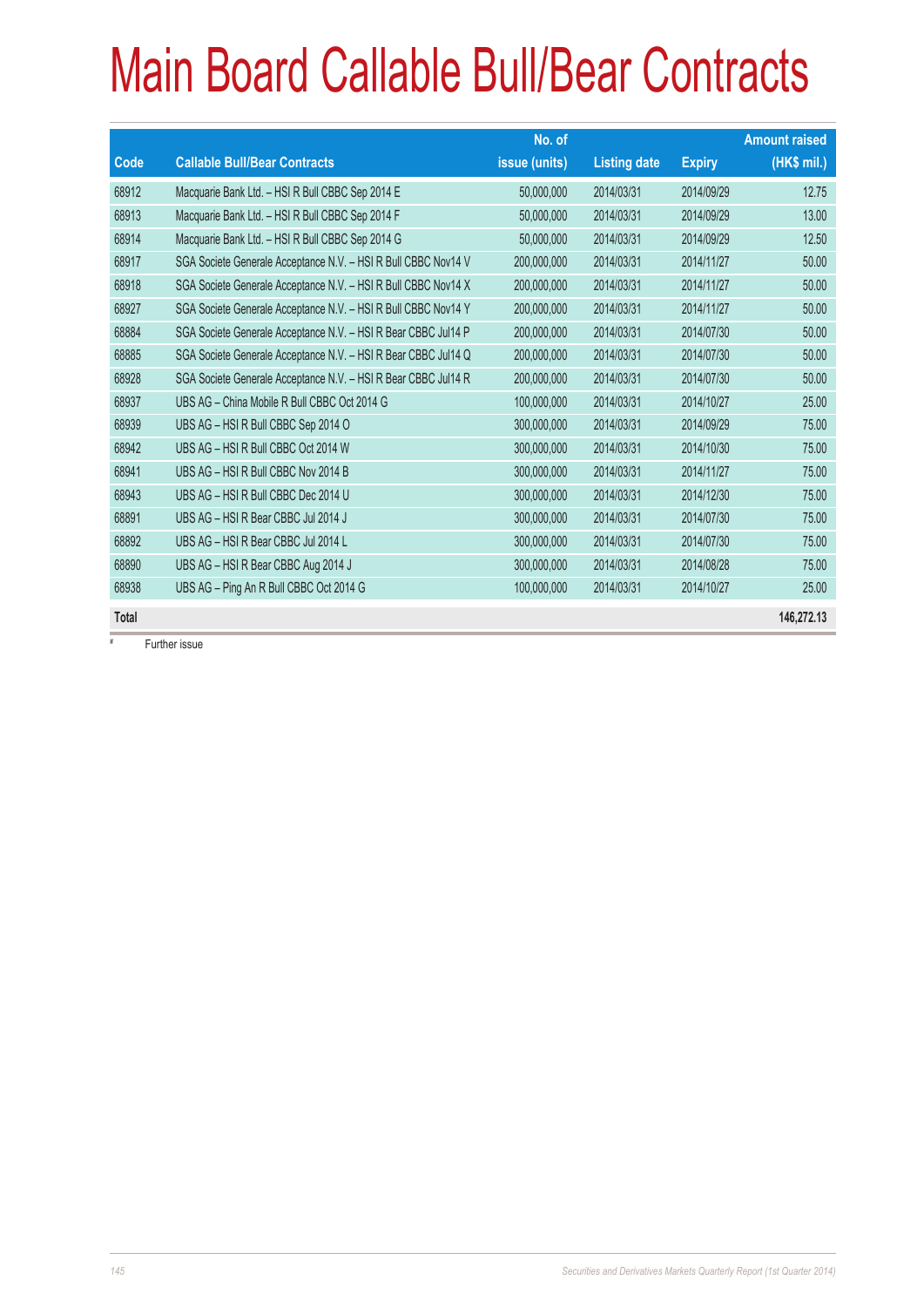# Main Board Callable Bull/Bear Contracts

| Code | Callable Bull/Bear Contracts | No. of issue (units) | Listing date | Expiry | Amount raised (HK$ mil.) |
|---|---|---|---|---|---|
| 68912 | Macquarie Bank Ltd. – HSI R Bull CBBC Sep 2014 E | 50,000,000 | 2014/03/31 | 2014/09/29 | 12.75 |
| 68913 | Macquarie Bank Ltd. – HSI R Bull CBBC Sep 2014 F | 50,000,000 | 2014/03/31 | 2014/09/29 | 13.00 |
| 68914 | Macquarie Bank Ltd. – HSI R Bull CBBC Sep 2014 G | 50,000,000 | 2014/03/31 | 2014/09/29 | 12.50 |
| 68917 | SGA Societe Generale Acceptance N.V. – HSI R Bull CBBC Nov14 V | 200,000,000 | 2014/03/31 | 2014/11/27 | 50.00 |
| 68918 | SGA Societe Generale Acceptance N.V. – HSI R Bull CBBC Nov14 X | 200,000,000 | 2014/03/31 | 2014/11/27 | 50.00 |
| 68927 | SGA Societe Generale Acceptance N.V. – HSI R Bull CBBC Nov14 Y | 200,000,000 | 2014/03/31 | 2014/11/27 | 50.00 |
| 68884 | SGA Societe Generale Acceptance N.V. – HSI R Bear CBBC Jul14 P | 200,000,000 | 2014/03/31 | 2014/07/30 | 50.00 |
| 68885 | SGA Societe Generale Acceptance N.V. – HSI R Bear CBBC Jul14 Q | 200,000,000 | 2014/03/31 | 2014/07/30 | 50.00 |
| 68928 | SGA Societe Generale Acceptance N.V. – HSI R Bear CBBC Jul14 R | 200,000,000 | 2014/03/31 | 2014/07/30 | 50.00 |
| 68937 | UBS AG – China Mobile R Bull CBBC Oct 2014 G | 100,000,000 | 2014/03/31 | 2014/10/27 | 25.00 |
| 68939 | UBS AG – HSI R Bull CBBC Sep 2014 O | 300,000,000 | 2014/03/31 | 2014/09/29 | 75.00 |
| 68942 | UBS AG – HSI R Bull CBBC Oct 2014 W | 300,000,000 | 2014/03/31 | 2014/10/30 | 75.00 |
| 68941 | UBS AG – HSI R Bull CBBC Nov 2014 B | 300,000,000 | 2014/03/31 | 2014/11/27 | 75.00 |
| 68943 | UBS AG – HSI R Bull CBBC Dec 2014 U | 300,000,000 | 2014/03/31 | 2014/12/30 | 75.00 |
| 68891 | UBS AG – HSI R Bear CBBC Jul 2014 J | 300,000,000 | 2014/03/31 | 2014/07/30 | 75.00 |
| 68892 | UBS AG – HSI R Bear CBBC Jul 2014 L | 300,000,000 | 2014/03/31 | 2014/07/30 | 75.00 |
| 68890 | UBS AG – HSI R Bear CBBC Aug 2014 J | 300,000,000 | 2014/03/31 | 2014/08/28 | 75.00 |
| 68938 | UBS AG – Ping An R Bull CBBC Oct 2014 G | 100,000,000 | 2014/03/31 | 2014/10/27 | 25.00 |
| **Total** | | | | | **146,272.13** |

# Further issue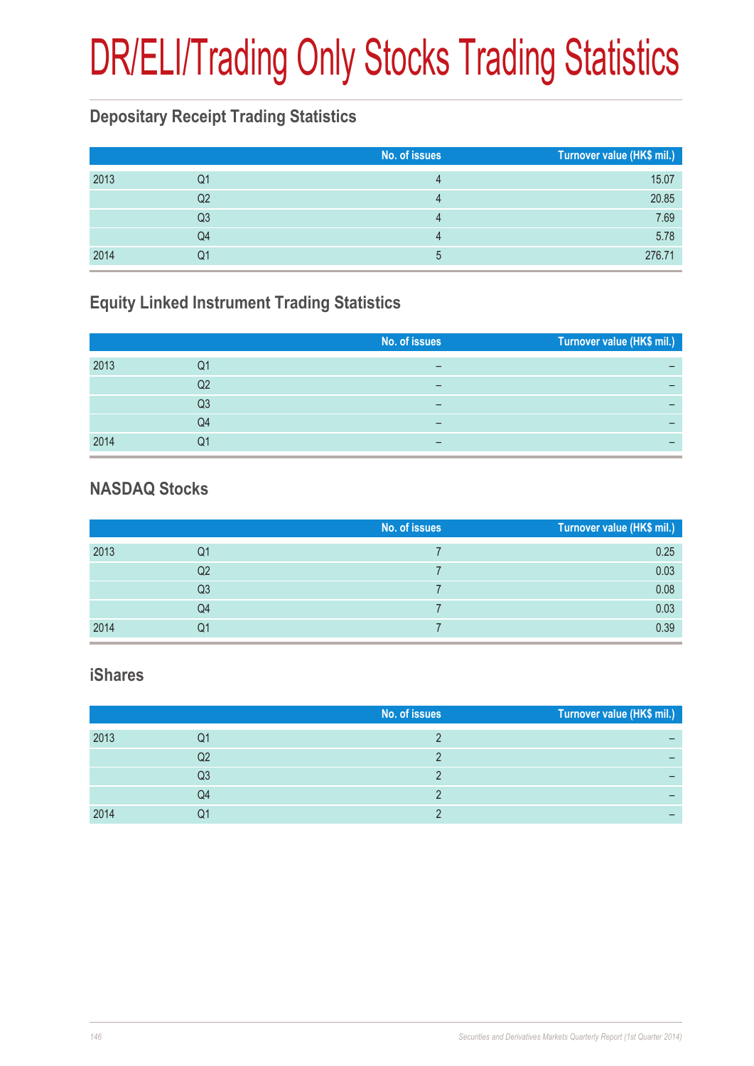# DR/ELI/Trading Only Stocks Trading Statistics

## Depositary Receipt Trading Statistics

| | | No. of issues | Turnover value (HK$ mil.) |
|---|---|---|---|
| 2013 | Q1 | 4 | 15.07 |
| | Q2 | 4 | 20.85 |
| | Q3 | 4 | 7.69 |
| | Q4 | 4 | 5.78 |
| 2014 | Q1 | 5 | 276.71 |

## Equity Linked Instrument Trading Statistics

| | | No. of issues | Turnover value (HK$ mil.) |
|---|---|---|---|
| 2013 | Q1 | – | – |
| | Q2 | – | – |
| | Q3 | – | – |
| | Q4 | – | – |
| 2014 | Q1 | – | – |

## NASDAQ Stocks

| | | No. of issues | Turnover value (HK$ mil.) |
|---|---|---|---|
| 2013 | Q1 | 7 | 0.25 |
| | Q2 | 7 | 0.03 |
| | Q3 | 7 | 0.08 |
| | Q4 | 7 | 0.03 |
| 2014 | Q1 | 7 | 0.39 |

## iShares

| | | No. of issues | Turnover value (HK$ mil.) |
|---|---|---|---|
| 2013 | Q1 | 2 | – |
| | Q2 | 2 | – |
| | Q3 | 2 | – |
| | Q4 | 2 | – |
| 2014 | Q1 | 2 | – |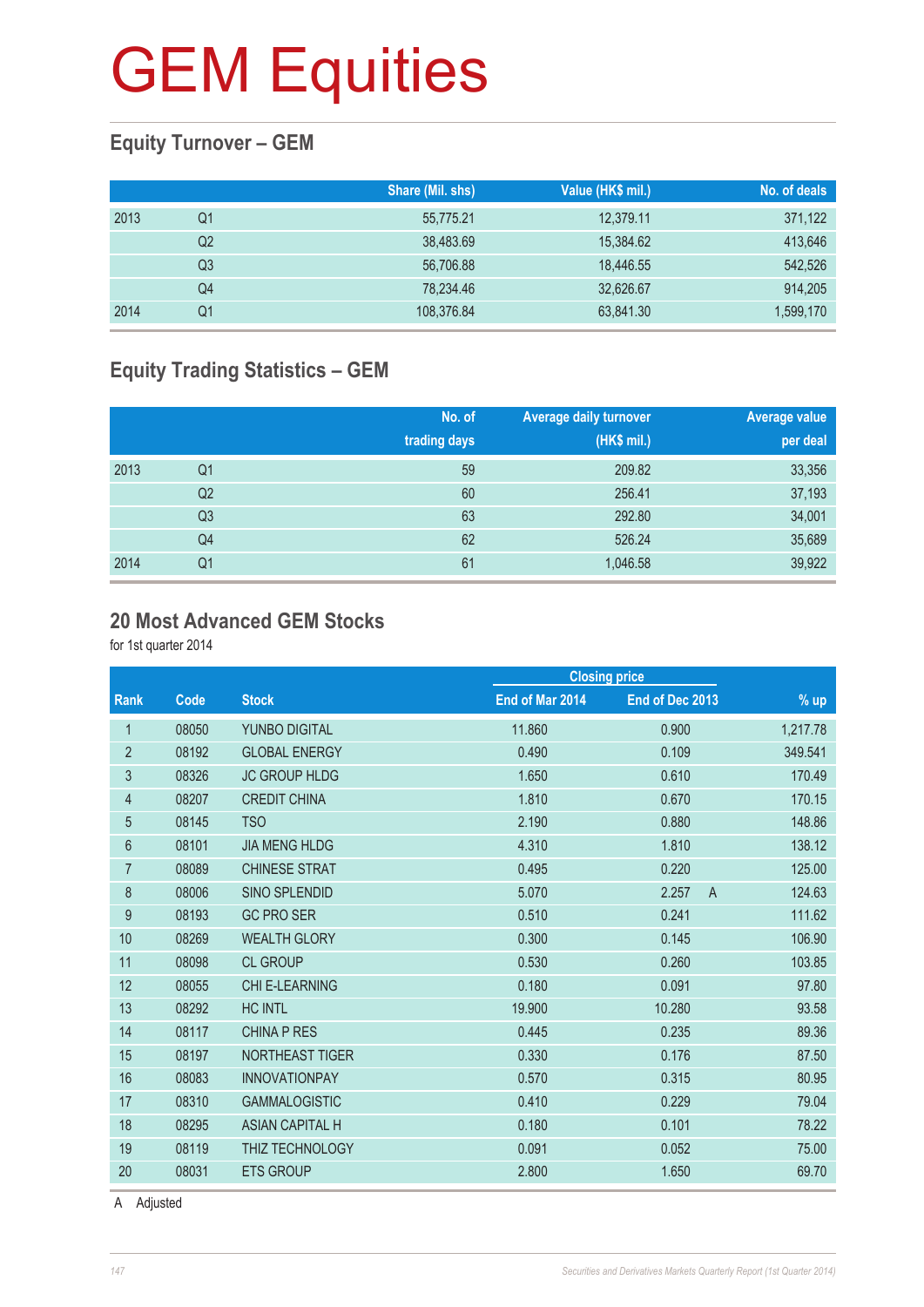# GEM Equities

## Equity Turnover – GEM

| | | Share (Mil. shs) | Value (HK$ mil.) | No. of deals |
|---|---|---|---|---|
| 2013 | Q1 | 55,775.21 | 12,379.11 | 371,122 |
| | Q2 | 38,483.69 | 15,384.62 | 413,646 |
| | Q3 | 56,706.88 | 18,446.55 | 542,526 |
| | Q4 | 78,234.46 | 32,626.67 | 914,205 |
| 2014 | Q1 | 108,376.84 | 63,841.30 | 1,599,170 |

## Equity Trading Statistics – GEM

| | | No. of trading days | Average daily turnover (HK$ mil.) | Average value per deal |
|---|---|---|---|---|
| 2013 | Q1 | 59 | 209.82 | 33,356 |
| | Q2 | 60 | 256.41 | 37,193 |
| | Q3 | 63 | 292.80 | 34,001 |
| | Q4 | 62 | 526.24 | 35,689 |
| 2014 | Q1 | 61 | 1,046.58 | 39,922 |

## 20 Most Advanced GEM Stocks

for 1st quarter 2014

| | | | Closing price | | | |
|---|---|---|---|---|---|---|
| Rank | Code | Stock | End of Mar 2014 | End of Dec 2013 | | % up |
| 1 | 08050 | YUNBO DIGITAL | 11.860 | 0.900 | | 1,217.78 |
| 2 | 08192 | GLOBAL ENERGY | 0.490 | 0.109 | | 349.541 |
| 3 | 08326 | JC GROUP HLDG | 1.650 | 0.610 | | 170.49 |
| 4 | 08207 | CREDIT CHINA | 1.810 | 0.670 | | 170.15 |
| 5 | 08145 | TSO | 2.190 | 0.880 | | 148.86 |
| 6 | 08101 | JIA MENG HLDG | 4.310 | 1.810 | | 138.12 |
| 7 | 08089 | CHINESE STRAT | 0.495 | 0.220 | | 125.00 |
| 8 | 08006 | SINO SPLENDID | 5.070 | 2.257 | A | 124.63 |
| 9 | 08193 | GC PRO SER | 0.510 | 0.241 | | 111.62 |
| 10 | 08269 | WEALTH GLORY | 0.300 | 0.145 | | 106.90 |
| 11 | 08098 | CL GROUP | 0.530 | 0.260 | | 103.85 |
| 12 | 08055 | CHI E-LEARNING | 0.180 | 0.091 | | 97.80 |
| 13 | 08292 | HC INTL | 19.900 | 10.280 | | 93.58 |
| 14 | 08117 | CHINA P RES | 0.445 | 0.235 | | 89.36 |
| 15 | 08197 | NORTHEAST TIGER | 0.330 | 0.176 | | 87.50 |
| 16 | 08083 | INNOVATIONPAY | 0.570 | 0.315 | | 80.95 |
| 17 | 08310 | GAMMALOGISTIC | 0.410 | 0.229 | | 79.04 |
| 18 | 08295 | ASIAN CAPITAL H | 0.180 | 0.101 | | 78.22 |
| 19 | 08119 | THIZ TECHNOLOGY | 0.091 | 0.052 | | 75.00 |
| 20 | 08031 | ETS GROUP | 2.800 | 1.650 | | 69.70 |

A Adjusted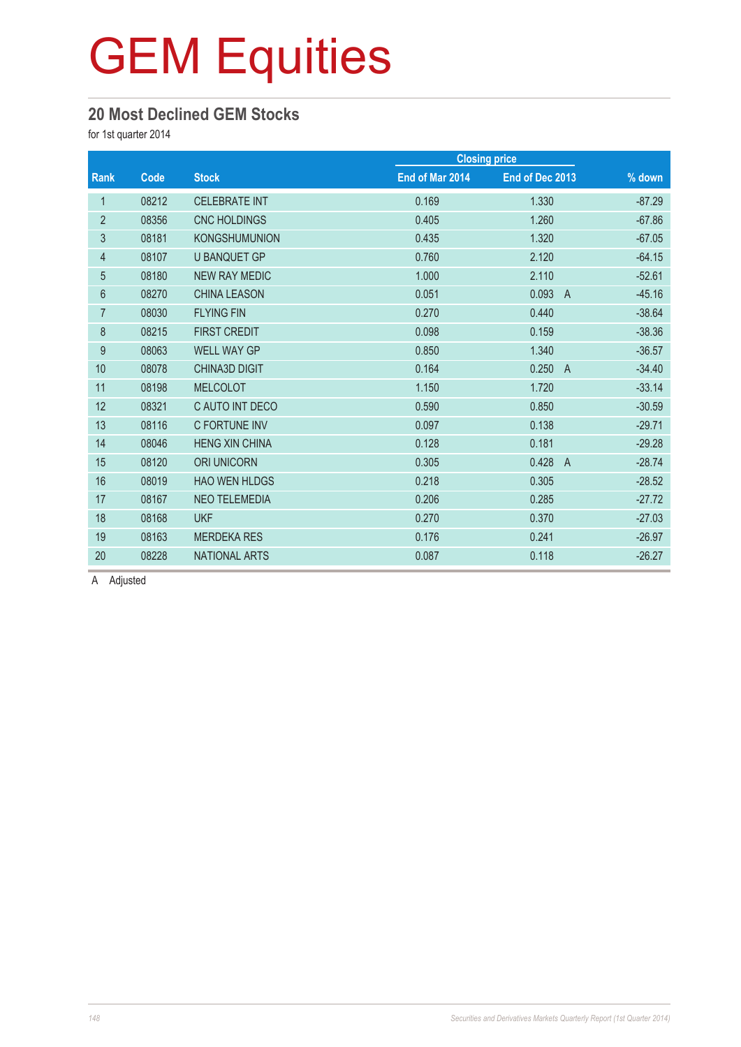# GEM Equities

## 20 Most Declined GEM Stocks

for 1st quarter 2014

| Rank | Code | Stock | Closing price | | % down |
|---|---|---|---|---|---|
| | | | End of Mar 2014 | End of Dec 2013 | |
| 1 | 08212 | CELEBRATE INT | 0.169 | 1.330 | -87.29 |
| 2 | 08356 | CNC HOLDINGS | 0.405 | 1.260 | -67.86 |
| 3 | 08181 | KONGSHUMUNION | 0.435 | 1.320 | -67.05 |
| 4 | 08107 | U BANQUET GP | 0.760 | 2.120 | -64.15 |
| 5 | 08180 | NEW RAY MEDIC | 1.000 | 2.110 | -52.61 |
| 6 | 08270 | CHINA LEASON | 0.051 | 0.093 A | -45.16 |
| 7 | 08030 | FLYING FIN | 0.270 | 0.440 | -38.64 |
| 8 | 08215 | FIRST CREDIT | 0.098 | 0.159 | -38.36 |
| 9 | 08063 | WELL WAY GP | 0.850 | 1.340 | -36.57 |
| 10 | 08078 | CHINA3D DIGIT | 0.164 | 0.250 A | -34.40 |
| 11 | 08198 | MELCOLOT | 1.150 | 1.720 | -33.14 |
| 12 | 08321 | C AUTO INT DECO | 0.590 | 0.850 | -30.59 |
| 13 | 08116 | C FORTUNE INV | 0.097 | 0.138 | -29.71 |
| 14 | 08046 | HENG XIN CHINA | 0.128 | 0.181 | -29.28 |
| 15 | 08120 | ORI UNICORN | 0.305 | 0.428 A | -28.74 |
| 16 | 08019 | HAO WEN HLDGS | 0.218 | 0.305 | -28.52 |
| 17 | 08167 | NEO TELEMEDIA | 0.206 | 0.285 | -27.72 |
| 18 | 08168 | UKF | 0.270 | 0.370 | -27.03 |
| 19 | 08163 | MERDEKA RES | 0.176 | 0.241 | -26.97 |
| 20 | 08228 | NATIONAL ARTS | 0.087 | 0.118 | -26.27 |

A Adjusted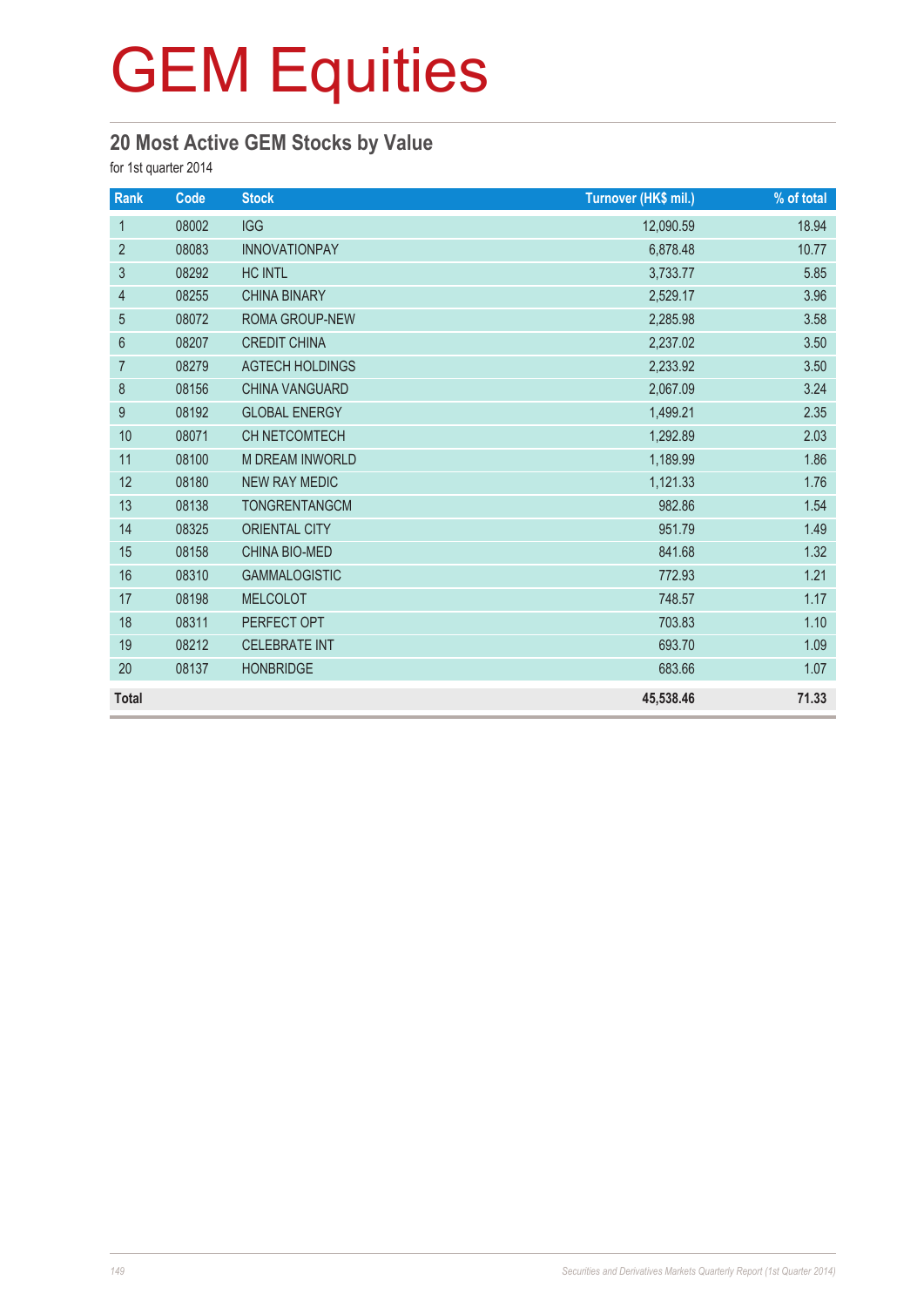# GEM Equities

## 20 Most Active GEM Stocks by Value

for 1st quarter 2014

| Rank | Code | Stock | Turnover (HK$ mil.) | % of total |
|---|---|---|---|---|
| 1 | 08002 | IGG | 12,090.59 | 18.94 |
| 2 | 08083 | INNOVATIONPAY | 6,878.48 | 10.77 |
| 3 | 08292 | HC INTL | 3,733.77 | 5.85 |
| 4 | 08255 | CHINA BINARY | 2,529.17 | 3.96 |
| 5 | 08072 | ROMA GROUP-NEW | 2,285.98 | 3.58 |
| 6 | 08207 | CREDIT CHINA | 2,237.02 | 3.50 |
| 7 | 08279 | AGTECH HOLDINGS | 2,233.92 | 3.50 |
| 8 | 08156 | CHINA VANGUARD | 2,067.09 | 3.24 |
| 9 | 08192 | GLOBAL ENERGY | 1,499.21 | 2.35 |
| 10 | 08071 | CH NETCOMTECH | 1,292.89 | 2.03 |
| 11 | 08100 | M DREAM INWORLD | 1,189.99 | 1.86 |
| 12 | 08180 | NEW RAY MEDIC | 1,121.33 | 1.76 |
| 13 | 08138 | TONGRENTANGCM | 982.86 | 1.54 |
| 14 | 08325 | ORIENTAL CITY | 951.79 | 1.49 |
| 15 | 08158 | CHINA BIO-MED | 841.68 | 1.32 |
| 16 | 08310 | GAMMALOGISTIC | 772.93 | 1.21 |
| 17 | 08198 | MELCOLOT | 748.57 | 1.17 |
| 18 | 08311 | PERFECT OPT | 703.83 | 1.10 |
| 19 | 08212 | CELEBRATE INT | 693.70 | 1.09 |
| 20 | 08137 | HONBRIDGE | 683.66 | 1.07 |
| **Total** | | | **45,538.46** | **71.33** |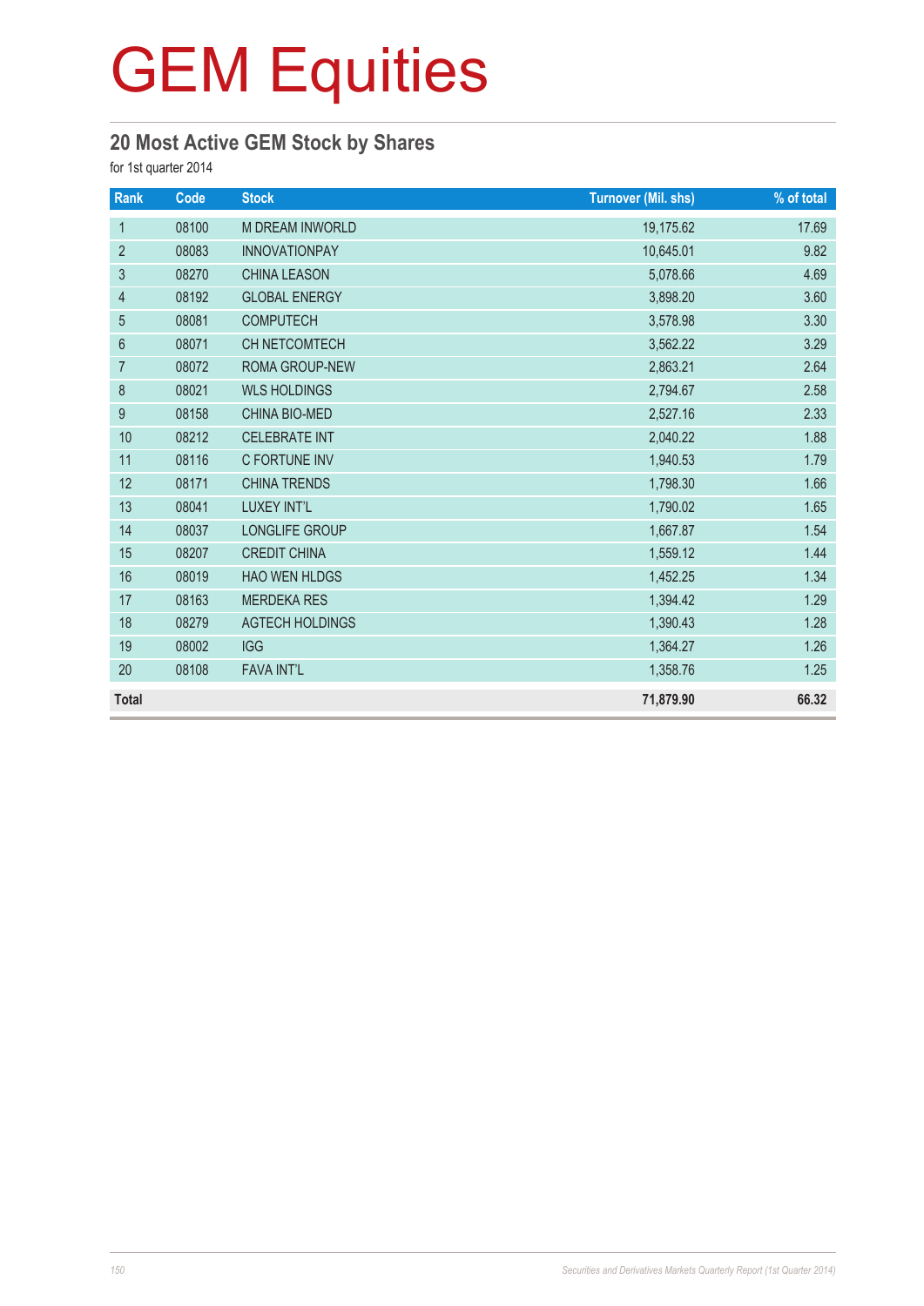# GEM Equities

## 20 Most Active GEM Stock by Shares

for 1st quarter 2014

| Rank | Code | Stock | Turnover (Mil. shs) | % of total |
|---|---|---|---|---|
| 1 | 08100 | M DREAM INWORLD | 19,175.62 | 17.69 |
| 2 | 08083 | INNOVATIONPAY | 10,645.01 | 9.82 |
| 3 | 08270 | CHINA LEASON | 5,078.66 | 4.69 |
| 4 | 08192 | GLOBAL ENERGY | 3,898.20 | 3.60 |
| 5 | 08081 | COMPUTECH | 3,578.98 | 3.30 |
| 6 | 08071 | CH NETCOMTECH | 3,562.22 | 3.29 |
| 7 | 08072 | ROMA GROUP-NEW | 2,863.21 | 2.64 |
| 8 | 08021 | WLS HOLDINGS | 2,794.67 | 2.58 |
| 9 | 08158 | CHINA BIO-MED | 2,527.16 | 2.33 |
| 10 | 08212 | CELEBRATE INT | 2,040.22 | 1.88 |
| 11 | 08116 | C FORTUNE INV | 1,940.53 | 1.79 |
| 12 | 08171 | CHINA TRENDS | 1,798.30 | 1.66 |
| 13 | 08041 | LUXEY INT'L | 1,790.02 | 1.65 |
| 14 | 08037 | LONGLIFE GROUP | 1,667.87 | 1.54 |
| 15 | 08207 | CREDIT CHINA | 1,559.12 | 1.44 |
| 16 | 08019 | HAO WEN HLDGS | 1,452.25 | 1.34 |
| 17 | 08163 | MERDEKA RES | 1,394.42 | 1.29 |
| 18 | 08279 | AGTECH HOLDINGS | 1,390.43 | 1.28 |
| 19 | 08002 | IGG | 1,364.27 | 1.26 |
| 20 | 08108 | FAVA INT'L | 1,358.76 | 1.25 |
| **Total** | | | **71,879.90** | **66.32** |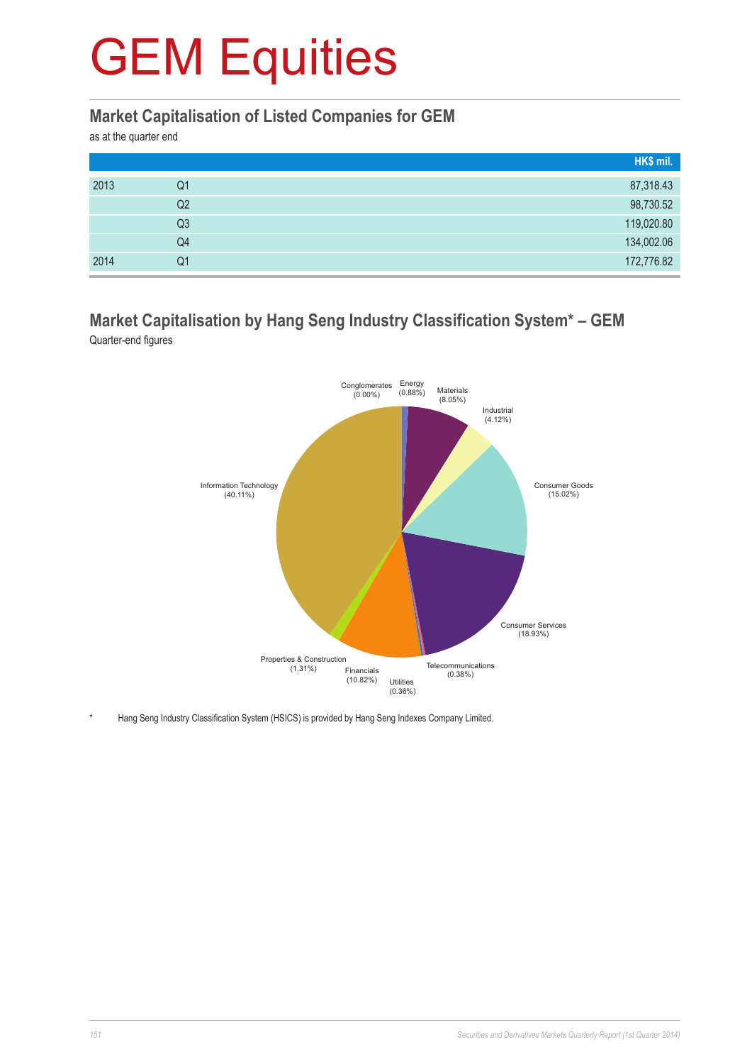# GEM Equities

## Market Capitalisation of Listed Companies for GEM

as at the quarter end

| | | HK$ mil. |
|---|---|---|
| 2013 | Q1 | 87,318.43 |
| | Q2 | 98,730.52 |
| | Q3 | 119,020.80 |
| | Q4 | 134,002.06 |
| 2014 | Q1 | 172,776.82 |

## Market Capitalisation by Hang Seng Industry Classification System* – GEM

Quarter-end figures

Conglomerates (0.00%)
Energy (0.88%)
Materials (8.05%)
Industrial (4.12%)
Consumer Goods (15.02%)
Consumer Services (18.93%)
Telecommunications (0.38%)
Utilities (0.36%)
Financials (10.82%)
Properties & Construction (1.31%)
Information Technology (40.11%)

\* Hang Seng Industry Classification System (HSICS) is provided by Hang Seng Indexes Company Limited.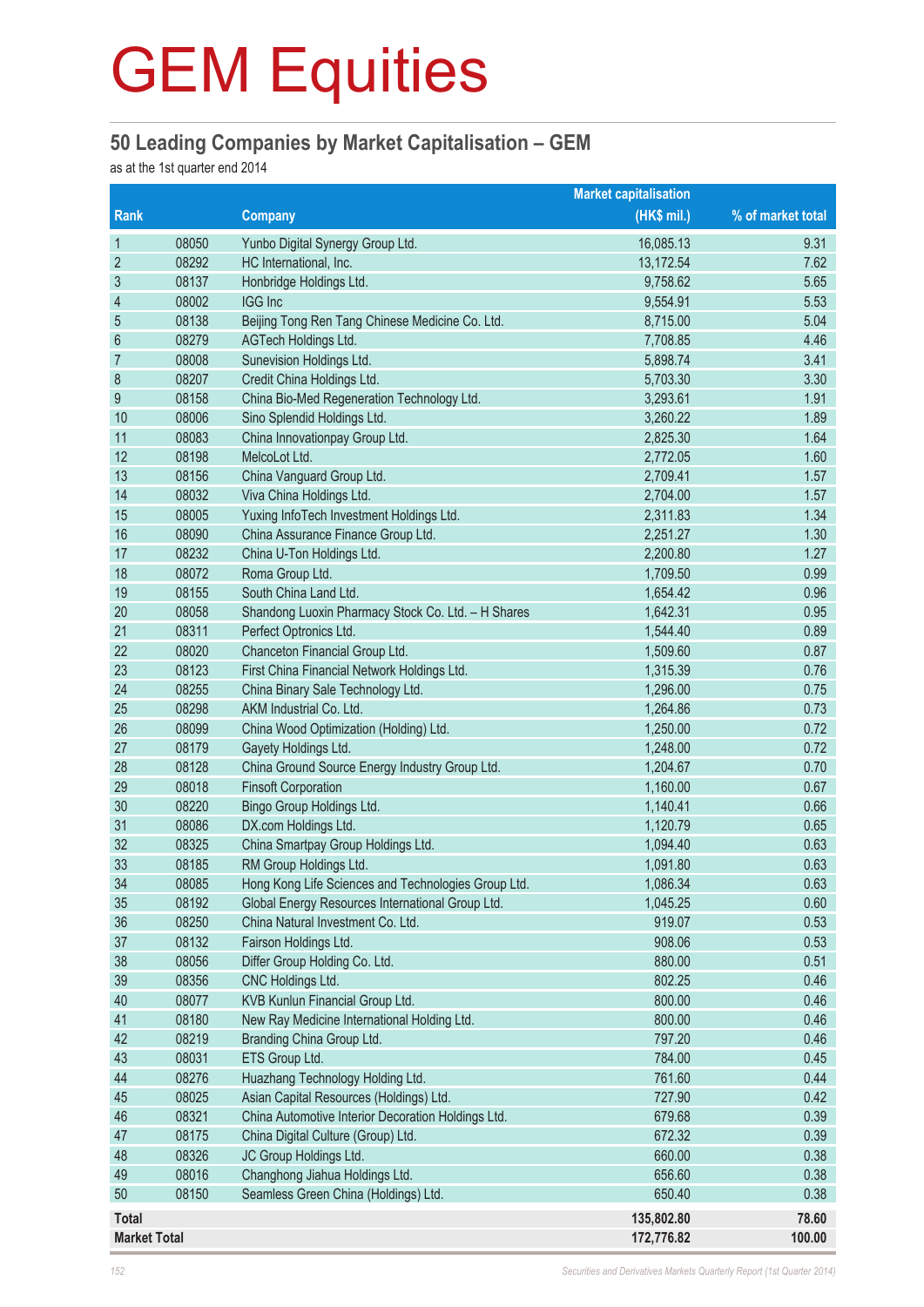# GEM Equities

## 50 Leading Companies by Market Capitalisation – GEM

as at the 1st quarter end 2014

| Rank | | Company | Market capitalisation (HK$ mil.) | % of market total |
|---|---|---|---|---|
| 1 | 08050 | Yunbo Digital Synergy Group Ltd. | 16,085.13 | 9.31 |
| 2 | 08292 | HC International, Inc. | 13,172.54 | 7.62 |
| 3 | 08137 | Honbridge Holdings Ltd. | 9,758.62 | 5.65 |
| 4 | 08002 | IGG Inc | 9,554.91 | 5.53 |
| 5 | 08138 | Beijing Tong Ren Tang Chinese Medicine Co. Ltd. | 8,715.00 | 5.04 |
| 6 | 08279 | AGTech Holdings Ltd. | 7,708.85 | 4.46 |
| 7 | 08008 | Sunevision Holdings Ltd. | 5,898.74 | 3.41 |
| 8 | 08207 | Credit China Holdings Ltd. | 5,703.30 | 3.30 |
| 9 | 08158 | China Bio-Med Regeneration Technology Ltd. | 3,293.61 | 1.91 |
| 10 | 08006 | Sino Splendid Holdings Ltd. | 3,260.22 | 1.89 |
| 11 | 08083 | China Innovationpay Group Ltd. | 2,825.30 | 1.64 |
| 12 | 08198 | MelcoLot Ltd. | 2,772.05 | 1.60 |
| 13 | 08156 | China Vanguard Group Ltd. | 2,709.41 | 1.57 |
| 14 | 08032 | Viva China Holdings Ltd. | 2,704.00 | 1.57 |
| 15 | 08005 | Yuxing InfoTech Investment Holdings Ltd. | 2,311.83 | 1.34 |
| 16 | 08090 | China Assurance Finance Group Ltd. | 2,251.27 | 1.30 |
| 17 | 08232 | China U-Ton Holdings Ltd. | 2,200.80 | 1.27 |
| 18 | 08072 | Roma Group Ltd. | 1,709.50 | 0.99 |
| 19 | 08155 | South China Land Ltd. | 1,654.42 | 0.96 |
| 20 | 08058 | Shandong Luoxin Pharmacy Stock Co. Ltd. – H Shares | 1,642.31 | 0.95 |
| 21 | 08311 | Perfect Optronics Ltd. | 1,544.40 | 0.89 |
| 22 | 08020 | Chanceton Financial Group Ltd. | 1,509.60 | 0.87 |
| 23 | 08123 | First China Financial Network Holdings Ltd. | 1,315.39 | 0.76 |
| 24 | 08255 | China Binary Sale Technology Ltd. | 1,296.00 | 0.75 |
| 25 | 08298 | AKM Industrial Co. Ltd. | 1,264.86 | 0.73 |
| 26 | 08099 | China Wood Optimization (Holding) Ltd. | 1,250.00 | 0.72 |
| 27 | 08179 | Gayety Holdings Ltd. | 1,248.00 | 0.72 |
| 28 | 08128 | China Ground Source Energy Industry Group Ltd. | 1,204.67 | 0.70 |
| 29 | 08018 | Finsoft Corporation | 1,160.00 | 0.67 |
| 30 | 08220 | Bingo Group Holdings Ltd. | 1,140.41 | 0.66 |
| 31 | 08086 | DX.com Holdings Ltd. | 1,120.79 | 0.65 |
| 32 | 08325 | China Smartpay Group Holdings Ltd. | 1,094.40 | 0.63 |
| 33 | 08185 | RM Group Holdings Ltd. | 1,091.80 | 0.63 |
| 34 | 08085 | Hong Kong Life Sciences and Technologies Group Ltd. | 1,086.34 | 0.63 |
| 35 | 08192 | Global Energy Resources International Group Ltd. | 1,045.25 | 0.60 |
| 36 | 08250 | China Natural Investment Co. Ltd. | 919.07 | 0.53 |
| 37 | 08132 | Fairson Holdings Ltd. | 908.06 | 0.53 |
| 38 | 08056 | Differ Group Holding Co. Ltd. | 880.00 | 0.51 |
| 39 | 08356 | CNC Holdings Ltd. | 802.25 | 0.46 |
| 40 | 08077 | KVB Kunlun Financial Group Ltd. | 800.00 | 0.46 |
| 41 | 08180 | New Ray Medicine International Holding Ltd. | 800.00 | 0.46 |
| 42 | 08219 | Branding China Group Ltd. | 797.20 | 0.46 |
| 43 | 08031 | ETS Group Ltd. | 784.00 | 0.45 |
| 44 | 08276 | Huazhang Technology Holding Ltd. | 761.60 | 0.44 |
| 45 | 08025 | Asian Capital Resources (Holdings) Ltd. | 727.90 | 0.42 |
| 46 | 08321 | China Automotive Interior Decoration Holdings Ltd. | 679.68 | 0.39 |
| 47 | 08175 | China Digital Culture (Group) Ltd. | 672.32 | 0.39 |
| 48 | 08326 | JC Group Holdings Ltd. | 660.00 | 0.38 |
| 49 | 08016 | Changhong Jiahua Holdings Ltd. | 656.60 | 0.38 |
| 50 | 08150 | Seamless Green China (Holdings) Ltd. | 650.40 | 0.38 |
| **Total** | | | **135,802.80** | **78.60** |
| **Market Total** | | | **172,776.82** | **100.00** |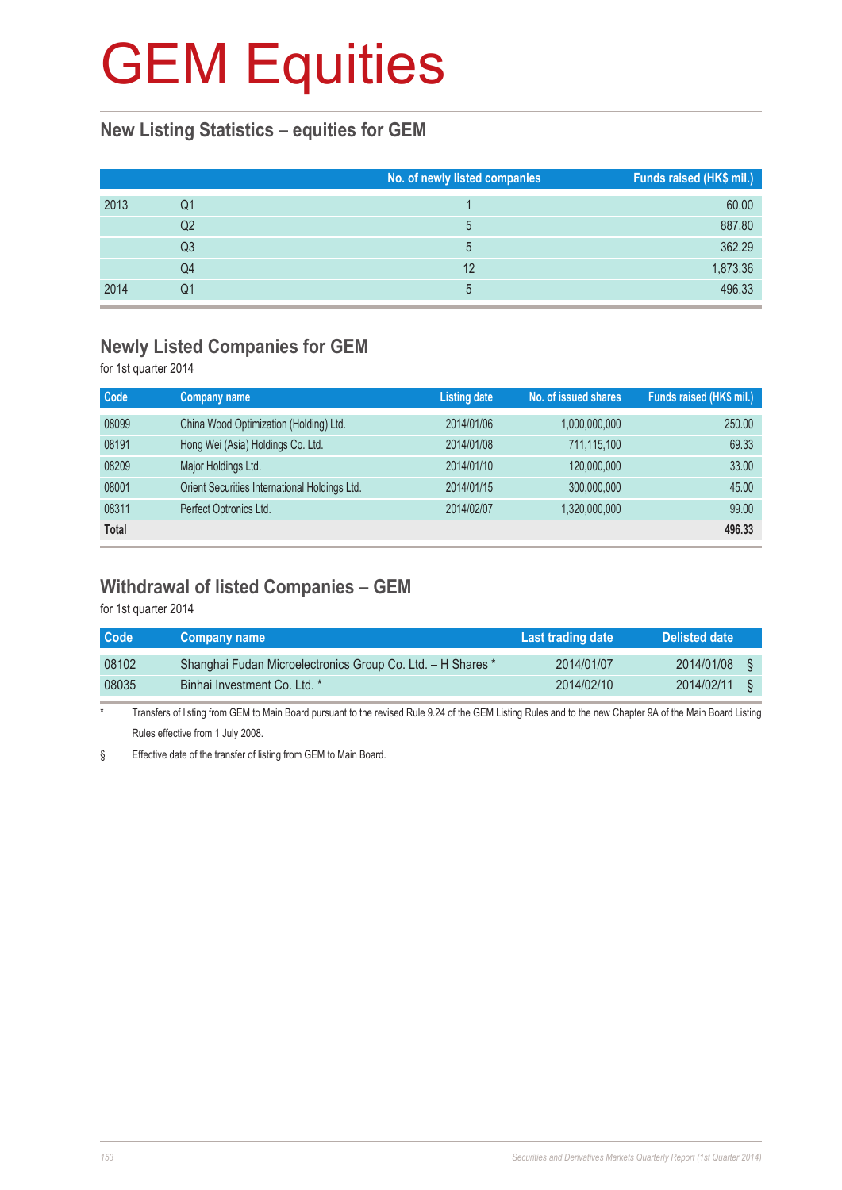# GEM Equities

## New Listing Statistics – equities for GEM

| | | No. of newly listed companies | Funds raised (HK$ mil.) |
|---|---|---|---|
| 2013 | Q1 | 1 | 60.00 |
| | Q2 | 5 | 887.80 |
| | Q3 | 5 | 362.29 |
| | Q4 | 12 | 1,873.36 |
| 2014 | Q1 | 5 | 496.33 |

## Newly Listed Companies for GEM

for 1st quarter 2014

| Code | Company name | Listing date | No. of issued shares | Funds raised (HK$ mil.) |
|---|---|---|---|---|
| 08099 | China Wood Optimization (Holding) Ltd. | 2014/01/06 | 1,000,000,000 | 250.00 |
| 08191 | Hong Wei (Asia) Holdings Co. Ltd. | 2014/01/08 | 711,115,100 | 69.33 |
| 08209 | Major Holdings Ltd. | 2014/01/10 | 120,000,000 | 33.00 |
| 08001 | Orient Securities International Holdings Ltd. | 2014/01/15 | 300,000,000 | 45.00 |
| 08311 | Perfect Optronics Ltd. | 2014/02/07 | 1,320,000,000 | 99.00 |
| **Total** | | | | **496.33** |

## Withdrawal of listed Companies – GEM

for 1st quarter 2014

| Code | Company name | Last trading date | Delisted date |
|---|---|---|---|
| 08102 | Shanghai Fudan Microelectronics Group Co. Ltd. – H Shares * | 2014/01/07 | 2014/01/08 § |
| 08035 | Binhai Investment Co. Ltd. * | 2014/02/10 | 2014/02/11 § |

* Transfers of listing from GEM to Main Board pursuant to the revised Rule 9.24 of the GEM Listing Rules and to the new Chapter 9A of the Main Board Listing Rules effective from 1 July 2008.

§ Effective date of the transfer of listing from GEM to Main Board.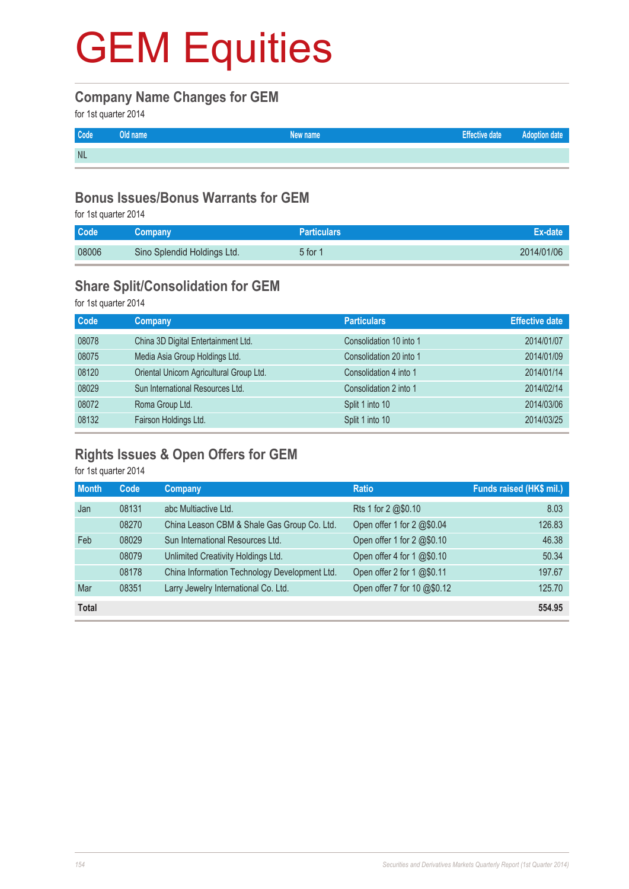# GEM Equities

## Company Name Changes for GEM

for 1st quarter 2014

| Code | Old name | New name | Effective date | Adoption date |
|---|---|---|---|---|
| NIL | | | | |

## Bonus Issues/Bonus Warrants for GEM

for 1st quarter 2014

| Code | Company | Particulars | Ex-date |
|---|---|---|---|
| 08006 | Sino Splendid Holdings Ltd. | 5 for 1 | 2014/01/06 |

## Share Split/Consolidation for GEM

for 1st quarter 2014

| Code | Company | Particulars | Effective date |
|---|---|---|---|
| 08078 | China 3D Digital Entertainment Ltd. | Consolidation 10 into 1 | 2014/01/07 |
| 08075 | Media Asia Group Holdings Ltd. | Consolidation 20 into 1 | 2014/01/09 |
| 08120 | Oriental Unicorn Agricultural Group Ltd. | Consolidation 4 into 1 | 2014/01/14 |
| 08029 | Sun International Resources Ltd. | Consolidation 2 into 1 | 2014/02/14 |
| 08072 | Roma Group Ltd. | Split 1 into 10 | 2014/03/06 |
| 08132 | Fairson Holdings Ltd. | Split 1 into 10 | 2014/03/25 |

## Rights Issues & Open Offers for GEM

for 1st quarter 2014

| Month | Code | Company | Ratio | Funds raised (HK$ mil.) |
|---|---|---|---|---|
| Jan | 08131 | abc Multiactive Ltd. | Rts 1 for 2 @$0.10 | 8.03 |
| | 08270 | China Leason CBM & Shale Gas Group Co. Ltd. | Open offer 1 for 2 @$0.04 | 126.83 |
| Feb | 08029 | Sun International Resources Ltd. | Open offer 1 for 2 @$0.10 | 46.38 |
| | 08079 | Unlimited Creativity Holdings Ltd. | Open offer 4 for 1 @$0.10 | 50.34 |
| | 08178 | China Information Technology Development Ltd. | Open offer 2 for 1 @$0.11 | 197.67 |
| Mar | 08351 | Larry Jewelry International Co. Ltd. | Open offer 7 for 10 @$0.12 | 125.70 |
| **Total** | | | | **554.95** |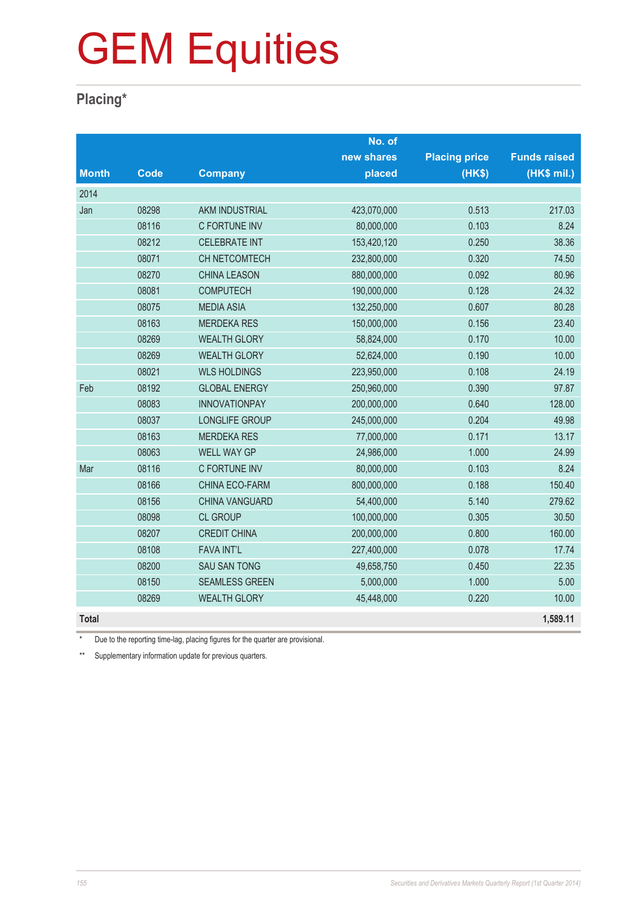# GEM Equities

## Placing*

| Month | Code | Company | No. of new shares placed | Placing price (HK$) | Funds raised (HK$ mil.) |
|---|---|---|---|---|---|
| 2014 | | | | | |
| Jan | 08298 | AKM INDUSTRIAL | 423,070,000 | 0.513 | 217.03 |
| | 08116 | C FORTUNE INV | 80,000,000 | 0.103 | 8.24 |
| | 08212 | CELEBRATE INT | 153,420,120 | 0.250 | 38.36 |
| | 08071 | CH NETCOMTECH | 232,800,000 | 0.320 | 74.50 |
| | 08270 | CHINA LEASON | 880,000,000 | 0.092 | 80.96 |
| | 08081 | COMPUTECH | 190,000,000 | 0.128 | 24.32 |
| | 08075 | MEDIA ASIA | 132,250,000 | 0.607 | 80.28 |
| | 08163 | MERDEKA RES | 150,000,000 | 0.156 | 23.40 |
| | 08269 | WEALTH GLORY | 58,824,000 | 0.170 | 10.00 |
| | 08269 | WEALTH GLORY | 52,624,000 | 0.190 | 10.00 |
| | 08021 | WLS HOLDINGS | 223,950,000 | 0.108 | 24.19 |
| Feb | 08192 | GLOBAL ENERGY | 250,960,000 | 0.390 | 97.87 |
| | 08083 | INNOVATIONPAY | 200,000,000 | 0.640 | 128.00 |
| | 08037 | LONGLIFE GROUP | 245,000,000 | 0.204 | 49.98 |
| | 08163 | MERDEKA RES | 77,000,000 | 0.171 | 13.17 |
| | 08063 | WELL WAY GP | 24,986,000 | 1.000 | 24.99 |
| Mar | 08116 | C FORTUNE INV | 80,000,000 | 0.103 | 8.24 |
| | 08166 | CHINA ECO-FARM | 800,000,000 | 0.188 | 150.40 |
| | 08156 | CHINA VANGUARD | 54,400,000 | 5.140 | 279.62 |
| | 08098 | CL GROUP | 100,000,000 | 0.305 | 30.50 |
| | 08207 | CREDIT CHINA | 200,000,000 | 0.800 | 160.00 |
| | 08108 | FAVA INT'L | 227,400,000 | 0.078 | 17.74 |
| | 08200 | SAU SAN TONG | 49,658,750 | 0.450 | 22.35 |
| | 08150 | SEAMLESS GREEN | 5,000,000 | 1.000 | 5.00 |
| | 08269 | WEALTH GLORY | 45,448,000 | 0.220 | 10.00 |
| **Total** | | | | | **1,589.11** |

\* Due to the reporting time-lag, placing figures for the quarter are provisional.

\*\* Supplementary information update for previous quarters.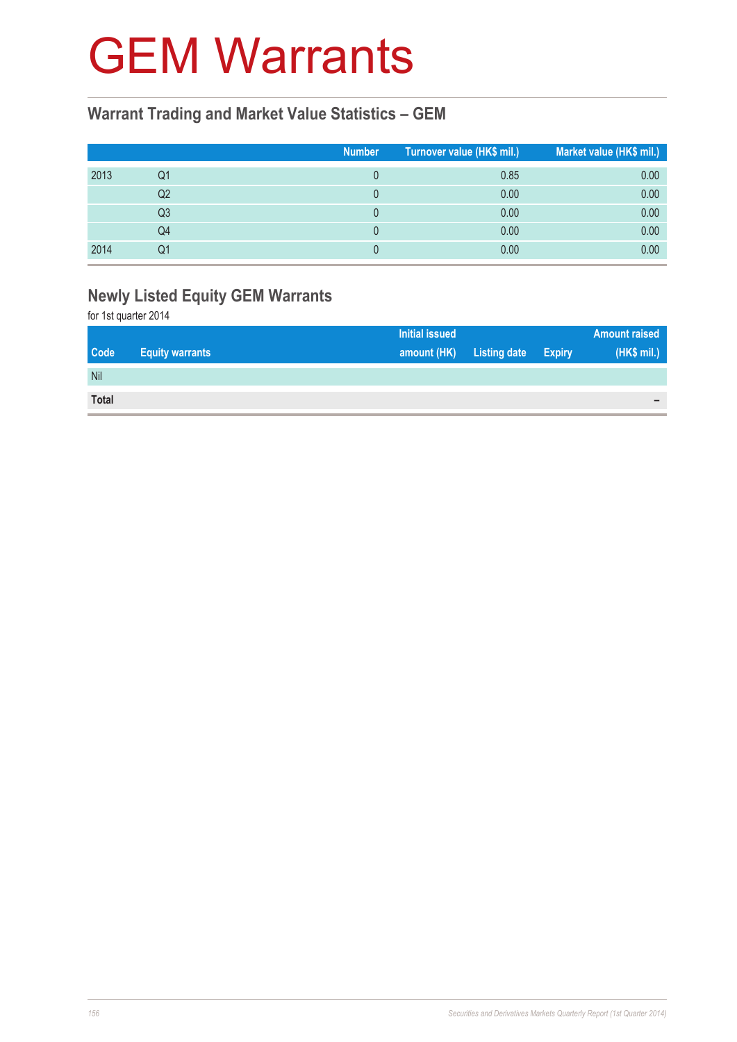# GEM Warrants

## Warrant Trading and Market Value Statistics – GEM

| | | Number | Turnover value (HK$ mil.) | Market value (HK$ mil.) |
|---|---|---|---|---|
| 2013 | Q1 | 0 | 0.85 | 0.00 |
| | Q2 | 0 | 0.00 | 0.00 |
| | Q3 | 0 | 0.00 | 0.00 |
| | Q4 | 0 | 0.00 | 0.00 |
| 2014 | Q1 | 0 | 0.00 | 0.00 |

## Newly Listed Equity GEM Warrants

for 1st quarter 2014

| Code | Equity warrants | Initial issued amount (HK) | Listing date | Expiry | Amount raised (HK$ mil.) |
|---|---|---|---|---|---|
| Nil | | | | | |
| **Total** | | | | | – |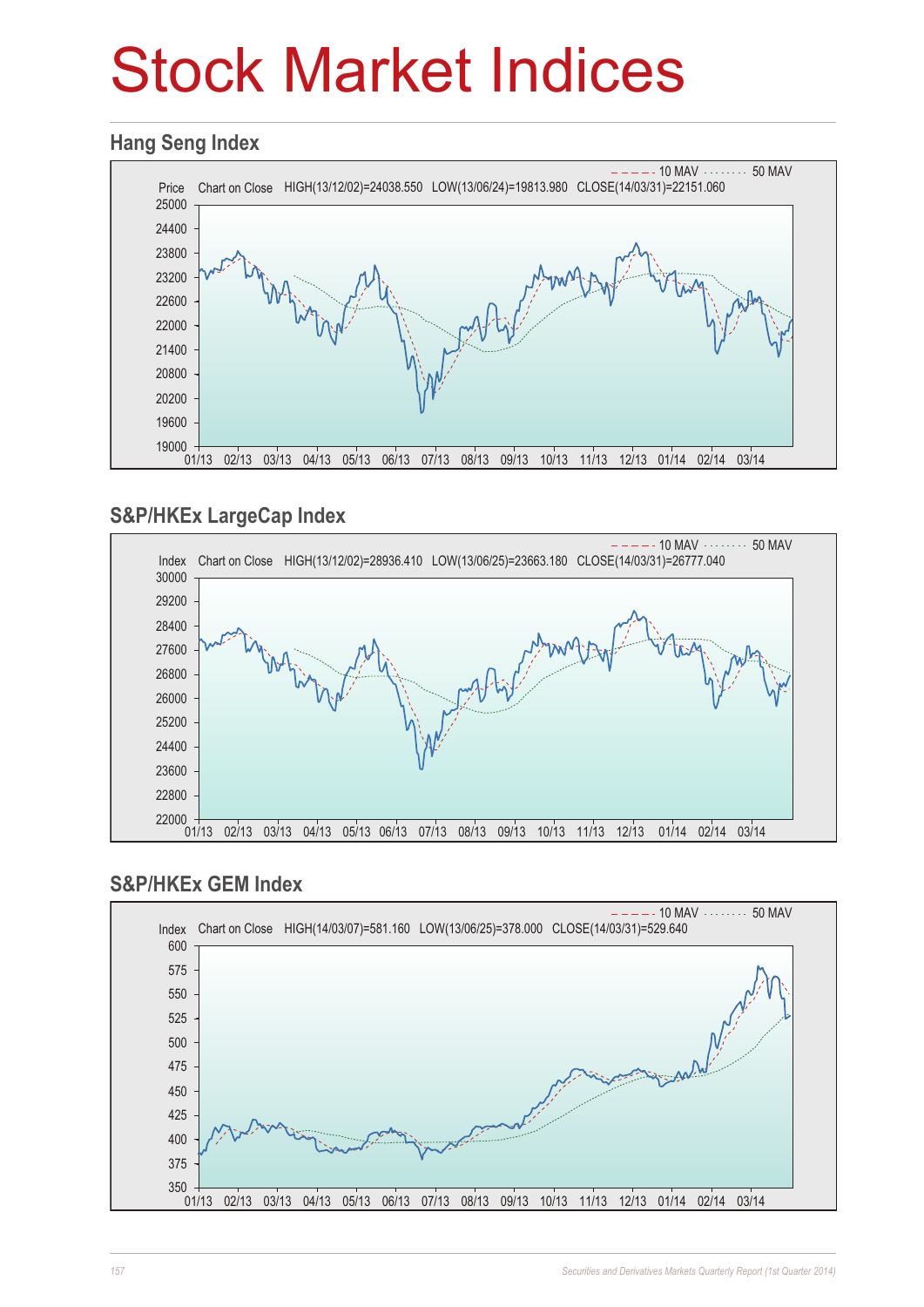# Stock Market Indices

## Hang Seng Index

10 MAV 50 MAV

Price Chart on Close HIGH(13/12/02)=24038.550 LOW(13/06/24)=19813.980 CLOSE(14/03/31)=22151.060

25000
24400
23800
23200
22600
22000
21400
20800
20200
19600
19000

01/13 02/13 03/13 04/13 05/13 06/13 07/13 08/13 09/13 10/13 11/13 12/13 01/14 02/14 03/14

## S&P/HKEx LargeCap Index

10 MAV 50 MAV

Index Chart on Close HIGH(13/12/02)=28936.410 LOW(13/06/25)=23663.180 CLOSE(14/03/31)=26777.040

30000
29200
28400
27600
26800
26000
25200
24400
23600
22800
22000

01/13 02/13 03/13 04/13 05/13 06/13 07/13 08/13 09/13 10/13 11/13 12/13 01/14 02/14 03/14

## S&P/HKEx GEM Index

10 MAV 50 MAV

Index Chart on Close HIGH(14/03/07)=581.160 LOW(13/06/25)=378.000 CLOSE(14/03/31)=529.640

600
575
550
525
500
475
450
425
400
375
350

01/13 02/13 03/13 04/13 05/13 06/13 07/13 08/13 09/13 10/13 11/13 12/13 01/14 02/14 03/14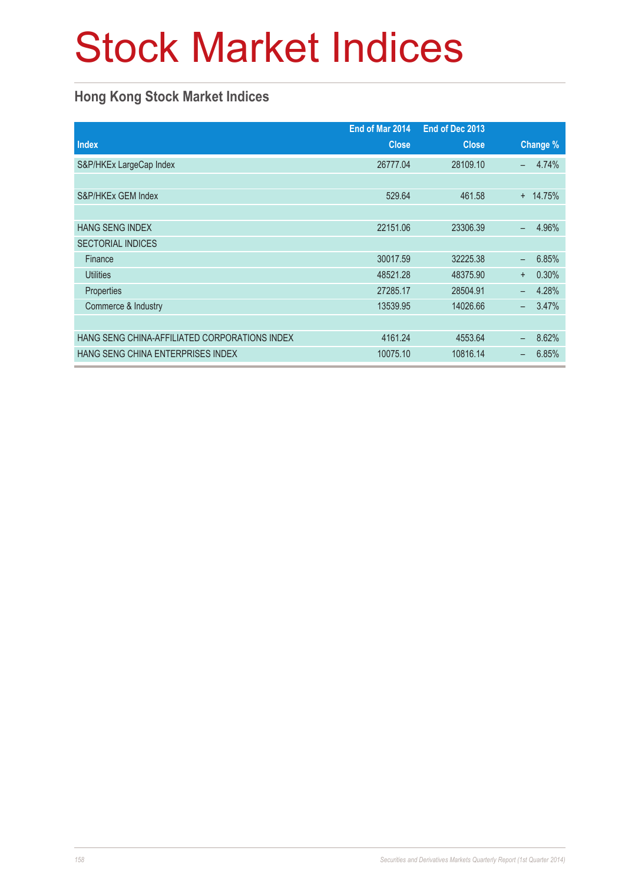# Stock Market Indices

## Hong Kong Stock Market Indices

| Index | End of Mar 2014 Close | End of Dec 2013 Close | Change % |
|---|---|---|---|
| S&P/HKEx LargeCap Index | 26777.04 | 28109.10 | – 4.74% |
| | | | |
| S&P/HKEx GEM Index | 529.64 | 461.58 | + 14.75% |
| | | | |
| HANG SENG INDEX | 22151.06 | 23306.39 | – 4.96% |
| SECTORIAL INDICES | | | |
| Finance | 30017.59 | 32225.38 | – 6.85% |
| Utilities | 48521.28 | 48375.90 | + 0.30% |
| Properties | 27285.17 | 28504.91 | – 4.28% |
| Commerce & Industry | 13539.95 | 14026.66 | – 3.47% |
| | | | |
| HANG SENG CHINA-AFFILIATED CORPORATIONS INDEX | 4161.24 | 4553.64 | – 8.62% |
| HANG SENG CHINA ENTERPRISES INDEX | 10075.10 | 10816.14 | – 6.85% |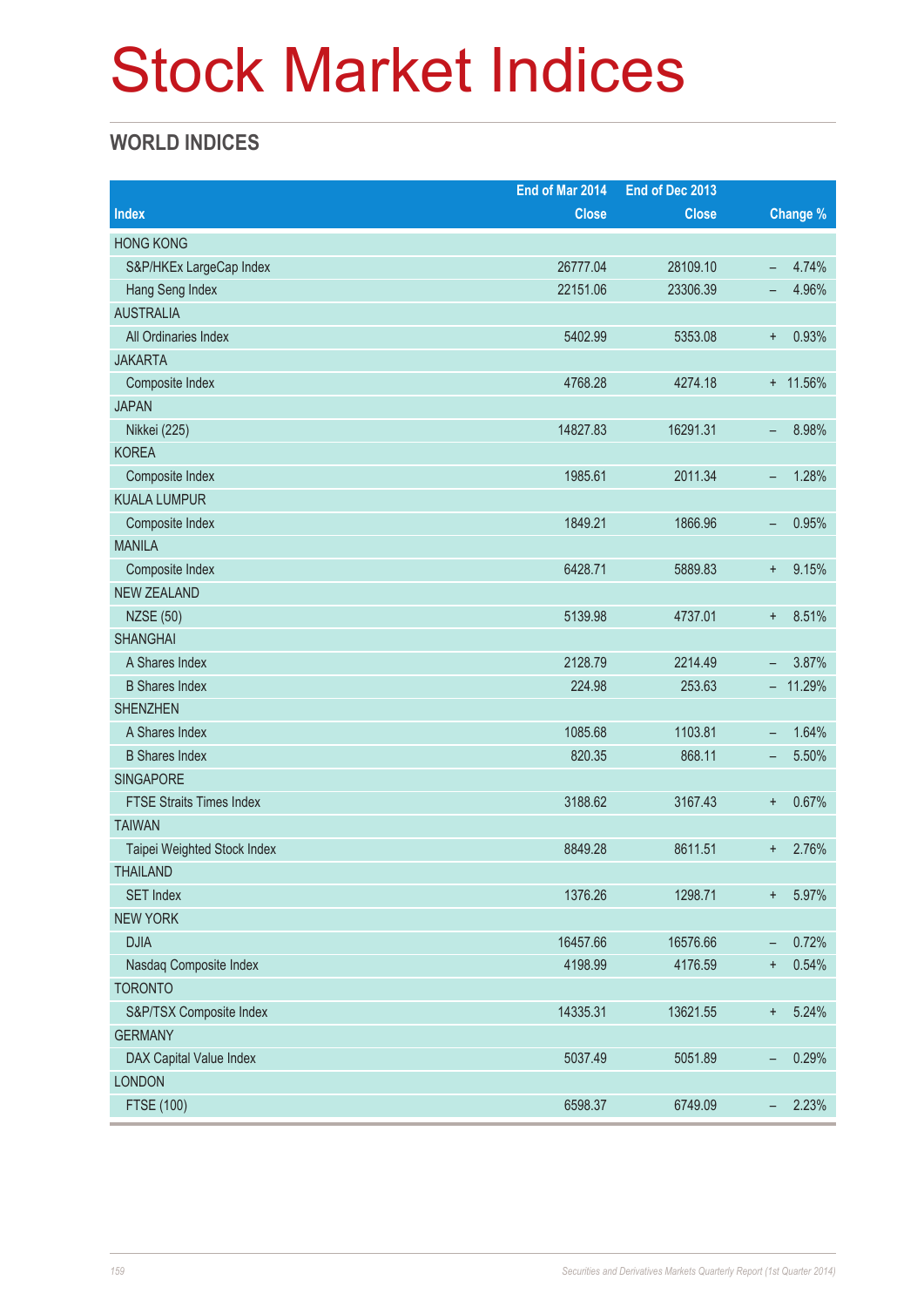# Stock Market Indices

## WORLD INDICES

| Index | End of Mar 2014 Close | End of Dec 2013 Close | Change % |
|---|---|---|---|
| HONG KONG | | | |
| S&P/HKEx LargeCap Index | 26777.04 | 28109.10 | – 4.74% |
| Hang Seng Index | 22151.06 | 23306.39 | – 4.96% |
| AUSTRALIA | | | |
| All Ordinaries Index | 5402.99 | 5353.08 | + 0.93% |
| JAKARTA | | | |
| Composite Index | 4768.28 | 4274.18 | + 11.56% |
| JAPAN | | | |
| Nikkei (225) | 14827.83 | 16291.31 | – 8.98% |
| KOREA | | | |
| Composite Index | 1985.61 | 2011.34 | – 1.28% |
| KUALA LUMPUR | | | |
| Composite Index | 1849.21 | 1866.96 | – 0.95% |
| MANILA | | | |
| Composite Index | 6428.71 | 5889.83 | + 9.15% |
| NEW ZEALAND | | | |
| NZSE (50) | 5139.98 | 4737.01 | + 8.51% |
| SHANGHAI | | | |
| A Shares Index | 2128.79 | 2214.49 | – 3.87% |
| B Shares Index | 224.98 | 253.63 | – 11.29% |
| SHENZHEN | | | |
| A Shares Index | 1085.68 | 1103.81 | – 1.64% |
| B Shares Index | 820.35 | 868.11 | – 5.50% |
| SINGAPORE | | | |
| FTSE Straits Times Index | 3188.62 | 3167.43 | + 0.67% |
| TAIWAN | | | |
| Taipei Weighted Stock Index | 8849.28 | 8611.51 | + 2.76% |
| THAILAND | | | |
| SET Index | 1376.26 | 1298.71 | + 5.97% |
| NEW YORK | | | |
| DJIA | 16457.66 | 16576.66 | – 0.72% |
| Nasdaq Composite Index | 4198.99 | 4176.59 | + 0.54% |
| TORONTO | | | |
| S&P/TSX Composite Index | 14335.31 | 13621.55 | + 5.24% |
| GERMANY | | | |
| DAX Capital Value Index | 5037.49 | 5051.89 | – 0.29% |
| LONDON | | | |
| FTSE (100) | 6598.37 | 6749.09 | – 2.23% |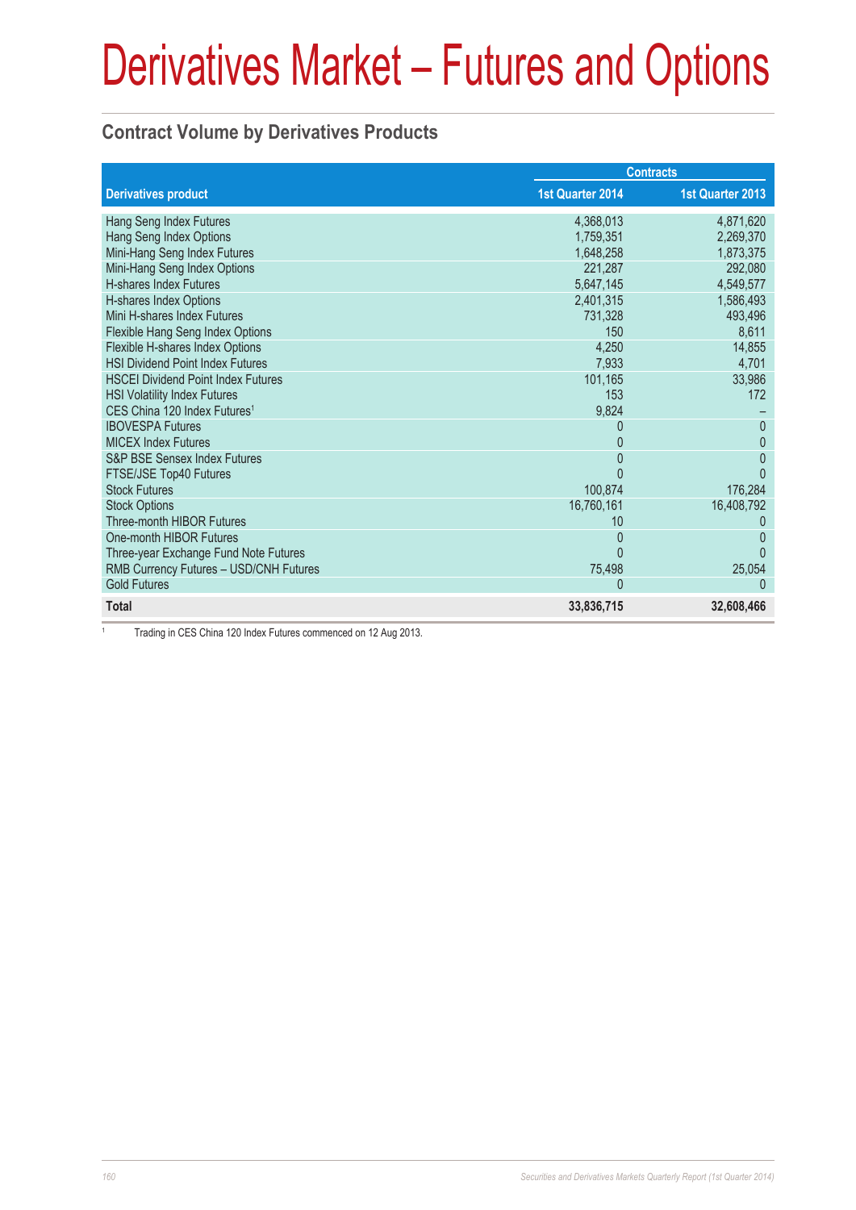# Derivatives Market – Futures and Options

## Contract Volume by Derivatives Products

| Derivatives product | Contracts | |
|---|---|---|
| | 1st Quarter 2014 | 1st Quarter 2013 |
| Hang Seng Index Futures | 4,368,013 | 4,871,620 |
| Hang Seng Index Options | 1,759,351 | 2,269,370 |
| Mini-Hang Seng Index Futures | 1,648,258 | 1,873,375 |
| Mini-Hang Seng Index Options | 221,287 | 292,080 |
| H-shares Index Futures | 5,647,145 | 4,549,577 |
| H-shares Index Options | 2,401,315 | 1,586,493 |
| Mini H-shares Index Futures | 731,328 | 493,496 |
| Flexible Hang Seng Index Options | 150 | 8,611 |
| Flexible H-shares Index Options | 4,250 | 14,855 |
| HSI Dividend Point Index Futures | 7,933 | 4,701 |
| HSCEI Dividend Point Index Futures | 101,165 | 33,986 |
| HSI Volatility Index Futures | 153 | 172 |
| CES China 120 Index Futures[1] | 9,824 | – |
| IBOVESPA Futures | 0 | 0 |
| MICEX Index Futures | 0 | 0 |
| S&P BSE Sensex Index Futures | 0 | 0 |
| FTSE/JSE Top40 Futures | 0 | 0 |
| Stock Futures | 100,874 | 176,284 |
| Stock Options | 16,760,161 | 16,408,792 |
| Three-month HIBOR Futures | 10 | 0 |
| One-month HIBOR Futures | 0 | 0 |
| Three-year Exchange Fund Note Futures | 0 | 0 |
| RMB Currency Futures – USD/CNH Futures | 75,498 | 25,054 |
| Gold Futures | 0 | 0 |
| **Total** | **33,836,715** | **32,608,466** |

[1] Trading in CES China 120 Index Futures commenced on 12 Aug 2013.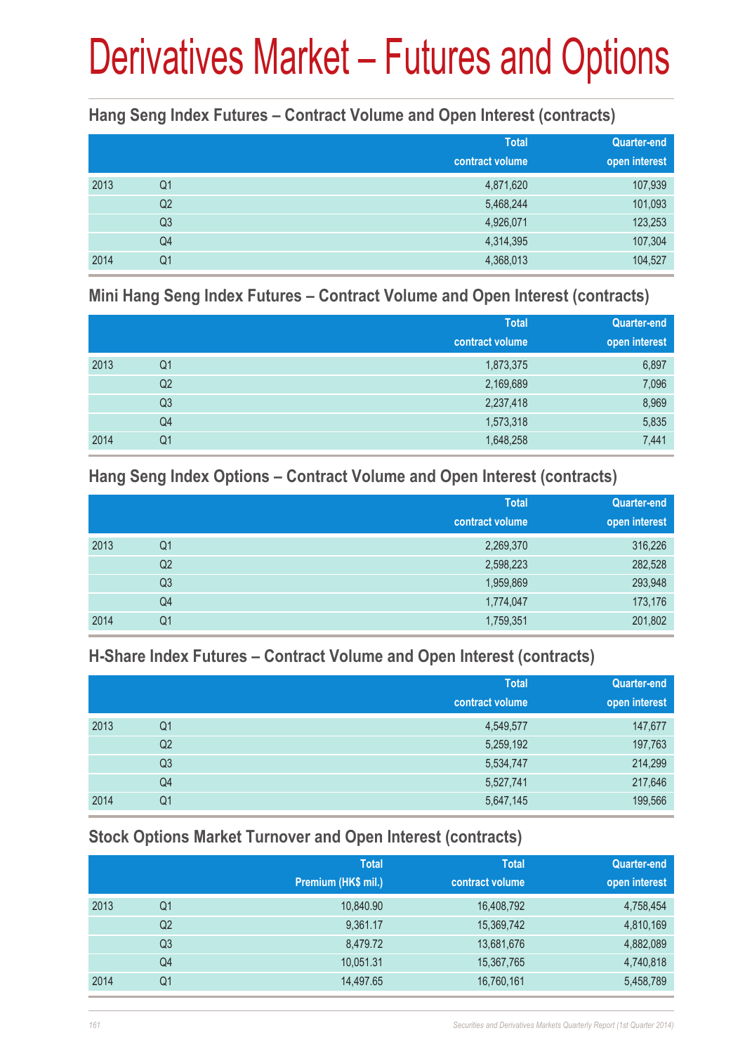# Derivatives Market – Futures and Options

## Hang Seng Index Futures – Contract Volume and Open Interest (contracts)

| | | Total contract volume | Quarter-end open interest |
|---|---|---|---|
| 2013 | Q1 | 4,871,620 | 107,939 |
| | Q2 | 5,468,244 | 101,093 |
| | Q3 | 4,926,071 | 123,253 |
| | Q4 | 4,314,395 | 107,304 |
| 2014 | Q1 | 4,368,013 | 104,527 |

## Mini Hang Seng Index Futures – Contract Volume and Open Interest (contracts)

| | | Total contract volume | Quarter-end open interest |
|---|---|---|---|
| 2013 | Q1 | 1,873,375 | 6,897 |
| | Q2 | 2,169,689 | 7,096 |
| | Q3 | 2,237,418 | 8,969 |
| | Q4 | 1,573,318 | 5,835 |
| 2014 | Q1 | 1,648,258 | 7,441 |

## Hang Seng Index Options – Contract Volume and Open Interest (contracts)

| | | Total contract volume | Quarter-end open interest |
|---|---|---|---|
| 2013 | Q1 | 2,269,370 | 316,226 |
| | Q2 | 2,598,223 | 282,528 |
| | Q3 | 1,959,869 | 293,948 |
| | Q4 | 1,774,047 | 173,176 |
| 2014 | Q1 | 1,759,351 | 201,802 |

## H-Share Index Futures – Contract Volume and Open Interest (contracts)

| | | Total contract volume | Quarter-end open interest |
|---|---|---|---|
| 2013 | Q1 | 4,549,577 | 147,677 |
| | Q2 | 5,259,192 | 197,763 |
| | Q3 | 5,534,747 | 214,299 |
| | Q4 | 5,527,741 | 217,646 |
| 2014 | Q1 | 5,647,145 | 199,566 |

## Stock Options Market Turnover and Open Interest (contracts)

| | | Total Premium (HK$ mil.) | Total contract volume | Quarter-end open interest |
|---|---|---|---|---|
| 2013 | Q1 | 10,840.90 | 16,408,792 | 4,758,454 |
| | Q2 | 9,361.17 | 15,369,742 | 4,810,169 |
| | Q3 | 8,479.72 | 13,681,676 | 4,882,089 |
| | Q4 | 10,051.31 | 15,367,765 | 4,740,818 |
| 2014 | Q1 | 14,497.65 | 16,760,161 | 5,458,789 |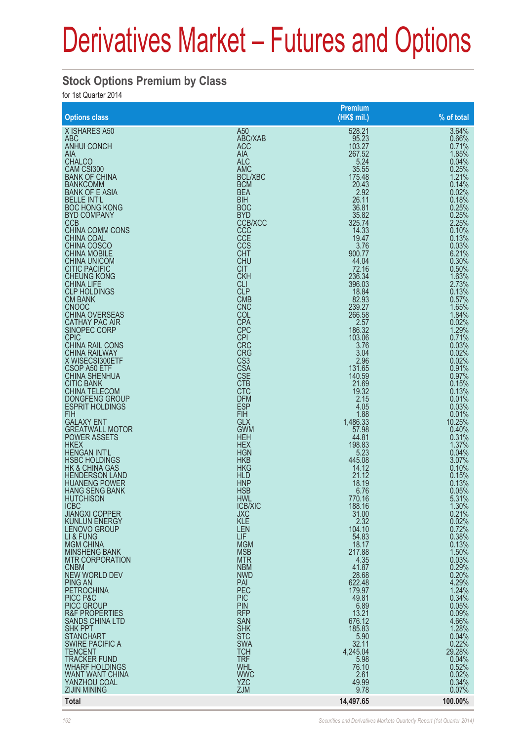# Derivatives Market – Futures and Options

## Stock Options Premium by Class

for 1st Quarter 2014

| Options class | | Premium (HK$ mil.) | % of total |
|---|---|---|---|
| X ISHARES A50 | A50 | 528.21 | 3.64% |
| ABC | ABC/XAB | 95.23 | 0.66% |
| ANHUI CONCH | ACC | 103.27 | 0.71% |
| AIA | AIA | 267.52 | 1.85% |
| CHALCO | ALC | 5.24 | 0.04% |
| CAM CSI300 | AMC | 35.55 | 0.25% |
| BANK OF CHINA | BCL/XBC | 175.48 | 1.21% |
| BANKCOMM | BCM | 20.43 | 0.14% |
| BANK OF E ASIA | BEA | 2.92 | 0.02% |
| BELLE INT'L | BIH | 26.11 | 0.18% |
| BOC HONG KONG | BOC | 36.81 | 0.25% |
| BYD COMPANY | BYD | 35.82 | 0.25% |
| CCB | CCB/XCC | 325.74 | 2.25% |
| CHINA COMM CONS | CCC | 14.33 | 0.10% |
| CHINA COAL | CCE | 19.47 | 0.13% |
| CHINA COSCO | CCS | 3.76 | 0.03% |
| CHINA MOBILE | CHT | 900.77 | 6.21% |
| CHINA UNICOM | CHU | 44.04 | 0.30% |
| CITIC PACIFIC | CIT | 72.16 | 0.50% |
| CHEUNG KONG | CKH | 236.34 | 1.63% |
| CHINA LIFE | CLI | 396.03 | 2.73% |
| CLP HOLDINGS | CLP | 18.84 | 0.13% |
| CM BANK | CMB | 82.93 | 0.57% |
| CNOOC | CNC | 239.27 | 1.65% |
| CHINA OVERSEAS | COL | 266.58 | 1.84% |
| CATHAY PAC AIR | CPA | 2.57 | 0.02% |
| SINOPEC CORP | CPC | 186.32 | 1.29% |
| CPIC | CPI | 103.06 | 0.71% |
| CHINA RAIL CONS | CRC | 3.76 | 0.03% |
| CHINA RAILWAY | CRG | 3.04 | 0.02% |
| X WISECSI300ETF | CS3 | 2.96 | 0.02% |
| CSOP A50 ETF | CSA | 131.65 | 0.91% |
| CHINA SHENHUA | CSE | 140.59 | 0.97% |
| CITIC BANK | CTB | 21.69 | 0.15% |
| CHINA TELECOM | CTC | 19.32 | 0.13% |
| DONGFENG GROUP | DFM | 2.15 | 0.01% |
| ESPRIT HOLDINGS | ESP | 4.05 | 0.03% |
| FIH | FIH | 1.88 | 0.01% |
| GALAXY ENT | GLX | 1,486.33 | 10.25% |
| GREATWALL MOTOR | GWM | 57.98 | 0.40% |
| POWER ASSETS | HEH | 44.81 | 0.31% |
| HKEX | HEX | 198.83 | 1.37% |
| HENGAN INT'L | HGN | 5.23 | 0.04% |
| HSBC HOLDINGS | HKB | 445.08 | 3.07% |
| HK & CHINA GAS | HKG | 14.12 | 0.10% |
| HENDERSON LAND | HLD | 21.12 | 0.15% |
| HUANENG POWER | HNP | 18.19 | 0.13% |
| HANG SENG BANK | HSB | 6.76 | 0.05% |
| HUTCHISON | HWL | 770.16 | 5.31% |
| ICBC | ICB/XIC | 188.16 | 1.30% |
| JIANGXI COPPER | JXC | 31.00 | 0.21% |
| KUNLUN ENERGY | KLE | 2.32 | 0.02% |
| LENOVO GROUP | LEN | 104.10 | 0.72% |
| LI & FUNG | LIF | 54.83 | 0.38% |
| MGM CHINA | MGM | 18.17 | 0.13% |
| MINSHENG BANK | MSB | 217.88 | 1.50% |
| MTR CORPORATION | MTR | 4.35 | 0.03% |
| CNBM | NBM | 41.87 | 0.29% |
| NEW WORLD DEV | NWD | 28.68 | 0.20% |
| PING AN | PAI | 622.48 | 4.29% |
| PETROCHINA | PEC | 179.97 | 1.24% |
| PICC P&C | PIC | 49.81 | 0.34% |
| PICC GROUP | PIN | 6.89 | 0.05% |
| R&F PROPERTIES | RFP | 13.21 | 0.09% |
| SANDS CHINA LTD | SAN | 676.12 | 4.66% |
| SHK PPT | SHK | 185.83 | 1.28% |
| STANCHART | STC | 5.90 | 0.04% |
| SWIRE PACIFIC A | SWA | 32.11 | 0.22% |
| TENCENT | TCH | 4,245.04 | 29.28% |
| TRACKER FUND | TRF | 5.98 | 0.04% |
| WHARF HOLDINGS | WHL | 76.10 | 0.52% |
| WANT WANT CHINA | WWC | 2.61 | 0.02% |
| YANZHOU COAL | YZC | 49.99 | 0.34% |
| ZIJIN MINING | ZJM | 9.78 | 0.07% |
| **Total** | | **14,497.65** | **100.00%** |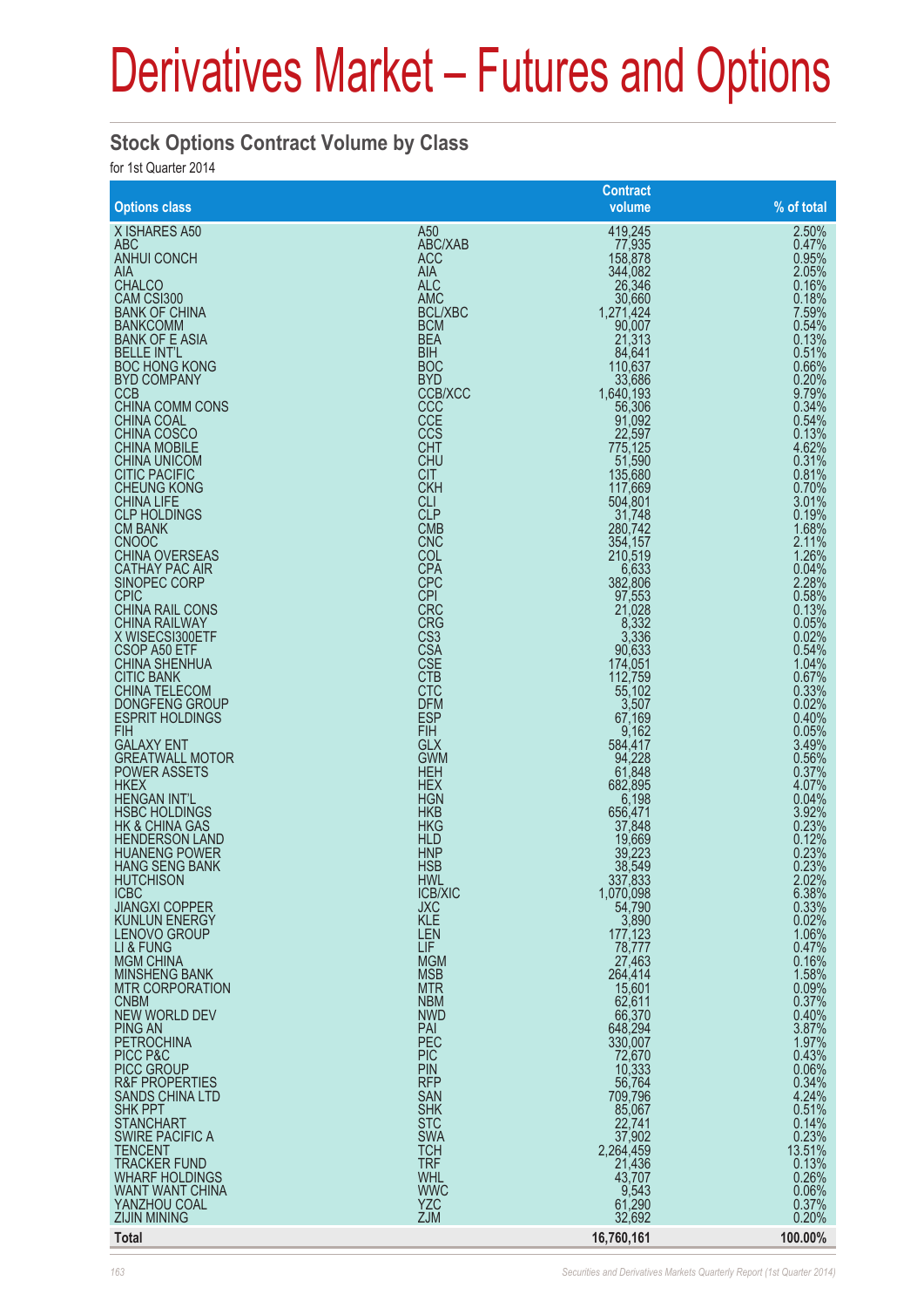# Derivatives Market – Futures and Options

## Stock Options Contract Volume by Class

for 1st Quarter 2014

| Options class | | Contract volume | % of total |
|---|---|---|---|
| X ISHARES A50 | A50 | 419,245 | 2.50% |
| ABC | ABC/XAB | 77,935 | 0.47% |
| ANHUI CONCH | ACC | 158,878 | 0.95% |
| AIA | AIA | 344,082 | 2.05% |
| CHALCO | ALC | 26,346 | 0.16% |
| CAM CSI300 | AMC | 30,660 | 0.18% |
| BANK OF CHINA | BCL/XBC | 1,271,424 | 7.59% |
| BANKCOMM | BCM | 90,007 | 0.54% |
| BANK OF E ASIA | BEA | 21,313 | 0.13% |
| BELLE INT'L | BIH | 84,641 | 0.51% |
| BOC HONG KONG | BOC | 110,637 | 0.66% |
| BYD COMPANY | BYD | 33,686 | 0.20% |
| CCB | CCB/XCC | 1,640,193 | 9.79% |
| CHINA COMM CONS | CCC | 56,306 | 0.34% |
| CHINA COAL | CCE | 91,092 | 0.54% |
| CHINA COSCO | CCS | 22,597 | 0.13% |
| CHINA MOBILE | CHT | 775,125 | 4.62% |
| CHINA UNICOM | CHU | 51,590 | 0.31% |
| CITIC PACIFIC | CIT | 135,680 | 0.81% |
| CHEUNG KONG | CKH | 117,669 | 0.70% |
| CHINA LIFE | CLI | 504,801 | 3.01% |
| CLP HOLDINGS | CLP | 31,748 | 0.19% |
| CM BANK | CMB | 280,742 | 1.68% |
| CNOOC | CNC | 354,157 | 2.11% |
| CHINA OVERSEAS | COL | 210,519 | 1.26% |
| CATHAY PAC AIR | CPA | 6,633 | 0.04% |
| SINOPEC CORP | CPC | 382,806 | 2.28% |
| CPIC | CPI | 97,553 | 0.58% |
| CHINA RAIL CONS | CRC | 21,028 | 0.13% |
| CHINA RAILWAY | CRG | 8,332 | 0.05% |
| X WISECSI300ETF | CS3 | 3,336 | 0.02% |
| CSOP A50 ETF | CSA | 90,633 | 0.54% |
| CHINA SHENHUA | CSE | 174,051 | 1.04% |
| CITIC BANK | CTB | 112,759 | 0.67% |
| CHINA TELECOM | CTC | 55,102 | 0.33% |
| DONGFENG GROUP | DFM | 3,507 | 0.02% |
| ESPRIT HOLDINGS | ESP | 67,169 | 0.40% |
| FIH | FIH | 9,162 | 0.05% |
| GALAXY ENT | GLX | 584,417 | 3.49% |
| GREATWALL MOTOR | GWM | 94,228 | 0.56% |
| POWER ASSETS | HEH | 61,848 | 0.37% |
| HKEX | HEX | 682,895 | 4.07% |
| HENGAN INT'L | HGN | 6,198 | 0.04% |
| HSBC HOLDINGS | HKB | 656,471 | 3.92% |
| HK & CHINA GAS | HKG | 37,848 | 0.23% |
| HENDERSON LAND | HLD | 19,669 | 0.12% |
| HUANENG POWER | HNP | 39,223 | 0.23% |
| HANG SENG BANK | HSB | 38,549 | 0.23% |
| HUTCHISON | HWL | 337,833 | 2.02% |
| ICBC | ICB/XIC | 1,070,098 | 6.38% |
| JIANGXI COPPER | JXC | 54,790 | 0.33% |
| KUNLUN ENERGY | KLE | 3,890 | 0.02% |
| LENOVO GROUP | LEN | 177,123 | 1.06% |
| LI & FUNG | LIF | 78,777 | 0.47% |
| MGM CHINA | MGM | 27,463 | 0.16% |
| MINSHENG BANK | MSB | 264,414 | 1.58% |
| MTR CORPORATION | MTR | 15,601 | 0.09% |
| CNBM | NBM | 62,611 | 0.37% |
| NEW WORLD DEV | NWD | 66,370 | 0.40% |
| PING AN | PAI | 648,294 | 3.87% |
| PETROCHINA | PEC | 330,007 | 1.97% |
| PICC P&C | PIC | 72,670 | 0.43% |
| PICC GROUP | PIN | 10,333 | 0.06% |
| R&F PROPERTIES | RFP | 56,764 | 0.34% |
| SANDS CHINA LTD | SAN | 709,796 | 4.24% |
| SHK PPT | SHK | 85,067 | 0.51% |
| STANCHART | STC | 22,741 | 0.14% |
| SWIRE PACIFIC A | SWA | 37,902 | 0.23% |
| TENCENT | TCH | 2,264,459 | 13.51% |
| TRACKER FUND | TRF | 21,436 | 0.13% |
| WHARF HOLDINGS | WHL | 43,707 | 0.26% |
| WANT WANT CHINA | WWC | 9,543 | 0.06% |
| YANZHOU COAL | YZC | 61,290 | 0.37% |
| ZIJIN MINING | ZJM | 32,692 | 0.20% |
| **Total** | | **16,760,161** | **100.00%** |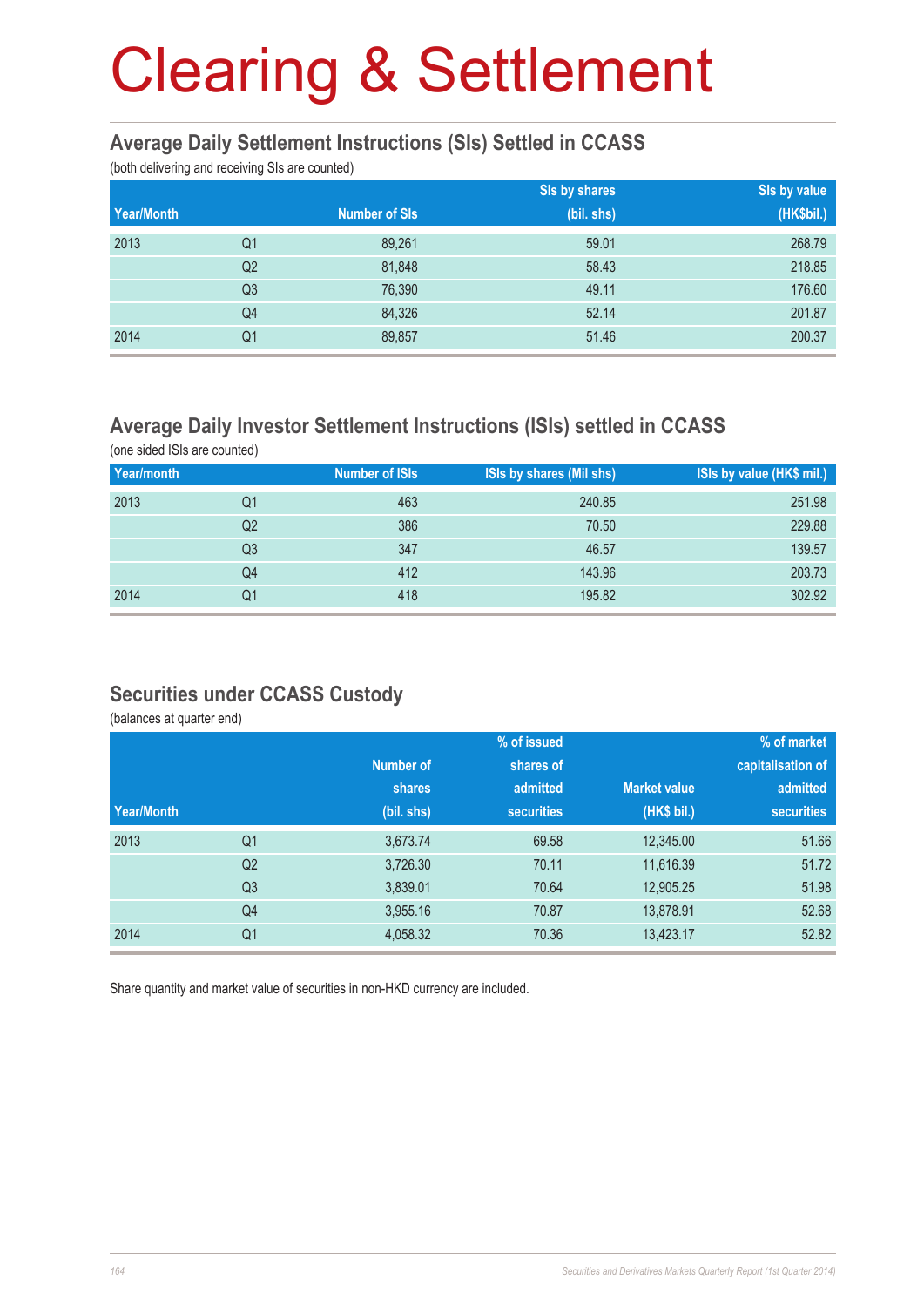# Clearing & Settlement

## Average Daily Settlement Instructions (SIs) Settled in CCASS

(both delivering and receiving SIs are counted)

| Year/Month | | Number of SIs | SIs by shares (bil. shs) | SIs by value (HK$bil.) |
|---|---|---|---|---|
| 2013 | Q1 | 89,261 | 59.01 | 268.79 |
| | Q2 | 81,848 | 58.43 | 218.85 |
| | Q3 | 76,390 | 49.11 | 176.60 |
| | Q4 | 84,326 | 52.14 | 201.87 |
| 2014 | Q1 | 89,857 | 51.46 | 200.37 |

## Average Daily Investor Settlement Instructions (ISIs) settled in CCASS

(one sided ISIs are counted)

| Year/month | | Number of ISIs | ISIs by shares (Mil shs) | ISIs by value (HK$ mil.) |
|---|---|---|---|---|
| 2013 | Q1 | 463 | 240.85 | 251.98 |
| | Q2 | 386 | 70.50 | 229.88 |
| | Q3 | 347 | 46.57 | 139.57 |
| | Q4 | 412 | 143.96 | 203.73 |
| 2014 | Q1 | 418 | 195.82 | 302.92 |

## Securities under CCASS Custody

(balances at quarter end)

| Year/Month | | Number of shares (bil. shs) | % of issued shares of admitted securities | Market value (HK$ bil.) | % of market capitalisation of admitted securities |
|---|---|---|---|---|---|
| 2013 | Q1 | 3,673.74 | 69.58 | 12,345.00 | 51.66 |
| | Q2 | 3,726.30 | 70.11 | 11,616.39 | 51.72 |
| | Q3 | 3,839.01 | 70.64 | 12,905.25 | 51.98 |
| | Q4 | 3,955.16 | 70.87 | 13,878.91 | 52.68 |
| 2014 | Q1 | 4,058.32 | 70.36 | 13,423.17 | 52.82 |

Share quantity and market value of securities in non-HKD currency are included.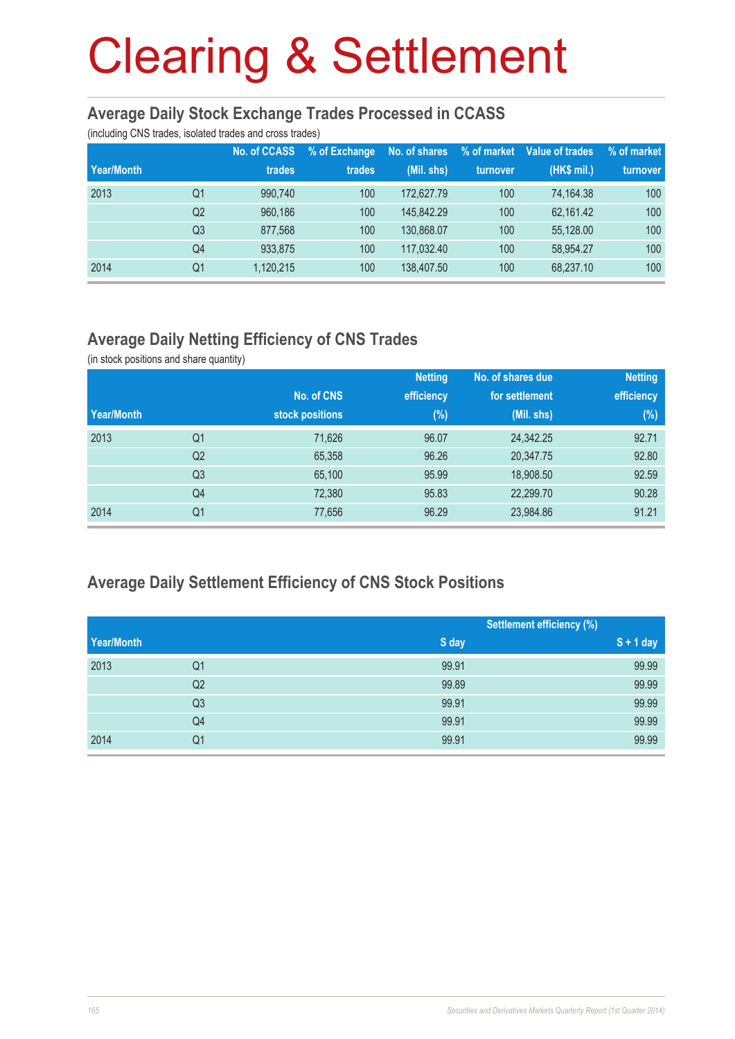# Clearing & Settlement

## Average Daily Stock Exchange Trades Processed in CCASS

(including CNS trades, isolated trades and cross trades)

| Year/Month | | No. of CCASS trades | % of Exchange trades | No. of shares (Mil. shs) | % of market turnover | Value of trades (HK$ mil.) | % of market turnover |
|---|---|---|---|---|---|---|---|
| 2013 | Q1 | 990,740 | 100 | 172,627.79 | 100 | 74,164.38 | 100 |
| | Q2 | 960,186 | 100 | 145,842.29 | 100 | 62,161.42 | 100 |
| | Q3 | 877,568 | 100 | 130,868.07 | 100 | 55,128.00 | 100 |
| | Q4 | 933,875 | 100 | 117,032.40 | 100 | 58,954.27 | 100 |
| 2014 | Q1 | 1,120,215 | 100 | 138,407.50 | 100 | 68,237.10 | 100 |

## Average Daily Netting Efficiency of CNS Trades

(in stock positions and share quantity)

| Year/Month | | No. of CNS stock positions | Netting efficiency (%) | No. of shares due for settlement (Mil. shs) | Netting efficiency (%) |
|---|---|---|---|---|---|
| 2013 | Q1 | 71,626 | 96.07 | 24,342.25 | 92.71 |
| | Q2 | 65,358 | 96.26 | 20,347.75 | 92.80 |
| | Q3 | 65,100 | 95.99 | 18,908.50 | 92.59 |
| | Q4 | 72,380 | 95.83 | 22,299.70 | 90.28 |
| 2014 | Q1 | 77,656 | 96.29 | 23,984.86 | 91.21 |

## Average Daily Settlement Efficiency of CNS Stock Positions

| | | Settlement efficiency (%) | |
|---|---|---|---|
| Year/Month | | S day | S + 1 day |
| 2013 | Q1 | 99.91 | 99.99 |
| | Q2 | 99.89 | 99.99 |
| | Q3 | 99.91 | 99.99 |
| | Q4 | 99.91 | 99.99 |
| 2014 | Q1 | 99.91 | 99.99 |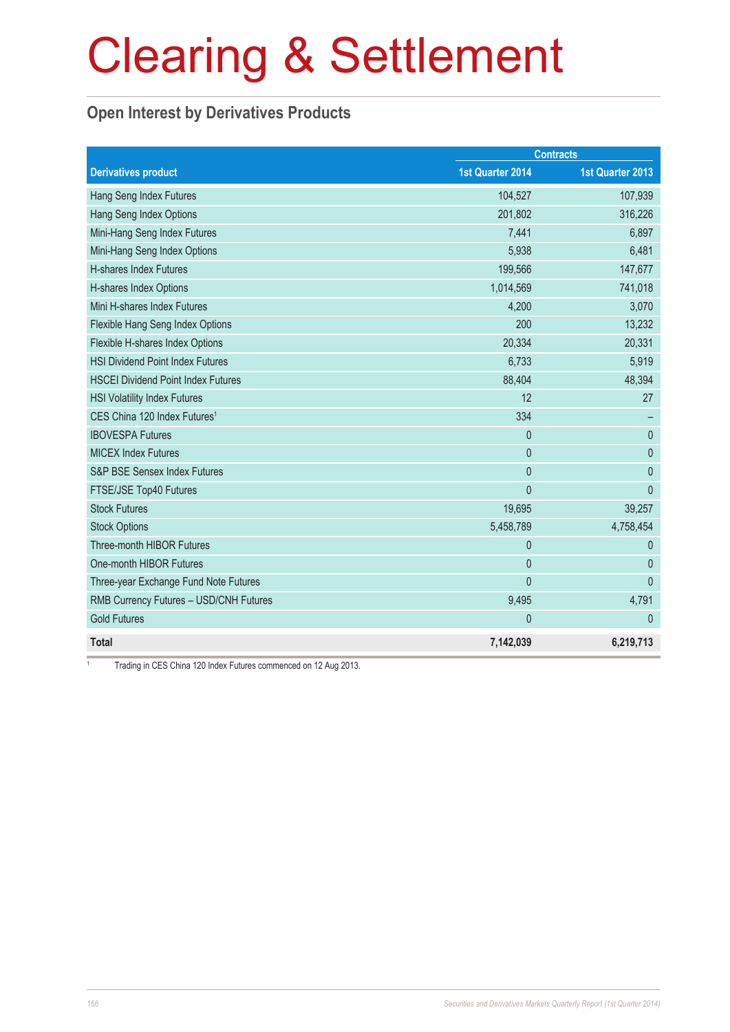# Clearing & Settlement

## Open Interest by Derivatives Products

| Derivatives product | Contracts | |
|---|---|---|
| | 1st Quarter 2014 | 1st Quarter 2013 |
| Hang Seng Index Futures | 104,527 | 107,939 |
| Hang Seng Index Options | 201,802 | 316,226 |
| Mini-Hang Seng Index Futures | 7,441 | 6,897 |
| Mini-Hang Seng Index Options | 5,938 | 6,481 |
| H-shares Index Futures | 199,566 | 147,677 |
| H-shares Index Options | 1,014,569 | 741,018 |
| Mini H-shares Index Futures | 4,200 | 3,070 |
| Flexible Hang Seng Index Options | 200 | 13,232 |
| Flexible H-shares Index Options | 20,334 | 20,331 |
| HSI Dividend Point Index Futures | 6,733 | 5,919 |
| HSCEI Dividend Point Index Futures | 88,404 | 48,394 |
| HSI Volatility Index Futures | 12 | 27 |
| CES China 120 Index Futures[1] | 334 | – |
| IBOVESPA Futures | 0 | 0 |
| MICEX Index Futures | 0 | 0 |
| S&P BSE Sensex Index Futures | 0 | 0 |
| FTSE/JSE Top40 Futures | 0 | 0 |
| Stock Futures | 19,695 | 39,257 |
| Stock Options | 5,458,789 | 4,758,454 |
| Three-month HIBOR Futures | 0 | 0 |
| One-month HIBOR Futures | 0 | 0 |
| Three-year Exchange Fund Note Futures | 0 | 0 |
| RMB Currency Futures – USD/CNH Futures | 9,495 | 4,791 |
| Gold Futures | 0 | 0 |
| **Total** | **7,142,039** | **6,219,713** |

[1] Trading in CES China 120 Index Futures commenced on 12 Aug 2013.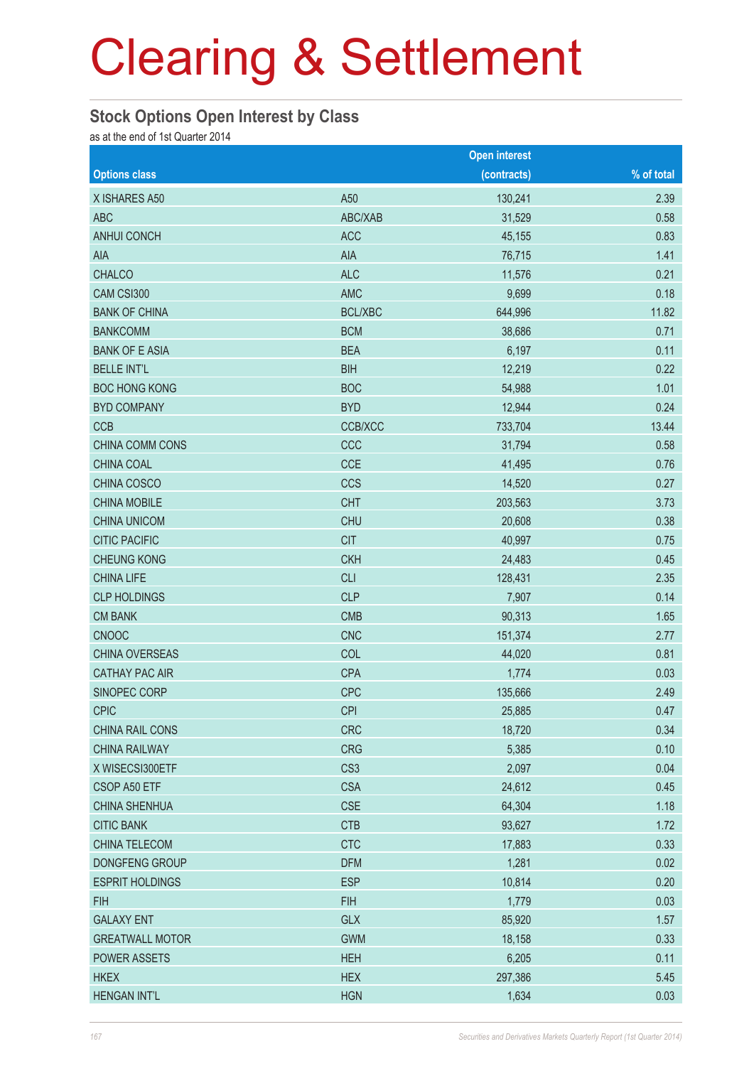# Clearing & Settlement

## Stock Options Open Interest by Class

as at the end of 1st Quarter 2014

| Options class | | Open interest (contracts) | % of total |
|---|---|---|---|
| X ISHARES A50 | A50 | 130,241 | 2.39 |
| ABC | ABC/XAB | 31,529 | 0.58 |
| ANHUI CONCH | ACC | 45,155 | 0.83 |
| AIA | AIA | 76,715 | 1.41 |
| CHALCO | ALC | 11,576 | 0.21 |
| CAM CSI300 | AMC | 9,699 | 0.18 |
| BANK OF CHINA | BCL/XBC | 644,996 | 11.82 |
| BANKCOMM | BCM | 38,686 | 0.71 |
| BANK OF E ASIA | BEA | 6,197 | 0.11 |
| BELLE INT'L | BIH | 12,219 | 0.22 |
| BOC HONG KONG | BOC | 54,988 | 1.01 |
| BYD COMPANY | BYD | 12,944 | 0.24 |
| CCB | CCB/XCC | 733,704 | 13.44 |
| CHINA COMM CONS | CCC | 31,794 | 0.58 |
| CHINA COAL | CCE | 41,495 | 0.76 |
| CHINA COSCO | CCS | 14,520 | 0.27 |
| CHINA MOBILE | CHT | 203,563 | 3.73 |
| CHINA UNICOM | CHU | 20,608 | 0.38 |
| CITIC PACIFIC | CIT | 40,997 | 0.75 |
| CHEUNG KONG | CKH | 24,483 | 0.45 |
| CHINA LIFE | CLI | 128,431 | 2.35 |
| CLP HOLDINGS | CLP | 7,907 | 0.14 |
| CM BANK | CMB | 90,313 | 1.65 |
| CNOOC | CNC | 151,374 | 2.77 |
| CHINA OVERSEAS | COL | 44,020 | 0.81 |
| CATHAY PAC AIR | CPA | 1,774 | 0.03 |
| SINOPEC CORP | CPC | 135,666 | 2.49 |
| CPIC | CPI | 25,885 | 0.47 |
| CHINA RAIL CONS | CRC | 18,720 | 0.34 |
| CHINA RAILWAY | CRG | 5,385 | 0.10 |
| X WISECSI300ETF | CS3 | 2,097 | 0.04 |
| CSOP A50 ETF | CSA | 24,612 | 0.45 |
| CHINA SHENHUA | CSE | 64,304 | 1.18 |
| CITIC BANK | CTB | 93,627 | 1.72 |
| CHINA TELECOM | CTC | 17,883 | 0.33 |
| DONGFENG GROUP | DFM | 1,281 | 0.02 |
| ESPRIT HOLDINGS | ESP | 10,814 | 0.20 |
| FIH | FIH | 1,779 | 0.03 |
| GALAXY ENT | GLX | 85,920 | 1.57 |
| GREATWALL MOTOR | GWM | 18,158 | 0.33 |
| POWER ASSETS | HEH | 6,205 | 0.11 |
| HKEX | HEX | 297,386 | 5.45 |
| HENGAN INT'L | HGN | 1,634 | 0.03 |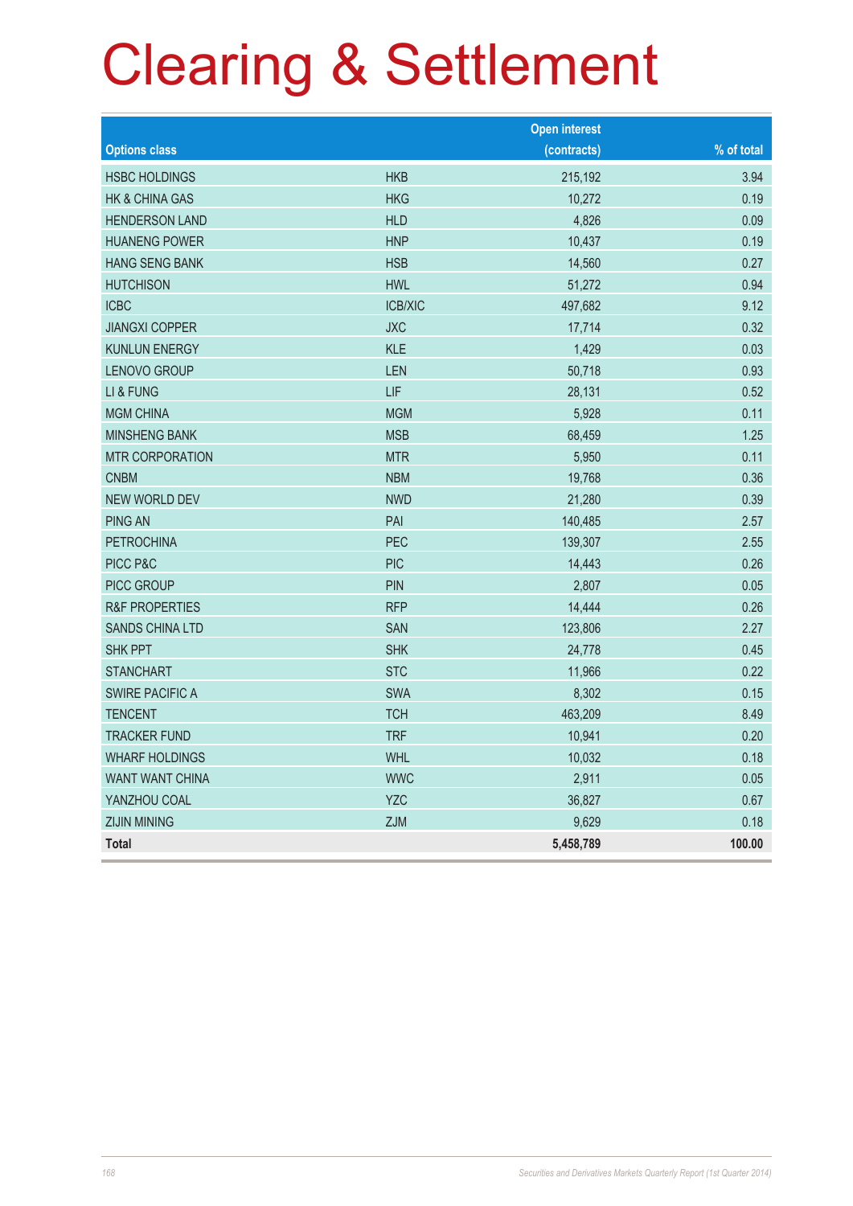# Clearing & Settlement

| Options class | | Open interest (contracts) | % of total |
|---|---|---|---|
| HSBC HOLDINGS | HKB | 215,192 | 3.94 |
| HK & CHINA GAS | HKG | 10,272 | 0.19 |
| HENDERSON LAND | HLD | 4,826 | 0.09 |
| HUANENG POWER | HNP | 10,437 | 0.19 |
| HANG SENG BANK | HSB | 14,560 | 0.27 |
| HUTCHISON | HWL | 51,272 | 0.94 |
| ICBC | ICB/XIC | 497,682 | 9.12 |
| JIANGXI COPPER | JXC | 17,714 | 0.32 |
| KUNLUN ENERGY | KLE | 1,429 | 0.03 |
| LENOVO GROUP | LEN | 50,718 | 0.93 |
| LI & FUNG | LIF | 28,131 | 0.52 |
| MGM CHINA | MGM | 5,928 | 0.11 |
| MINSHENG BANK | MSB | 68,459 | 1.25 |
| MTR CORPORATION | MTR | 5,950 | 0.11 |
| CNBM | NBM | 19,768 | 0.36 |
| NEW WORLD DEV | NWD | 21,280 | 0.39 |
| PING AN | PAI | 140,485 | 2.57 |
| PETROCHINA | PEC | 139,307 | 2.55 |
| PICC P&C | PIC | 14,443 | 0.26 |
| PICC GROUP | PIN | 2,807 | 0.05 |
| R&F PROPERTIES | RFP | 14,444 | 0.26 |
| SANDS CHINA LTD | SAN | 123,806 | 2.27 |
| SHK PPT | SHK | 24,778 | 0.45 |
| STANCHART | STC | 11,966 | 0.22 |
| SWIRE PACIFIC A | SWA | 8,302 | 0.15 |
| TENCENT | TCH | 463,209 | 8.49 |
| TRACKER FUND | TRF | 10,941 | 0.20 |
| WHARF HOLDINGS | WHL | 10,032 | 0.18 |
| WANT WANT CHINA | WWC | 2,911 | 0.05 |
| YANZHOU COAL | YZC | 36,827 | 0.67 |
| ZIJIN MINING | ZJM | 9,629 | 0.18 |
| **Total** | | **5,458,789** | **100.00** |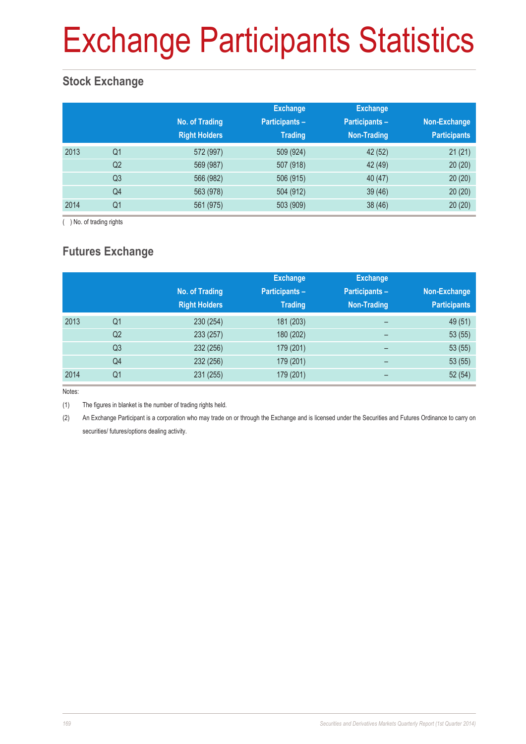# Exchange Participants Statistics

## Stock Exchange

| | | No. of Trading Right Holders | Exchange Participants – Trading | Exchange Participants – Non-Trading | Non-Exchange Participants |
|---|---|---|---|---|---|
| 2013 | Q1 | 572 (997) | 509 (924) | 42 (52) | 21 (21) |
| | Q2 | 569 (987) | 507 (918) | 42 (49) | 20 (20) |
| | Q3 | 566 (982) | 506 (915) | 40 (47) | 20 (20) |
| | Q4 | 563 (978) | 504 (912) | 39 (46) | 20 (20) |
| 2014 | Q1 | 561 (975) | 503 (909) | 38 (46) | 20 (20) |

( ) No. of trading rights

## Futures Exchange

| | | No. of Trading Right Holders | Exchange Participants – Trading | Exchange Participants – Non-Trading | Non-Exchange Participants |
|---|---|---|---|---|---|
| 2013 | Q1 | 230 (254) | 181 (203) | – | 49 (51) |
| | Q2 | 233 (257) | 180 (202) | – | 53 (55) |
| | Q3 | 232 (256) | 179 (201) | – | 53 (55) |
| | Q4 | 232 (256) | 179 (201) | – | 53 (55) |
| 2014 | Q1 | 231 (255) | 179 (201) | – | 52 (54) |

Notes:

(1) The figures in blanket is the number of trading rights held.

(2) An Exchange Participant is a corporation who may trade on or through the Exchange and is licensed under the Securities and Futures Ordinance to carry on securities/ futures/options dealing activity.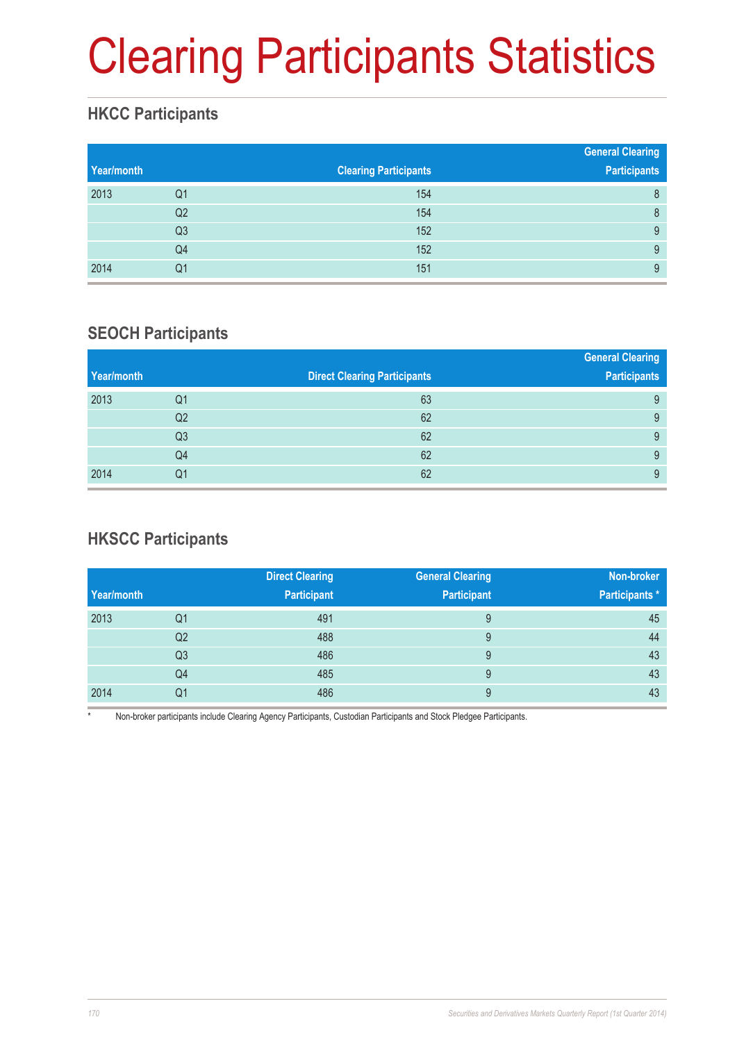# Clearing Participants Statistics

## HKCC Participants

| Year/month | | Clearing Participants | General Clearing Participants |
|---|---|---|---|
| 2013 | Q1 | 154 | 8 |
| | Q2 | 154 | 8 |
| | Q3 | 152 | 9 |
| | Q4 | 152 | 9 |
| 2014 | Q1 | 151 | 9 |

## SEOCH Participants

| Year/month | | Direct Clearing Participants | General Clearing Participants |
|---|---|---|---|
| 2013 | Q1 | 63 | 9 |
| | Q2 | 62 | 9 |
| | Q3 | 62 | 9 |
| | Q4 | 62 | 9 |
| 2014 | Q1 | 62 | 9 |

## HKSCC Participants

| Year/month | | Direct Clearing Participant | General Clearing Participant | Non-broker Participants * |
|---|---|---|---|---|
| 2013 | Q1 | 491 | 9 | 45 |
| | Q2 | 488 | 9 | 44 |
| | Q3 | 486 | 9 | 43 |
| | Q4 | 485 | 9 | 43 |
| 2014 | Q1 | 486 | 9 | 43 |

\* Non-broker participants include Clearing Agency Participants, Custodian Participants and Stock Pledgee Participants.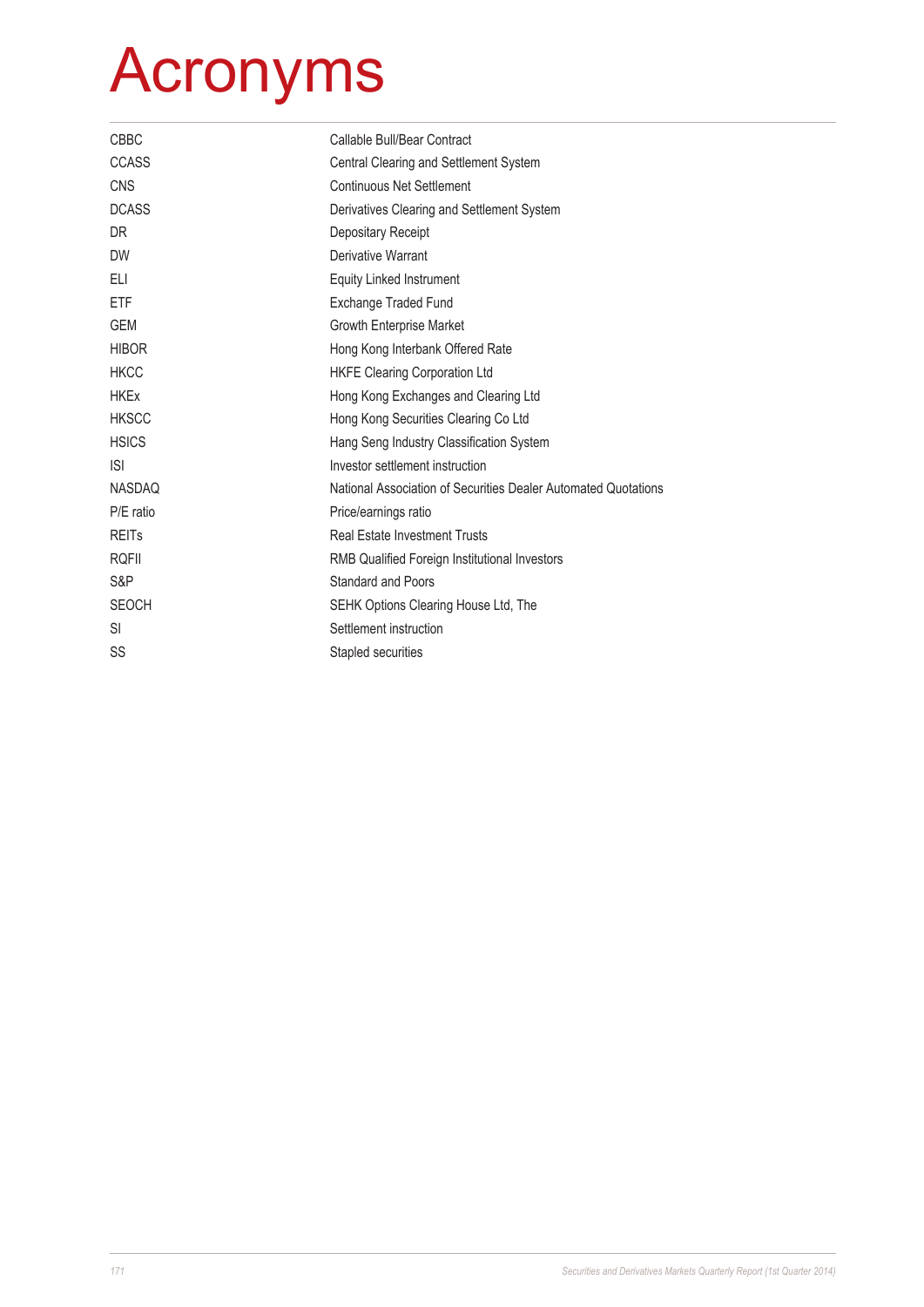# Acronyms

| | |
|---|---|
| CBBC | Callable Bull/Bear Contract |
| CCASS | Central Clearing and Settlement System |
| CNS | Continuous Net Settlement |
| DCASS | Derivatives Clearing and Settlement System |
| DR | Depositary Receipt |
| DW | Derivative Warrant |
| ELI | Equity Linked Instrument |
| ETF | Exchange Traded Fund |
| GEM | Growth Enterprise Market |
| HIBOR | Hong Kong Interbank Offered Rate |
| HKCC | HKFE Clearing Corporation Ltd |
| HKEx | Hong Kong Exchanges and Clearing Ltd |
| HKSCC | Hong Kong Securities Clearing Co Ltd |
| HSICS | Hang Seng Industry Classification System |
| ISI | Investor settlement instruction |
| NASDAQ | National Association of Securities Dealer Automated Quotations |
| P/E ratio | Price/earnings ratio |
| REITs | Real Estate Investment Trusts |
| RQFII | RMB Qualified Foreign Institutional Investors |
| S&P | Standard and Poors |
| SEOCH | SEHK Options Clearing House Ltd, The |
| SI | Settlement instruction |
| SS | Stapled securities |